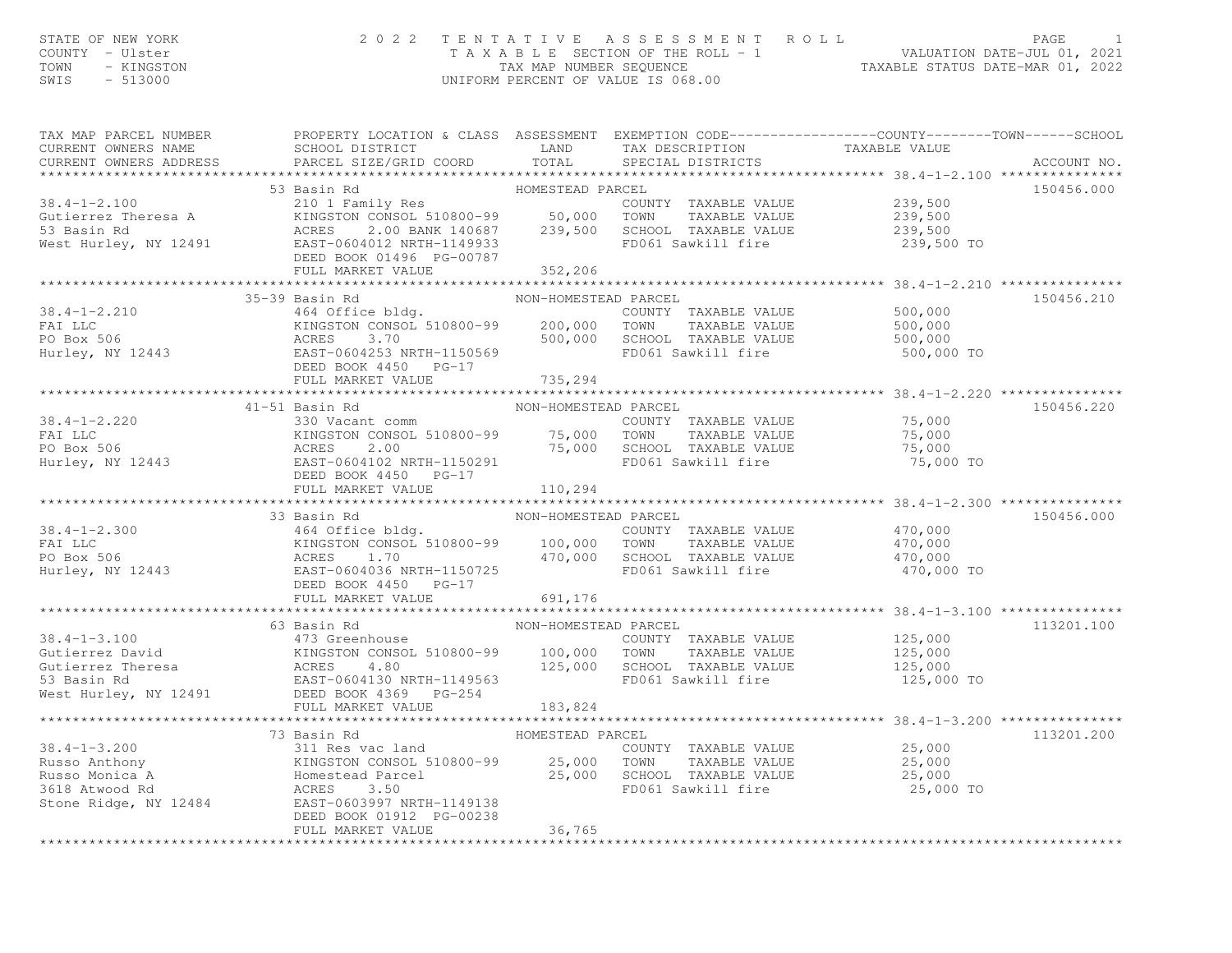STATE OF NEW YORK
COUNTY - Ulster
TOWN - KINGSTON
SWIS - 513000

# 2022 TENTATIVE ASSESSMENT ROLL

TAXABLE SECTION OF THE ROLL - 1
TAX MAP NUMBER SEQUENCE
UNIFORM PERCENT OF VALUE IS 068.00

VALUATION DATE-JUL 01, 2021
TAXABLE STATUS DATE-MAR 01, 2022

| TAX MAP PARCEL NUMBER / CURRENT OWNERS NAME / CURRENT OWNERS ADDRESS | PROPERTY LOCATION & CLASS / SCHOOL DISTRICT / PARCEL SIZE/GRID COORD | ASSESSMENT LAND / TOTAL | EXEMPTION CODE / TAX DESCRIPTION / SPECIAL DISTRICTS | TAXABLE VALUE (COUNTY / TOWN / SCHOOL) | ACCOUNT NO. |
|---|---|---|---|---|---|
| 38.4-1-2.100 | 53 Basin Rd | HOMESTEAD PARCEL | | | 150456.000 |
| 38.4-1-2.100 | 210 1 Family Res | | COUNTY TAXABLE VALUE | 239,500 | |
| Gutierrez Theresa A | KINGSTON CONSOL 510800-99 | 50,000 | TOWN TAXABLE VALUE | 239,500 | |
| 53 Basin Rd | ACRES 2.00 BANK 140687 | 239,500 | SCHOOL TAXABLE VALUE | 239,500 | |
| West Hurley, NY 12491 | EAST-0604012 NRTH-1149933 | | FD061 Sawkill fire | 239,500 TO | |
| | DEED BOOK 01496 PG-00787 | | | | |
| | FULL MARKET VALUE | 352,206 | | | |
| 38.4-1-2.210 | 35-39 Basin Rd | NON-HOMESTEAD PARCEL | | | 150456.210 |
| 38.4-1-2.210 | 464 Office bldg. | | COUNTY TAXABLE VALUE | 500,000 | |
| FAI LLC | KINGSTON CONSOL 510800-99 | 200,000 | TOWN TAXABLE VALUE | 500,000 | |
| PO Box 506 | ACRES 3.70 | 500,000 | SCHOOL TAXABLE VALUE | 500,000 | |
| Hurley, NY 12443 | EAST-0604253 NRTH-1150569 | | FD061 Sawkill fire | 500,000 TO | |
| | DEED BOOK 4450 PG-17 | | | | |
| | FULL MARKET VALUE | 735,294 | | | |
| 38.4-1-2.220 | 41-51 Basin Rd | NON-HOMESTEAD PARCEL | | | 150456.220 |
| 38.4-1-2.220 | 330 Vacant comm | | COUNTY TAXABLE VALUE | 75,000 | |
| FAI LLC | KINGSTON CONSOL 510800-99 | 75,000 | TOWN TAXABLE VALUE | 75,000 | |
| PO Box 506 | ACRES 2.00 | 75,000 | SCHOOL TAXABLE VALUE | 75,000 | |
| Hurley, NY 12443 | EAST-0604102 NRTH-1150291 | | FD061 Sawkill fire | 75,000 TO | |
| | DEED BOOK 4450 PG-17 | | | | |
| | FULL MARKET VALUE | 110,294 | | | |
| 38.4-1-2.300 | 33 Basin Rd | NON-HOMESTEAD PARCEL | | | 150456.000 |
| 38.4-1-2.300 | 464 Office bldg. | | COUNTY TAXABLE VALUE | 470,000 | |
| FAI LLC | KINGSTON CONSOL 510800-99 | 100,000 | TOWN TAXABLE VALUE | 470,000 | |
| PO Box 506 | ACRES 1.70 | 470,000 | SCHOOL TAXABLE VALUE | 470,000 | |
| Hurley, NY 12443 | EAST-0604036 NRTH-1150725 | | FD061 Sawkill fire | 470,000 TO | |
| | DEED BOOK 4450 PG-17 | | | | |
| | FULL MARKET VALUE | 691,176 | | | |
| 38.4-1-3.100 | 63 Basin Rd | NON-HOMESTEAD PARCEL | | | 113201.100 |
| 38.4-1-3.100 | 473 Greenhouse | | COUNTY TAXABLE VALUE | 125,000 | |
| Gutierrez David | KINGSTON CONSOL 510800-99 | 100,000 | TOWN TAXABLE VALUE | 125,000 | |
| Gutierrez Theresa | ACRES 4.80 | 125,000 | SCHOOL TAXABLE VALUE | 125,000 | |
| 53 Basin Rd | EAST-0604130 NRTH-1149563 | | FD061 Sawkill fire | 125,000 TO | |
| West Hurley, NY 12491 | DEED BOOK 4369 PG-254 | | | | |
| | FULL MARKET VALUE | 183,824 | | | |
| 38.4-1-3.200 | 73 Basin Rd | HOMESTEAD PARCEL | | | 113201.200 |
| 38.4-1-3.200 | 311 Res vac land | | COUNTY TAXABLE VALUE | 25,000 | |
| Russo Anthony | KINGSTON CONSOL 510800-99 | 25,000 | TOWN TAXABLE VALUE | 25,000 | |
| Russo Monica A | Homestead Parcel | 25,000 | SCHOOL TAXABLE VALUE | 25,000 | |
| 3618 Atwood Rd | ACRES 3.50 | | FD061 Sawkill fire | 25,000 TO | |
| Stone Ridge, NY 12484 | EAST-0603997 NRTH-1149138 | | | | |
| | DEED BOOK 01912 PG-00238 | | | | |
| | FULL MARKET VALUE | 36,765 | | | |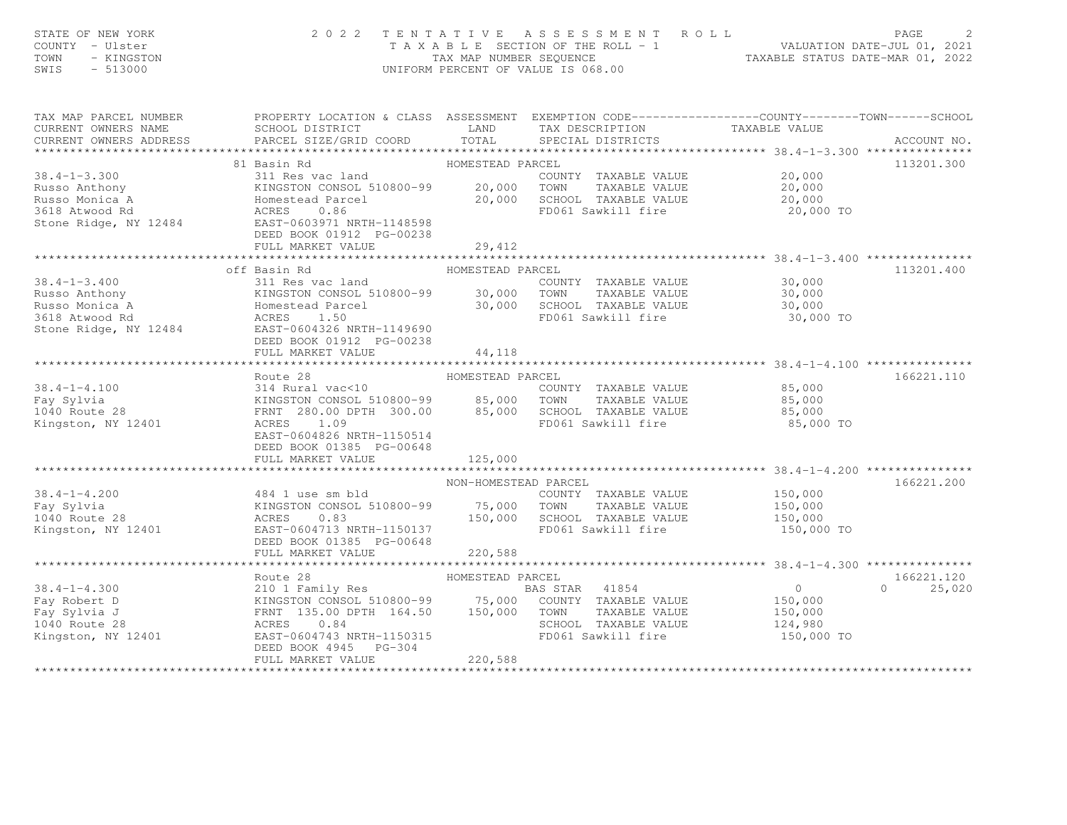STATE OF NEW YORK
COUNTY - Ulster
TOWN - KINGSTON
SWIS - 513000

2 0 2 2 T E N T A T I V E A S S E S S M E N T R O L L
T A X A B L E SECTION OF THE ROLL - 1
TAX MAP NUMBER SEQUENCE
UNIFORM PERCENT OF VALUE IS 068.00

VALUATION DATE-JUL 01, 2021
TAXABLE STATUS DATE-MAR 01, 2022

| TAX MAP PARCEL NUMBER / CURRENT OWNERS NAME / CURRENT OWNERS ADDRESS | PROPERTY LOCATION & CLASS / SCHOOL DISTRICT / PARCEL SIZE/GRID COORD | ASSESSMENT LAND / TOTAL | EXEMPTION CODE / TAX DESCRIPTION / SPECIAL DISTRICTS | COUNTY | TOWN | SCHOOL | ACCOUNT NO. |
|---|---|---|---|---|---|---|---|
| **38.4-1-3.300** | 81 Basin Rd | HOMESTEAD PARCEL | | | | | 113201.300 |
| 38.4-1-3.300 | 311 Res vac land | | COUNTY TAXABLE VALUE | 20,000 | | | |
| Russo Anthony | KINGSTON CONSOL 510800-99 | 20,000 | TOWN TAXABLE VALUE | | 20,000 | | |
| Russo Monica A | Homestead Parcel | 20,000 | SCHOOL TAXABLE VALUE | | | 20,000 | |
| 3618 Atwood Rd | ACRES 0.86 | | FD061 Sawkill fire | 20,000 TO | | | |
| Stone Ridge, NY 12484 | EAST-0603971 NRTH-1148598 | | | | | | |
| | DEED BOOK 01912 PG-00238 | | | | | | |
| | FULL MARKET VALUE | 29,412 | | | | | |
| **38.4-1-3.400** | off Basin Rd | HOMESTEAD PARCEL | | | | | 113201.400 |
| 38.4-1-3.400 | 311 Res vac land | | COUNTY TAXABLE VALUE | 30,000 | | | |
| Russo Anthony | KINGSTON CONSOL 510800-99 | 30,000 | TOWN TAXABLE VALUE | | 30,000 | | |
| Russo Monica A | Homestead Parcel | 30,000 | SCHOOL TAXABLE VALUE | | | 30,000 | |
| 3618 Atwood Rd | ACRES 1.50 | | FD061 Sawkill fire | 30,000 TO | | | |
| Stone Ridge, NY 12484 | EAST-0604326 NRTH-1149690 | | | | | | |
| | DEED BOOK 01912 PG-00238 | | | | | | |
| | FULL MARKET VALUE | 44,118 | | | | | |
| **38.4-1-4.100** | Route 28 | HOMESTEAD PARCEL | | | | | 166221.110 |
| 38.4-1-4.100 | 314 Rural vac<10 | | COUNTY TAXABLE VALUE | 85,000 | | | |
| Fay Sylvia | KINGSTON CONSOL 510800-99 | 85,000 | TOWN TAXABLE VALUE | | 85,000 | | |
| 1040 Route 28 | FRNT 280.00 DPTH 300.00 | 85,000 | SCHOOL TAXABLE VALUE | | | 85,000 | |
| Kingston, NY 12401 | ACRES 1.09 | | FD061 Sawkill fire | 85,000 TO | | | |
| | EAST-0604826 NRTH-1150514 | | | | | | |
| | DEED BOOK 01385 PG-00648 | | | | | | |
| | FULL MARKET VALUE | 125,000 | | | | | |
| **38.4-1-4.200** | | NON-HOMESTEAD PARCEL | | | | | 166221.200 |
| 38.4-1-4.200 | 484 1 use sm bld | | COUNTY TAXABLE VALUE | 150,000 | | | |
| Fay Sylvia | KINGSTON CONSOL 510800-99 | 75,000 | TOWN TAXABLE VALUE | | 150,000 | | |
| 1040 Route 28 | ACRES 0.83 | 150,000 | SCHOOL TAXABLE VALUE | | | 150,000 | |
| Kingston, NY 12401 | EAST-0604713 NRTH-1150137 | | FD061 Sawkill fire | 150,000 TO | | | |
| | DEED BOOK 01385 PG-00648 | | | | | | |
| | FULL MARKET VALUE | 220,588 | | | | | |
| **38.4-1-4.300** | Route 28 | HOMESTEAD PARCEL | | | | | 166221.120 |
| 38.4-1-4.300 | 210 1 Family Res | | BAS STAR 41854 | 0 | 0 | 25,020 | |
| Fay Robert D | KINGSTON CONSOL 510800-99 | 75,000 | COUNTY TAXABLE VALUE | 150,000 | | | |
| Fay Sylvia J | FRNT 135.00 DPTH 164.50 | 150,000 | TOWN TAXABLE VALUE | | 150,000 | | |
| 1040 Route 28 | ACRES 0.84 | | SCHOOL TAXABLE VALUE | | | 124,980 | |
| Kingston, NY 12401 | EAST-0604743 NRTH-1150315 | | FD061 Sawkill fire | 150,000 TO | | | |
| | DEED BOOK 4945 PG-304 | | | | | | |
| | FULL MARKET VALUE | 220,588 | | | | | |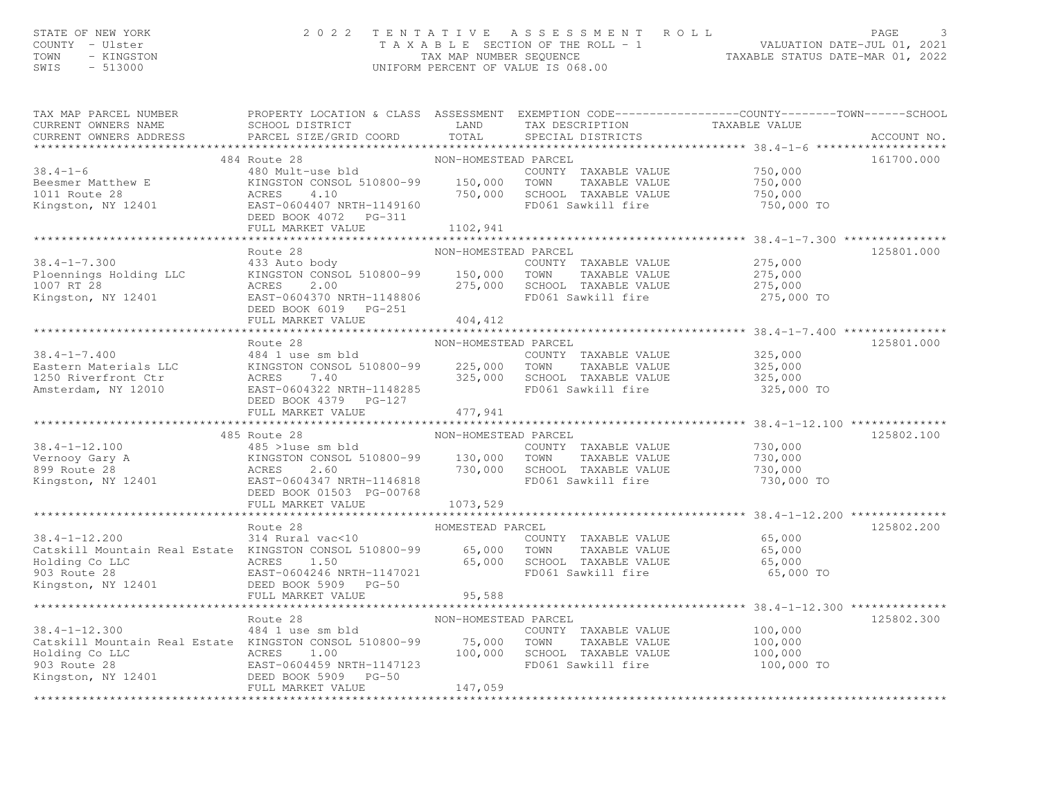STATE OF NEW YORK
COUNTY - Ulster
TOWN - KINGSTON
SWIS - 513000

2022 TENTATIVE ASSESSMENT ROLL
TAXABLE SECTION OF THE ROLL - 1
TAX MAP NUMBER SEQUENCE
UNIFORM PERCENT OF VALUE IS 068.00

VALUATION DATE-JUL 01, 2021
TAXABLE STATUS DATE-MAR 01, 2022

| TAX MAP PARCEL NUMBER / CURRENT OWNERS NAME / CURRENT OWNERS ADDRESS | PROPERTY LOCATION & CLASS / SCHOOL DISTRICT / PARCEL SIZE/GRID COORD | ASSESSMENT LAND / TOTAL | EXEMPTION CODE / TAX DESCRIPTION / SPECIAL DISTRICTS | TAXABLE VALUE (COUNTY / TOWN / SCHOOL) | ACCOUNT NO. |
|---|---|---|---|---|---|
| 38.4-1-6 | 484 Route 28 | NON-HOMESTEAD PARCEL | | | 161700.000 |
| Beesmer Matthew E | 480 Mult-use bld | | COUNTY TAXABLE VALUE | 750,000 | |
| 1011 Route 28 | KINGSTON CONSOL 510800-99 | 150,000 | TOWN TAXABLE VALUE | 750,000 | |
| Kingston, NY 12401 | ACRES 4.10 | 750,000 | SCHOOL TAXABLE VALUE | 750,000 | |
| | EAST-0604407 NRTH-1149160 | | FD061 Sawkill fire | 750,000 TO | |
| | DEED BOOK 4072 PG-311 | | | | |
| | FULL MARKET VALUE | 1102,941 | | | |
| 38.4-1-7.300 | Route 28 | NON-HOMESTEAD PARCEL | | | 125801.000 |
| Ploennings Holding LLC | 433 Auto body | | COUNTY TAXABLE VALUE | 275,000 | |
| 1007 RT 28 | KINGSTON CONSOL 510800-99 | 150,000 | TOWN TAXABLE VALUE | 275,000 | |
| Kingston, NY 12401 | ACRES 2.00 | 275,000 | SCHOOL TAXABLE VALUE | 275,000 | |
| | EAST-0604370 NRTH-1148806 | | FD061 Sawkill fire | 275,000 TO | |
| | DEED BOOK 6019 PG-251 | | | | |
| | FULL MARKET VALUE | 404,412 | | | |
| 38.4-1-7.400 | Route 28 | NON-HOMESTEAD PARCEL | | | 125801.000 |
| Eastern Materials LLC | 484 1 use sm bld | | COUNTY TAXABLE VALUE | 325,000 | |
| 1250 Riverfront Ctr | KINGSTON CONSOL 510800-99 | 225,000 | TOWN TAXABLE VALUE | 325,000 | |
| Amsterdam, NY 12010 | ACRES 7.40 | 325,000 | SCHOOL TAXABLE VALUE | 325,000 | |
| | EAST-0604322 NRTH-1148285 | | FD061 Sawkill fire | 325,000 TO | |
| | DEED BOOK 4379 PG-127 | | | | |
| | FULL MARKET VALUE | 477,941 | | | |
| 38.4-1-12.100 | 485 Route 28 | NON-HOMESTEAD PARCEL | | | 125802.100 |
| Vernooy Gary A | 485 >1use sm bld | | COUNTY TAXABLE VALUE | 730,000 | |
| 899 Route 28 | KINGSTON CONSOL 510800-99 | 130,000 | TOWN TAXABLE VALUE | 730,000 | |
| Kingston, NY 12401 | ACRES 2.60 | 730,000 | SCHOOL TAXABLE VALUE | 730,000 | |
| | EAST-0604347 NRTH-1146818 | | FD061 Sawkill fire | 730,000 TO | |
| | DEED BOOK 01503 PG-00768 | | | | |
| | FULL MARKET VALUE | 1073,529 | | | |
| 38.4-1-12.200 | Route 28 | HOMESTEAD PARCEL | | | 125802.200 |
| Catskill Mountain Real Estate | 314 Rural vac<10 | | COUNTY TAXABLE VALUE | 65,000 | |
| Holding Co LLC | KINGSTON CONSOL 510800-99 | 65,000 | TOWN TAXABLE VALUE | 65,000 | |
| 903 Route 28 | ACRES 1.50 | 65,000 | SCHOOL TAXABLE VALUE | 65,000 | |
| Kingston, NY 12401 | EAST-0604246 NRTH-1147021 | | FD061 Sawkill fire | 65,000 TO | |
| | DEED BOOK 5909 PG-50 | | | | |
| | FULL MARKET VALUE | 95,588 | | | |
| 38.4-1-12.300 | Route 28 | NON-HOMESTEAD PARCEL | | | 125802.300 |
| Catskill Mountain Real Estate | 484 1 use sm bld | | COUNTY TAXABLE VALUE | 100,000 | |
| Holding Co LLC | KINGSTON CONSOL 510800-99 | 75,000 | TOWN TAXABLE VALUE | 100,000 | |
| 903 Route 28 | ACRES 1.00 | 100,000 | SCHOOL TAXABLE VALUE | 100,000 | |
| Kingston, NY 12401 | EAST-0604459 NRTH-1147123 | | FD061 Sawkill fire | 100,000 TO | |
| | DEED BOOK 5909 PG-50 | | | | |
| | FULL MARKET VALUE | 147,059 | | | |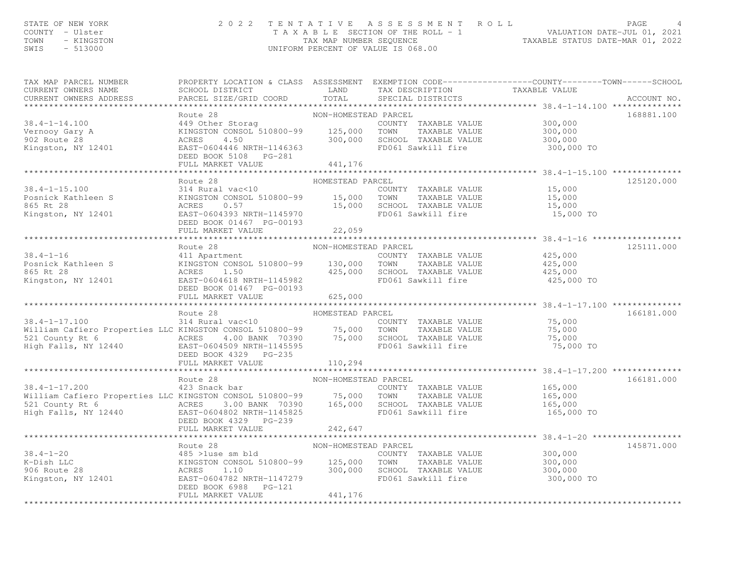STATE OF NEW YORK
COUNTY - Ulster
TOWN - KINGSTON
SWIS - 513000

# 2022 TENTATIVE ASSESSMENT ROLL

TAXABLE SECTION OF THE ROLL - 1
TAX MAP NUMBER SEQUENCE
UNIFORM PERCENT OF VALUE IS 068.00

VALUATION DATE-JUL 01, 2021
TAXABLE STATUS DATE-MAR 01, 2022

| TAX MAP PARCEL NUMBER / CURRENT OWNERS NAME / CURRENT OWNERS ADDRESS | PROPERTY LOCATION & CLASS / SCHOOL DISTRICT / PARCEL SIZE/GRID COORD | ASSESSMENT LAND / TOTAL | EXEMPTION CODE / TAX DESCRIPTION / SPECIAL DISTRICTS | TAXABLE VALUE (COUNTY / TOWN / SCHOOL) | ACCOUNT NO. |
|---|---|---|---|---|---|
| 38.4-1-14.100 | Route 28 | NON-HOMESTEAD PARCEL | | | 168881.100 |
| | 449 Other Storag | | COUNTY TAXABLE VALUE | 300,000 | |
| Vernooy Gary A | KINGSTON CONSOL 510800-99 | 125,000 | TOWN TAXABLE VALUE | 300,000 | |
| 902 Route 28 | ACRES 4.50 | 300,000 | SCHOOL TAXABLE VALUE | 300,000 | |
| Kingston, NY 12401 | EAST-0604446 NRTH-1146363 | | FD061 Sawkill fire | 300,000 TO | |
| | DEED BOOK 5108 PG-281 | | | | |
| | FULL MARKET VALUE | 441,176 | | | |
| 38.4-1-15.100 | Route 28 | HOMESTEAD PARCEL | | | 125120.000 |
| | 314 Rural vac<10 | | COUNTY TAXABLE VALUE | 15,000 | |
| Posnick Kathleen S | KINGSTON CONSOL 510800-99 | 15,000 | TOWN TAXABLE VALUE | 15,000 | |
| 865 Rt 28 | ACRES 0.57 | 15,000 | SCHOOL TAXABLE VALUE | 15,000 | |
| Kingston, NY 12401 | EAST-0604393 NRTH-1145970 | | FD061 Sawkill fire | 15,000 TO | |
| | DEED BOOK 01467 PG-00193 | | | | |
| | FULL MARKET VALUE | 22,059 | | | |
| 38.4-1-16 | Route 28 | NON-HOMESTEAD PARCEL | | | 125111.000 |
| | 411 Apartment | | COUNTY TAXABLE VALUE | 425,000 | |
| Posnick Kathleen S | KINGSTON CONSOL 510800-99 | 130,000 | TOWN TAXABLE VALUE | 425,000 | |
| 865 Rt 28 | ACRES 1.50 | 425,000 | SCHOOL TAXABLE VALUE | 425,000 | |
| Kingston, NY 12401 | EAST-0604618 NRTH-1145982 | | FD061 Sawkill fire | 425,000 TO | |
| | DEED BOOK 01467 PG-00193 | | | | |
| | FULL MARKET VALUE | 625,000 | | | |
| 38.4-1-17.100 | Route 28 | HOMESTEAD PARCEL | | | 166181.000 |
| | 314 Rural vac<10 | | COUNTY TAXABLE VALUE | 75,000 | |
| William Cafiero Properties LLC | KINGSTON CONSOL 510800-99 | 75,000 | TOWN TAXABLE VALUE | 75,000 | |
| 521 County Rt 6 | ACRES 4.00 BANK 70390 | 75,000 | SCHOOL TAXABLE VALUE | 75,000 | |
| High Falls, NY 12440 | EAST-0604509 NRTH-1145595 | | FD061 Sawkill fire | 75,000 TO | |
| | DEED BOOK 4329 PG-235 | | | | |
| | FULL MARKET VALUE | 110,294 | | | |
| 38.4-1-17.200 | Route 28 | NON-HOMESTEAD PARCEL | | | 166181.000 |
| | 423 Snack bar | | COUNTY TAXABLE VALUE | 165,000 | |
| William Cafiero Properties LLC | KINGSTON CONSOL 510800-99 | 75,000 | TOWN TAXABLE VALUE | 165,000 | |
| 521 County Rt 6 | ACRES 3.00 BANK 70390 | 165,000 | SCHOOL TAXABLE VALUE | 165,000 | |
| High Falls, NY 12440 | EAST-0604802 NRTH-1145825 | | FD061 Sawkill fire | 165,000 TO | |
| | DEED BOOK 4329 PG-239 | | | | |
| | FULL MARKET VALUE | 242,647 | | | |
| 38.4-1-20 | Route 28 | NON-HOMESTEAD PARCEL | | | 145871.000 |
| | 485 >1use sm bld | | COUNTY TAXABLE VALUE | 300,000 | |
| K-Dish LLC | KINGSTON CONSOL 510800-99 | 125,000 | TOWN TAXABLE VALUE | 300,000 | |
| 906 Route 28 | ACRES 1.10 | 300,000 | SCHOOL TAXABLE VALUE | 300,000 | |
| Kingston, NY 12401 | EAST-0604782 NRTH-1147279 | | FD061 Sawkill fire | 300,000 TO | |
| | DEED BOOK 6988 PG-121 | | | | |
| | FULL MARKET VALUE | 441,176 | | | |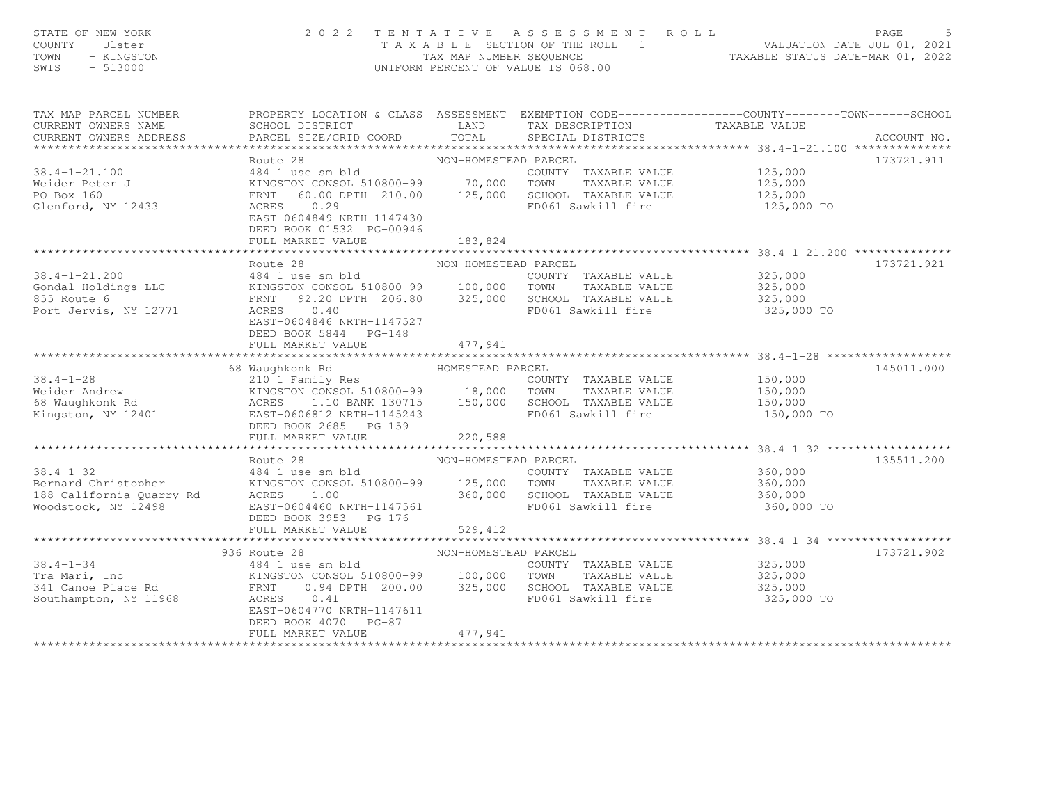STATE OF NEW YORK
COUNTY - Ulster
TOWN - KINGSTON
SWIS - 513000

2022 TENTATIVE ASSESSMENT ROLL
TAXABLE SECTION OF THE ROLL - 1
TAX MAP NUMBER SEQUENCE
UNIFORM PERCENT OF VALUE IS 068.00

VALUATION DATE-JUL 01, 2021
TAXABLE STATUS DATE-MAR 01, 2022

| TAX MAP PARCEL NUMBER / CURRENT OWNERS NAME / CURRENT OWNERS ADDRESS | PROPERTY LOCATION & CLASS / SCHOOL DISTRICT / PARCEL SIZE/GRID COORD | ASSESSMENT LAND / TOTAL | EXEMPTION CODE / TAX DESCRIPTION / SPECIAL DISTRICTS | TAXABLE VALUE (COUNTY / TOWN / SCHOOL) | ACCOUNT NO. |
|---|---|---|---|---|---|
| 38.4-1-21.100 | Route 28 | NON-HOMESTEAD PARCEL | | | 173721.911 |
| 38.4-1-21.100 | 484 1 use sm bld | | COUNTY TAXABLE VALUE | 125,000 | |
| Weider Peter J | KINGSTON CONSOL 510800-99 | 70,000 | TOWN TAXABLE VALUE | 125,000 | |
| PO Box 160 | FRNT 60.00 DPTH 210.00 | 125,000 | SCHOOL TAXABLE VALUE | 125,000 | |
| Glenford, NY 12433 | ACRES 0.29 | | FD061 Sawkill fire | 125,000 TO | |
| | EAST-0604849 NRTH-1147430 | | | | |
| | DEED BOOK 01532 PG-00946 | | | | |
| | FULL MARKET VALUE | 183,824 | | | |
| 38.4-1-21.200 | Route 28 | NON-HOMESTEAD PARCEL | | | 173721.921 |
| 38.4-1-21.200 | 484 1 use sm bld | | COUNTY TAXABLE VALUE | 325,000 | |
| Gondal Holdings LLC | KINGSTON CONSOL 510800-99 | 100,000 | TOWN TAXABLE VALUE | 325,000 | |
| 855 Route 6 | FRNT 92.20 DPTH 206.80 | 325,000 | SCHOOL TAXABLE VALUE | 325,000 | |
| Port Jervis, NY 12771 | ACRES 0.40 | | FD061 Sawkill fire | 325,000 TO | |
| | EAST-0604846 NRTH-1147527 | | | | |
| | DEED BOOK 5844 PG-148 | | | | |
| | FULL MARKET VALUE | 477,941 | | | |
| 38.4-1-28 | 68 Waughkonk Rd | HOMESTEAD PARCEL | | | 145011.000 |
| 38.4-1-28 | 210 1 Family Res | | COUNTY TAXABLE VALUE | 150,000 | |
| Weider Andrew | KINGSTON CONSOL 510800-99 | 18,000 | TOWN TAXABLE VALUE | 150,000 | |
| 68 Waughkonk Rd | ACRES 1.10 BANK 130715 | 150,000 | SCHOOL TAXABLE VALUE | 150,000 | |
| Kingston, NY 12401 | EAST-0606812 NRTH-1145243 | | FD061 Sawkill fire | 150,000 TO | |
| | DEED BOOK 2685 PG-159 | | | | |
| | FULL MARKET VALUE | 220,588 | | | |
| 38.4-1-32 | Route 28 | NON-HOMESTEAD PARCEL | | | 135511.200 |
| 38.4-1-32 | 484 1 use sm bld | | COUNTY TAXABLE VALUE | 360,000 | |
| Bernard Christopher | KINGSTON CONSOL 510800-99 | 125,000 | TOWN TAXABLE VALUE | 360,000 | |
| 188 California Quarry Rd | ACRES 1.00 | 360,000 | SCHOOL TAXABLE VALUE | 360,000 | |
| Woodstock, NY 12498 | EAST-0604460 NRTH-1147561 | | FD061 Sawkill fire | 360,000 TO | |
| | DEED BOOK 3953 PG-176 | | | | |
| | FULL MARKET VALUE | 529,412 | | | |
| 38.4-1-34 | 936 Route 28 | NON-HOMESTEAD PARCEL | | | 173721.902 |
| 38.4-1-34 | 484 1 use sm bld | | COUNTY TAXABLE VALUE | 325,000 | |
| Tra Mari, Inc | KINGSTON CONSOL 510800-99 | 100,000 | TOWN TAXABLE VALUE | 325,000 | |
| 341 Canoe Place Rd | FRNT 0.94 DPTH 200.00 | 325,000 | SCHOOL TAXABLE VALUE | 325,000 | |
| Southampton, NY 11968 | ACRES 0.41 | | FD061 Sawkill fire | 325,000 TO | |
| | EAST-0604770 NRTH-1147611 | | | | |
| | DEED BOOK 4070 PG-87 | | | | |
| | FULL MARKET VALUE | 477,941 | | | |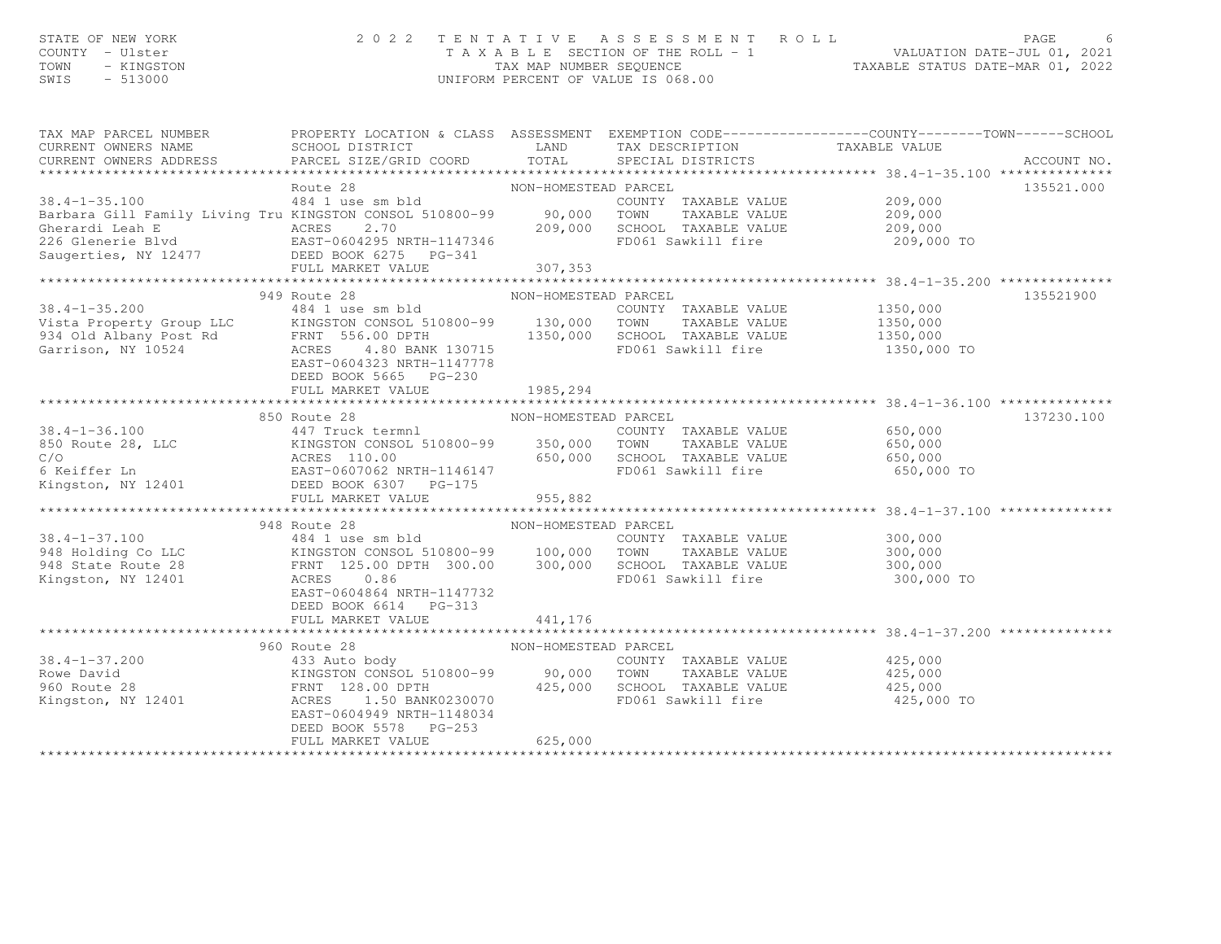STATE OF NEW YORK
COUNTY - Ulster
TOWN - KINGSTON
SWIS - 513000

2022 TENTATIVE ASSESSMENT ROLL
TAXABLE SECTION OF THE ROLL - 1
TAX MAP NUMBER SEQUENCE
UNIFORM PERCENT OF VALUE IS 068.00

VALUATION DATE-JUL 01, 2021
TAXABLE STATUS DATE-MAR 01, 2022

| TAX MAP PARCEL NUMBER / CURRENT OWNERS NAME / CURRENT OWNERS ADDRESS | PROPERTY LOCATION & CLASS / SCHOOL DISTRICT / PARCEL SIZE/GRID COORD | ASSESSMENT LAND / TOTAL | EXEMPTION CODE / TAX DESCRIPTION / SPECIAL DISTRICTS | TAXABLE VALUE (COUNTY / TOWN / SCHOOL) | ACCOUNT NO. |
|---|---|---|---|---|---|
| 38.4-1-35.100 | Route 28 | NON-HOMESTEAD PARCEL | | | 135521.000 |
| | 484 1 use sm bld | | COUNTY TAXABLE VALUE | 209,000 | |
| Barbara Gill Family Living Tru | KINGSTON CONSOL 510800-99 | 90,000 | TOWN TAXABLE VALUE | 209,000 | |
| Gherardi Leah E | ACRES 2.70 | 209,000 | SCHOOL TAXABLE VALUE | 209,000 | |
| 226 Glenerie Blvd | EAST-0604295 NRTH-1147346 | | FD061 Sawkill fire | 209,000 TO | |
| Saugerties, NY 12477 | DEED BOOK 6275 PG-341 | | | | |
| | FULL MARKET VALUE | 307,353 | | | |
| 38.4-1-35.200 | 949 Route 28 | NON-HOMESTEAD PARCEL | | | 135521900 |
| | 484 1 use sm bld | | COUNTY TAXABLE VALUE | 1350,000 | |
| Vista Property Group LLC | KINGSTON CONSOL 510800-99 | 130,000 | TOWN TAXABLE VALUE | 1350,000 | |
| 934 Old Albany Post Rd | FRNT 556.00 DPTH | 1350,000 | SCHOOL TAXABLE VALUE | 1350,000 | |
| Garrison, NY 10524 | ACRES 4.80 BANK 130715 | | FD061 Sawkill fire | 1350,000 TO | |
| | EAST-0604323 NRTH-1147778 | | | | |
| | DEED BOOK 5665 PG-230 | | | | |
| | FULL MARKET VALUE | 1985,294 | | | |
| 38.4-1-36.100 | 850 Route 28 | NON-HOMESTEAD PARCEL | | | 137230.100 |
| | 447 Truck termnl | | COUNTY TAXABLE VALUE | 650,000 | |
| 850 Route 28, LLC | KINGSTON CONSOL 510800-99 | 350,000 | TOWN TAXABLE VALUE | 650,000 | |
| C/O | ACRES 110.00 | 650,000 | SCHOOL TAXABLE VALUE | 650,000 | |
| 6 Keiffer Ln | EAST-0607062 NRTH-1146147 | | FD061 Sawkill fire | 650,000 TO | |
| Kingston, NY 12401 | DEED BOOK 6307 PG-175 | | | | |
| | FULL MARKET VALUE | 955,882 | | | |
| 38.4-1-37.100 | 948 Route 28 | NON-HOMESTEAD PARCEL | | | |
| | 484 1 use sm bld | | COUNTY TAXABLE VALUE | 300,000 | |
| 948 Holding Co LLC | KINGSTON CONSOL 510800-99 | 100,000 | TOWN TAXABLE VALUE | 300,000 | |
| 948 State Route 28 | FRNT 125.00 DPTH 300.00 | 300,000 | SCHOOL TAXABLE VALUE | 300,000 | |
| Kingston, NY 12401 | ACRES 0.86 | | FD061 Sawkill fire | 300,000 TO | |
| | EAST-0604864 NRTH-1147732 | | | | |
| | DEED BOOK 6614 PG-313 | | | | |
| | FULL MARKET VALUE | 441,176 | | | |
| 38.4-1-37.200 | 960 Route 28 | NON-HOMESTEAD PARCEL | | | |
| | 433 Auto body | | COUNTY TAXABLE VALUE | 425,000 | |
| Rowe David | KINGSTON CONSOL 510800-99 | 90,000 | TOWN TAXABLE VALUE | 425,000 | |
| 960 Route 28 | FRNT 128.00 DPTH | 425,000 | SCHOOL TAXABLE VALUE | 425,000 | |
| Kingston, NY 12401 | ACRES 1.50 BANK0230070 | | FD061 Sawkill fire | 425,000 TO | |
| | EAST-0604949 NRTH-1148034 | | | | |
| | DEED BOOK 5578 PG-253 | | | | |
| | FULL MARKET VALUE | 625,000 | | | |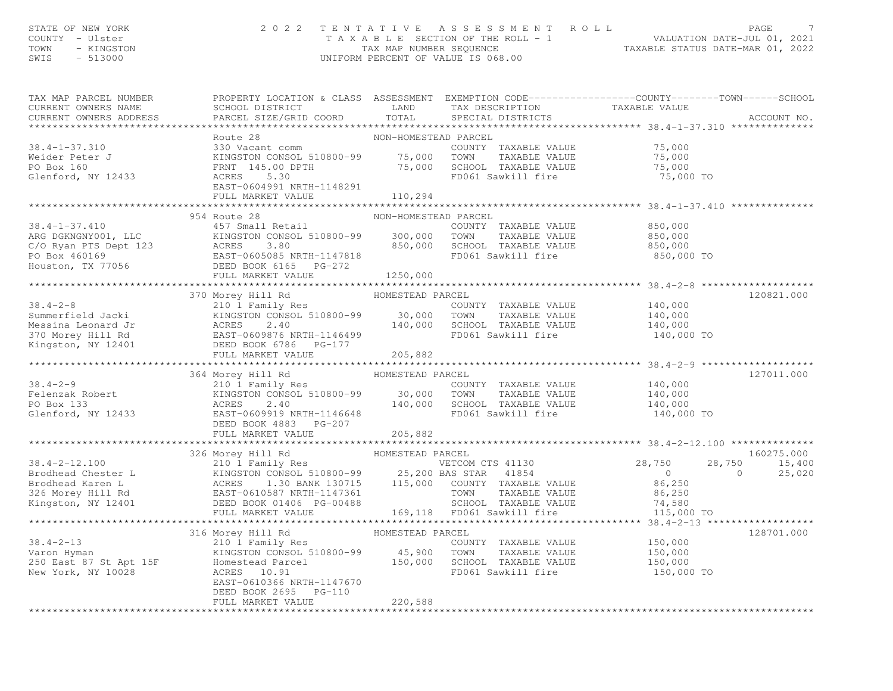STATE OF NEW YORK
COUNTY - Ulster
TOWN - KINGSTON
SWIS - 513000

# 2022 TENTATIVE ASSESSMENT ROLL

TAXABLE SECTION OF THE ROLL - 1
TAX MAP NUMBER SEQUENCE
UNIFORM PERCENT OF VALUE IS 068.00

VALUATION DATE-JUL 01, 2021
TAXABLE STATUS DATE-MAR 01, 2022

| TAX MAP PARCEL NUMBER / CURRENT OWNERS NAME / CURRENT OWNERS ADDRESS | PROPERTY LOCATION & CLASS / SCHOOL DISTRICT / PARCEL SIZE/GRID COORD | ASSESSMENT LAND / TOTAL | EXEMPTION CODE / TAX DESCRIPTION / SPECIAL DISTRICTS | COUNTY TAXABLE VALUE | TOWN | SCHOOL | ACCOUNT NO. |
|---|---|---|---|---|---|---|---|
| **38.4-1-37.310** | Route 28 | NON-HOMESTEAD PARCEL | | | | | |
| 38.4-1-37.310 | 330 Vacant comm | | COUNTY TAXABLE VALUE | 75,000 | | | |
| Weider Peter J | KINGSTON CONSOL 510800-99 | 75,000 | TOWN TAXABLE VALUE | 75,000 | | | |
| PO Box 160 | FRNT 145.00 DPTH | 75,000 | SCHOOL TAXABLE VALUE | 75,000 | | | |
| Glenford, NY 12433 | ACRES 5.30 | | FD061 Sawkill fire | 75,000 TO | | | |
| | EAST-0604991 NRTH-1148291 | | | | | | |
| | FULL MARKET VALUE | 110,294 | | | | | |
| **38.4-1-37.410** | 954 Route 28 | NON-HOMESTEAD PARCEL | | | | | |
| 38.4-1-37.410 | 457 Small Retail | | COUNTY TAXABLE VALUE | 850,000 | | | |
| ARG DGKNGNY001, LLC | KINGSTON CONSOL 510800-99 | 300,000 | TOWN TAXABLE VALUE | 850,000 | | | |
| C/O Ryan PTS Dept 123 | ACRES 3.80 | 850,000 | SCHOOL TAXABLE VALUE | 850,000 | | | |
| PO Box 460169 | EAST-0605085 NRTH-1147818 | | FD061 Sawkill fire | 850,000 TO | | | |
| Houston, TX 77056 | DEED BOOK 6165 PG-272 | | | | | | |
| | FULL MARKET VALUE | 1250,000 | | | | | |
| **38.4-2-8** | 370 Morey Hill Rd | HOMESTEAD PARCEL | | | | | 120821.000 |
| 38.4-2-8 | 210 1 Family Res | | COUNTY TAXABLE VALUE | 140,000 | | | |
| Summerfield Jacki | KINGSTON CONSOL 510800-99 | 30,000 | TOWN TAXABLE VALUE | 140,000 | | | |
| Messina Leonard Jr | ACRES 2.40 | 140,000 | SCHOOL TAXABLE VALUE | 140,000 | | | |
| 370 Morey Hill Rd | EAST-0609876 NRTH-1146499 | | FD061 Sawkill fire | 140,000 TO | | | |
| Kingston, NY 12401 | DEED BOOK 6786 PG-177 | | | | | | |
| | FULL MARKET VALUE | 205,882 | | | | | |
| **38.4-2-9** | 364 Morey Hill Rd | HOMESTEAD PARCEL | | | | | 127011.000 |
| 38.4-2-9 | 210 1 Family Res | | COUNTY TAXABLE VALUE | 140,000 | | | |
| Felenzak Robert | KINGSTON CONSOL 510800-99 | 30,000 | TOWN TAXABLE VALUE | 140,000 | | | |
| PO Box 133 | ACRES 2.40 | 140,000 | SCHOOL TAXABLE VALUE | 140,000 | | | |
| Glenford, NY 12433 | EAST-0609919 NRTH-1146648 | | FD061 Sawkill fire | 140,000 TO | | | |
| | DEED BOOK 4883 PG-207 | | | | | | |
| | FULL MARKET VALUE | 205,882 | | | | | |
| **38.4-2-12.100** | 326 Morey Hill Rd | HOMESTEAD PARCEL | | | | | 160275.000 |
| 38.4-2-12.100 | 210 1 Family Res | | VETCOM CTS 41130 | 28,750 | 28,750 | 15,400 | |
| Brodhead Chester L | KINGSTON CONSOL 510800-99 | 25,200 | BAS STAR 41854 | 0 | 0 | 25,020 | |
| Brodhead Karen L | ACRES 1.30 BANK 130715 | 115,000 | COUNTY TAXABLE VALUE | 86,250 | | | |
| 326 Morey Hill Rd | EAST-0610587 NRTH-1147361 | | TOWN TAXABLE VALUE | 86,250 | | | |
| Kingston, NY 12401 | DEED BOOK 01406 PG-00488 | | SCHOOL TAXABLE VALUE | 74,580 | | | |
| | FULL MARKET VALUE | 169,118 | FD061 Sawkill fire | 115,000 TO | | | |
| **38.4-2-13** | 316 Morey Hill Rd | HOMESTEAD PARCEL | | | | | 128701.000 |
| 38.4-2-13 | 210 1 Family Res | | COUNTY TAXABLE VALUE | 150,000 | | | |
| Varon Hyman | KINGSTON CONSOL 510800-99 | 45,900 | TOWN TAXABLE VALUE | 150,000 | | | |
| 250 East 87 St Apt 15F | Homestead Parcel | 150,000 | SCHOOL TAXABLE VALUE | 150,000 | | | |
| New York, NY 10028 | ACRES 10.91 | | FD061 Sawkill fire | 150,000 TO | | | |
| | EAST-0610366 NRTH-1147670 | | | | | | |
| | DEED BOOK 2695 PG-110 | | | | | | |
| | FULL MARKET VALUE | 220,588 | | | | | |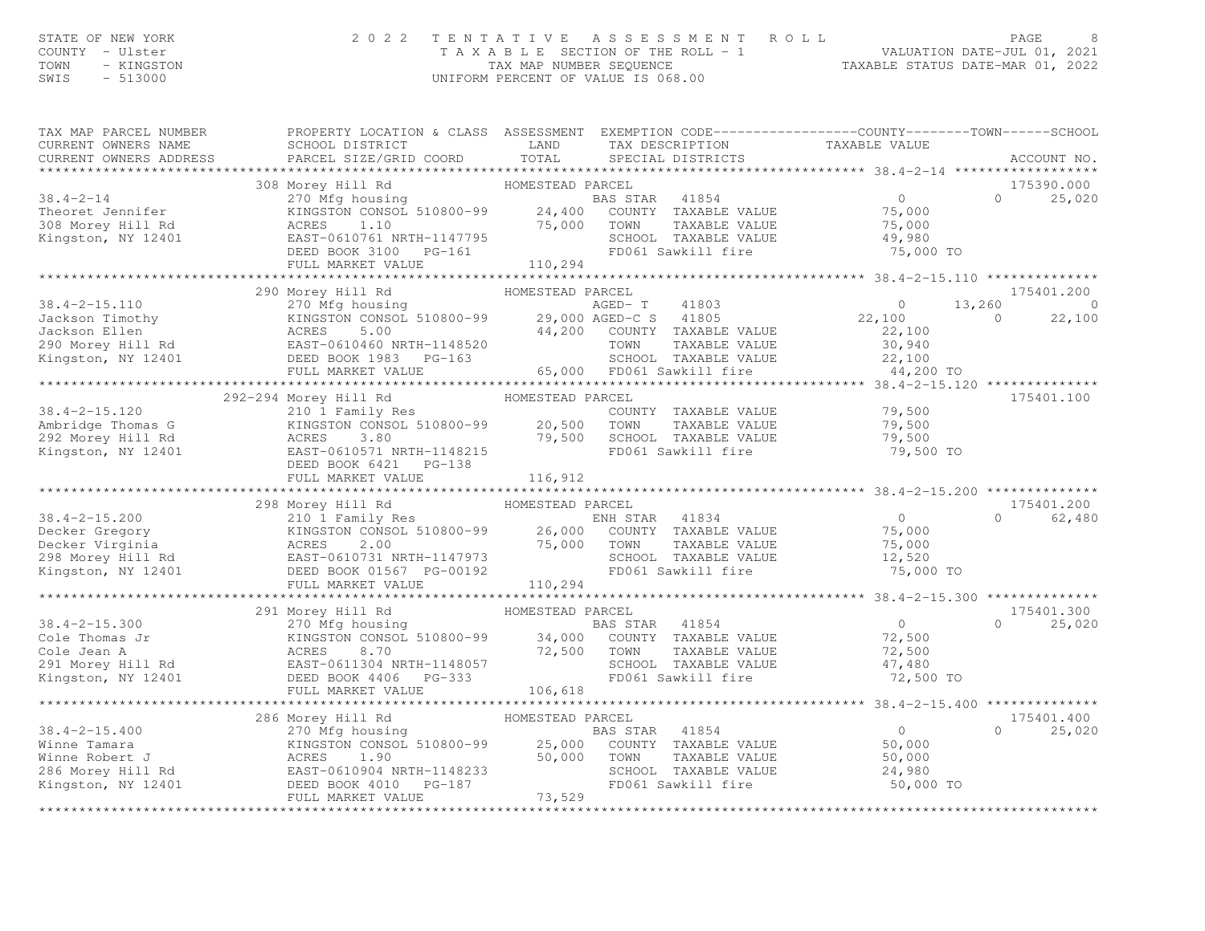STATE OF NEW YORK
COUNTY - Ulster
TOWN - KINGSTON
SWIS - 513000

2022 TENTATIVE ASSESSMENT ROLL
TAXABLE SECTION OF THE ROLL - 1
TAX MAP NUMBER SEQUENCE
UNIFORM PERCENT OF VALUE IS 068.00

VALUATION DATE-JUL 01, 2021
TAXABLE STATUS DATE-MAR 01, 2022

```
TAX MAP PARCEL NUMBER          PROPERTY LOCATION & CLASS  ASSESSMENT  EXEMPTION CODE------------------COUNTY--------TOWN------SCHOOL
CURRENT OWNERS NAME            SCHOOL DISTRICT              LAND      TAX DESCRIPTION             TAXABLE VALUE
CURRENT OWNERS ADDRESS         PARCEL SIZE/GRID COORD       TOTAL     SPECIAL DISTRICTS                                      ACCOUNT NO.
****************************************************************************************************** 38.4-2-14 ******************
                          308 Morey Hill Rd              HOMESTEAD PARCEL                                                   175390.000
38.4-2-14                 270 Mfg housing                     BAS STAR   41854                   0             0       25,020
Theoret Jennifer          KINGSTON CONSOL 510800-99    24,400   COUNTY  TAXABLE VALUE         75,000
308 Morey Hill Rd         ACRES     1.10                75,000   TOWN    TAXABLE VALUE         75,000
Kingston, NY 12401        EAST-0610761 NRTH-1147795              SCHOOL  TAXABLE VALUE         49,980
                          DEED BOOK 3100   PG-161                FD061 Sawkill fire             75,000 TO
                          FULL MARKET VALUE            110,294
****************************************************************************************************** 38.4-2-15.110 **************
                          290 Morey Hill Rd              HOMESTEAD PARCEL                                                   175401.200
38.4-2-15.110             270 Mfg housing                     AGED- T    41803                   0        13,260            0
Jackson Timothy           KINGSTON CONSOL 510800-99    29,000 AGED-C S   41805              22,100             0       22,100
Jackson Ellen             ACRES     5.00                44,200   COUNTY  TAXABLE VALUE         22,100
290 Morey Hill Rd         EAST-0610460 NRTH-1148520              TOWN    TAXABLE VALUE         30,940
Kingston, NY 12401        DEED BOOK 1983   PG-163                SCHOOL  TAXABLE VALUE         22,100
                          FULL MARKET VALUE             65,000   FD061 Sawkill fire             44,200 TO
****************************************************************************************************** 38.4-2-15.120 **************
                      292-294 Morey Hill Rd              HOMESTEAD PARCEL                                                   175401.100
38.4-2-15.120             210 1 Family Res                       COUNTY  TAXABLE VALUE         79,500
Ambridge Thomas G         KINGSTON CONSOL 510800-99    20,500   TOWN    TAXABLE VALUE         79,500
292 Morey Hill Rd         ACRES     3.80                79,500   SCHOOL  TAXABLE VALUE         79,500
Kingston, NY 12401        EAST-0610571 NRTH-1148215              FD061 Sawkill fire             79,500 TO
                          DEED BOOK 6421   PG-138
                          FULL MARKET VALUE            116,912
****************************************************************************************************** 38.4-2-15.200 **************
                          298 Morey Hill Rd              HOMESTEAD PARCEL                                                   175401.200
38.4-2-15.200             210 1 Family Res                    ENH STAR   41834                   0             0       62,480
Decker Gregory            KINGSTON CONSOL 510800-99    26,000   COUNTY  TAXABLE VALUE         75,000
Decker Virginia           ACRES     2.00                75,000   TOWN    TAXABLE VALUE         75,000
298 Morey Hill Rd         EAST-0610731 NRTH-1147973              SCHOOL  TAXABLE VALUE         12,520
Kingston, NY 12401        DEED BOOK 01567  PG-00192              FD061 Sawkill fire             75,000 TO
                          FULL MARKET VALUE            110,294
****************************************************************************************************** 38.4-2-15.300 **************
                          291 Morey Hill Rd              HOMESTEAD PARCEL                                                   175401.300
38.4-2-15.300             270 Mfg housing                     BAS STAR   41854                   0             0       25,020
Cole Thomas Jr            KINGSTON CONSOL 510800-99    34,000   COUNTY  TAXABLE VALUE         72,500
Cole Jean A               ACRES     8.70                72,500   TOWN    TAXABLE VALUE         72,500
291 Morey Hill Rd         EAST-0611304 NRTH-1148057              SCHOOL  TAXABLE VALUE         47,480
Kingston, NY 12401        DEED BOOK 4406   PG-333                FD061 Sawkill fire             72,500 TO
                          FULL MARKET VALUE            106,618
****************************************************************************************************** 38.4-2-15.400 **************
                          286 Morey Hill Rd              HOMESTEAD PARCEL                                                   175401.400
38.4-2-15.400             270 Mfg housing                     BAS STAR   41854                   0             0       25,020
Winne Tamara              KINGSTON CONSOL 510800-99    25,000   COUNTY  TAXABLE VALUE         50,000
Winne Robert J            ACRES     1.90                50,000   TOWN    TAXABLE VALUE         50,000
286 Morey Hill Rd         EAST-0610904 NRTH-1148233              SCHOOL  TAXABLE VALUE         24,980
Kingston, NY 12401        DEED BOOK 4010   PG-187                FD061 Sawkill fire             50,000 TO
                          FULL MARKET VALUE             73,529
************************************************************************************************************************************
```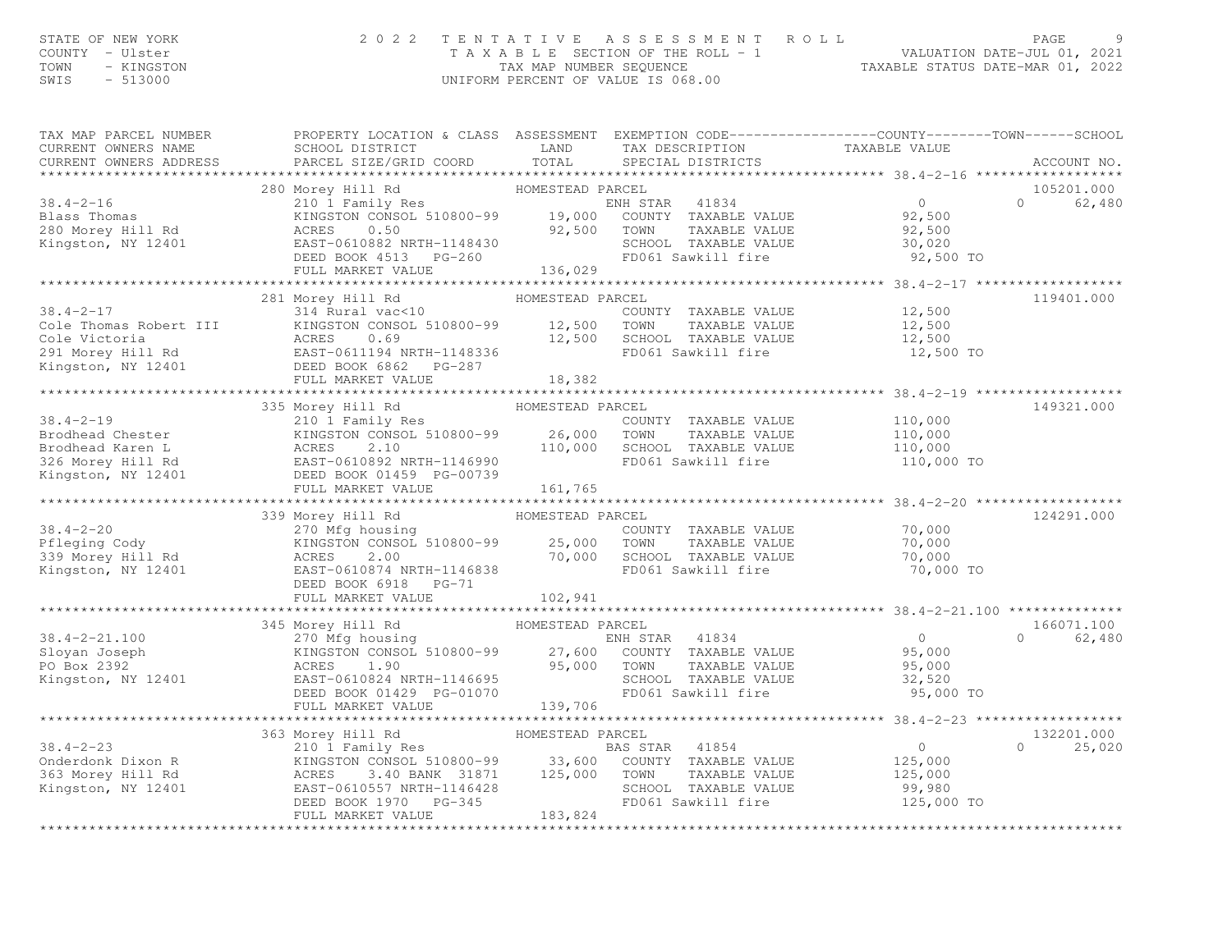STATE OF NEW YORK
COUNTY - Ulster
TOWN - KINGSTON
SWIS - 513000

2 0 2 2 T E N T A T I V E A S S E S S M E N T R O L L
T A X A B L E SECTION OF THE ROLL - 1
TAX MAP NUMBER SEQUENCE
UNIFORM PERCENT OF VALUE IS 068.00

VALUATION DATE-JUL 01, 2021
TAXABLE STATUS DATE-MAR 01, 2022

| TAX MAP PARCEL NUMBER / CURRENT OWNERS NAME / CURRENT OWNERS ADDRESS | PROPERTY LOCATION & CLASS / SCHOOL DISTRICT / PARCEL SIZE/GRID COORD | ASSESSMENT LAND / TOTAL | EXEMPTION CODE / TAX DESCRIPTION / SPECIAL DISTRICTS | COUNTY / TAXABLE VALUE | TOWN | SCHOOL / ACCOUNT NO. |
|---|---|---|---|---|---|---|
| | 280 Morey Hill Rd | HOMESTEAD PARCEL | | | | 105201.000 |
| 38.4-2-16 | 210 1 Family Res | | ENH STAR 41834 | 0 | 0 | 62,480 |
| Blass Thomas | KINGSTON CONSOL 510800-99 | 19,000 | COUNTY TAXABLE VALUE | 92,500 | | |
| 280 Morey Hill Rd | ACRES 0.50 | 92,500 | TOWN TAXABLE VALUE | 92,500 | | |
| Kingston, NY 12401 | EAST-0610882 NRTH-1148430 | | SCHOOL TAXABLE VALUE | 30,020 | | |
| | DEED BOOK 4513 PG-260 | | FD061 Sawkill fire | 92,500 TO | | |
| | FULL MARKET VALUE | 136,029 | | | | |
| | 281 Morey Hill Rd | HOMESTEAD PARCEL | | | | 119401.000 |
| 38.4-2-17 | 314 Rural vac<10 | | COUNTY TAXABLE VALUE | 12,500 | | |
| Cole Thomas Robert III | KINGSTON CONSOL 510800-99 | 12,500 | TOWN TAXABLE VALUE | 12,500 | | |
| Cole Victoria | ACRES 0.69 | 12,500 | SCHOOL TAXABLE VALUE | 12,500 | | |
| 291 Morey Hill Rd | EAST-0611194 NRTH-1148336 | | FD061 Sawkill fire | 12,500 TO | | |
| Kingston, NY 12401 | DEED BOOK 6862 PG-287 | | | | | |
| | FULL MARKET VALUE | 18,382 | | | | |
| | 335 Morey Hill Rd | HOMESTEAD PARCEL | | | | 149321.000 |
| 38.4-2-19 | 210 1 Family Res | | COUNTY TAXABLE VALUE | 110,000 | | |
| Brodhead Chester | KINGSTON CONSOL 510800-99 | 26,000 | TOWN TAXABLE VALUE | 110,000 | | |
| Brodhead Karen L | ACRES 2.10 | 110,000 | SCHOOL TAXABLE VALUE | 110,000 | | |
| 326 Morey Hill Rd | EAST-0610892 NRTH-1146990 | | FD061 Sawkill fire | 110,000 TO | | |
| Kingston, NY 12401 | DEED BOOK 01459 PG-00739 | | | | | |
| | FULL MARKET VALUE | 161,765 | | | | |
| | 339 Morey Hill Rd | HOMESTEAD PARCEL | | | | 124291.000 |
| 38.4-2-20 | 270 Mfg housing | | COUNTY TAXABLE VALUE | 70,000 | | |
| Pfleging Cody | KINGSTON CONSOL 510800-99 | 25,000 | TOWN TAXABLE VALUE | 70,000 | | |
| 339 Morey Hill Rd | ACRES 2.00 | 70,000 | SCHOOL TAXABLE VALUE | 70,000 | | |
| Kingston, NY 12401 | EAST-0610874 NRTH-1146838 | | FD061 Sawkill fire | 70,000 TO | | |
| | DEED BOOK 6918 PG-71 | | | | | |
| | FULL MARKET VALUE | 102,941 | | | | |
| | 345 Morey Hill Rd | HOMESTEAD PARCEL | | | | 166071.100 |
| 38.4-2-21.100 | 270 Mfg housing | | ENH STAR 41834 | 0 | 0 | 62,480 |
| Sloyan Joseph | KINGSTON CONSOL 510800-99 | 27,600 | COUNTY TAXABLE VALUE | 95,000 | | |
| PO Box 2392 | ACRES 1.90 | 95,000 | TOWN TAXABLE VALUE | 95,000 | | |
| Kingston, NY 12401 | EAST-0610824 NRTH-1146695 | | SCHOOL TAXABLE VALUE | 32,520 | | |
| | DEED BOOK 01429 PG-01070 | | FD061 Sawkill fire | 95,000 TO | | |
| | FULL MARKET VALUE | 139,706 | | | | |
| | 363 Morey Hill Rd | HOMESTEAD PARCEL | | | | 132201.000 |
| 38.4-2-23 | 210 1 Family Res | | BAS STAR 41854 | 0 | 0 | 25,020 |
| Onderdonk Dixon R | KINGSTON CONSOL 510800-99 | 33,600 | COUNTY TAXABLE VALUE | 125,000 | | |
| 363 Morey Hill Rd | ACRES 3.40 BANK 31871 | 125,000 | TOWN TAXABLE VALUE | 125,000 | | |
| Kingston, NY 12401 | EAST-0610557 NRTH-1146428 | | SCHOOL TAXABLE VALUE | 99,980 | | |
| | DEED BOOK 1970 PG-345 | | FD061 Sawkill fire | 125,000 TO | | |
| | FULL MARKET VALUE | 183,824 | | | | |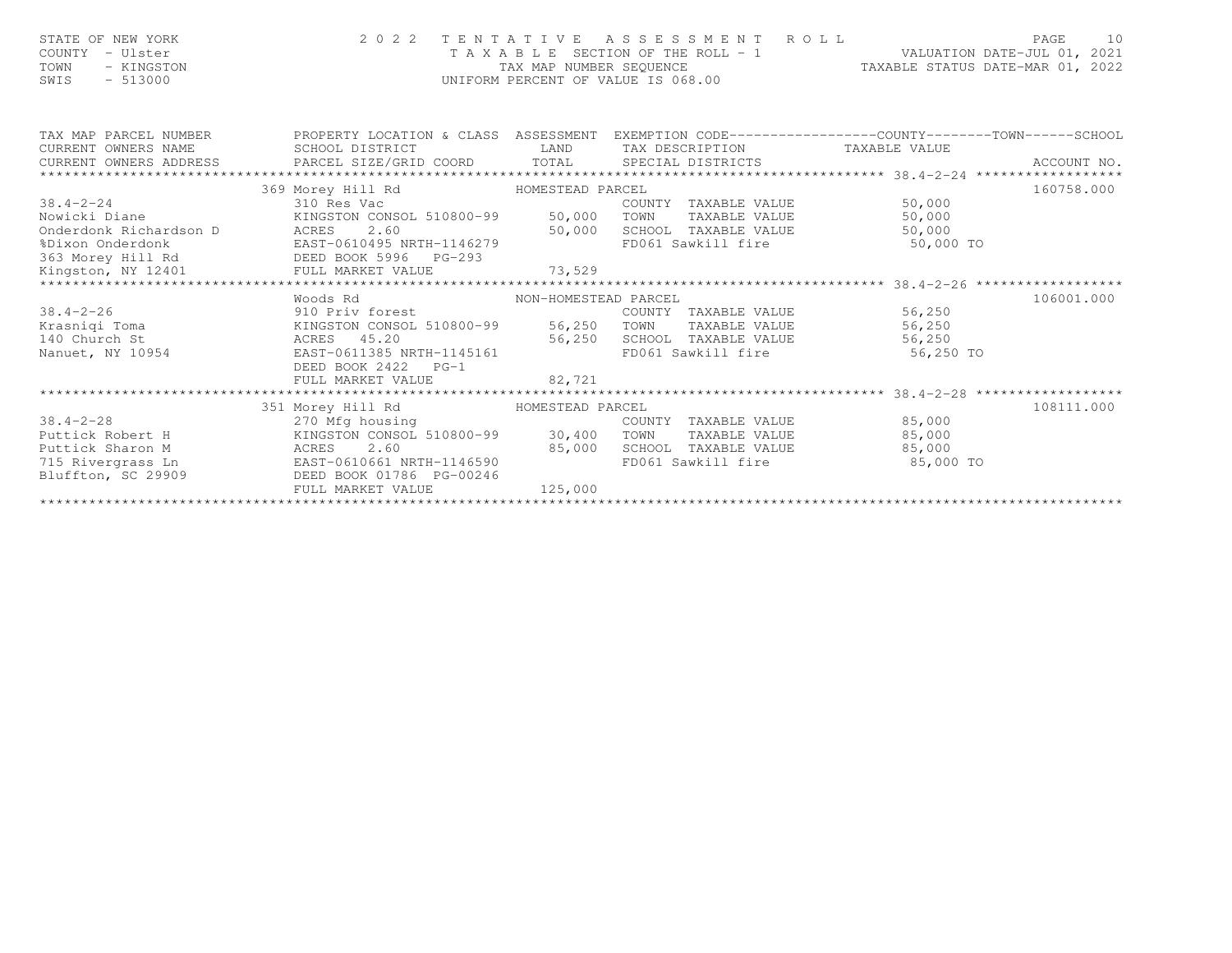STATE OF NEW YORK
COUNTY - Ulster
TOWN - KINGSTON
SWIS - 513000

2022 TENTATIVE ASSESSMENT ROLL
TAXABLE SECTION OF THE ROLL - 1
TAX MAP NUMBER SEQUENCE
UNIFORM PERCENT OF VALUE IS 068.00

VALUATION DATE-JUL 01, 2021
TAXABLE STATUS DATE-MAR 01, 2022

| TAX MAP PARCEL NUMBER / CURRENT OWNERS NAME / CURRENT OWNERS ADDRESS | PROPERTY LOCATION & CLASS / SCHOOL DISTRICT / PARCEL SIZE/GRID COORD | ASSESSMENT LAND / TOTAL | EXEMPTION CODE / TAX DESCRIPTION / SPECIAL DISTRICTS | COUNTY--------TOWN------SCHOOL TAXABLE VALUE | ACCOUNT NO. |
|---|---|---|---|---|---|
| **38.4-2-24** | 369 Morey Hill Rd | HOMESTEAD PARCEL | | | 160758.000 |
| 38.4-2-24 | 310 Res Vac | | COUNTY TAXABLE VALUE | 50,000 | |
| Nowicki Diane | KINGSTON CONSOL 510800-99 | 50,000 | TOWN TAXABLE VALUE | 50,000 | |
| Onderdonk Richardson D | ACRES 2.60 | 50,000 | SCHOOL TAXABLE VALUE | 50,000 | |
| %Dixon Onderdonk | EAST-0610495 NRTH-1146279 | | FD061 Sawkill fire | 50,000 TO | |
| 363 Morey Hill Rd | DEED BOOK 5996 PG-293 | | | | |
| Kingston, NY 12401 | FULL MARKET VALUE | 73,529 | | | |
| **38.4-2-26** | Woods Rd | NON-HOMESTEAD PARCEL | | | 106001.000 |
| 38.4-2-26 | 910 Priv forest | | COUNTY TAXABLE VALUE | 56,250 | |
| Krasniqi Toma | KINGSTON CONSOL 510800-99 | 56,250 | TOWN TAXABLE VALUE | 56,250 | |
| 140 Church St | ACRES 45.20 | 56,250 | SCHOOL TAXABLE VALUE | 56,250 | |
| Nanuet, NY 10954 | EAST-0611385 NRTH-1145161 | | FD061 Sawkill fire | 56,250 TO | |
| | DEED BOOK 2422 PG-1 | | | | |
| | FULL MARKET VALUE | 82,721 | | | |
| **38.4-2-28** | 351 Morey Hill Rd | HOMESTEAD PARCEL | | | 108111.000 |
| 38.4-2-28 | 270 Mfg housing | | COUNTY TAXABLE VALUE | 85,000 | |
| Puttick Robert H | KINGSTON CONSOL 510800-99 | 30,400 | TOWN TAXABLE VALUE | 85,000 | |
| Puttick Sharon M | ACRES 2.60 | 85,000 | SCHOOL TAXABLE VALUE | 85,000 | |
| 715 Rivergrass Ln | EAST-0610661 NRTH-1146590 | | FD061 Sawkill fire | 85,000 TO | |
| Bluffton, SC 29909 | DEED BOOK 01786 PG-00246 | | | | |
| | FULL MARKET VALUE | 125,000 | | | |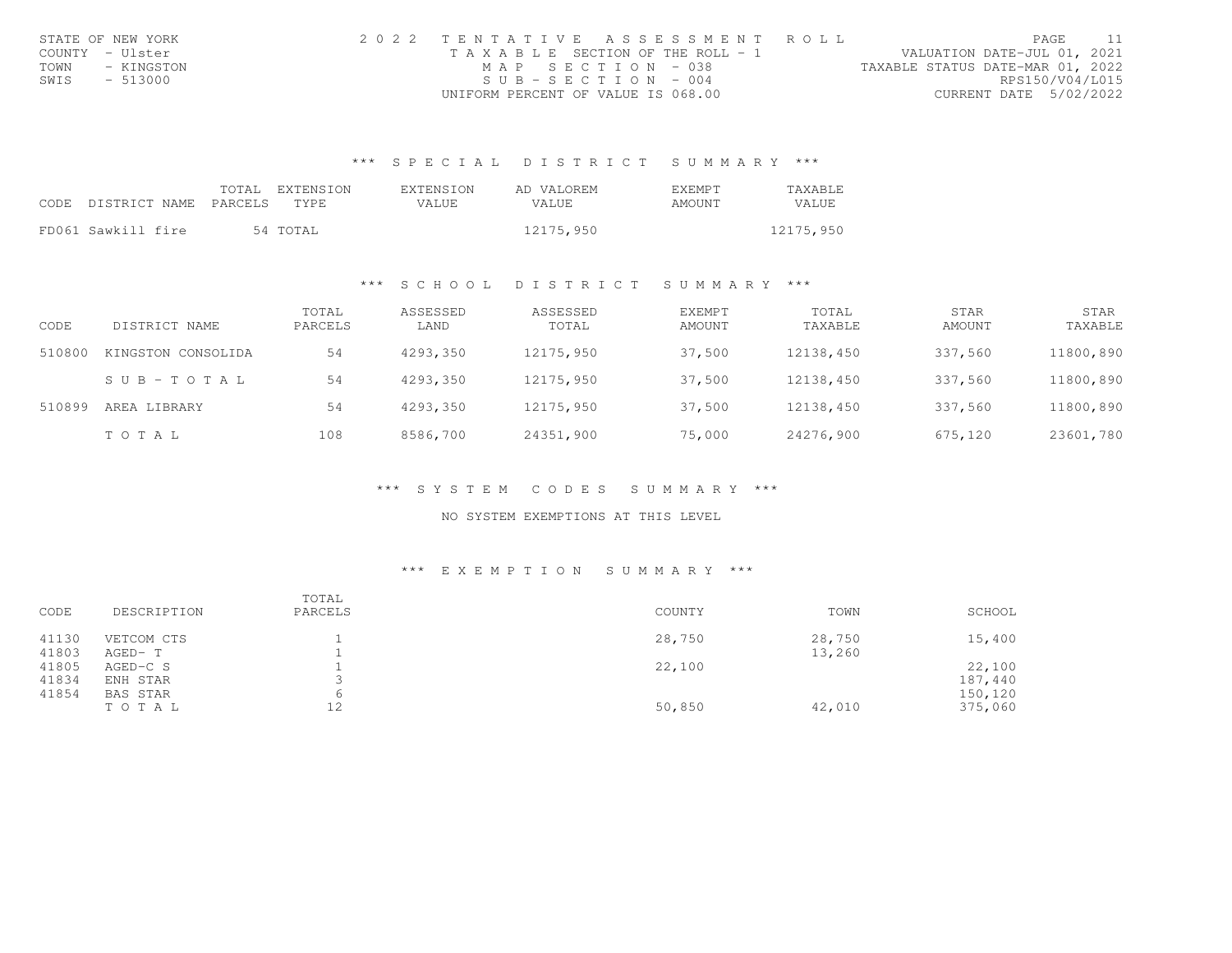STATE OF NEW YORK
COUNTY - Ulster
TOWN - KINGSTON
SWIS - 513000

2022 TENTATIVE ASSESSMENT ROLL
TAXABLE SECTION OF THE ROLL - 1
MAP SECTION - 038
SUB-SECTION - 004
UNIFORM PERCENT OF VALUE IS 068.00

VALUATION DATE-JUL 01, 2021
TAXABLE STATUS DATE-MAR 01, 2022
RPS150/V04/L015
CURRENT DATE 5/02/2022

## *** SPECIAL DISTRICT SUMMARY ***

| CODE DISTRICT NAME | TOTAL PARCELS | EXTENSION TYPE | EXTENSION VALUE | AD VALOREM VALUE | EXEMPT AMOUNT | TAXABLE VALUE |
|---|---|---|---|---|---|---|
| FD061 Sawkill fire | 54 | TOTAL | | 12175,950 | | 12175,950 |

## *** SCHOOL DISTRICT SUMMARY ***

| CODE | DISTRICT NAME | TOTAL PARCELS | ASSESSED LAND | ASSESSED TOTAL | EXEMPT AMOUNT | TOTAL TAXABLE | STAR AMOUNT | STAR TAXABLE |
|---|---|---|---|---|---|---|---|---|
| 510800 | KINGSTON CONSOLIDA | 54 | 4293,350 | 12175,950 | 37,500 | 12138,450 | 337,560 | 11800,890 |
| | SUB-TOTAL | 54 | 4293,350 | 12175,950 | 37,500 | 12138,450 | 337,560 | 11800,890 |
| 510899 | AREA LIBRARY | 54 | 4293,350 | 12175,950 | 37,500 | 12138,450 | 337,560 | 11800,890 |
| | TOTAL | 108 | 8586,700 | 24351,900 | 75,000 | 24276,900 | 675,120 | 23601,780 |

## *** SYSTEM CODES SUMMARY ***

NO SYSTEM EXEMPTIONS AT THIS LEVEL

## *** EXEMPTION SUMMARY ***

| CODE | DESCRIPTION | TOTAL PARCELS | COUNTY | TOWN | SCHOOL |
|---|---|---|---|---|---|
| 41130 | VETCOM CTS | 1 | 28,750 | 28,750 | 15,400 |
| 41803 | AGED- T | 1 | | 13,260 | |
| 41805 | AGED-C S | 1 | 22,100 | | 22,100 |
| 41834 | ENH STAR | 3 | | | 187,440 |
| 41854 | BAS STAR | 6 | | | 150,120 |
| | TOTAL | 12 | 50,850 | 42,010 | 375,060 |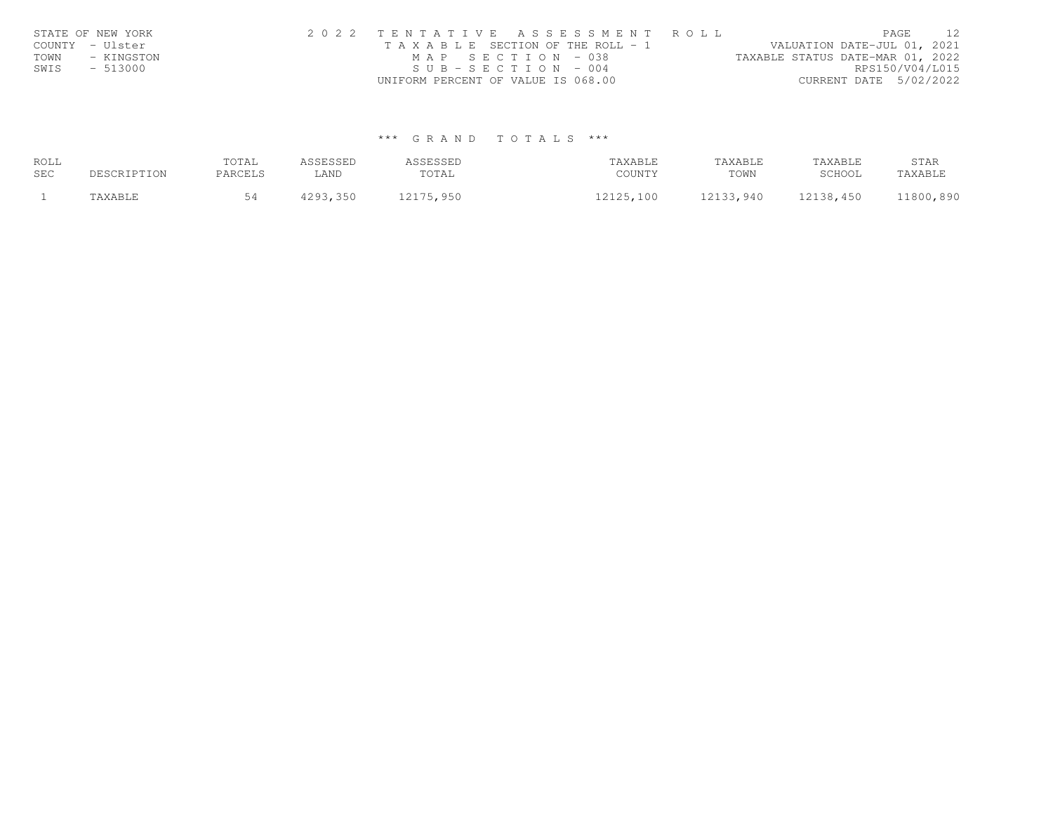STATE OF NEW YORK
COUNTY - Ulster
TOWN - KINGSTON
SWIS - 513000

2022 TENTATIVE ASSESSMENT ROLL
TAXABLE SECTION OF THE ROLL - 1
MAP SECTION - 038
SUB-SECTION - 004
UNIFORM PERCENT OF VALUE IS 068.00

VALUATION DATE-JUL 01, 2021
TAXABLE STATUS DATE-MAR 01, 2022
RPS150/V04/L015
CURRENT DATE 5/02/2022

*** GRAND TOTALS ***

| ROLL SEC | DESCRIPTION | TOTAL PARCELS | ASSESSED LAND | ASSESSED TOTAL | TAXABLE COUNTY | TAXABLE TOWN | TAXABLE SCHOOL | STAR TAXABLE |
|---|---|---|---|---|---|---|---|---|
| 1 | TAXABLE | 54 | 4293,350 | 12175,950 | 12125,100 | 12133,940 | 12138,450 | 11800,890 |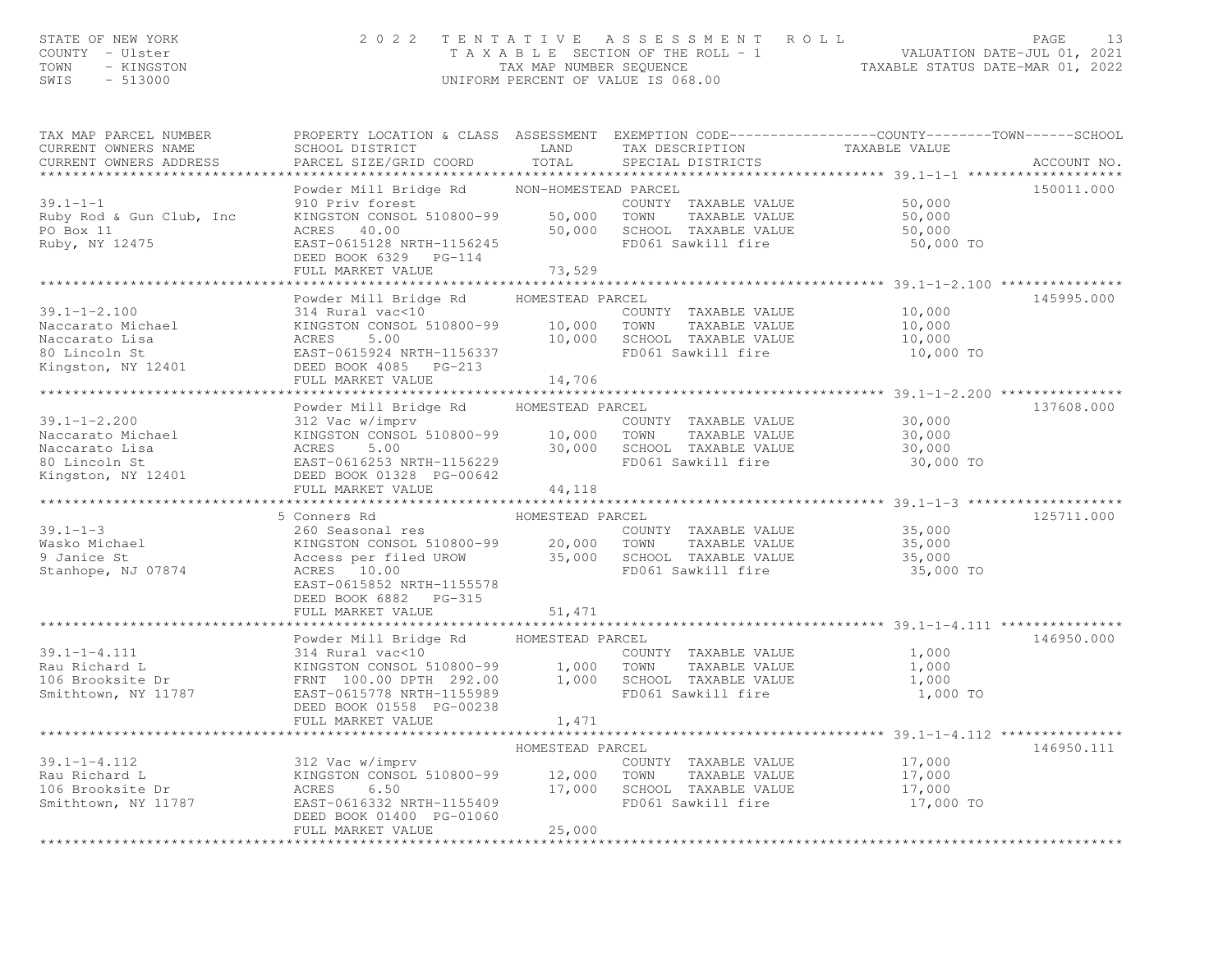STATE OF NEW YORK
COUNTY - Ulster
TOWN - KINGSTON
SWIS - 513000

# 2022 TENTATIVE ASSESSMENT ROLL

TAXABLE SECTION OF THE ROLL - 1
TAX MAP NUMBER SEQUENCE
UNIFORM PERCENT OF VALUE IS 068.00

VALUATION DATE-JUL 01, 2021
TAXABLE STATUS DATE-MAR 01, 2022

| TAX MAP PARCEL NUMBER / CURRENT OWNERS NAME / CURRENT OWNERS ADDRESS | PROPERTY LOCATION & CLASS / SCHOOL DISTRICT / PARCEL SIZE/GRID COORD | ASSESSMENT LAND / TOTAL | EXEMPTION CODE / TAX DESCRIPTION / SPECIAL DISTRICTS | TAXABLE VALUE (COUNTY / TOWN / SCHOOL) | ACCOUNT NO. |
|---|---|---|---|---|---|
| 39.1-1-1 | Powder Mill Bridge Rd | NON-HOMESTEAD PARCEL | | | 150011.000 |
| | 910 Priv forest | | COUNTY TAXABLE VALUE | 50,000 | |
| Ruby Rod & Gun Club, Inc | KINGSTON CONSOL 510800-99 | 50,000 | TOWN TAXABLE VALUE | 50,000 | |
| PO Box 11 | ACRES 40.00 | 50,000 | SCHOOL TAXABLE VALUE | 50,000 | |
| Ruby, NY 12475 | EAST-0615128 NRTH-1156245 | | FD061 Sawkill fire | 50,000 TO | |
| | DEED BOOK 6329 PG-114 | | | | |
| | FULL MARKET VALUE | 73,529 | | | |
| 39.1-1-2.100 | Powder Mill Bridge Rd | HOMESTEAD PARCEL | | | 145995.000 |
| | 314 Rural vac<10 | | COUNTY TAXABLE VALUE | 10,000 | |
| Naccarato Michael | KINGSTON CONSOL 510800-99 | 10,000 | TOWN TAXABLE VALUE | 10,000 | |
| Naccarato Lisa | ACRES 5.00 | 10,000 | SCHOOL TAXABLE VALUE | 10,000 | |
| 80 Lincoln St | EAST-0615924 NRTH-1156337 | | FD061 Sawkill fire | 10,000 TO | |
| Kingston, NY 12401 | DEED BOOK 4085 PG-213 | | | | |
| | FULL MARKET VALUE | 14,706 | | | |
| 39.1-1-2.200 | Powder Mill Bridge Rd | HOMESTEAD PARCEL | | | 137608.000 |
| | 312 Vac w/imprv | | COUNTY TAXABLE VALUE | 30,000 | |
| Naccarato Michael | KINGSTON CONSOL 510800-99 | 10,000 | TOWN TAXABLE VALUE | 30,000 | |
| Naccarato Lisa | ACRES 5.00 | 30,000 | SCHOOL TAXABLE VALUE | 30,000 | |
| 80 Lincoln St | EAST-0616253 NRTH-1156229 | | FD061 Sawkill fire | 30,000 TO | |
| Kingston, NY 12401 | DEED BOOK 01328 PG-00642 | | | | |
| | FULL MARKET VALUE | 44,118 | | | |
| 39.1-1-3 | 5 Conners Rd | HOMESTEAD PARCEL | | | 125711.000 |
| | 260 Seasonal res | | COUNTY TAXABLE VALUE | 35,000 | |
| Wasko Michael | KINGSTON CONSOL 510800-99 | 20,000 | TOWN TAXABLE VALUE | 35,000 | |
| 9 Janice St | Access per filed UROW | 35,000 | SCHOOL TAXABLE VALUE | 35,000 | |
| Stanhope, NJ 07874 | ACRES 10.00 | | FD061 Sawkill fire | 35,000 TO | |
| | EAST-0615852 NRTH-1155578 | | | | |
| | DEED BOOK 6882 PG-315 | | | | |
| | FULL MARKET VALUE | 51,471 | | | |
| 39.1-1-4.111 | Powder Mill Bridge Rd | HOMESTEAD PARCEL | | | 146950.000 |
| | 314 Rural vac<10 | | COUNTY TAXABLE VALUE | 1,000 | |
| Rau Richard L | KINGSTON CONSOL 510800-99 | 1,000 | TOWN TAXABLE VALUE | 1,000 | |
| 106 Brooksite Dr | FRNT 100.00 DPTH 292.00 | 1,000 | SCHOOL TAXABLE VALUE | 1,000 | |
| Smithtown, NY 11787 | EAST-0615778 NRTH-1155989 | | FD061 Sawkill fire | 1,000 TO | |
| | DEED BOOK 01558 PG-00238 | | | | |
| | FULL MARKET VALUE | 1,471 | | | |
| 39.1-1-4.112 | | HOMESTEAD PARCEL | | | 146950.111 |
| | 312 Vac w/imprv | | COUNTY TAXABLE VALUE | 17,000 | |
| Rau Richard L | KINGSTON CONSOL 510800-99 | 12,000 | TOWN TAXABLE VALUE | 17,000 | |
| 106 Brooksite Dr | ACRES 6.50 | 17,000 | SCHOOL TAXABLE VALUE | 17,000 | |
| Smithtown, NY 11787 | EAST-0616332 NRTH-1155409 | | FD061 Sawkill fire | 17,000 TO | |
| | DEED BOOK 01400 PG-01060 | | | | |
| | FULL MARKET VALUE | 25,000 | | | |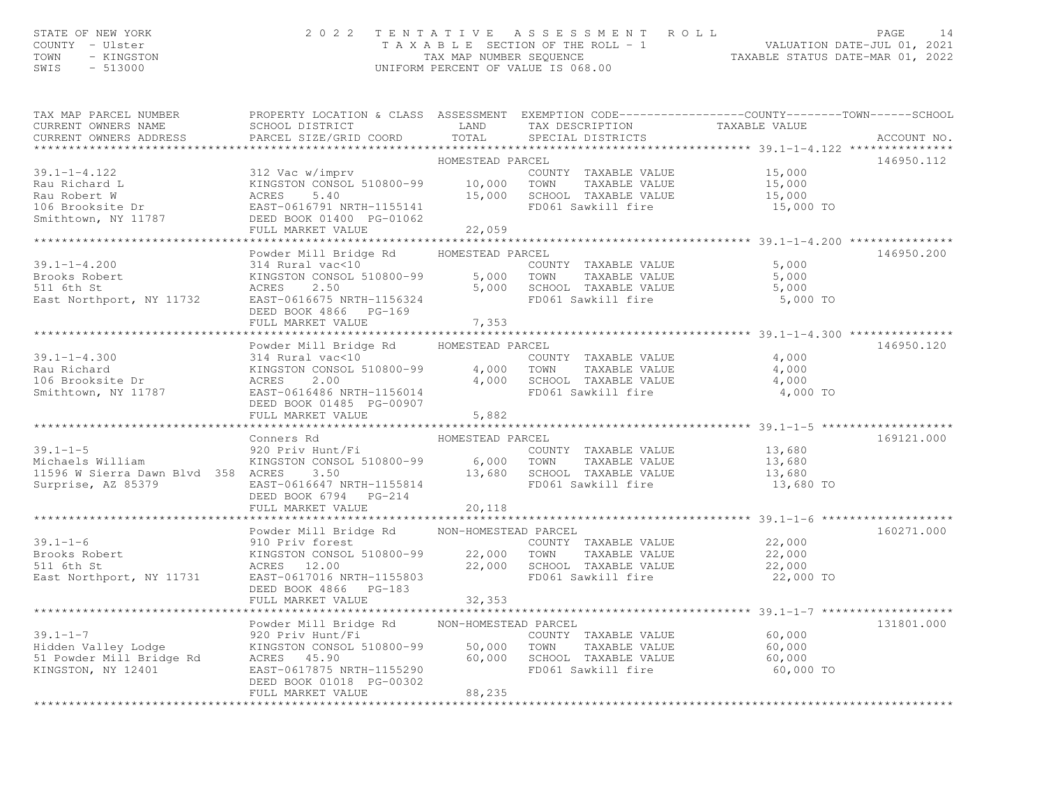STATE OF NEW YORK
COUNTY - Ulster
TOWN - KINGSTON
SWIS - 513000

# 2022 TENTATIVE ASSESSMENT ROLL

TAXABLE SECTION OF THE ROLL - 1
TAX MAP NUMBER SEQUENCE
UNIFORM PERCENT OF VALUE IS 068.00

VALUATION DATE-JUL 01, 2021
TAXABLE STATUS DATE-MAR 01, 2022

| TAX MAP PARCEL NUMBER / CURRENT OWNERS NAME / CURRENT OWNERS ADDRESS | PROPERTY LOCATION & CLASS / SCHOOL DISTRICT / PARCEL SIZE/GRID COORD | ASSESSMENT LAND | ASSESSMENT TOTAL | EXEMPTION CODE / TAX DESCRIPTION / SPECIAL DISTRICTS | TAXABLE VALUE (COUNTY / TOWN / SCHOOL) | ACCOUNT NO. |
|---|---|---|---|---|---|---|
| **39.1-1-4.122** | HOMESTEAD PARCEL | | | | | 146950.112 |
| 39.1-1-4.122 | 312 Vac w/imprv | | | COUNTY TAXABLE VALUE | 15,000 | |
| Rau Richard L | KINGSTON CONSOL 510800-99 | 10,000 | | TOWN TAXABLE VALUE | 15,000 | |
| Rau Robert W | ACRES 5.40 | | 15,000 | SCHOOL TAXABLE VALUE | 15,000 | |
| 106 Brooksite Dr | EAST-0616791 NRTH-1155141 | | | FD061 Sawkill fire | 15,000 TO | |
| Smithtown, NY 11787 | DEED BOOK 01400 PG-01062 | | | | | |
| | FULL MARKET VALUE | | 22,059 | | | |
| **39.1-1-4.200** | Powder Mill Bridge Rd — HOMESTEAD PARCEL | | | | | 146950.200 |
| 39.1-1-4.200 | 314 Rural vac<10 | | | COUNTY TAXABLE VALUE | 5,000 | |
| Brooks Robert | KINGSTON CONSOL 510800-99 | 5,000 | | TOWN TAXABLE VALUE | 5,000 | |
| 511 6th St | ACRES 2.50 | | 5,000 | SCHOOL TAXABLE VALUE | 5,000 | |
| East Northport, NY 11732 | EAST-0616675 NRTH-1156324 | | | FD061 Sawkill fire | 5,000 TO | |
| | DEED BOOK 4866 PG-169 | | | | | |
| | FULL MARKET VALUE | | 7,353 | | | |
| **39.1-1-4.300** | Powder Mill Bridge Rd — HOMESTEAD PARCEL | | | | | 146950.120 |
| 39.1-1-4.300 | 314 Rural vac<10 | | | COUNTY TAXABLE VALUE | 4,000 | |
| Rau Richard | KINGSTON CONSOL 510800-99 | 4,000 | | TOWN TAXABLE VALUE | 4,000 | |
| 106 Brooksite Dr | ACRES 2.00 | | 4,000 | SCHOOL TAXABLE VALUE | 4,000 | |
| Smithtown, NY 11787 | EAST-0616486 NRTH-1156014 | | | FD061 Sawkill fire | 4,000 TO | |
| | DEED BOOK 01485 PG-00907 | | | | | |
| | FULL MARKET VALUE | | 5,882 | | | |
| **39.1-1-5** | Conners Rd — HOMESTEAD PARCEL | | | | | 169121.000 |
| 39.1-1-5 | 920 Priv Hunt/Fi | | | COUNTY TAXABLE VALUE | 13,680 | |
| Michaels William | KINGSTON CONSOL 510800-99 | 6,000 | | TOWN TAXABLE VALUE | 13,680 | |
| 11596 W Sierra Dawn Blvd 358 | ACRES 3.50 | | 13,680 | SCHOOL TAXABLE VALUE | 13,680 | |
| Surprise, AZ 85379 | EAST-0616647 NRTH-1155814 | | | FD061 Sawkill fire | 13,680 TO | |
| | DEED BOOK 6794 PG-214 | | | | | |
| | FULL MARKET VALUE | | 20,118 | | | |
| **39.1-1-6** | Powder Mill Bridge Rd — NON-HOMESTEAD PARCEL | | | | | 160271.000 |
| 39.1-1-6 | 910 Priv forest | | | COUNTY TAXABLE VALUE | 22,000 | |
| Brooks Robert | KINGSTON CONSOL 510800-99 | 22,000 | | TOWN TAXABLE VALUE | 22,000 | |
| 511 6th St | ACRES 12.00 | | 22,000 | SCHOOL TAXABLE VALUE | 22,000 | |
| East Northport, NY 11731 | EAST-0617016 NRTH-1155803 | | | FD061 Sawkill fire | 22,000 TO | |
| | DEED BOOK 4866 PG-183 | | | | | |
| | FULL MARKET VALUE | | 32,353 | | | |
| **39.1-1-7** | Powder Mill Bridge Rd — NON-HOMESTEAD PARCEL | | | | | 131801.000 |
| 39.1-1-7 | 920 Priv Hunt/Fi | | | COUNTY TAXABLE VALUE | 60,000 | |
| Hidden Valley Lodge | KINGSTON CONSOL 510800-99 | 50,000 | | TOWN TAXABLE VALUE | 60,000 | |
| 51 Powder Mill Bridge Rd | ACRES 45.90 | | 60,000 | SCHOOL TAXABLE VALUE | 60,000 | |
| KINGSTON, NY 12401 | EAST-0617875 NRTH-1155290 | | | FD061 Sawkill fire | 60,000 TO | |
| | DEED BOOK 01018 PG-00302 | | | | | |
| | FULL MARKET VALUE | | 88,235 | | | |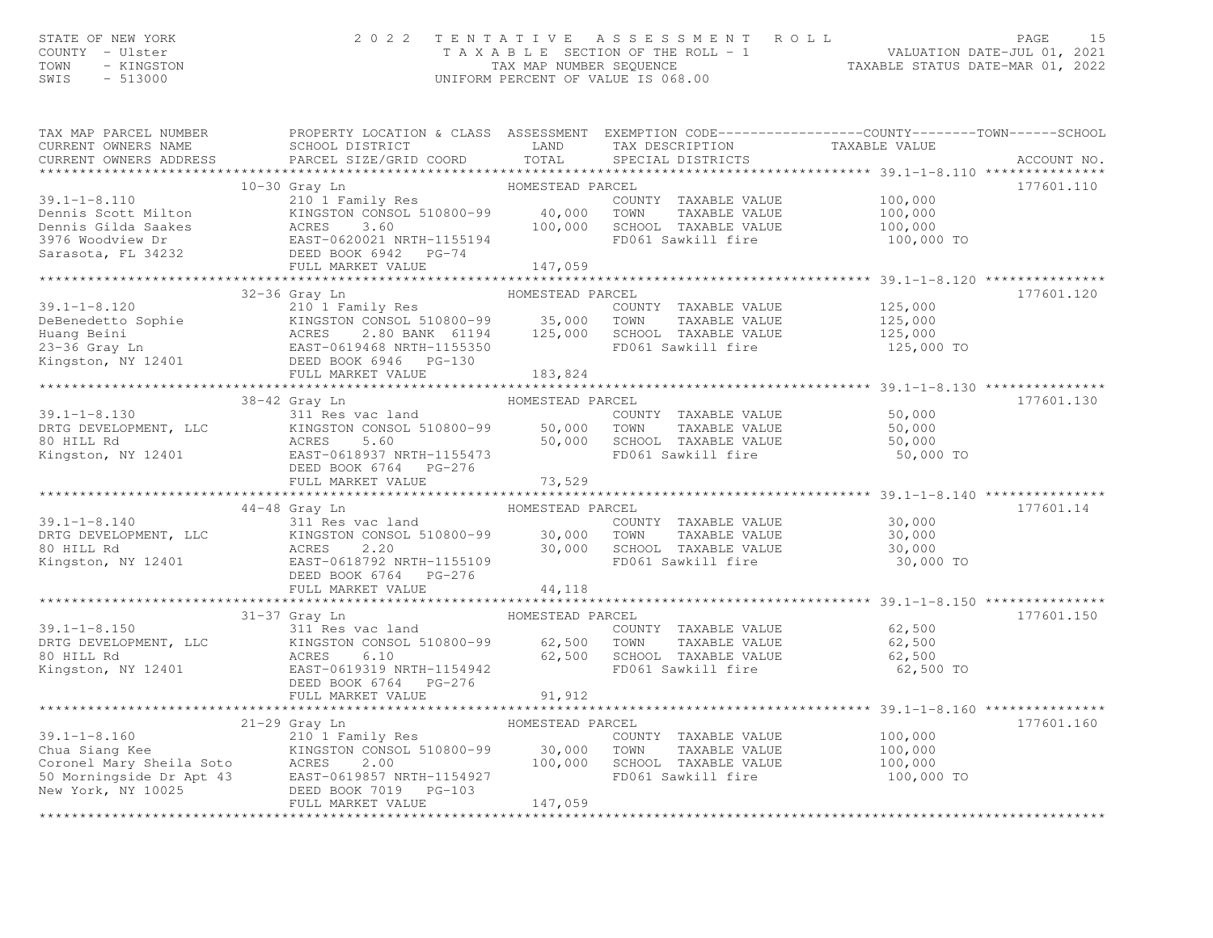STATE OF NEW YORK
COUNTY - Ulster
TOWN - KINGSTON
SWIS - 513000

2022 TENTATIVE ASSESSMENT ROLL
TAXABLE SECTION OF THE ROLL - 1
TAX MAP NUMBER SEQUENCE
UNIFORM PERCENT OF VALUE IS 068.00

VALUATION DATE-JUL 01, 2021
TAXABLE STATUS DATE-MAR 01, 2022

| TAX MAP PARCEL NUMBER / CURRENT OWNERS NAME / CURRENT OWNERS ADDRESS | PROPERTY LOCATION & CLASS / SCHOOL DISTRICT / PARCEL SIZE/GRID COORD | ASSESSMENT LAND | ASSESSMENT TOTAL | EXEMPTION CODE / TAX DESCRIPTION / SPECIAL DISTRICTS | TAXABLE VALUE (COUNTY/TOWN/SCHOOL) | ACCOUNT NO. |
|---|---|---|---|---|---|---|
| 39.1-1-8.110 | 10-30 Gray Ln | HOMESTEAD PARCEL | | | | 177601.110 |
| Dennis Scott Milton | 210 1 Family Res | | | COUNTY TAXABLE VALUE | 100,000 | |
| Dennis Gilda Saakes | KINGSTON CONSOL 510800-99 | 40,000 | | TOWN TAXABLE VALUE | 100,000 | |
| 3976 Woodview Dr | ACRES 3.60 | | 100,000 | SCHOOL TAXABLE VALUE | 100,000 | |
| Sarasota, FL 34232 | EAST-0620021 NRTH-1155194 | | | FD061 Sawkill fire | 100,000 TO | |
| | DEED BOOK 6942 PG-74 | | | | | |
| | FULL MARKET VALUE | | 147,059 | | | |
| 39.1-1-8.120 | 32-36 Gray Ln | HOMESTEAD PARCEL | | | | 177601.120 |
| DeBenedetto Sophie | 210 1 Family Res | | | COUNTY TAXABLE VALUE | 125,000 | |
| Huang Beini | KINGSTON CONSOL 510800-99 | 35,000 | | TOWN TAXABLE VALUE | 125,000 | |
| 23-36 Gray Ln | ACRES 2.80 BANK 61194 | | 125,000 | SCHOOL TAXABLE VALUE | 125,000 | |
| Kingston, NY 12401 | EAST-0619468 NRTH-1155350 | | | FD061 Sawkill fire | 125,000 TO | |
| | DEED BOOK 6946 PG-130 | | | | | |
| | FULL MARKET VALUE | | 183,824 | | | |
| 39.1-1-8.130 | 38-42 Gray Ln | HOMESTEAD PARCEL | | | | 177601.130 |
| DRTG DEVELOPMENT, LLC | 311 Res vac land | | | COUNTY TAXABLE VALUE | 50,000 | |
| 80 HILL Rd | KINGSTON CONSOL 510800-99 | 50,000 | | TOWN TAXABLE VALUE | 50,000 | |
| Kingston, NY 12401 | ACRES 5.60 | | 50,000 | SCHOOL TAXABLE VALUE | 50,000 | |
| | EAST-0618937 NRTH-1155473 | | | FD061 Sawkill fire | 50,000 TO | |
| | DEED BOOK 6764 PG-276 | | | | | |
| | FULL MARKET VALUE | | 73,529 | | | |
| 39.1-1-8.140 | 44-48 Gray Ln | HOMESTEAD PARCEL | | | | 177601.14 |
| DRTG DEVELOPMENT, LLC | 311 Res vac land | | | COUNTY TAXABLE VALUE | 30,000 | |
| 80 HILL Rd | KINGSTON CONSOL 510800-99 | 30,000 | | TOWN TAXABLE VALUE | 30,000 | |
| Kingston, NY 12401 | ACRES 2.20 | | 30,000 | SCHOOL TAXABLE VALUE | 30,000 | |
| | EAST-0618792 NRTH-1155109 | | | FD061 Sawkill fire | 30,000 TO | |
| | DEED BOOK 6764 PG-276 | | | | | |
| | FULL MARKET VALUE | | 44,118 | | | |
| 39.1-1-8.150 | 31-37 Gray Ln | HOMESTEAD PARCEL | | | | 177601.150 |
| DRTG DEVELOPMENT, LLC | 311 Res vac land | | | COUNTY TAXABLE VALUE | 62,500 | |
| 80 HILL Rd | KINGSTON CONSOL 510800-99 | 62,500 | | TOWN TAXABLE VALUE | 62,500 | |
| Kingston, NY 12401 | ACRES 6.10 | | 62,500 | SCHOOL TAXABLE VALUE | 62,500 | |
| | EAST-0619319 NRTH-1154942 | | | FD061 Sawkill fire | 62,500 TO | |
| | DEED BOOK 6764 PG-276 | | | | | |
| | FULL MARKET VALUE | | 91,912 | | | |
| 39.1-1-8.160 | 21-29 Gray Ln | HOMESTEAD PARCEL | | | | 177601.160 |
| Chua Siang Kee | 210 1 Family Res | | | COUNTY TAXABLE VALUE | 100,000 | |
| Coronel Mary Sheila Soto | KINGSTON CONSOL 510800-99 | 30,000 | | TOWN TAXABLE VALUE | 100,000 | |
| 50 Morningside Dr Apt 43 | ACRES 2.00 | | 100,000 | SCHOOL TAXABLE VALUE | 100,000 | |
| New York, NY 10025 | EAST-0619857 NRTH-1154927 | | | FD061 Sawkill fire | 100,000 TO | |
| | DEED BOOK 7019 PG-103 | | | | | |
| | FULL MARKET VALUE | | 147,059 | | | |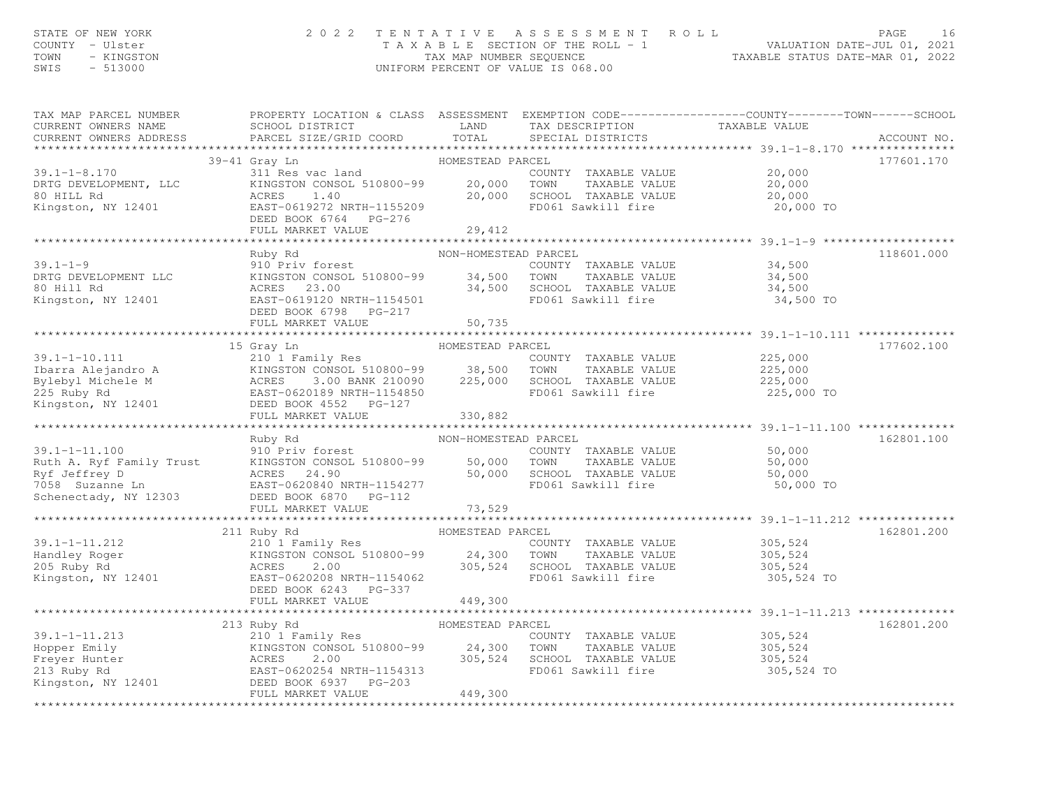STATE OF NEW YORK
COUNTY - Ulster
TOWN - KINGSTON
SWIS - 513000

2022 TENTATIVE ASSESSMENT ROLL
TAXABLE SECTION OF THE ROLL - 1
TAX MAP NUMBER SEQUENCE
UNIFORM PERCENT OF VALUE IS 068.00

VALUATION DATE-JUL 01, 2021
TAXABLE STATUS DATE-MAR 01, 2022

| TAX MAP PARCEL NUMBER / CURRENT OWNERS NAME / CURRENT OWNERS ADDRESS | PROPERTY LOCATION & CLASS / SCHOOL DISTRICT / PARCEL SIZE/GRID COORD | ASSESSMENT LAND / TOTAL | EXEMPTION CODE / TAX DESCRIPTION / SPECIAL DISTRICTS | TAXABLE VALUE (COUNTY / TOWN / SCHOOL) | ACCOUNT NO. |
|---|---|---|---|---|---|
| **39.1-1-8.170** | 39-41 Gray Ln | HOMESTEAD PARCEL | | | 177601.170 |
| DRTG DEVELOPMENT, LLC | 311 Res vac land | | COUNTY TAXABLE VALUE | 20,000 | |
| 80 HILL Rd | KINGSTON CONSOL 510800-99 | 20,000 | TOWN TAXABLE VALUE | 20,000 | |
| Kingston, NY 12401 | ACRES 1.40 | 20,000 | SCHOOL TAXABLE VALUE | 20,000 | |
| | EAST-0619272 NRTH-1155209 | | FD061 Sawkill fire | 20,000 TO | |
| | DEED BOOK 6764 PG-276 | | | | |
| | FULL MARKET VALUE | 29,412 | | | |
| **39.1-1-9** | Ruby Rd | NON-HOMESTEAD PARCEL | | | 118601.000 |
| DRTG DEVELOPMENT LLC | 910 Priv forest | | COUNTY TAXABLE VALUE | 34,500 | |
| 80 Hill Rd | KINGSTON CONSOL 510800-99 | 34,500 | TOWN TAXABLE VALUE | 34,500 | |
| Kingston, NY 12401 | ACRES 23.00 | 34,500 | SCHOOL TAXABLE VALUE | 34,500 | |
| | EAST-0619120 NRTH-1154501 | | FD061 Sawkill fire | 34,500 TO | |
| | DEED BOOK 6798 PG-217 | | | | |
| | FULL MARKET VALUE | 50,735 | | | |
| **39.1-1-10.111** | 15 Gray Ln | HOMESTEAD PARCEL | | | 177602.100 |
| Ibarra Alejandro A | 210 1 Family Res | | COUNTY TAXABLE VALUE | 225,000 | |
| Bylebyl Michele M | KINGSTON CONSOL 510800-99 | 38,500 | TOWN TAXABLE VALUE | 225,000 | |
| 225 Ruby Rd | ACRES 3.00 BANK 210090 | 225,000 | SCHOOL TAXABLE VALUE | 225,000 | |
| Kingston, NY 12401 | EAST-0620189 NRTH-1154850 | | FD061 Sawkill fire | 225,000 TO | |
| | DEED BOOK 4552 PG-127 | | | | |
| | FULL MARKET VALUE | 330,882 | | | |
| **39.1-1-11.100** | Ruby Rd | NON-HOMESTEAD PARCEL | | | 162801.100 |
| Ruth A. Ryf Family Trust | 910 Priv forest | | COUNTY TAXABLE VALUE | 50,000 | |
| Ryf Jeffrey D | KINGSTON CONSOL 510800-99 | 50,000 | TOWN TAXABLE VALUE | 50,000 | |
| 7058 Suzanne Ln | ACRES 24.90 | 50,000 | SCHOOL TAXABLE VALUE | 50,000 | |
| Schenectady, NY 12303 | EAST-0620840 NRTH-1154277 | | FD061 Sawkill fire | 50,000 TO | |
| | DEED BOOK 6870 PG-112 | | | | |
| | FULL MARKET VALUE | 73,529 | | | |
| **39.1-1-11.212** | 211 Ruby Rd | HOMESTEAD PARCEL | | | 162801.200 |
| Handley Roger | 210 1 Family Res | | COUNTY TAXABLE VALUE | 305,524 | |
| 205 Ruby Rd | KINGSTON CONSOL 510800-99 | 24,300 | TOWN TAXABLE VALUE | 305,524 | |
| Kingston, NY 12401 | ACRES 2.00 | 305,524 | SCHOOL TAXABLE VALUE | 305,524 | |
| | EAST-0620208 NRTH-1154062 | | FD061 Sawkill fire | 305,524 TO | |
| | DEED BOOK 6243 PG-337 | | | | |
| | FULL MARKET VALUE | 449,300 | | | |
| **39.1-1-11.213** | 213 Ruby Rd | HOMESTEAD PARCEL | | | 162801.200 |
| Hopper Emily | 210 1 Family Res | | COUNTY TAXABLE VALUE | 305,524 | |
| Freyer Hunter | KINGSTON CONSOL 510800-99 | 24,300 | TOWN TAXABLE VALUE | 305,524 | |
| 213 Ruby Rd | ACRES 2.00 | 305,524 | SCHOOL TAXABLE VALUE | 305,524 | |
| Kingston, NY 12401 | EAST-0620254 NRTH-1154313 | | FD061 Sawkill fire | 305,524 TO | |
| | DEED BOOK 6937 PG-203 | | | | |
| | FULL MARKET VALUE | 449,300 | | | |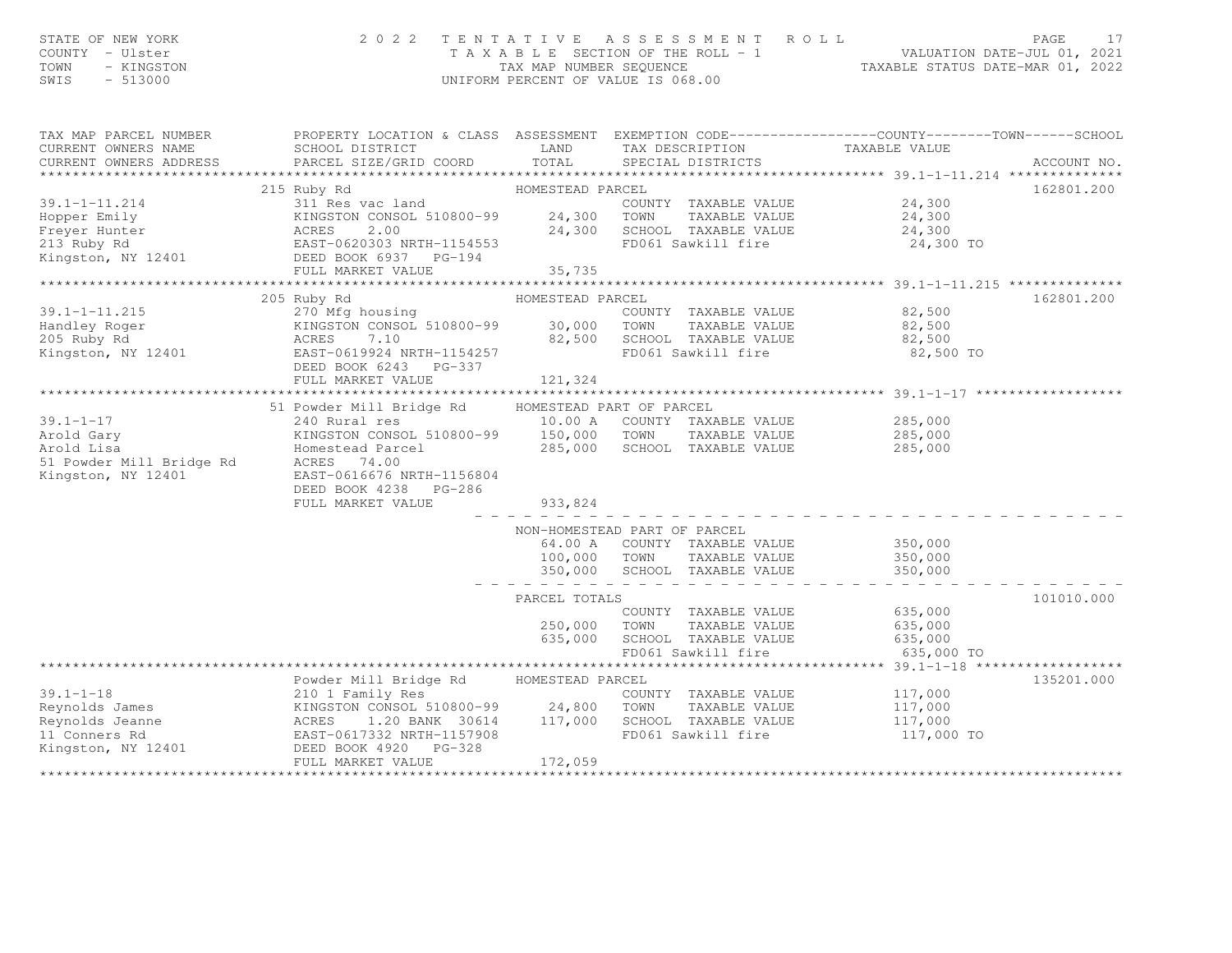STATE OF NEW YORK 2 0 2 2 T E N T A T I V E A S S E S S M E N T R O L L
COUNTY - Ulster T A X A B L E SECTION OF THE ROLL - 1 VALUATION DATE-JUL 01, 2021
TOWN - KINGSTON TAX MAP NUMBER SEQUENCE TAXABLE STATUS DATE-MAR 01, 2022
SWIS - 513000 UNIFORM PERCENT OF VALUE IS 068.00

| TAX MAP PARCEL NUMBER / CURRENT OWNERS NAME / CURRENT OWNERS ADDRESS | PROPERTY LOCATION & CLASS / SCHOOL DISTRICT / PARCEL SIZE/GRID COORD | ASSESSMENT LAND / TOTAL | EXEMPTION CODE / TAX DESCRIPTION / SPECIAL DISTRICTS | TAXABLE VALUE (COUNTY / TOWN / SCHOOL) | ACCOUNT NO. |
|---|---|---|---|---|---|
| 39.1-1-11.214 | 215 Ruby Rd | HOMESTEAD PARCEL | | | 162801.200 |
| 39.1-1-11.214 | 311 Res vac land | | COUNTY TAXABLE VALUE | 24,300 | |
| Hopper Emily | KINGSTON CONSOL 510800-99 | 24,300 | TOWN TAXABLE VALUE | 24,300 | |
| Freyer Hunter | ACRES 2.00 | 24,300 | SCHOOL TAXABLE VALUE | 24,300 | |
| 213 Ruby Rd | EAST-0620303 NRTH-1154553 | | FD061 Sawkill fire | 24,300 TO | |
| Kingston, NY 12401 | DEED BOOK 6937 PG-194 | | | | |
| | FULL MARKET VALUE | 35,735 | | | |
| 39.1-1-11.215 | 205 Ruby Rd | HOMESTEAD PARCEL | | | 162801.200 |
| 39.1-1-11.215 | 270 Mfg housing | | COUNTY TAXABLE VALUE | 82,500 | |
| Handley Roger | KINGSTON CONSOL 510800-99 | 30,000 | TOWN TAXABLE VALUE | 82,500 | |
| 205 Ruby Rd | ACRES 7.10 | 82,500 | SCHOOL TAXABLE VALUE | 82,500 | |
| Kingston, NY 12401 | EAST-0619924 NRTH-1154257 | | FD061 Sawkill fire | 82,500 TO | |
| | DEED BOOK 6243 PG-337 | | | | |
| | FULL MARKET VALUE | 121,324 | | | |
| 39.1-1-17 | 51 Powder Mill Bridge Rd | HOMESTEAD PART OF PARCEL | | | |
| 39.1-1-17 | 240 Rural res | 10.00 A | COUNTY TAXABLE VALUE | 285,000 | |
| Arold Gary | KINGSTON CONSOL 510800-99 | 150,000 | TOWN TAXABLE VALUE | 285,000 | |
| Arold Lisa | Homestead Parcel | 285,000 | SCHOOL TAXABLE VALUE | 285,000 | |
| 51 Powder Mill Bridge Rd | ACRES 74.00 | | | | |
| Kingston, NY 12401 | EAST-0616676 NRTH-1156804 | | | | |
| | DEED BOOK 4238 PG-286 | | | | |
| | FULL MARKET VALUE | 933,824 | | | |
| | | NON-HOMESTEAD PART OF PARCEL | | | |
| | | 64.00 A | COUNTY TAXABLE VALUE | 350,000 | |
| | | 100,000 | TOWN TAXABLE VALUE | 350,000 | |
| | | 350,000 | SCHOOL TAXABLE VALUE | 350,000 | |
| | | PARCEL TOTALS | | | 101010.000 |
| | | | COUNTY TAXABLE VALUE | 635,000 | |
| | | 250,000 | TOWN TAXABLE VALUE | 635,000 | |
| | | 635,000 | SCHOOL TAXABLE VALUE | 635,000 | |
| | | | FD061 Sawkill fire | 635,000 TO | |
| 39.1-1-18 | Powder Mill Bridge Rd | HOMESTEAD PARCEL | | | 135201.000 |
| 39.1-1-18 | 210 1 Family Res | | COUNTY TAXABLE VALUE | 117,000 | |
| Reynolds James | KINGSTON CONSOL 510800-99 | 24,800 | TOWN TAXABLE VALUE | 117,000 | |
| Reynolds Jeanne | ACRES 1.20 BANK 30614 | 117,000 | SCHOOL TAXABLE VALUE | 117,000 | |
| 11 Conners Rd | EAST-0617332 NRTH-1157908 | | FD061 Sawkill fire | 117,000 TO | |
| Kingston, NY 12401 | DEED BOOK 4920 PG-328 | | | | |
| | FULL MARKET VALUE | 172,059 | | | |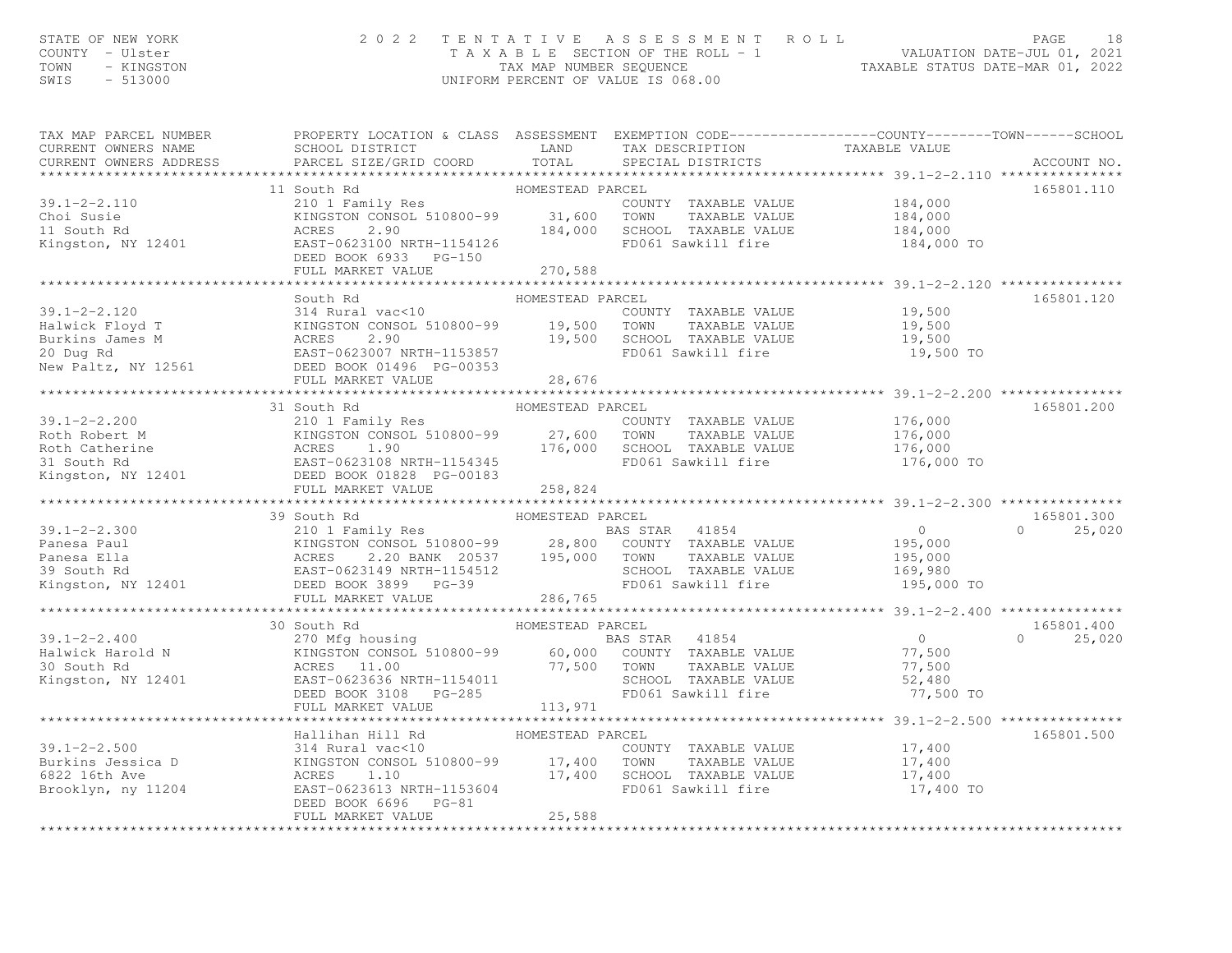STATE OF NEW YORK
COUNTY - Ulster
TOWN - KINGSTON
SWIS - 513000

2022 TENTATIVE ASSESSMENT ROLL
TAXABLE SECTION OF THE ROLL - 1
TAX MAP NUMBER SEQUENCE
UNIFORM PERCENT OF VALUE IS 068.00

VALUATION DATE-JUL 01, 2021
TAXABLE STATUS DATE-MAR 01, 2022

| TAX MAP PARCEL NUMBER / CURRENT OWNERS NAME / CURRENT OWNERS ADDRESS | PROPERTY LOCATION & CLASS / SCHOOL DISTRICT / PARCEL SIZE/GRID COORD | ASSESSMENT LAND / TOTAL | EXEMPTION CODE / TAX DESCRIPTION / SPECIAL DISTRICTS | COUNTY | TOWN | SCHOOL | TAXABLE VALUE | ACCOUNT NO. |
|---|---|---|---|---|---|---|---|---|
| **39.1-2-2.110** | 11 South Rd | HOMESTEAD PARCEL | | | | | | 165801.110 |
| 39.1-2-2.110 | 210 1 Family Res | | COUNTY TAXABLE VALUE | | | | 184,000 | |
| Choi Susie | KINGSTON CONSOL 510800-99 | 31,600 | TOWN TAXABLE VALUE | | | | 184,000 | |
| 11 South Rd | ACRES 2.90 | 184,000 | SCHOOL TAXABLE VALUE | | | | 184,000 | |
| Kingston, NY 12401 | EAST-0623100 NRTH-1154126 | | FD061 Sawkill fire | | | | 184,000 TO | |
| | DEED BOOK 6933 PG-150 | | | | | | | |
| | FULL MARKET VALUE | 270,588 | | | | | | |
| **39.1-2-2.120** | South Rd | HOMESTEAD PARCEL | | | | | | 165801.120 |
| 39.1-2-2.120 | 314 Rural vac<10 | | COUNTY TAXABLE VALUE | | | | 19,500 | |
| Halwick Floyd T | KINGSTON CONSOL 510800-99 | 19,500 | TOWN TAXABLE VALUE | | | | 19,500 | |
| Burkins James M | ACRES 2.90 | 19,500 | SCHOOL TAXABLE VALUE | | | | 19,500 | |
| 20 Dug Rd | EAST-0623007 NRTH-1153857 | | FD061 Sawkill fire | | | | 19,500 TO | |
| New Paltz, NY 12561 | DEED BOOK 01496 PG-00353 | | | | | | | |
| | FULL MARKET VALUE | 28,676 | | | | | | |
| **39.1-2-2.200** | 31 South Rd | HOMESTEAD PARCEL | | | | | | 165801.200 |
| 39.1-2-2.200 | 210 1 Family Res | | COUNTY TAXABLE VALUE | | | | 176,000 | |
| Roth Robert M | KINGSTON CONSOL 510800-99 | 27,600 | TOWN TAXABLE VALUE | | | | 176,000 | |
| Roth Catherine | ACRES 1.90 | 176,000 | SCHOOL TAXABLE VALUE | | | | 176,000 | |
| 31 South Rd | EAST-0623108 NRTH-1154345 | | FD061 Sawkill fire | | | | 176,000 TO | |
| Kingston, NY 12401 | DEED BOOK 01828 PG-00183 | | | | | | | |
| | FULL MARKET VALUE | 258,824 | | | | | | |
| **39.1-2-2.300** | 39 South Rd | HOMESTEAD PARCEL | | | | | | 165801.300 |
| 39.1-2-2.300 | 210 1 Family Res | | BAS STAR 41854 | 0 | 0 | 25,020 | | |
| Panesa Paul | KINGSTON CONSOL 510800-99 | 28,800 | COUNTY TAXABLE VALUE | | | | 195,000 | |
| Panesa Ella | ACRES 2.20 BANK 20537 | 195,000 | TOWN TAXABLE VALUE | | | | 195,000 | |
| 39 South Rd | EAST-0623149 NRTH-1154512 | | SCHOOL TAXABLE VALUE | | | | 169,980 | |
| Kingston, NY 12401 | DEED BOOK 3899 PG-39 | | FD061 Sawkill fire | | | | 195,000 TO | |
| | FULL MARKET VALUE | 286,765 | | | | | | |
| **39.1-2-2.400** | 30 South Rd | HOMESTEAD PARCEL | | | | | | 165801.400 |
| 39.1-2-2.400 | 270 Mfg housing | | BAS STAR 41854 | 0 | 0 | 25,020 | | |
| Halwick Harold N | KINGSTON CONSOL 510800-99 | 60,000 | COUNTY TAXABLE VALUE | | | | 77,500 | |
| 30 South Rd | ACRES 11.00 | 77,500 | TOWN TAXABLE VALUE | | | | 77,500 | |
| Kingston, NY 12401 | EAST-0623636 NRTH-1154011 | | SCHOOL TAXABLE VALUE | | | | 52,480 | |
| | DEED BOOK 3108 PG-285 | | FD061 Sawkill fire | | | | 77,500 TO | |
| | FULL MARKET VALUE | 113,971 | | | | | | |
| **39.1-2-2.500** | Hallihan Hill Rd | HOMESTEAD PARCEL | | | | | | 165801.500 |
| 39.1-2-2.500 | 314 Rural vac<10 | | COUNTY TAXABLE VALUE | | | | 17,400 | |
| Burkins Jessica D | KINGSTON CONSOL 510800-99 | 17,400 | TOWN TAXABLE VALUE | | | | 17,400 | |
| 6822 16th Ave | ACRES 1.10 | 17,400 | SCHOOL TAXABLE VALUE | | | | 17,400 | |
| Brooklyn, ny 11204 | EAST-0623613 NRTH-1153604 | | FD061 Sawkill fire | | | | 17,400 TO | |
| | DEED BOOK 6696 PG-81 | | | | | | | |
| | FULL MARKET VALUE | 25,588 | | | | | | |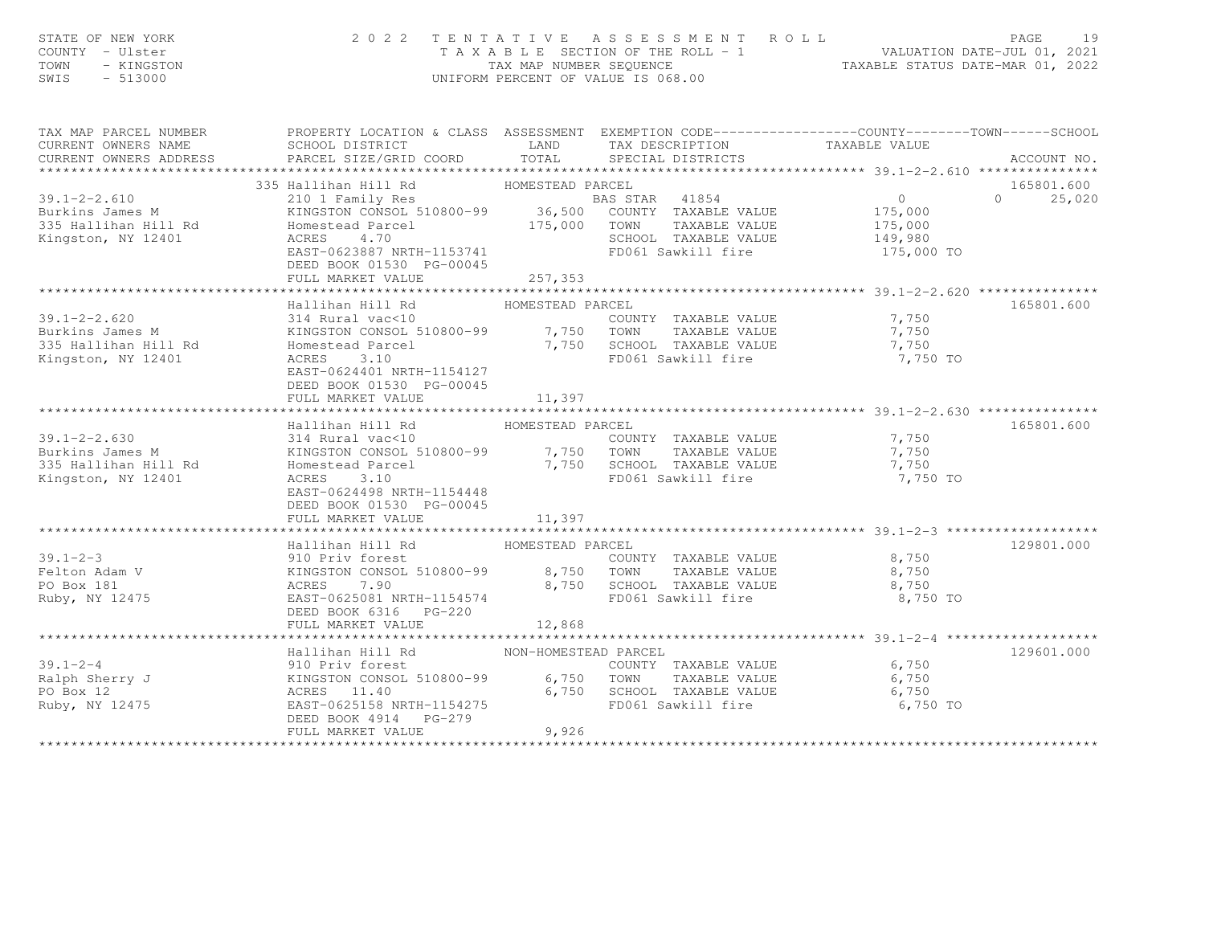STATE OF NEW YORK
COUNTY - Ulster
TOWN - KINGSTON
SWIS - 513000

2 0 2 2 T E N T A T I V E A S S E S S M E N T R O L L
T A X A B L E SECTION OF THE ROLL - 1
TAX MAP NUMBER SEQUENCE
UNIFORM PERCENT OF VALUE IS 068.00

VALUATION DATE-JUL 01, 2021
TAXABLE STATUS DATE-MAR 01, 2022

| TAX MAP PARCEL NUMBER / CURRENT OWNERS NAME / CURRENT OWNERS ADDRESS | PROPERTY LOCATION & CLASS / SCHOOL DISTRICT / PARCEL SIZE/GRID COORD | ASSESSMENT LAND / TOTAL | EXEMPTION CODE / TAX DESCRIPTION / SPECIAL DISTRICTS | COUNTY TAXABLE VALUE | TOWN | SCHOOL / ACCOUNT NO. |
|---|---|---|---|---|---|---|
| **39.1-2-2.610** | 335 Hallihan Hill Rd | HOMESTEAD PARCEL | | | | 165801.600 |
| 39.1-2-2.610 | 210 1 Family Res | | BAS STAR 41854 | 0 | 0 | 25,020 |
| Burkins James M | KINGSTON CONSOL 510800-99 | 36,500 | COUNTY TAXABLE VALUE | 175,000 | | |
| 335 Hallihan Hill Rd | Homestead Parcel | 175,000 | TOWN TAXABLE VALUE | 175,000 | | |
| Kingston, NY 12401 | ACRES 4.70 | | SCHOOL TAXABLE VALUE | 149,980 | | |
| | EAST-0623887 NRTH-1153741 | | FD061 Sawkill fire | 175,000 TO | | |
| | DEED BOOK 01530 PG-00045 | | | | | |
| | FULL MARKET VALUE | 257,353 | | | | |
| **39.1-2-2.620** | Hallihan Hill Rd | HOMESTEAD PARCEL | | | | 165801.600 |
| 39.1-2-2.620 | 314 Rural vac<10 | | COUNTY TAXABLE VALUE | 7,750 | | |
| Burkins James M | KINGSTON CONSOL 510800-99 | 7,750 | TOWN TAXABLE VALUE | 7,750 | | |
| 335 Hallihan Hill Rd | Homestead Parcel | 7,750 | SCHOOL TAXABLE VALUE | 7,750 | | |
| Kingston, NY 12401 | ACRES 3.10 | | FD061 Sawkill fire | 7,750 TO | | |
| | EAST-0624401 NRTH-1154127 | | | | | |
| | DEED BOOK 01530 PG-00045 | | | | | |
| | FULL MARKET VALUE | 11,397 | | | | |
| **39.1-2-2.630** | Hallihan Hill Rd | HOMESTEAD PARCEL | | | | 165801.600 |
| 39.1-2-2.630 | 314 Rural vac<10 | | COUNTY TAXABLE VALUE | 7,750 | | |
| Burkins James M | KINGSTON CONSOL 510800-99 | 7,750 | TOWN TAXABLE VALUE | 7,750 | | |
| 335 Hallihan Hill Rd | Homestead Parcel | 7,750 | SCHOOL TAXABLE VALUE | 7,750 | | |
| Kingston, NY 12401 | ACRES 3.10 | | FD061 Sawkill fire | 7,750 TO | | |
| | EAST-0624498 NRTH-1154448 | | | | | |
| | DEED BOOK 01530 PG-00045 | | | | | |
| | FULL MARKET VALUE | 11,397 | | | | |
| **39.1-2-3** | Hallihan Hill Rd | HOMESTEAD PARCEL | | | | 129801.000 |
| 39.1-2-3 | 910 Priv forest | | COUNTY TAXABLE VALUE | 8,750 | | |
| Felton Adam V | KINGSTON CONSOL 510800-99 | 8,750 | TOWN TAXABLE VALUE | 8,750 | | |
| PO Box 181 | ACRES 7.90 | 8,750 | SCHOOL TAXABLE VALUE | 8,750 | | |
| Ruby, NY 12475 | EAST-0625081 NRTH-1154574 | | FD061 Sawkill fire | 8,750 TO | | |
| | DEED BOOK 6316 PG-220 | | | | | |
| | FULL MARKET VALUE | 12,868 | | | | |
| **39.1-2-4** | Hallihan Hill Rd | NON-HOMESTEAD PARCEL | | | | 129601.000 |
| 39.1-2-4 | 910 Priv forest | | COUNTY TAXABLE VALUE | 6,750 | | |
| Ralph Sherry J | KINGSTON CONSOL 510800-99 | 6,750 | TOWN TAXABLE VALUE | 6,750 | | |
| PO Box 12 | ACRES 11.40 | 6,750 | SCHOOL TAXABLE VALUE | 6,750 | | |
| Ruby, NY 12475 | EAST-0625158 NRTH-1154275 | | FD061 Sawkill fire | 6,750 TO | | |
| | DEED BOOK 4914 PG-279 | | | | | |
| | FULL MARKET VALUE | 9,926 | | | | |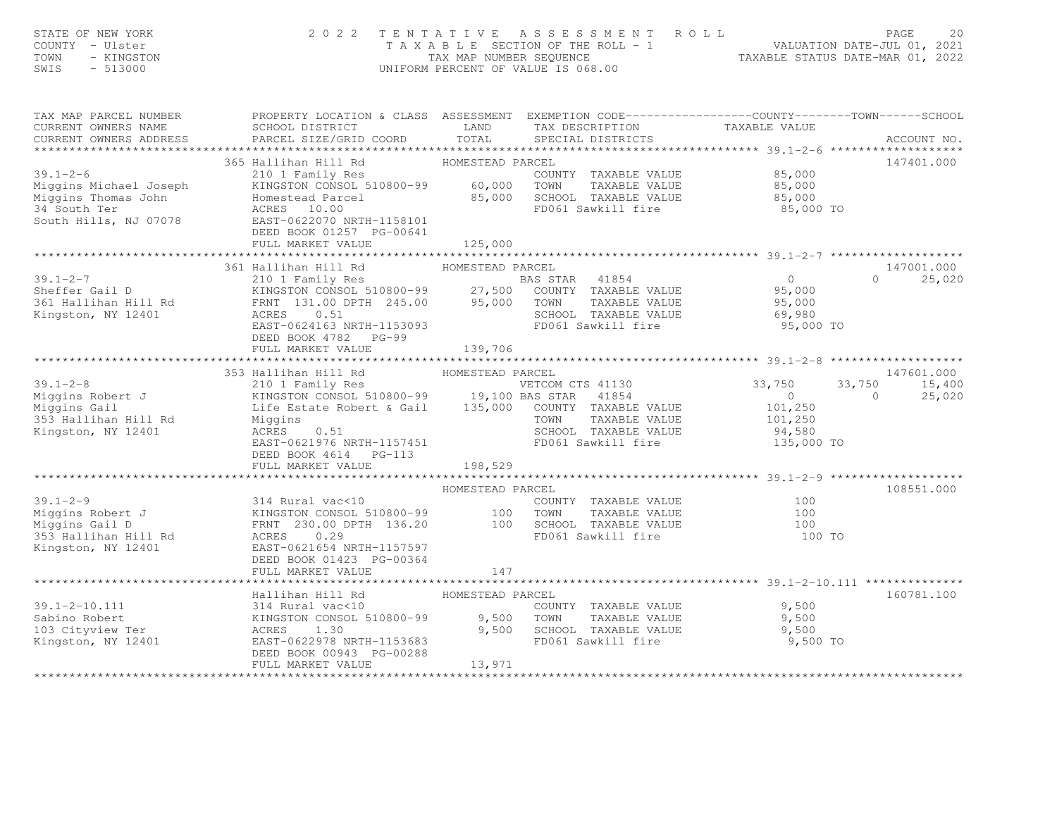STATE OF NEW YORK
COUNTY - Ulster
TOWN - KINGSTON
SWIS - 513000

2022 TENTATIVE ASSESSMENT ROLL
TAXABLE SECTION OF THE ROLL - 1
TAX MAP NUMBER SEQUENCE
UNIFORM PERCENT OF VALUE IS 068.00

VALUATION DATE-JUL 01, 2021
TAXABLE STATUS DATE-MAR 01, 2022

| TAX MAP PARCEL NUMBER / CURRENT OWNERS NAME / CURRENT OWNERS ADDRESS | PROPERTY LOCATION & CLASS / SCHOOL DISTRICT / PARCEL SIZE/GRID COORD | ASSESSMENT LAND / TOTAL | EXEMPTION CODE / TAX DESCRIPTION / SPECIAL DISTRICTS | COUNTY TAXABLE VALUE | TOWN | SCHOOL | ACCOUNT NO. |
|---|---|---|---|---|---|---|---|
| | 365 Hallihan Hill Rd | HOMESTEAD PARCEL | | | | | 147401.000 |
| 39.1-2-6 | 210 1 Family Res | | COUNTY TAXABLE VALUE | 85,000 | | | |
| Miggins Michael Joseph | KINGSTON CONSOL 510800-99 | 60,000 | TOWN TAXABLE VALUE | 85,000 | | | |
| Miggins Thomas John | Homestead Parcel | 85,000 | SCHOOL TAXABLE VALUE | 85,000 | | | |
| 34 South Ter | ACRES 10.00 | | FD061 Sawkill fire | 85,000 TO | | | |
| South Hills, NJ 07078 | EAST-0622070 NRTH-1158101 | | | | | | |
| | DEED BOOK 01257 PG-00641 | | | | | | |
| | FULL MARKET VALUE | 125,000 | | | | | |
| | 361 Hallihan Hill Rd | HOMESTEAD PARCEL | | | | | 147001.000 |
| 39.1-2-7 | 210 1 Family Res | | BAS STAR 41854 | 0 | 0 | 25,020 | |
| Sheffer Gail D | KINGSTON CONSOL 510800-99 | 27,500 | COUNTY TAXABLE VALUE | 95,000 | | | |
| 361 Hallihan Hill Rd | FRNT 131.00 DPTH 245.00 | 95,000 | TOWN TAXABLE VALUE | 95,000 | | | |
| Kingston, NY 12401 | ACRES 0.51 | | SCHOOL TAXABLE VALUE | 69,980 | | | |
| | EAST-0624163 NRTH-1153093 | | FD061 Sawkill fire | 95,000 TO | | | |
| | DEED BOOK 4782 PG-99 | | | | | | |
| | FULL MARKET VALUE | 139,706 | | | | | |
| | 353 Hallihan Hill Rd | HOMESTEAD PARCEL | | | | | 147601.000 |
| 39.1-2-8 | 210 1 Family Res | | VETCOM CTS 41130 | 33,750 | 33,750 | 15,400 | |
| Miggins Robert J | KINGSTON CONSOL 510800-99 | 19,100 | BAS STAR 41854 | 0 | 0 | 25,020 | |
| Miggins Gail | Life Estate Robert & Gail | 135,000 | COUNTY TAXABLE VALUE | 101,250 | | | |
| 353 Hallihan Hill Rd | Miggins | | TOWN TAXABLE VALUE | 101,250 | | | |
| Kingston, NY 12401 | ACRES 0.51 | | SCHOOL TAXABLE VALUE | 94,580 | | | |
| | EAST-0621976 NRTH-1157451 | | FD061 Sawkill fire | 135,000 TO | | | |
| | DEED BOOK 4614 PG-113 | | | | | | |
| | FULL MARKET VALUE | 198,529 | | | | | |
| | | HOMESTEAD PARCEL | | | | | 108551.000 |
| 39.1-2-9 | 314 Rural vac<10 | | COUNTY TAXABLE VALUE | 100 | | | |
| Miggins Robert J | KINGSTON CONSOL 510800-99 | 100 | TOWN TAXABLE VALUE | 100 | | | |
| Miggins Gail D | FRNT 230.00 DPTH 136.20 | 100 | SCHOOL TAXABLE VALUE | 100 | | | |
| 353 Hallihan Hill Rd | ACRES 0.29 | | FD061 Sawkill fire | 100 TO | | | |
| Kingston, NY 12401 | EAST-0621654 NRTH-1157597 | | | | | | |
| | DEED BOOK 01423 PG-00364 | | | | | | |
| | FULL MARKET VALUE | 147 | | | | | |
| | Hallihan Hill Rd | HOMESTEAD PARCEL | | | | | 160781.100 |
| 39.1-2-10.111 | 314 Rural vac<10 | | COUNTY TAXABLE VALUE | 9,500 | | | |
| Sabino Robert | KINGSTON CONSOL 510800-99 | 9,500 | TOWN TAXABLE VALUE | 9,500 | | | |
| 103 Cityview Ter | ACRES 1.30 | 9,500 | SCHOOL TAXABLE VALUE | 9,500 | | | |
| Kingston, NY 12401 | EAST-0622978 NRTH-1153683 | | FD061 Sawkill fire | 9,500 TO | | | |
| | DEED BOOK 00943 PG-00288 | | | | | | |
| | FULL MARKET VALUE | 13,971 | | | | | |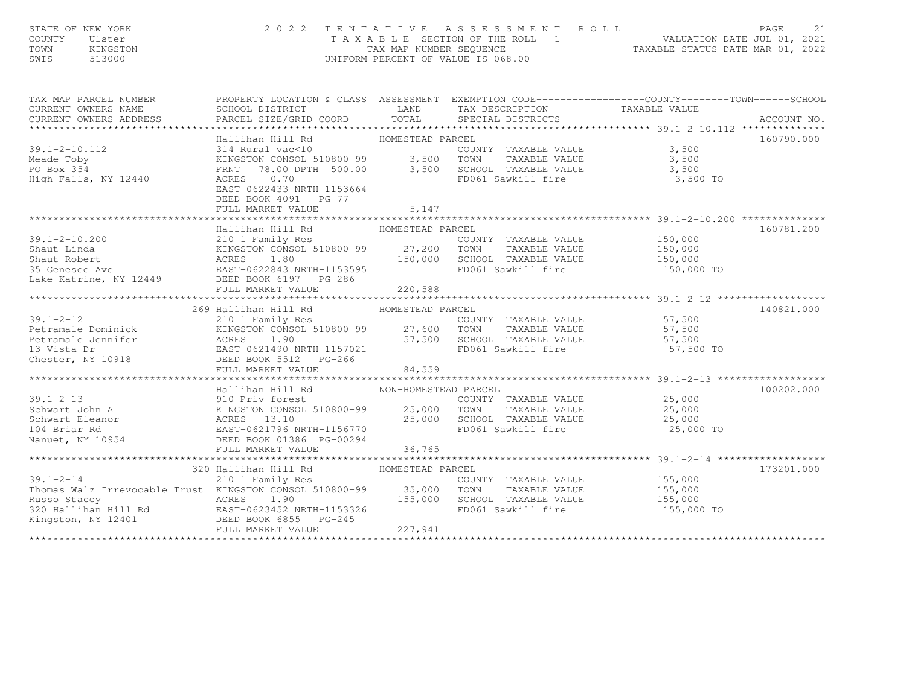STATE OF NEW YORK
COUNTY - Ulster
TOWN - KINGSTON
SWIS - 513000

2022 TENTATIVE ASSESSMENT ROLL
TAXABLE SECTION OF THE ROLL - 1
TAX MAP NUMBER SEQUENCE
UNIFORM PERCENT OF VALUE IS 068.00

VALUATION DATE-JUL 01, 2021
TAXABLE STATUS DATE-MAR 01, 2022

| TAX MAP PARCEL NUMBER / CURRENT OWNERS NAME / CURRENT OWNERS ADDRESS | PROPERTY LOCATION & CLASS / SCHOOL DISTRICT / PARCEL SIZE/GRID COORD | ASSESSMENT LAND / TOTAL | EXEMPTION CODE / TAX DESCRIPTION / SPECIAL DISTRICTS | TAXABLE VALUE | ACCOUNT NO. |
|---|---|---|---|---|---|
| 39.1-2-10.112 | Hallihan Hill Rd | HOMESTEAD PARCEL | | | 160790.000 |
| 39.1-2-10.112 | 314 Rural vac<10 | | COUNTY TAXABLE VALUE | 3,500 | |
| Meade Toby | KINGSTON CONSOL 510800-99 | 3,500 | TOWN TAXABLE VALUE | 3,500 | |
| PO Box 354 | FRNT 78.00 DPTH 500.00 | 3,500 | SCHOOL TAXABLE VALUE | 3,500 | |
| High Falls, NY 12440 | ACRES 0.70 | | FD061 Sawkill fire | 3,500 TO | |
| | EAST-0622433 NRTH-1153664 | | | | |
| | DEED BOOK 4091 PG-77 | | | | |
| | FULL MARKET VALUE | 5,147 | | | |
| 39.1-2-10.200 | Hallihan Hill Rd | HOMESTEAD PARCEL | | | 160781.200 |
| 39.1-2-10.200 | 210 1 Family Res | | COUNTY TAXABLE VALUE | 150,000 | |
| Shaut Linda | KINGSTON CONSOL 510800-99 | 27,200 | TOWN TAXABLE VALUE | 150,000 | |
| Shaut Robert | ACRES 1.80 | 150,000 | SCHOOL TAXABLE VALUE | 150,000 | |
| 35 Genesee Ave | EAST-0622843 NRTH-1153595 | | FD061 Sawkill fire | 150,000 TO | |
| Lake Katrine, NY 12449 | DEED BOOK 6197 PG-286 | | | | |
| | FULL MARKET VALUE | 220,588 | | | |
| 39.1-2-12 | 269 Hallihan Hill Rd | HOMESTEAD PARCEL | | | 140821.000 |
| 39.1-2-12 | 210 1 Family Res | | COUNTY TAXABLE VALUE | 57,500 | |
| Petramale Dominick | KINGSTON CONSOL 510800-99 | 27,600 | TOWN TAXABLE VALUE | 57,500 | |
| Petramale Jennifer | ACRES 1.90 | 57,500 | SCHOOL TAXABLE VALUE | 57,500 | |
| 13 Vista Dr | EAST-0621490 NRTH-1157021 | | FD061 Sawkill fire | 57,500 TO | |
| Chester, NY 10918 | DEED BOOK 5512 PG-266 | | | | |
| | FULL MARKET VALUE | 84,559 | | | |
| 39.1-2-13 | Hallihan Hill Rd | NON-HOMESTEAD PARCEL | | | 100202.000 |
| 39.1-2-13 | 910 Priv forest | | COUNTY TAXABLE VALUE | 25,000 | |
| Schwart John A | KINGSTON CONSOL 510800-99 | 25,000 | TOWN TAXABLE VALUE | 25,000 | |
| Schwart Eleanor | ACRES 13.10 | 25,000 | SCHOOL TAXABLE VALUE | 25,000 | |
| 104 Briar Rd | EAST-0621796 NRTH-1156770 | | FD061 Sawkill fire | 25,000 TO | |
| Nanuet, NY 10954 | DEED BOOK 01386 PG-00294 | | | | |
| | FULL MARKET VALUE | 36,765 | | | |
| 39.1-2-14 | 320 Hallihan Hill Rd | HOMESTEAD PARCEL | | | 173201.000 |
| 39.1-2-14 | 210 1 Family Res | | COUNTY TAXABLE VALUE | 155,000 | |
| Thomas Walz Irrevocable Trust | KINGSTON CONSOL 510800-99 | 35,000 | TOWN TAXABLE VALUE | 155,000 | |
| Russo Stacey | ACRES 1.90 | 155,000 | SCHOOL TAXABLE VALUE | 155,000 | |
| 320 Hallihan Hill Rd | EAST-0623452 NRTH-1153326 | | FD061 Sawkill fire | 155,000 TO | |
| Kingston, NY 12401 | DEED BOOK 6855 PG-245 | | | | |
| | FULL MARKET VALUE | 227,941 | | | |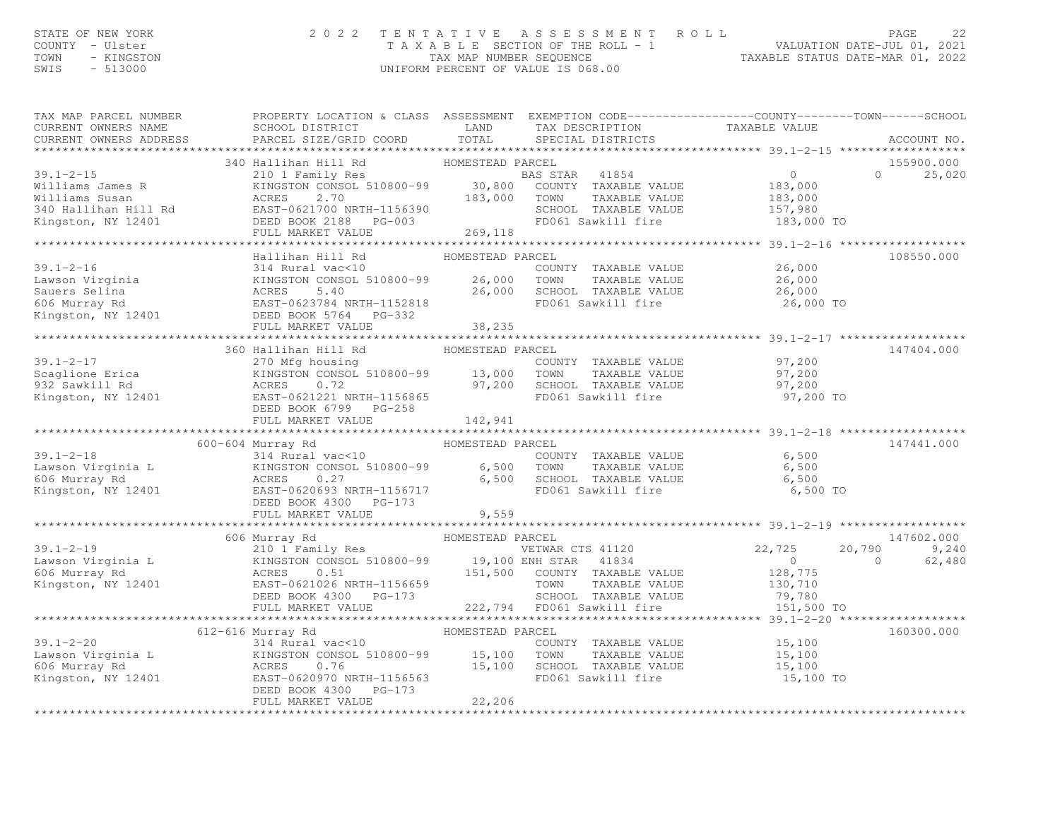STATE OF NEW YORK
COUNTY - Ulster
TOWN - KINGSTON
SWIS - 513000

2 0 2 2 T E N T A T I V E A S S E S S M E N T R O L L
T A X A B L E SECTION OF THE ROLL - 1
TAX MAP NUMBER SEQUENCE
UNIFORM PERCENT OF VALUE IS 068.00

VALUATION DATE-JUL 01, 2021
TAXABLE STATUS DATE-MAR 01, 2022

| TAX MAP PARCEL NUMBER / CURRENT OWNERS NAME / CURRENT OWNERS ADDRESS | PROPERTY LOCATION & CLASS / SCHOOL DISTRICT / PARCEL SIZE/GRID COORD | ASSESSMENT LAND / TOTAL | EXEMPTION CODE / TAX DESCRIPTION / SPECIAL DISTRICTS | COUNTY TAXABLE VALUE | TOWN | SCHOOL | ACCOUNT NO. |
|---|---|---|---|---|---|---|---|
| **39.1-2-15** | 340 Hallihan Hill Rd | HOMESTEAD PARCEL | | | | | 155900.000 |
| 39.1-2-15 | 210 1 Family Res | | BAS STAR 41854 | 0 | 0 | 25,020 | |
| Williams James R | KINGSTON CONSOL 510800-99 | 30,800 | COUNTY TAXABLE VALUE | 183,000 | | | |
| Williams Susan | ACRES 2.70 | 183,000 | TOWN TAXABLE VALUE | 183,000 | | | |
| 340 Hallihan Hill Rd | EAST-0621700 NRTH-1156390 | | SCHOOL TAXABLE VALUE | 157,980 | | | |
| Kingston, NY 12401 | DEED BOOK 2188 PG-003 | | FD061 Sawkill fire | 183,000 TO | | | |
| | FULL MARKET VALUE | 269,118 | | | | | |
| **39.1-2-16** | Hallihan Hill Rd | HOMESTEAD PARCEL | | | | | 108550.000 |
| 39.1-2-16 | 314 Rural vac<10 | | COUNTY TAXABLE VALUE | 26,000 | | | |
| Lawson Virginia | KINGSTON CONSOL 510800-99 | 26,000 | TOWN TAXABLE VALUE | 26,000 | | | |
| Sauers Selina | ACRES 5.40 | 26,000 | SCHOOL TAXABLE VALUE | 26,000 | | | |
| 606 Murray Rd | EAST-0623784 NRTH-1152818 | | FD061 Sawkill fire | 26,000 TO | | | |
| Kingston, NY 12401 | DEED BOOK 5764 PG-332 | | | | | | |
| | FULL MARKET VALUE | 38,235 | | | | | |
| **39.1-2-17** | 360 Hallihan Hill Rd | HOMESTEAD PARCEL | | | | | 147404.000 |
| 39.1-2-17 | 270 Mfg housing | | COUNTY TAXABLE VALUE | 97,200 | | | |
| Scaglione Erica | KINGSTON CONSOL 510800-99 | 13,000 | TOWN TAXABLE VALUE | 97,200 | | | |
| 932 Sawkill Rd | ACRES 0.72 | 97,200 | SCHOOL TAXABLE VALUE | 97,200 | | | |
| Kingston, NY 12401 | EAST-0621221 NRTH-1156865 | | FD061 Sawkill fire | 97,200 TO | | | |
| | DEED BOOK 6799 PG-258 | | | | | | |
| | FULL MARKET VALUE | 142,941 | | | | | |
| **39.1-2-18** | 600-604 Murray Rd | HOMESTEAD PARCEL | | | | | 147441.000 |
| 39.1-2-18 | 314 Rural vac<10 | | COUNTY TAXABLE VALUE | 6,500 | | | |
| Lawson Virginia L | KINGSTON CONSOL 510800-99 | 6,500 | TOWN TAXABLE VALUE | 6,500 | | | |
| 606 Murray Rd | ACRES 0.27 | 6,500 | SCHOOL TAXABLE VALUE | 6,500 | | | |
| Kingston, NY 12401 | EAST-0620693 NRTH-1156717 | | FD061 Sawkill fire | 6,500 TO | | | |
| | DEED BOOK 4300 PG-173 | | | | | | |
| | FULL MARKET VALUE | 9,559 | | | | | |
| **39.1-2-19** | 606 Murray Rd | HOMESTEAD PARCEL | | | | | 147602.000 |
| 39.1-2-19 | 210 1 Family Res | | VETWAR CTS 41120 | 22,725 | 20,790 | 9,240 | |
| Lawson Virginia L | KINGSTON CONSOL 510800-99 | 19,100 | ENH STAR 41834 | 0 | 0 | 62,480 | |
| 606 Murray Rd | ACRES 0.51 | 151,500 | COUNTY TAXABLE VALUE | 128,775 | | | |
| Kingston, NY 12401 | EAST-0621026 NRTH-1156659 | | TOWN TAXABLE VALUE | 130,710 | | | |
| | DEED BOOK 4300 PG-173 | | SCHOOL TAXABLE VALUE | 79,780 | | | |
| | FULL MARKET VALUE | 222,794 | FD061 Sawkill fire | 151,500 TO | | | |
| **39.1-2-20** | 612-616 Murray Rd | HOMESTEAD PARCEL | | | | | 160300.000 |
| 39.1-2-20 | 314 Rural vac<10 | | COUNTY TAXABLE VALUE | 15,100 | | | |
| Lawson Virginia L | KINGSTON CONSOL 510800-99 | 15,100 | TOWN TAXABLE VALUE | 15,100 | | | |
| 606 Murray Rd | ACRES 0.76 | 15,100 | SCHOOL TAXABLE VALUE | 15,100 | | | |
| Kingston, NY 12401 | EAST-0620970 NRTH-1156563 | | FD061 Sawkill fire | 15,100 TO | | | |
| | DEED BOOK 4300 PG-173 | | | | | | |
| | FULL MARKET VALUE | 22,206 | | | | | |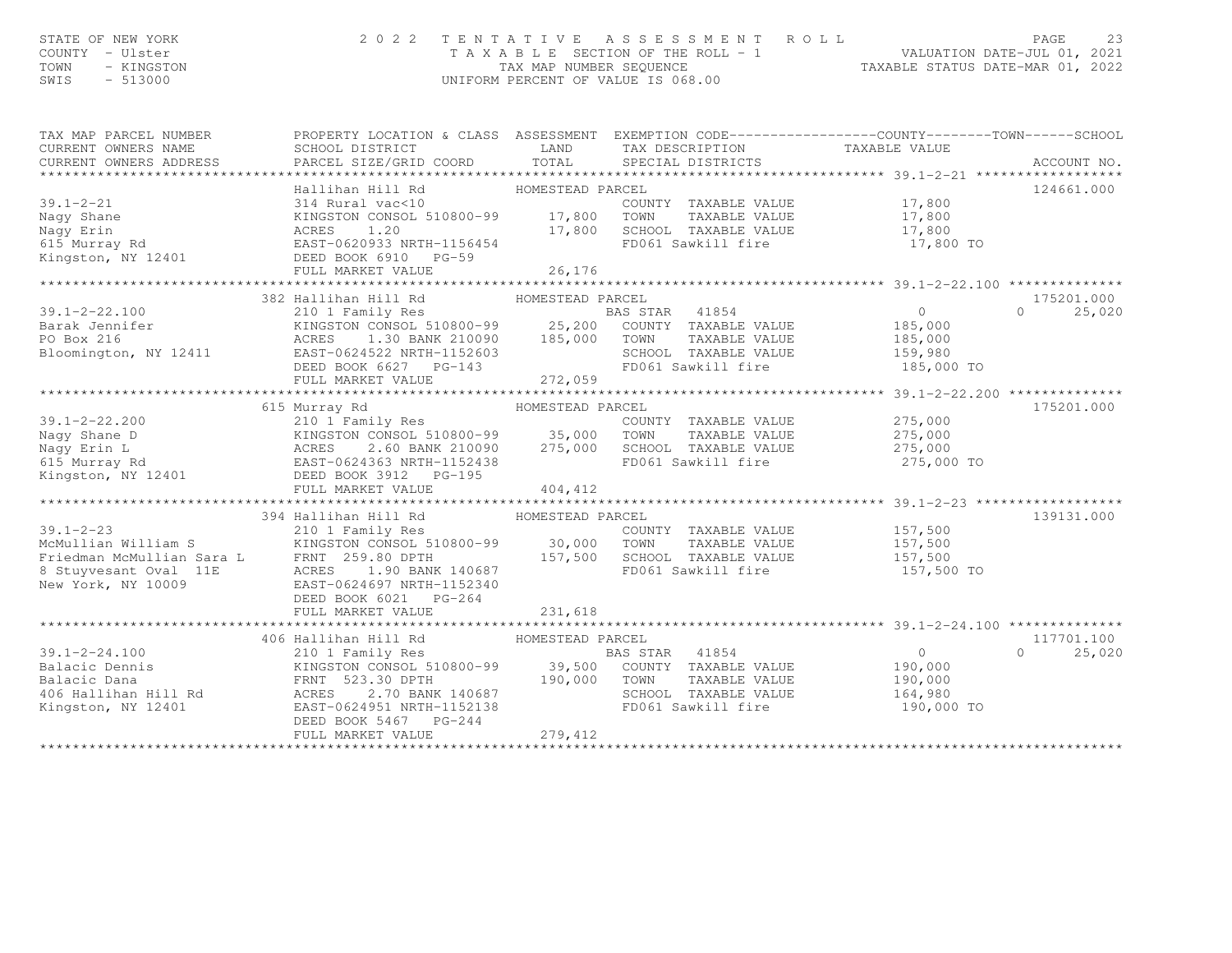STATE OF NEW YORK
COUNTY - Ulster
TOWN - KINGSTON
SWIS - 513000

2022 TENTATIVE ASSESSMENT ROLL
TAXABLE SECTION OF THE ROLL - 1
TAX MAP NUMBER SEQUENCE
UNIFORM PERCENT OF VALUE IS 068.00

VALUATION DATE-JUL 01, 2021
TAXABLE STATUS DATE-MAR 01, 2022

| TAX MAP PARCEL NUMBER / CURRENT OWNERS NAME / CURRENT OWNERS ADDRESS | PROPERTY LOCATION & CLASS / SCHOOL DISTRICT / PARCEL SIZE/GRID COORD | ASSESSMENT LAND / TOTAL | EXEMPTION CODE / TAX DESCRIPTION / SPECIAL DISTRICTS | COUNTY TAXABLE VALUE | TOWN | SCHOOL | ACCOUNT NO. |
|---|---|---|---|---|---|---|---|
| **39.1-2-21** | Hallihan Hill Rd — HOMESTEAD PARCEL | | | | | | 124661.000 |
| 39.1-2-21 | 314 Rural vac<10 | | COUNTY TAXABLE VALUE | 17,800 | | | |
| Nagy Shane | KINGSTON CONSOL 510800-99 | 17,800 | TOWN TAXABLE VALUE | 17,800 | | | |
| Nagy Erin | ACRES 1.20 | 17,800 | SCHOOL TAXABLE VALUE | 17,800 | | | |
| 615 Murray Rd | EAST-0620933 NRTH-1156454 | | FD061 Sawkill fire | 17,800 TO | | | |
| Kingston, NY 12401 | DEED BOOK 6910 PG-59 | | | | | | |
| | FULL MARKET VALUE | 26,176 | | | | | |
| **39.1-2-22.100** | 382 Hallihan Hill Rd — HOMESTEAD PARCEL | | | | | | 175201.000 |
| 39.1-2-22.100 | 210 1 Family Res | | BAS STAR 41854 | 0 | | 0 | 25,020 |
| Barak Jennifer | KINGSTON CONSOL 510800-99 | 25,200 | COUNTY TAXABLE VALUE | 185,000 | | | |
| PO Box 216 | ACRES 1.30 BANK 210090 | 185,000 | TOWN TAXABLE VALUE | 185,000 | | | |
| Bloomington, NY 12411 | EAST-0624522 NRTH-1152603 | | SCHOOL TAXABLE VALUE | 159,980 | | | |
| | DEED BOOK 6627 PG-143 | | FD061 Sawkill fire | 185,000 TO | | | |
| | FULL MARKET VALUE | 272,059 | | | | | |
| **39.1-2-22.200** | 615 Murray Rd — HOMESTEAD PARCEL | | | | | | 175201.000 |
| 39.1-2-22.200 | 210 1 Family Res | | COUNTY TAXABLE VALUE | 275,000 | | | |
| Nagy Shane D | KINGSTON CONSOL 510800-99 | 35,000 | TOWN TAXABLE VALUE | 275,000 | | | |
| Nagy Erin L | ACRES 2.60 BANK 210090 | 275,000 | SCHOOL TAXABLE VALUE | 275,000 | | | |
| 615 Murray Rd | EAST-0624363 NRTH-1152438 | | FD061 Sawkill fire | 275,000 TO | | | |
| Kingston, NY 12401 | DEED BOOK 3912 PG-195 | | | | | | |
| | FULL MARKET VALUE | 404,412 | | | | | |
| **39.1-2-23** | 394 Hallihan Hill Rd — HOMESTEAD PARCEL | | | | | | 139131.000 |
| 39.1-2-23 | 210 1 Family Res | | COUNTY TAXABLE VALUE | 157,500 | | | |
| McMullian William S | KINGSTON CONSOL 510800-99 | 30,000 | TOWN TAXABLE VALUE | 157,500 | | | |
| Friedman McMullian Sara L | FRNT 259.80 DPTH | 157,500 | SCHOOL TAXABLE VALUE | 157,500 | | | |
| 8 Stuyvesant Oval 11E | ACRES 1.90 BANK 140687 | | FD061 Sawkill fire | 157,500 TO | | | |
| New York, NY 10009 | EAST-0624697 NRTH-1152340 | | | | | | |
| | DEED BOOK 6021 PG-264 | | | | | | |
| | FULL MARKET VALUE | 231,618 | | | | | |
| **39.1-2-24.100** | 406 Hallihan Hill Rd — HOMESTEAD PARCEL | | | | | | 117701.100 |
| 39.1-2-24.100 | 210 1 Family Res | | BAS STAR 41854 | 0 | | 0 | 25,020 |
| Balacic Dennis | KINGSTON CONSOL 510800-99 | 39,500 | COUNTY TAXABLE VALUE | 190,000 | | | |
| Balacic Dana | FRNT 523.30 DPTH | 190,000 | TOWN TAXABLE VALUE | 190,000 | | | |
| 406 Hallihan Hill Rd | ACRES 2.70 BANK 140687 | | SCHOOL TAXABLE VALUE | 164,980 | | | |
| Kingston, NY 12401 | EAST-0624951 NRTH-1152138 | | FD061 Sawkill fire | 190,000 TO | | | |
| | DEED BOOK 5467 PG-244 | | | | | | |
| | FULL MARKET VALUE | 279,412 | | | | | |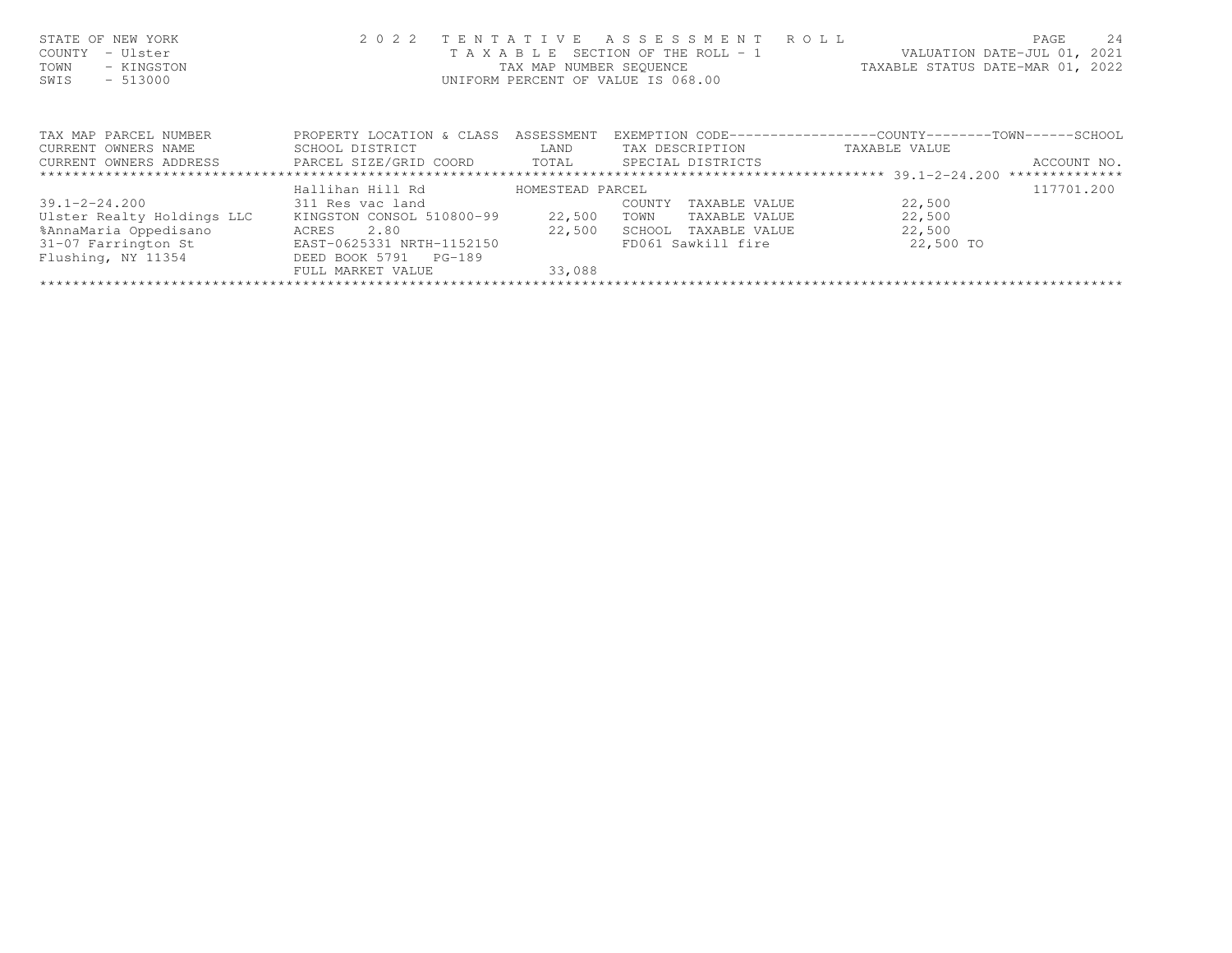STATE OF NEW YORK
COUNTY - Ulster
TOWN - KINGSTON
SWIS - 513000

2 0 2 2 T E N T A T I V E A S S E S S M E N T R O L L
T A X A B L E SECTION OF THE ROLL - 1
TAX MAP NUMBER SEQUENCE
UNIFORM PERCENT OF VALUE IS 068.00

VALUATION DATE-JUL 01, 2021
TAXABLE STATUS DATE-MAR 01, 2022

| TAX MAP PARCEL NUMBER<br>CURRENT OWNERS NAME<br>CURRENT OWNERS ADDRESS | PROPERTY LOCATION & CLASS<br>SCHOOL DISTRICT<br>PARCEL SIZE/GRID COORD | ASSESSMENT<br>LAND<br>TOTAL | EXEMPTION CODE<br>TAX DESCRIPTION<br>SPECIAL DISTRICTS | COUNTY--------TOWN------SCHOOL<br>TAXABLE VALUE | ACCOUNT NO. |
|---|---|---|---|---|---|
| 39.1-2-24.200 | | | | | |
| | Hallihan Hill Rd | HOMESTEAD PARCEL | | | 117701.200 |
| 39.1-2-24.200 | 311 Res vac land | | COUNTY TAXABLE VALUE | 22,500 | |
| Ulster Realty Holdings LLC | KINGSTON CONSOL 510800-99 | 22,500 | TOWN TAXABLE VALUE | 22,500 | |
| %AnnaMaria Oppedisano | ACRES 2.80 | 22,500 | SCHOOL TAXABLE VALUE | 22,500 | |
| 31-07 Farrington St | EAST-0625331 NRTH-1152150 | | FD061 Sawkill fire | 22,500 TO | |
| Flushing, NY 11354 | DEED BOOK 5791 PG-189 | | | | |
| | FULL MARKET VALUE | 33,088 | | | |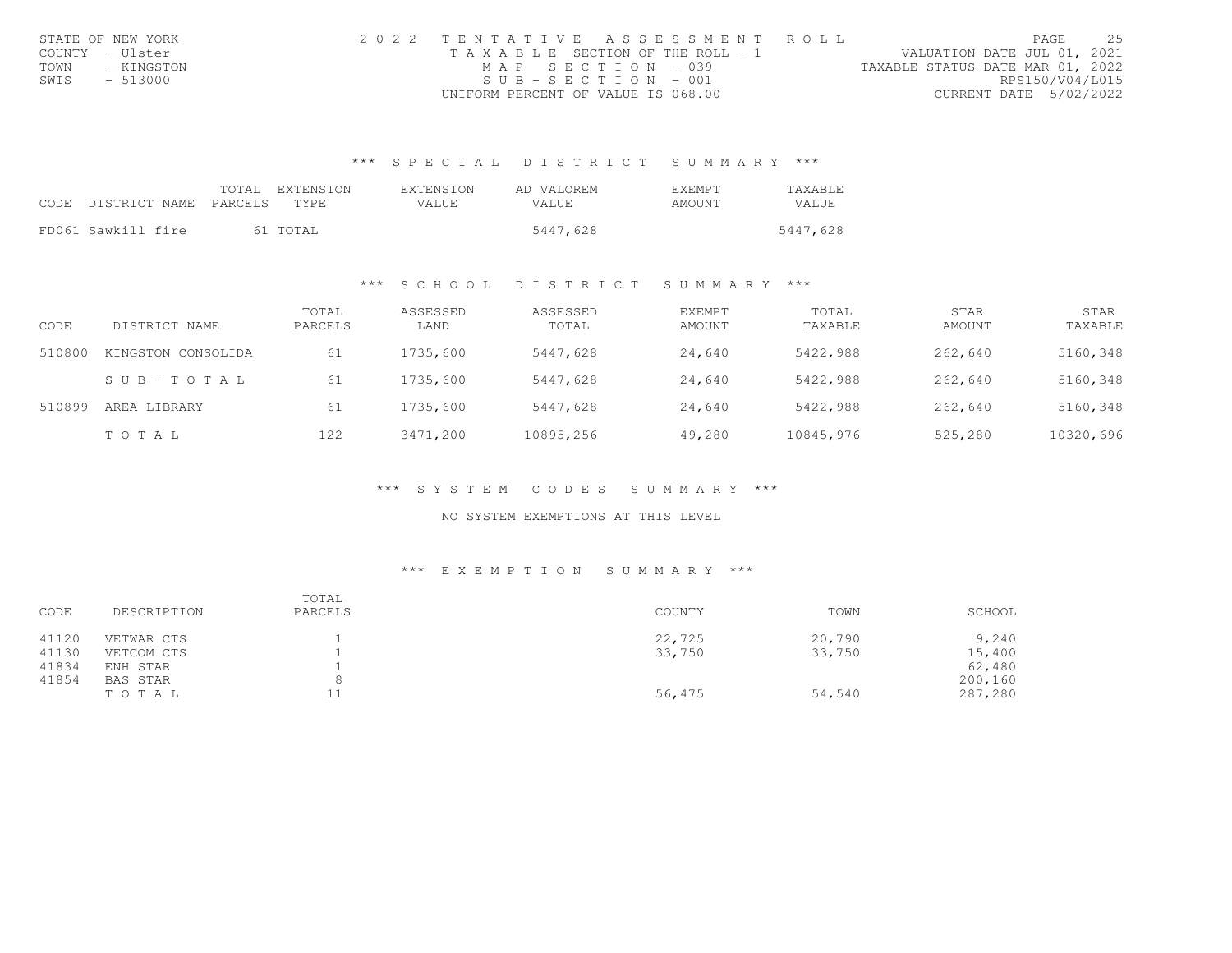STATE OF NEW YORK
COUNTY - Ulster
TOWN - KINGSTON
SWIS - 513000

2022 TENTATIVE ASSESSMENT ROLL
TAXABLE SECTION OF THE ROLL - 1
MAP SECTION - 039
SUB-SECTION - 001
UNIFORM PERCENT OF VALUE IS 068.00

VALUATION DATE-JUL 01, 2021
TAXABLE STATUS DATE-MAR 01, 2022
RPS150/V04/L015
CURRENT DATE 5/02/2022

## *** SPECIAL DISTRICT SUMMARY ***

| CODE DISTRICT NAME | TOTAL PARCELS | EXTENSION TYPE | EXTENSION VALUE | AD VALOREM VALUE | EXEMPT AMOUNT | TAXABLE VALUE |
|---|---|---|---|---|---|---|
| FD061 Sawkill fire | 61 | TOTAL | | 5447,628 | | 5447,628 |

## *** SCHOOL DISTRICT SUMMARY ***

| CODE | DISTRICT NAME | TOTAL PARCELS | ASSESSED LAND | ASSESSED TOTAL | EXEMPT AMOUNT | TOTAL TAXABLE | STAR AMOUNT | STAR TAXABLE |
|---|---|---|---|---|---|---|---|---|
| 510800 | KINGSTON CONSOLIDA | 61 | 1735,600 | 5447,628 | 24,640 | 5422,988 | 262,640 | 5160,348 |
| | SUB-TOTAL | 61 | 1735,600 | 5447,628 | 24,640 | 5422,988 | 262,640 | 5160,348 |
| 510899 | AREA LIBRARY | 61 | 1735,600 | 5447,628 | 24,640 | 5422,988 | 262,640 | 5160,348 |
| | TOTAL | 122 | 3471,200 | 10895,256 | 49,280 | 10845,976 | 525,280 | 10320,696 |

## *** SYSTEM CODES SUMMARY ***

NO SYSTEM EXEMPTIONS AT THIS LEVEL

## *** EXEMPTION SUMMARY ***

| CODE | DESCRIPTION | TOTAL PARCELS | COUNTY | TOWN | SCHOOL |
|---|---|---|---|---|---|
| 41120 | VETWAR CTS | 1 | 22,725 | 20,790 | 9,240 |
| 41130 | VETCOM CTS | 1 | 33,750 | 33,750 | 15,400 |
| 41834 | ENH STAR | 1 | | | 62,480 |
| 41854 | BAS STAR | 8 | | | 200,160 |
| | TOTAL | 11 | 56,475 | 54,540 | 287,280 |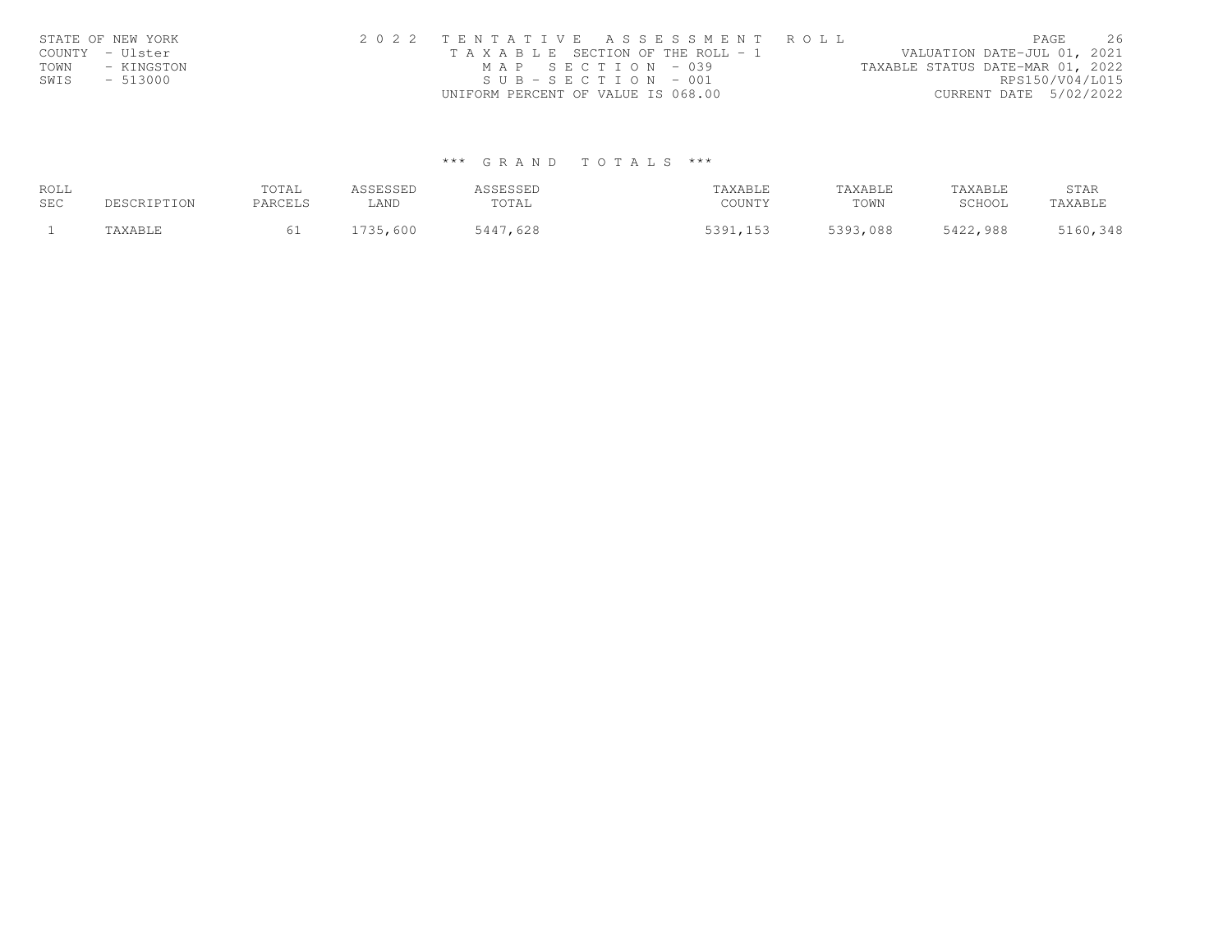STATE OF NEW YORK
COUNTY - Ulster
TOWN - KINGSTON
SWIS - 513000

2 0 2 2 T E N T A T I V E A S S E S S M E N T R O L L
T A X A B L E SECTION OF THE ROLL - 1
M A P S E C T I O N - 039
S U B - S E C T I O N - 001
UNIFORM PERCENT OF VALUE IS 068.00

VALUATION DATE-JUL 01, 2021
TAXABLE STATUS DATE-MAR 01, 2022
RPS150/V04/L015
CURRENT DATE 5/02/2022

*** G R A N D T O T A L S ***

| ROLL SEC | DESCRIPTION | TOTAL PARCELS | ASSESSED LAND | ASSESSED TOTAL | TAXABLE COUNTY | TAXABLE TOWN | TAXABLE SCHOOL | STAR TAXABLE |
|---|---|---|---|---|---|---|---|---|
| 1 | TAXABLE | 61 | 1735,600 | 5447,628 | 5391,153 | 5393,088 | 5422,988 | 5160,348 |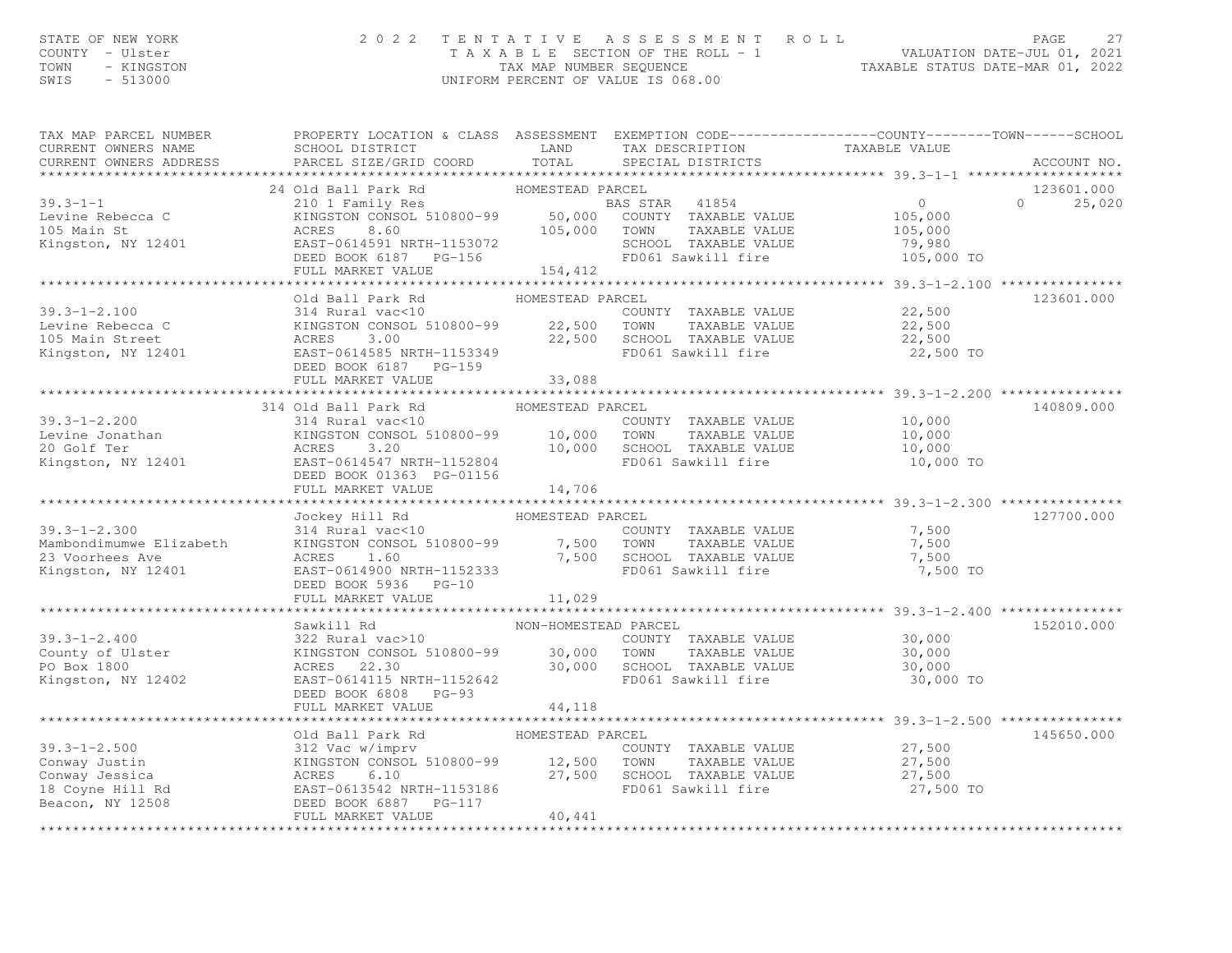STATE OF NEW YORK
COUNTY - Ulster
TOWN - Kingston
SWIS - 513000

2022 TENTATIVE ASSESSMENT ROLL
TAXABLE SECTION OF THE ROLL - 1
TAX MAP NUMBER SEQUENCE
UNIFORM PERCENT OF VALUE IS 068.00

VALUATION DATE-JUL 01, 2021
TAXABLE STATUS DATE-MAR 01, 2022

| TAX MAP PARCEL NUMBER / CURRENT OWNERS NAME / CURRENT OWNERS ADDRESS | PROPERTY LOCATION & CLASS / SCHOOL DISTRICT / PARCEL SIZE/GRID COORD | ASSESSMENT LAND / TOTAL | EXEMPTION CODE / TAX DESCRIPTION / SPECIAL DISTRICTS | COUNTY TAXABLE VALUE | TOWN | SCHOOL | ACCOUNT NO. |
|---|---|---|---|---|---|---|---|
| 39.3-1-1 | 24 Old Ball Park Rd — HOMESTEAD PARCEL | | | | | | 123601.000 |
| | 210 1 Family Res | | BAS STAR 41854 | 0 | 0 | 25,020 | |
| Levine Rebecca C | KINGSTON CONSOL 510800-99 | 50,000 | COUNTY TAXABLE VALUE | 105,000 | | | |
| 105 Main St | ACRES 8.60 | 105,000 | TOWN TAXABLE VALUE | 105,000 | | | |
| Kingston, NY 12401 | EAST-0614591 NRTH-1153072 | | SCHOOL TAXABLE VALUE | 79,980 | | | |
| | DEED BOOK 6187 PG-156 | | FD061 Sawkill fire | 105,000 TO | | | |
| | FULL MARKET VALUE | 154,412 | | | | | |
| 39.3-1-2.100 | Old Ball Park Rd — HOMESTEAD PARCEL | | | | | | 123601.000 |
| | 314 Rural vac<10 | | COUNTY TAXABLE VALUE | 22,500 | | | |
| Levine Rebecca C | KINGSTON CONSOL 510800-99 | 22,500 | TOWN TAXABLE VALUE | 22,500 | | | |
| 105 Main Street | ACRES 3.00 | 22,500 | SCHOOL TAXABLE VALUE | 22,500 | | | |
| Kingston, NY 12401 | EAST-0614585 NRTH-1153349 | | FD061 Sawkill fire | 22,500 TO | | | |
| | DEED BOOK 6187 PG-159 | | | | | | |
| | FULL MARKET VALUE | 33,088 | | | | | |
| 39.3-1-2.200 | 314 Old Ball Park Rd — HOMESTEAD PARCEL | | | | | | 140809.000 |
| | 314 Rural vac<10 | | COUNTY TAXABLE VALUE | 10,000 | | | |
| Levine Jonathan | KINGSTON CONSOL 510800-99 | 10,000 | TOWN TAXABLE VALUE | 10,000 | | | |
| 20 Golf Ter | ACRES 3.20 | 10,000 | SCHOOL TAXABLE VALUE | 10,000 | | | |
| Kingston, NY 12401 | EAST-0614547 NRTH-1152804 | | FD061 Sawkill fire | 10,000 TO | | | |
| | DEED BOOK 01363 PG-01156 | | | | | | |
| | FULL MARKET VALUE | 14,706 | | | | | |
| 39.3-1-2.300 | Jockey Hill Rd — HOMESTEAD PARCEL | | | | | | 127700.000 |
| | 314 Rural vac<10 | | COUNTY TAXABLE VALUE | 7,500 | | | |
| Mambondimumwe Elizabeth | KINGSTON CONSOL 510800-99 | 7,500 | TOWN TAXABLE VALUE | 7,500 | | | |
| 23 Voorhees Ave | ACRES 1.60 | 7,500 | SCHOOL TAXABLE VALUE | 7,500 | | | |
| Kingston, NY 12401 | EAST-0614900 NRTH-1152333 | | FD061 Sawkill fire | 7,500 TO | | | |
| | DEED BOOK 5936 PG-10 | | | | | | |
| | FULL MARKET VALUE | 11,029 | | | | | |
| 39.3-1-2.400 | Sawkill Rd — NON-HOMESTEAD PARCEL | | | | | | 152010.000 |
| | 322 Rural vac>10 | | COUNTY TAXABLE VALUE | 30,000 | | | |
| County of Ulster | KINGSTON CONSOL 510800-99 | 30,000 | TOWN TAXABLE VALUE | 30,000 | | | |
| PO Box 1800 | ACRES 22.30 | 30,000 | SCHOOL TAXABLE VALUE | 30,000 | | | |
| Kingston, NY 12402 | EAST-0614115 NRTH-1152642 | | FD061 Sawkill fire | 30,000 TO | | | |
| | DEED BOOK 6808 PG-93 | | | | | | |
| | FULL MARKET VALUE | 44,118 | | | | | |
| 39.3-1-2.500 | Old Ball Park Rd — HOMESTEAD PARCEL | | | | | | 145650.000 |
| | 312 Vac w/imprv | | COUNTY TAXABLE VALUE | 27,500 | | | |
| Conway Justin | KINGSTON CONSOL 510800-99 | 12,500 | TOWN TAXABLE VALUE | 27,500 | | | |
| Conway Jessica | ACRES 6.10 | 27,500 | SCHOOL TAXABLE VALUE | 27,500 | | | |
| 18 Coyne Hill Rd | EAST-0613542 NRTH-1153186 | | FD061 Sawkill fire | 27,500 TO | | | |
| Beacon, NY 12508 | DEED BOOK 6887 PG-117 | | | | | | |
| | FULL MARKET VALUE | 40,441 | | | | | |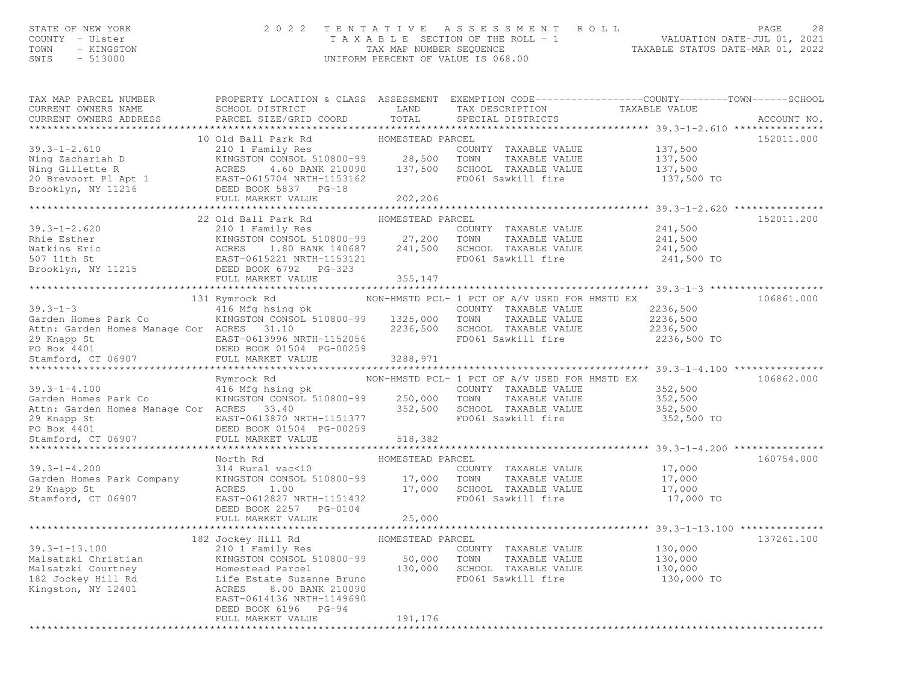STATE OF NEW YORK
COUNTY - Ulster
TOWN - KINGSTON
SWIS - 513000

2022 TENTATIVE ASSESSMENT ROLL
TAXABLE SECTION OF THE ROLL - 1
TAX MAP NUMBER SEQUENCE
UNIFORM PERCENT OF VALUE IS 068.00

VALUATION DATE-JUL 01, 2021
TAXABLE STATUS DATE-MAR 01, 2022

| TAX MAP PARCEL NUMBER / CURRENT OWNERS NAME / CURRENT OWNERS ADDRESS | PROPERTY LOCATION & CLASS / SCHOOL DISTRICT / PARCEL SIZE/GRID COORD | ASSESSMENT LAND | TOTAL | EXEMPTION CODE / TAX DESCRIPTION / SPECIAL DISTRICTS | TAXABLE VALUE (COUNTY / TOWN / SCHOOL) | ACCOUNT NO. |
|---|---|---|---|---|---|---|
| **39.3-1-2.610** | 10 Old Ball Park Rd | HOMESTEAD PARCEL | | | | 152011.000 |
| 39.3-1-2.610 | 210 1 Family Res | | | COUNTY TAXABLE VALUE | 137,500 | |
| Wing Zachariah D | KINGSTON CONSOL 510800-99 | 28,500 | | TOWN TAXABLE VALUE | 137,500 | |
| Wing Gillette R | ACRES 4.60 BANK 210090 | | 137,500 | SCHOOL TAXABLE VALUE | 137,500 | |
| 20 Brevoort Pl Apt 1 | EAST-0615704 NRTH-1153162 | | | FD061 Sawkill fire | 137,500 TO | |
| Brooklyn, NY 11216 | DEED BOOK 5837 PG-18 | | | | | |
| | FULL MARKET VALUE | | 202,206 | | | |
| **39.3-1-2.620** | 22 Old Ball Park Rd | HOMESTEAD PARCEL | | | | 152011.200 |
| 39.3-1-2.620 | 210 1 Family Res | | | COUNTY TAXABLE VALUE | 241,500 | |
| Rhie Esther | KINGSTON CONSOL 510800-99 | 27,200 | | TOWN TAXABLE VALUE | 241,500 | |
| Watkins Eric | ACRES 1.80 BANK 140687 | | 241,500 | SCHOOL TAXABLE VALUE | 241,500 | |
| 507 11th St | EAST-0615221 NRTH-1153121 | | | FD061 Sawkill fire | 241,500 TO | |
| Brooklyn, NY 11215 | DEED BOOK 6792 PG-323 | | | | | |
| | FULL MARKET VALUE | | 355,147 | | | |
| **39.3-1-3** | 131 Rymrock Rd | NON-HMSTD PCL- 1 PCT OF A/V USED FOR HMSTD EX | | | | 106861.000 |
| 39.3-1-3 | 416 Mfg hsing pk | | | COUNTY TAXABLE VALUE | 2236,500 | |
| Garden Homes Park Co | KINGSTON CONSOL 510800-99 | 1325,000 | | TOWN TAXABLE VALUE | 2236,500 | |
| Attn: Garden Homes Manage Cor | ACRES 31.10 | | 2236,500 | SCHOOL TAXABLE VALUE | 2236,500 | |
| 29 Knapp St | EAST-0613996 NRTH-1152056 | | | FD061 Sawkill fire | 2236,500 TO | |
| PO Box 4401 | DEED BOOK 01504 PG-00259 | | | | | |
| Stamford, CT 06907 | FULL MARKET VALUE | | 3288,971 | | | |
| **39.3-1-4.100** | Rymrock Rd | NON-HMSTD PCL- 1 PCT OF A/V USED FOR HMSTD EX | | | | 106862.000 |
| 39.3-1-4.100 | 416 Mfg hsing pk | | | COUNTY TAXABLE VALUE | 352,500 | |
| Garden Homes Park Co | KINGSTON CONSOL 510800-99 | 250,000 | | TOWN TAXABLE VALUE | 352,500 | |
| Attn: Garden Homes Manage Cor | ACRES 33.40 | | 352,500 | SCHOOL TAXABLE VALUE | 352,500 | |
| 29 Knapp St | EAST-0613870 NRTH-1151377 | | | FD061 Sawkill fire | 352,500 TO | |
| PO Box 4401 | DEED BOOK 01504 PG-00259 | | | | | |
| Stamford, CT 06907 | FULL MARKET VALUE | | 518,382 | | | |
| **39.3-1-4.200** | North Rd | HOMESTEAD PARCEL | | | | 160754.000 |
| 39.3-1-4.200 | 314 Rural vac<10 | | | COUNTY TAXABLE VALUE | 17,000 | |
| Garden Homes Park Company | KINGSTON CONSOL 510800-99 | 17,000 | | TOWN TAXABLE VALUE | 17,000 | |
| 29 Knapp St | ACRES 1.00 | | 17,000 | SCHOOL TAXABLE VALUE | 17,000 | |
| Stamford, CT 06907 | EAST-0612827 NRTH-1151432 | | | FD061 Sawkill fire | 17,000 TO | |
| | DEED BOOK 2257 PG-0104 | | | | | |
| | FULL MARKET VALUE | | 25,000 | | | |
| **39.3-1-13.100** | 182 Jockey Hill Rd | HOMESTEAD PARCEL | | | | 137261.100 |
| 39.3-1-13.100 | 210 1 Family Res | | | COUNTY TAXABLE VALUE | 130,000 | |
| Malsatzki Christian | KINGSTON CONSOL 510800-99 | 50,000 | | TOWN TAXABLE VALUE | 130,000 | |
| Malsatzki Courtney | Homestead Parcel | | 130,000 | SCHOOL TAXABLE VALUE | 130,000 | |
| 182 Jockey Hill Rd | Life Estate Suzanne Bruno | | | FD061 Sawkill fire | 130,000 TO | |
| Kingston, NY 12401 | ACRES 8.00 BANK 210090 | | | | | |
| | EAST-0614136 NRTH-1149690 | | | | | |
| | DEED BOOK 6196 PG-94 | | | | | |
| | FULL MARKET VALUE | | 191,176 | | | |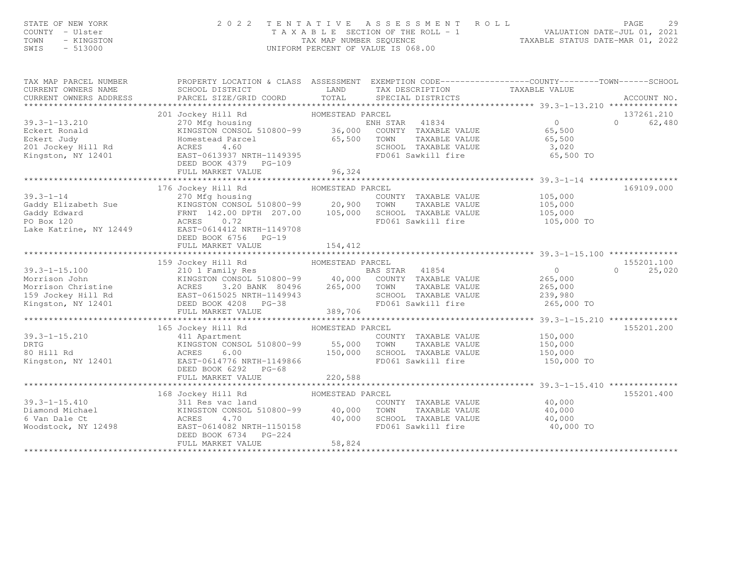STATE OF NEW YORK
COUNTY - Ulster
TOWN - KINGSTON
SWIS - 513000

2 0 2 2 TENTATIVE ASSESSMENT ROLL
TAXABLE SECTION OF THE ROLL - 1
TAX MAP NUMBER SEQUENCE
UNIFORM PERCENT OF VALUE IS 068.00

VALUATION DATE-JUL 01, 2021
TAXABLE STATUS DATE-MAR 01, 2022

| TAX MAP PARCEL NUMBER / CURRENT OWNERS NAME / CURRENT OWNERS ADDRESS | PROPERTY LOCATION & CLASS / SCHOOL DISTRICT / PARCEL SIZE/GRID COORD | ASSESSMENT LAND | TOTAL | EXEMPTION CODE / TAX DESCRIPTION / SPECIAL DISTRICTS | COUNTY TAXABLE VALUE | TOWN | SCHOOL | ACCOUNT NO. |
|---|---|---|---|---|---|---|---|---|
| **39.3-1-13.210** | 201 Jockey Hill Rd | HOMESTEAD PARCEL | | | | | | 137261.210 |
| 39.3-1-13.210 | 270 Mfg housing | | | ENH STAR 41834 | 0 | 0 | 62,480 | |
| Eckert Ronald | KINGSTON CONSOL 510800-99 | 36,000 | | COUNTY TAXABLE VALUE | 65,500 | | | |
| Eckert Judy | Homestead Parcel | | 65,500 | TOWN TAXABLE VALUE | 65,500 | | | |
| 201 Jockey Hill Rd | ACRES 4.60 | | | SCHOOL TAXABLE VALUE | 3,020 | | | |
| Kingston, NY 12401 | EAST-0613937 NRTH-1149395 | | | FD061 Sawkill fire | 65,500 TO | | | |
| | DEED BOOK 4379 PG-109 | | | | | | | |
| | FULL MARKET VALUE | | 96,324 | | | | | |
| **39.3-1-14** | 176 Jockey Hill Rd | HOMESTEAD PARCEL | | | | | | 169109.000 |
| 39.3-1-14 | 270 Mfg housing | | | COUNTY TAXABLE VALUE | 105,000 | | | |
| Gaddy Elizabeth Sue | KINGSTON CONSOL 510800-99 | 20,900 | | TOWN TAXABLE VALUE | 105,000 | | | |
| Gaddy Edward | FRNT 142.00 DPTH 207.00 | | 105,000 | SCHOOL TAXABLE VALUE | 105,000 | | | |
| PO Box 120 | ACRES 0.72 | | | FD061 Sawkill fire | 105,000 TO | | | |
| Lake Katrine, NY 12449 | EAST-0614412 NRTH-1149708 | | | | | | | |
| | DEED BOOK 6756 PG-19 | | | | | | | |
| | FULL MARKET VALUE | | 154,412 | | | | | |
| **39.3-1-15.100** | 159 Jockey Hill Rd | HOMESTEAD PARCEL | | | | | | 155201.100 |
| 39.3-1-15.100 | 210 1 Family Res | | | BAS STAR 41854 | 0 | 0 | 25,020 | |
| Morrison John | KINGSTON CONSOL 510800-99 | 40,000 | | COUNTY TAXABLE VALUE | 265,000 | | | |
| Morrison Christine | ACRES 3.20 BANK 80496 | | 265,000 | TOWN TAXABLE VALUE | 265,000 | | | |
| 159 Jockey Hill Rd | EAST-0615025 NRTH-1149943 | | | SCHOOL TAXABLE VALUE | 239,980 | | | |
| Kingston, NY 12401 | DEED BOOK 4208 PG-38 | | | FD061 Sawkill fire | 265,000 TO | | | |
| | FULL MARKET VALUE | | 389,706 | | | | | |
| **39.3-1-15.210** | 165 Jockey Hill Rd | HOMESTEAD PARCEL | | | | | | 155201.200 |
| 39.3-1-15.210 | 411 Apartment | | | COUNTY TAXABLE VALUE | 150,000 | | | |
| DRTG | KINGSTON CONSOL 510800-99 | 55,000 | | TOWN TAXABLE VALUE | 150,000 | | | |
| 80 Hill Rd | ACRES 6.00 | | 150,000 | SCHOOL TAXABLE VALUE | 150,000 | | | |
| Kingston, NY 12401 | EAST-0614776 NRTH-1149866 | | | FD061 Sawkill fire | 150,000 TO | | | |
| | DEED BOOK 6292 PG-68 | | | | | | | |
| | FULL MARKET VALUE | | 220,588 | | | | | |
| **39.3-1-15.410** | 168 Jockey Hill Rd | HOMESTEAD PARCEL | | | | | | 155201.400 |
| 39.3-1-15.410 | 311 Res vac land | | | COUNTY TAXABLE VALUE | 40,000 | | | |
| Diamond Michael | KINGSTON CONSOL 510800-99 | 40,000 | | TOWN TAXABLE VALUE | 40,000 | | | |
| 6 Van Dale Ct | ACRES 4.70 | | 40,000 | SCHOOL TAXABLE VALUE | 40,000 | | | |
| Woodstock, NY 12498 | EAST-0614082 NRTH-1150158 | | | FD061 Sawkill fire | 40,000 TO | | | |
| | DEED BOOK 6734 PG-224 | | | | | | | |
| | FULL MARKET VALUE | | 58,824 | | | | | |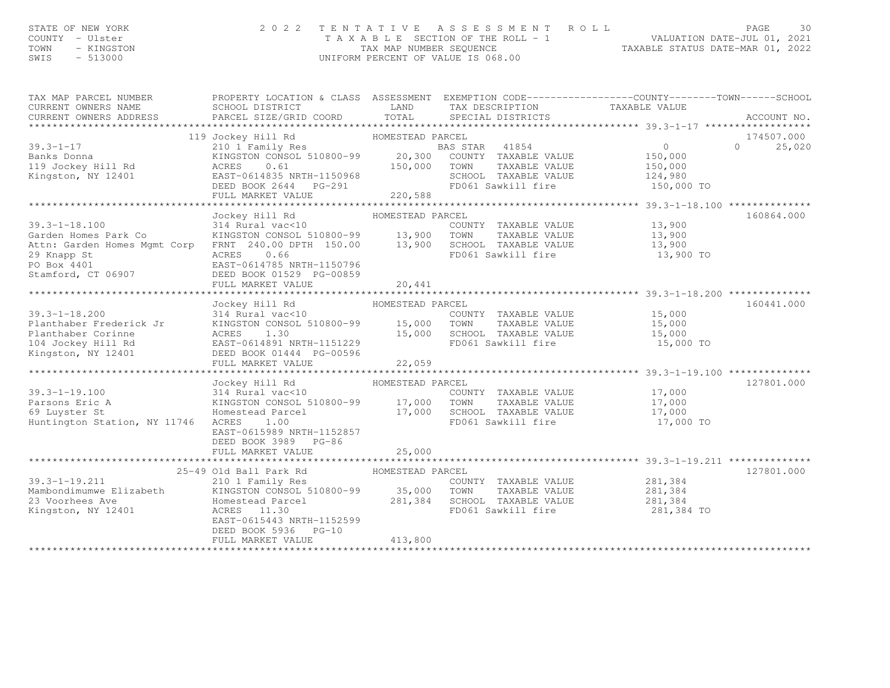STATE OF NEW YORK
COUNTY - Ulster
TOWN - KINGSTON
SWIS - 513000

2 0 2 2 T E N T A T I V E A S S E S S M E N T R O L L
T A X A B L E SECTION OF THE ROLL - 1
TAX MAP NUMBER SEQUENCE
UNIFORM PERCENT OF VALUE IS 068.00

VALUATION DATE-JUL 01, 2021
TAXABLE STATUS DATE-MAR 01, 2022

| TAX MAP PARCEL NUMBER / CURRENT OWNERS NAME / CURRENT OWNERS ADDRESS | PROPERTY LOCATION & CLASS / SCHOOL DISTRICT / PARCEL SIZE/GRID COORD | ASSESSMENT LAND / TOTAL | EXEMPTION CODE / TAX DESCRIPTION / SPECIAL DISTRICTS | COUNTY TAXABLE VALUE | TOWN | SCHOOL | ACCOUNT NO. |
|---|---|---|---|---|---|---|---|
| 39.3-1-17 | 119 Jockey Hill Rd — HOMESTEAD PARCEL | | | | | | 174507.000 |
| Banks Donna | 210 1 Family Res | | BAS STAR 41854 | 0 | 0 | 25,020 | |
| 119 Jockey Hill Rd | KINGSTON CONSOL 510800-99 | 20,300 | COUNTY TAXABLE VALUE | 150,000 | | | |
| Kingston, NY 12401 | ACRES 0.61 | 150,000 | TOWN TAXABLE VALUE | 150,000 | | | |
| | EAST-0614835 NRTH-1150968 | | SCHOOL TAXABLE VALUE | 124,980 | | | |
| | DEED BOOK 2644 PG-291 | | FD061 Sawkill fire | 150,000 TO | | | |
| | FULL MARKET VALUE | 220,588 | | | | | |
| 39.3-1-18.100 | Jockey Hill Rd — HOMESTEAD PARCEL | | | | | | 160864.000 |
| Garden Homes Park Co | 314 Rural vac<10 | | COUNTY TAXABLE VALUE | 13,900 | | | |
| Attn: Garden Homes Mgmt Corp | KINGSTON CONSOL 510800-99 | 13,900 | TOWN TAXABLE VALUE | 13,900 | | | |
| 29 Knapp St | FRNT 240.00 DPTH 150.00 | 13,900 | SCHOOL TAXABLE VALUE | 13,900 | | | |
| PO Box 4401 | ACRES 0.66 | | FD061 Sawkill fire | 13,900 TO | | | |
| Stamford, CT 06907 | EAST-0614785 NRTH-1150796 | | | | | | |
| | DEED BOOK 01529 PG-00859 | | | | | | |
| | FULL MARKET VALUE | 20,441 | | | | | |
| 39.3-1-18.200 | Jockey Hill Rd — HOMESTEAD PARCEL | | | | | | 160441.000 |
| Planthaber Frederick Jr | 314 Rural vac<10 | | COUNTY TAXABLE VALUE | 15,000 | | | |
| Planthaber Corinne | KINGSTON CONSOL 510800-99 | 15,000 | TOWN TAXABLE VALUE | 15,000 | | | |
| 104 Jockey Hill Rd | ACRES 1.30 | 15,000 | SCHOOL TAXABLE VALUE | 15,000 | | | |
| Kingston, NY 12401 | EAST-0614891 NRTH-1151229 | | FD061 Sawkill fire | 15,000 TO | | | |
| | DEED BOOK 01444 PG-00596 | | | | | | |
| | FULL MARKET VALUE | 22,059 | | | | | |
| 39.3-1-19.100 | Jockey Hill Rd — HOMESTEAD PARCEL | | | | | | 127801.000 |
| Parsons Eric A | 314 Rural vac<10 | | COUNTY TAXABLE VALUE | 17,000 | | | |
| 69 Luyster St | KINGSTON CONSOL 510800-99 | 17,000 | TOWN TAXABLE VALUE | 17,000 | | | |
| Huntington Station, NY 11746 | Homestead Parcel | 17,000 | SCHOOL TAXABLE VALUE | 17,000 | | | |
| | ACRES 1.00 | | FD061 Sawkill fire | 17,000 TO | | | |
| | EAST-0615989 NRTH-1152857 | | | | | | |
| | DEED BOOK 3989 PG-86 | | | | | | |
| | FULL MARKET VALUE | 25,000 | | | | | |
| 39.3-1-19.211 | 25-49 Old Ball Park Rd — HOMESTEAD PARCEL | | | | | | 127801.000 |
| Mambondimumwe Elizabeth | 210 1 Family Res | | COUNTY TAXABLE VALUE | 281,384 | | | |
| 23 Voorhees Ave | KINGSTON CONSOL 510800-99 | 35,000 | TOWN TAXABLE VALUE | 281,384 | | | |
| Kingston, NY 12401 | Homestead Parcel | 281,384 | SCHOOL TAXABLE VALUE | 281,384 | | | |
| | ACRES 11.30 | | FD061 Sawkill fire | 281,384 TO | | | |
| | EAST-0615443 NRTH-1152599 | | | | | | |
| | DEED BOOK 5936 PG-10 | | | | | | |
| | FULL MARKET VALUE | 413,800 | | | | | |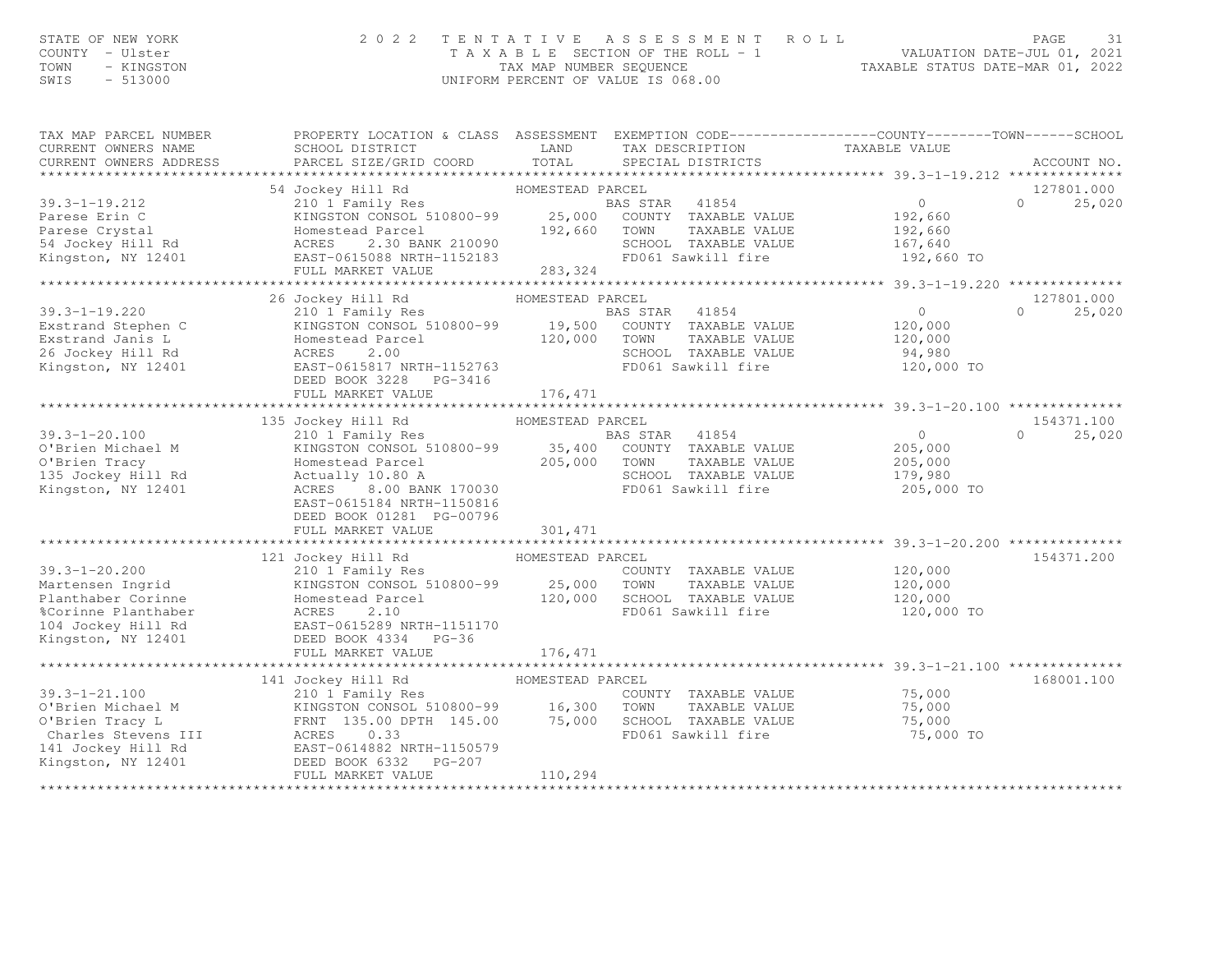STATE OF NEW YORK
COUNTY - Ulster
TOWN - KINGSTON
SWIS - 513000

2022 TENTATIVE ASSESSMENT ROLL
TAXABLE SECTION OF THE ROLL - 1
TAX MAP NUMBER SEQUENCE
UNIFORM PERCENT OF VALUE IS 068.00

VALUATION DATE-JUL 01, 2021
TAXABLE STATUS DATE-MAR 01, 2022

| TAX MAP PARCEL NUMBER / CURRENT OWNERS NAME / CURRENT OWNERS ADDRESS | PROPERTY LOCATION & CLASS / SCHOOL DISTRICT / PARCEL SIZE/GRID COORD | ASSESSMENT LAND | TOTAL | EXEMPTION CODE / TAX DESCRIPTION / SPECIAL DISTRICTS | COUNTY TAXABLE VALUE | TOWN | SCHOOL | ACCOUNT NO. |
|---|---|---|---|---|---|---|---|---|
| 39.3-1-19.212 | 54 Jockey Hill Rd | HOMESTEAD PARCEL | | | | | | 127801.000 |
| 39.3-1-19.212 | 210 1 Family Res | | | BAS STAR 41854 | 0 | 0 | 25,020 | |
| Parese Erin C | KINGSTON CONSOL 510800-99 | 25,000 | | COUNTY TAXABLE VALUE | 192,660 | | | |
| Parese Crystal | Homestead Parcel | | 192,660 | TOWN TAXABLE VALUE | 192,660 | | | |
| 54 Jockey Hill Rd | ACRES 2.30 BANK 210090 | | | SCHOOL TAXABLE VALUE | 167,640 | | | |
| Kingston, NY 12401 | EAST-0615088 NRTH-1152183 | | | FD061 Sawkill fire | 192,660 TO | | | |
| | FULL MARKET VALUE | | 283,324 | | | | | |
| 39.3-1-19.220 | 26 Jockey Hill Rd | HOMESTEAD PARCEL | | | | | | 127801.000 |
| 39.3-1-19.220 | 210 1 Family Res | | | BAS STAR 41854 | 0 | 0 | 25,020 | |
| Exstrand Stephen C | KINGSTON CONSOL 510800-99 | 19,500 | | COUNTY TAXABLE VALUE | 120,000 | | | |
| Exstrand Janis L | Homestead Parcel | | 120,000 | TOWN TAXABLE VALUE | 120,000 | | | |
| 26 Jockey Hill Rd | ACRES 2.00 | | | SCHOOL TAXABLE VALUE | 94,980 | | | |
| Kingston, NY 12401 | EAST-0615817 NRTH-1152763 | | | FD061 Sawkill fire | 120,000 TO | | | |
| | DEED BOOK 3228 PG-3416 | | | | | | | |
| | FULL MARKET VALUE | | 176,471 | | | | | |
| 39.3-1-20.100 | 135 Jockey Hill Rd | HOMESTEAD PARCEL | | | | | | 154371.100 |
| 39.3-1-20.100 | 210 1 Family Res | | | BAS STAR 41854 | 0 | 0 | 25,020 | |
| O'Brien Michael M | KINGSTON CONSOL 510800-99 | 35,400 | | COUNTY TAXABLE VALUE | 205,000 | | | |
| O'Brien Tracy | Homestead Parcel | | 205,000 | TOWN TAXABLE VALUE | 205,000 | | | |
| 135 Jockey Hill Rd | Actually 10.80 A | | | SCHOOL TAXABLE VALUE | 179,980 | | | |
| Kingston, NY 12401 | ACRES 8.00 BANK 170030 | | | FD061 Sawkill fire | 205,000 TO | | | |
| | EAST-0615184 NRTH-1150816 | | | | | | | |
| | DEED BOOK 01281 PG-00796 | | | | | | | |
| | FULL MARKET VALUE | | 301,471 | | | | | |
| 39.3-1-20.200 | 121 Jockey Hill Rd | HOMESTEAD PARCEL | | | | | | 154371.200 |
| 39.3-1-20.200 | 210 1 Family Res | | | COUNTY TAXABLE VALUE | 120,000 | | | |
| Martensen Ingrid | KINGSTON CONSOL 510800-99 | 25,000 | | TOWN TAXABLE VALUE | 120,000 | | | |
| Planthaber Corinne | Homestead Parcel | | 120,000 | SCHOOL TAXABLE VALUE | 120,000 | | | |
| %Corinne Planthaber | ACRES 2.10 | | | FD061 Sawkill fire | 120,000 TO | | | |
| 104 Jockey Hill Rd | EAST-0615289 NRTH-1151170 | | | | | | | |
| Kingston, NY 12401 | DEED BOOK 4334 PG-36 | | | | | | | |
| | FULL MARKET VALUE | | 176,471 | | | | | |
| 39.3-1-21.100 | 141 Jockey Hill Rd | HOMESTEAD PARCEL | | | | | | 168001.100 |
| 39.3-1-21.100 | 210 1 Family Res | | | COUNTY TAXABLE VALUE | 75,000 | | | |
| O'Brien Michael M | KINGSTON CONSOL 510800-99 | 16,300 | | TOWN TAXABLE VALUE | 75,000 | | | |
| O'Brien Tracy L | FRNT 135.00 DPTH 145.00 | | 75,000 | SCHOOL TAXABLE VALUE | 75,000 | | | |
| Charles Stevens III | ACRES 0.33 | | | FD061 Sawkill fire | 75,000 TO | | | |
| 141 Jockey Hill Rd | EAST-0614882 NRTH-1150579 | | | | | | | |
| Kingston, NY 12401 | DEED BOOK 6332 PG-207 | | | | | | | |
| | FULL MARKET VALUE | | 110,294 | | | | | |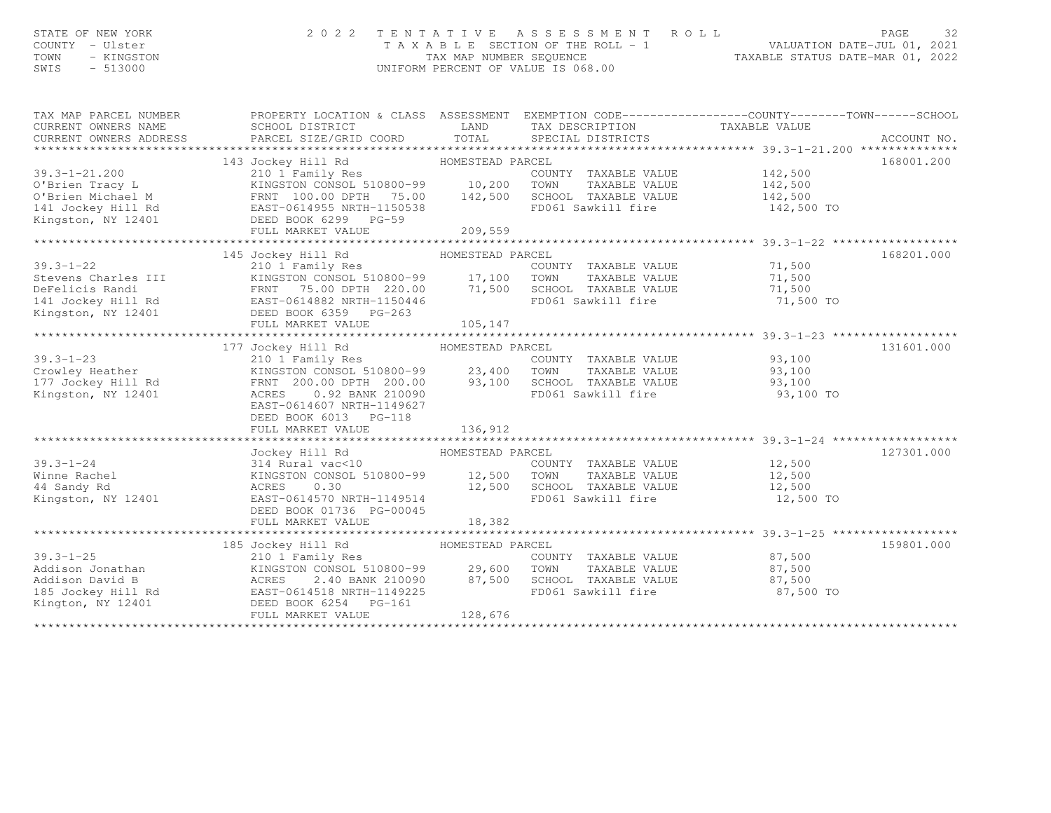STATE OF NEW YORK
COUNTY - Ulster
TOWN - KINGSTON
SWIS - 513000

2022 TENTATIVE ASSESSMENT ROLL
TAXABLE SECTION OF THE ROLL - 1
TAX MAP NUMBER SEQUENCE
UNIFORM PERCENT OF VALUE IS 068.00

VALUATION DATE-JUL 01, 2021
TAXABLE STATUS DATE-MAR 01, 2022

| TAX MAP PARCEL NUMBER / CURRENT OWNERS NAME / CURRENT OWNERS ADDRESS | PROPERTY LOCATION & CLASS / SCHOOL DISTRICT / PARCEL SIZE/GRID COORD | ASSESSMENT LAND | TOTAL | EXEMPTION CODE / TAX DESCRIPTION / SPECIAL DISTRICTS | TAXABLE VALUE (COUNTY / TOWN / SCHOOL) | ACCOUNT NO. |
|---|---|---|---|---|---|---|
| 39.3-1-21.200 | 143 Jockey Hill Rd | HOMESTEAD PARCEL | | | | 168001.200 |
| | 210 1 Family Res | | | COUNTY TAXABLE VALUE | 142,500 | |
| O'Brien Tracy L | KINGSTON CONSOL 510800-99 | 10,200 | | TOWN TAXABLE VALUE | 142,500 | |
| O'Brien Michael M | FRNT 100.00 DPTH 75.00 | | 142,500 | SCHOOL TAXABLE VALUE | 142,500 | |
| 141 Jockey Hill Rd | EAST-0614955 NRTH-1150538 | | | FD061 Sawkill fire | 142,500 TO | |
| Kingston, NY 12401 | DEED BOOK 6299 PG-59 | | | | | |
| | FULL MARKET VALUE | | 209,559 | | | |
| 39.3-1-22 | 145 Jockey Hill Rd | HOMESTEAD PARCEL | | | | 168201.000 |
| | 210 1 Family Res | | | COUNTY TAXABLE VALUE | 71,500 | |
| Stevens Charles III | KINGSTON CONSOL 510800-99 | 17,100 | | TOWN TAXABLE VALUE | 71,500 | |
| DeFelicis Randi | FRNT 75.00 DPTH 220.00 | | 71,500 | SCHOOL TAXABLE VALUE | 71,500 | |
| 141 Jockey Hill Rd | EAST-0614882 NRTH-1150446 | | | FD061 Sawkill fire | 71,500 TO | |
| Kingston, NY 12401 | DEED BOOK 6359 PG-263 | | | | | |
| | FULL MARKET VALUE | | 105,147 | | | |
| 39.3-1-23 | 177 Jockey Hill Rd | HOMESTEAD PARCEL | | | | 131601.000 |
| | 210 1 Family Res | | | COUNTY TAXABLE VALUE | 93,100 | |
| Crowley Heather | KINGSTON CONSOL 510800-99 | 23,400 | | TOWN TAXABLE VALUE | 93,100 | |
| 177 Jockey Hill Rd | FRNT 200.00 DPTH 200.00 | | 93,100 | SCHOOL TAXABLE VALUE | 93,100 | |
| Kingston, NY 12401 | ACRES 0.92 BANK 210090 | | | FD061 Sawkill fire | 93,100 TO | |
| | EAST-0614607 NRTH-1149627 | | | | | |
| | DEED BOOK 6013 PG-118 | | | | | |
| | FULL MARKET VALUE | | 136,912 | | | |
| 39.3-1-24 | Jockey Hill Rd | HOMESTEAD PARCEL | | | | 127301.000 |
| | 314 Rural vac<10 | | | COUNTY TAXABLE VALUE | 12,500 | |
| Winne Rachel | KINGSTON CONSOL 510800-99 | 12,500 | | TOWN TAXABLE VALUE | 12,500 | |
| 44 Sandy Rd | ACRES 0.30 | | 12,500 | SCHOOL TAXABLE VALUE | 12,500 | |
| Kingston, NY 12401 | EAST-0614570 NRTH-1149514 | | | FD061 Sawkill fire | 12,500 TO | |
| | DEED BOOK 01736 PG-00045 | | | | | |
| | FULL MARKET VALUE | | 18,382 | | | |
| 39.3-1-25 | 185 Jockey Hill Rd | HOMESTEAD PARCEL | | | | 159801.000 |
| | 210 1 Family Res | | | COUNTY TAXABLE VALUE | 87,500 | |
| Addison Jonathan | KINGSTON CONSOL 510800-99 | 29,600 | | TOWN TAXABLE VALUE | 87,500 | |
| Addison David B | ACRES 2.40 BANK 210090 | | 87,500 | SCHOOL TAXABLE VALUE | 87,500 | |
| 185 Jockey Hill Rd | EAST-0614518 NRTH-1149225 | | | FD061 Sawkill fire | 87,500 TO | |
| Kington, NY 12401 | DEED BOOK 6254 PG-161 | | | | | |
| | FULL MARKET VALUE | | 128,676 | | | |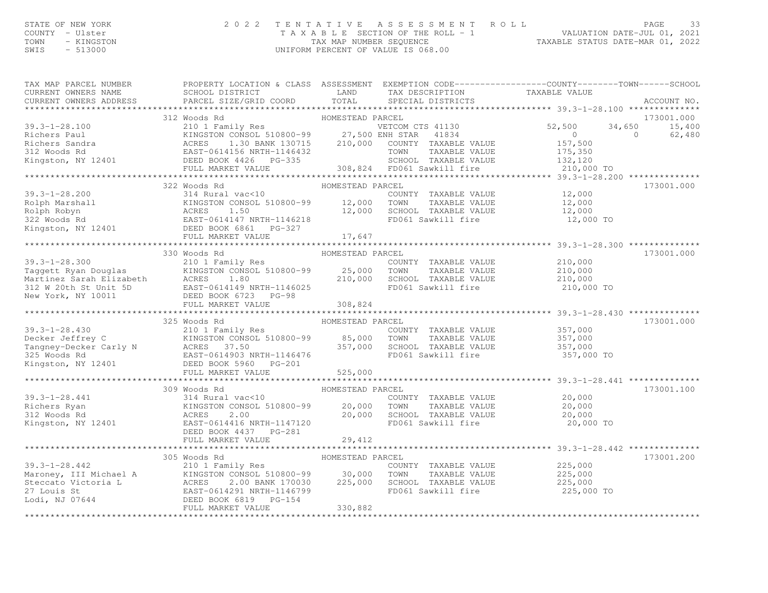STATE OF NEW YORK
COUNTY - Ulster
TOWN - KINGSTON
SWIS - 513000

2 0 2 2 T E N T A T I V E A S S E S S M E N T R O L L
T A X A B L E SECTION OF THE ROLL - 1
TAX MAP NUMBER SEQUENCE
UNIFORM PERCENT OF VALUE IS 068.00

VALUATION DATE-JUL 01, 2021
TAXABLE STATUS DATE-MAR 01, 2022

```
TAX MAP PARCEL NUMBER          PROPERTY LOCATION & CLASS  ASSESSMENT  EXEMPTION CODE------------------COUNTY--------TOWN------SCHOOL
CURRENT OWNERS NAME            SCHOOL DISTRICT               LAND      TAX DESCRIPTION            TAXABLE VALUE
CURRENT OWNERS ADDRESS         PARCEL SIZE/GRID COORD        TOTAL     SPECIAL DISTRICTS                                        ACCOUNT NO.
******************************************************************************************************* 39.3-1-28.100 **************
                               312 Woods Rd                 HOMESTEAD PARCEL                                                     173001.000
39.3-1-28.100                  210 1 Family Res                    VETCOM CTS 41130           52,500      34,650     15,400
Richers Paul                   KINGSTON CONSOL 510800-99     27,500 ENH STAR   41834               0           0     62,480
Richers Sandra                 ACRES     1.30 BANK 130715   210,000   COUNTY  TAXABLE VALUE         157,500
312 Woods Rd                   EAST-0614156 NRTH-1146432              TOWN    TAXABLE VALUE         175,350
Kingston, NY 12401             DEED BOOK 4426   PG-335                SCHOOL  TAXABLE VALUE         132,120
                               FULL MARKET VALUE            308,824   FD061 Sawkill fire            210,000 TO
******************************************************************************************************* 39.3-1-28.200 **************
                               322 Woods Rd                 HOMESTEAD PARCEL                                                     173001.000
39.3-1-28.200                  314 Rural vac<10                       COUNTY  TAXABLE VALUE          12,000
Rolph Marshall                 KINGSTON CONSOL 510800-99     12,000   TOWN    TAXABLE VALUE          12,000
Rolph Robyn                    ACRES     1.50                12,000   SCHOOL  TAXABLE VALUE          12,000
322 Woods Rd                   EAST-0614147 NRTH-1146218              FD061 Sawkill fire             12,000 TO
Kingston, NY 12401             DEED BOOK 6861   PG-327
                               FULL MARKET VALUE             17,647
******************************************************************************************************* 39.3-1-28.300 **************
                               330 Woods Rd                 HOMESTEAD PARCEL                                                     173001.000
39.3-1-28.300                  210 1 Family Res                       COUNTY  TAXABLE VALUE         210,000
Taggett Ryan Douglas           KINGSTON CONSOL 510800-99     25,000   TOWN    TAXABLE VALUE         210,000
Martinez Sarah Elizabeth       ACRES     1.80               210,000   SCHOOL  TAXABLE VALUE         210,000
312 W 20th St Unit 5D          EAST-0614149 NRTH-1146025              FD061 Sawkill fire            210,000 TO
New York, NY 10011             DEED BOOK 6723   PG-98
                               FULL MARKET VALUE            308,824
******************************************************************************************************* 39.3-1-28.430 **************
                               325 Woods Rd                 HOMESTEAD PARCEL                                                     173001.000
39.3-1-28.430                  210 1 Family Res                       COUNTY  TAXABLE VALUE         357,000
Decker Jeffrey C               KINGSTON CONSOL 510800-99     85,000   TOWN    TAXABLE VALUE         357,000
Tangney-Decker Carly N         ACRES    37.50               357,000   SCHOOL  TAXABLE VALUE         357,000
325 Woods Rd                   EAST-0614903 NRTH-1146476              FD061 Sawkill fire            357,000 TO
Kingston, NY 12401             DEED BOOK 5960   PG-201
                               FULL MARKET VALUE            525,000
******************************************************************************************************* 39.3-1-28.441 **************
                               309 Woods Rd                 HOMESTEAD PARCEL                                                     173001.100
39.3-1-28.441                  314 Rural vac<10                       COUNTY  TAXABLE VALUE          20,000
Richers Ryan                   KINGSTON CONSOL 510800-99     20,000   TOWN    TAXABLE VALUE          20,000
312 Woods Rd                   ACRES     2.00                20,000   SCHOOL  TAXABLE VALUE          20,000
Kingston, NY 12401             EAST-0614416 NRTH-1147120              FD061 Sawkill fire             20,000 TO
                               DEED BOOK 4437   PG-281
                               FULL MARKET VALUE             29,412
******************************************************************************************************* 39.3-1-28.442 **************
                               305 Woods Rd                 HOMESTEAD PARCEL                                                     173001.200
39.3-1-28.442                  210 1 Family Res                       COUNTY  TAXABLE VALUE         225,000
Maroney, III Michael A         KINGSTON CONSOL 510800-99     30,000   TOWN    TAXABLE VALUE         225,000
Steccato Victoria L            ACRES     2.00 BANK 170030   225,000   SCHOOL  TAXABLE VALUE         225,000
27 Louis St                    EAST-0614291 NRTH-1146799              FD061 Sawkill fire            225,000 TO
Lodi, NJ 07644                 DEED BOOK 6819   PG-154
                               FULL MARKET VALUE            330,882
************************************************************************************************************************************
```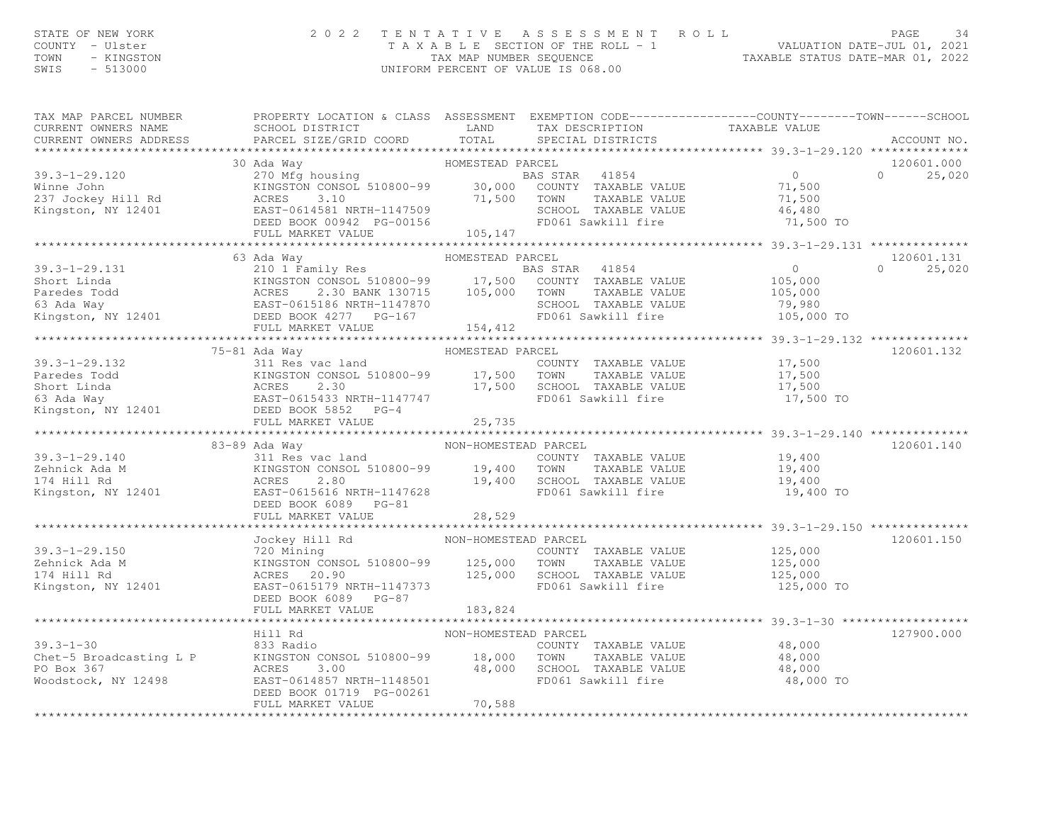STATE OF NEW YORK
COUNTY - Ulster
TOWN - KINGSTON
SWIS - 513000

2022 TENTATIVE ASSESSMENT ROLL
TAXABLE SECTION OF THE ROLL - 1
TAX MAP NUMBER SEQUENCE
UNIFORM PERCENT OF VALUE IS 068.00

VALUATION DATE-JUL 01, 2021
TAXABLE STATUS DATE-MAR 01, 2022

| TAX MAP PARCEL NUMBER / CURRENT OWNERS NAME / CURRENT OWNERS ADDRESS | PROPERTY LOCATION & CLASS / SCHOOL DISTRICT / PARCEL SIZE/GRID COORD | ASSESSMENT LAND / TOTAL | EXEMPTION CODE / TAX DESCRIPTION / SPECIAL DISTRICTS | COUNTY / TOWN / TAXABLE VALUE | SCHOOL | ACCOUNT NO. |
|---|---|---|---|---|---|---|
| 39.3-1-29.120 | 30 Ada Way | HOMESTEAD PARCEL | | | | 120601.000 |
| 39.3-1-29.120 | 270 Mfg housing | | BAS STAR 41854 | 0 | 0 | 25,020 |
| Winne John | KINGSTON CONSOL 510800-99 | 30,000 | COUNTY TAXABLE VALUE | 71,500 | | |
| 237 Jockey Hill Rd | ACRES 3.10 | 71,500 | TOWN TAXABLE VALUE | 71,500 | | |
| Kingston, NY 12401 | EAST-0614581 NRTH-1147509 | | SCHOOL TAXABLE VALUE | 46,480 | | |
| | DEED BOOK 00942 PG-00156 | | FD061 Sawkill fire | 71,500 TO | | |
| | FULL MARKET VALUE | 105,147 | | | | |
| 39.3-1-29.131 | 63 Ada Way | HOMESTEAD PARCEL | | | | 120601.131 |
| 39.3-1-29.131 | 210 1 Family Res | | BAS STAR 41854 | 0 | 0 | 25,020 |
| Short Linda | KINGSTON CONSOL 510800-99 | 17,500 | COUNTY TAXABLE VALUE | 105,000 | | |
| Paredes Todd | ACRES 2.30 BANK 130715 | 105,000 | TOWN TAXABLE VALUE | 105,000 | | |
| 63 Ada Way | EAST-0615186 NRTH-1147870 | | SCHOOL TAXABLE VALUE | 79,980 | | |
| Kingston, NY 12401 | DEED BOOK 4277 PG-167 | | FD061 Sawkill fire | 105,000 TO | | |
| | FULL MARKET VALUE | 154,412 | | | | |
| 39.3-1-29.132 | 75-81 Ada Way | HOMESTEAD PARCEL | | | | 120601.132 |
| 39.3-1-29.132 | 311 Res vac land | | COUNTY TAXABLE VALUE | 17,500 | | |
| Paredes Todd | KINGSTON CONSOL 510800-99 | 17,500 | TOWN TAXABLE VALUE | 17,500 | | |
| Short Linda | ACRES 2.30 | 17,500 | SCHOOL TAXABLE VALUE | 17,500 | | |
| 63 Ada Way | EAST-0615433 NRTH-1147747 | | FD061 Sawkill fire | 17,500 TO | | |
| Kingston, NY 12401 | DEED BOOK 5852 PG-4 | | | | | |
| | FULL MARKET VALUE | 25,735 | | | | |
| 39.3-1-29.140 | 83-89 Ada Way | NON-HOMESTEAD PARCEL | | | | 120601.140 |
| 39.3-1-29.140 | 311 Res vac land | | COUNTY TAXABLE VALUE | 19,400 | | |
| Zehnick Ada M | KINGSTON CONSOL 510800-99 | 19,400 | TOWN TAXABLE VALUE | 19,400 | | |
| 174 Hill Rd | ACRES 2.80 | 19,400 | SCHOOL TAXABLE VALUE | 19,400 | | |
| Kingston, NY 12401 | EAST-0615616 NRTH-1147628 | | FD061 Sawkill fire | 19,400 TO | | |
| | DEED BOOK 6089 PG-81 | | | | | |
| | FULL MARKET VALUE | 28,529 | | | | |
| 39.3-1-29.150 | Jockey Hill Rd | NON-HOMESTEAD PARCEL | | | | 120601.150 |
| 39.3-1-29.150 | 720 Mining | | COUNTY TAXABLE VALUE | 125,000 | | |
| Zehnick Ada M | KINGSTON CONSOL 510800-99 | 125,000 | TOWN TAXABLE VALUE | 125,000 | | |
| 174 Hill Rd | ACRES 20.90 | 125,000 | SCHOOL TAXABLE VALUE | 125,000 | | |
| Kingston, NY 12401 | EAST-0615179 NRTH-1147373 | | FD061 Sawkill fire | 125,000 TO | | |
| | DEED BOOK 6089 PG-87 | | | | | |
| | FULL MARKET VALUE | 183,824 | | | | |
| 39.3-1-30 | Hill Rd | NON-HOMESTEAD PARCEL | | | | 127900.000 |
| 39.3-1-30 | 833 Radio | | COUNTY TAXABLE VALUE | 48,000 | | |
| Chet-5 Broadcasting L P | KINGSTON CONSOL 510800-99 | 18,000 | TOWN TAXABLE VALUE | 48,000 | | |
| PO Box 367 | ACRES 3.00 | 48,000 | SCHOOL TAXABLE VALUE | 48,000 | | |
| Woodstock, NY 12498 | EAST-0614857 NRTH-1148501 | | FD061 Sawkill fire | 48,000 TO | | |
| | DEED BOOK 01719 PG-00261 | | | | | |
| | FULL MARKET VALUE | 70,588 | | | | |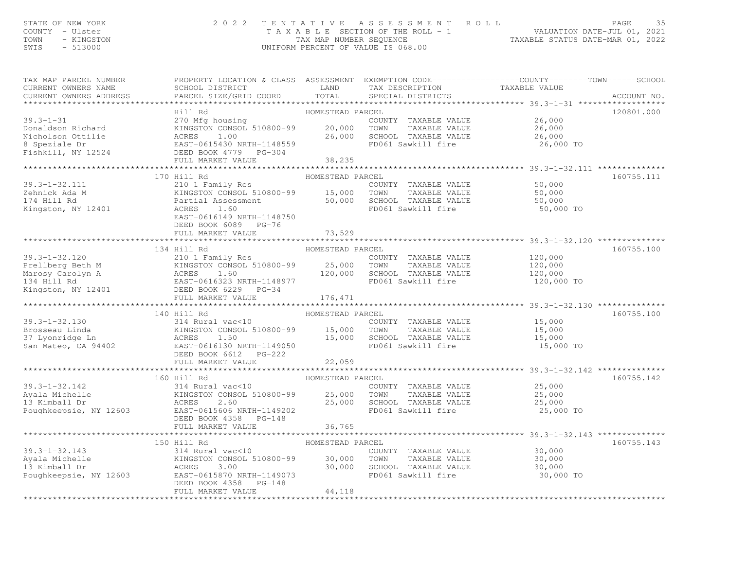STATE OF NEW YORK
COUNTY - Ulster
TOWN - KINGSTON
SWIS - 513000

# 2022 TENTATIVE ASSESSMENT ROLL

TAXABLE SECTION OF THE ROLL - 1
TAX MAP NUMBER SEQUENCE
UNIFORM PERCENT OF VALUE IS 068.00

VALUATION DATE-JUL 01, 2021
TAXABLE STATUS DATE-MAR 01, 2022

| TAX MAP PARCEL NUMBER / CURRENT OWNERS NAME / CURRENT OWNERS ADDRESS | PROPERTY LOCATION & CLASS / SCHOOL DISTRICT / PARCEL SIZE/GRID COORD | ASSESSMENT LAND / TOTAL | EXEMPTION CODE / TAX DESCRIPTION / SPECIAL DISTRICTS | TAXABLE VALUE (COUNTY / TOWN / SCHOOL) | ACCOUNT NO. |
|---|---|---|---|---|---|
| 39.3-1-31 | Hill Rd | HOMESTEAD PARCEL | | | 120801.000 |
| Donaldson Richard | 270 Mfg housing | | COUNTY TAXABLE VALUE | 26,000 | |
| Nicholson Ottilie | KINGSTON CONSOL 510800-99 | 20,000 | TOWN TAXABLE VALUE | 26,000 | |
| 8 Speziale Dr | ACRES 1.00 | 26,000 | SCHOOL TAXABLE VALUE | 26,000 | |
| Fishkill, NY 12524 | EAST-0615430 NRTH-1148559 | | FD061 Sawkill fire | 26,000 TO | |
| | DEED BOOK 4779 PG-304 | | | | |
| | FULL MARKET VALUE | 38,235 | | | |
| 39.3-1-32.111 | 170 Hill Rd | HOMESTEAD PARCEL | | | 160755.111 |
| Zehnick Ada M | 210 1 Family Res | | COUNTY TAXABLE VALUE | 50,000 | |
| 174 Hill Rd | KINGSTON CONSOL 510800-99 | 15,000 | TOWN TAXABLE VALUE | 50,000 | |
| Kingston, NY 12401 | Partial Assessment | 50,000 | SCHOOL TAXABLE VALUE | 50,000 | |
| | ACRES 1.60 | | FD061 Sawkill fire | 50,000 TO | |
| | EAST-0616149 NRTH-1148750 | | | | |
| | DEED BOOK 6089 PG-76 | | | | |
| | FULL MARKET VALUE | 73,529 | | | |
| 39.3-1-32.120 | 134 Hill Rd | HOMESTEAD PARCEL | | | 160755.100 |
| Prellberg Beth M | 210 1 Family Res | | COUNTY TAXABLE VALUE | 120,000 | |
| Marosy Carolyn A | KINGSTON CONSOL 510800-99 | 25,000 | TOWN TAXABLE VALUE | 120,000 | |
| 134 Hill Rd | ACRES 1.60 | 120,000 | SCHOOL TAXABLE VALUE | 120,000 | |
| Kingston, NY 12401 | EAST-0616323 NRTH-1148977 | | FD061 Sawkill fire | 120,000 TO | |
| | DEED BOOK 6229 PG-34 | | | | |
| | FULL MARKET VALUE | 176,471 | | | |
| 39.3-1-32.130 | 140 Hill Rd | HOMESTEAD PARCEL | | | 160755.100 |
| Brosseau Linda | 314 Rural vac<10 | | COUNTY TAXABLE VALUE | 15,000 | |
| 37 Lyonridge Ln | KINGSTON CONSOL 510800-99 | 15,000 | TOWN TAXABLE VALUE | 15,000 | |
| San Mateo, CA 94402 | ACRES 1.50 | 15,000 | SCHOOL TAXABLE VALUE | 15,000 | |
| | EAST-0616130 NRTH-1149050 | | FD061 Sawkill fire | 15,000 TO | |
| | DEED BOOK 6612 PG-222 | | | | |
| | FULL MARKET VALUE | 22,059 | | | |
| 39.3-1-32.142 | 160 Hill Rd | HOMESTEAD PARCEL | | | 160755.142 |
| Ayala Michelle | 314 Rural vac<10 | | COUNTY TAXABLE VALUE | 25,000 | |
| 13 Kimball Dr | KINGSTON CONSOL 510800-99 | 25,000 | TOWN TAXABLE VALUE | 25,000 | |
| Poughkeepsie, NY 12603 | ACRES 2.60 | 25,000 | SCHOOL TAXABLE VALUE | 25,000 | |
| | EAST-0615606 NRTH-1149202 | | FD061 Sawkill fire | 25,000 TO | |
| | DEED BOOK 4358 PG-148 | | | | |
| | FULL MARKET VALUE | 36,765 | | | |
| 39.3-1-32.143 | 150 Hill Rd | HOMESTEAD PARCEL | | | 160755.143 |
| Ayala Michelle | 314 Rural vac<10 | | COUNTY TAXABLE VALUE | 30,000 | |
| 13 Kimball Dr | KINGSTON CONSOL 510800-99 | 30,000 | TOWN TAXABLE VALUE | 30,000 | |
| Poughkeepsie, NY 12603 | ACRES 3.00 | 30,000 | SCHOOL TAXABLE VALUE | 30,000 | |
| | EAST-0615870 NRTH-1149073 | | FD061 Sawkill fire | 30,000 TO | |
| | DEED BOOK 4358 PG-148 | | | | |
| | FULL MARKET VALUE | 44,118 | | | |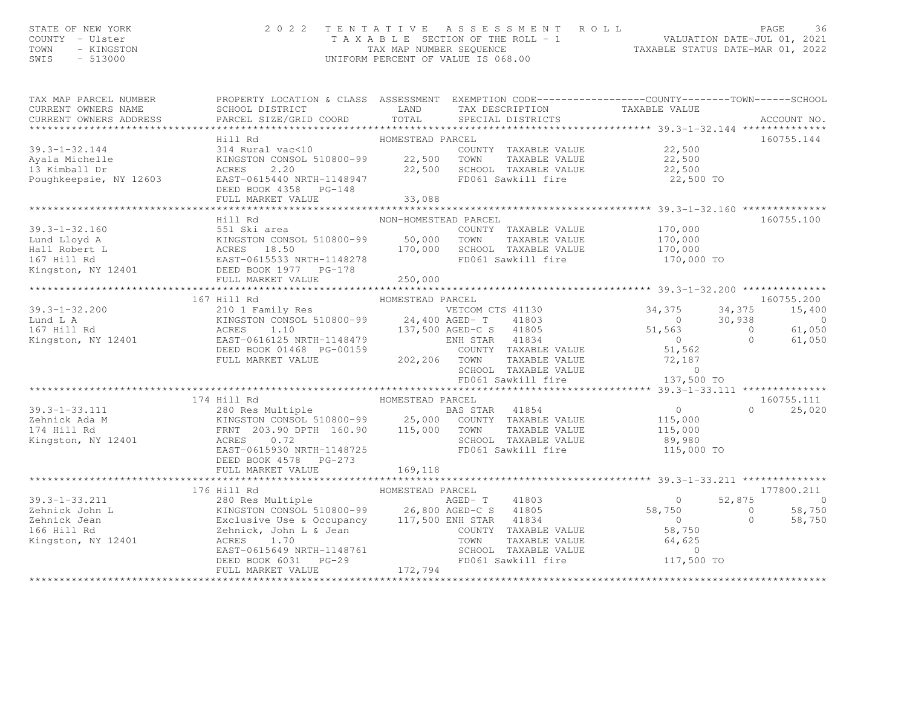STATE OF NEW YORK
COUNTY - Ulster
TOWN - KINGSTON
SWIS - 513000

2022 TENTATIVE ASSESSMENT ROLL
TAXABLE SECTION OF THE ROLL - 1
TAX MAP NUMBER SEQUENCE
UNIFORM PERCENT OF VALUE IS 068.00

VALUATION DATE-JUL 01, 2021
TAXABLE STATUS DATE-MAR 01, 2022

```
TAX MAP PARCEL NUMBER          PROPERTY LOCATION & CLASS  ASSESSMENT  EXEMPTION CODE------------------COUNTY--------TOWN------SCHOOL
CURRENT OWNERS NAME            SCHOOL DISTRICT               LAND      TAX DESCRIPTION              TAXABLE VALUE
CURRENT OWNERS ADDRESS         PARCEL SIZE/GRID COORD        TOTAL     SPECIAL DISTRICTS                                    ACCOUNT NO.
******************************************************************************************************* 39.3-1-32.144 **************
                               Hill Rd                     HOMESTEAD PARCEL                                                 160755.144
39.3-1-32.144                  314 Rural vac<10                         COUNTY  TAXABLE VALUE            22,500
Ayala Michelle                 KINGSTON CONSOL 510800-99     22,500     TOWN    TAXABLE VALUE            22,500
13 Kimball Dr                  ACRES     2.20                22,500     SCHOOL  TAXABLE VALUE            22,500
Poughkeepsie, NY 12603         EAST-0615440 NRTH-1148947                FD061 Sawkill fire                22,500 TO
                               DEED BOOK 4358   PG-148
                               FULL MARKET VALUE             33,088
******************************************************************************************************* 39.3-1-32.160 **************
                               Hill Rd                     NON-HOMESTEAD PARCEL                                             160755.100
39.3-1-32.160                  551 Ski area                             COUNTY  TAXABLE VALUE           170,000
Lund Lloyd A                   KINGSTON CONSOL 510800-99     50,000     TOWN    TAXABLE VALUE           170,000
Hall Robert L                  ACRES    18.50               170,000     SCHOOL  TAXABLE VALUE           170,000
167 Hill Rd                    EAST-0615533 NRTH-1148278                FD061 Sawkill fire               170,000 TO
Kingston, NY 12401             DEED BOOK 1977   PG-178
                               FULL MARKET VALUE            250,000
******************************************************************************************************* 39.3-1-32.200 **************
                               167 Hill Rd                 HOMESTEAD PARCEL                                                 160755.200
39.3-1-32.200                  210 1 Family Res                     VETCOM CTS 41130             34,375        34,375        15,400
Lund L A                       KINGSTON CONSOL 510800-99     24,400 AGED- T     41803                 0        30,938             0
167 Hill Rd                    ACRES     1.10               137,500 AGED-C S   41805             51,563             0        61,050
Kingston, NY 12401             EAST-0616125 NRTH-1148479            ENH STAR   41834                  0             0        61,050
                               DEED BOOK 01468 PG-00159                 COUNTY  TAXABLE VALUE            51,562
                               FULL MARKET VALUE            202,206     TOWN    TAXABLE VALUE            72,187
                                                                        SCHOOL  TAXABLE VALUE                 0
                                                                        FD061 Sawkill fire               137,500 TO
******************************************************************************************************* 39.3-1-33.111 **************
                               174 Hill Rd                 HOMESTEAD PARCEL                                                 160755.111
39.3-1-33.111                  280 Res Multiple                     BAS STAR   41854                  0             0        25,020
Zehnick Ada M                  KINGSTON CONSOL 510800-99     25,000     COUNTY  TAXABLE VALUE           115,000
174 Hill Rd                    FRNT 203.90 DPTH 160.90      115,000     TOWN    TAXABLE VALUE           115,000
Kingston, NY 12401             ACRES     0.72                           SCHOOL  TAXABLE VALUE            89,980
                               EAST-0615930 NRTH-1148725                FD061 Sawkill fire               115,000 TO
                               DEED BOOK 4578   PG-273
                               FULL MARKET VALUE            169,118
******************************************************************************************************* 39.3-1-33.211 **************
                               176 Hill Rd                 HOMESTEAD PARCEL                                                 177800.211
39.3-1-33.211                  280 Res Multiple                     AGED- T     41803                 0        52,875             0
Zehnick John L                 KINGSTON CONSOL 510800-99     26,800 AGED-C S   41805             58,750             0        58,750
Zehnick Jean                   Exclusive Use & Occupancy    117,500 ENH STAR   41834                  0             0        58,750
166 Hill Rd                    Zehnick, John L & Jean                   COUNTY  TAXABLE VALUE            58,750
Kingston, NY 12401             ACRES     1.70                           TOWN    TAXABLE VALUE            64,625
                               EAST-0615649 NRTH-1148761                SCHOOL  TAXABLE VALUE                 0
                               DEED BOOK 6031   PG-29                   FD061 Sawkill fire               117,500 TO
                               FULL MARKET VALUE            172,794
************************************************************************************************************************************
```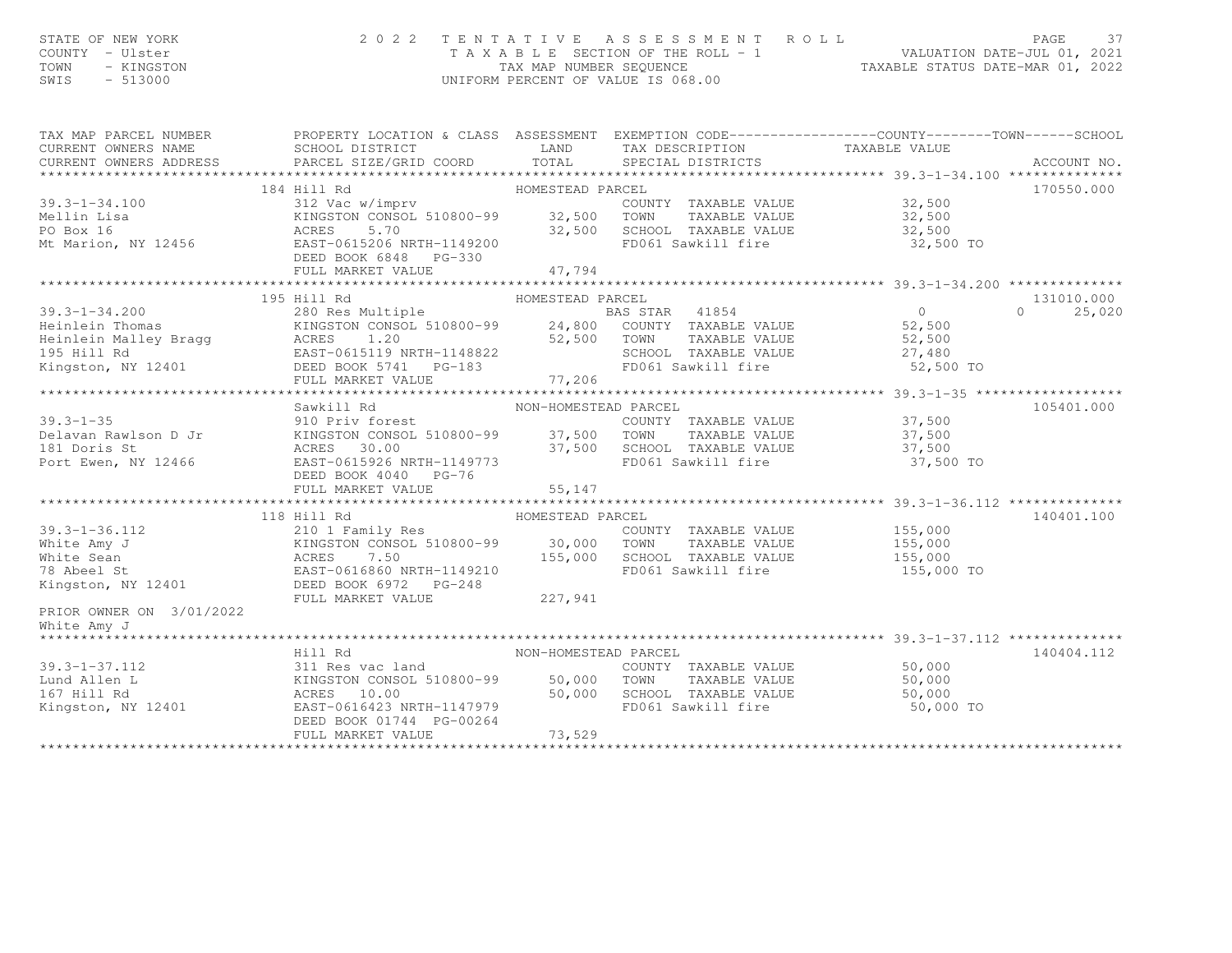STATE OF NEW YORK
COUNTY - Ulster
TOWN - KINGSTON
SWIS - 513000

2022 TENTATIVE ASSESSMENT ROLL
TAXABLE SECTION OF THE ROLL - 1
TAX MAP NUMBER SEQUENCE
UNIFORM PERCENT OF VALUE IS 068.00

VALUATION DATE-JUL 01, 2021
TAXABLE STATUS DATE-MAR 01, 2022

| TAX MAP PARCEL NUMBER / CURRENT OWNERS NAME / CURRENT OWNERS ADDRESS | PROPERTY LOCATION & CLASS / SCHOOL DISTRICT / PARCEL SIZE/GRID COORD | ASSESSMENT LAND | TOTAL | EXEMPTION CODE / TAX DESCRIPTION / SPECIAL DISTRICTS | COUNTY TAXABLE VALUE | TOWN | SCHOOL | ACCOUNT NO. |
|---|---|---|---|---|---|---|---|---|
| **39.3-1-34.100** | 184 Hill Rd — HOMESTEAD PARCEL | | | | | | | 170550.000 |
| 39.3-1-34.100 | 312 Vac w/imprv | | | COUNTY TAXABLE VALUE | 32,500 | | | |
| Mellin Lisa | KINGSTON CONSOL 510800-99 | 32,500 | | TOWN TAXABLE VALUE | 32,500 | | | |
| PO Box 16 | ACRES 5.70 | | 32,500 | SCHOOL TAXABLE VALUE | 32,500 | | | |
| Mt Marion, NY 12456 | EAST-0615206 NRTH-1149200 | | | FD061 Sawkill fire | 32,500 TO | | | |
| | DEED BOOK 6848 PG-330 | | | | | | | |
| | FULL MARKET VALUE | | 47,794 | | | | | |
| **39.3-1-34.200** | 195 Hill Rd — HOMESTEAD PARCEL | | | | | | | 131010.000 |
| 39.3-1-34.200 | 280 Res Multiple | | | BAS STAR 41854 | 0 | 0 | 25,020 | |
| Heinlein Thomas | KINGSTON CONSOL 510800-99 | 24,800 | | COUNTY TAXABLE VALUE | 52,500 | | | |
| Heinlein Malley Bragg | ACRES 1.20 | | 52,500 | TOWN TAXABLE VALUE | 52,500 | | | |
| 195 Hill Rd | EAST-0615119 NRTH-1148822 | | | SCHOOL TAXABLE VALUE | 27,480 | | | |
| Kingston, NY 12401 | DEED BOOK 5741 PG-183 | | | FD061 Sawkill fire | 52,500 TO | | | |
| | FULL MARKET VALUE | | 77,206 | | | | | |
| **39.3-1-35** | Sawkill Rd — NON-HOMESTEAD PARCEL | | | | | | | 105401.000 |
| 39.3-1-35 | 910 Priv forest | | | COUNTY TAXABLE VALUE | 37,500 | | | |
| Delavan Rawlson D Jr | KINGSTON CONSOL 510800-99 | 37,500 | | TOWN TAXABLE VALUE | 37,500 | | | |
| 181 Doris St | ACRES 30.00 | | 37,500 | SCHOOL TAXABLE VALUE | 37,500 | | | |
| Port Ewen, NY 12466 | EAST-0615926 NRTH-1149773 | | | FD061 Sawkill fire | 37,500 TO | | | |
| | DEED BOOK 4040 PG-76 | | | | | | | |
| | FULL MARKET VALUE | | 55,147 | | | | | |
| **39.3-1-36.112** | 118 Hill Rd — HOMESTEAD PARCEL | | | | | | | 140401.100 |
| 39.3-1-36.112 | 210 1 Family Res | | | COUNTY TAXABLE VALUE | 155,000 | | | |
| White Amy J | KINGSTON CONSOL 510800-99 | 30,000 | | TOWN TAXABLE VALUE | 155,000 | | | |
| White Sean | ACRES 7.50 | | 155,000 | SCHOOL TAXABLE VALUE | 155,000 | | | |
| 78 Abeel St | EAST-0616860 NRTH-1149210 | | | FD061 Sawkill fire | 155,000 TO | | | |
| Kingston, NY 12401 | DEED BOOK 6972 PG-248 | | | | | | | |
| | FULL MARKET VALUE | | 227,941 | | | | | |
| PRIOR OWNER ON 3/01/2022 | | | | | | | | |
| White Amy J | | | | | | | | |
| **39.3-1-37.112** | Hill Rd — NON-HOMESTEAD PARCEL | | | | | | | 140404.112 |
| 39.3-1-37.112 | 311 Res vac land | | | COUNTY TAXABLE VALUE | 50,000 | | | |
| Lund Allen L | KINGSTON CONSOL 510800-99 | 50,000 | | TOWN TAXABLE VALUE | 50,000 | | | |
| 167 Hill Rd | ACRES 10.00 | | 50,000 | SCHOOL TAXABLE VALUE | 50,000 | | | |
| Kingston, NY 12401 | EAST-0616423 NRTH-1147979 | | | FD061 Sawkill fire | 50,000 TO | | | |
| | DEED BOOK 01744 PG-00264 | | | | | | | |
| | FULL MARKET VALUE | | 73,529 | | | | | |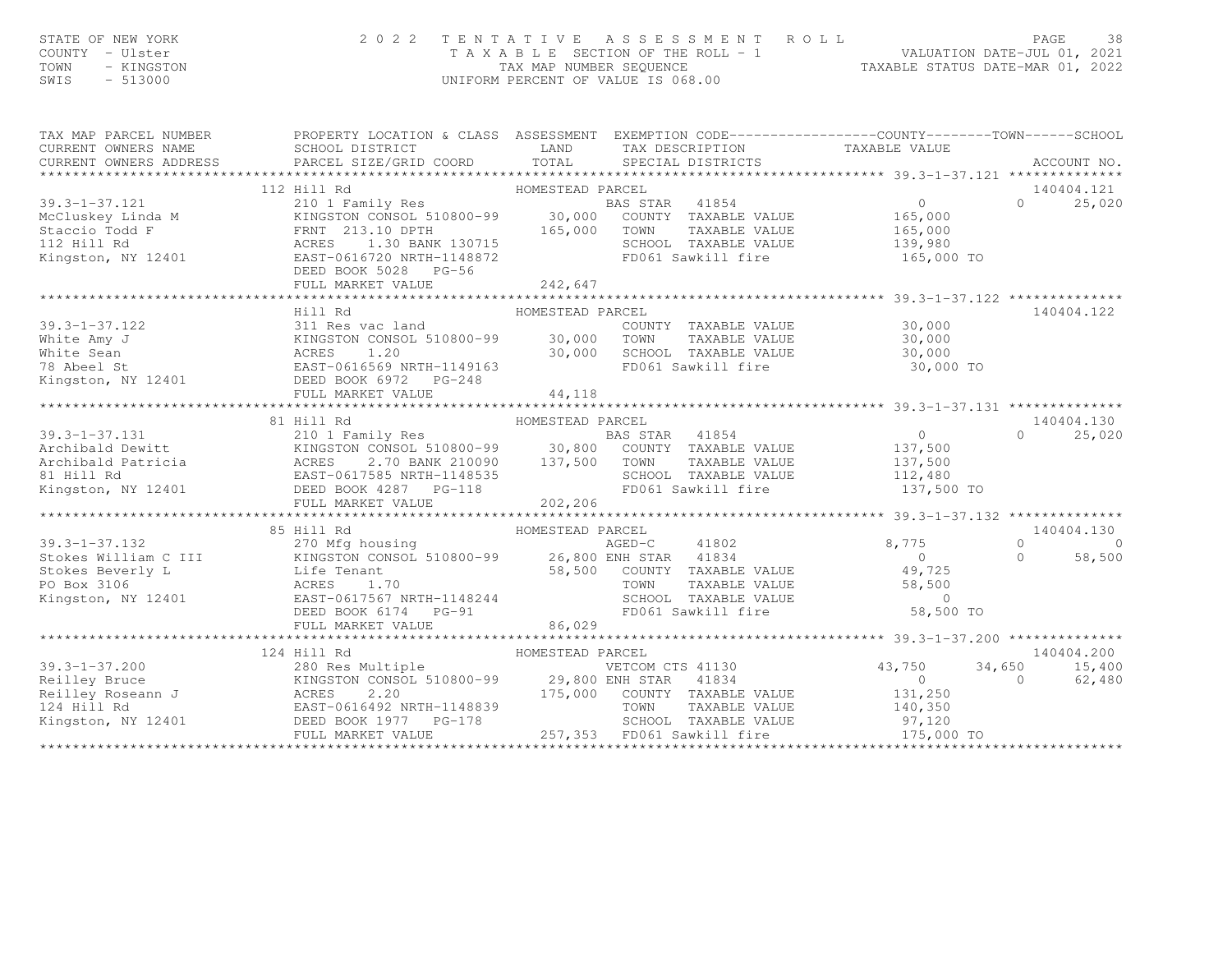STATE OF NEW YORK
COUNTY - Ulster
TOWN - KINGSTON
SWIS - 513000

# 2022 TENTATIVE ASSESSMENT ROLL

TAXABLE SECTION OF THE ROLL - 1
TAX MAP NUMBER SEQUENCE
UNIFORM PERCENT OF VALUE IS 068.00

VALUATION DATE-JUL 01, 2021
TAXABLE STATUS DATE-MAR 01, 2022

| TAX MAP PARCEL NUMBER / CURRENT OWNERS NAME / CURRENT OWNERS ADDRESS | PROPERTY LOCATION & CLASS / SCHOOL DISTRICT / PARCEL SIZE/GRID COORD | ASSESSMENT LAND / TOTAL | EXEMPTION CODE / TAX DESCRIPTION / SPECIAL DISTRICTS | COUNTY TAXABLE VALUE | TOWN | SCHOOL | ACCOUNT NO. |
|---|---|---|---|---|---|---|---|
| **39.3-1-37.121** | 112 Hill Rd | HOMESTEAD PARCEL | | | | | 140404.121 |
| 39.3-1-37.121 | 210 1 Family Res | | BAS STAR 41854 | 0 | 0 | 25,020 | |
| McCluskey Linda M | KINGSTON CONSOL 510800-99 | 30,000 | COUNTY TAXABLE VALUE | 165,000 | | | |
| Staccio Todd F | FRNT 213.10 DPTH | 165,000 | TOWN TAXABLE VALUE | 165,000 | | | |
| 112 Hill Rd | ACRES 1.30 BANK 130715 | | SCHOOL TAXABLE VALUE | 139,980 | | | |
| Kingston, NY 12401 | EAST-0616720 NRTH-1148872 | | FD061 Sawkill fire | 165,000 TO | | | |
| | DEED BOOK 5028 PG-56 | | | | | | |
| | FULL MARKET VALUE | 242,647 | | | | | |
| **39.3-1-37.122** | Hill Rd | HOMESTEAD PARCEL | | | | | 140404.122 |
| 39.3-1-37.122 | 311 Res vac land | | COUNTY TAXABLE VALUE | 30,000 | | | |
| White Amy J | KINGSTON CONSOL 510800-99 | 30,000 | TOWN TAXABLE VALUE | 30,000 | | | |
| White Sean | ACRES 1.20 | 30,000 | SCHOOL TAXABLE VALUE | 30,000 | | | |
| 78 Abeel St | EAST-0616569 NRTH-1149163 | | FD061 Sawkill fire | 30,000 TO | | | |
| Kingston, NY 12401 | DEED BOOK 6972 PG-248 | | | | | | |
| | FULL MARKET VALUE | 44,118 | | | | | |
| **39.3-1-37.131** | 81 Hill Rd | HOMESTEAD PARCEL | | | | | 140404.130 |
| 39.3-1-37.131 | 210 1 Family Res | | BAS STAR 41854 | 0 | 0 | 25,020 | |
| Archibald Dewitt | KINGSTON CONSOL 510800-99 | 30,800 | COUNTY TAXABLE VALUE | 137,500 | | | |
| Archibald Patricia | ACRES 2.70 BANK 210090 | 137,500 | TOWN TAXABLE VALUE | 137,500 | | | |
| 81 Hill Rd | EAST-0617585 NRTH-1148535 | | SCHOOL TAXABLE VALUE | 112,480 | | | |
| Kingston, NY 12401 | DEED BOOK 4287 PG-118 | | FD061 Sawkill fire | 137,500 TO | | | |
| | FULL MARKET VALUE | 202,206 | | | | | |
| **39.3-1-37.132** | 85 Hill Rd | HOMESTEAD PARCEL | | | | | 140404.130 |
| 39.3-1-37.132 | 270 Mfg housing | | AGED-C 41802 | 8,775 | 0 | 0 | |
| Stokes William C III | KINGSTON CONSOL 510800-99 | 26,800 | ENH STAR 41834 | 0 | 0 | 58,500 | |
| Stokes Beverly L | Life Tenant | 58,500 | COUNTY TAXABLE VALUE | 49,725 | | | |
| PO Box 3106 | ACRES 1.70 | | TOWN TAXABLE VALUE | 58,500 | | | |
| Kingston, NY 12401 | EAST-0617567 NRTH-1148244 | | SCHOOL TAXABLE VALUE | 0 | | | |
| | DEED BOOK 6174 PG-91 | | FD061 Sawkill fire | 58,500 TO | | | |
| | FULL MARKET VALUE | 86,029 | | | | | |
| **39.3-1-37.200** | 124 Hill Rd | HOMESTEAD PARCEL | | | | | 140404.200 |
| 39.3-1-37.200 | 280 Res Multiple | | VETCOM CTS 41130 | 43,750 | 34,650 | 15,400 | |
| Reilley Bruce | KINGSTON CONSOL 510800-99 | 29,800 | ENH STAR 41834 | 0 | 0 | 62,480 | |
| Reilley Roseann J | ACRES 2.20 | 175,000 | COUNTY TAXABLE VALUE | 131,250 | | | |
| 124 Hill Rd | EAST-0616492 NRTH-1148839 | | TOWN TAXABLE VALUE | 140,350 | | | |
| Kingston, NY 12401 | DEED BOOK 1977 PG-178 | | SCHOOL TAXABLE VALUE | 97,120 | | | |
| | FULL MARKET VALUE | 257,353 | FD061 Sawkill fire | 175,000 TO | | | |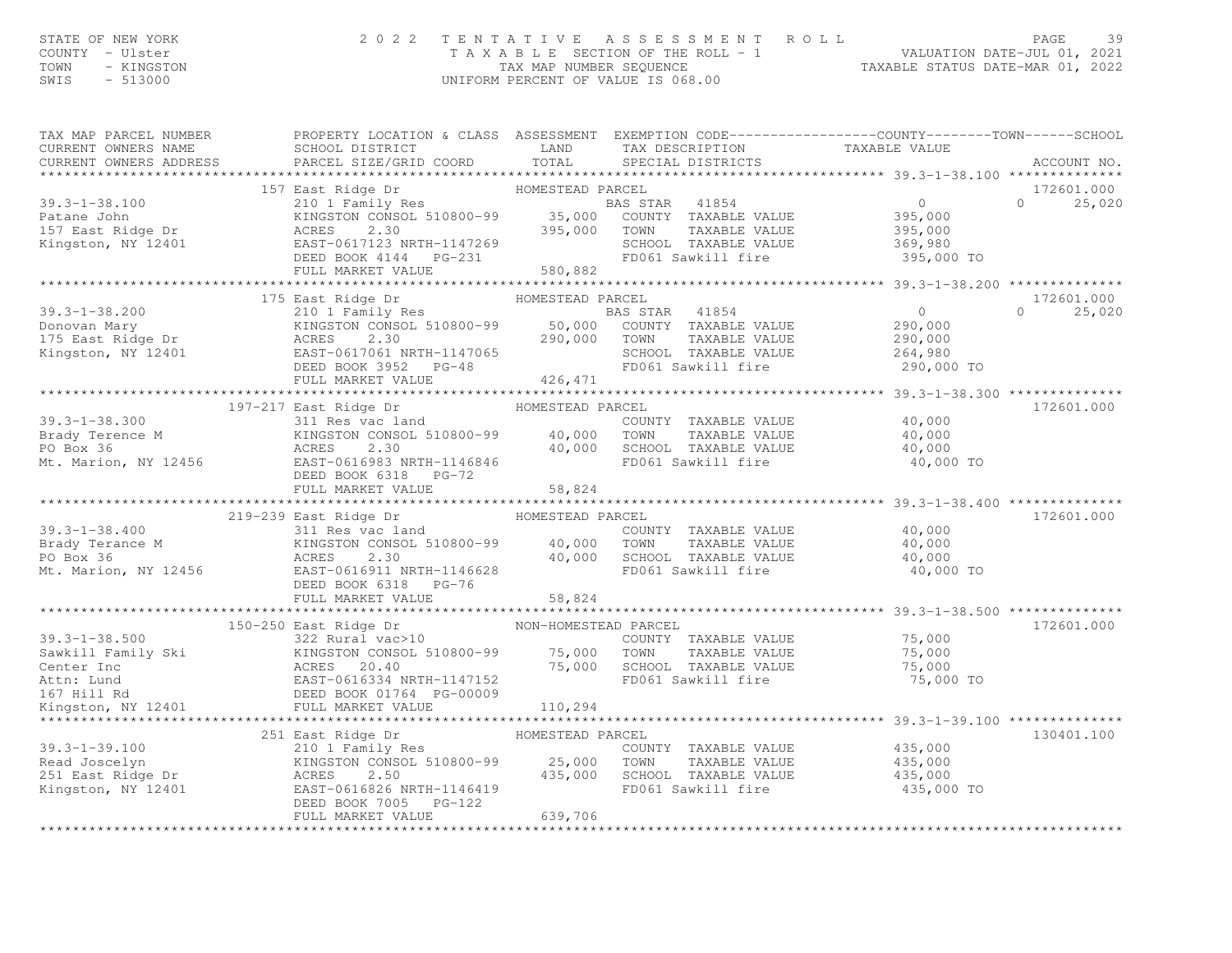STATE OF NEW YORK
COUNTY - Ulster
TOWN - KINGSTON
SWIS - 513000

# 2022 TENTATIVE ASSESSMENT ROLL

TAXABLE SECTION OF THE ROLL - 1
TAX MAP NUMBER SEQUENCE
UNIFORM PERCENT OF VALUE IS 068.00

VALUATION DATE-JUL 01, 2021
TAXABLE STATUS DATE-MAR 01, 2022

| TAX MAP PARCEL NUMBER / CURRENT OWNERS NAME / CURRENT OWNERS ADDRESS | PROPERTY LOCATION & CLASS / SCHOOL DISTRICT / PARCEL SIZE/GRID COORD | ASSESSMENT LAND | TOTAL | EXEMPTION CODE / TAX DESCRIPTION / SPECIAL DISTRICTS | COUNTY TAXABLE VALUE | TOWN | SCHOOL | ACCOUNT NO. |
|---|---|---|---|---|---|---|---|---|
| 39.3-1-38.100 | 157 East Ridge Dr — HOMESTEAD PARCEL | | | | | | | 172601.000 |
| | 210 1 Family Res | | | BAS STAR 41854 | 0 | 0 | 25,020 | |
| Patane John | KINGSTON CONSOL 510800-99 | 35,000 | | COUNTY TAXABLE VALUE | 395,000 | | | |
| 157 East Ridge Dr | ACRES 2.30 | | 395,000 | TOWN TAXABLE VALUE | 395,000 | | | |
| Kingston, NY 12401 | EAST-0617123 NRTH-1147269 | | | SCHOOL TAXABLE VALUE | 369,980 | | | |
| | DEED BOOK 4144 PG-231 | | | FD061 Sawkill fire | 395,000 TO | | | |
| | FULL MARKET VALUE | | 580,882 | | | | | |
| 39.3-1-38.200 | 175 East Ridge Dr — HOMESTEAD PARCEL | | | | | | | 172601.000 |
| | 210 1 Family Res | | | BAS STAR 41854 | 0 | 0 | 25,020 | |
| Donovan Mary | KINGSTON CONSOL 510800-99 | 50,000 | | COUNTY TAXABLE VALUE | 290,000 | | | |
| 175 East Ridge Dr | ACRES 2.30 | | 290,000 | TOWN TAXABLE VALUE | 290,000 | | | |
| Kingston, NY 12401 | EAST-0617061 NRTH-1147065 | | | SCHOOL TAXABLE VALUE | 264,980 | | | |
| | DEED BOOK 3952 PG-48 | | | FD061 Sawkill fire | 290,000 TO | | | |
| | FULL MARKET VALUE | | 426,471 | | | | | |
| 39.3-1-38.300 | 197-217 East Ridge Dr — HOMESTEAD PARCEL | | | | | | | 172601.000 |
| | 311 Res vac land | | | COUNTY TAXABLE VALUE | 40,000 | | | |
| Brady Terence M | KINGSTON CONSOL 510800-99 | 40,000 | | TOWN TAXABLE VALUE | 40,000 | | | |
| PO Box 36 | ACRES 2.30 | | 40,000 | SCHOOL TAXABLE VALUE | 40,000 | | | |
| Mt. Marion, NY 12456 | EAST-0616983 NRTH-1146846 | | | FD061 Sawkill fire | 40,000 TO | | | |
| | DEED BOOK 6318 PG-72 | | | | | | | |
| | FULL MARKET VALUE | | 58,824 | | | | | |
| 39.3-1-38.400 | 219-239 East Ridge Dr — HOMESTEAD PARCEL | | | | | | | 172601.000 |
| | 311 Res vac land | | | COUNTY TAXABLE VALUE | 40,000 | | | |
| Brady Terance M | KINGSTON CONSOL 510800-99 | 40,000 | | TOWN TAXABLE VALUE | 40,000 | | | |
| PO Box 36 | ACRES 2.30 | | 40,000 | SCHOOL TAXABLE VALUE | 40,000 | | | |
| Mt. Marion, NY 12456 | EAST-0616911 NRTH-1146628 | | | FD061 Sawkill fire | 40,000 TO | | | |
| | DEED BOOK 6318 PG-76 | | | | | | | |
| | FULL MARKET VALUE | | 58,824 | | | | | |
| 39.3-1-38.500 | 150-250 East Ridge Dr — NON-HOMESTEAD PARCEL | | | | | | | 172601.000 |
| | 322 Rural vac>10 | | | COUNTY TAXABLE VALUE | 75,000 | | | |
| Sawkill Family Ski | KINGSTON CONSOL 510800-99 | 75,000 | | TOWN TAXABLE VALUE | 75,000 | | | |
| Center Inc | ACRES 20.40 | | 75,000 | SCHOOL TAXABLE VALUE | 75,000 | | | |
| Attn: Lund | EAST-0616334 NRTH-1147152 | | | FD061 Sawkill fire | 75,000 TO | | | |
| 167 Hill Rd | DEED BOOK 01764 PG-00009 | | | | | | | |
| Kingston, NY 12401 | FULL MARKET VALUE | | 110,294 | | | | | |
| 39.3-1-39.100 | 251 East Ridge Dr — HOMESTEAD PARCEL | | | | | | | 130401.100 |
| | 210 1 Family Res | | | COUNTY TAXABLE VALUE | 435,000 | | | |
| Read Joscelyn | KINGSTON CONSOL 510800-99 | 25,000 | | TOWN TAXABLE VALUE | 435,000 | | | |
| 251 East Ridge Dr | ACRES 2.50 | | 435,000 | SCHOOL TAXABLE VALUE | 435,000 | | | |
| Kingston, NY 12401 | EAST-0616826 NRTH-1146419 | | | FD061 Sawkill fire | 435,000 TO | | | |
| | DEED BOOK 7005 PG-122 | | | | | | | |
| | FULL MARKET VALUE | | 639,706 | | | | | |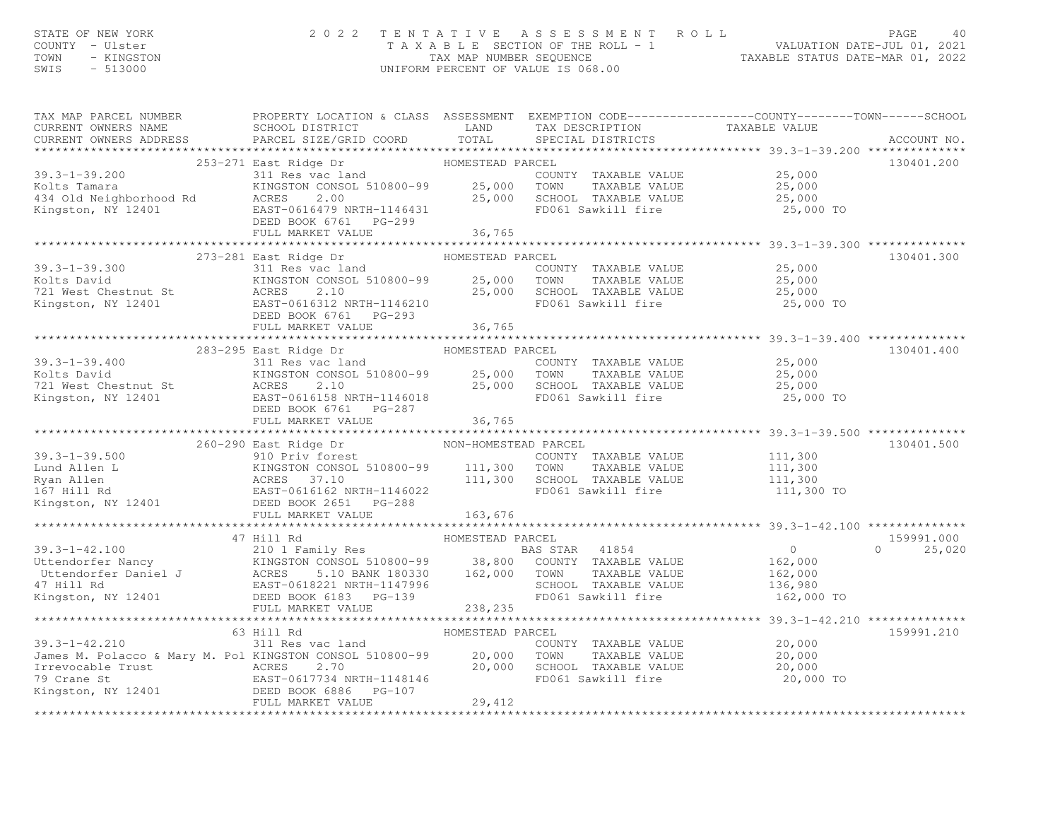STATE OF NEW YORK
COUNTY - Ulster
TOWN - KINGSTON
SWIS - 513000

# 2022 TENTATIVE ASSESSMENT ROLL
TAXABLE SECTION OF THE ROLL - 1
TAX MAP NUMBER SEQUENCE
UNIFORM PERCENT OF VALUE IS 068.00

VALUATION DATE-JUL 01, 2021
TAXABLE STATUS DATE-MAR 01, 2022

| TAX MAP PARCEL NUMBER / CURRENT OWNERS NAME / CURRENT OWNERS ADDRESS | PROPERTY LOCATION & CLASS / SCHOOL DISTRICT / PARCEL SIZE/GRID COORD | ASSESSMENT LAND / TOTAL | EXEMPTION CODE / TAX DESCRIPTION / SPECIAL DISTRICTS | COUNTY / TOWN / SCHOOL TAXABLE VALUE | ACCOUNT NO. |
|---|---|---|---|---|---|
| **39.3-1-39.200** | 253-271 East Ridge Dr | HOMESTEAD PARCEL | | | 130401.200 |
| 39.3-1-39.200 | 311 Res vac land | | COUNTY TAXABLE VALUE | 25,000 | |
| Kolts Tamara | KINGSTON CONSOL 510800-99 | 25,000 | TOWN TAXABLE VALUE | 25,000 | |
| 434 Old Neighborhood Rd | ACRES 2.00 | 25,000 | SCHOOL TAXABLE VALUE | 25,000 | |
| Kingston, NY 12401 | EAST-0616479 NRTH-1146431 | | FD061 Sawkill fire | 25,000 TO | |
| | DEED BOOK 6761 PG-299 | | | | |
| | FULL MARKET VALUE | 36,765 | | | |
| **39.3-1-39.300** | 273-281 East Ridge Dr | HOMESTEAD PARCEL | | | 130401.300 |
| 39.3-1-39.300 | 311 Res vac land | | COUNTY TAXABLE VALUE | 25,000 | |
| Kolts David | KINGSTON CONSOL 510800-99 | 25,000 | TOWN TAXABLE VALUE | 25,000 | |
| 721 West Chestnut St | ACRES 2.10 | 25,000 | SCHOOL TAXABLE VALUE | 25,000 | |
| Kingston, NY 12401 | EAST-0616312 NRTH-1146210 | | FD061 Sawkill fire | 25,000 TO | |
| | DEED BOOK 6761 PG-293 | | | | |
| | FULL MARKET VALUE | 36,765 | | | |
| **39.3-1-39.400** | 283-295 East Ridge Dr | HOMESTEAD PARCEL | | | 130401.400 |
| 39.3-1-39.400 | 311 Res vac land | | COUNTY TAXABLE VALUE | 25,000 | |
| Kolts David | KINGSTON CONSOL 510800-99 | 25,000 | TOWN TAXABLE VALUE | 25,000 | |
| 721 West Chestnut St | ACRES 2.10 | 25,000 | SCHOOL TAXABLE VALUE | 25,000 | |
| Kingston, NY 12401 | EAST-0616158 NRTH-1146018 | | FD061 Sawkill fire | 25,000 TO | |
| | DEED BOOK 6761 PG-287 | | | | |
| | FULL MARKET VALUE | 36,765 | | | |
| **39.3-1-39.500** | 260-290 East Ridge Dr | NON-HOMESTEAD PARCEL | | | 130401.500 |
| 39.3-1-39.500 | 910 Priv forest | | COUNTY TAXABLE VALUE | 111,300 | |
| Lund Allen L | KINGSTON CONSOL 510800-99 | 111,300 | TOWN TAXABLE VALUE | 111,300 | |
| Ryan Allen | ACRES 37.10 | 111,300 | SCHOOL TAXABLE VALUE | 111,300 | |
| 167 Hill Rd | EAST-0616162 NRTH-1146022 | | FD061 Sawkill fire | 111,300 TO | |
| Kingston, NY 12401 | DEED BOOK 2651 PG-288 | | | | |
| | FULL MARKET VALUE | 163,676 | | | |
| **39.3-1-42.100** | 47 Hill Rd | HOMESTEAD PARCEL | | | 159991.000 |
| 39.3-1-42.100 | 210 1 Family Res | | BAS STAR 41854 | 0 / 0 / 25,020 | |
| Uttendorfer Nancy | KINGSTON CONSOL 510800-99 | 38,800 | COUNTY TAXABLE VALUE | 162,000 | |
| Uttendorfer Daniel J | ACRES 5.10 BANK 180330 | 162,000 | TOWN TAXABLE VALUE | 162,000 | |
| 47 Hill Rd | EAST-0618221 NRTH-1147996 | | SCHOOL TAXABLE VALUE | 136,980 | |
| Kingston, NY 12401 | DEED BOOK 6183 PG-139 | | FD061 Sawkill fire | 162,000 TO | |
| | FULL MARKET VALUE | 238,235 | | | |
| **39.3-1-42.210** | 63 Hill Rd | HOMESTEAD PARCEL | | | 159991.210 |
| 39.3-1-42.210 | 311 Res vac land | | COUNTY TAXABLE VALUE | 20,000 | |
| James M. Polacco & Mary M. Pol | KINGSTON CONSOL 510800-99 | 20,000 | TOWN TAXABLE VALUE | 20,000 | |
| Irrevocable Trust | ACRES 2.70 | 20,000 | SCHOOL TAXABLE VALUE | 20,000 | |
| 79 Crane St | EAST-0617734 NRTH-1148146 | | FD061 Sawkill fire | 20,000 TO | |
| Kingston, NY 12401 | DEED BOOK 6886 PG-107 | | | | |
| | FULL MARKET VALUE | 29,412 | | | |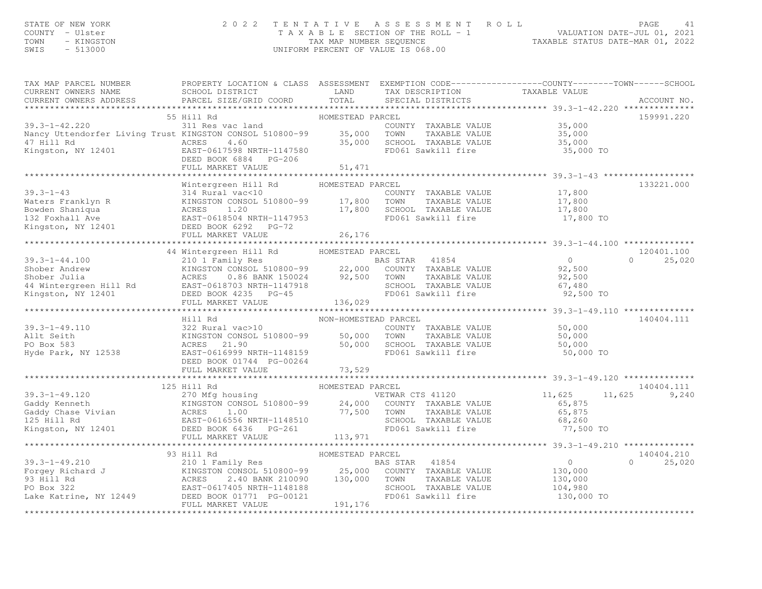STATE OF NEW YORK | COUNTY - Ulster | TOWN - KINGSTON | SWIS - 513000

# 2022 TENTATIVE ASSESSMENT ROLL

TAXABLE SECTION OF THE ROLL - 1
TAX MAP NUMBER SEQUENCE
UNIFORM PERCENT OF VALUE IS 068.00

VALUATION DATE-JUL 01, 2021
TAXABLE STATUS DATE-MAR 01, 2022

| TAX MAP PARCEL NUMBER / CURRENT OWNERS NAME / CURRENT OWNERS ADDRESS | PROPERTY LOCATION & CLASS / SCHOOL DISTRICT / PARCEL SIZE/GRID COORD | ASSESSMENT LAND | TOTAL | EXEMPTION CODE / TAX DESCRIPTION / SPECIAL DISTRICTS | COUNTY TAXABLE VALUE | TOWN | SCHOOL | ACCOUNT NO. |
|---|---|---|---|---|---|---|---|---|
| **39.3-1-42.220** | 55 Hill Rd | HOMESTEAD PARCEL | | | | | | 159991.220 |
| 39.3-1-42.220 | 311 Res vac land | | | COUNTY TAXABLE VALUE | 35,000 | | | |
| Nancy Uttendorfer Living Trust | KINGSTON CONSOL 510800-99 | 35,000 | | TOWN TAXABLE VALUE | 35,000 | | | |
| 47 Hill Rd | ACRES 4.60 | | 35,000 | SCHOOL TAXABLE VALUE | 35,000 | | | |
| Kingston, NY 12401 | EAST-0617598 NRTH-1147580 | | | FD061 Sawkill fire | 35,000 TO | | | |
| | DEED BOOK 6884 PG-206 | | | | | | | |
| | FULL MARKET VALUE | | 51,471 | | | | | |
| **39.3-1-43** | Wintergreen Hill Rd | HOMESTEAD PARCEL | | | | | | 133221.000 |
| 39.3-1-43 | 314 Rural vac<10 | | | COUNTY TAXABLE VALUE | 17,800 | | | |
| Waters Franklyn R | KINGSTON CONSOL 510800-99 | 17,800 | | TOWN TAXABLE VALUE | 17,800 | | | |
| Bowden Shaniqua | ACRES 1.20 | | 17,800 | SCHOOL TAXABLE VALUE | 17,800 | | | |
| 132 Foxhall Ave | EAST-0618504 NRTH-1147953 | | | FD061 Sawkill fire | 17,800 TO | | | |
| Kingston, NY 12401 | DEED BOOK 6292 PG-72 | | | | | | | |
| | FULL MARKET VALUE | | 26,176 | | | | | |
| **39.3-1-44.100** | 44 Wintergreen Hill Rd | HOMESTEAD PARCEL | | | | | | 120401.100 |
| 39.3-1-44.100 | 210 1 Family Res | | | BAS STAR 41854 | 0 | 0 | 25,020 | |
| Shober Andrew | KINGSTON CONSOL 510800-99 | 22,000 | | COUNTY TAXABLE VALUE | 92,500 | | | |
| Shober Julia | ACRES 0.86 BANK 150024 | | 92,500 | TOWN TAXABLE VALUE | 92,500 | | | |
| 44 Wintergreen Hill Rd | EAST-0618703 NRTH-1147918 | | | SCHOOL TAXABLE VALUE | 67,480 | | | |
| Kingston, NY 12401 | DEED BOOK 4235 PG-45 | | | FD061 Sawkill fire | 92,500 TO | | | |
| | FULL MARKET VALUE | | 136,029 | | | | | |
| **39.3-1-49.110** | Hill Rd | NON-HOMESTEAD PARCEL | | | | | | 140404.111 |
| 39.3-1-49.110 | 322 Rural vac>10 | | | COUNTY TAXABLE VALUE | 50,000 | | | |
| Allt Seith | KINGSTON CONSOL 510800-99 | 50,000 | | TOWN TAXABLE VALUE | 50,000 | | | |
| PO Box 583 | ACRES 21.90 | | 50,000 | SCHOOL TAXABLE VALUE | 50,000 | | | |
| Hyde Park, NY 12538 | EAST-0616999 NRTH-1148159 | | | FD061 Sawkill fire | 50,000 TO | | | |
| | DEED BOOK 01744 PG-00264 | | | | | | | |
| | FULL MARKET VALUE | | 73,529 | | | | | |
| **39.3-1-49.120** | 125 Hill Rd | HOMESTEAD PARCEL | | | | | | 140404.111 |
| 39.3-1-49.120 | 270 Mfg housing | | | VETWAR CTS 41120 | 11,625 | 11,625 | 9,240 | |
| Gaddy Kenneth | KINGSTON CONSOL 510800-99 | 24,000 | | COUNTY TAXABLE VALUE | 65,875 | | | |
| Gaddy Chase Vivian | ACRES 1.00 | | 77,500 | TOWN TAXABLE VALUE | 65,875 | | | |
| 125 Hill Rd | EAST-0616556 NRTH-1148510 | | | SCHOOL TAXABLE VALUE | 68,260 | | | |
| Kingston, NY 12401 | DEED BOOK 6436 PG-261 | | | FD061 Sawkill fire | 77,500 TO | | | |
| | FULL MARKET VALUE | | 113,971 | | | | | |
| **39.3-1-49.210** | 93 Hill Rd | HOMESTEAD PARCEL | | | | | | 140404.210 |
| 39.3-1-49.210 | 210 1 Family Res | | | BAS STAR 41854 | 0 | 0 | 25,020 | |
| Forgey Richard J | KINGSTON CONSOL 510800-99 | 25,000 | | COUNTY TAXABLE VALUE | 130,000 | | | |
| 93 Hill Rd | ACRES 2.40 BANK 210090 | | 130,000 | TOWN TAXABLE VALUE | 130,000 | | | |
| PO Box 322 | EAST-0617405 NRTH-1148188 | | | SCHOOL TAXABLE VALUE | 104,980 | | | |
| Lake Katrine, NY 12449 | DEED BOOK 01771 PG-00121 | | | FD061 Sawkill fire | 130,000 TO | | | |
| | FULL MARKET VALUE | | 191,176 | | | | | |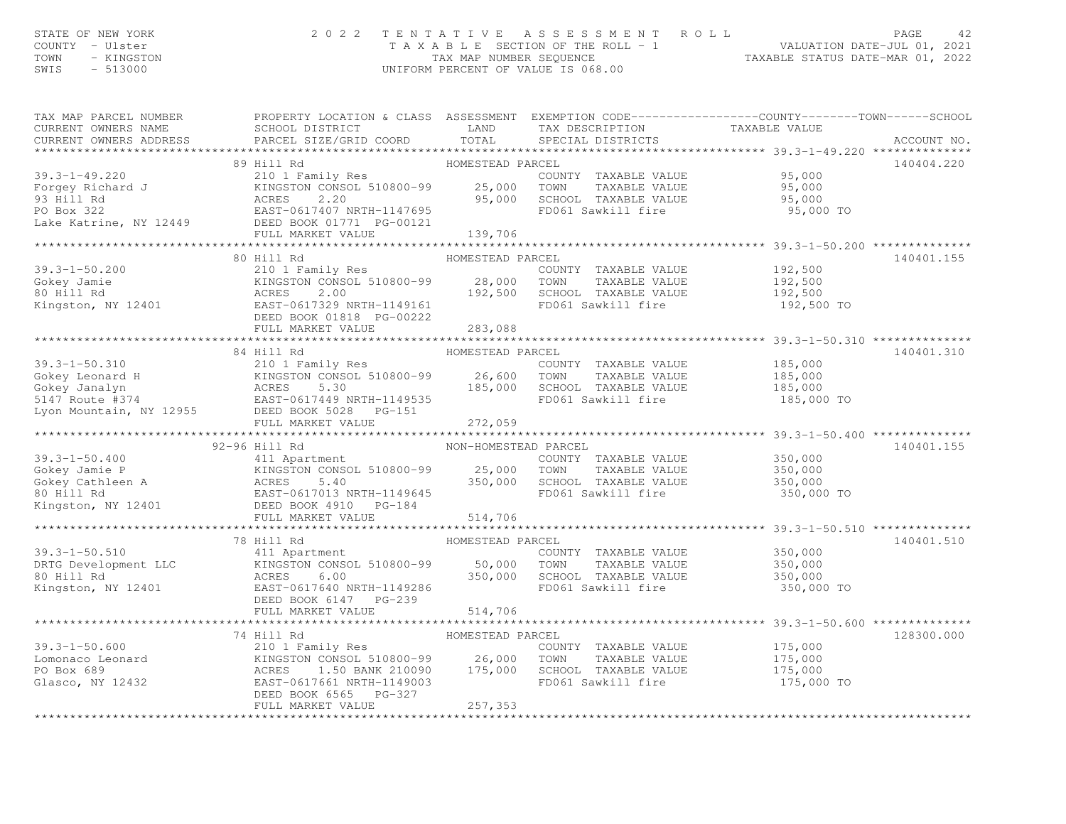STATE OF NEW YORK
COUNTY - Ulster
TOWN - KINGSTON
SWIS - 513000

# 2022 TENTATIVE ASSESSMENT ROLL

TAXABLE SECTION OF THE ROLL - 1
TAX MAP NUMBER SEQUENCE
UNIFORM PERCENT OF VALUE IS 068.00

VALUATION DATE-JUL 01, 2021
TAXABLE STATUS DATE-MAR 01, 2022

| TAX MAP PARCEL NUMBER / CURRENT OWNERS NAME / CURRENT OWNERS ADDRESS | PROPERTY LOCATION & CLASS / SCHOOL DISTRICT / PARCEL SIZE/GRID COORD | ASSESSMENT LAND | ASSESSMENT TOTAL | EXEMPTION CODE / TAX DESCRIPTION / SPECIAL DISTRICTS | TAXABLE VALUE | ACCOUNT NO. |
|---|---|---|---|---|---|---|
| 39.3-1-49.220 | 89 Hill Rd | HOMESTEAD PARCEL | | | | 140404.220 |
| | 210 1 Family Res | | | COUNTY TAXABLE VALUE | 95,000 | |
| Forgey Richard J | KINGSTON CONSOL 510800-99 | 25,000 | | TOWN TAXABLE VALUE | 95,000 | |
| 93 Hill Rd | ACRES 2.20 | | 95,000 | SCHOOL TAXABLE VALUE | 95,000 | |
| PO Box 322 | EAST-0617407 NRTH-1147695 | | | FD061 Sawkill fire | 95,000 TO | |
| Lake Katrine, NY 12449 | DEED BOOK 01771 PG-00121 | | | | | |
| | FULL MARKET VALUE | | 139,706 | | | |
| 39.3-1-50.200 | 80 Hill Rd | HOMESTEAD PARCEL | | | | 140401.155 |
| | 210 1 Family Res | | | COUNTY TAXABLE VALUE | 192,500 | |
| Gokey Jamie | KINGSTON CONSOL 510800-99 | 28,000 | | TOWN TAXABLE VALUE | 192,500 | |
| 80 Hill Rd | ACRES 2.00 | | 192,500 | SCHOOL TAXABLE VALUE | 192,500 | |
| Kingston, NY 12401 | EAST-0617329 NRTH-1149161 | | | FD061 Sawkill fire | 192,500 TO | |
| | DEED BOOK 01818 PG-00222 | | | | | |
| | FULL MARKET VALUE | | 283,088 | | | |
| 39.3-1-50.310 | 84 Hill Rd | HOMESTEAD PARCEL | | | | 140401.310 |
| | 210 1 Family Res | | | COUNTY TAXABLE VALUE | 185,000 | |
| Gokey Leonard H | KINGSTON CONSOL 510800-99 | 26,600 | | TOWN TAXABLE VALUE | 185,000 | |
| Gokey Janalyn | ACRES 5.30 | | 185,000 | SCHOOL TAXABLE VALUE | 185,000 | |
| 5147 Route #374 | EAST-0617449 NRTH-1149535 | | | FD061 Sawkill fire | 185,000 TO | |
| Lyon Mountain, NY 12955 | DEED BOOK 5028 PG-151 | | | | | |
| | FULL MARKET VALUE | | 272,059 | | | |
| 39.3-1-50.400 | 92-96 Hill Rd | NON-HOMESTEAD PARCEL | | | | 140401.155 |
| | 411 Apartment | | | COUNTY TAXABLE VALUE | 350,000 | |
| Gokey Jamie P | KINGSTON CONSOL 510800-99 | 25,000 | | TOWN TAXABLE VALUE | 350,000 | |
| Gokey Cathleen A | ACRES 5.40 | | 350,000 | SCHOOL TAXABLE VALUE | 350,000 | |
| 80 Hill Rd | EAST-0617013 NRTH-1149645 | | | FD061 Sawkill fire | 350,000 TO | |
| Kingston, NY 12401 | DEED BOOK 4910 PG-184 | | | | | |
| | FULL MARKET VALUE | | 514,706 | | | |
| 39.3-1-50.510 | 78 Hill Rd | HOMESTEAD PARCEL | | | | 140401.510 |
| | 411 Apartment | | | COUNTY TAXABLE VALUE | 350,000 | |
| DRTG Development LLC | KINGSTON CONSOL 510800-99 | 50,000 | | TOWN TAXABLE VALUE | 350,000 | |
| 80 Hill Rd | ACRES 6.00 | | 350,000 | SCHOOL TAXABLE VALUE | 350,000 | |
| Kingston, NY 12401 | EAST-0617640 NRTH-1149286 | | | FD061 Sawkill fire | 350,000 TO | |
| | DEED BOOK 6147 PG-239 | | | | | |
| | FULL MARKET VALUE | | 514,706 | | | |
| 39.3-1-50.600 | 74 Hill Rd | HOMESTEAD PARCEL | | | | 128300.000 |
| | 210 1 Family Res | | | COUNTY TAXABLE VALUE | 175,000 | |
| Lomonaco Leonard | KINGSTON CONSOL 510800-99 | 26,000 | | TOWN TAXABLE VALUE | 175,000 | |
| PO Box 689 | ACRES 1.50 BANK 210090 | | 175,000 | SCHOOL TAXABLE VALUE | 175,000 | |
| Glasco, NY 12432 | EAST-0617661 NRTH-1149003 | | | FD061 Sawkill fire | 175,000 TO | |
| | DEED BOOK 6565 PG-327 | | | | | |
| | FULL MARKET VALUE | | 257,353 | | | |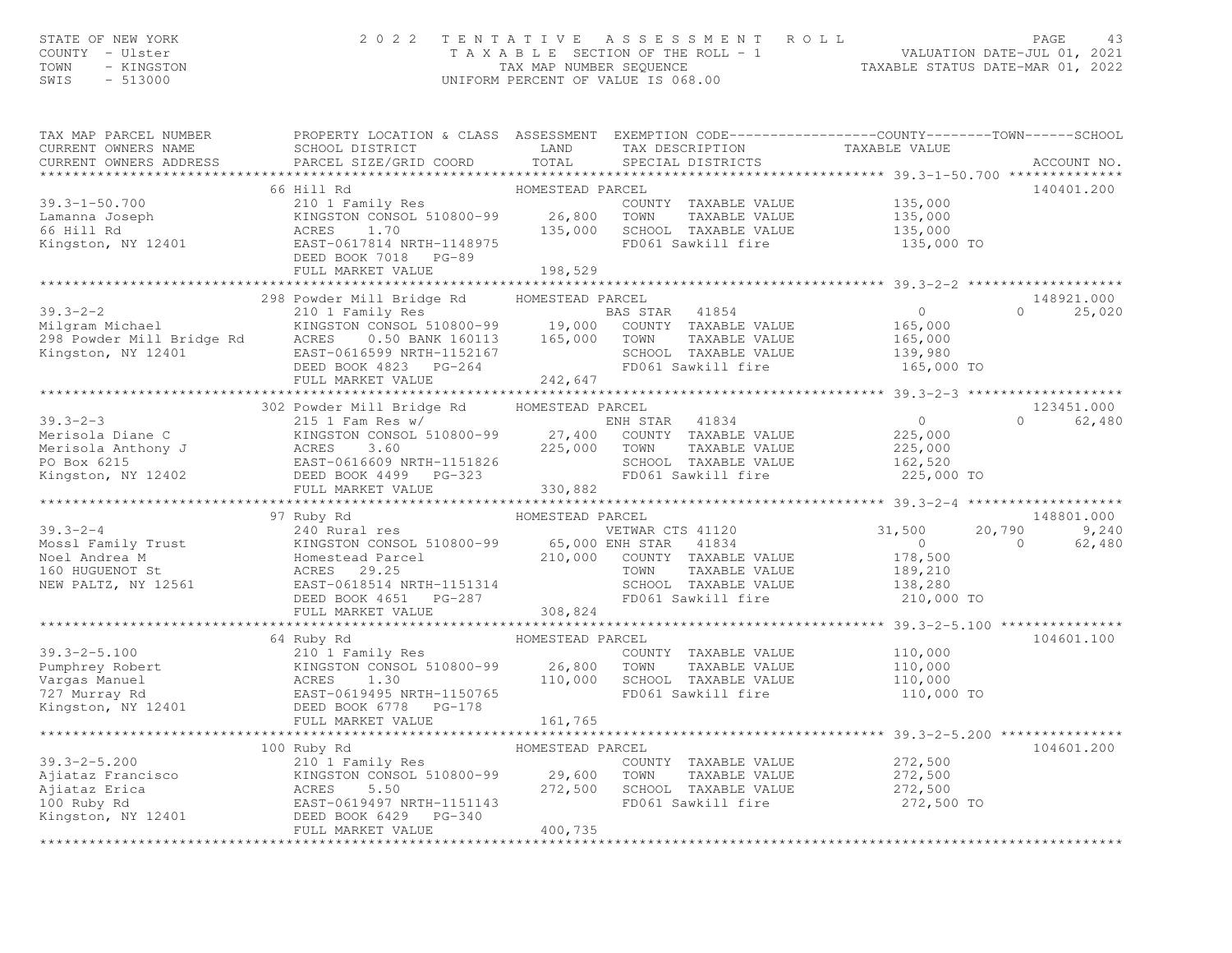STATE OF NEW YORK
COUNTY - Ulster
TOWN - KINGSTON
SWIS - 513000

2022 TENTATIVE ASSESSMENT ROLL
TAXABLE SECTION OF THE ROLL - 1
TAX MAP NUMBER SEQUENCE
UNIFORM PERCENT OF VALUE IS 068.00

VALUATION DATE-JUL 01, 2021
TAXABLE STATUS DATE-MAR 01, 2022

| TAX MAP PARCEL NUMBER / CURRENT OWNERS NAME / CURRENT OWNERS ADDRESS | PROPERTY LOCATION & CLASS / SCHOOL DISTRICT / PARCEL SIZE/GRID COORD | ASSESSMENT LAND / TOTAL | EXEMPTION CODE / TAX DESCRIPTION / SPECIAL DISTRICTS | COUNTY TAXABLE VALUE | TOWN | SCHOOL | ACCOUNT NO. |
|---|---|---|---|---|---|---|---|
| **39.3-1-50.700** | 66 Hill Rd | HOMESTEAD PARCEL | | | | | 140401.200 |
| 39.3-1-50.700 | 210 1 Family Res | | COUNTY TAXABLE VALUE | 135,000 | | | |
| Lamanna Joseph | KINGSTON CONSOL 510800-99 | 26,800 | TOWN TAXABLE VALUE | 135,000 | | | |
| 66 Hill Rd | ACRES 1.70 | 135,000 | SCHOOL TAXABLE VALUE | 135,000 | | | |
| Kingston, NY 12401 | EAST-0617814 NRTH-1148975 | | FD061 Sawkill fire | 135,000 TO | | | |
| | DEED BOOK 7018 PG-89 | | | | | | |
| | FULL MARKET VALUE | 198,529 | | | | | |
| **39.3-2-2** | 298 Powder Mill Bridge Rd | HOMESTEAD PARCEL | | | | | 148921.000 |
| 39.3-2-2 | 210 1 Family Res | | BAS STAR 41854 | 0 | 0 | 25,020 | |
| Milgram Michael | KINGSTON CONSOL 510800-99 | 19,000 | COUNTY TAXABLE VALUE | 165,000 | | | |
| 298 Powder Mill Bridge Rd | ACRES 0.50 BANK 160113 | 165,000 | TOWN TAXABLE VALUE | 165,000 | | | |
| Kingston, NY 12401 | EAST-0616599 NRTH-1152167 | | SCHOOL TAXABLE VALUE | 139,980 | | | |
| | DEED BOOK 4823 PG-264 | | FD061 Sawkill fire | 165,000 TO | | | |
| | FULL MARKET VALUE | 242,647 | | | | | |
| **39.3-2-3** | 302 Powder Mill Bridge Rd | HOMESTEAD PARCEL | | | | | 123451.000 |
| 39.3-2-3 | 215 1 Fam Res w/ | | ENH STAR 41834 | 0 | 0 | 62,480 | |
| Merisola Diane C | KINGSTON CONSOL 510800-99 | 27,400 | COUNTY TAXABLE VALUE | 225,000 | | | |
| Merisola Anthony J | ACRES 3.60 | 225,000 | TOWN TAXABLE VALUE | 225,000 | | | |
| PO Box 6215 | EAST-0616609 NRTH-1151826 | | SCHOOL TAXABLE VALUE | 162,520 | | | |
| Kingston, NY 12402 | DEED BOOK 4499 PG-323 | | FD061 Sawkill fire | 225,000 TO | | | |
| | FULL MARKET VALUE | 330,882 | | | | | |
| **39.3-2-4** | 97 Ruby Rd | HOMESTEAD PARCEL | | | | | 148801.000 |
| 39.3-2-4 | 240 Rural res | | VETWAR CTS 41120 | 31,500 | 20,790 | 9,240 | |
| Mossl Family Trust | KINGSTON CONSOL 510800-99 | 65,000 | ENH STAR 41834 | 0 | 0 | 62,480 | |
| Noel Andrea M | Homestead Parcel | 210,000 | COUNTY TAXABLE VALUE | 178,500 | | | |
| 160 HUGUENOT St | ACRES 29.25 | | TOWN TAXABLE VALUE | 189,210 | | | |
| NEW PALTZ, NY 12561 | EAST-0618514 NRTH-1151314 | | SCHOOL TAXABLE VALUE | 138,280 | | | |
| | DEED BOOK 4651 PG-287 | | FD061 Sawkill fire | 210,000 TO | | | |
| | FULL MARKET VALUE | 308,824 | | | | | |
| **39.3-2-5.100** | 64 Ruby Rd | HOMESTEAD PARCEL | | | | | 104601.100 |
| 39.3-2-5.100 | 210 1 Family Res | | COUNTY TAXABLE VALUE | 110,000 | | | |
| Pumphrey Robert | KINGSTON CONSOL 510800-99 | 26,800 | TOWN TAXABLE VALUE | 110,000 | | | |
| Vargas Manuel | ACRES 1.30 | 110,000 | SCHOOL TAXABLE VALUE | 110,000 | | | |
| 727 Murray Rd | EAST-0619495 NRTH-1150765 | | FD061 Sawkill fire | 110,000 TO | | | |
| Kingston, NY 12401 | DEED BOOK 6778 PG-178 | | | | | | |
| | FULL MARKET VALUE | 161,765 | | | | | |
| **39.3-2-5.200** | 100 Ruby Rd | HOMESTEAD PARCEL | | | | | 104601.200 |
| 39.3-2-5.200 | 210 1 Family Res | | COUNTY TAXABLE VALUE | 272,500 | | | |
| Ajiataz Francisco | KINGSTON CONSOL 510800-99 | 29,600 | TOWN TAXABLE VALUE | 272,500 | | | |
| Ajiataz Erica | ACRES 5.50 | 272,500 | SCHOOL TAXABLE VALUE | 272,500 | | | |
| 100 Ruby Rd | EAST-0619497 NRTH-1151143 | | FD061 Sawkill fire | 272,500 TO | | | |
| Kingston, NY 12401 | DEED BOOK 6429 PG-340 | | | | | | |
| | FULL MARKET VALUE | 400,735 | | | | | |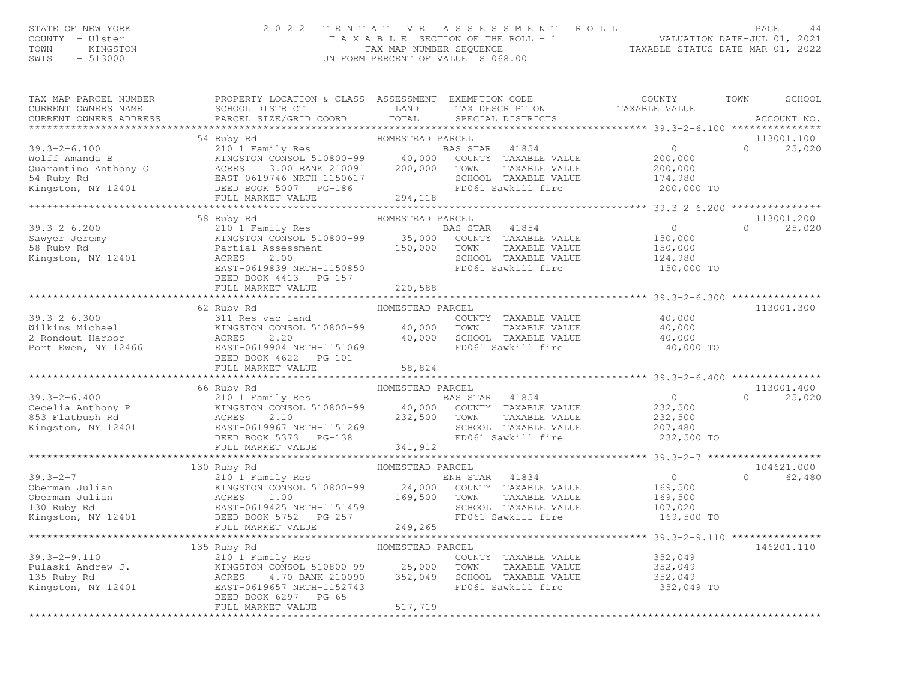STATE OF NEW YORK
COUNTY - Ulster
TOWN - KINGSTON
SWIS - 513000

# 2022 TENTATIVE ASSESSMENT ROLL

TAXABLE SECTION OF THE ROLL - 1
TAX MAP NUMBER SEQUENCE
UNIFORM PERCENT OF VALUE IS 068.00

VALUATION DATE-JUL 01, 2021
TAXABLE STATUS DATE-MAR 01, 2022

| TAX MAP PARCEL NUMBER / CURRENT OWNERS NAME / CURRENT OWNERS ADDRESS | PROPERTY LOCATION & CLASS / SCHOOL DISTRICT / PARCEL SIZE/GRID COORD | ASSESSMENT LAND | TOTAL | EXEMPTION CODE / TAX DESCRIPTION / SPECIAL DISTRICTS | COUNTY / TAXABLE VALUE | TOWN | SCHOOL / ACCOUNT NO. |
|---|---|---|---|---|---|---|---|
| **39.3-2-6.100** | 54 Ruby Rd | HOMESTEAD PARCEL | | | | | 113001.100 |
| 39.3-2-6.100 | 210 1 Family Res | | | BAS STAR 41854 | 0 | 0 | 25,020 |
| Wolff Amanda B | KINGSTON CONSOL 510800-99 | 40,000 | | COUNTY TAXABLE VALUE | 200,000 | | |
| Quarantino Anthony G | ACRES 3.00 BANK 210091 | | 200,000 | TOWN TAXABLE VALUE | 200,000 | | |
| 54 Ruby Rd | EAST-0619746 NRTH-1150617 | | | SCHOOL TAXABLE VALUE | 174,980 | | |
| Kingston, NY 12401 | DEED BOOK 5007 PG-186 | | | FD061 Sawkill fire | 200,000 TO | | |
| | FULL MARKET VALUE | | 294,118 | | | | |
| **39.3-2-6.200** | 58 Ruby Rd | HOMESTEAD PARCEL | | | | | 113001.200 |
| 39.3-2-6.200 | 210 1 Family Res | | | BAS STAR 41854 | 0 | 0 | 25,020 |
| Sawyer Jeremy | KINGSTON CONSOL 510800-99 | 35,000 | | COUNTY TAXABLE VALUE | 150,000 | | |
| 58 Ruby Rd | Partial Assessment | | 150,000 | TOWN TAXABLE VALUE | 150,000 | | |
| Kingston, NY 12401 | ACRES 2.00 | | | SCHOOL TAXABLE VALUE | 124,980 | | |
| | EAST-0619839 NRTH-1150850 | | | FD061 Sawkill fire | 150,000 TO | | |
| | DEED BOOK 4413 PG-157 | | | | | | |
| | FULL MARKET VALUE | | 220,588 | | | | |
| **39.3-2-6.300** | 62 Ruby Rd | HOMESTEAD PARCEL | | | | | 113001.300 |
| 39.3-2-6.300 | 311 Res vac land | | | COUNTY TAXABLE VALUE | 40,000 | | |
| Wilkins Michael | KINGSTON CONSOL 510800-99 | 40,000 | | TOWN TAXABLE VALUE | 40,000 | | |
| 2 Rondout Harbor | ACRES 2.20 | | 40,000 | SCHOOL TAXABLE VALUE | 40,000 | | |
| Port Ewen, NY 12466 | EAST-0619904 NRTH-1151069 | | | FD061 Sawkill fire | 40,000 TO | | |
| | DEED BOOK 4622 PG-101 | | | | | | |
| | FULL MARKET VALUE | | 58,824 | | | | |
| **39.3-2-6.400** | 66 Ruby Rd | HOMESTEAD PARCEL | | | | | 113001.400 |
| 39.3-2-6.400 | 210 1 Family Res | | | BAS STAR 41854 | 0 | 0 | 25,020 |
| Cecelia Anthony P | KINGSTON CONSOL 510800-99 | 40,000 | | COUNTY TAXABLE VALUE | 232,500 | | |
| 853 Flatbush Rd | ACRES 2.10 | | 232,500 | TOWN TAXABLE VALUE | 232,500 | | |
| Kingston, NY 12401 | EAST-0619967 NRTH-1151269 | | | SCHOOL TAXABLE VALUE | 207,480 | | |
| | DEED BOOK 5373 PG-138 | | | FD061 Sawkill fire | 232,500 TO | | |
| | FULL MARKET VALUE | | 341,912 | | | | |
| **39.3-2-7** | 130 Ruby Rd | HOMESTEAD PARCEL | | | | | 104621.000 |
| 39.3-2-7 | 210 1 Family Res | | | ENH STAR 41834 | 0 | 0 | 62,480 |
| Oberman Julian | KINGSTON CONSOL 510800-99 | 24,000 | | COUNTY TAXABLE VALUE | 169,500 | | |
| Oberman Julian | ACRES 1.00 | | 169,500 | TOWN TAXABLE VALUE | 169,500 | | |
| 130 Ruby Rd | EAST-0619425 NRTH-1151459 | | | SCHOOL TAXABLE VALUE | 107,020 | | |
| Kingston, NY 12401 | DEED BOOK 5752 PG-257 | | | FD061 Sawkill fire | 169,500 TO | | |
| | FULL MARKET VALUE | | 249,265 | | | | |
| **39.3-2-9.110** | 135 Ruby Rd | HOMESTEAD PARCEL | | | | | 146201.110 |
| 39.3-2-9.110 | 210 1 Family Res | | | COUNTY TAXABLE VALUE | 352,049 | | |
| Pulaski Andrew J. | KINGSTON CONSOL 510800-99 | 25,000 | | TOWN TAXABLE VALUE | 352,049 | | |
| 135 Ruby Rd | ACRES 4.70 BANK 210090 | | 352,049 | SCHOOL TAXABLE VALUE | 352,049 | | |
| Kingston, NY 12401 | EAST-0619657 NRTH-1152743 | | | FD061 Sawkill fire | 352,049 TO | | |
| | DEED BOOK 6297 PG-65 | | | | | | |
| | FULL MARKET VALUE | | 517,719 | | | | |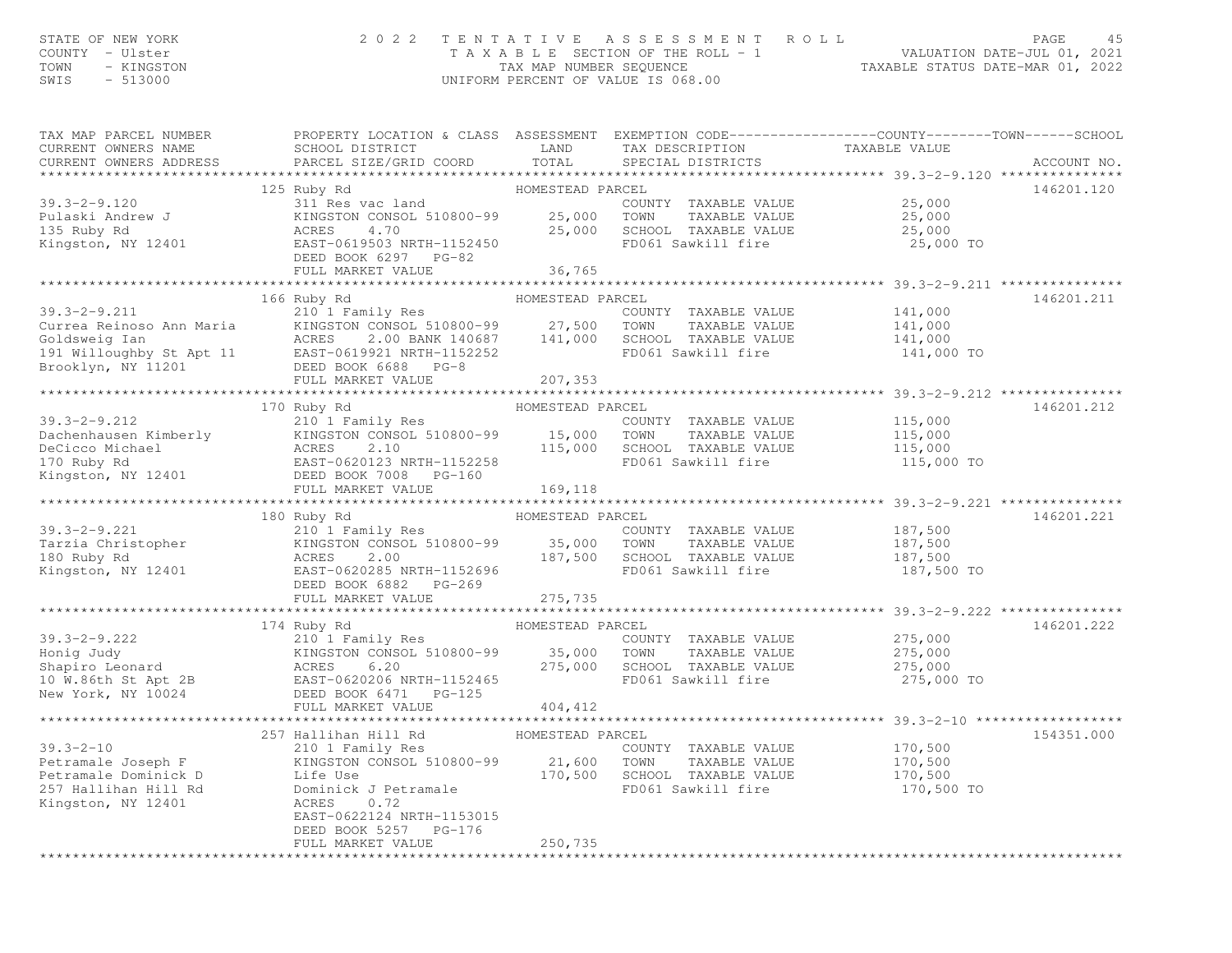STATE OF NEW YORK
COUNTY - Ulster
TOWN - KINGSTON
SWIS - 513000

2022 TENTATIVE ASSESSMENT ROLL
TAXABLE SECTION OF THE ROLL - 1
TAX MAP NUMBER SEQUENCE
UNIFORM PERCENT OF VALUE IS 068.00

VALUATION DATE-JUL 01, 2021
TAXABLE STATUS DATE-MAR 01, 2022

| TAX MAP PARCEL NUMBER / CURRENT OWNERS NAME / CURRENT OWNERS ADDRESS | PROPERTY LOCATION & CLASS / SCHOOL DISTRICT / PARCEL SIZE/GRID COORD | ASSESSMENT LAND / TOTAL | EXEMPTION CODE / TAX DESCRIPTION / SPECIAL DISTRICTS | TAXABLE VALUE (COUNTY / TOWN / SCHOOL) | ACCOUNT NO. |
|---|---|---|---|---|---|
| **39.3-2-9.120** | 125 Ruby Rd | HOMESTEAD PARCEL | | | 146201.120 |
| 39.3-2-9.120 | 311 Res vac land | | COUNTY TAXABLE VALUE | 25,000 | |
| Pulaski Andrew J | KINGSTON CONSOL 510800-99 | 25,000 | TOWN TAXABLE VALUE | 25,000 | |
| 135 Ruby Rd | ACRES 4.70 | 25,000 | SCHOOL TAXABLE VALUE | 25,000 | |
| Kingston, NY 12401 | EAST-0619503 NRTH-1152450 | | FD061 Sawkill fire | 25,000 TO | |
| | DEED BOOK 6297 PG-82 | | | | |
| | FULL MARKET VALUE | 36,765 | | | |
| **39.3-2-9.211** | 166 Ruby Rd | HOMESTEAD PARCEL | | | 146201.211 |
| 39.3-2-9.211 | 210 1 Family Res | | COUNTY TAXABLE VALUE | 141,000 | |
| Currea Reinoso Ann Maria | KINGSTON CONSOL 510800-99 | 27,500 | TOWN TAXABLE VALUE | 141,000 | |
| Goldsweig Ian | ACRES 2.00 BANK 140687 | 141,000 | SCHOOL TAXABLE VALUE | 141,000 | |
| 191 Willoughby St Apt 11 | EAST-0619921 NRTH-1152252 | | FD061 Sawkill fire | 141,000 TO | |
| Brooklyn, NY 11201 | DEED BOOK 6688 PG-8 | | | | |
| | FULL MARKET VALUE | 207,353 | | | |
| **39.3-2-9.212** | 170 Ruby Rd | HOMESTEAD PARCEL | | | 146201.212 |
| 39.3-2-9.212 | 210 1 Family Res | | COUNTY TAXABLE VALUE | 115,000 | |
| Dachenhausen Kimberly | KINGSTON CONSOL 510800-99 | 15,000 | TOWN TAXABLE VALUE | 115,000 | |
| DeCicco Michael | ACRES 2.10 | 115,000 | SCHOOL TAXABLE VALUE | 115,000 | |
| 170 Ruby Rd | EAST-0620123 NRTH-1152258 | | FD061 Sawkill fire | 115,000 TO | |
| Kingston, NY 12401 | DEED BOOK 7008 PG-160 | | | | |
| | FULL MARKET VALUE | 169,118 | | | |
| **39.3-2-9.221** | 180 Ruby Rd | HOMESTEAD PARCEL | | | 146201.221 |
| 39.3-2-9.221 | 210 1 Family Res | | COUNTY TAXABLE VALUE | 187,500 | |
| Tarzia Christopher | KINGSTON CONSOL 510800-99 | 35,000 | TOWN TAXABLE VALUE | 187,500 | |
| 180 Ruby Rd | ACRES 2.00 | 187,500 | SCHOOL TAXABLE VALUE | 187,500 | |
| Kingston, NY 12401 | EAST-0620285 NRTH-1152696 | | FD061 Sawkill fire | 187,500 TO | |
| | DEED BOOK 6882 PG-269 | | | | |
| | FULL MARKET VALUE | 275,735 | | | |
| **39.3-2-9.222** | 174 Ruby Rd | HOMESTEAD PARCEL | | | 146201.222 |
| 39.3-2-9.222 | 210 1 Family Res | | COUNTY TAXABLE VALUE | 275,000 | |
| Honig Judy | KINGSTON CONSOL 510800-99 | 35,000 | TOWN TAXABLE VALUE | 275,000 | |
| Shapiro Leonard | ACRES 6.20 | 275,000 | SCHOOL TAXABLE VALUE | 275,000 | |
| 10 W.86th St Apt 2B | EAST-0620206 NRTH-1152465 | | FD061 Sawkill fire | 275,000 TO | |
| New York, NY 10024 | DEED BOOK 6471 PG-125 | | | | |
| | FULL MARKET VALUE | 404,412 | | | |
| **39.3-2-10** | 257 Hallihan Hill Rd | HOMESTEAD PARCEL | | | 154351.000 |
| 39.3-2-10 | 210 1 Family Res | | COUNTY TAXABLE VALUE | 170,500 | |
| Petramale Joseph F | KINGSTON CONSOL 510800-99 | 21,600 | TOWN TAXABLE VALUE | 170,500 | |
| Petramale Dominick D | Life Use | 170,500 | SCHOOL TAXABLE VALUE | 170,500 | |
| 257 Hallihan Hill Rd | Dominick J Petramale | | FD061 Sawkill fire | 170,500 TO | |
| Kingston, NY 12401 | ACRES 0.72 | | | | |
| | EAST-0622124 NRTH-1153015 | | | | |
| | DEED BOOK 5257 PG-176 | | | | |
| | FULL MARKET VALUE | 250,735 | | | |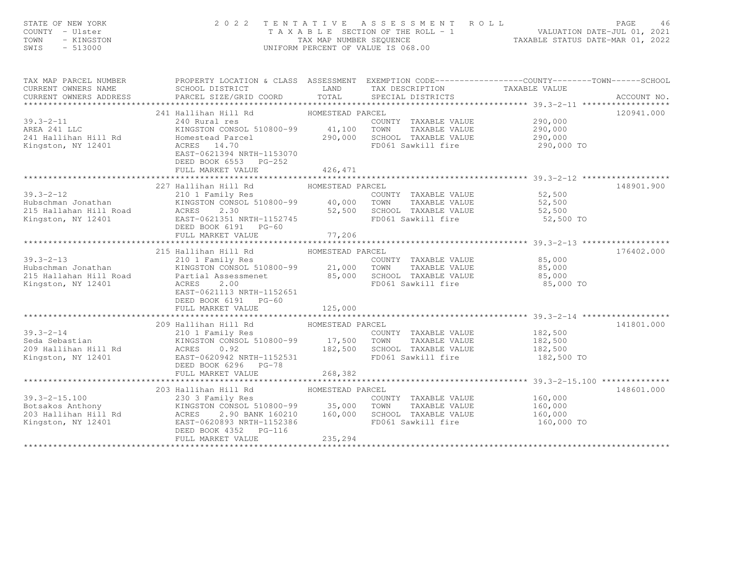STATE OF NEW YORK
COUNTY - Ulster
TOWN - KINGSTON
SWIS - 513000

2022 TENTATIVE ASSESSMENT ROLL
TAXABLE SECTION OF THE ROLL - 1
TAX MAP NUMBER SEQUENCE
UNIFORM PERCENT OF VALUE IS 068.00

VALUATION DATE-JUL 01, 2021
TAXABLE STATUS DATE-MAR 01, 2022

| TAX MAP PARCEL NUMBER / CURRENT OWNERS NAME / CURRENT OWNERS ADDRESS | PROPERTY LOCATION & CLASS / SCHOOL DISTRICT / PARCEL SIZE/GRID COORD | ASSESSMENT LAND / TOTAL | EXEMPTION CODE / TAX DESCRIPTION / SPECIAL DISTRICTS | TAXABLE VALUE (COUNTY / TOWN / SCHOOL) | ACCOUNT NO. |
|---|---|---|---|---|---|
| 39.3-2-11 | 241 Hallihan Hill Rd — HOMESTEAD PARCEL | | | | 120941.000 |
| 39.3-2-11 | 240 Rural res | | COUNTY TAXABLE VALUE | 290,000 | |
| AREA 241 LLC | KINGSTON CONSOL 510800-99 | 41,100 | TOWN TAXABLE VALUE | 290,000 | |
| 241 Hallihan Hill Rd | Homestead Parcel | 290,000 | SCHOOL TAXABLE VALUE | 290,000 | |
| Kingston, NY 12401 | ACRES 14.70 | | FD061 Sawkill fire | 290,000 TO | |
| | EAST-0621394 NRTH-1153070 | | | | |
| | DEED BOOK 6553 PG-252 | | | | |
| | FULL MARKET VALUE | 426,471 | | | |
| 39.3-2-12 | 227 Hallihan Hill Rd — HOMESTEAD PARCEL | | | | 148901.900 |
| 39.3-2-12 | 210 1 Family Res | | COUNTY TAXABLE VALUE | 52,500 | |
| Hubschman Jonathan | KINGSTON CONSOL 510800-99 | 40,000 | TOWN TAXABLE VALUE | 52,500 | |
| 215 Hallahan Hill Road | ACRES 2.30 | 52,500 | SCHOOL TAXABLE VALUE | 52,500 | |
| Kingston, NY 12401 | EAST-0621351 NRTH-1152745 | | FD061 Sawkill fire | 52,500 TO | |
| | DEED BOOK 6191 PG-60 | | | | |
| | FULL MARKET VALUE | 77,206 | | | |
| 39.3-2-13 | 215 Hallihan Hill Rd — HOMESTEAD PARCEL | | | | 176402.000 |
| 39.3-2-13 | 210 1 Family Res | | COUNTY TAXABLE VALUE | 85,000 | |
| Hubschman Jonathan | KINGSTON CONSOL 510800-99 | 21,000 | TOWN TAXABLE VALUE | 85,000 | |
| 215 Hallahan Hill Road | Partial Assessmenet | 85,000 | SCHOOL TAXABLE VALUE | 85,000 | |
| Kingston, NY 12401 | ACRES 2.00 | | FD061 Sawkill fire | 85,000 TO | |
| | EAST-0621113 NRTH-1152651 | | | | |
| | DEED BOOK 6191 PG-60 | | | | |
| | FULL MARKET VALUE | 125,000 | | | |
| 39.3-2-14 | 209 Hallihan Hill Rd — HOMESTEAD PARCEL | | | | 141801.000 |
| 39.3-2-14 | 210 1 Family Res | | COUNTY TAXABLE VALUE | 182,500 | |
| Seda Sebastian | KINGSTON CONSOL 510800-99 | 17,500 | TOWN TAXABLE VALUE | 182,500 | |
| 209 Hallihan Hill Rd | ACRES 0.92 | 182,500 | SCHOOL TAXABLE VALUE | 182,500 | |
| Kingston, NY 12401 | EAST-0620942 NRTH-1152531 | | FD061 Sawkill fire | 182,500 TO | |
| | DEED BOOK 6296 PG-78 | | | | |
| | FULL MARKET VALUE | 268,382 | | | |
| 39.3-2-15.100 | 203 Hallihan Hill Rd — HOMESTEAD PARCEL | | | | 148601.000 |
| 39.3-2-15.100 | 230 3 Family Res | | COUNTY TAXABLE VALUE | 160,000 | |
| Botsakos Anthony | KINGSTON CONSOL 510800-99 | 35,000 | TOWN TAXABLE VALUE | 160,000 | |
| 203 Hallihan Hill Rd | ACRES 2.90 BANK 160210 | 160,000 | SCHOOL TAXABLE VALUE | 160,000 | |
| Kingston, NY 12401 | EAST-0620893 NRTH-1152386 | | FD061 Sawkill fire | 160,000 TO | |
| | DEED BOOK 4352 PG-116 | | | | |
| | FULL MARKET VALUE | 235,294 | | | |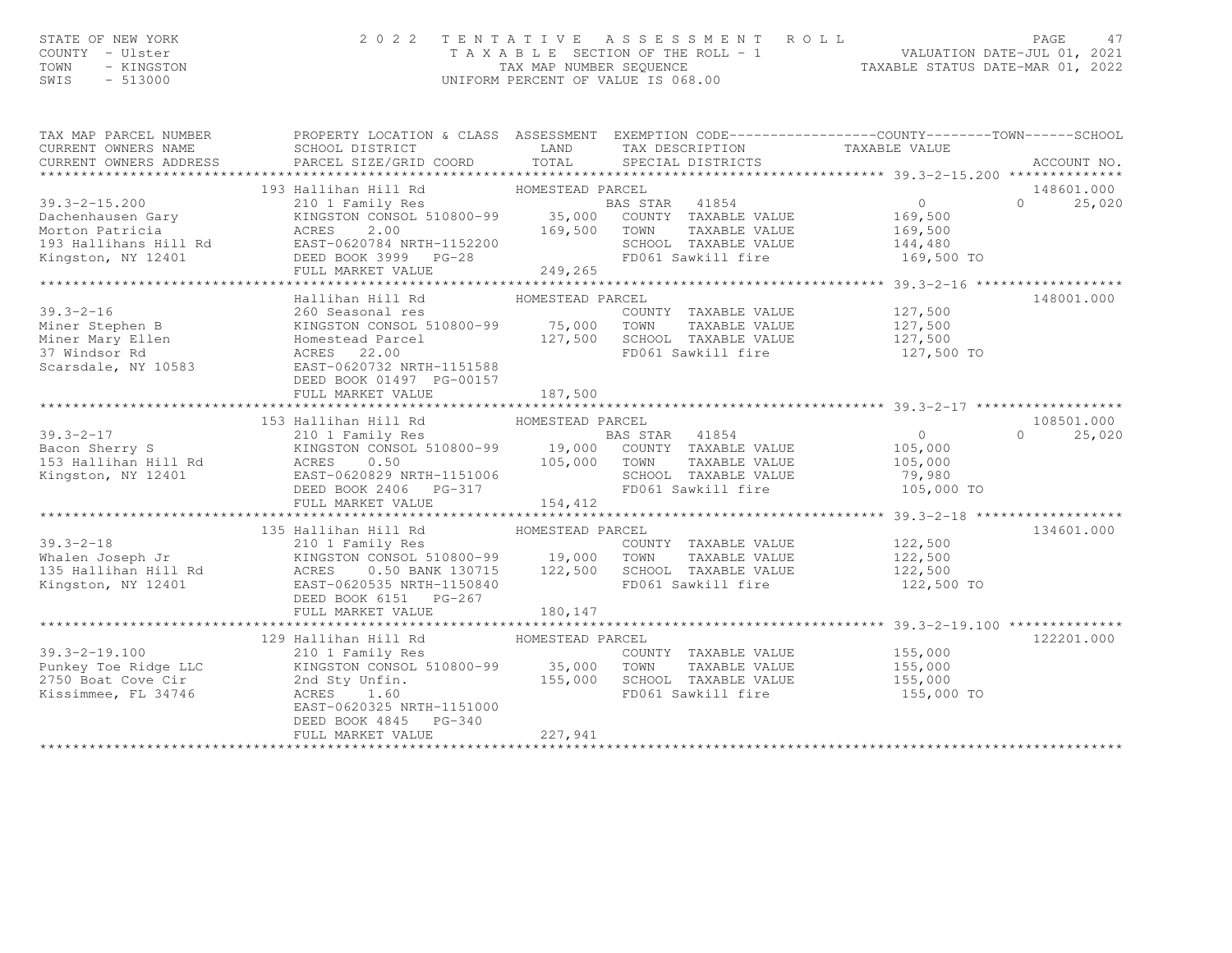STATE OF NEW YORK
COUNTY - Ulster
TOWN - KINGSTON
SWIS - 513000

2 0 2 2 T E N T A T I V E A S S E S S M E N T R O L L
T A X A B L E SECTION OF THE ROLL - 1
TAX MAP NUMBER SEQUENCE
UNIFORM PERCENT OF VALUE IS 068.00

VALUATION DATE-JUL 01, 2021
TAXABLE STATUS DATE-MAR 01, 2022

| TAX MAP PARCEL NUMBER / CURRENT OWNERS NAME / CURRENT OWNERS ADDRESS | PROPERTY LOCATION & CLASS / SCHOOL DISTRICT / PARCEL SIZE/GRID COORD | ASSESSMENT LAND / TOTAL | EXEMPTION CODE / TAX DESCRIPTION / SPECIAL DISTRICTS | COUNTY / TOWN / SCHOOL TAXABLE VALUE | ACCOUNT NO. |
|---|---|---|---|---|---|
| **39.3-2-15.200** | 193 Hallihan Hill Rd — HOMESTEAD PARCEL | | | | 148601.000 |
| 39.3-2-15.200 | 210 1 Family Res | | BAS STAR 41854 | 0 0 25,020 | |
| Dachenhausen Gary | KINGSTON CONSOL 510800-99 | 35,000 | COUNTY TAXABLE VALUE | 169,500 | |
| Morton Patricia | ACRES 2.00 | 169,500 | TOWN TAXABLE VALUE | 169,500 | |
| 193 Hallihans Hill Rd | EAST-0620784 NRTH-1152200 | | SCHOOL TAXABLE VALUE | 144,480 | |
| Kingston, NY 12401 | DEED BOOK 3999 PG-28 | | FD061 Sawkill fire | 169,500 TO | |
| | FULL MARKET VALUE | 249,265 | | | |
| **39.3-2-16** | Hallihan Hill Rd — HOMESTEAD PARCEL | | | | 148001.000 |
| 39.3-2-16 | 260 Seasonal res | | COUNTY TAXABLE VALUE | 127,500 | |
| Miner Stephen B | KINGSTON CONSOL 510800-99 | 75,000 | TOWN TAXABLE VALUE | 127,500 | |
| Miner Mary Ellen | Homestead Parcel | 127,500 | SCHOOL TAXABLE VALUE | 127,500 | |
| 37 Windsor Rd | ACRES 22.00 | | FD061 Sawkill fire | 127,500 TO | |
| Scarsdale, NY 10583 | EAST-0620732 NRTH-1151588 | | | | |
| | DEED BOOK 01497 PG-00157 | | | | |
| | FULL MARKET VALUE | 187,500 | | | |
| **39.3-2-17** | 153 Hallihan Hill Rd — HOMESTEAD PARCEL | | | | 108501.000 |
| 39.3-2-17 | 210 1 Family Res | | BAS STAR 41854 | 0 0 25,020 | |
| Bacon Sherry S | KINGSTON CONSOL 510800-99 | 19,000 | COUNTY TAXABLE VALUE | 105,000 | |
| 153 Hallihan Hill Rd | ACRES 0.50 | 105,000 | TOWN TAXABLE VALUE | 105,000 | |
| Kingston, NY 12401 | EAST-0620829 NRTH-1151006 | | SCHOOL TAXABLE VALUE | 79,980 | |
| | DEED BOOK 2406 PG-317 | | FD061 Sawkill fire | 105,000 TO | |
| | FULL MARKET VALUE | 154,412 | | | |
| **39.3-2-18** | 135 Hallihan Hill Rd — HOMESTEAD PARCEL | | | | 134601.000 |
| 39.3-2-18 | 210 1 Family Res | | COUNTY TAXABLE VALUE | 122,500 | |
| Whalen Joseph Jr | KINGSTON CONSOL 510800-99 | 19,000 | TOWN TAXABLE VALUE | 122,500 | |
| 135 Hallihan Hill Rd | ACRES 0.50 BANK 130715 | 122,500 | SCHOOL TAXABLE VALUE | 122,500 | |
| Kingston, NY 12401 | EAST-0620535 NRTH-1150840 | | FD061 Sawkill fire | 122,500 TO | |
| | DEED BOOK 6151 PG-267 | | | | |
| | FULL MARKET VALUE | 180,147 | | | |
| **39.3-2-19.100** | 129 Hallihan Hill Rd — HOMESTEAD PARCEL | | | | 122201.000 |
| 39.3-2-19.100 | 210 1 Family Res | | COUNTY TAXABLE VALUE | 155,000 | |
| Punkey Toe Ridge LLC | KINGSTON CONSOL 510800-99 | 35,000 | TOWN TAXABLE VALUE | 155,000 | |
| 2750 Boat Cove Cir | 2nd Sty Unfin. | 155,000 | SCHOOL TAXABLE VALUE | 155,000 | |
| Kissimmee, FL 34746 | ACRES 1.60 | | FD061 Sawkill fire | 155,000 TO | |
| | EAST-0620325 NRTH-1151000 | | | | |
| | DEED BOOK 4845 PG-340 | | | | |
| | FULL MARKET VALUE | 227,941 | | | |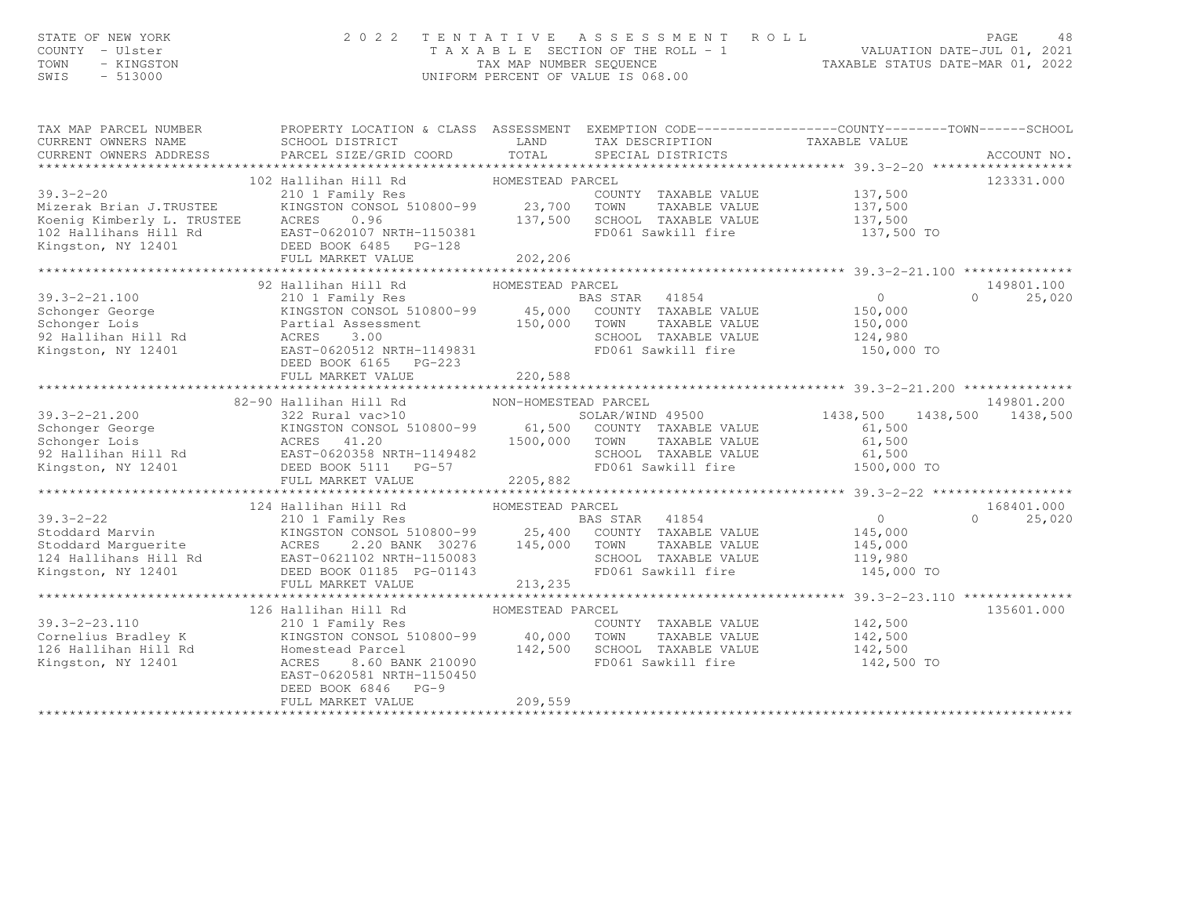STATE OF NEW YORK
COUNTY - Ulster
TOWN - KINGSTON
SWIS - 513000

2022 TENTATIVE ASSESSMENT ROLL
TAXABLE SECTION OF THE ROLL - 1
TAX MAP NUMBER SEQUENCE
UNIFORM PERCENT OF VALUE IS 068.00

VALUATION DATE-JUL 01, 2021
TAXABLE STATUS DATE-MAR 01, 2022

| TAX MAP PARCEL NUMBER / CURRENT OWNERS NAME / CURRENT OWNERS ADDRESS | PROPERTY LOCATION & CLASS / SCHOOL DISTRICT / PARCEL SIZE/GRID COORD | ASSESSMENT LAND | TOTAL | EXEMPTION CODE / TAX DESCRIPTION / SPECIAL DISTRICTS | COUNTY TAXABLE VALUE | TOWN | SCHOOL | ACCOUNT NO. |
|---|---|---|---|---|---|---|---|---|
| **39.3-2-20** | 102 Hallihan Hill Rd — HOMESTEAD PARCEL | | | | | | | 123331.000 |
| 39.3-2-20 | 210 1 Family Res | | | COUNTY TAXABLE VALUE | 137,500 | | | |
| Mizerak Brian J.TRUSTEE | KINGSTON CONSOL 510800-99 | 23,700 | | TOWN TAXABLE VALUE | 137,500 | | | |
| Koenig Kimberly L. TRUSTEE | ACRES 0.96 | | 137,500 | SCHOOL TAXABLE VALUE | 137,500 | | | |
| 102 Hallihans Hill Rd | EAST-0620107 NRTH-1150381 | | | FD061 Sawkill fire | 137,500 TO | | | |
| Kingston, NY 12401 | DEED BOOK 6485 PG-128 | | | | | | | |
| | FULL MARKET VALUE | | 202,206 | | | | | |
| **39.3-2-21.100** | 92 Hallihan Hill Rd — HOMESTEAD PARCEL | | | | | | | 149801.100 |
| 39.3-2-21.100 | 210 1 Family Res | | | BAS STAR 41854 | 0 | 0 | 25,020 | |
| Schonger George | KINGSTON CONSOL 510800-99 | 45,000 | | COUNTY TAXABLE VALUE | 150,000 | | | |
| Schonger Lois | Partial Assessment | | 150,000 | TOWN TAXABLE VALUE | 150,000 | | | |
| 92 Hallihan Hill Rd | ACRES 3.00 | | | SCHOOL TAXABLE VALUE | 124,980 | | | |
| Kingston, NY 12401 | EAST-0620512 NRTH-1149831 | | | FD061 Sawkill fire | 150,000 TO | | | |
| | DEED BOOK 6165 PG-223 | | | | | | | |
| | FULL MARKET VALUE | | 220,588 | | | | | |
| **39.3-2-21.200** | 82-90 Hallihan Hill Rd — NON-HOMESTEAD PARCEL | | | | | | | 149801.200 |
| 39.3-2-21.200 | 322 Rural vac>10 | | | SOLAR/WIND 49500 | 1438,500 | 1438,500 | 1438,500 | |
| Schonger George | KINGSTON CONSOL 510800-99 | 61,500 | | COUNTY TAXABLE VALUE | 61,500 | | | |
| Schonger Lois | ACRES 41.20 | | 1500,000 | TOWN TAXABLE VALUE | 61,500 | | | |
| 92 Hallihan Hill Rd | EAST-0620358 NRTH-1149482 | | | SCHOOL TAXABLE VALUE | 61,500 | | | |
| Kingston, NY 12401 | DEED BOOK 5111 PG-57 | | | FD061 Sawkill fire | 1500,000 TO | | | |
| | FULL MARKET VALUE | | 2205,882 | | | | | |
| **39.3-2-22** | 124 Hallihan Hill Rd — HOMESTEAD PARCEL | | | | | | | 168401.000 |
| 39.3-2-22 | 210 1 Family Res | | | BAS STAR 41854 | 0 | 0 | 25,020 | |
| Stoddard Marvin | KINGSTON CONSOL 510800-99 | 25,400 | | COUNTY TAXABLE VALUE | 145,000 | | | |
| Stoddard Marguerite | ACRES 2.20 BANK 30276 | | 145,000 | TOWN TAXABLE VALUE | 145,000 | | | |
| 124 Hallihans Hill Rd | EAST-0621102 NRTH-1150083 | | | SCHOOL TAXABLE VALUE | 119,980 | | | |
| Kingston, NY 12401 | DEED BOOK 01185 PG-01143 | | | FD061 Sawkill fire | 145,000 TO | | | |
| | FULL MARKET VALUE | | 213,235 | | | | | |
| **39.3-2-23.110** | 126 Hallihan Hill Rd — HOMESTEAD PARCEL | | | | | | | 135601.000 |
| 39.3-2-23.110 | 210 1 Family Res | | | COUNTY TAXABLE VALUE | 142,500 | | | |
| Cornelius Bradley K | KINGSTON CONSOL 510800-99 | 40,000 | | TOWN TAXABLE VALUE | 142,500 | | | |
| 126 Hallihan Hill Rd | Homestead Parcel | | 142,500 | SCHOOL TAXABLE VALUE | 142,500 | | | |
| Kingston, NY 12401 | ACRES 8.60 BANK 210090 | | | FD061 Sawkill fire | 142,500 TO | | | |
| | EAST-0620581 NRTH-1150450 | | | | | | | |
| | DEED BOOK 6846 PG-9 | | | | | | | |
| | FULL MARKET VALUE | | 209,559 | | | | | |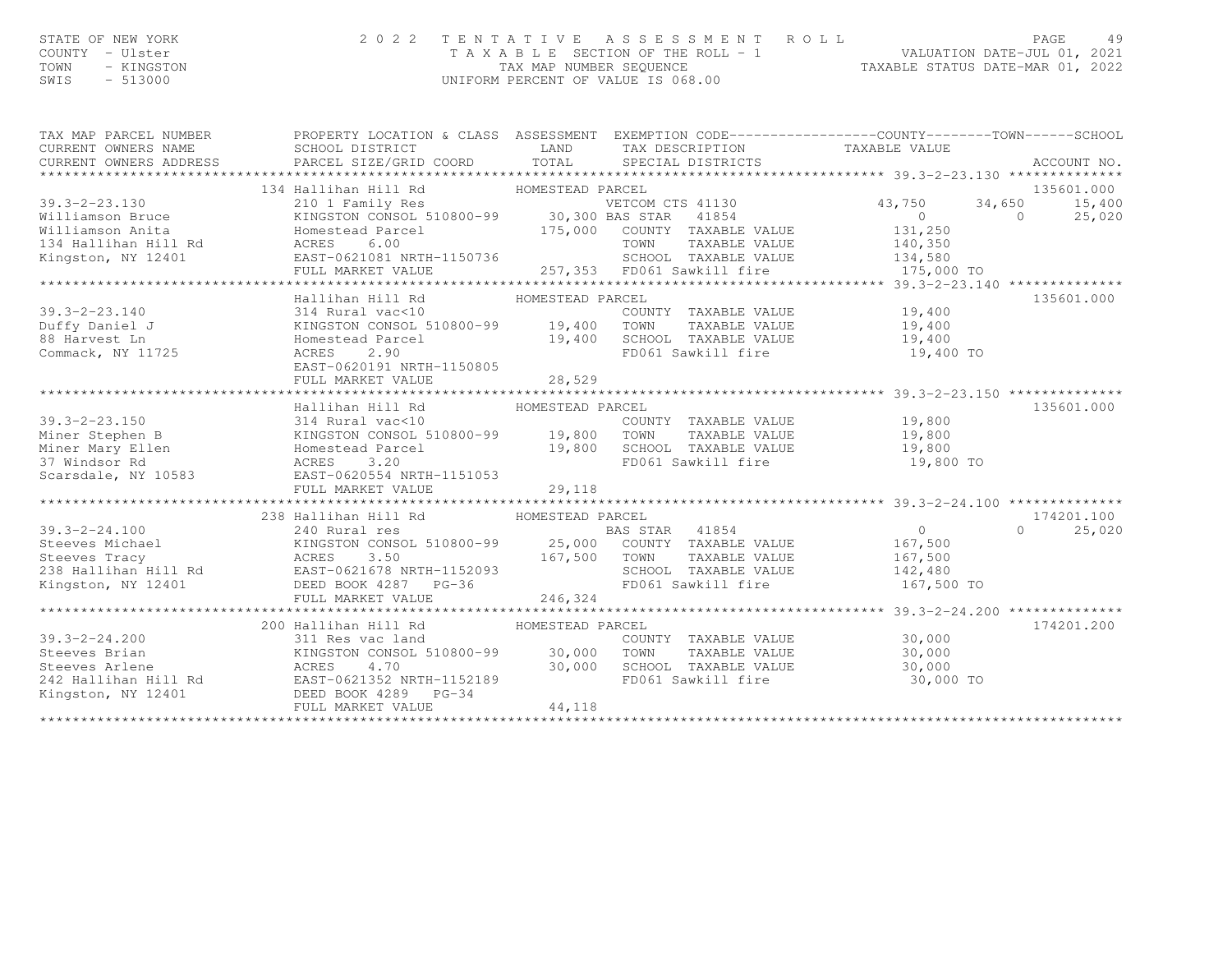STATE OF NEW YORK
COUNTY - Ulster
TOWN - KINGSTON
SWIS - 513000

2022 TENTATIVE ASSESSMENT ROLL
TAXABLE SECTION OF THE ROLL - 1
TAX MAP NUMBER SEQUENCE
UNIFORM PERCENT OF VALUE IS 068.00

VALUATION DATE-JUL 01, 2021
TAXABLE STATUS DATE-MAR 01, 2022

| TAX MAP PARCEL NUMBER / CURRENT OWNERS NAME / CURRENT OWNERS ADDRESS | PROPERTY LOCATION & CLASS / SCHOOL DISTRICT / PARCEL SIZE/GRID COORD | ASSESSMENT LAND / TOTAL | EXEMPTION CODE / TAX DESCRIPTION / SPECIAL DISTRICTS | COUNTY | TOWN | SCHOOL | ACCOUNT NO. |
|---|---|---|---|---|---|---|---|
| 39.3-2-23.130 | 134 Hallihan Hill Rd | HOMESTEAD PARCEL | | | | | 135601.000 |
| | 210 1 Family Res | | VETCOM CTS 41130 | 43,750 | 34,650 | 15,400 | |
| Williamson Bruce | KINGSTON CONSOL 510800-99 | 30,300 | BAS STAR 41854 | 0 | 0 | 25,020 | |
| Williamson Anita | Homestead Parcel | 175,000 | COUNTY TAXABLE VALUE | 131,250 | | | |
| 134 Hallihan Hill Rd | ACRES 6.00 | | TOWN TAXABLE VALUE | 140,350 | | | |
| Kingston, NY 12401 | EAST-0621081 NRTH-1150736 | | SCHOOL TAXABLE VALUE | 134,580 | | | |
| | FULL MARKET VALUE | 257,353 | FD061 Sawkill fire | 175,000 TO | | | |
| 39.3-2-23.140 | Hallihan Hill Rd | HOMESTEAD PARCEL | | | | | 135601.000 |
| | 314 Rural vac<10 | | COUNTY TAXABLE VALUE | 19,400 | | | |
| Duffy Daniel J | KINGSTON CONSOL 510800-99 | 19,400 | TOWN TAXABLE VALUE | 19,400 | | | |
| 88 Harvest Ln | Homestead Parcel | 19,400 | SCHOOL TAXABLE VALUE | 19,400 | | | |
| Commack, NY 11725 | ACRES 2.90 | | FD061 Sawkill fire | 19,400 TO | | | |
| | EAST-0620191 NRTH-1150805 | | | | | | |
| | FULL MARKET VALUE | 28,529 | | | | | |
| 39.3-2-23.150 | Hallihan Hill Rd | HOMESTEAD PARCEL | | | | | 135601.000 |
| | 314 Rural vac<10 | | COUNTY TAXABLE VALUE | 19,800 | | | |
| Miner Stephen B | KINGSTON CONSOL 510800-99 | 19,800 | TOWN TAXABLE VALUE | 19,800 | | | |
| Miner Mary Ellen | Homestead Parcel | 19,800 | SCHOOL TAXABLE VALUE | 19,800 | | | |
| 37 Windsor Rd | ACRES 3.20 | | FD061 Sawkill fire | 19,800 TO | | | |
| Scarsdale, NY 10583 | EAST-0620554 NRTH-1151053 | | | | | | |
| | FULL MARKET VALUE | 29,118 | | | | | |
| 39.3-2-24.100 | 238 Hallihan Hill Rd | HOMESTEAD PARCEL | | | | | 174201.100 |
| | 240 Rural res | | BAS STAR 41854 | 0 | 0 | 25,020 | |
| Steeves Michael | KINGSTON CONSOL 510800-99 | 25,000 | COUNTY TAXABLE VALUE | 167,500 | | | |
| Steeves Tracy | ACRES 3.50 | 167,500 | TOWN TAXABLE VALUE | 167,500 | | | |
| 238 Hallihan Hill Rd | EAST-0621678 NRTH-1152093 | | SCHOOL TAXABLE VALUE | 142,480 | | | |
| Kingston, NY 12401 | DEED BOOK 4287 PG-36 | | FD061 Sawkill fire | 167,500 TO | | | |
| | FULL MARKET VALUE | 246,324 | | | | | |
| 39.3-2-24.200 | 200 Hallihan Hill Rd | HOMESTEAD PARCEL | | | | | 174201.200 |
| | 311 Res vac land | | COUNTY TAXABLE VALUE | 30,000 | | | |
| Steeves Brian | KINGSTON CONSOL 510800-99 | 30,000 | TOWN TAXABLE VALUE | 30,000 | | | |
| Steeves Arlene | ACRES 4.70 | 30,000 | SCHOOL TAXABLE VALUE | 30,000 | | | |
| 242 Hallihan Hill Rd | EAST-0621352 NRTH-1152189 | | FD061 Sawkill fire | 30,000 TO | | | |
| Kingston, NY 12401 | DEED BOOK 4289 PG-34 | | | | | | |
| | FULL MARKET VALUE | 44,118 | | | | | |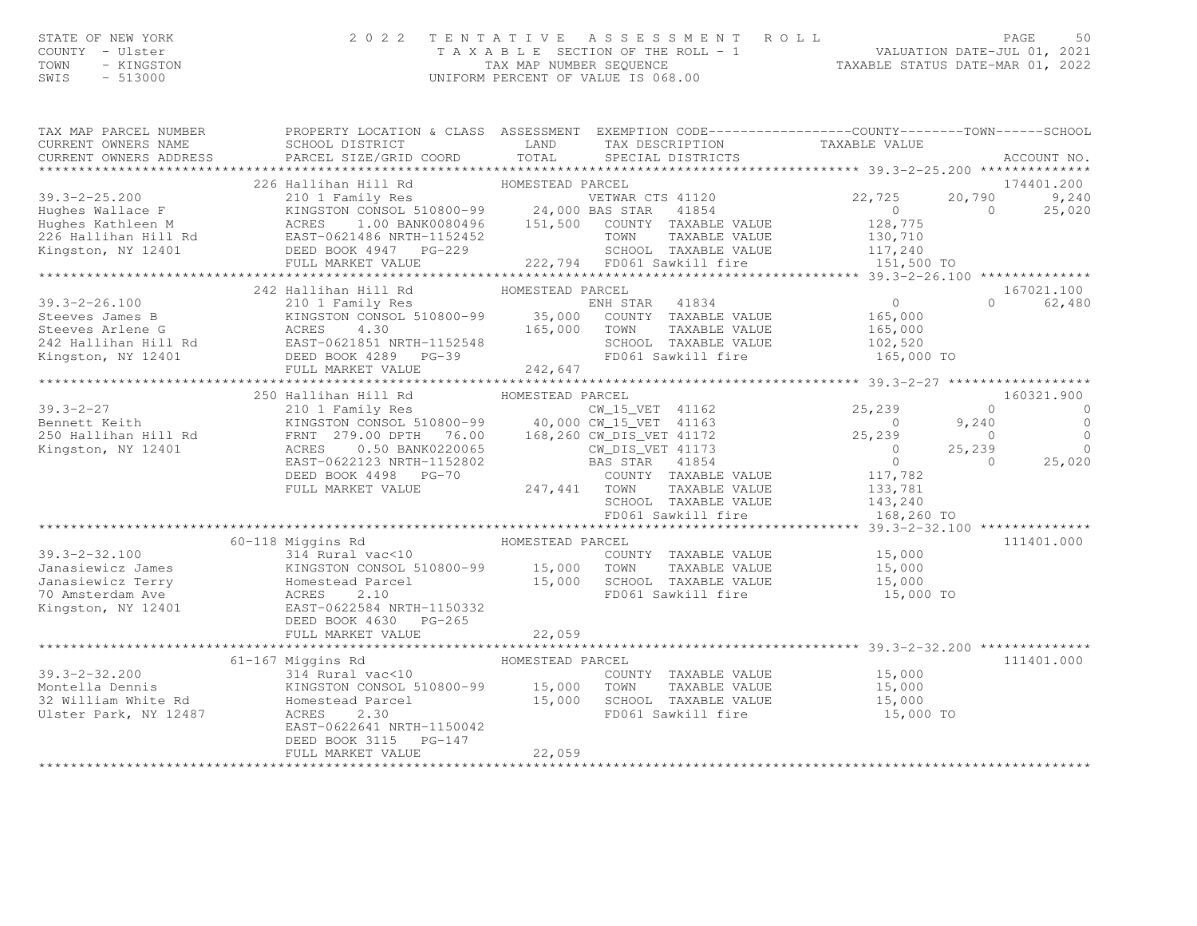STATE OF NEW YORK
COUNTY - Ulster
TOWN - KINGSTON
SWIS - 513000

2022 TENTATIVE ASSESSMENT ROLL
TAXABLE SECTION OF THE ROLL - 1
TAX MAP NUMBER SEQUENCE
UNIFORM PERCENT OF VALUE IS 068.00

VALUATION DATE-JUL 01, 2021
TAXABLE STATUS DATE-MAR 01, 2022

| TAX MAP PARCEL NUMBER / CURRENT OWNERS NAME / CURRENT OWNERS ADDRESS | PROPERTY LOCATION & CLASS / SCHOOL DISTRICT / PARCEL SIZE/GRID COORD | ASSESSMENT LAND / TOTAL | EXEMPTION CODE / TAX DESCRIPTION / SPECIAL DISTRICTS | COUNTY | TOWN | SCHOOL / ACCOUNT NO. |
|---|---|---|---|---|---|---|
| | 226 Hallihan Hill Rd | HOMESTEAD PARCEL | | | | 174401.200 |
| 39.3-2-25.200 | 210 1 Family Res | | VETWAR CTS 41120 | 22,725 | 20,790 | 9,240 |
| Hughes Wallace F | KINGSTON CONSOL 510800-99 | 24,000 | BAS STAR 41854 | 0 | 0 | 25,020 |
| Hughes Kathleen M | ACRES 1.00 BANK0080496 | 151,500 | COUNTY TAXABLE VALUE | 128,775 | | |
| 226 Hallihan Hill Rd | EAST-0621486 NRTH-1152452 | | TOWN TAXABLE VALUE | 130,710 | | |
| Kingston, NY 12401 | DEED BOOK 4947 PG-229 | | SCHOOL TAXABLE VALUE | 117,240 | | |
| | FULL MARKET VALUE | 222,794 | FD061 Sawkill fire | 151,500 TO | | |
| | 242 Hallihan Hill Rd | HOMESTEAD PARCEL | | | | 167021.100 |
| 39.3-2-26.100 | 210 1 Family Res | | ENH STAR 41834 | 0 | 0 | 62,480 |
| Steeves James B | KINGSTON CONSOL 510800-99 | 35,000 | COUNTY TAXABLE VALUE | 165,000 | | |
| Steeves Arlene G | ACRES 4.30 | 165,000 | TOWN TAXABLE VALUE | 165,000 | | |
| 242 Hallihan Hill Rd | EAST-0621851 NRTH-1152548 | | SCHOOL TAXABLE VALUE | 102,520 | | |
| Kingston, NY 12401 | DEED BOOK 4289 PG-39 | | FD061 Sawkill fire | 165,000 TO | | |
| | FULL MARKET VALUE | 242,647 | | | | |
| | 250 Hallihan Hill Rd | HOMESTEAD PARCEL | | | | 160321.900 |
| 39.3-2-27 | 210 1 Family Res | | CW_15_VET 41162 | 25,239 | 0 | 0 |
| Bennett Keith | KINGSTON CONSOL 510800-99 | 40,000 | CW_15_VET 41163 | 0 | 9,240 | 0 |
| 250 Hallihan Hill Rd | FRNT 279.00 DPTH 76.00 | 168,260 | CW_DIS_VET 41172 | 25,239 | 0 | 0 |
| Kingston, NY 12401 | ACRES 0.50 BANK0220065 | | CW_DIS_VET 41173 | 0 | 25,239 | 0 |
| | EAST-0622123 NRTH-1152802 | | BAS STAR 41854 | 0 | 0 | 25,020 |
| | DEED BOOK 4498 PG-70 | | COUNTY TAXABLE VALUE | 117,782 | | |
| | FULL MARKET VALUE | 247,441 | TOWN TAXABLE VALUE | 133,781 | | |
| | | | SCHOOL TAXABLE VALUE | 143,240 | | |
| | | | FD061 Sawkill fire | 168,260 TO | | |
| | 60-118 Miggins Rd | HOMESTEAD PARCEL | | | | 111401.000 |
| 39.3-2-32.100 | 314 Rural vac<10 | | COUNTY TAXABLE VALUE | 15,000 | | |
| Janasiewicz James | KINGSTON CONSOL 510800-99 | 15,000 | TOWN TAXABLE VALUE | 15,000 | | |
| Janasiewicz Terry | Homestead Parcel | 15,000 | SCHOOL TAXABLE VALUE | 15,000 | | |
| 70 Amsterdam Ave | ACRES 2.10 | | FD061 Sawkill fire | 15,000 TO | | |
| Kingston, NY 12401 | EAST-0622584 NRTH-1150332 | | | | | |
| | DEED BOOK 4630 PG-265 | | | | | |
| | FULL MARKET VALUE | 22,059 | | | | |
| | 61-167 Miggins Rd | HOMESTEAD PARCEL | | | | 111401.000 |
| 39.3-2-32.200 | 314 Rural vac<10 | | COUNTY TAXABLE VALUE | 15,000 | | |
| Montella Dennis | KINGSTON CONSOL 510800-99 | 15,000 | TOWN TAXABLE VALUE | 15,000 | | |
| 32 William White Rd | Homestead Parcel | 15,000 | SCHOOL TAXABLE VALUE | 15,000 | | |
| Ulster Park, NY 12487 | ACRES 2.30 | | FD061 Sawkill fire | 15,000 TO | | |
| | EAST-0622641 NRTH-1150042 | | | | | |
| | DEED BOOK 3115 PG-147 | | | | | |
| | FULL MARKET VALUE | 22,059 | | | | |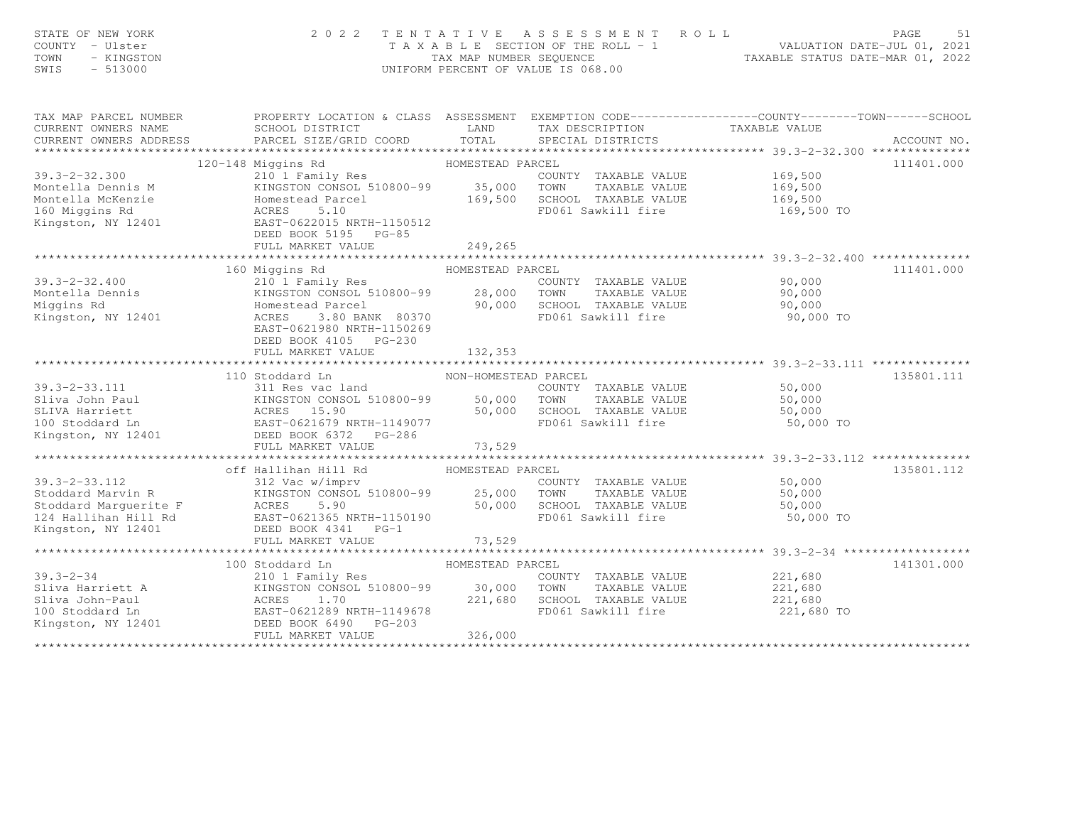STATE OF NEW YORK
COUNTY - Ulster
TOWN - KINGSTON
SWIS - 513000

# 2022 TENTATIVE ASSESSMENT ROLL

TAXABLE SECTION OF THE ROLL - 1
TAX MAP NUMBER SEQUENCE
UNIFORM PERCENT OF VALUE IS 068.00

VALUATION DATE-JUL 01, 2021
TAXABLE STATUS DATE-MAR 01, 2022

| TAX MAP PARCEL NUMBER / CURRENT OWNERS NAME / CURRENT OWNERS ADDRESS | PROPERTY LOCATION & CLASS / SCHOOL DISTRICT / PARCEL SIZE/GRID COORD | ASSESSMENT LAND | TOTAL | EXEMPTION CODE / TAX DESCRIPTION / SPECIAL DISTRICTS | TAXABLE VALUE (COUNTY / TOWN / SCHOOL) | ACCOUNT NO. |
|---|---|---|---|---|---|---|
| 39.3-2-32.300 | 120-148 Miggins Rd | | | HOMESTEAD PARCEL | | 111401.000 |
| 39.3-2-32.300 | 210 1 Family Res | | | COUNTY TAXABLE VALUE | 169,500 | |
| Montella Dennis M | KINGSTON CONSOL 510800-99 | 35,000 | | TOWN TAXABLE VALUE | 169,500 | |
| Montella McKenzie | Homestead Parcel | | 169,500 | SCHOOL TAXABLE VALUE | 169,500 | |
| 160 Miggins Rd | ACRES 5.10 | | | FD061 Sawkill fire | 169,500 TO | |
| Kingston, NY 12401 | EAST-0622015 NRTH-1150512 | | | | | |
| | DEED BOOK 5195 PG-85 | | | | | |
| | FULL MARKET VALUE | | 249,265 | | | |
| 39.3-2-32.400 | 160 Miggins Rd | | | HOMESTEAD PARCEL | | 111401.000 |
| 39.3-2-32.400 | 210 1 Family Res | | | COUNTY TAXABLE VALUE | 90,000 | |
| Montella Dennis | KINGSTON CONSOL 510800-99 | 28,000 | | TOWN TAXABLE VALUE | 90,000 | |
| Miggins Rd | Homestead Parcel | | 90,000 | SCHOOL TAXABLE VALUE | 90,000 | |
| Kingston, NY 12401 | ACRES 3.80 BANK 80370 | | | FD061 Sawkill fire | 90,000 TO | |
| | EAST-0621980 NRTH-1150269 | | | | | |
| | DEED BOOK 4105 PG-230 | | | | | |
| | FULL MARKET VALUE | | 132,353 | | | |
| 39.3-2-33.111 | 110 Stoddard Ln | | | NON-HOMESTEAD PARCEL | | 135801.111 |
| 39.3-2-33.111 | 311 Res vac land | | | COUNTY TAXABLE VALUE | 50,000 | |
| Sliva John Paul | KINGSTON CONSOL 510800-99 | 50,000 | | TOWN TAXABLE VALUE | 50,000 | |
| SLIVA Harriett | ACRES 15.90 | | 50,000 | SCHOOL TAXABLE VALUE | 50,000 | |
| 100 Stoddard Ln | EAST-0621679 NRTH-1149077 | | | FD061 Sawkill fire | 50,000 TO | |
| Kingston, NY 12401 | DEED BOOK 6372 PG-286 | | | | | |
| | FULL MARKET VALUE | | 73,529 | | | |
| 39.3-2-33.112 | off Hallihan Hill Rd | | | HOMESTEAD PARCEL | | 135801.112 |
| 39.3-2-33.112 | 312 Vac w/imprv | | | COUNTY TAXABLE VALUE | 50,000 | |
| Stoddard Marvin R | KINGSTON CONSOL 510800-99 | 25,000 | | TOWN TAXABLE VALUE | 50,000 | |
| Stoddard Marguerite F | ACRES 5.90 | | 50,000 | SCHOOL TAXABLE VALUE | 50,000 | |
| 124 Hallihan Hill Rd | EAST-0621365 NRTH-1150190 | | | FD061 Sawkill fire | 50,000 TO | |
| Kingston, NY 12401 | DEED BOOK 4341 PG-1 | | | | | |
| | FULL MARKET VALUE | | 73,529 | | | |
| 39.3-2-34 | 100 Stoddard Ln | | | HOMESTEAD PARCEL | | 141301.000 |
| 39.3-2-34 | 210 1 Family Res | | | COUNTY TAXABLE VALUE | 221,680 | |
| Sliva Harriett A | KINGSTON CONSOL 510800-99 | 30,000 | | TOWN TAXABLE VALUE | 221,680 | |
| Sliva John-Paul | ACRES 1.70 | | 221,680 | SCHOOL TAXABLE VALUE | 221,680 | |
| 100 Stoddard Ln | EAST-0621289 NRTH-1149678 | | | FD061 Sawkill fire | 221,680 TO | |
| Kingston, NY 12401 | DEED BOOK 6490 PG-203 | | | | | |
| | FULL MARKET VALUE | | 326,000 | | | |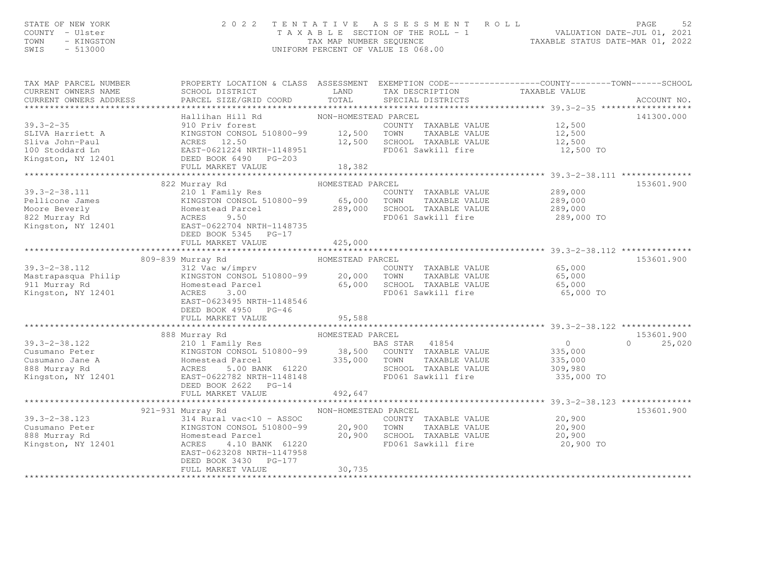STATE OF NEW YORK
COUNTY - Ulster
TOWN - KINGSTON
SWIS - 513000

# 2022 TENTATIVE ASSESSMENT ROLL

TAXABLE SECTION OF THE ROLL - 1
TAX MAP NUMBER SEQUENCE
UNIFORM PERCENT OF VALUE IS 068.00

VALUATION DATE-JUL 01, 2021
TAXABLE STATUS DATE-MAR 01, 2022

| TAX MAP PARCEL NUMBER / CURRENT OWNERS NAME / CURRENT OWNERS ADDRESS | PROPERTY LOCATION & CLASS / SCHOOL DISTRICT / PARCEL SIZE/GRID COORD | ASSESSMENT LAND / TOTAL | EXEMPTION CODE / TAX DESCRIPTION / SPECIAL DISTRICTS | COUNTY | TOWN | SCHOOL | ACCOUNT NO. |
|---|---|---|---|---|---|---|---|
| **39.3-2-35** | Hallihan Hill Rd — NON-HOMESTEAD PARCEL | | | | | | 141300.000 |
| 39.3-2-35 | 910 Priv forest | | COUNTY TAXABLE VALUE | 12,500 | | | |
| SLIVA Harriett A | KINGSTON CONSOL 510800-99 | 12,500 | TOWN TAXABLE VALUE | | 12,500 | | |
| Sliva John-Paul | ACRES 12.50 | 12,500 | SCHOOL TAXABLE VALUE | | | 12,500 | |
| 100 Stoddard Ln | EAST-0621224 NRTH-1148951 | | FD061 Sawkill fire | 12,500 TO | | | |
| Kingston, NY 12401 | DEED BOOK 6490 PG-203 | | | | | | |
| | FULL MARKET VALUE | 18,382 | | | | | |
| **39.3-2-38.111** | 822 Murray Rd — HOMESTEAD PARCEL | | | | | | 153601.900 |
| 39.3-2-38.111 | 210 1 Family Res | | COUNTY TAXABLE VALUE | 289,000 | | | |
| Pellicone James | KINGSTON CONSOL 510800-99 | 65,000 | TOWN TAXABLE VALUE | | 289,000 | | |
| Moore Beverly | Homestead Parcel | 289,000 | SCHOOL TAXABLE VALUE | | | 289,000 | |
| 822 Murray Rd | ACRES 9.50 | | FD061 Sawkill fire | 289,000 TO | | | |
| Kingston, NY 12401 | EAST-0622704 NRTH-1148735 | | | | | | |
| | DEED BOOK 5345 PG-17 | | | | | | |
| | FULL MARKET VALUE | 425,000 | | | | | |
| **39.3-2-38.112** | 809-839 Murray Rd — HOMESTEAD PARCEL | | | | | | 153601.900 |
| 39.3-2-38.112 | 312 Vac w/imprv | | COUNTY TAXABLE VALUE | 65,000 | | | |
| Mastrapasqua Philip | KINGSTON CONSOL 510800-99 | 20,000 | TOWN TAXABLE VALUE | | 65,000 | | |
| 911 Murray Rd | Homestead Parcel | 65,000 | SCHOOL TAXABLE VALUE | | | 65,000 | |
| Kingston, NY 12401 | ACRES 3.00 | | FD061 Sawkill fire | 65,000 TO | | | |
| | EAST-0623495 NRTH-1148546 | | | | | | |
| | DEED BOOK 4950 PG-46 | | | | | | |
| | FULL MARKET VALUE | 95,588 | | | | | |
| **39.3-2-38.122** | 888 Murray Rd — HOMESTEAD PARCEL | | | | | | 153601.900 |
| 39.3-2-38.122 | 210 1 Family Res | | BAS STAR 41854 | 0 | 0 | 25,020 | |
| Cusumano Peter | KINGSTON CONSOL 510800-99 | 38,500 | COUNTY TAXABLE VALUE | 335,000 | | | |
| Cusumano Jane A | Homestead Parcel | 335,000 | TOWN TAXABLE VALUE | | 335,000 | | |
| 888 Murray Rd | ACRES 5.00 BANK 61220 | | SCHOOL TAXABLE VALUE | | | 309,980 | |
| Kingston, NY 12401 | EAST-0622782 NRTH-1148148 | | FD061 Sawkill fire | 335,000 TO | | | |
| | DEED BOOK 2622 PG-14 | | | | | | |
| | FULL MARKET VALUE | 492,647 | | | | | |
| **39.3-2-38.123** | 921-931 Murray Rd — NON-HOMESTEAD PARCEL | | | | | | 153601.900 |
| 39.3-2-38.123 | 314 Rural vac<10 - ASSOC | | COUNTY TAXABLE VALUE | 20,900 | | | |
| Cusumano Peter | KINGSTON CONSOL 510800-99 | 20,900 | TOWN TAXABLE VALUE | | 20,900 | | |
| 888 Murray Rd | Homestead Parcel | 20,900 | SCHOOL TAXABLE VALUE | | | 20,900 | |
| Kingston, NY 12401 | ACRES 4.10 BANK 61220 | | FD061 Sawkill fire | 20,900 TO | | | |
| | EAST-0623208 NRTH-1147958 | | | | | | |
| | DEED BOOK 3430 PG-177 | | | | | | |
| | FULL MARKET VALUE | 30,735 | | | | | |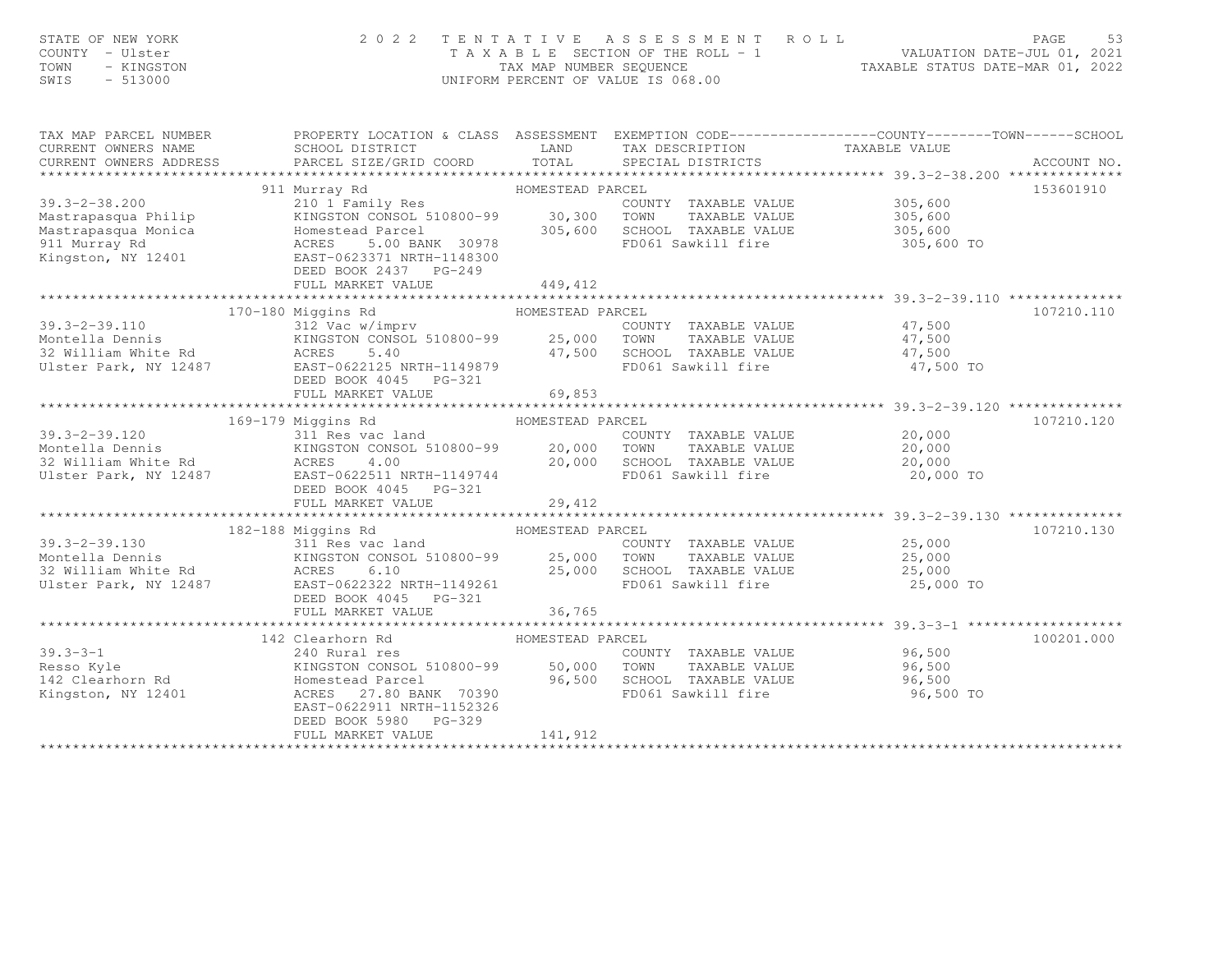STATE OF NEW YORK
COUNTY - Ulster
TOWN - KINGSTON
SWIS - 513000

2 0 2 2 T E N T A T I V E A S S E S S M E N T R O L L
T A X A B L E SECTION OF THE ROLL - 1
TAX MAP NUMBER SEQUENCE
UNIFORM PERCENT OF VALUE IS 068.00

VALUATION DATE-JUL 01, 2021
TAXABLE STATUS DATE-MAR 01, 2022

| TAX MAP PARCEL NUMBER / CURRENT OWNERS NAME / CURRENT OWNERS ADDRESS | PROPERTY LOCATION & CLASS / SCHOOL DISTRICT / PARCEL SIZE/GRID COORD | ASSESSMENT LAND / TOTAL | EXEMPTION CODE / TAX DESCRIPTION / SPECIAL DISTRICTS | COUNTY--------TOWN------SCHOOL TAXABLE VALUE | ACCOUNT NO. |
|---|---|---|---|---|---|
| 39.3-2-38.200 | 911 Murray Rd | HOMESTEAD PARCEL | | | 153601910 |
| 39.3-2-38.200 | 210 1 Family Res | | COUNTY TAXABLE VALUE | 305,600 | |
| Mastrapasqua Philip | KINGSTON CONSOL 510800-99 | 30,300 | TOWN TAXABLE VALUE | 305,600 | |
| Mastrapasqua Monica | Homestead Parcel | 305,600 | SCHOOL TAXABLE VALUE | 305,600 | |
| 911 Murray Rd | ACRES 5.00 BANK 30978 | | FD061 Sawkill fire | 305,600 TO | |
| Kingston, NY 12401 | EAST-0623371 NRTH-1148300 | | | | |
| | DEED BOOK 2437 PG-249 | | | | |
| | FULL MARKET VALUE | 449,412 | | | |
| 39.3-2-39.110 | 170-180 Miggins Rd | HOMESTEAD PARCEL | | | 107210.110 |
| 39.3-2-39.110 | 312 Vac w/imprv | | COUNTY TAXABLE VALUE | 47,500 | |
| Montella Dennis | KINGSTON CONSOL 510800-99 | 25,000 | TOWN TAXABLE VALUE | 47,500 | |
| 32 William White Rd | ACRES 5.40 | 47,500 | SCHOOL TAXABLE VALUE | 47,500 | |
| Ulster Park, NY 12487 | EAST-0622125 NRTH-1149879 | | FD061 Sawkill fire | 47,500 TO | |
| | DEED BOOK 4045 PG-321 | | | | |
| | FULL MARKET VALUE | 69,853 | | | |
| 39.3-2-39.120 | 169-179 Miggins Rd | HOMESTEAD PARCEL | | | 107210.120 |
| 39.3-2-39.120 | 311 Res vac land | | COUNTY TAXABLE VALUE | 20,000 | |
| Montella Dennis | KINGSTON CONSOL 510800-99 | 20,000 | TOWN TAXABLE VALUE | 20,000 | |
| 32 William White Rd | ACRES 4.00 | 20,000 | SCHOOL TAXABLE VALUE | 20,000 | |
| Ulster Park, NY 12487 | EAST-0622511 NRTH-1149744 | | FD061 Sawkill fire | 20,000 TO | |
| | DEED BOOK 4045 PG-321 | | | | |
| | FULL MARKET VALUE | 29,412 | | | |
| 39.3-2-39.130 | 182-188 Miggins Rd | HOMESTEAD PARCEL | | | 107210.130 |
| 39.3-2-39.130 | 311 Res vac land | | COUNTY TAXABLE VALUE | 25,000 | |
| Montella Dennis | KINGSTON CONSOL 510800-99 | 25,000 | TOWN TAXABLE VALUE | 25,000 | |
| 32 William White Rd | ACRES 6.10 | 25,000 | SCHOOL TAXABLE VALUE | 25,000 | |
| Ulster Park, NY 12487 | EAST-0622322 NRTH-1149261 | | FD061 Sawkill fire | 25,000 TO | |
| | DEED BOOK 4045 PG-321 | | | | |
| | FULL MARKET VALUE | 36,765 | | | |
| 39.3-3-1 | 142 Clearhorn Rd | HOMESTEAD PARCEL | | | 100201.000 |
| 39.3-3-1 | 240 Rural res | | COUNTY TAXABLE VALUE | 96,500 | |
| Resso Kyle | KINGSTON CONSOL 510800-99 | 50,000 | TOWN TAXABLE VALUE | 96,500 | |
| 142 Clearhorn Rd | Homestead Parcel | 96,500 | SCHOOL TAXABLE VALUE | 96,500 | |
| Kingston, NY 12401 | ACRES 27.80 BANK 70390 | | FD061 Sawkill fire | 96,500 TO | |
| | EAST-0622911 NRTH-1152326 | | | | |
| | DEED BOOK 5980 PG-329 | | | | |
| | FULL MARKET VALUE | 141,912 | | | |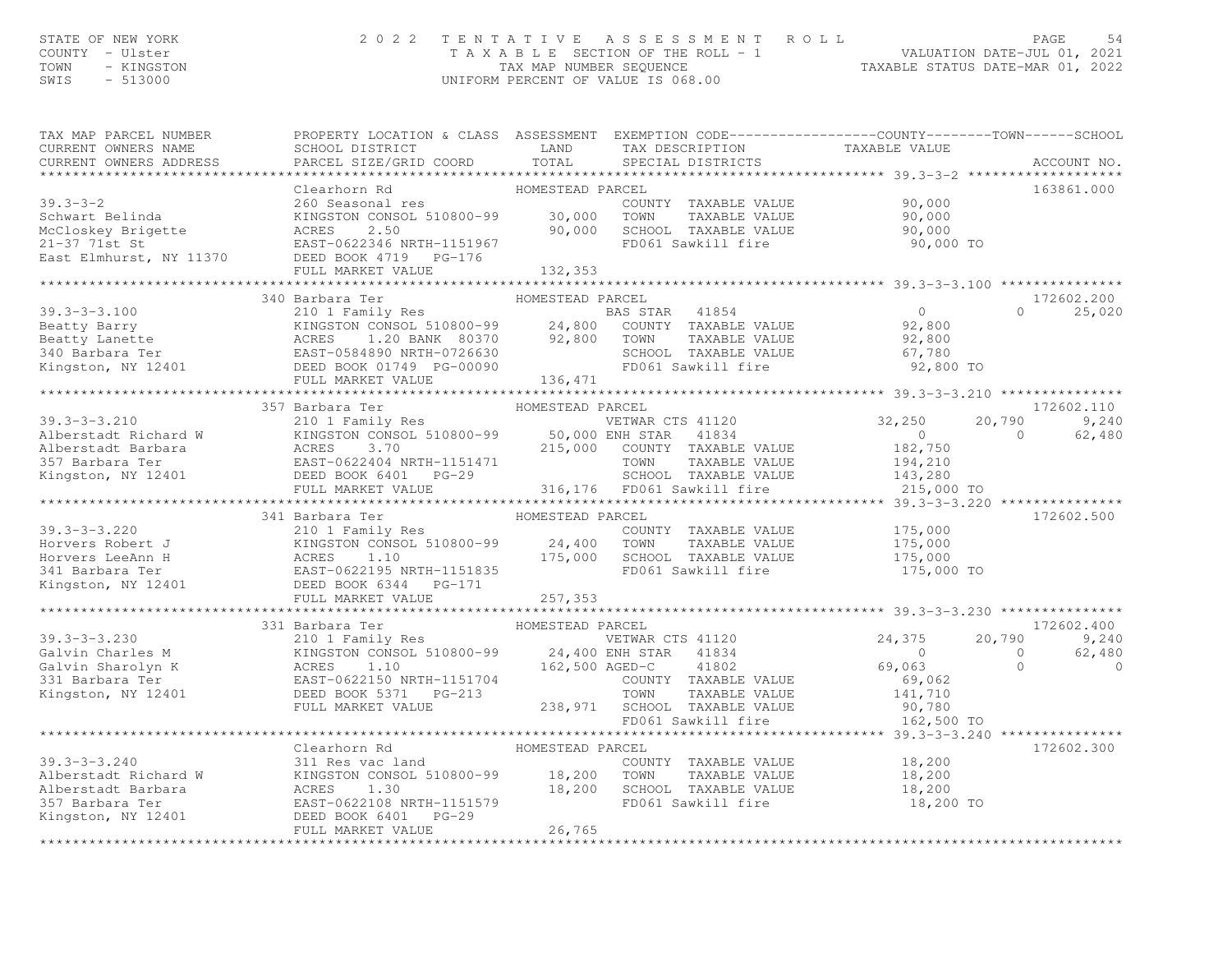STATE OF NEW YORK
COUNTY - Ulster
TOWN - KINGSTON
SWIS - 513000

2 0 2 2 T E N T A T I V E A S S E S S M E N T R O L L
T A X A B L E SECTION OF THE ROLL - 1
TAX MAP NUMBER SEQUENCE
UNIFORM PERCENT OF VALUE IS 068.00

VALUATION DATE-JUL 01, 2021
TAXABLE STATUS DATE-MAR 01, 2022

| TAX MAP PARCEL NUMBER / CURRENT OWNERS NAME / CURRENT OWNERS ADDRESS | PROPERTY LOCATION & CLASS / SCHOOL DISTRICT / PARCEL SIZE/GRID COORD | ASSESSMENT LAND / TOTAL | EXEMPTION CODE / TAX DESCRIPTION / SPECIAL DISTRICTS | COUNTY TAXABLE VALUE | TOWN | SCHOOL | ACCOUNT NO. |
|---|---|---|---|---|---|---|---|
| | Clearhorn Rd | HOMESTEAD PARCEL | | | | | 163861.000 |
| 39.3-3-2 | 260 Seasonal res | | COUNTY TAXABLE VALUE | 90,000 | | | |
| Schwart Belinda | KINGSTON CONSOL 510800-99 | 30,000 | TOWN TAXABLE VALUE | 90,000 | | | |
| McCloskey Brigette | ACRES 2.50 | 90,000 | SCHOOL TAXABLE VALUE | 90,000 | | | |
| 21-37 71st St | EAST-0622346 NRTH-1151967 | | FD061 Sawkill fire | 90,000 TO | | | |
| East Elmhurst, NY 11370 | DEED BOOK 4719 PG-176 | | | | | | |
| | FULL MARKET VALUE | 132,353 | | | | | |
| | 340 Barbara Ter | HOMESTEAD PARCEL | | | | | 172602.200 |
| 39.3-3-3.100 | 210 1 Family Res | | BAS STAR 41854 | 0 | 0 | 25,020 | |
| Beatty Barry | KINGSTON CONSOL 510800-99 | 24,800 | COUNTY TAXABLE VALUE | 92,800 | | | |
| Beatty Lanette | ACRES 1.20 BANK 80370 | 92,800 | TOWN TAXABLE VALUE | 92,800 | | | |
| 340 Barbara Ter | EAST-0584890 NRTH-0726630 | | SCHOOL TAXABLE VALUE | 67,780 | | | |
| Kingston, NY 12401 | DEED BOOK 01749 PG-00090 | | FD061 Sawkill fire | 92,800 TO | | | |
| | FULL MARKET VALUE | 136,471 | | | | | |
| | 357 Barbara Ter | HOMESTEAD PARCEL | | | | | 172602.110 |
| 39.3-3-3.210 | 210 1 Family Res | | VETWAR CTS 41120 | 32,250 | 20,790 | 9,240 | |
| Alberstadt Richard W | KINGSTON CONSOL 510800-99 | 50,000 | ENH STAR 41834 | 0 | 0 | 62,480 | |
| Alberstadt Barbara | ACRES 3.70 | 215,000 | COUNTY TAXABLE VALUE | 182,750 | | | |
| 357 Barbara Ter | EAST-0622404 NRTH-1151471 | | TOWN TAXABLE VALUE | 194,210 | | | |
| Kingston, NY 12401 | DEED BOOK 6401 PG-29 | | SCHOOL TAXABLE VALUE | 143,280 | | | |
| | FULL MARKET VALUE | 316,176 | FD061 Sawkill fire | 215,000 TO | | | |
| | 341 Barbara Ter | HOMESTEAD PARCEL | | | | | 172602.500 |
| 39.3-3-3.220 | 210 1 Family Res | | COUNTY TAXABLE VALUE | 175,000 | | | |
| Horvers Robert J | KINGSTON CONSOL 510800-99 | 24,400 | TOWN TAXABLE VALUE | 175,000 | | | |
| Horvers LeeAnn H | ACRES 1.10 | 175,000 | SCHOOL TAXABLE VALUE | 175,000 | | | |
| 341 Barbara Ter | EAST-0622195 NRTH-1151835 | | FD061 Sawkill fire | 175,000 TO | | | |
| Kingston, NY 12401 | DEED BOOK 6344 PG-171 | | | | | | |
| | FULL MARKET VALUE | 257,353 | | | | | |
| | 331 Barbara Ter | HOMESTEAD PARCEL | | | | | 172602.400 |
| 39.3-3-3.230 | 210 1 Family Res | | VETWAR CTS 41120 | 24,375 | 20,790 | 9,240 | |
| Galvin Charles M | KINGSTON CONSOL 510800-99 | 24,400 | ENH STAR 41834 | 0 | 0 | 62,480 | |
| Galvin Sharolyn K | ACRES 1.10 | 162,500 | AGED-C 41802 | 69,063 | 0 | 0 | |
| 331 Barbara Ter | EAST-0622150 NRTH-1151704 | | COUNTY TAXABLE VALUE | 69,062 | | | |
| Kingston, NY 12401 | DEED BOOK 5371 PG-213 | | TOWN TAXABLE VALUE | 141,710 | | | |
| | FULL MARKET VALUE | 238,971 | SCHOOL TAXABLE VALUE | 90,780 | | | |
| | | | FD061 Sawkill fire | 162,500 TO | | | |
| | Clearhorn Rd | HOMESTEAD PARCEL | | | | | 172602.300 |
| 39.3-3-3.240 | 311 Res vac land | | COUNTY TAXABLE VALUE | 18,200 | | | |
| Alberstadt Richard W | KINGSTON CONSOL 510800-99 | 18,200 | TOWN TAXABLE VALUE | 18,200 | | | |
| Alberstadt Barbara | ACRES 1.30 | 18,200 | SCHOOL TAXABLE VALUE | 18,200 | | | |
| 357 Barbara Ter | EAST-0622108 NRTH-1151579 | | FD061 Sawkill fire | 18,200 TO | | | |
| Kingston, NY 12401 | DEED BOOK 6401 PG-29 | | | | | | |
| | FULL MARKET VALUE | 26,765 | | | | | |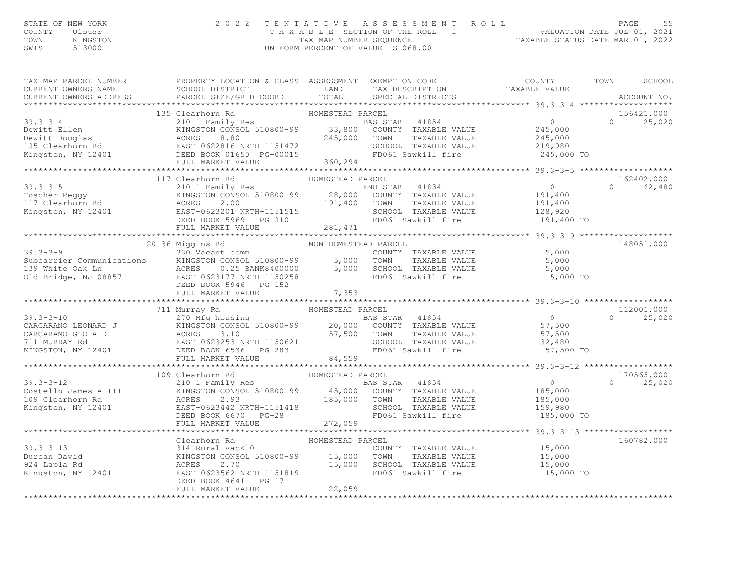STATE OF NEW YORK
COUNTY - Ulster
TOWN - KINGSTON
SWIS - 513000

2022 TENTATIVE ASSESSMENT ROLL
TAXABLE SECTION OF THE ROLL - 1
TAX MAP NUMBER SEQUENCE
UNIFORM PERCENT OF VALUE IS 068.00

VALUATION DATE-JUL 01, 2021
TAXABLE STATUS DATE-MAR 01, 2022

| TAX MAP PARCEL NUMBER / CURRENT OWNERS NAME / CURRENT OWNERS ADDRESS | PROPERTY LOCATION & CLASS / SCHOOL DISTRICT / PARCEL SIZE/GRID COORD | ASSESSMENT LAND / TOTAL | EXEMPTION CODE / TAX DESCRIPTION / SPECIAL DISTRICTS | COUNTY / TOWN TAXABLE VALUE | SCHOOL / ACCOUNT NO. |
|---|---|---|---|---|---|
| | 135 Clearhorn Rd | HOMESTEAD PARCEL | | | 156421.000 |
| 39.3-3-4 | 210 1 Family Res | | BAS STAR 41854 | 0 | 0 25,020 |
| Dewitt Ellen | KINGSTON CONSOL 510800-99 | 33,800 | COUNTY TAXABLE VALUE | 245,000 | |
| Dewitt Douglas | ACRES 8.80 | 245,000 | TOWN TAXABLE VALUE | 245,000 | |
| 135 Clearhorn Rd | EAST-0622816 NRTH-1151472 | | SCHOOL TAXABLE VALUE | 219,980 | |
| Kingston, NY 12401 | DEED BOOK 01650 PG-00015 | | FD061 Sawkill fire | 245,000 TO | |
| | FULL MARKET VALUE | 360,294 | | | |
| | 117 Clearhorn Rd | HOMESTEAD PARCEL | | | 162402.000 |
| 39.3-3-5 | 210 1 Family Res | | ENH STAR 41834 | 0 | 0 62,480 |
| Toscher Peggy | KINGSTON CONSOL 510800-99 | 28,000 | COUNTY TAXABLE VALUE | 191,400 | |
| 117 Clearhorn Rd | ACRES 2.00 | 191,400 | TOWN TAXABLE VALUE | 191,400 | |
| Kingston, NY 12401 | EAST-0623201 NRTH-1151515 | | SCHOOL TAXABLE VALUE | 128,920 | |
| | DEED BOOK 5969 PG-310 | | FD061 Sawkill fire | 191,400 TO | |
| | FULL MARKET VALUE | 281,471 | | | |
| | 20-36 Miggins Rd | NON-HOMESTEAD PARCEL | | | 148051.000 |
| 39.3-3-9 | 330 Vacant comm | | COUNTY TAXABLE VALUE | 5,000 | |
| Subcarrier Communications | KINGSTON CONSOL 510800-99 | 5,000 | TOWN TAXABLE VALUE | 5,000 | |
| 139 White Oak Ln | ACRES 0.25 BANK8400000 | 5,000 | SCHOOL TAXABLE VALUE | 5,000 | |
| Old Bridge, NJ 08857 | EAST-0623177 NRTH-1150258 | | FD061 Sawkill fire | 5,000 TO | |
| | DEED BOOK 5946 PG-152 | | | | |
| | FULL MARKET VALUE | 7,353 | | | |
| | 711 Murray Rd | HOMESTEAD PARCEL | | | 112001.000 |
| 39.3-3-10 | 270 Mfg housing | | BAS STAR 41854 | 0 | 0 25,020 |
| CARCARAMO LEONARD J | KINGSTON CONSOL 510800-99 | 20,000 | COUNTY TAXABLE VALUE | 57,500 | |
| CARCARAMO GIOIA D | ACRES 3.10 | 57,500 | TOWN TAXABLE VALUE | 57,500 | |
| 711 MURRAY Rd | EAST-0623253 NRTH-1150621 | | SCHOOL TAXABLE VALUE | 32,480 | |
| KINGSTON, NY 12401 | DEED BOOK 6536 PG-283 | | FD061 Sawkill fire | 57,500 TO | |
| | FULL MARKET VALUE | 84,559 | | | |
| | 109 Clearhorn Rd | HOMESTEAD PARCEL | | | 170565.000 |
| 39.3-3-12 | 210 1 Family Res | | BAS STAR 41854 | 0 | 0 25,020 |
| Costello James A III | KINGSTON CONSOL 510800-99 | 45,000 | COUNTY TAXABLE VALUE | 185,000 | |
| 109 Clearhorn Rd | ACRES 2.93 | 185,000 | TOWN TAXABLE VALUE | 185,000 | |
| Kingston, NY 12401 | EAST-0623442 NRTH-1151418 | | SCHOOL TAXABLE VALUE | 159,980 | |
| | DEED BOOK 6670 PG-28 | | FD061 Sawkill fire | 185,000 TO | |
| | FULL MARKET VALUE | 272,059 | | | |
| | Clearhorn Rd | HOMESTEAD PARCEL | | | 160782.000 |
| 39.3-3-13 | 314 Rural vac<10 | | COUNTY TAXABLE VALUE | 15,000 | |
| Durcan David | KINGSTON CONSOL 510800-99 | 15,000 | TOWN TAXABLE VALUE | 15,000 | |
| 924 Lapla Rd | ACRES 2.70 | 15,000 | SCHOOL TAXABLE VALUE | 15,000 | |
| Kingston, NY 12401 | EAST-0623562 NRTH-1151819 | | FD061 Sawkill fire | 15,000 TO | |
| | DEED BOOK 4641 PG-17 | | | | |
| | FULL MARKET VALUE | 22,059 | | | |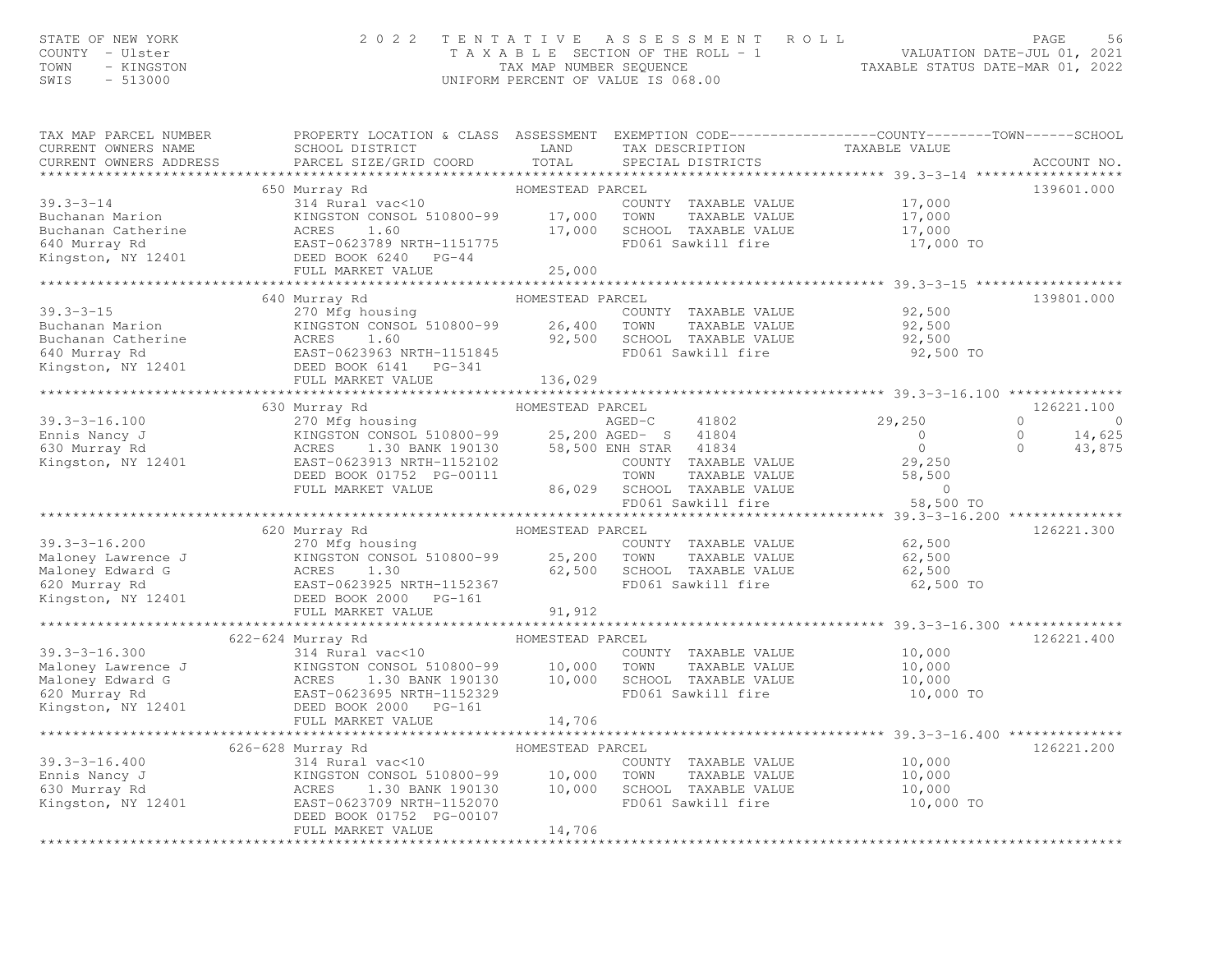STATE OF NEW YORK
COUNTY - Ulster
TOWN - KINGSTON
SWIS - 513000

2 0 2 2 T E N T A T I V E A S S E S S M E N T R O L L
T A X A B L E SECTION OF THE ROLL - 1
TAX MAP NUMBER SEQUENCE
UNIFORM PERCENT OF VALUE IS 068.00

VALUATION DATE-JUL 01, 2021
TAXABLE STATUS DATE-MAR 01, 2022

```
TAX MAP PARCEL NUMBER          PROPERTY LOCATION & CLASS  ASSESSMENT  EXEMPTION CODE------------------COUNTY--------TOWN------SCHOOL
CURRENT OWNERS NAME            SCHOOL DISTRICT               LAND      TAX DESCRIPTION            TAXABLE VALUE
CURRENT OWNERS ADDRESS         PARCEL SIZE/GRID COORD        TOTAL     SPECIAL DISTRICTS                                  ACCOUNT NO.
******************************************************************************************************* 39.3-3-14 ******************
                               650 Murray Rd                 HOMESTEAD PARCEL                                             139601.000
39.3-3-14                      314 Rural vac<10                        COUNTY  TAXABLE VALUE            17,000
Buchanan Marion                KINGSTON CONSOL 510800-99    17,000     TOWN    TAXABLE VALUE            17,000
Buchanan Catherine             ACRES     1.60               17,000     SCHOOL  TAXABLE VALUE            17,000
640 Murray Rd                  EAST-0623789 NRTH-1151775               FD061 Sawkill fire               17,000 TO
Kingston, NY 12401             DEED BOOK 6240   PG-44
                               FULL MARKET VALUE            25,000
******************************************************************************************************* 39.3-3-15 ******************
                               640 Murray Rd                 HOMESTEAD PARCEL                                             139801.000
39.3-3-15                      270 Mfg housing                         COUNTY  TAXABLE VALUE            92,500
Buchanan Marion                KINGSTON CONSOL 510800-99    26,400     TOWN    TAXABLE VALUE            92,500
Buchanan Catherine             ACRES     1.60               92,500     SCHOOL  TAXABLE VALUE            92,500
640 Murray Rd                  EAST-0623963 NRTH-1151845               FD061 Sawkill fire               92,500 TO
Kingston, NY 12401             DEED BOOK 6141   PG-341
                               FULL MARKET VALUE           136,029
******************************************************************************************************* 39.3-3-16.100 **************
                               630 Murray Rd                 HOMESTEAD PARCEL                                             126221.100
39.3-3-16.100                  270 Mfg housing                   AGED-C      41802         29,250            0              0
Ennis Nancy J                  KINGSTON CONSOL 510800-99    25,200 AGED- S     41804              0            0         14,625
630 Murray Rd                  ACRES     1.30 BANK 190130   58,500 ENH STAR    41834              0            0         43,875
Kingston, NY 12401             EAST-0623913 NRTH-1152102               COUNTY  TAXABLE VALUE            29,250
                               DEED BOOK 01752 PG-00111                TOWN    TAXABLE VALUE            58,500
                               FULL MARKET VALUE            86,029     SCHOOL  TAXABLE VALUE                 0
                                                                       FD061 Sawkill fire               58,500 TO
******************************************************************************************************* 39.3-3-16.200 **************
                               620 Murray Rd                 HOMESTEAD PARCEL                                             126221.300
39.3-3-16.200                  270 Mfg housing                         COUNTY  TAXABLE VALUE            62,500
Maloney Lawrence J             KINGSTON CONSOL 510800-99    25,200     TOWN    TAXABLE VALUE            62,500
Maloney Edward G               ACRES     1.30               62,500     SCHOOL  TAXABLE VALUE            62,500
620 Murray Rd                  EAST-0623925 NRTH-1152367               FD061 Sawkill fire               62,500 TO
Kingston, NY 12401             DEED BOOK 2000   PG-161
                               FULL MARKET VALUE            91,912
******************************************************************************************************* 39.3-3-16.300 **************
                               622-624 Murray Rd             HOMESTEAD PARCEL                                             126221.400
39.3-3-16.300                  314 Rural vac<10                        COUNTY  TAXABLE VALUE            10,000
Maloney Lawrence J             KINGSTON CONSOL 510800-99    10,000     TOWN    TAXABLE VALUE            10,000
Maloney Edward G               ACRES     1.30 BANK 190130   10,000     SCHOOL  TAXABLE VALUE            10,000
620 Murray Rd                  EAST-0623695 NRTH-1152329               FD061 Sawkill fire               10,000 TO
Kingston, NY 12401             DEED BOOK 2000   PG-161
                               FULL MARKET VALUE            14,706
******************************************************************************************************* 39.3-3-16.400 **************
                               626-628 Murray Rd             HOMESTEAD PARCEL                                             126221.200
39.3-3-16.400                  314 Rural vac<10                        COUNTY  TAXABLE VALUE            10,000
Ennis Nancy J                  KINGSTON CONSOL 510800-99    10,000     TOWN    TAXABLE VALUE            10,000
630 Murray Rd                  ACRES     1.30 BANK 190130   10,000     SCHOOL  TAXABLE VALUE            10,000
Kingston, NY 12401             EAST-0623709 NRTH-1152070               FD061 Sawkill fire               10,000 TO
                               DEED BOOK 01752 PG-00107
                               FULL MARKET VALUE            14,706
************************************************************************************************************************************
```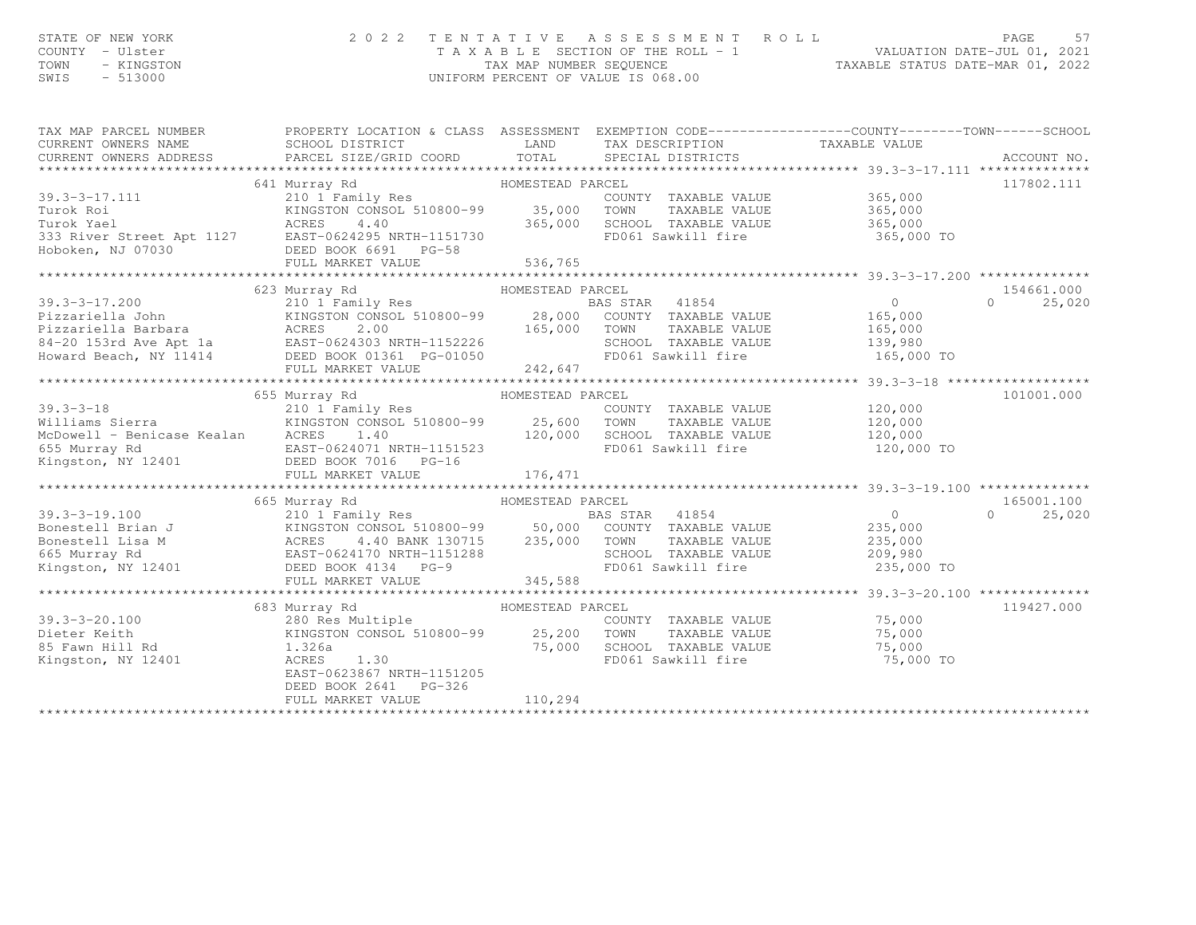STATE OF NEW YORK
COUNTY - Ulster
TOWN - KINGSTON
SWIS - 513000

2022 TENTATIVE ASSESSMENT ROLL
TAXABLE SECTION OF THE ROLL - 1
TAX MAP NUMBER SEQUENCE
UNIFORM PERCENT OF VALUE IS 068.00

VALUATION DATE-JUL 01, 2021
TAXABLE STATUS DATE-MAR 01, 2022

| TAX MAP PARCEL NUMBER / CURRENT OWNERS NAME / CURRENT OWNERS ADDRESS | PROPERTY LOCATION & CLASS / SCHOOL DISTRICT / PARCEL SIZE/GRID COORD | ASSESSMENT LAND | TOTAL | EXEMPTION CODE / TAX DESCRIPTION / SPECIAL DISTRICTS | COUNTY TAXABLE VALUE | TOWN | SCHOOL | ACCOUNT NO. |
|---|---|---|---|---|---|---|---|---|
| 39.3-3-17.111 | 641 Murray Rd — HOMESTEAD PARCEL | | | | | | | 117802.111 |
| | 210 1 Family Res | | | COUNTY TAXABLE VALUE | 365,000 | | | |
| Turok Roi | KINGSTON CONSOL 510800-99 | 35,000 | | TOWN TAXABLE VALUE | 365,000 | | | |
| Turok Yael | ACRES 4.40 | | 365,000 | SCHOOL TAXABLE VALUE | 365,000 | | | |
| 333 River Street Apt 1127 | EAST-0624295 NRTH-1151730 | | | FD061 Sawkill fire | 365,000 TO | | | |
| Hoboken, NJ 07030 | DEED BOOK 6691 PG-58 | | | | | | | |
| | FULL MARKET VALUE | | 536,765 | | | | | |
| 39.3-3-17.200 | 623 Murray Rd — HOMESTEAD PARCEL | | | | | | | 154661.000 |
| | 210 1 Family Res | | | BAS STAR 41854 | 0 | 0 | 25,020 | |
| Pizzariella John | KINGSTON CONSOL 510800-99 | 28,000 | | COUNTY TAXABLE VALUE | 165,000 | | | |
| Pizzariella Barbara | ACRES 2.00 | | 165,000 | TOWN TAXABLE VALUE | 165,000 | | | |
| 84-20 153rd Ave Apt 1a | EAST-0624303 NRTH-1152226 | | | SCHOOL TAXABLE VALUE | 139,980 | | | |
| Howard Beach, NY 11414 | DEED BOOK 01361 PG-01050 | | | FD061 Sawkill fire | 165,000 TO | | | |
| | FULL MARKET VALUE | | 242,647 | | | | | |
| 39.3-3-18 | 655 Murray Rd — HOMESTEAD PARCEL | | | | | | | 101001.000 |
| | 210 1 Family Res | | | COUNTY TAXABLE VALUE | 120,000 | | | |
| Williams Sierra | KINGSTON CONSOL 510800-99 | 25,600 | | TOWN TAXABLE VALUE | 120,000 | | | |
| McDowell - Benicase Kealan | ACRES 1.40 | | 120,000 | SCHOOL TAXABLE VALUE | 120,000 | | | |
| 655 Murray Rd | EAST-0624071 NRTH-1151523 | | | FD061 Sawkill fire | 120,000 TO | | | |
| Kingston, NY 12401 | DEED BOOK 7016 PG-16 | | | | | | | |
| | FULL MARKET VALUE | | 176,471 | | | | | |
| 39.3-3-19.100 | 665 Murray Rd — HOMESTEAD PARCEL | | | | | | | 165001.100 |
| | 210 1 Family Res | | | BAS STAR 41854 | 0 | 0 | 25,020 | |
| Bonestell Brian J | KINGSTON CONSOL 510800-99 | 50,000 | | COUNTY TAXABLE VALUE | 235,000 | | | |
| Bonestell Lisa M | ACRES 4.40 BANK 130715 | | 235,000 | TOWN TAXABLE VALUE | 235,000 | | | |
| 665 Murray Rd | EAST-0624170 NRTH-1151288 | | | SCHOOL TAXABLE VALUE | 209,980 | | | |
| Kingston, NY 12401 | DEED BOOK 4134 PG-9 | | | FD061 Sawkill fire | 235,000 TO | | | |
| | FULL MARKET VALUE | | 345,588 | | | | | |
| 39.3-3-20.100 | 683 Murray Rd — HOMESTEAD PARCEL | | | | | | | 119427.000 |
| | 280 Res Multiple | | | COUNTY TAXABLE VALUE | 75,000 | | | |
| Dieter Keith | KINGSTON CONSOL 510800-99 | 25,200 | | TOWN TAXABLE VALUE | 75,000 | | | |
| 85 Fawn Hill Rd | 1.326a | | 75,000 | SCHOOL TAXABLE VALUE | 75,000 | | | |
| Kingston, NY 12401 | ACRES 1.30 | | | FD061 Sawkill fire | 75,000 TO | | | |
| | EAST-0623867 NRTH-1151205 | | | | | | | |
| | DEED BOOK 2641 PG-326 | | | | | | | |
| | FULL MARKET VALUE | | 110,294 | | | | | |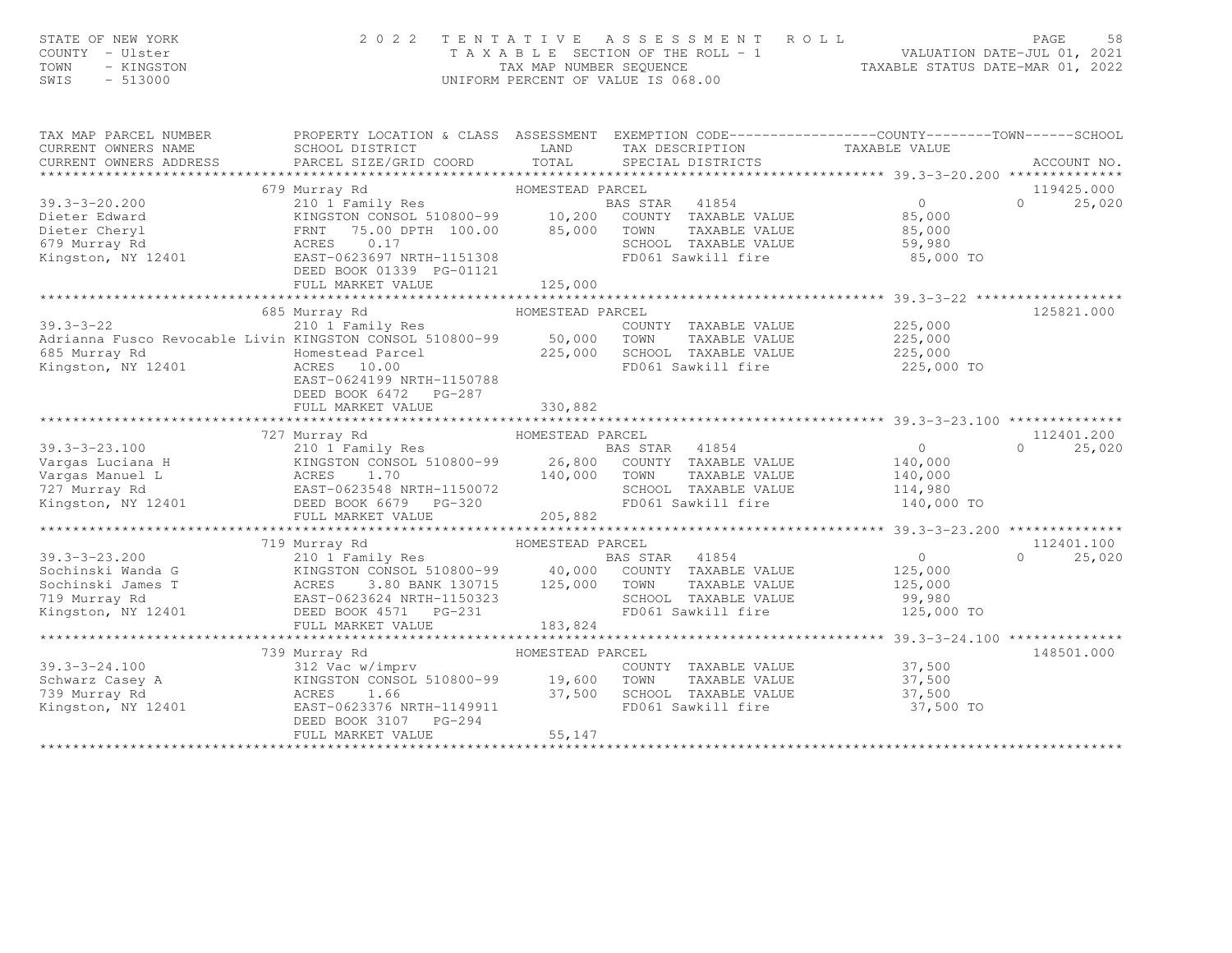STATE OF NEW YORK
COUNTY - Ulster
TOWN - KINGSTON
SWIS - 513000

2022 TENTATIVE ASSESSMENT ROLL
TAXABLE SECTION OF THE ROLL - 1
TAX MAP NUMBER SEQUENCE
UNIFORM PERCENT OF VALUE IS 068.00

VALUATION DATE-JUL 01, 2021
TAXABLE STATUS DATE-MAR 01, 2022

| TAX MAP PARCEL NUMBER / CURRENT OWNERS NAME / CURRENT OWNERS ADDRESS | PROPERTY LOCATION & CLASS / SCHOOL DISTRICT / PARCEL SIZE/GRID COORD | ASSESSMENT LAND / TOTAL | EXEMPTION CODE / TAX DESCRIPTION / SPECIAL DISTRICTS | COUNTY / TOWN / SCHOOL TAXABLE VALUE | ACCOUNT NO. |
|---|---|---|---|---|---|
| | 679 Murray Rd | HOMESTEAD PARCEL | | | 119425.000 |
| 39.3-3-20.200 | 210 1 Family Res | | BAS STAR 41854 | 0 | 0 25,020 |
| Dieter Edward | KINGSTON CONSOL 510800-99 | 10,200 | COUNTY TAXABLE VALUE | 85,000 | |
| Dieter Cheryl | FRNT 75.00 DPTH 100.00 | 85,000 | TOWN TAXABLE VALUE | 85,000 | |
| 679 Murray Rd | ACRES 0.17 | | SCHOOL TAXABLE VALUE | 59,980 | |
| Kingston, NY 12401 | EAST-0623697 NRTH-1151308 | | FD061 Sawkill fire | 85,000 TO | |
| | DEED BOOK 01339 PG-01121 | | | | |
| | FULL MARKET VALUE | 125,000 | | | |
| | 685 Murray Rd | HOMESTEAD PARCEL | | | 125821.000 |
| 39.3-3-22 | 210 1 Family Res | | COUNTY TAXABLE VALUE | 225,000 | |
| Adrianna Fusco Revocable Livin | KINGSTON CONSOL 510800-99 | 50,000 | TOWN TAXABLE VALUE | 225,000 | |
| 685 Murray Rd | Homestead Parcel | 225,000 | SCHOOL TAXABLE VALUE | 225,000 | |
| Kingston, NY 12401 | ACRES 10.00 | | FD061 Sawkill fire | 225,000 TO | |
| | EAST-0624199 NRTH-1150788 | | | | |
| | DEED BOOK 6472 PG-287 | | | | |
| | FULL MARKET VALUE | 330,882 | | | |
| | 727 Murray Rd | HOMESTEAD PARCEL | | | 112401.200 |
| 39.3-3-23.100 | 210 1 Family Res | | BAS STAR 41854 | 0 | 0 25,020 |
| Vargas Luciana H | KINGSTON CONSOL 510800-99 | 26,800 | COUNTY TAXABLE VALUE | 140,000 | |
| Vargas Manuel L | ACRES 1.70 | 140,000 | TOWN TAXABLE VALUE | 140,000 | |
| 727 Murray Rd | EAST-0623548 NRTH-1150072 | | SCHOOL TAXABLE VALUE | 114,980 | |
| Kingston, NY 12401 | DEED BOOK 6679 PG-320 | | FD061 Sawkill fire | 140,000 TO | |
| | FULL MARKET VALUE | 205,882 | | | |
| | 719 Murray Rd | HOMESTEAD PARCEL | | | 112401.100 |
| 39.3-3-23.200 | 210 1 Family Res | | BAS STAR 41854 | 0 | 0 25,020 |
| Sochinski Wanda G | KINGSTON CONSOL 510800-99 | 40,000 | COUNTY TAXABLE VALUE | 125,000 | |
| Sochinski James T | ACRES 3.80 BANK 130715 | 125,000 | TOWN TAXABLE VALUE | 125,000 | |
| 719 Murray Rd | EAST-0623624 NRTH-1150323 | | SCHOOL TAXABLE VALUE | 99,980 | |
| Kingston, NY 12401 | DEED BOOK 4571 PG-231 | | FD061 Sawkill fire | 125,000 TO | |
| | FULL MARKET VALUE | 183,824 | | | |
| | 739 Murray Rd | HOMESTEAD PARCEL | | | 148501.000 |
| 39.3-3-24.100 | 312 Vac w/imprv | | COUNTY TAXABLE VALUE | 37,500 | |
| Schwarz Casey A | KINGSTON CONSOL 510800-99 | 19,600 | TOWN TAXABLE VALUE | 37,500 | |
| 739 Murray Rd | ACRES 1.66 | 37,500 | SCHOOL TAXABLE VALUE | 37,500 | |
| Kingston, NY 12401 | EAST-0623376 NRTH-1149911 | | FD061 Sawkill fire | 37,500 TO | |
| | DEED BOOK 3107 PG-294 | | | | |
| | FULL MARKET VALUE | 55,147 | | | |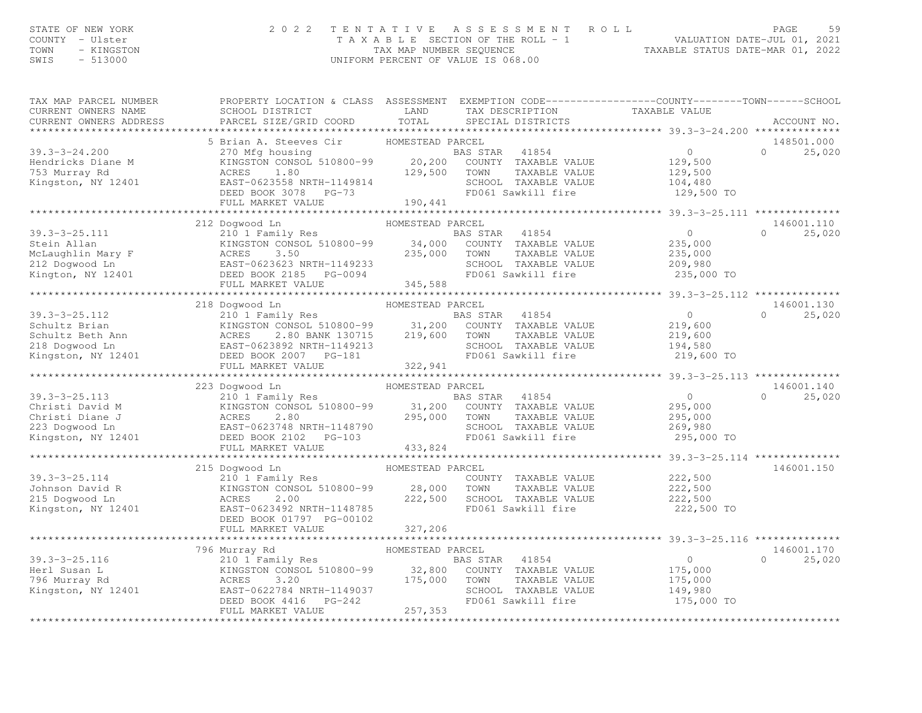STATE OF NEW YORK
COUNTY - Ulster
TOWN - KINGSTON
SWIS - 513000

# 2022 TENTATIVE ASSESSMENT ROLL

TAXABLE SECTION OF THE ROLL - 1
TAX MAP NUMBER SEQUENCE
UNIFORM PERCENT OF VALUE IS 068.00

VALUATION DATE-JUL 01, 2021
TAXABLE STATUS DATE-MAR 01, 2022

| TAX MAP PARCEL NUMBER / CURRENT OWNERS NAME / CURRENT OWNERS ADDRESS | PROPERTY LOCATION & CLASS / SCHOOL DISTRICT / PARCEL SIZE/GRID COORD | ASSESSMENT LAND / TOTAL | EXEMPTION CODE / TAX DESCRIPTION / SPECIAL DISTRICTS | COUNTY / TOWN TAXABLE VALUE | SCHOOL / ACCOUNT NO. |
|---|---|---|---|---|---|
| 39.3-3-24.200 | 5 Brian A. Steeves Cir | HOMESTEAD PARCEL | | | 148501.000 |
| | 270 Mfg housing | | BAS STAR 41854 | 0 | 0 25,020 |
| Hendricks Diane M | KINGSTON CONSOL 510800-99 | 20,200 | COUNTY TAXABLE VALUE | 129,500 | |
| 753 Murray Rd | ACRES 1.80 | 129,500 | TOWN TAXABLE VALUE | 129,500 | |
| Kingston, NY 12401 | EAST-0623558 NRTH-1149814 | | SCHOOL TAXABLE VALUE | 104,480 | |
| | DEED BOOK 3078 PG-73 | | FD061 Sawkill fire | 129,500 TO | |
| | FULL MARKET VALUE | 190,441 | | | |
| 39.3-3-25.111 | 212 Dogwood Ln | HOMESTEAD PARCEL | | | 146001.110 |
| | 210 1 Family Res | | BAS STAR 41854 | 0 | 0 25,020 |
| Stein Allan | KINGSTON CONSOL 510800-99 | 34,000 | COUNTY TAXABLE VALUE | 235,000 | |
| McLaughlin Mary F | ACRES 3.50 | 235,000 | TOWN TAXABLE VALUE | 235,000 | |
| 212 Dogwood Ln | EAST-0623623 NRTH-1149233 | | SCHOOL TAXABLE VALUE | 209,980 | |
| Kington, NY 12401 | DEED BOOK 2185 PG-0094 | | FD061 Sawkill fire | 235,000 TO | |
| | FULL MARKET VALUE | 345,588 | | | |
| 39.3-3-25.112 | 218 Dogwood Ln | HOMESTEAD PARCEL | | | 146001.130 |
| | 210 1 Family Res | | BAS STAR 41854 | 0 | 0 25,020 |
| Schultz Brian | KINGSTON CONSOL 510800-99 | 31,200 | COUNTY TAXABLE VALUE | 219,600 | |
| Schultz Beth Ann | ACRES 2.80 BANK 130715 | 219,600 | TOWN TAXABLE VALUE | 219,600 | |
| 218 Dogwood Ln | EAST-0623892 NRTH-1149213 | | SCHOOL TAXABLE VALUE | 194,580 | |
| Kingston, NY 12401 | DEED BOOK 2007 PG-181 | | FD061 Sawkill fire | 219,600 TO | |
| | FULL MARKET VALUE | 322,941 | | | |
| 39.3-3-25.113 | 223 Dogwood Ln | HOMESTEAD PARCEL | | | 146001.140 |
| | 210 1 Family Res | | BAS STAR 41854 | 0 | 0 25,020 |
| Christi David M | KINGSTON CONSOL 510800-99 | 31,200 | COUNTY TAXABLE VALUE | 295,000 | |
| Christi Diane J | ACRES 2.80 | 295,000 | TOWN TAXABLE VALUE | 295,000 | |
| 223 Dogwood Ln | EAST-0623748 NRTH-1148790 | | SCHOOL TAXABLE VALUE | 269,980 | |
| Kingston, NY 12401 | DEED BOOK 2102 PG-103 | | FD061 Sawkill fire | 295,000 TO | |
| | FULL MARKET VALUE | 433,824 | | | |
| 39.3-3-25.114 | 215 Dogwood Ln | HOMESTEAD PARCEL | | | 146001.150 |
| | 210 1 Family Res | | COUNTY TAXABLE VALUE | 222,500 | |
| Johnson David R | KINGSTON CONSOL 510800-99 | 28,000 | TOWN TAXABLE VALUE | 222,500 | |
| 215 Dogwood Ln | ACRES 2.00 | 222,500 | SCHOOL TAXABLE VALUE | 222,500 | |
| Kingston, NY 12401 | EAST-0623492 NRTH-1148785 | | FD061 Sawkill fire | 222,500 TO | |
| | DEED BOOK 01797 PG-00102 | | | | |
| | FULL MARKET VALUE | 327,206 | | | |
| 39.3-3-25.116 | 796 Murray Rd | HOMESTEAD PARCEL | | | 146001.170 |
| | 210 1 Family Res | | BAS STAR 41854 | 0 | 0 25,020 |
| Herl Susan L | KINGSTON CONSOL 510800-99 | 32,800 | COUNTY TAXABLE VALUE | 175,000 | |
| 796 Murray Rd | ACRES 3.20 | 175,000 | TOWN TAXABLE VALUE | 175,000 | |
| Kingston, NY 12401 | EAST-0622784 NRTH-1149037 | | SCHOOL TAXABLE VALUE | 149,980 | |
| | DEED BOOK 4416 PG-242 | | FD061 Sawkill fire | 175,000 TO | |
| | FULL MARKET VALUE | 257,353 | | | |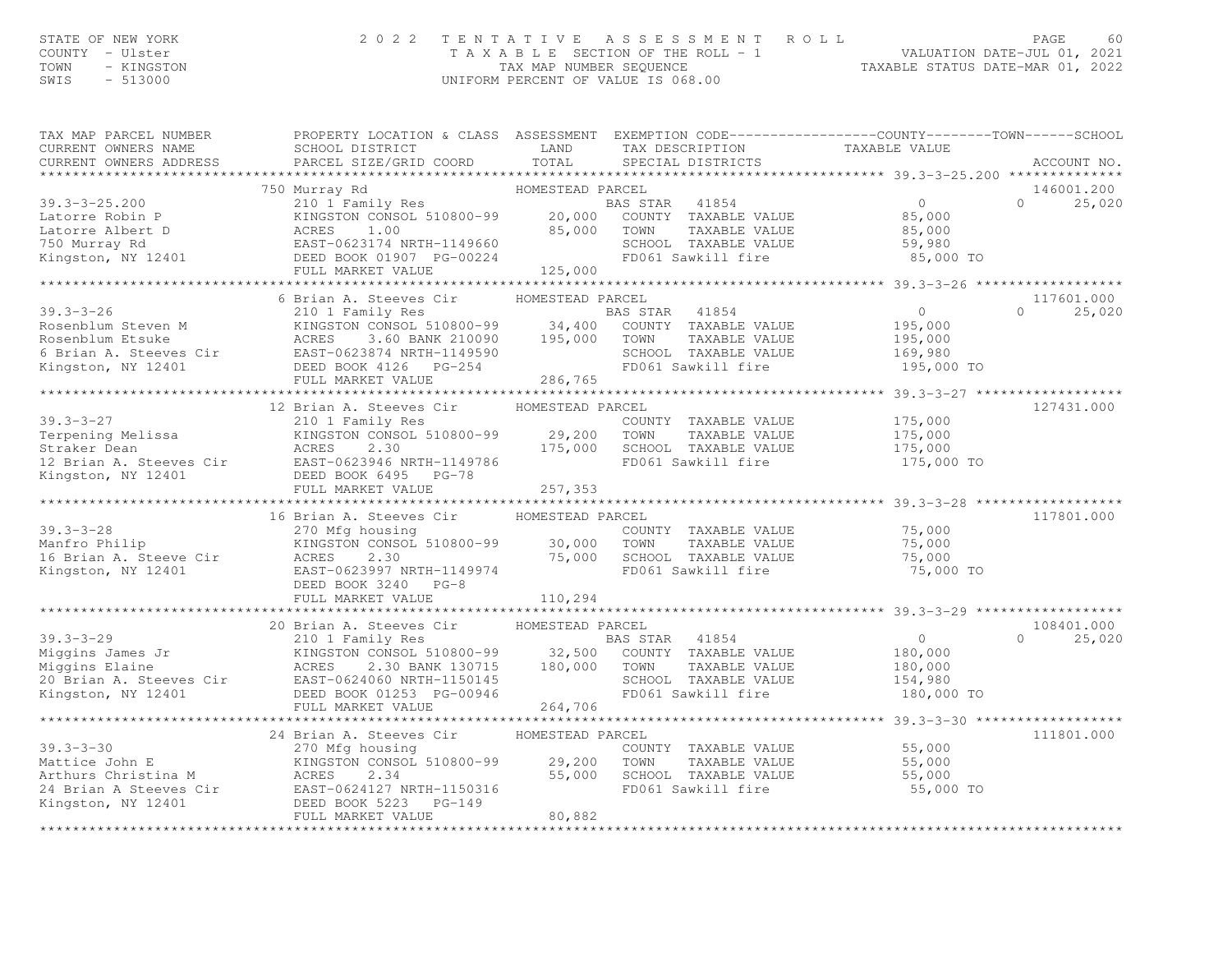STATE OF NEW YORK
COUNTY - Ulster
TOWN - KINGSTON
SWIS - 513000

2022 TENTATIVE ASSESSMENT ROLL
TAXABLE SECTION OF THE ROLL - 1
TAX MAP NUMBER SEQUENCE
UNIFORM PERCENT OF VALUE IS 068.00

VALUATION DATE-JUL 01, 2021
TAXABLE STATUS DATE-MAR 01, 2022

| TAX MAP PARCEL NUMBER / CURRENT OWNERS NAME / CURRENT OWNERS ADDRESS | PROPERTY LOCATION & CLASS / SCHOOL DISTRICT / PARCEL SIZE/GRID COORD | ASSESSMENT LAND / TOTAL | EXEMPTION CODE / TAX DESCRIPTION / SPECIAL DISTRICTS | COUNTY / TAXABLE VALUE | TOWN | SCHOOL / ACCOUNT NO. |
|---|---|---|---|---|---|---|
| **39.3-3-25.200** | 750 Murray Rd | HOMESTEAD PARCEL | | | | 146001.200 |
| | 210 1 Family Res | | BAS STAR 41854 | 0 | 0 | 25,020 |
| Latorre Robin P | KINGSTON CONSOL 510800-99 | 20,000 | COUNTY TAXABLE VALUE | 85,000 | | |
| Latorre Albert D | ACRES 1.00 | 85,000 | TOWN TAXABLE VALUE | 85,000 | | |
| 750 Murray Rd | EAST-0623174 NRTH-1149660 | | SCHOOL TAXABLE VALUE | 59,980 | | |
| Kingston, NY 12401 | DEED BOOK 01907 PG-00224 | | FD061 Sawkill fire | 85,000 TO | | |
| | FULL MARKET VALUE | 125,000 | | | | |
| **39.3-3-26** | 6 Brian A. Steeves Cir | HOMESTEAD PARCEL | | | | 117601.000 |
| | 210 1 Family Res | | BAS STAR 41854 | 0 | 0 | 25,020 |
| Rosenblum Steven M | KINGSTON CONSOL 510800-99 | 34,400 | COUNTY TAXABLE VALUE | 195,000 | | |
| Rosenblum Etsuke | ACRES 3.60 BANK 210090 | 195,000 | TOWN TAXABLE VALUE | 195,000 | | |
| 6 Brian A. Steeves Cir | EAST-0623874 NRTH-1149590 | | SCHOOL TAXABLE VALUE | 169,980 | | |
| Kingston, NY 12401 | DEED BOOK 4126 PG-254 | | FD061 Sawkill fire | 195,000 TO | | |
| | FULL MARKET VALUE | 286,765 | | | | |
| **39.3-3-27** | 12 Brian A. Steeves Cir | HOMESTEAD PARCEL | | | | 127431.000 |
| | 210 1 Family Res | | COUNTY TAXABLE VALUE | 175,000 | | |
| Terpening Melissa | KINGSTON CONSOL 510800-99 | 29,200 | TOWN TAXABLE VALUE | 175,000 | | |
| Straker Dean | ACRES 2.30 | 175,000 | SCHOOL TAXABLE VALUE | 175,000 | | |
| 12 Brian A. Steeves Cir | EAST-0623946 NRTH-1149786 | | FD061 Sawkill fire | 175,000 TO | | |
| Kingston, NY 12401 | DEED BOOK 6495 PG-78 | | | | | |
| | FULL MARKET VALUE | 257,353 | | | | |
| **39.3-3-28** | 16 Brian A. Steeves Cir | HOMESTEAD PARCEL | | | | 117801.000 |
| | 270 Mfg housing | | COUNTY TAXABLE VALUE | 75,000 | | |
| Manfro Philip | KINGSTON CONSOL 510800-99 | 30,000 | TOWN TAXABLE VALUE | 75,000 | | |
| 16 Brian A. Steeve Cir | ACRES 2.30 | 75,000 | SCHOOL TAXABLE VALUE | 75,000 | | |
| Kingston, NY 12401 | EAST-0623997 NRTH-1149974 | | FD061 Sawkill fire | 75,000 TO | | |
| | DEED BOOK 3240 PG-8 | | | | | |
| | FULL MARKET VALUE | 110,294 | | | | |
| **39.3-3-29** | 20 Brian A. Steeves Cir | HOMESTEAD PARCEL | | | | 108401.000 |
| | 210 1 Family Res | | BAS STAR 41854 | 0 | 0 | 25,020 |
| Miggins James Jr | KINGSTON CONSOL 510800-99 | 32,500 | COUNTY TAXABLE VALUE | 180,000 | | |
| Miggins Elaine | ACRES 2.30 BANK 130715 | 180,000 | TOWN TAXABLE VALUE | 180,000 | | |
| 20 Brian A. Steeves Cir | EAST-0624060 NRTH-1150145 | | SCHOOL TAXABLE VALUE | 154,980 | | |
| Kingston, NY 12401 | DEED BOOK 01253 PG-00946 | | FD061 Sawkill fire | 180,000 TO | | |
| | FULL MARKET VALUE | 264,706 | | | | |
| **39.3-3-30** | 24 Brian A. Steeves Cir | HOMESTEAD PARCEL | | | | 111801.000 |
| | 270 Mfg housing | | COUNTY TAXABLE VALUE | 55,000 | | |
| Mattice John E | KINGSTON CONSOL 510800-99 | 29,200 | TOWN TAXABLE VALUE | 55,000 | | |
| Arthurs Christina M | ACRES 2.34 | 55,000 | SCHOOL TAXABLE VALUE | 55,000 | | |
| 24 Brian A Steeves Cir | EAST-0624127 NRTH-1150316 | | FD061 Sawkill fire | 55,000 TO | | |
| Kingston, NY 12401 | DEED BOOK 5223 PG-149 | | | | | |
| | FULL MARKET VALUE | 80,882 | | | | |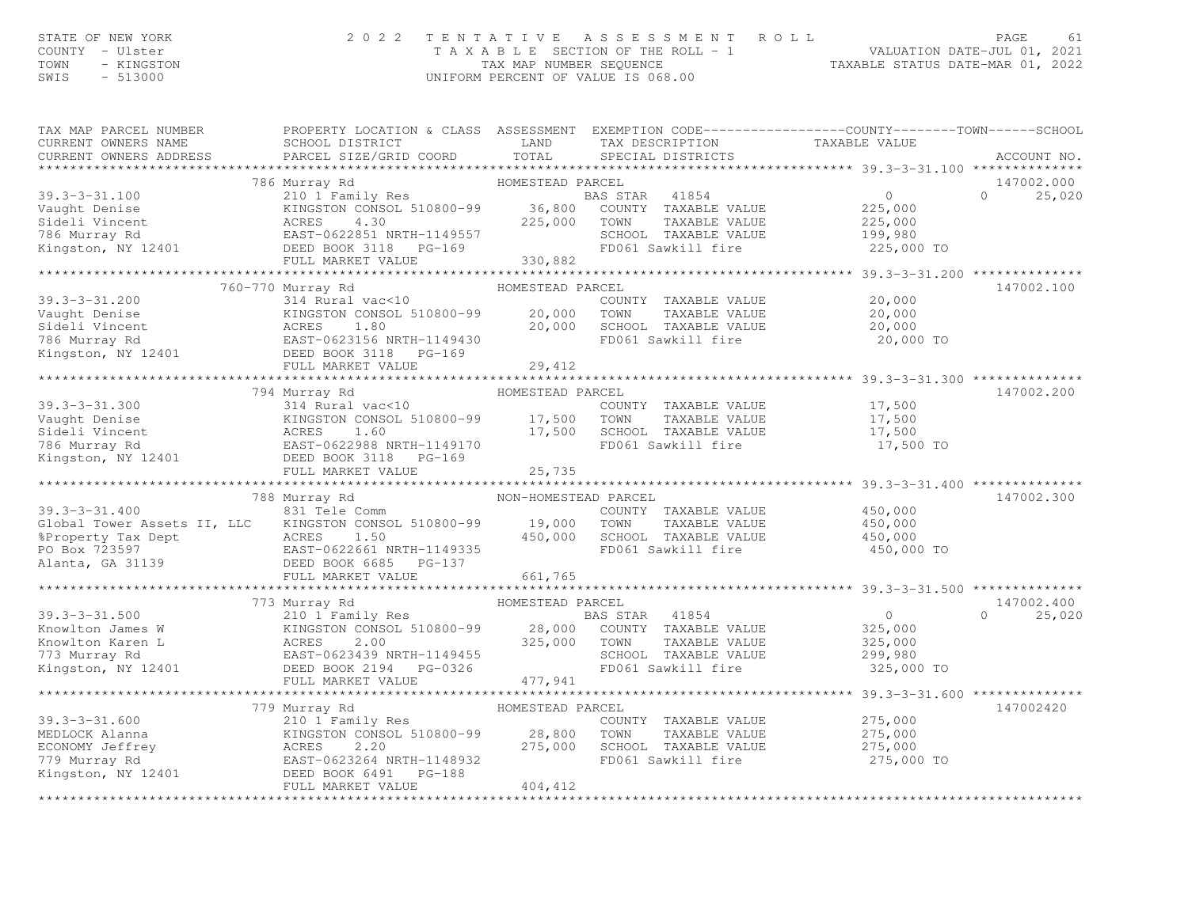STATE OF NEW YORK
COUNTY - Ulster
TOWN - KINGSTON
SWIS - 513000

2022 TENTATIVE ASSESSMENT ROLL
TAXABLE SECTION OF THE ROLL - 1
TAX MAP NUMBER SEQUENCE
UNIFORM PERCENT OF VALUE IS 068.00

VALUATION DATE-JUL 01, 2021
TAXABLE STATUS DATE-MAR 01, 2022

```
TAX MAP PARCEL NUMBER          PROPERTY LOCATION & CLASS  ASSESSMENT  EXEMPTION CODE------------------COUNTY--------TOWN------SCHOOL
CURRENT OWNERS NAME            SCHOOL DISTRICT               LAND      TAX DESCRIPTION             TAXABLE VALUE
CURRENT OWNERS ADDRESS         PARCEL SIZE/GRID COORD        TOTAL     SPECIAL DISTRICTS                                        ACCOUNT NO.
******************************************************************************************************* 39.3-3-31.100 **************
                    786 Murray Rd                      HOMESTEAD PARCEL                                                       147002.000
39.3-3-31.100              210 1 Family Res                          BAS STAR   41854                   0            0     25,020
Vaught Denise              KINGSTON CONSOL 510800-99       36,800    COUNTY  TAXABLE VALUE          225,000
Sideli Vincent             ACRES     4.30                 225,000    TOWN    TAXABLE VALUE          225,000
786 Murray Rd              EAST-0622851 NRTH-1149557                 SCHOOL  TAXABLE VALUE          199,980
Kingston, NY 12401         DEED BOOK 3118   PG-169                   FD061 Sawkill fire              225,000 TO
                           FULL MARKET VALUE              330,882
******************************************************************************************************* 39.3-3-31.200 **************
                    760-770 Murray Rd                  HOMESTEAD PARCEL                                                       147002.100
39.3-3-31.200              314 Rural vac<10                          COUNTY  TAXABLE VALUE           20,000
Vaught Denise              KINGSTON CONSOL 510800-99       20,000    TOWN    TAXABLE VALUE           20,000
Sideli Vincent             ACRES     1.80                  20,000    SCHOOL  TAXABLE VALUE           20,000
786 Murray Rd              EAST-0623156 NRTH-1149430                 FD061 Sawkill fire               20,000 TO
Kingston, NY 12401         DEED BOOK 3118   PG-169
                           FULL MARKET VALUE               29,412
******************************************************************************************************* 39.3-3-31.300 **************
                    794 Murray Rd                      HOMESTEAD PARCEL                                                       147002.200
39.3-3-31.300              314 Rural vac<10                          COUNTY  TAXABLE VALUE           17,500
Vaught Denise              KINGSTON CONSOL 510800-99       17,500    TOWN    TAXABLE VALUE           17,500
Sideli Vincent             ACRES     1.60                  17,500    SCHOOL  TAXABLE VALUE           17,500
786 Murray Rd              EAST-0622988 NRTH-1149170                 FD061 Sawkill fire               17,500 TO
Kingston, NY 12401         DEED BOOK 3118   PG-169
                           FULL MARKET VALUE               25,735
******************************************************************************************************* 39.3-3-31.400 **************
                    788 Murray Rd                      NON-HOMESTEAD PARCEL                                                   147002.300
39.3-3-31.400              831 Tele Comm                             COUNTY  TAXABLE VALUE          450,000
Global Tower Assets II, LLC KINGSTON CONSOL 510800-99      19,000    TOWN    TAXABLE VALUE          450,000
%Property Tax Dept         ACRES     1.50                 450,000    SCHOOL  TAXABLE VALUE          450,000
PO Box 723597              EAST-0622661 NRTH-1149335                 FD061 Sawkill fire              450,000 TO
Alanta, GA 31139           DEED BOOK 6685   PG-137
                           FULL MARKET VALUE              661,765
******************************************************************************************************* 39.3-3-31.500 **************
                    773 Murray Rd                      HOMESTEAD PARCEL                                                       147002.400
39.3-3-31.500              210 1 Family Res                          BAS STAR   41854                   0            0     25,020
Knowlton James W           KINGSTON CONSOL 510800-99       28,000    COUNTY  TAXABLE VALUE          325,000
Knowlton Karen L           ACRES     2.00                 325,000    TOWN    TAXABLE VALUE          325,000
773 Murray Rd              EAST-0623439 NRTH-1149455                 SCHOOL  TAXABLE VALUE          299,980
Kingston, NY 12401         DEED BOOK 2194   PG-0326                  FD061 Sawkill fire              325,000 TO
                           FULL MARKET VALUE              477,941
******************************************************************************************************* 39.3-3-31.600 **************
                    779 Murray Rd                      HOMESTEAD PARCEL                                                       147002420
39.3-3-31.600              210 1 Family Res                          COUNTY  TAXABLE VALUE          275,000
MEDLOCK Alanna             KINGSTON CONSOL 510800-99       28,800    TOWN    TAXABLE VALUE          275,000
ECONOMY Jeffrey            ACRES     2.20                 275,000    SCHOOL  TAXABLE VALUE          275,000
779 Murray Rd              EAST-0623264 NRTH-1148932                 FD061 Sawkill fire              275,000 TO
Kingston, NY 12401         DEED BOOK 6491   PG-188
                           FULL MARKET VALUE              404,412
************************************************************************************************************************************
```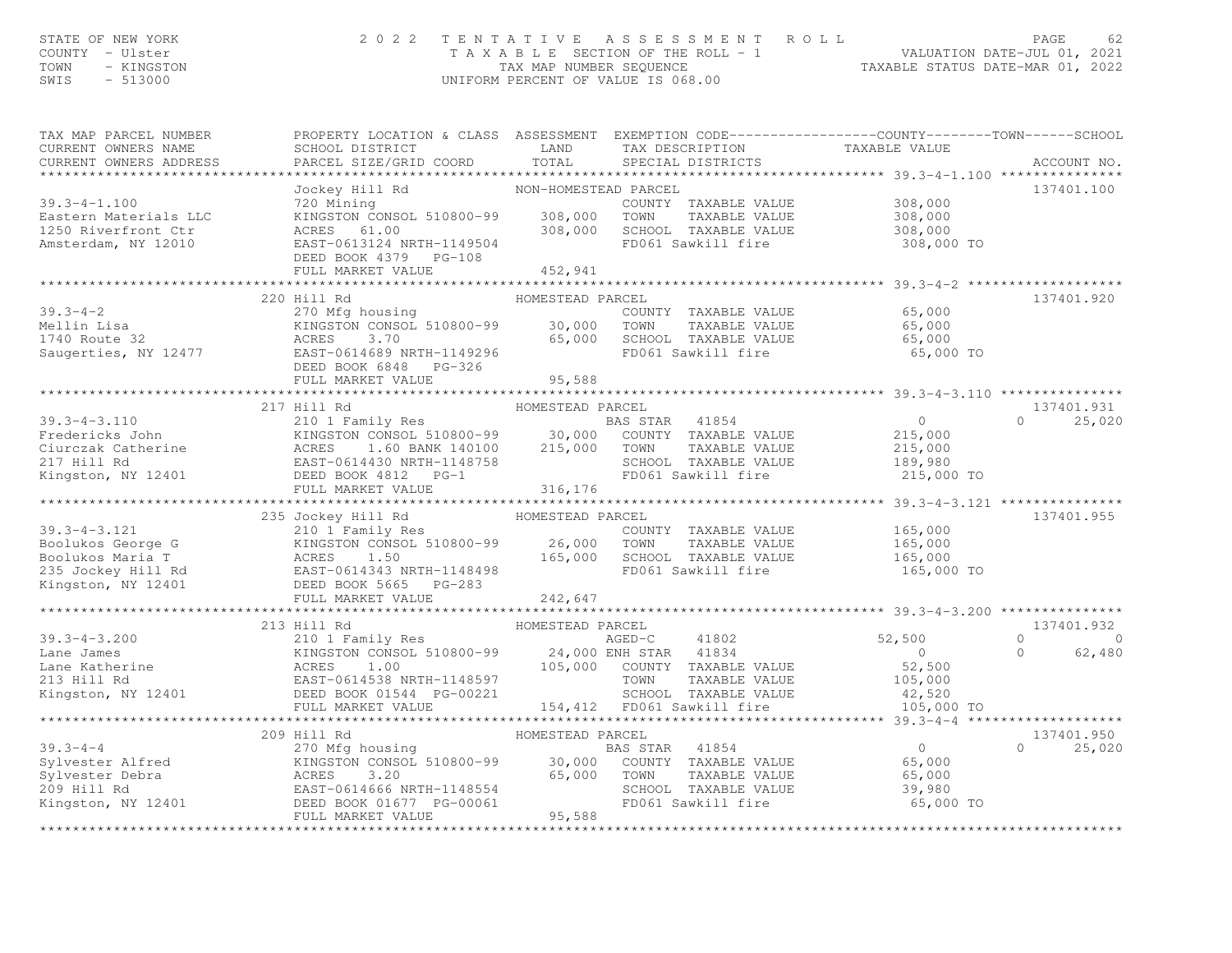STATE OF NEW YORK
COUNTY - Ulster
TOWN - KINGSTON
SWIS - 513000

2 0 2 2 T E N T A T I V E A S S E S S M E N T R O L L
T A X A B L E SECTION OF THE ROLL - 1
TAX MAP NUMBER SEQUENCE
UNIFORM PERCENT OF VALUE IS 068.00

VALUATION DATE-JUL 01, 2021
TAXABLE STATUS DATE-MAR 01, 2022

| TAX MAP PARCEL NUMBER / CURRENT OWNERS NAME / CURRENT OWNERS ADDRESS | PROPERTY LOCATION & CLASS / SCHOOL DISTRICT / PARCEL SIZE/GRID COORD | ASSESSMENT LAND / TOTAL | EXEMPTION CODE / TAX DESCRIPTION / SPECIAL DISTRICTS | COUNTY TAXABLE VALUE | TOWN | SCHOOL / ACCOUNT NO. |
|---|---|---|---|---|---|---|
| 39.3-4-1.100 | Jockey Hill Rd | NON-HOMESTEAD PARCEL | | | | 137401.100 |
| 39.3-4-1.100 | 720 Mining | | COUNTY TAXABLE VALUE | 308,000 | | |
| Eastern Materials LLC | KINGSTON CONSOL 510800-99 | 308,000 | TOWN TAXABLE VALUE | 308,000 | | |
| 1250 Riverfront Ctr | ACRES 61.00 | 308,000 | SCHOOL TAXABLE VALUE | 308,000 | | |
| Amsterdam, NY 12010 | EAST-0613124 NRTH-1149504 | | FD061 Sawkill fire | 308,000 TO | | |
| | DEED BOOK 4379 PG-108 | | | | | |
| | FULL MARKET VALUE | 452,941 | | | | |
| 39.3-4-2 | 220 Hill Rd | HOMESTEAD PARCEL | | | | 137401.920 |
| 39.3-4-2 | 270 Mfg housing | | COUNTY TAXABLE VALUE | 65,000 | | |
| Mellin Lisa | KINGSTON CONSOL 510800-99 | 30,000 | TOWN TAXABLE VALUE | 65,000 | | |
| 1740 Route 32 | ACRES 3.70 | 65,000 | SCHOOL TAXABLE VALUE | 65,000 | | |
| Saugerties, NY 12477 | EAST-0614689 NRTH-1149296 | | FD061 Sawkill fire | 65,000 TO | | |
| | DEED BOOK 6848 PG-326 | | | | | |
| | FULL MARKET VALUE | 95,588 | | | | |
| 39.3-4-3.110 | 217 Hill Rd | HOMESTEAD PARCEL | | | | 137401.931 |
| 39.3-4-3.110 | 210 1 Family Res | | BAS STAR 41854 | 0 | 0 | 25,020 |
| Fredericks John | KINGSTON CONSOL 510800-99 | 30,000 | COUNTY TAXABLE VALUE | 215,000 | | |
| Ciurczak Catherine | ACRES 1.60 BANK 140100 | 215,000 | TOWN TAXABLE VALUE | 215,000 | | |
| 217 Hill Rd | EAST-0614430 NRTH-1148758 | | SCHOOL TAXABLE VALUE | 189,980 | | |
| Kingston, NY 12401 | DEED BOOK 4812 PG-1 | | FD061 Sawkill fire | 215,000 TO | | |
| | FULL MARKET VALUE | 316,176 | | | | |
| 39.3-4-3.121 | 235 Jockey Hill Rd | HOMESTEAD PARCEL | | | | 137401.955 |
| 39.3-4-3.121 | 210 1 Family Res | | COUNTY TAXABLE VALUE | 165,000 | | |
| Boolukos George G | KINGSTON CONSOL 510800-99 | 26,000 | TOWN TAXABLE VALUE | 165,000 | | |
| Boolukos Maria T | ACRES 1.50 | 165,000 | SCHOOL TAXABLE VALUE | 165,000 | | |
| 235 Jockey Hill Rd | EAST-0614343 NRTH-1148498 | | FD061 Sawkill fire | 165,000 TO | | |
| Kingston, NY 12401 | DEED BOOK 5665 PG-283 | | | | | |
| | FULL MARKET VALUE | 242,647 | | | | |
| 39.3-4-3.200 | 213 Hill Rd | HOMESTEAD PARCEL | | | | 137401.932 |
| 39.3-4-3.200 | 210 1 Family Res | | AGED-C 41802 | 52,500 | 0 | 0 |
| Lane James | KINGSTON CONSOL 510800-99 | 24,000 | ENH STAR 41834 | 0 | 0 | 62,480 |
| Lane Katherine | ACRES 1.00 | 105,000 | COUNTY TAXABLE VALUE | 52,500 | | |
| 213 Hill Rd | EAST-0614538 NRTH-1148597 | | TOWN TAXABLE VALUE | 105,000 | | |
| Kingston, NY 12401 | DEED BOOK 01544 PG-00221 | | SCHOOL TAXABLE VALUE | 42,520 | | |
| | FULL MARKET VALUE | 154,412 | FD061 Sawkill fire | 105,000 TO | | |
| 39.3-4-4 | 209 Hill Rd | HOMESTEAD PARCEL | | | | 137401.950 |
| 39.3-4-4 | 270 Mfg housing | | BAS STAR 41854 | 0 | 0 | 25,020 |
| Sylvester Alfred | KINGSTON CONSOL 510800-99 | 30,000 | COUNTY TAXABLE VALUE | 65,000 | | |
| Sylvester Debra | ACRES 3.20 | 65,000 | TOWN TAXABLE VALUE | 65,000 | | |
| 209 Hill Rd | EAST-0614666 NRTH-1148554 | | SCHOOL TAXABLE VALUE | 39,980 | | |
| Kingston, NY 12401 | DEED BOOK 01677 PG-00061 | | FD061 Sawkill fire | 65,000 TO | | |
| | FULL MARKET VALUE | 95,588 | | | | |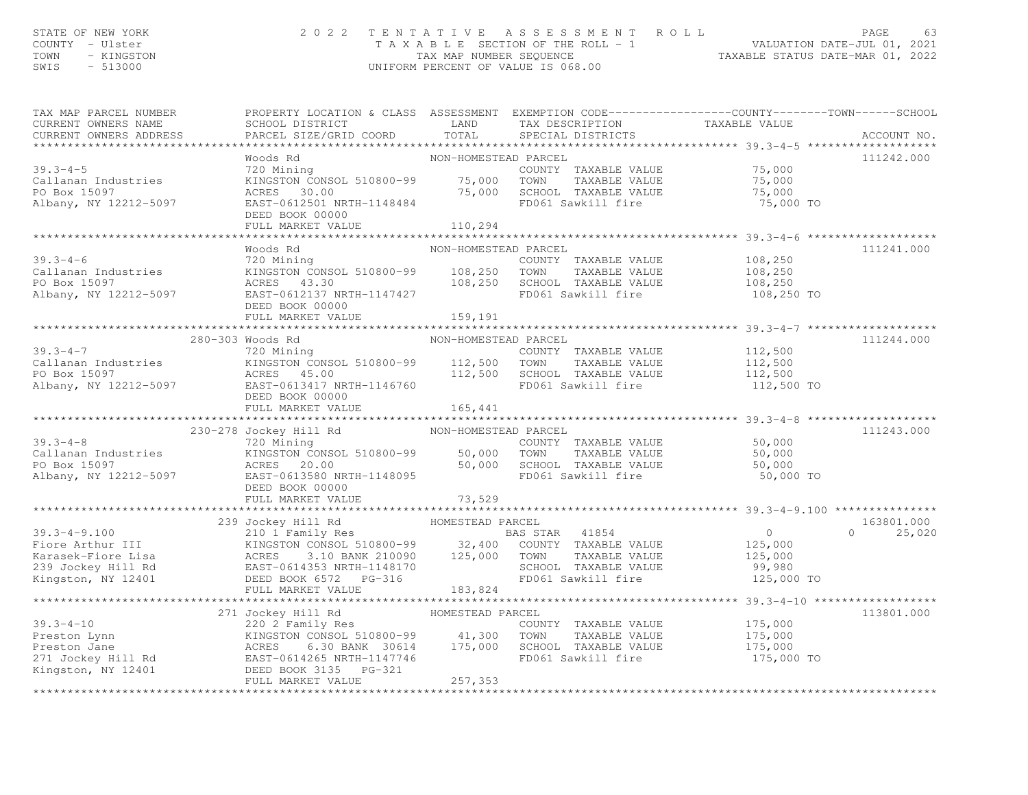STATE OF NEW YORK
COUNTY - Ulster
TOWN - KINGSTON
SWIS - 513000

2022 TENTATIVE ASSESSMENT ROLL
TAXABLE SECTION OF THE ROLL - 1
TAX MAP NUMBER SEQUENCE
UNIFORM PERCENT OF VALUE IS 068.00

VALUATION DATE-JUL 01, 2021
TAXABLE STATUS DATE-MAR 01, 2022

| TAX MAP PARCEL NUMBER / CURRENT OWNERS NAME / CURRENT OWNERS ADDRESS | PROPERTY LOCATION & CLASS / SCHOOL DISTRICT / PARCEL SIZE/GRID COORD | ASSESSMENT LAND | ASSESSMENT TOTAL | EXEMPTION CODE / TAX DESCRIPTION / SPECIAL DISTRICTS | COUNTY / TOWN / SCHOOL TAXABLE VALUE | ACCOUNT NO. |
|---|---|---|---|---|---|---|
| 39.3-4-5 | Woods Rd | NON-HOMESTEAD PARCEL | | | | 111242.000 |
| | 720 Mining | | | COUNTY TAXABLE VALUE | 75,000 | |
| Callanan Industries | KINGSTON CONSOL 510800-99 | 75,000 | | TOWN TAXABLE VALUE | 75,000 | |
| PO Box 15097 | ACRES 30.00 | | 75,000 | SCHOOL TAXABLE VALUE | 75,000 | |
| Albany, NY 12212-5097 | EAST-0612501 NRTH-1148484 | | | FD061 Sawkill fire | 75,000 TO | |
| | DEED BOOK 00000 | | | | | |
| | FULL MARKET VALUE | | 110,294 | | | |
| 39.3-4-6 | Woods Rd | NON-HOMESTEAD PARCEL | | | | 111241.000 |
| | 720 Mining | | | COUNTY TAXABLE VALUE | 108,250 | |
| Callanan Industries | KINGSTON CONSOL 510800-99 | 108,250 | | TOWN TAXABLE VALUE | 108,250 | |
| PO Box 15097 | ACRES 43.30 | | 108,250 | SCHOOL TAXABLE VALUE | 108,250 | |
| Albany, NY 12212-5097 | EAST-0612137 NRTH-1147427 | | | FD061 Sawkill fire | 108,250 TO | |
| | DEED BOOK 00000 | | | | | |
| | FULL MARKET VALUE | | 159,191 | | | |
| 39.3-4-7 | 280-303 Woods Rd | NON-HOMESTEAD PARCEL | | | | 111244.000 |
| | 720 Mining | | | COUNTY TAXABLE VALUE | 112,500 | |
| Callanan Industries | KINGSTON CONSOL 510800-99 | 112,500 | | TOWN TAXABLE VALUE | 112,500 | |
| PO Box 15097 | ACRES 45.00 | | 112,500 | SCHOOL TAXABLE VALUE | 112,500 | |
| Albany, NY 12212-5097 | EAST-0613417 NRTH-1146760 | | | FD061 Sawkill fire | 112,500 TO | |
| | DEED BOOK 00000 | | | | | |
| | FULL MARKET VALUE | | 165,441 | | | |
| 39.3-4-8 | 230-278 Jockey Hill Rd | NON-HOMESTEAD PARCEL | | | | 111243.000 |
| | 720 Mining | | | COUNTY TAXABLE VALUE | 50,000 | |
| Callanan Industries | KINGSTON CONSOL 510800-99 | 50,000 | | TOWN TAXABLE VALUE | 50,000 | |
| PO Box 15097 | ACRES 20.00 | | 50,000 | SCHOOL TAXABLE VALUE | 50,000 | |
| Albany, NY 12212-5097 | EAST-0613580 NRTH-1148095 | | | FD061 Sawkill fire | 50,000 TO | |
| | DEED BOOK 00000 | | | | | |
| | FULL MARKET VALUE | | 73,529 | | | |
| 39.3-4-9.100 | 239 Jockey Hill Rd | HOMESTEAD PARCEL | | | | 163801.000 |
| | 210 1 Family Res | | | BAS STAR 41854 | 0 0 25,020 | |
| Fiore Arthur III | KINGSTON CONSOL 510800-99 | 32,400 | | COUNTY TAXABLE VALUE | 125,000 | |
| Karasek-Fiore Lisa | ACRES 3.10 BANK 210090 | | 125,000 | TOWN TAXABLE VALUE | 125,000 | |
| 239 Jockey Hill Rd | EAST-0614353 NRTH-1148170 | | | SCHOOL TAXABLE VALUE | 99,980 | |
| Kingston, NY 12401 | DEED BOOK 6572 PG-316 | | | FD061 Sawkill fire | 125,000 TO | |
| | FULL MARKET VALUE | | 183,824 | | | |
| 39.3-4-10 | 271 Jockey Hill Rd | HOMESTEAD PARCEL | | | | 113801.000 |
| | 220 2 Family Res | | | COUNTY TAXABLE VALUE | 175,000 | |
| Preston Lynn | KINGSTON CONSOL 510800-99 | 41,300 | | TOWN TAXABLE VALUE | 175,000 | |
| Preston Jane | ACRES 6.30 BANK 30614 | | 175,000 | SCHOOL TAXABLE VALUE | 175,000 | |
| 271 Jockey Hill Rd | EAST-0614265 NRTH-1147746 | | | FD061 Sawkill fire | 175,000 TO | |
| Kingston, NY 12401 | DEED BOOK 3135 PG-321 | | | | | |
| | FULL MARKET VALUE | | 257,353 | | | |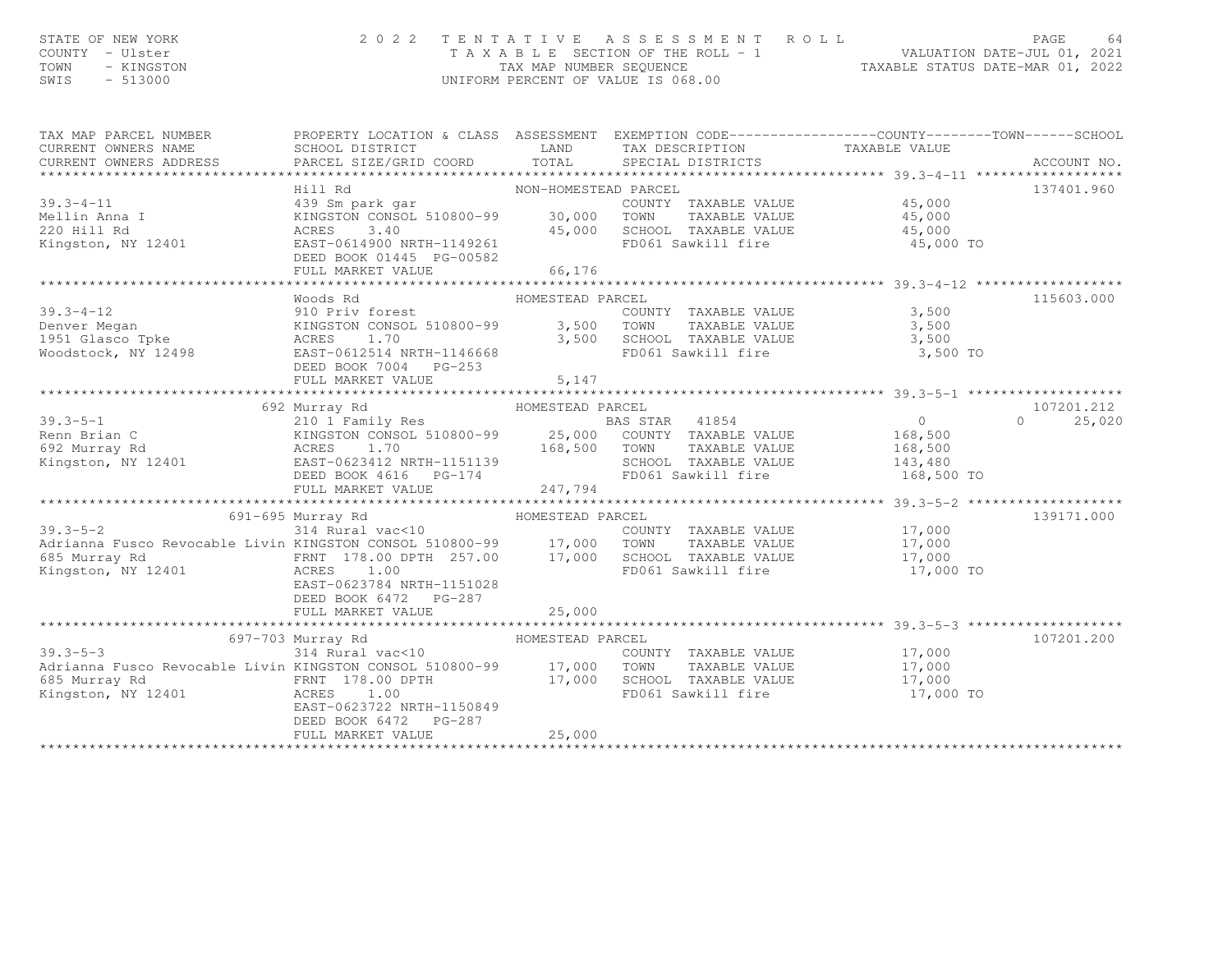STATE OF NEW YORK
COUNTY - Ulster
TOWN - KINGSTON
SWIS - 513000

2022 TENTATIVE ASSESSMENT ROLL
TAXABLE SECTION OF THE ROLL - 1
TAX MAP NUMBER SEQUENCE
UNIFORM PERCENT OF VALUE IS 068.00

VALUATION DATE-JUL 01, 2021
TAXABLE STATUS DATE-MAR 01, 2022

| TAX MAP PARCEL NUMBER / CURRENT OWNERS NAME / CURRENT OWNERS ADDRESS | PROPERTY LOCATION & CLASS / SCHOOL DISTRICT / PARCEL SIZE/GRID COORD | ASSESSMENT LAND / TOTAL | EXEMPTION CODE / TAX DESCRIPTION / SPECIAL DISTRICTS | COUNTY / TOWN / SCHOOL TAXABLE VALUE | ACCOUNT NO. |
|---|---|---|---|---|---|
| 39.3-4-11 | Hill Rd | NON-HOMESTEAD PARCEL | | | 137401.960 |
| 39.3-4-11 | 439 Sm park gar | | COUNTY TAXABLE VALUE | 45,000 | |
| Mellin Anna I | KINGSTON CONSOL 510800-99 | 30,000 | TOWN TAXABLE VALUE | 45,000 | |
| 220 Hill Rd | ACRES 3.40 | 45,000 | SCHOOL TAXABLE VALUE | 45,000 | |
| Kingston, NY 12401 | EAST-0614900 NRTH-1149261 | | FD061 Sawkill fire | 45,000 TO | |
| | DEED BOOK 01445 PG-00582 | | | | |
| | FULL MARKET VALUE | 66,176 | | | |
| 39.3-4-12 | Woods Rd | HOMESTEAD PARCEL | | | 115603.000 |
| 39.3-4-12 | 910 Priv forest | | COUNTY TAXABLE VALUE | 3,500 | |
| Denver Megan | KINGSTON CONSOL 510800-99 | 3,500 | TOWN TAXABLE VALUE | 3,500 | |
| 1951 Glasco Tpke | ACRES 1.70 | 3,500 | SCHOOL TAXABLE VALUE | 3,500 | |
| Woodstock, NY 12498 | EAST-0612514 NRTH-1146668 | | FD061 Sawkill fire | 3,500 TO | |
| | DEED BOOK 7004 PG-253 | | | | |
| | FULL MARKET VALUE | 5,147 | | | |
| 39.3-5-1 | 692 Murray Rd | HOMESTEAD PARCEL | | | 107201.212 |
| 39.3-5-1 | 210 1 Family Res | | BAS STAR 41854 | 0 / 0 / 25,020 | |
| Renn Brian C | KINGSTON CONSOL 510800-99 | 25,000 | COUNTY TAXABLE VALUE | 168,500 | |
| 692 Murray Rd | ACRES 1.70 | 168,500 | TOWN TAXABLE VALUE | 168,500 | |
| Kingston, NY 12401 | EAST-0623412 NRTH-1151139 | | SCHOOL TAXABLE VALUE | 143,480 | |
| | DEED BOOK 4616 PG-174 | | FD061 Sawkill fire | 168,500 TO | |
| | FULL MARKET VALUE | 247,794 | | | |
| 39.3-5-2 | 691-695 Murray Rd | HOMESTEAD PARCEL | | | 139171.000 |
| 39.3-5-2 | 314 Rural vac<10 | | COUNTY TAXABLE VALUE | 17,000 | |
| Adrianna Fusco Revocable Livin | KINGSTON CONSOL 510800-99 | 17,000 | TOWN TAXABLE VALUE | 17,000 | |
| 685 Murray Rd | FRNT 178.00 DPTH 257.00 | 17,000 | SCHOOL TAXABLE VALUE | 17,000 | |
| Kingston, NY 12401 | ACRES 1.00 | | FD061 Sawkill fire | 17,000 TO | |
| | EAST-0623784 NRTH-1151028 | | | | |
| | DEED BOOK 6472 PG-287 | | | | |
| | FULL MARKET VALUE | 25,000 | | | |
| 39.3-5-3 | 697-703 Murray Rd | HOMESTEAD PARCEL | | | 107201.200 |
| 39.3-5-3 | 314 Rural vac<10 | | COUNTY TAXABLE VALUE | 17,000 | |
| Adrianna Fusco Revocable Livin | KINGSTON CONSOL 510800-99 | 17,000 | TOWN TAXABLE VALUE | 17,000 | |
| 685 Murray Rd | FRNT 178.00 DPTH | 17,000 | SCHOOL TAXABLE VALUE | 17,000 | |
| Kingston, NY 12401 | ACRES 1.00 | | FD061 Sawkill fire | 17,000 TO | |
| | EAST-0623722 NRTH-1150849 | | | | |
| | DEED BOOK 6472 PG-287 | | | | |
| | FULL MARKET VALUE | 25,000 | | | |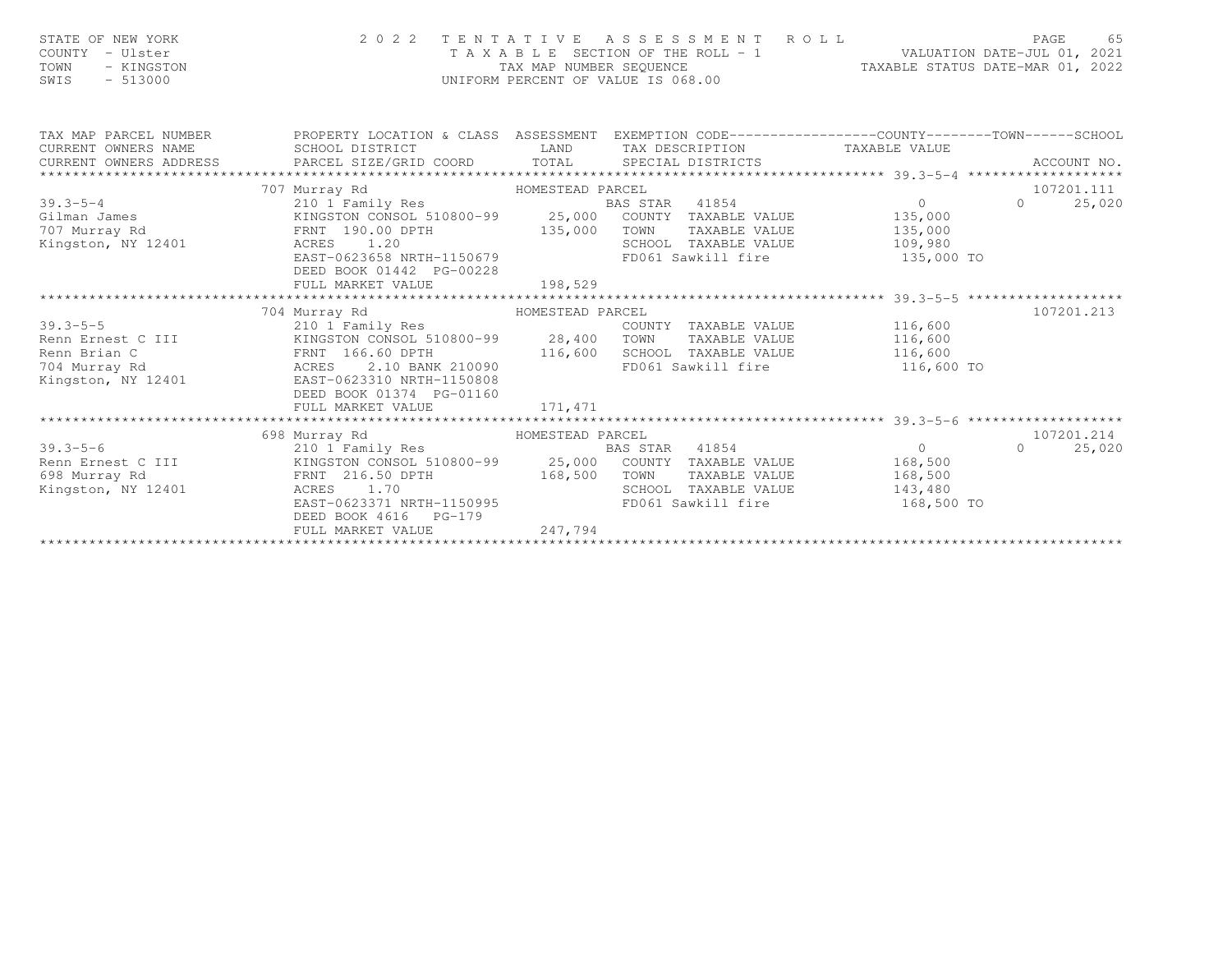STATE OF NEW YORK
COUNTY - Ulster
TOWN - KINGSTON
SWIS - 513000

2022 TENTATIVE ASSESSMENT ROLL
TAXABLE SECTION OF THE ROLL - 1
TAX MAP NUMBER SEQUENCE
UNIFORM PERCENT OF VALUE IS 068.00

VALUATION DATE-JUL 01, 2021
TAXABLE STATUS DATE-MAR 01, 2022

| TAX MAP PARCEL NUMBER / CURRENT OWNERS NAME / CURRENT OWNERS ADDRESS | PROPERTY LOCATION & CLASS / SCHOOL DISTRICT / PARCEL SIZE/GRID COORD | ASSESSMENT LAND / TOTAL | EXEMPTION CODE / TAX DESCRIPTION / SPECIAL DISTRICTS | COUNTY TAXABLE VALUE | TOWN | SCHOOL | ACCOUNT NO. |
|---|---|---|---|---|---|---|---|
| 39.3-5-4 | 707 Murray Rd | HOMESTEAD PARCEL | | | | | 107201.111 |
| Gilman James | 210 1 Family Res | | BAS STAR 41854 | 0 | 0 | 25,020 | |
| 707 Murray Rd | KINGSTON CONSOL 510800-99 | 25,000 | COUNTY TAXABLE VALUE | 135,000 | | | |
| Kingston, NY 12401 | FRNT 190.00 DPTH | 135,000 | TOWN TAXABLE VALUE | 135,000 | | | |
| | ACRES 1.20 | | SCHOOL TAXABLE VALUE | 109,980 | | | |
| | EAST-0623658 NRTH-1150679 | | FD061 Sawkill fire | 135,000 TO | | | |
| | DEED BOOK 01442 PG-00228 | | | | | | |
| | FULL MARKET VALUE | 198,529 | | | | | |
| 39.3-5-5 | 704 Murray Rd | HOMESTEAD PARCEL | | | | | 107201.213 |
| Renn Ernest C III | 210 1 Family Res | | COUNTY TAXABLE VALUE | 116,600 | | | |
| Renn Brian C | KINGSTON CONSOL 510800-99 | 28,400 | TOWN TAXABLE VALUE | 116,600 | | | |
| 704 Murray Rd | FRNT 166.60 DPTH | 116,600 | SCHOOL TAXABLE VALUE | 116,600 | | | |
| Kingston, NY 12401 | ACRES 2.10 BANK 210090 | | FD061 Sawkill fire | 116,600 TO | | | |
| | EAST-0623310 NRTH-1150808 | | | | | | |
| | DEED BOOK 01374 PG-01160 | | | | | | |
| | FULL MARKET VALUE | 171,471 | | | | | |
| 39.3-5-6 | 698 Murray Rd | HOMESTEAD PARCEL | | | | | 107201.214 |
| Renn Ernest C III | 210 1 Family Res | | BAS STAR 41854 | 0 | 0 | 25,020 | |
| 698 Murray Rd | KINGSTON CONSOL 510800-99 | 25,000 | COUNTY TAXABLE VALUE | 168,500 | | | |
| Kingston, NY 12401 | FRNT 216.50 DPTH | 168,500 | TOWN TAXABLE VALUE | 168,500 | | | |
| | ACRES 1.70 | | SCHOOL TAXABLE VALUE | 143,480 | | | |
| | EAST-0623371 NRTH-1150995 | | FD061 Sawkill fire | 168,500 TO | | | |
| | DEED BOOK 4616 PG-179 | | | | | | |
| | FULL MARKET VALUE | 247,794 | | | | | |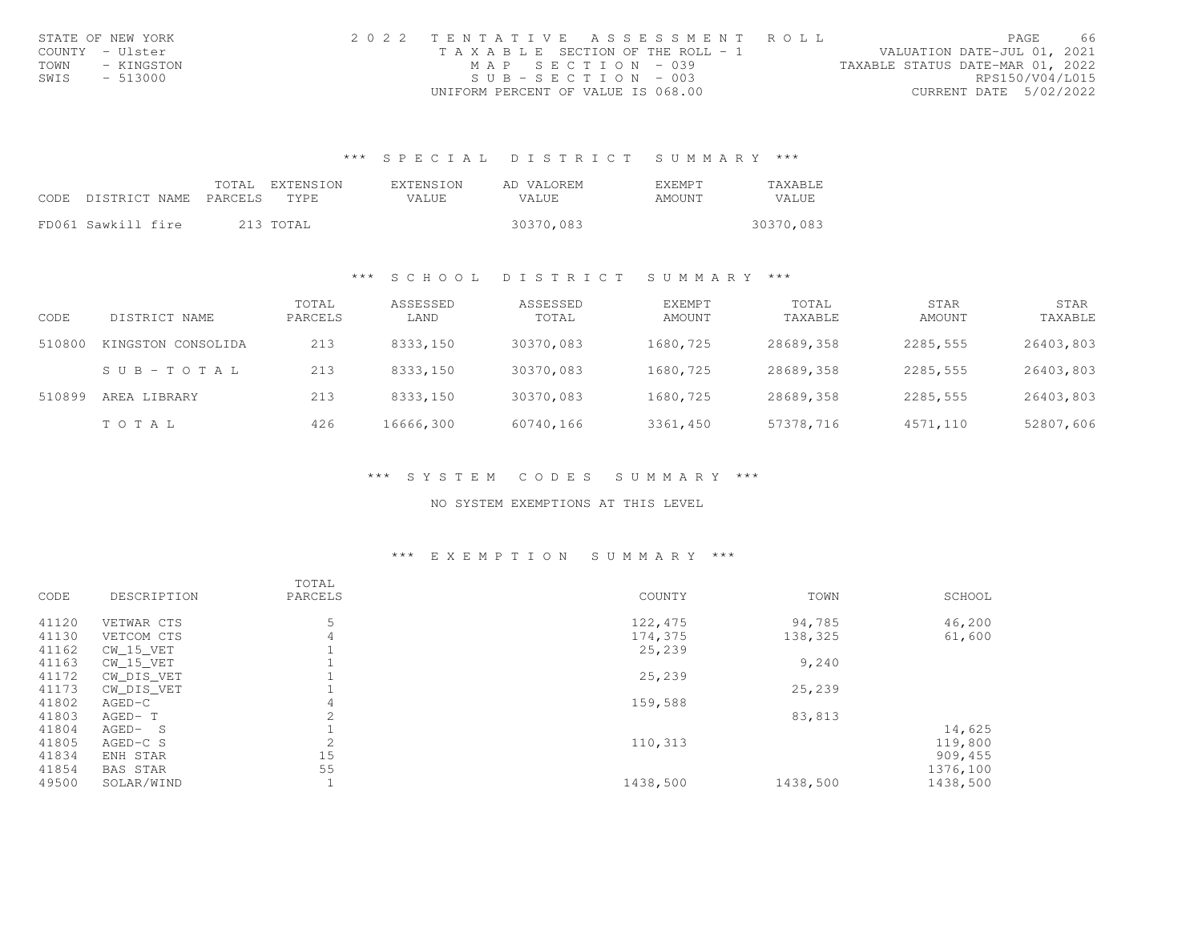STATE OF NEW YORK
COUNTY - Ulster
TOWN - KINGSTON
SWIS - 513000

2022 TENTATIVE ASSESSMENT ROLL
TAXABLE SECTION OF THE ROLL - 1
MAP SECTION - 039
SUB-SECTION - 003
UNIFORM PERCENT OF VALUE IS 068.00

VALUATION DATE-JUL 01, 2021
TAXABLE STATUS DATE-MAR 01, 2022
RPS150/V04/L015
CURRENT DATE 5/02/2022

## *** SPECIAL DISTRICT SUMMARY ***

| CODE | DISTRICT NAME | TOTAL PARCELS | EXTENSION TYPE | EXTENSION VALUE | AD VALOREM VALUE | EXEMPT AMOUNT | TAXABLE VALUE |
|---|---|---|---|---|---|---|---|
| FD061 | Sawkill fire | 213 | TOTAL | | 30370,083 | | 30370,083 |

## *** SCHOOL DISTRICT SUMMARY ***

| CODE | DISTRICT NAME | TOTAL PARCELS | ASSESSED LAND | ASSESSED TOTAL | EXEMPT AMOUNT | TOTAL TAXABLE | STAR AMOUNT | STAR TAXABLE |
|---|---|---|---|---|---|---|---|---|
| 510800 | KINGSTON CONSOLIDA | 213 | 8333,150 | 30370,083 | 1680,725 | 28689,358 | 2285,555 | 26403,803 |
| | SUB-TOTAL | 213 | 8333,150 | 30370,083 | 1680,725 | 28689,358 | 2285,555 | 26403,803 |
| 510899 | AREA LIBRARY | 213 | 8333,150 | 30370,083 | 1680,725 | 28689,358 | 2285,555 | 26403,803 |
| | TOTAL | 426 | 16666,300 | 60740,166 | 3361,450 | 57378,716 | 4571,110 | 52807,606 |

## *** SYSTEM CODES SUMMARY ***

NO SYSTEM EXEMPTIONS AT THIS LEVEL

## *** EXEMPTION SUMMARY ***

| CODE | DESCRIPTION | TOTAL PARCELS | COUNTY | TOWN | SCHOOL |
|---|---|---|---|---|---|
| 41120 | VETWAR CTS | 5 | 122,475 | 94,785 | 46,200 |
| 41130 | VETCOM CTS | 4 | 174,375 | 138,325 | 61,600 |
| 41162 | CW_15_VET | 1 | 25,239 | | |
| 41163 | CW_15_VET | 1 | | 9,240 | |
| 41172 | CW_DIS_VET | 1 | 25,239 | | |
| 41173 | CW_DIS_VET | 1 | | 25,239 | |
| 41802 | AGED-C | 4 | 159,588 | | |
| 41803 | AGED- T | 2 | | 83,813 | |
| 41804 | AGED- S | 1 | | | 14,625 |
| 41805 | AGED-C S | 2 | 110,313 | | 119,800 |
| 41834 | ENH STAR | 15 | | | 909,455 |
| 41854 | BAS STAR | 55 | | | 1376,100 |
| 49500 | SOLAR/WIND | 1 | 1438,500 | 1438,500 | 1438,500 |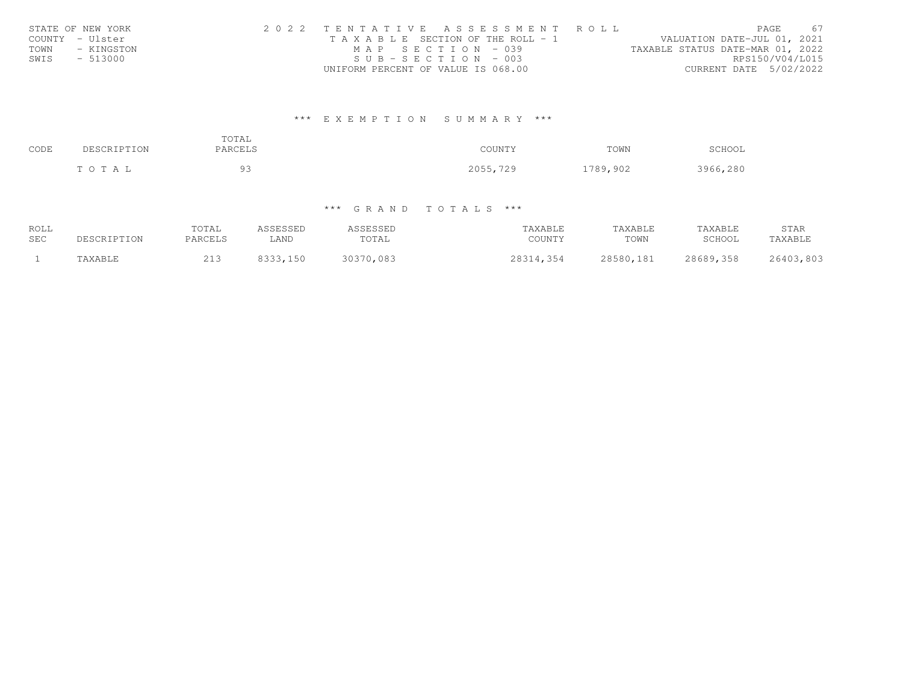STATE OF NEW YORK    COUNTY - Ulster    TOWN - KINGSTON    SWIS - 513000

2022 TENTATIVE ASSESSMENT ROLL
TAXABLE SECTION OF THE ROLL - 1
MAP SECTION - 039
SUB-SECTION - 003
UNIFORM PERCENT OF VALUE IS 068.00

VALUATION DATE-JUL 01, 2021
TAXABLE STATUS DATE-MAR 01, 2022
RPS150/V04/L015
CURRENT DATE 5/02/2022

### *** EXEMPTION SUMMARY ***

| CODE | DESCRIPTION | TOTAL PARCELS | COUNTY | TOWN | SCHOOL |
|---|---|---|---|---|---|
| | TOTAL | 93 | 2055,729 | 1789,902 | 3966,280 |

### *** GRAND TOTALS ***

| ROLL SEC | DESCRIPTION | TOTAL PARCELS | ASSESSED LAND | ASSESSED TOTAL | TAXABLE COUNTY | TAXABLE TOWN | TAXABLE SCHOOL | STAR TAXABLE |
|---|---|---|---|---|---|---|---|---|
| 1 | TAXABLE | 213 | 8333,150 | 30370,083 | 28314,354 | 28580,181 | 28689,358 | 26403,803 |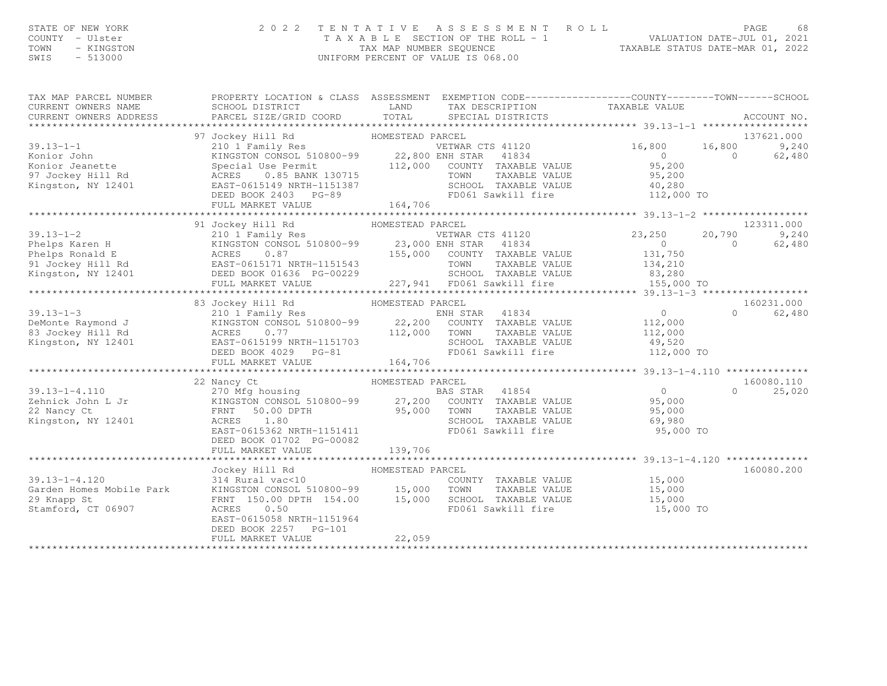STATE OF NEW YORK
COUNTY - Ulster
TOWN - KINGSTON
SWIS - 513000

2 0 2 2 TENTATIVE ASSESSMENT ROLL
TAXABLE SECTION OF THE ROLL - 1
TAX MAP NUMBER SEQUENCE
UNIFORM PERCENT OF VALUE IS 068.00

VALUATION DATE-JUL 01, 2021
TAXABLE STATUS DATE-MAR 01, 2022

| TAX MAP PARCEL NUMBER / CURRENT OWNERS NAME / CURRENT OWNERS ADDRESS | PROPERTY LOCATION & CLASS / SCHOOL DISTRICT / PARCEL SIZE/GRID COORD | ASSESSMENT LAND / TOTAL | EXEMPTION CODE / TAX DESCRIPTION / SPECIAL DISTRICTS | COUNTY TAXABLE VALUE | TOWN | SCHOOL | ACCOUNT NO. |
|---|---|---|---|---|---|---|---|
| 39.13-1-1 | 97 Jockey Hill Rd | HOMESTEAD PARCEL | | | | | 137621.000 |
| | 210 1 Family Res | | VETWAR CTS 41120 | 16,800 | 16,800 | 9,240 | |
| Konior John | KINGSTON CONSOL 510800-99 | 22,800 | ENH STAR 41834 | 0 | 0 | 62,480 | |
| Konior Jeanette | Special Use Permit | 112,000 | COUNTY TAXABLE VALUE | 95,200 | | | |
| 97 Jockey Hill Rd | ACRES 0.85 BANK 130715 | | TOWN TAXABLE VALUE | 95,200 | | | |
| Kingston, NY 12401 | EAST-0615149 NRTH-1151387 | | SCHOOL TAXABLE VALUE | 40,280 | | | |
| | DEED BOOK 2403 PG-89 | | FD061 Sawkill fire | 112,000 TO | | | |
| | FULL MARKET VALUE | 164,706 | | | | | |
| 39.13-1-2 | 91 Jockey Hill Rd | HOMESTEAD PARCEL | | | | | 123311.000 |
| | 210 1 Family Res | | VETWAR CTS 41120 | 23,250 | 20,790 | 9,240 | |
| Phelps Karen H | KINGSTON CONSOL 510800-99 | 23,000 | ENH STAR 41834 | 0 | 0 | 62,480 | |
| Phelps Ronald E | ACRES 0.87 | 155,000 | COUNTY TAXABLE VALUE | 131,750 | | | |
| 91 Jockey Hill Rd | EAST-0615171 NRTH-1151543 | | TOWN TAXABLE VALUE | 134,210 | | | |
| Kingston, NY 12401 | DEED BOOK 01636 PG-00229 | | SCHOOL TAXABLE VALUE | 83,280 | | | |
| | FULL MARKET VALUE | 227,941 | FD061 Sawkill fire | 155,000 TO | | | |
| 39.13-1-3 | 83 Jockey Hill Rd | HOMESTEAD PARCEL | | | | | 160231.000 |
| | 210 1 Family Res | | ENH STAR 41834 | 0 | 0 | 62,480 | |
| DeMonte Raymond J | KINGSTON CONSOL 510800-99 | 22,200 | COUNTY TAXABLE VALUE | 112,000 | | | |
| 83 Jockey Hill Rd | ACRES 0.77 | 112,000 | TOWN TAXABLE VALUE | 112,000 | | | |
| Kingston, NY 12401 | EAST-0615199 NRTH-1151703 | | SCHOOL TAXABLE VALUE | 49,520 | | | |
| | DEED BOOK 4029 PG-81 | | FD061 Sawkill fire | 112,000 TO | | | |
| | FULL MARKET VALUE | 164,706 | | | | | |
| 39.13-1-4.110 | 22 Nancy Ct | HOMESTEAD PARCEL | | | | | 160080.110 |
| | 270 Mfg housing | | BAS STAR 41854 | 0 | 0 | 25,020 | |
| Zehnick John L Jr | KINGSTON CONSOL 510800-99 | 27,200 | COUNTY TAXABLE VALUE | 95,000 | | | |
| 22 Nancy Ct | FRNT 50.00 DPTH | 95,000 | TOWN TAXABLE VALUE | 95,000 | | | |
| Kingston, NY 12401 | ACRES 1.80 | | SCHOOL TAXABLE VALUE | 69,980 | | | |
| | EAST-0615362 NRTH-1151411 | | FD061 Sawkill fire | 95,000 TO | | | |
| | DEED BOOK 01702 PG-00082 | | | | | | |
| | FULL MARKET VALUE | 139,706 | | | | | |
| 39.13-1-4.120 | Jockey Hill Rd | HOMESTEAD PARCEL | | | | | 160080.200 |
| | 314 Rural vac<10 | | COUNTY TAXABLE VALUE | 15,000 | | | |
| Garden Homes Mobile Park | KINGSTON CONSOL 510800-99 | 15,000 | TOWN TAXABLE VALUE | 15,000 | | | |
| 29 Knapp St | FRNT 150.00 DPTH 154.00 | 15,000 | SCHOOL TAXABLE VALUE | 15,000 | | | |
| Stamford, CT 06907 | ACRES 0.50 | | FD061 Sawkill fire | 15,000 TO | | | |
| | EAST-0615058 NRTH-1151964 | | | | | | |
| | DEED BOOK 2257 PG-101 | | | | | | |
| | FULL MARKET VALUE | 22,059 | | | | | |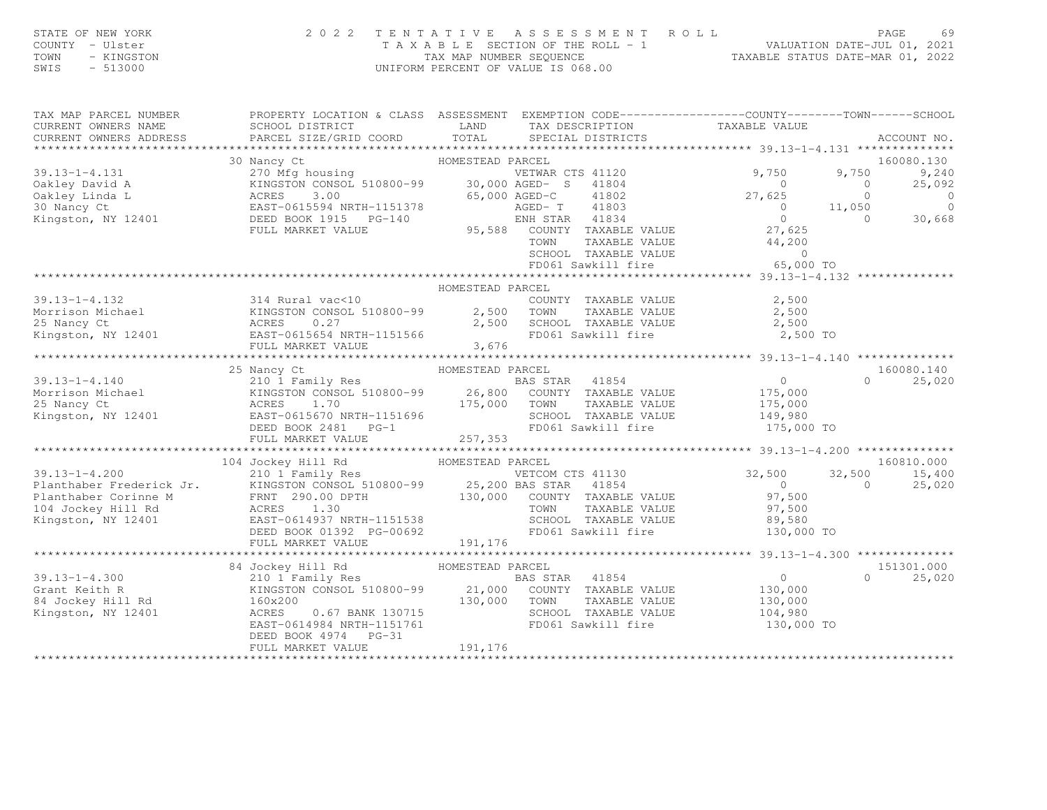STATE OF NEW YORK
COUNTY - Ulster
TOWN - KINGSTON
SWIS - 513000

2022 TENTATIVE ASSESSMENT ROLL
TAXABLE SECTION OF THE ROLL - 1
TAX MAP NUMBER SEQUENCE
UNIFORM PERCENT OF VALUE IS 068.00

VALUATION DATE-JUL 01, 2021
TAXABLE STATUS DATE-MAR 01, 2022

| TAX MAP PARCEL NUMBER / CURRENT OWNERS NAME / CURRENT OWNERS ADDRESS | PROPERTY LOCATION & CLASS / SCHOOL DISTRICT / PARCEL SIZE/GRID COORD | ASSESSMENT LAND / TOTAL | EXEMPTION CODE / TAX DESCRIPTION / SPECIAL DISTRICTS | COUNTY TAXABLE VALUE | TOWN | SCHOOL / ACCOUNT NO. |
|---|---|---|---|---|---|---|
| | 30 Nancy Ct | HOMESTEAD PARCEL | | | | 160080.130 |
| 39.13-1-4.131 | 270 Mfg housing | | VETWAR CTS 41120 | 9,750 | 9,750 | 9,240 |
| Oakley David A | KINGSTON CONSOL 510800-99 | 30,000 | AGED- S 41804 | 0 | 0 | 25,092 |
| Oakley Linda L | ACRES 3.00 | 65,000 | AGED-C 41802 | 27,625 | 0 | 0 |
| 30 Nancy Ct | EAST-0615594 NRTH-1151378 | | AGED- T 41803 | 0 | 11,050 | 0 |
| Kingston, NY 12401 | DEED BOOK 1915 PG-140 | | ENH STAR 41834 | 0 | 0 | 30,668 |
| | FULL MARKET VALUE | 95,588 | COUNTY TAXABLE VALUE | 27,625 | | |
| | | | TOWN TAXABLE VALUE | 44,200 | | |
| | | | SCHOOL TAXABLE VALUE | 0 | | |
| | | | FD061 Sawkill fire | 65,000 TO | | |
| | | HOMESTEAD PARCEL | | | | |
| 39.13-1-4.132 | 314 Rural vac<10 | | COUNTY TAXABLE VALUE | 2,500 | | |
| Morrison Michael | KINGSTON CONSOL 510800-99 | 2,500 | TOWN TAXABLE VALUE | 2,500 | | |
| 25 Nancy Ct | ACRES 0.27 | 2,500 | SCHOOL TAXABLE VALUE | 2,500 | | |
| Kingston, NY 12401 | EAST-0615654 NRTH-1151566 | | FD061 Sawkill fire | 2,500 TO | | |
| | FULL MARKET VALUE | 3,676 | | | | |
| | 25 Nancy Ct | HOMESTEAD PARCEL | | | | 160080.140 |
| 39.13-1-4.140 | 210 1 Family Res | | BAS STAR 41854 | 0 | 0 | 25,020 |
| Morrison Michael | KINGSTON CONSOL 510800-99 | 26,800 | COUNTY TAXABLE VALUE | 175,000 | | |
| 25 Nancy Ct | ACRES 1.70 | 175,000 | TOWN TAXABLE VALUE | 175,000 | | |
| Kingston, NY 12401 | EAST-0615670 NRTH-1151696 | | SCHOOL TAXABLE VALUE | 149,980 | | |
| | DEED BOOK 2481 PG-1 | | FD061 Sawkill fire | 175,000 TO | | |
| | FULL MARKET VALUE | 257,353 | | | | |
| | 104 Jockey Hill Rd | HOMESTEAD PARCEL | | | | 160810.000 |
| 39.13-1-4.200 | 210 1 Family Res | | VETCOM CTS 41130 | 32,500 | 32,500 | 15,400 |
| Planthaber Frederick Jr. | KINGSTON CONSOL 510800-99 | 25,200 | BAS STAR 41854 | 0 | 0 | 25,020 |
| Planthaber Corinne M | FRNT 290.00 DPTH | 130,000 | COUNTY TAXABLE VALUE | 97,500 | | |
| 104 Jockey Hill Rd | ACRES 1.30 | | TOWN TAXABLE VALUE | 97,500 | | |
| Kingston, NY 12401 | EAST-0614937 NRTH-1151538 | | SCHOOL TAXABLE VALUE | 89,580 | | |
| | DEED BOOK 01392 PG-00692 | | FD061 Sawkill fire | 130,000 TO | | |
| | FULL MARKET VALUE | 191,176 | | | | |
| | 84 Jockey Hill Rd | HOMESTEAD PARCEL | | | | 151301.000 |
| 39.13-1-4.300 | 210 1 Family Res | | BAS STAR 41854 | 0 | 0 | 25,020 |
| Grant Keith R | KINGSTON CONSOL 510800-99 | 21,000 | COUNTY TAXABLE VALUE | 130,000 | | |
| 84 Jockey Hill Rd | 160x200 | 130,000 | TOWN TAXABLE VALUE | 130,000 | | |
| Kingston, NY 12401 | ACRES 0.67 BANK 130715 | | SCHOOL TAXABLE VALUE | 104,980 | | |
| | EAST-0614984 NRTH-1151761 | | FD061 Sawkill fire | 130,000 TO | | |
| | DEED BOOK 4974 PG-31 | | | | | |
| | FULL MARKET VALUE | 191,176 | | | | |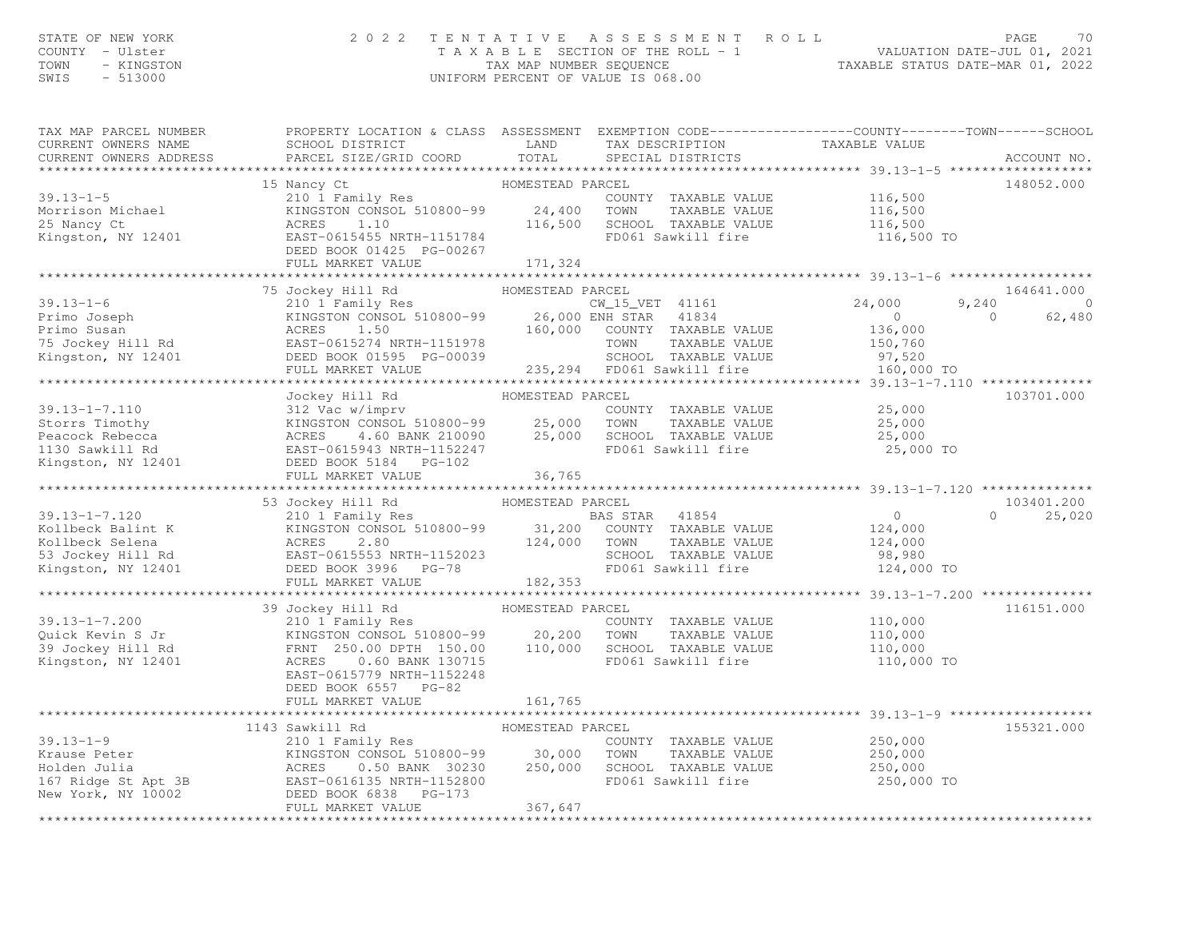STATE OF NEW YORK
COUNTY - Ulster
TOWN - KINGSTON
SWIS - 513000

2022 TENTATIVE ASSESSMENT ROLL
TAXABLE SECTION OF THE ROLL - 1
TAX MAP NUMBER SEQUENCE
UNIFORM PERCENT OF VALUE IS 068.00

VALUATION DATE-JUL 01, 2021
TAXABLE STATUS DATE-MAR 01, 2022

| TAX MAP PARCEL NUMBER / CURRENT OWNERS NAME / CURRENT OWNERS ADDRESS | PROPERTY LOCATION & CLASS / SCHOOL DISTRICT / PARCEL SIZE/GRID COORD | ASSESSMENT LAND / TOTAL | EXEMPTION CODE / TAX DESCRIPTION / SPECIAL DISTRICTS | COUNTY TAXABLE VALUE | TOWN | SCHOOL | ACCOUNT NO. |
|---|---|---|---|---|---|---|---|
| **39.13-1-5** | 15 Nancy Ct | HOMESTEAD PARCEL | | | | | 148052.000 |
| Morrison Michael | 210 1 Family Res | | COUNTY TAXABLE VALUE | 116,500 | | | |
| 25 Nancy Ct | KINGSTON CONSOL 510800-99 | 24,400 | TOWN TAXABLE VALUE | 116,500 | | | |
| Kingston, NY 12401 | ACRES 1.10 | 116,500 | SCHOOL TAXABLE VALUE | 116,500 | | | |
| | EAST-0615455 NRTH-1151784 | | FD061 Sawkill fire | 116,500 TO | | | |
| | DEED BOOK 01425 PG-00267 | | | | | | |
| | FULL MARKET VALUE | 171,324 | | | | | |
| **39.13-1-6** | 75 Jockey Hill Rd | HOMESTEAD PARCEL | | | | | 164641.000 |
| Primo Joseph | 210 1 Family Res | | CW_15_VET 41161 | 24,000 | 9,240 | 0 | |
| Primo Susan | KINGSTON CONSOL 510800-99 | 26,000 | ENH STAR 41834 | 0 | 0 | 62,480 | |
| 75 Jockey Hill Rd | ACRES 1.50 | 160,000 | COUNTY TAXABLE VALUE | 136,000 | | | |
| Kingston, NY 12401 | EAST-0615274 NRTH-1151978 | | TOWN TAXABLE VALUE | 150,760 | | | |
| | DEED BOOK 01595 PG-00039 | | SCHOOL TAXABLE VALUE | 97,520 | | | |
| | FULL MARKET VALUE | 235,294 | FD061 Sawkill fire | 160,000 TO | | | |
| **39.13-1-7.110** | Jockey Hill Rd | HOMESTEAD PARCEL | | | | | 103701.000 |
| Storrs Timothy | 312 Vac w/imprv | | COUNTY TAXABLE VALUE | 25,000 | | | |
| Peacock Rebecca | KINGSTON CONSOL 510800-99 | 25,000 | TOWN TAXABLE VALUE | 25,000 | | | |
| 1130 Sawkill Rd | ACRES 4.60 BANK 210090 | 25,000 | SCHOOL TAXABLE VALUE | 25,000 | | | |
| Kingston, NY 12401 | EAST-0615943 NRTH-1152247 | | FD061 Sawkill fire | 25,000 TO | | | |
| | DEED BOOK 5184 PG-102 | | | | | | |
| | FULL MARKET VALUE | 36,765 | | | | | |
| **39.13-1-7.120** | 53 Jockey Hill Rd | HOMESTEAD PARCEL | | | | | 103401.200 |
| Kollbeck Balint K | 210 1 Family Res | | BAS STAR 41854 | 0 | 0 | 25,020 | |
| Kollbeck Selena | KINGSTON CONSOL 510800-99 | 31,200 | COUNTY TAXABLE VALUE | 124,000 | | | |
| 53 Jockey Hill Rd | ACRES 2.80 | 124,000 | TOWN TAXABLE VALUE | 124,000 | | | |
| Kingston, NY 12401 | EAST-0615553 NRTH-1152023 | | SCHOOL TAXABLE VALUE | 98,980 | | | |
| | DEED BOOK 3996 PG-78 | | FD061 Sawkill fire | 124,000 TO | | | |
| | FULL MARKET VALUE | 182,353 | | | | | |
| **39.13-1-7.200** | 39 Jockey Hill Rd | HOMESTEAD PARCEL | | | | | 116151.000 |
| Quick Kevin S Jr | 210 1 Family Res | | COUNTY TAXABLE VALUE | 110,000 | | | |
| 39 Jockey Hill Rd | KINGSTON CONSOL 510800-99 | 20,200 | TOWN TAXABLE VALUE | 110,000 | | | |
| Kingston, NY 12401 | FRNT 250.00 DPTH 150.00 | 110,000 | SCHOOL TAXABLE VALUE | 110,000 | | | |
| | ACRES 0.60 BANK 130715 | | FD061 Sawkill fire | 110,000 TO | | | |
| | EAST-0615779 NRTH-1152248 | | | | | | |
| | DEED BOOK 6557 PG-82 | | | | | | |
| | FULL MARKET VALUE | 161,765 | | | | | |
| **39.13-1-9** | 1143 Sawkill Rd | HOMESTEAD PARCEL | | | | | 155321.000 |
| Krause Peter | 210 1 Family Res | | COUNTY TAXABLE VALUE | 250,000 | | | |
| Holden Julia | KINGSTON CONSOL 510800-99 | 30,000 | TOWN TAXABLE VALUE | 250,000 | | | |
| 167 Ridge St Apt 3B | ACRES 0.50 BANK 30230 | 250,000 | SCHOOL TAXABLE VALUE | 250,000 | | | |
| New York, NY 10002 | EAST-0616135 NRTH-1152800 | | FD061 Sawkill fire | 250,000 TO | | | |
| | DEED BOOK 6838 PG-173 | | | | | | |
| | FULL MARKET VALUE | 367,647 | | | | | |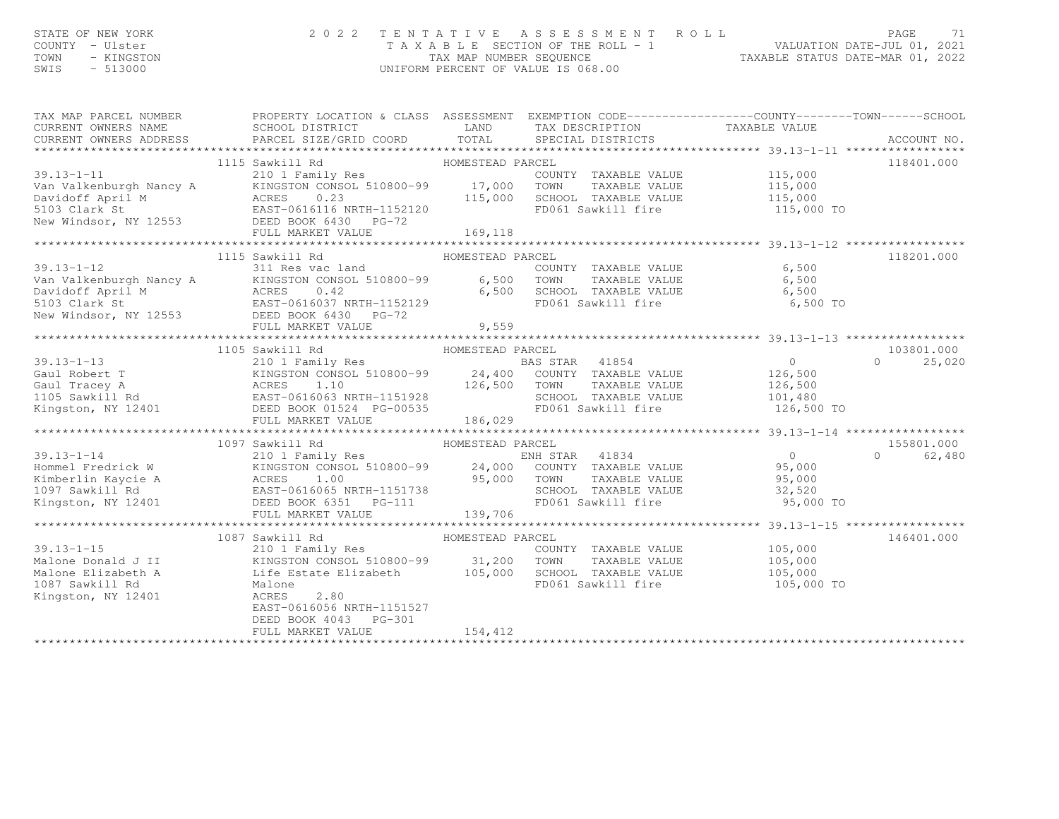STATE OF NEW YORK
COUNTY - Ulster
TOWN - KINGSTON
SWIS - 513000

2022 TENTATIVE ASSESSMENT ROLL
TAXABLE SECTION OF THE ROLL - 1
TAX MAP NUMBER SEQUENCE
UNIFORM PERCENT OF VALUE IS 068.00

VALUATION DATE-JUL 01, 2021
TAXABLE STATUS DATE-MAR 01, 2022

| TAX MAP PARCEL NUMBER / CURRENT OWNERS NAME / CURRENT OWNERS ADDRESS | PROPERTY LOCATION & CLASS / SCHOOL DISTRICT / PARCEL SIZE/GRID COORD | ASSESSMENT LAND / TOTAL | EXEMPTION CODE / TAX DESCRIPTION / SPECIAL DISTRICTS | COUNTY / TAXABLE VALUE | TOWN | SCHOOL | ACCOUNT NO. |
|---|---|---|---|---|---|---|---|
| 39.13-1-11 | 1115 Sawkill Rd | HOMESTEAD PARCEL | | | | | 118401.000 |
| 39.13-1-11 | 210 1 Family Res | | COUNTY TAXABLE VALUE | 115,000 | | | |
| Van Valkenburgh Nancy A | KINGSTON CONSOL 510800-99 | 17,000 | TOWN TAXABLE VALUE | 115,000 | | | |
| Davidoff April M | ACRES 0.23 | 115,000 | SCHOOL TAXABLE VALUE | 115,000 | | | |
| 5103 Clark St | EAST-0616116 NRTH-1152120 | | FD061 Sawkill fire | 115,000 TO | | | |
| New Windsor, NY 12553 | DEED BOOK 6430 PG-72 | | | | | | |
| | FULL MARKET VALUE | 169,118 | | | | | |
| 39.13-1-12 | 1115 Sawkill Rd | HOMESTEAD PARCEL | | | | | 118201.000 |
| 39.13-1-12 | 311 Res vac land | | COUNTY TAXABLE VALUE | 6,500 | | | |
| Van Valkenburgh Nancy A | KINGSTON CONSOL 510800-99 | 6,500 | TOWN TAXABLE VALUE | 6,500 | | | |
| Davidoff April M | ACRES 0.42 | 6,500 | SCHOOL TAXABLE VALUE | 6,500 | | | |
| 5103 Clark St | EAST-0616037 NRTH-1152129 | | FD061 Sawkill fire | 6,500 TO | | | |
| New Windsor, NY 12553 | DEED BOOK 6430 PG-72 | | | | | | |
| | FULL MARKET VALUE | 9,559 | | | | | |
| 39.13-1-13 | 1105 Sawkill Rd | HOMESTEAD PARCEL | | | | | 103801.000 |
| 39.13-1-13 | 210 1 Family Res | | BAS STAR 41854 | 0 | | 0 | 25,020 |
| Gaul Robert T | KINGSTON CONSOL 510800-99 | 24,400 | COUNTY TAXABLE VALUE | 126,500 | | | |
| Gaul Tracey A | ACRES 1.10 | 126,500 | TOWN TAXABLE VALUE | 126,500 | | | |
| 1105 Sawkill Rd | EAST-0616063 NRTH-1151928 | | SCHOOL TAXABLE VALUE | 101,480 | | | |
| Kingston, NY 12401 | DEED BOOK 01524 PG-00535 | | FD061 Sawkill fire | 126,500 TO | | | |
| | FULL MARKET VALUE | 186,029 | | | | | |
| 39.13-1-14 | 1097 Sawkill Rd | HOMESTEAD PARCEL | | | | | 155801.000 |
| 39.13-1-14 | 210 1 Family Res | | ENH STAR 41834 | 0 | | 0 | 62,480 |
| Hommel Fredrick W | KINGSTON CONSOL 510800-99 | 24,000 | COUNTY TAXABLE VALUE | 95,000 | | | |
| Kimberlin Kaycie A | ACRES 1.00 | 95,000 | TOWN TAXABLE VALUE | 95,000 | | | |
| 1097 Sawkill Rd | EAST-0616065 NRTH-1151738 | | SCHOOL TAXABLE VALUE | 32,520 | | | |
| Kingston, NY 12401 | DEED BOOK 6351 PG-111 | | FD061 Sawkill fire | 95,000 TO | | | |
| | FULL MARKET VALUE | 139,706 | | | | | |
| 39.13-1-15 | 1087 Sawkill Rd | HOMESTEAD PARCEL | | | | | 146401.000 |
| 39.13-1-15 | 210 1 Family Res | | COUNTY TAXABLE VALUE | 105,000 | | | |
| Malone Donald J II | KINGSTON CONSOL 510800-99 | 31,200 | TOWN TAXABLE VALUE | 105,000 | | | |
| Malone Elizabeth A | Life Estate Elizabeth | 105,000 | SCHOOL TAXABLE VALUE | 105,000 | | | |
| 1087 Sawkill Rd | Malone | | FD061 Sawkill fire | 105,000 TO | | | |
| Kingston, NY 12401 | ACRES 2.80 | | | | | | |
| | EAST-0616056 NRTH-1151527 | | | | | | |
| | DEED BOOK 4043 PG-301 | | | | | | |
| | FULL MARKET VALUE | 154,412 | | | | | |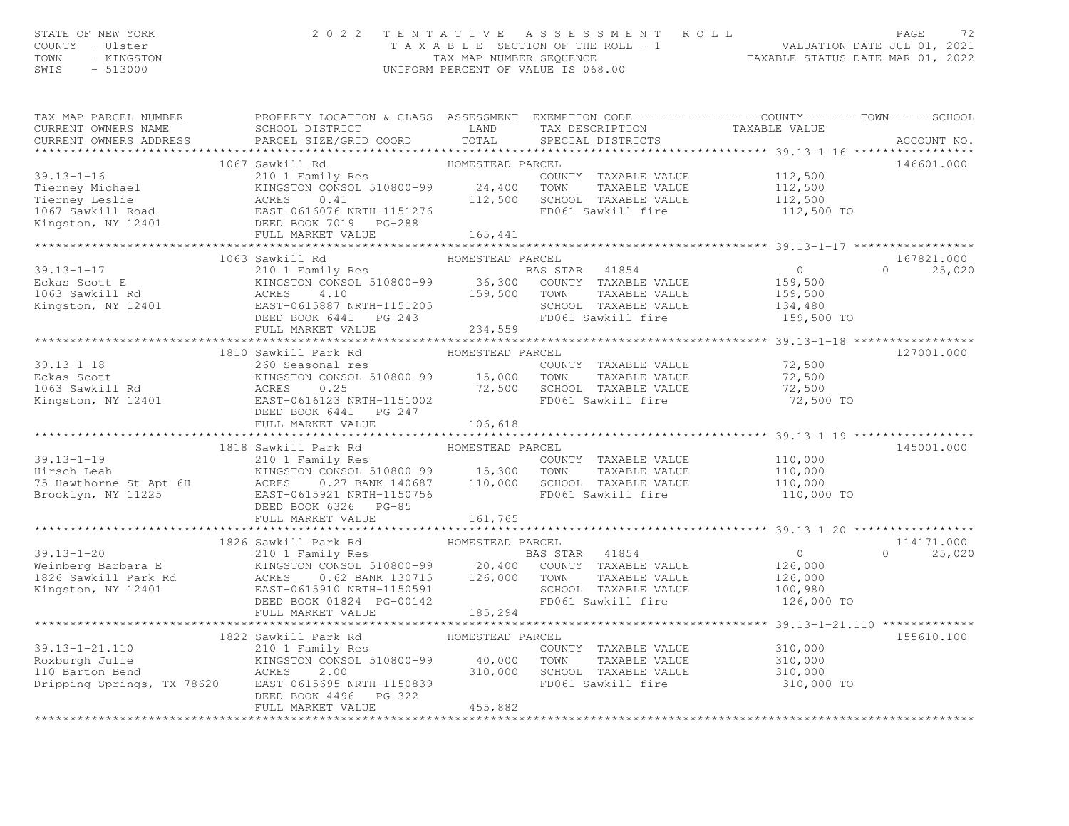STATE OF NEW YORK
COUNTY - Ulster
TOWN - KINGSTON
SWIS - 513000

# 2022 TENTATIVE ASSESSMENT ROLL

TAXABLE SECTION OF THE ROLL - 1
TAX MAP NUMBER SEQUENCE
UNIFORM PERCENT OF VALUE IS 068.00

VALUATION DATE-JUL 01, 2021
TAXABLE STATUS DATE-MAR 01, 2022

| TAX MAP PARCEL NUMBER / CURRENT OWNERS NAME / CURRENT OWNERS ADDRESS | PROPERTY LOCATION & CLASS / SCHOOL DISTRICT / PARCEL SIZE/GRID COORD | ASSESSMENT LAND / TOTAL | EXEMPTION CODE / TAX DESCRIPTION / SPECIAL DISTRICTS | COUNTY TAXABLE VALUE | TOWN | SCHOOL | ACCOUNT NO. |
|---|---|---|---|---|---|---|---|
| **39.13-1-16** | 1067 Sawkill Rd | HOMESTEAD PARCEL | | | | | 146601.000 |
| 39.13-1-16 | 210 1 Family Res | | COUNTY TAXABLE VALUE | 112,500 | | | |
| Tierney Michael | KINGSTON CONSOL 510800-99 | 24,400 | TOWN TAXABLE VALUE | 112,500 | | | |
| Tierney Leslie | ACRES 0.41 | 112,500 | SCHOOL TAXABLE VALUE | 112,500 | | | |
| 1067 Sawkill Road | EAST-0616076 NRTH-1151276 | | FD061 Sawkill fire | 112,500 TO | | | |
| Kingston, NY 12401 | DEED BOOK 7019 PG-288 | | | | | | |
| | FULL MARKET VALUE | 165,441 | | | | | |
| **39.13-1-17** | 1063 Sawkill Rd | HOMESTEAD PARCEL | | | | | 167821.000 |
| 39.13-1-17 | 210 1 Family Res | | BAS STAR 41854 | 0 | 0 | 25,020 | |
| Eckas Scott E | KINGSTON CONSOL 510800-99 | 36,300 | COUNTY TAXABLE VALUE | 159,500 | | | |
| 1063 Sawkill Rd | ACRES 4.10 | 159,500 | TOWN TAXABLE VALUE | 159,500 | | | |
| Kingston, NY 12401 | EAST-0615887 NRTH-1151205 | | SCHOOL TAXABLE VALUE | 134,480 | | | |
| | DEED BOOK 6441 PG-243 | | FD061 Sawkill fire | 159,500 TO | | | |
| | FULL MARKET VALUE | 234,559 | | | | | |
| **39.13-1-18** | 1810 Sawkill Park Rd | HOMESTEAD PARCEL | | | | | 127001.000 |
| 39.13-1-18 | 260 Seasonal res | | COUNTY TAXABLE VALUE | 72,500 | | | |
| Eckas Scott | KINGSTON CONSOL 510800-99 | 15,000 | TOWN TAXABLE VALUE | 72,500 | | | |
| 1063 Sawkill Rd | ACRES 0.25 | 72,500 | SCHOOL TAXABLE VALUE | 72,500 | | | |
| Kingston, NY 12401 | EAST-0616123 NRTH-1151002 | | FD061 Sawkill fire | 72,500 TO | | | |
| | DEED BOOK 6441 PG-247 | | | | | | |
| | FULL MARKET VALUE | 106,618 | | | | | |
| **39.13-1-19** | 1818 Sawkill Park Rd | HOMESTEAD PARCEL | | | | | 145001.000 |
| 39.13-1-19 | 210 1 Family Res | | COUNTY TAXABLE VALUE | 110,000 | | | |
| Hirsch Leah | KINGSTON CONSOL 510800-99 | 15,300 | TOWN TAXABLE VALUE | 110,000 | | | |
| 75 Hawthorne St Apt 6H | ACRES 0.27 BANK 140687 | 110,000 | SCHOOL TAXABLE VALUE | 110,000 | | | |
| Brooklyn, NY 11225 | EAST-0615921 NRTH-1150756 | | FD061 Sawkill fire | 110,000 TO | | | |
| | DEED BOOK 6326 PG-85 | | | | | | |
| | FULL MARKET VALUE | 161,765 | | | | | |
| **39.13-1-20** | 1826 Sawkill Park Rd | HOMESTEAD PARCEL | | | | | 114171.000 |
| 39.13-1-20 | 210 1 Family Res | | BAS STAR 41854 | 0 | 0 | 25,020 | |
| Weinberg Barbara E | KINGSTON CONSOL 510800-99 | 20,400 | COUNTY TAXABLE VALUE | 126,000 | | | |
| 1826 Sawkill Park Rd | ACRES 0.62 BANK 130715 | 126,000 | TOWN TAXABLE VALUE | 126,000 | | | |
| Kingston, NY 12401 | EAST-0615910 NRTH-1150591 | | SCHOOL TAXABLE VALUE | 100,980 | | | |
| | DEED BOOK 01824 PG-00142 | | FD061 Sawkill fire | 126,000 TO | | | |
| | FULL MARKET VALUE | 185,294 | | | | | |
| **39.13-1-21.110** | 1822 Sawkill Park Rd | HOMESTEAD PARCEL | | | | | 155610.100 |
| 39.13-1-21.110 | 210 1 Family Res | | COUNTY TAXABLE VALUE | 310,000 | | | |
| Roxburgh Julie | KINGSTON CONSOL 510800-99 | 40,000 | TOWN TAXABLE VALUE | 310,000 | | | |
| 110 Barton Bend | ACRES 2.00 | 310,000 | SCHOOL TAXABLE VALUE | 310,000 | | | |
| Dripping Springs, TX 78620 | EAST-0615695 NRTH-1150839 | | FD061 Sawkill fire | 310,000 TO | | | |
| | DEED BOOK 4496 PG-322 | | | | | | |
| | FULL MARKET VALUE | 455,882 | | | | | |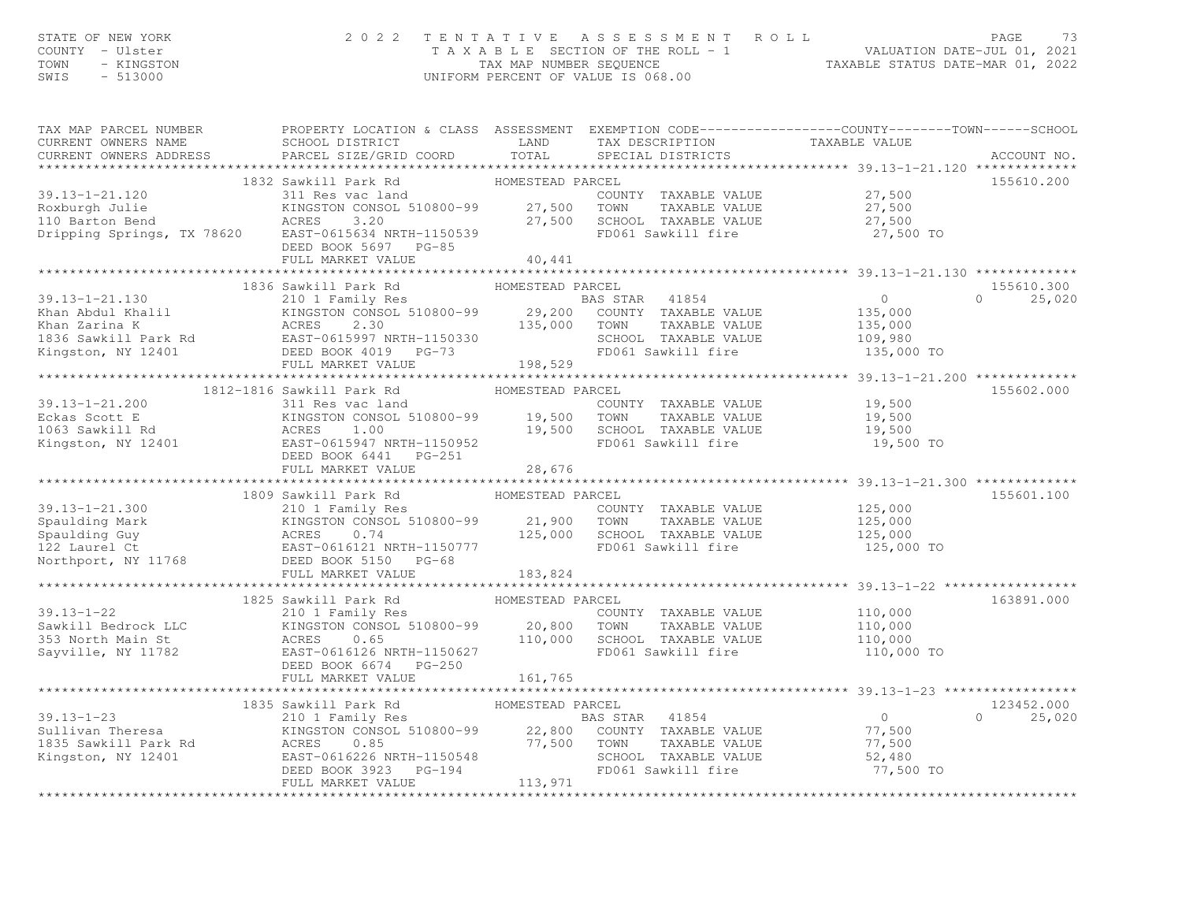STATE OF NEW YORK | COUNTY - Ulster | TOWN - KINGSTON | SWIS - 513000

# 2022 TENTATIVE ASSESSMENT ROLL

TAXABLE SECTION OF THE ROLL - 1
TAX MAP NUMBER SEQUENCE
UNIFORM PERCENT OF VALUE IS 068.00

VALUATION DATE-JUL 01, 2021
TAXABLE STATUS DATE-MAR 01, 2022

| TAX MAP PARCEL NUMBER / CURRENT OWNERS NAME / CURRENT OWNERS ADDRESS | PROPERTY LOCATION & CLASS / SCHOOL DISTRICT / PARCEL SIZE/GRID COORD | ASSESSMENT LAND | TOTAL | EXEMPTION CODE / TAX DESCRIPTION / SPECIAL DISTRICTS | COUNTY TAXABLE VALUE | TOWN | SCHOOL | ACCOUNT NO. |
|---|---|---|---|---|---|---|---|---|
| **39.13-1-21.120** | 1832 Sawkill Park Rd — HOMESTEAD PARCEL | | | | | | | 155610.200 |
| 39.13-1-21.120 | 311 Res vac land | | | COUNTY TAXABLE VALUE | 27,500 | | | |
| Roxburgh Julie | KINGSTON CONSOL 510800-99 | 27,500 | | TOWN TAXABLE VALUE | 27,500 | | | |
| 110 Barton Bend | ACRES 3.20 | | 27,500 | SCHOOL TAXABLE VALUE | 27,500 | | | |
| Dripping Springs, TX 78620 | EAST-0615634 NRTH-1150539 | | | FD061 Sawkill fire | 27,500 TO | | | |
| | DEED BOOK 5697 PG-85 | | | | | | | |
| | FULL MARKET VALUE | | 40,441 | | | | | |
| **39.13-1-21.130** | 1836 Sawkill Park Rd — HOMESTEAD PARCEL | | | | | | | 155610.300 |
| 39.13-1-21.130 | 210 1 Family Res | | | BAS STAR 41854 | 0 | | 0 | 25,020 |
| Khan Abdul Khalil | KINGSTON CONSOL 510800-99 | 29,200 | | COUNTY TAXABLE VALUE | 135,000 | | | |
| Khan Zarina K | ACRES 2.30 | | 135,000 | TOWN TAXABLE VALUE | 135,000 | | | |
| 1836 Sawkill Park Rd | EAST-0615997 NRTH-1150330 | | | SCHOOL TAXABLE VALUE | 109,980 | | | |
| Kingston, NY 12401 | DEED BOOK 4019 PG-73 | | | FD061 Sawkill fire | 135,000 TO | | | |
| | FULL MARKET VALUE | | 198,529 | | | | | |
| **39.13-1-21.200** | 1812-1816 Sawkill Park Rd — HOMESTEAD PARCEL | | | | | | | 155602.000 |
| 39.13-1-21.200 | 311 Res vac land | | | COUNTY TAXABLE VALUE | 19,500 | | | |
| Eckas Scott E | KINGSTON CONSOL 510800-99 | 19,500 | | TOWN TAXABLE VALUE | 19,500 | | | |
| 1063 Sawkill Rd | ACRES 1.00 | | 19,500 | SCHOOL TAXABLE VALUE | 19,500 | | | |
| Kingston, NY 12401 | EAST-0615947 NRTH-1150952 | | | FD061 Sawkill fire | 19,500 TO | | | |
| | DEED BOOK 6441 PG-251 | | | | | | | |
| | FULL MARKET VALUE | | 28,676 | | | | | |
| **39.13-1-21.300** | 1809 Sawkill Park Rd — HOMESTEAD PARCEL | | | | | | | 155601.100 |
| 39.13-1-21.300 | 210 1 Family Res | | | COUNTY TAXABLE VALUE | 125,000 | | | |
| Spaulding Mark | KINGSTON CONSOL 510800-99 | 21,900 | | TOWN TAXABLE VALUE | 125,000 | | | |
| Spaulding Guy | ACRES 0.74 | | 125,000 | SCHOOL TAXABLE VALUE | 125,000 | | | |
| 122 Laurel Ct | EAST-0616121 NRTH-1150777 | | | FD061 Sawkill fire | 125,000 TO | | | |
| Northport, NY 11768 | DEED BOOK 5150 PG-68 | | | | | | | |
| | FULL MARKET VALUE | | 183,824 | | | | | |
| **39.13-1-22** | 1825 Sawkill Park Rd — HOMESTEAD PARCEL | | | | | | | 163891.000 |
| 39.13-1-22 | 210 1 Family Res | | | COUNTY TAXABLE VALUE | 110,000 | | | |
| Sawkill Bedrock LLC | KINGSTON CONSOL 510800-99 | 20,800 | | TOWN TAXABLE VALUE | 110,000 | | | |
| 353 North Main St | ACRES 0.65 | | 110,000 | SCHOOL TAXABLE VALUE | 110,000 | | | |
| Sayville, NY 11782 | EAST-0616126 NRTH-1150627 | | | FD061 Sawkill fire | 110,000 TO | | | |
| | DEED BOOK 6674 PG-250 | | | | | | | |
| | FULL MARKET VALUE | | 161,765 | | | | | |
| **39.13-1-23** | 1835 Sawkill Park Rd — HOMESTEAD PARCEL | | | | | | | 123452.000 |
| 39.13-1-23 | 210 1 Family Res | | | BAS STAR 41854 | 0 | | 0 | 25,020 |
| Sullivan Theresa | KINGSTON CONSOL 510800-99 | 22,800 | | COUNTY TAXABLE VALUE | 77,500 | | | |
| 1835 Sawkill Park Rd | ACRES 0.85 | | 77,500 | TOWN TAXABLE VALUE | 77,500 | | | |
| Kingston, NY 12401 | EAST-0616226 NRTH-1150548 | | | SCHOOL TAXABLE VALUE | 52,480 | | | |
| | DEED BOOK 3923 PG-194 | | | FD061 Sawkill fire | 77,500 TO | | | |
| | FULL MARKET VALUE | | 113,971 | | | | | |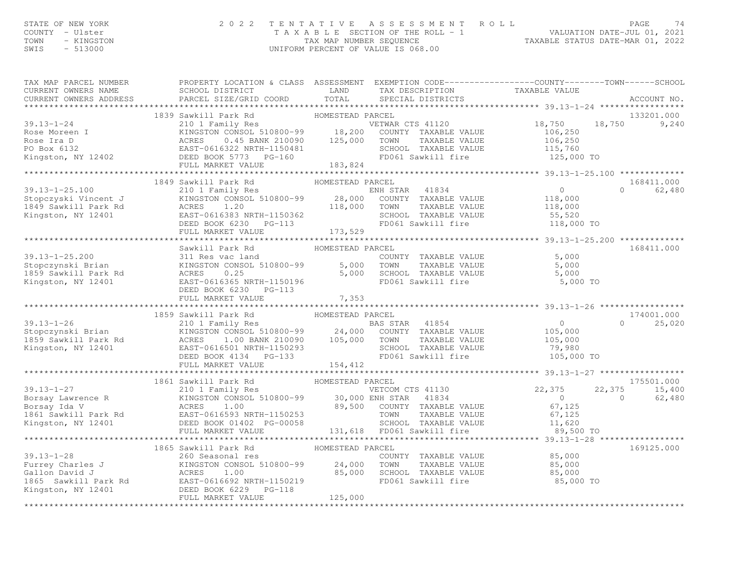STATE OF NEW YORK
COUNTY - Ulster
TOWN - KINGSTON
SWIS - 513000

2022 TENTATIVE ASSESSMENT ROLL
TAXABLE SECTION OF THE ROLL - 1
TAX MAP NUMBER SEQUENCE
UNIFORM PERCENT OF VALUE IS 068.00

VALUATION DATE-JUL 01, 2021
TAXABLE STATUS DATE-MAR 01, 2022

| TAX MAP PARCEL NUMBER / CURRENT OWNERS NAME / CURRENT OWNERS ADDRESS | PROPERTY LOCATION & CLASS / SCHOOL DISTRICT / PARCEL SIZE/GRID COORD | ASSESSMENT LAND / TOTAL | EXEMPTION CODE / TAX DESCRIPTION / SPECIAL DISTRICTS | COUNTY TAXABLE VALUE | TOWN | SCHOOL | ACCOUNT NO. |
|---|---|---|---|---|---|---|---|
| **39.13-1-24** | 1839 Sawkill Park Rd — HOMESTEAD PARCEL | | | | | | 133201.000 |
| 39.13-1-24 | 210 1 Family Res | | VETWAR CTS 41120 | 18,750 | 18,750 | 9,240 | |
| Rose Moreen I | KINGSTON CONSOL 510800-99 | 18,200 | COUNTY TAXABLE VALUE | 106,250 | | | |
| Rose Ira D | ACRES 0.45 BANK 210090 | 125,000 | TOWN TAXABLE VALUE | 106,250 | | | |
| PO Box 6132 | EAST-0616322 NRTH-1150481 | | SCHOOL TAXABLE VALUE | 115,760 | | | |
| Kingston, NY 12402 | DEED BOOK 5773 PG-160 | | FD061 Sawkill fire | 125,000 TO | | | |
| | FULL MARKET VALUE | 183,824 | | | | | |
| **39.13-1-25.100** | 1849 Sawkill Park Rd — HOMESTEAD PARCEL | | | | | | 168411.000 |
| 39.13-1-25.100 | 210 1 Family Res | | ENH STAR 41834 | 0 | 0 | 62,480 | |
| Stopczyski Vincent J | KINGSTON CONSOL 510800-99 | 28,000 | COUNTY TAXABLE VALUE | 118,000 | | | |
| 1849 Sawkill Park Rd | ACRES 1.20 | 118,000 | TOWN TAXABLE VALUE | 118,000 | | | |
| Kingston, NY 12401 | EAST-0616383 NRTH-1150362 | | SCHOOL TAXABLE VALUE | 55,520 | | | |
| | DEED BOOK 6230 PG-113 | | FD061 Sawkill fire | 118,000 TO | | | |
| | FULL MARKET VALUE | 173,529 | | | | | |
| **39.13-1-25.200** | Sawkill Park Rd — HOMESTEAD PARCEL | | | | | | 168411.000 |
| 39.13-1-25.200 | 311 Res vac land | | COUNTY TAXABLE VALUE | 5,000 | | | |
| Stopczynski Brian | KINGSTON CONSOL 510800-99 | 5,000 | TOWN TAXABLE VALUE | 5,000 | | | |
| 1859 Sawkill Park Rd | ACRES 0.25 | 5,000 | SCHOOL TAXABLE VALUE | 5,000 | | | |
| Kingston, NY 12401 | EAST-0616365 NRTH-1150196 | | FD061 Sawkill fire | 5,000 TO | | | |
| | DEED BOOK 6230 PG-113 | | | | | | |
| | FULL MARKET VALUE | 7,353 | | | | | |
| **39.13-1-26** | 1859 Sawkill Park Rd — HOMESTEAD PARCEL | | | | | | 174001.000 |
| 39.13-1-26 | 210 1 Family Res | | BAS STAR 41854 | 0 | 0 | 25,020 | |
| Stopczynski Brian | KINGSTON CONSOL 510800-99 | 24,000 | COUNTY TAXABLE VALUE | 105,000 | | | |
| 1859 Sawkill Park Rd | ACRES 1.00 BANK 210090 | 105,000 | TOWN TAXABLE VALUE | 105,000 | | | |
| Kingston, NY 12401 | EAST-0616501 NRTH-1150293 | | SCHOOL TAXABLE VALUE | 79,980 | | | |
| | DEED BOOK 4134 PG-133 | | FD061 Sawkill fire | 105,000 TO | | | |
| | FULL MARKET VALUE | 154,412 | | | | | |
| **39.13-1-27** | 1861 Sawkill Park Rd — HOMESTEAD PARCEL | | | | | | 175501.000 |
| 39.13-1-27 | 210 1 Family Res | | VETCOM CTS 41130 | 22,375 | 22,375 | 15,400 | |
| Borsay Lawrence R | KINGSTON CONSOL 510800-99 | 30,000 | ENH STAR 41834 | 0 | 0 | 62,480 | |
| Borsay Ida V | ACRES 1.00 | 89,500 | COUNTY TAXABLE VALUE | 67,125 | | | |
| 1861 Sawkill Park Rd | EAST-0616593 NRTH-1150253 | | TOWN TAXABLE VALUE | 67,125 | | | |
| Kingston, NY 12401 | DEED BOOK 01402 PG-00058 | | SCHOOL TAXABLE VALUE | 11,620 | | | |
| | FULL MARKET VALUE | 131,618 | FD061 Sawkill fire | 89,500 TO | | | |
| **39.13-1-28** | 1865 Sawkill Park Rd — HOMESTEAD PARCEL | | | | | | 169125.000 |
| 39.13-1-28 | 260 Seasonal res | | COUNTY TAXABLE VALUE | 85,000 | | | |
| Furrey Charles J | KINGSTON CONSOL 510800-99 | 24,000 | TOWN TAXABLE VALUE | 85,000 | | | |
| Gallon David J | ACRES 1.00 | 85,000 | SCHOOL TAXABLE VALUE | 85,000 | | | |
| 1865 Sawkill Park Rd | EAST-0616692 NRTH-1150219 | | FD061 Sawkill fire | 85,000 TO | | | |
| Kingston, NY 12401 | DEED BOOK 6229 PG-118 | | | | | | |
| | FULL MARKET VALUE | 125,000 | | | | | |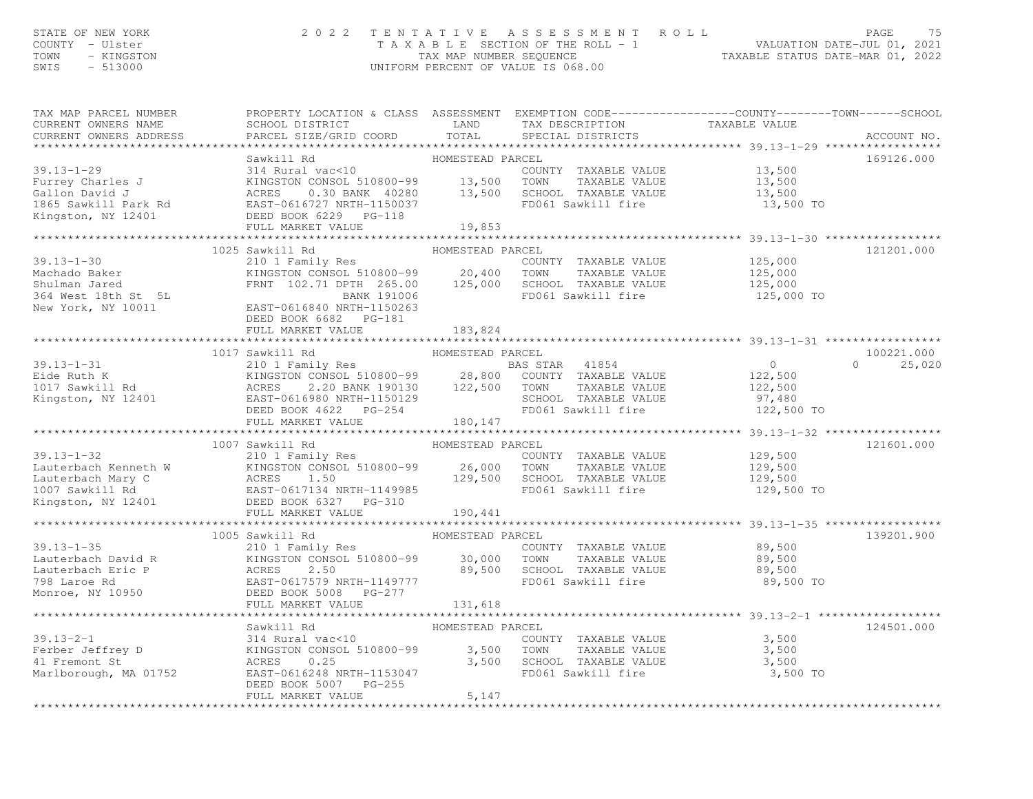STATE OF NEW YORK
COUNTY - Ulster
TOWN - KINGSTON
SWIS - 513000

2022 TENTATIVE ASSESSMENT ROLL
TAXABLE SECTION OF THE ROLL - 1
TAX MAP NUMBER SEQUENCE
UNIFORM PERCENT OF VALUE IS 068.00

VALUATION DATE-JUL 01, 2021
TAXABLE STATUS DATE-MAR 01, 2022

| TAX MAP PARCEL NUMBER / CURRENT OWNERS NAME / CURRENT OWNERS ADDRESS | PROPERTY LOCATION & CLASS / SCHOOL DISTRICT / PARCEL SIZE/GRID COORD | ASSESSMENT LAND / TOTAL | EXEMPTION CODE / TAX DESCRIPTION / SPECIAL DISTRICTS | COUNTY | TOWN | SCHOOL / ACCOUNT NO. |
|---|---|---|---|---|---|---|
| **39.13-1-29** | Sawkill Rd — HOMESTEAD PARCEL | | | | | 169126.000 |
| Furrey Charles J | 314 Rural vac<10 | | COUNTY TAXABLE VALUE | 13,500 | | |
| Gallon David J | KINGSTON CONSOL 510800-99 | 13,500 | TOWN TAXABLE VALUE | | 13,500 | |
| 1865 Sawkill Park Rd | ACRES 0.30 BANK 40280 | 13,500 | SCHOOL TAXABLE VALUE | | | 13,500 |
| Kingston, NY 12401 | EAST-0616727 NRTH-1150037 | | FD061 Sawkill fire | 13,500 TO | | |
| | DEED BOOK 6229 PG-118 | | | | | |
| | FULL MARKET VALUE | 19,853 | | | | |
| **39.13-1-30** | 1025 Sawkill Rd — HOMESTEAD PARCEL | | | | | 121201.000 |
| Machado Baker | 210 1 Family Res | | COUNTY TAXABLE VALUE | 125,000 | | |
| Shulman Jared | KINGSTON CONSOL 510800-99 | 20,400 | TOWN TAXABLE VALUE | | 125,000 | |
| 364 West 18th St 5L | FRNT 102.71 DPTH 265.00 | 125,000 | SCHOOL TAXABLE VALUE | | | 125,000 |
| New York, NY 10011 | BANK 191006 | | FD061 Sawkill fire | 125,000 TO | | |
| | EAST-0616840 NRTH-1150263 | | | | | |
| | DEED BOOK 6682 PG-181 | | | | | |
| | FULL MARKET VALUE | 183,824 | | | | |
| **39.13-1-31** | 1017 Sawkill Rd — HOMESTEAD PARCEL | | | | | 100221.000 |
| Eide Ruth K | 210 1 Family Res | | BAS STAR 41854 | 0 | 0 | 25,020 |
| 1017 Sawkill Rd | KINGSTON CONSOL 510800-99 | 28,800 | COUNTY TAXABLE VALUE | 122,500 | | |
| Kingston, NY 12401 | ACRES 2.20 BANK 190130 | 122,500 | TOWN TAXABLE VALUE | | 122,500 | |
| | EAST-0616980 NRTH-1150129 | | SCHOOL TAXABLE VALUE | | | 97,480 |
| | DEED BOOK 4622 PG-254 | | FD061 Sawkill fire | 122,500 TO | | |
| | FULL MARKET VALUE | 180,147 | | | | |
| **39.13-1-32** | 1007 Sawkill Rd — HOMESTEAD PARCEL | | | | | 121601.000 |
| Lauterbach Kenneth W | 210 1 Family Res | | COUNTY TAXABLE VALUE | 129,500 | | |
| Lauterbach Mary C | KINGSTON CONSOL 510800-99 | 26,000 | TOWN TAXABLE VALUE | | 129,500 | |
| 1007 Sawkill Rd | ACRES 1.50 | 129,500 | SCHOOL TAXABLE VALUE | | | 129,500 |
| Kingston, NY 12401 | EAST-0617134 NRTH-1149985 | | FD061 Sawkill fire | 129,500 TO | | |
| | DEED BOOK 6327 PG-310 | | | | | |
| | FULL MARKET VALUE | 190,441 | | | | |
| **39.13-1-35** | 1005 Sawkill Rd — HOMESTEAD PARCEL | | | | | 139201.900 |
| Lauterbach David R | 210 1 Family Res | | COUNTY TAXABLE VALUE | 89,500 | | |
| Lauterbach Eric P | KINGSTON CONSOL 510800-99 | 30,000 | TOWN TAXABLE VALUE | | 89,500 | |
| 798 Laroe Rd | ACRES 2.50 | 89,500 | SCHOOL TAXABLE VALUE | | | 89,500 |
| Monroe, NY 10950 | EAST-0617579 NRTH-1149777 | | FD061 Sawkill fire | 89,500 TO | | |
| | DEED BOOK 5008 PG-277 | | | | | |
| | FULL MARKET VALUE | 131,618 | | | | |
| **39.13-2-1** | Sawkill Rd — HOMESTEAD PARCEL | | | | | 124501.000 |
| Ferber Jeffrey D | 314 Rural vac<10 | | COUNTY TAXABLE VALUE | 3,500 | | |
| 41 Fremont St | KINGSTON CONSOL 510800-99 | 3,500 | TOWN TAXABLE VALUE | | 3,500 | |
| Marlborough, MA 01752 | ACRES 0.25 | 3,500 | SCHOOL TAXABLE VALUE | | | 3,500 |
| | EAST-0616248 NRTH-1153047 | | FD061 Sawkill fire | 3,500 TO | | |
| | DEED BOOK 5007 PG-255 | | | | | |
| | FULL MARKET VALUE | 5,147 | | | | |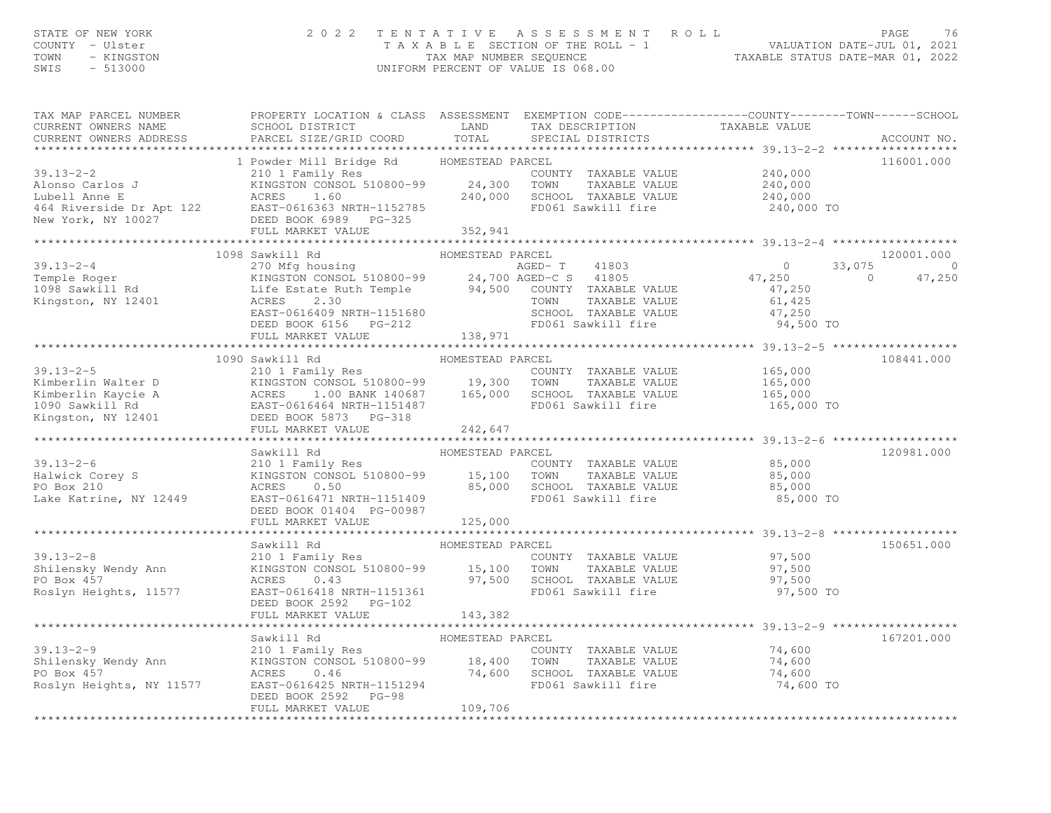STATE OF NEW YORK
COUNTY - Ulster
TOWN - KINGSTON
SWIS - 513000

2 0 2 2 T E N T A T I V E A S S E S S M E N T R O L L
T A X A B L E SECTION OF THE ROLL - 1
TAX MAP NUMBER SEQUENCE
UNIFORM PERCENT OF VALUE IS 068.00

VALUATION DATE-JUL 01, 2021
TAXABLE STATUS DATE-MAR 01, 2022

| TAX MAP PARCEL NUMBER / CURRENT OWNERS NAME / CURRENT OWNERS ADDRESS | PROPERTY LOCATION & CLASS / SCHOOL DISTRICT / PARCEL SIZE/GRID COORD | ASSESSMENT LAND / TOTAL | EXEMPTION CODE / TAX DESCRIPTION / SPECIAL DISTRICTS | COUNTY TAXABLE VALUE | TOWN | SCHOOL | ACCOUNT NO. |
|---|---|---|---|---|---|---|---|
| 39.13-2-2 | 1 Powder Mill Bridge Rd | HOMESTEAD PARCEL | | | | | 116001.000 |
| | 210 1 Family Res | | COUNTY TAXABLE VALUE | 240,000 | | | |
| Alonso Carlos J | KINGSTON CONSOL 510800-99 | 24,300 | TOWN TAXABLE VALUE | 240,000 | | | |
| Lubell Anne E | ACRES 1.60 | 240,000 | SCHOOL TAXABLE VALUE | 240,000 | | | |
| 464 Riverside Dr Apt 122 | EAST-0616363 NRTH-1152785 | | FD061 Sawkill fire | 240,000 TO | | | |
| New York, NY 10027 | DEED BOOK 6989 PG-325 | | | | | | |
| | FULL MARKET VALUE | 352,941 | | | | | |
| 39.13-2-4 | 1098 Sawkill Rd | HOMESTEAD PARCEL | | | | | 120001.000 |
| | 270 Mfg housing | | AGED- T 41803 | 0 | 33,075 | 0 | |
| Temple Roger | KINGSTON CONSOL 510800-99 | 24,700 | AGED-C S 41805 | 47,250 | 0 | 47,250 | |
| 1098 Sawkill Rd | Life Estate Ruth Temple | 94,500 | COUNTY TAXABLE VALUE | 47,250 | | | |
| Kingston, NY 12401 | ACRES 2.30 | | TOWN TAXABLE VALUE | 61,425 | | | |
| | EAST-0616409 NRTH-1151680 | | SCHOOL TAXABLE VALUE | 47,250 | | | |
| | DEED BOOK 6156 PG-212 | | FD061 Sawkill fire | 94,500 TO | | | |
| | FULL MARKET VALUE | 138,971 | | | | | |
| 39.13-2-5 | 1090 Sawkill Rd | HOMESTEAD PARCEL | | | | | 108441.000 |
| | 210 1 Family Res | | COUNTY TAXABLE VALUE | 165,000 | | | |
| Kimberlin Walter D | KINGSTON CONSOL 510800-99 | 19,300 | TOWN TAXABLE VALUE | 165,000 | | | |
| Kimberlin Kaycie A | ACRES 1.00 BANK 140687 | 165,000 | SCHOOL TAXABLE VALUE | 165,000 | | | |
| 1090 Sawkill Rd | EAST-0616464 NRTH-1151487 | | FD061 Sawkill fire | 165,000 TO | | | |
| Kingston, NY 12401 | DEED BOOK 5873 PG-318 | | | | | | |
| | FULL MARKET VALUE | 242,647 | | | | | |
| 39.13-2-6 | Sawkill Rd | HOMESTEAD PARCEL | | | | | 120981.000 |
| | 210 1 Family Res | | COUNTY TAXABLE VALUE | 85,000 | | | |
| Halwick Corey S | KINGSTON CONSOL 510800-99 | 15,100 | TOWN TAXABLE VALUE | 85,000 | | | |
| PO Box 210 | ACRES 0.50 | 85,000 | SCHOOL TAXABLE VALUE | 85,000 | | | |
| Lake Katrine, NY 12449 | EAST-0616471 NRTH-1151409 | | FD061 Sawkill fire | 85,000 TO | | | |
| | DEED BOOK 01404 PG-00987 | | | | | | |
| | FULL MARKET VALUE | 125,000 | | | | | |
| 39.13-2-8 | Sawkill Rd | HOMESTEAD PARCEL | | | | | 150651.000 |
| | 210 1 Family Res | | COUNTY TAXABLE VALUE | 97,500 | | | |
| Shilensky Wendy Ann | KINGSTON CONSOL 510800-99 | 15,100 | TOWN TAXABLE VALUE | 97,500 | | | |
| PO Box 457 | ACRES 0.43 | 97,500 | SCHOOL TAXABLE VALUE | 97,500 | | | |
| Roslyn Heights, 11577 | EAST-0616418 NRTH-1151361 | | FD061 Sawkill fire | 97,500 TO | | | |
| | DEED BOOK 2592 PG-102 | | | | | | |
| | FULL MARKET VALUE | 143,382 | | | | | |
| 39.13-2-9 | Sawkill Rd | HOMESTEAD PARCEL | | | | | 167201.000 |
| | 210 1 Family Res | | COUNTY TAXABLE VALUE | 74,600 | | | |
| Shilensky Wendy Ann | KINGSTON CONSOL 510800-99 | 18,400 | TOWN TAXABLE VALUE | 74,600 | | | |
| PO Box 457 | ACRES 0.46 | 74,600 | SCHOOL TAXABLE VALUE | 74,600 | | | |
| Roslyn Heights, NY 11577 | EAST-0616425 NRTH-1151294 | | FD061 Sawkill fire | 74,600 TO | | | |
| | DEED BOOK 2592 PG-98 | | | | | | |
| | FULL MARKET VALUE | 109,706 | | | | | |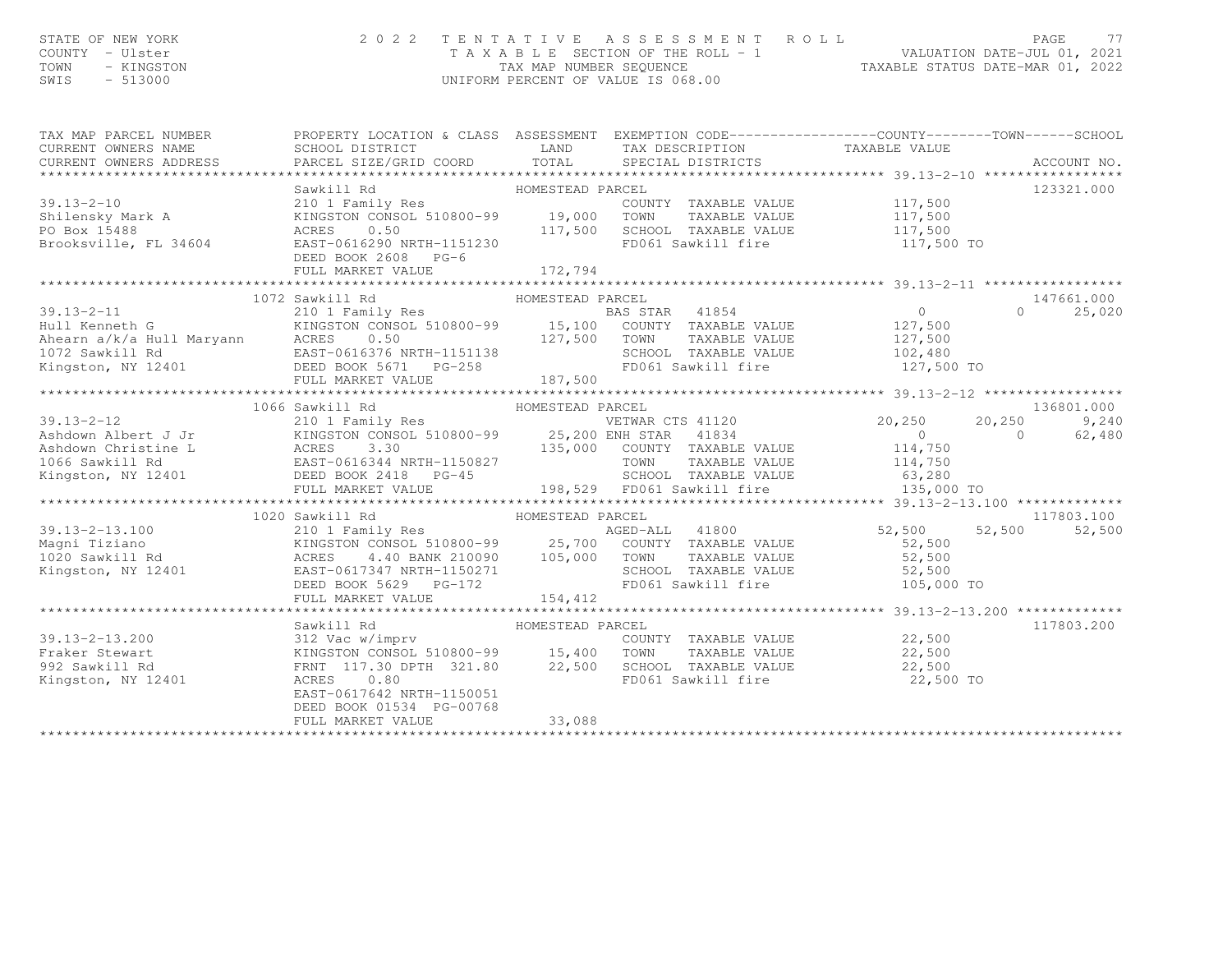STATE OF NEW YORK
COUNTY - Ulster
TOWN - KINGSTON
SWIS - 513000

2022 TENTATIVE ASSESSMENT ROLL
TAXABLE SECTION OF THE ROLL - 1
TAX MAP NUMBER SEQUENCE
UNIFORM PERCENT OF VALUE IS 068.00

VALUATION DATE-JUL 01, 2021
TAXABLE STATUS DATE-MAR 01, 2022

| TAX MAP PARCEL NUMBER / CURRENT OWNERS NAME / CURRENT OWNERS ADDRESS | PROPERTY LOCATION & CLASS / SCHOOL DISTRICT / PARCEL SIZE/GRID COORD | ASSESSMENT LAND / TOTAL | EXEMPTION CODE / TAX DESCRIPTION / SPECIAL DISTRICTS | COUNTY TAXABLE VALUE | TOWN | SCHOOL | ACCOUNT NO. |
|---|---|---|---|---|---|---|---|
| 39.13-2-10 | Sawkill Rd | HOMESTEAD PARCEL | | | | | 123321.000 |
| Shilensky Mark A | 210 1 Family Res | | COUNTY TAXABLE VALUE | 117,500 | | | |
| PO Box 15488 | KINGSTON CONSOL 510800-99 | 19,000 | TOWN TAXABLE VALUE | 117,500 | | | |
| Brooksville, FL 34604 | ACRES 0.50 | 117,500 | SCHOOL TAXABLE VALUE | 117,500 | | | |
| | EAST-0616290 NRTH-1151230 | | FD061 Sawkill fire | 117,500 TO | | | |
| | DEED BOOK 2608 PG-6 | | | | | | |
| | FULL MARKET VALUE | 172,794 | | | | | |
| 39.13-2-11 | 1072 Sawkill Rd | HOMESTEAD PARCEL | | | | | 147661.000 |
| Hull Kenneth G | 210 1 Family Res | | BAS STAR 41854 | 0 | 0 | 25,020 | |
| Ahearn a/k/a Hull Maryann | KINGSTON CONSOL 510800-99 | 15,100 | COUNTY TAXABLE VALUE | 127,500 | | | |
| 1072 Sawkill Rd | ACRES 0.50 | 127,500 | TOWN TAXABLE VALUE | 127,500 | | | |
| Kingston, NY 12401 | EAST-0616376 NRTH-1151138 | | SCHOOL TAXABLE VALUE | 102,480 | | | |
| | DEED BOOK 5671 PG-258 | | FD061 Sawkill fire | 127,500 TO | | | |
| | FULL MARKET VALUE | 187,500 | | | | | |
| 39.13-2-12 | 1066 Sawkill Rd | HOMESTEAD PARCEL | | | | | 136801.000 |
| Ashdown Albert J Jr | 210 1 Family Res | | VETWAR CTS 41120 | 20,250 | 20,250 | 9,240 | |
| Ashdown Christine L | KINGSTON CONSOL 510800-99 | 25,200 | ENH STAR 41834 | 0 | 0 | 62,480 | |
| 1066 Sawkill Rd | ACRES 3.30 | 135,000 | COUNTY TAXABLE VALUE | 114,750 | | | |
| Kingston, NY 12401 | EAST-0616344 NRTH-1150827 | | TOWN TAXABLE VALUE | 114,750 | | | |
| | DEED BOOK 2418 PG-45 | | SCHOOL TAXABLE VALUE | 63,280 | | | |
| | FULL MARKET VALUE | 198,529 | FD061 Sawkill fire | 135,000 TO | | | |
| 39.13-2-13.100 | 1020 Sawkill Rd | HOMESTEAD PARCEL | | | | | 117803.100 |
| Magni Tiziano | 210 1 Family Res | | AGED-ALL 41800 | 52,500 | 52,500 | 52,500 | |
| 1020 Sawkill Rd | KINGSTON CONSOL 510800-99 | 25,700 | COUNTY TAXABLE VALUE | 52,500 | | | |
| Kingston, NY 12401 | ACRES 4.40 BANK 210090 | 105,000 | TOWN TAXABLE VALUE | 52,500 | | | |
| | EAST-0617347 NRTH-1150271 | | SCHOOL TAXABLE VALUE | 52,500 | | | |
| | DEED BOOK 5629 PG-172 | | FD061 Sawkill fire | 105,000 TO | | | |
| | FULL MARKET VALUE | 154,412 | | | | | |
| 39.13-2-13.200 | Sawkill Rd | HOMESTEAD PARCEL | | | | | 117803.200 |
| Fraker Stewart | 312 Vac w/imprv | | COUNTY TAXABLE VALUE | 22,500 | | | |
| 992 Sawkill Rd | KINGSTON CONSOL 510800-99 | 15,400 | TOWN TAXABLE VALUE | 22,500 | | | |
| Kingston, NY 12401 | FRNT 117.30 DPTH 321.80 | 22,500 | SCHOOL TAXABLE VALUE | 22,500 | | | |
| | ACRES 0.80 | | FD061 Sawkill fire | 22,500 TO | | | |
| | EAST-0617642 NRTH-1150051 | | | | | | |
| | DEED BOOK 01534 PG-00768 | | | | | | |
| | FULL MARKET VALUE | 33,088 | | | | | |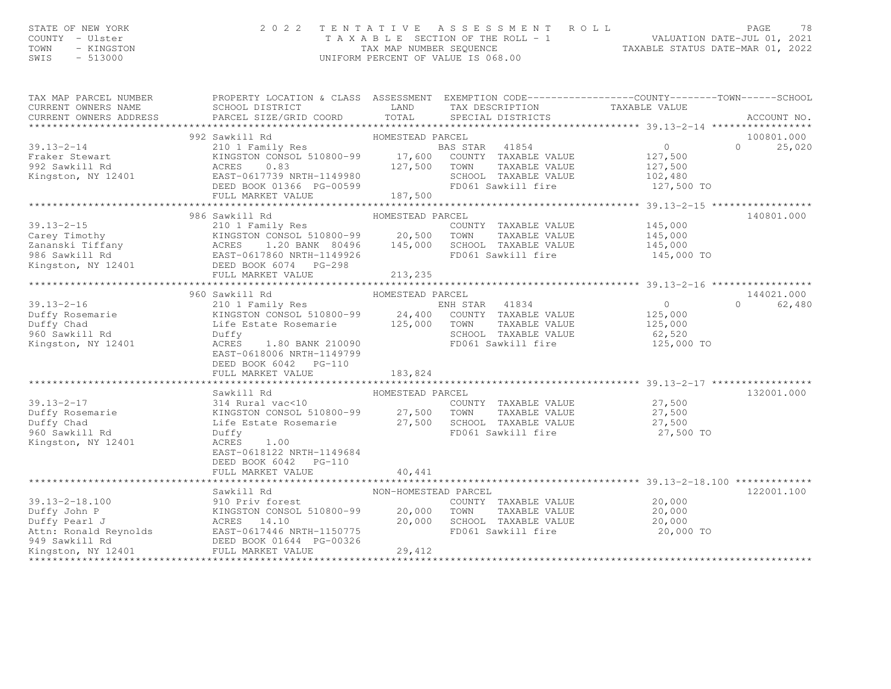STATE OF NEW YORK
COUNTY - Ulster
TOWN - KINGSTON
SWIS - 513000

# 2022 TENTATIVE ASSESSMENT ROLL

TAXABLE SECTION OF THE ROLL - 1
TAX MAP NUMBER SEQUENCE
UNIFORM PERCENT OF VALUE IS 068.00

VALUATION DATE-JUL 01, 2021
TAXABLE STATUS DATE-MAR 01, 2022

| TAX MAP PARCEL NUMBER / CURRENT OWNERS NAME / CURRENT OWNERS ADDRESS | PROPERTY LOCATION & CLASS / SCHOOL DISTRICT / PARCEL SIZE/GRID COORD | ASSESSMENT LAND / TOTAL | EXEMPTION CODE / TAX DESCRIPTION / SPECIAL DISTRICTS | COUNTY / TOWN / SCHOOL TAXABLE VALUE | ACCOUNT NO. |
|---|---|---|---|---|---|
| 39.13-2-14 | 992 Sawkill Rd — HOMESTEAD PARCEL | | | | 100801.000 |
| | 210 1 Family Res | | BAS STAR 41854 | 0 &nbsp; 0 &nbsp; 25,020 | |
| Fraker Stewart | KINGSTON CONSOL 510800-99 | 17,600 | COUNTY TAXABLE VALUE | 127,500 | |
| 992 Sawkill Rd | ACRES 0.83 | 127,500 | TOWN TAXABLE VALUE | 127,500 | |
| Kingston, NY 12401 | EAST-0617739 NRTH-1149980 | | SCHOOL TAXABLE VALUE | 102,480 | |
| | DEED BOOK 01366 PG-00599 | | FD061 Sawkill fire | 127,500 TO | |
| | FULL MARKET VALUE | 187,500 | | | |
| 39.13-2-15 | 986 Sawkill Rd — HOMESTEAD PARCEL | | | | 140801.000 |
| | 210 1 Family Res | | COUNTY TAXABLE VALUE | 145,000 | |
| Carey Timothy | KINGSTON CONSOL 510800-99 | 20,500 | TOWN TAXABLE VALUE | 145,000 | |
| Zananski Tiffany | ACRES 1.20 BANK 80496 | 145,000 | SCHOOL TAXABLE VALUE | 145,000 | |
| 986 Sawkill Rd | EAST-0617860 NRTH-1149926 | | FD061 Sawkill fire | 145,000 TO | |
| Kingston, NY 12401 | DEED BOOK 6074 PG-298 | | | | |
| | FULL MARKET VALUE | 213,235 | | | |
| 39.13-2-16 | 960 Sawkill Rd — HOMESTEAD PARCEL | | | | 144021.000 |
| | 210 1 Family Res | | ENH STAR 41834 | 0 &nbsp; 0 &nbsp; 62,480 | |
| Duffy Rosemarie | KINGSTON CONSOL 510800-99 | 24,400 | COUNTY TAXABLE VALUE | 125,000 | |
| Duffy Chad | Life Estate Rosemarie | 125,000 | TOWN TAXABLE VALUE | 125,000 | |
| 960 Sawkill Rd | Duffy | | SCHOOL TAXABLE VALUE | 62,520 | |
| Kingston, NY 12401 | ACRES 1.80 BANK 210090 | | FD061 Sawkill fire | 125,000 TO | |
| | EAST-0618006 NRTH-1149799 | | | | |
| | DEED BOOK 6042 PG-110 | | | | |
| | FULL MARKET VALUE | 183,824 | | | |
| 39.13-2-17 | Sawkill Rd — HOMESTEAD PARCEL | | | | 132001.000 |
| | 314 Rural vac<10 | | COUNTY TAXABLE VALUE | 27,500 | |
| Duffy Rosemarie | KINGSTON CONSOL 510800-99 | 27,500 | TOWN TAXABLE VALUE | 27,500 | |
| Duffy Chad | Life Estate Rosemarie | 27,500 | SCHOOL TAXABLE VALUE | 27,500 | |
| 960 Sawkill Rd | Duffy | | FD061 Sawkill fire | 27,500 TO | |
| Kingston, NY 12401 | ACRES 1.00 | | | | |
| | EAST-0618122 NRTH-1149684 | | | | |
| | DEED BOOK 6042 PG-110 | | | | |
| | FULL MARKET VALUE | 40,441 | | | |
| 39.13-2-18.100 | Sawkill Rd — NON-HOMESTEAD PARCEL | | | | 122001.100 |
| | 910 Priv forest | | COUNTY TAXABLE VALUE | 20,000 | |
| Duffy John P | KINGSTON CONSOL 510800-99 | 20,000 | TOWN TAXABLE VALUE | 20,000 | |
| Duffy Pearl J | ACRES 14.10 | 20,000 | SCHOOL TAXABLE VALUE | 20,000 | |
| Attn: Ronald Reynolds | EAST-0617446 NRTH-1150775 | | FD061 Sawkill fire | 20,000 TO | |
| 949 Sawkill Rd | DEED BOOK 01644 PG-00326 | | | | |
| Kingston, NY 12401 | FULL MARKET VALUE | 29,412 | | | |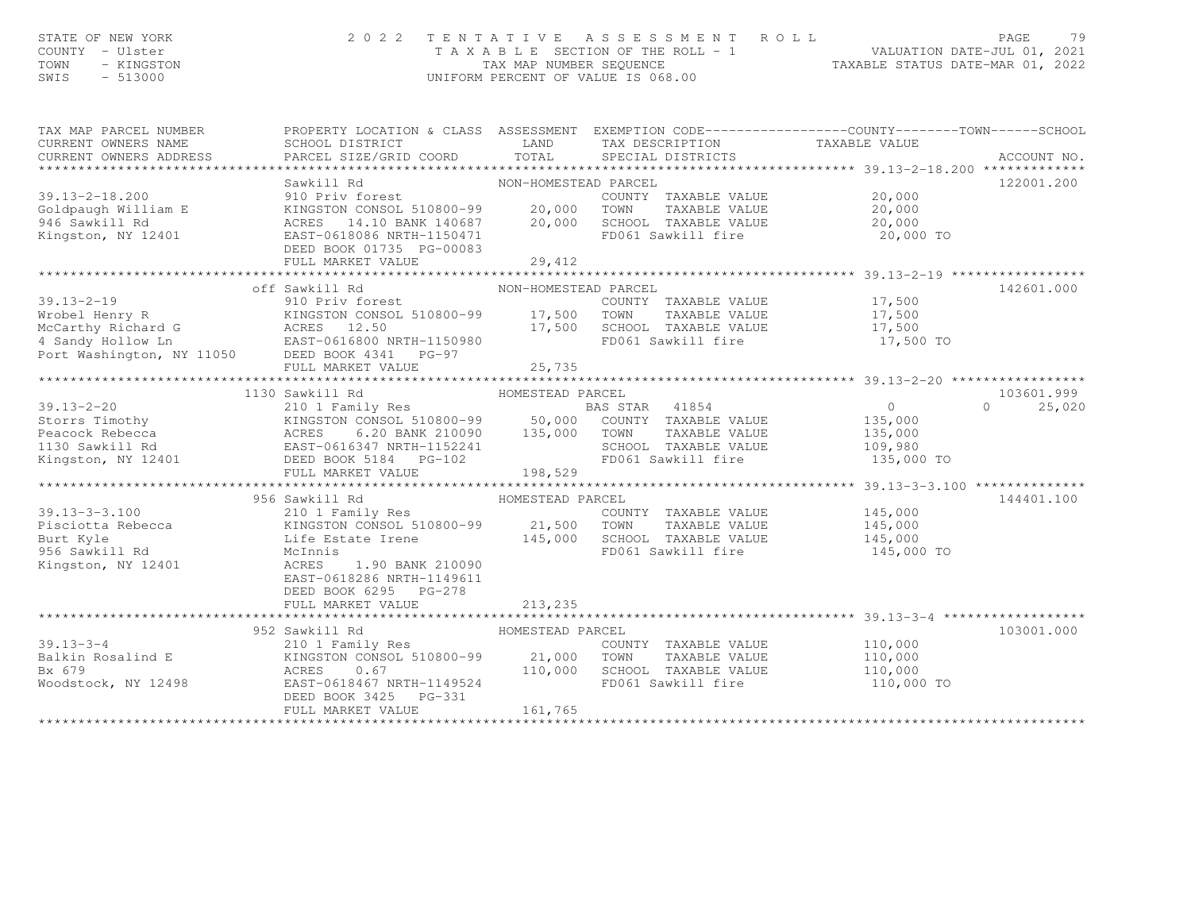STATE OF NEW YORK — 2022 TENTATIVE ASSESSMENT ROLL
COUNTY - Ulster — TAXABLE SECTION OF THE ROLL - 1 — VALUATION DATE-JUL 01, 2021
TOWN - KINGSTON — TAX MAP NUMBER SEQUENCE — TAXABLE STATUS DATE-MAR 01, 2022
SWIS - 513000 — UNIFORM PERCENT OF VALUE IS 068.00

| TAX MAP PARCEL NUMBER / CURRENT OWNERS NAME / CURRENT OWNERS ADDRESS | PROPERTY LOCATION & CLASS / SCHOOL DISTRICT / PARCEL SIZE/GRID COORD | ASSESSMENT LAND / TOTAL | EXEMPTION CODE / TAX DESCRIPTION / SPECIAL DISTRICTS | COUNTY / TOWN / SCHOOL TAXABLE VALUE | ACCOUNT NO. |
|---|---|---|---|---|---|
| **39.13-2-18.200** | Sawkill Rd | NON-HOMESTEAD PARCEL | | | 122001.200 |
| 39.13-2-18.200 | 910 Priv forest | | COUNTY TAXABLE VALUE | 20,000 | |
| Goldpaugh William E | KINGSTON CONSOL 510800-99 | 20,000 | TOWN TAXABLE VALUE | 20,000 | |
| 946 Sawkill Rd | ACRES 14.10 BANK 140687 | 20,000 | SCHOOL TAXABLE VALUE | 20,000 | |
| Kingston, NY 12401 | EAST-0618086 NRTH-1150471 | | FD061 Sawkill fire | 20,000 TO | |
| | DEED BOOK 01735 PG-00083 | | | | |
| | FULL MARKET VALUE | 29,412 | | | |
| **39.13-2-19** | off Sawkill Rd | NON-HOMESTEAD PARCEL | | | 142601.000 |
| 39.13-2-19 | 910 Priv forest | | COUNTY TAXABLE VALUE | 17,500 | |
| Wrobel Henry R | KINGSTON CONSOL 510800-99 | 17,500 | TOWN TAXABLE VALUE | 17,500 | |
| McCarthy Richard G | ACRES 12.50 | 17,500 | SCHOOL TAXABLE VALUE | 17,500 | |
| 4 Sandy Hollow Ln | EAST-0616800 NRTH-1150980 | | FD061 Sawkill fire | 17,500 TO | |
| Port Washington, NY 11050 | DEED BOOK 4341 PG-97 | | | | |
| | FULL MARKET VALUE | 25,735 | | | |
| **39.13-2-20** | 1130 Sawkill Rd | HOMESTEAD PARCEL | | | 103601.999 |
| 39.13-2-20 | 210 1 Family Res | | BAS STAR 41854 | 0 / 0 / 25,020 | |
| Storrs Timothy | KINGSTON CONSOL 510800-99 | 50,000 | COUNTY TAXABLE VALUE | 135,000 | |
| Peacock Rebecca | ACRES 6.20 BANK 210090 | 135,000 | TOWN TAXABLE VALUE | 135,000 | |
| 1130 Sawkill Rd | EAST-0616347 NRTH-1152241 | | SCHOOL TAXABLE VALUE | 109,980 | |
| Kingston, NY 12401 | DEED BOOK 5184 PG-102 | | FD061 Sawkill fire | 135,000 TO | |
| | FULL MARKET VALUE | 198,529 | | | |
| **39.13-3-3.100** | 956 Sawkill Rd | HOMESTEAD PARCEL | | | 144401.100 |
| 39.13-3-3.100 | 210 1 Family Res | | COUNTY TAXABLE VALUE | 145,000 | |
| Pisciotta Rebecca | KINGSTON CONSOL 510800-99 | 21,500 | TOWN TAXABLE VALUE | 145,000 | |
| Burt Kyle | Life Estate Irene | 145,000 | SCHOOL TAXABLE VALUE | 145,000 | |
| 956 Sawkill Rd | McInnis | | FD061 Sawkill fire | 145,000 TO | |
| Kingston, NY 12401 | ACRES 1.90 BANK 210090 | | | | |
| | EAST-0618286 NRTH-1149611 | | | | |
| | DEED BOOK 6295 PG-278 | | | | |
| | FULL MARKET VALUE | 213,235 | | | |
| **39.13-3-4** | 952 Sawkill Rd | HOMESTEAD PARCEL | | | 103001.000 |
| 39.13-3-4 | 210 1 Family Res | | COUNTY TAXABLE VALUE | 110,000 | |
| Balkin Rosalind E | KINGSTON CONSOL 510800-99 | 21,000 | TOWN TAXABLE VALUE | 110,000 | |
| Bx 679 | ACRES 0.67 | 110,000 | SCHOOL TAXABLE VALUE | 110,000 | |
| Woodstock, NY 12498 | EAST-0618467 NRTH-1149524 | | FD061 Sawkill fire | 110,000 TO | |
| | DEED BOOK 3425 PG-331 | | | | |
| | FULL MARKET VALUE | 161,765 | | | |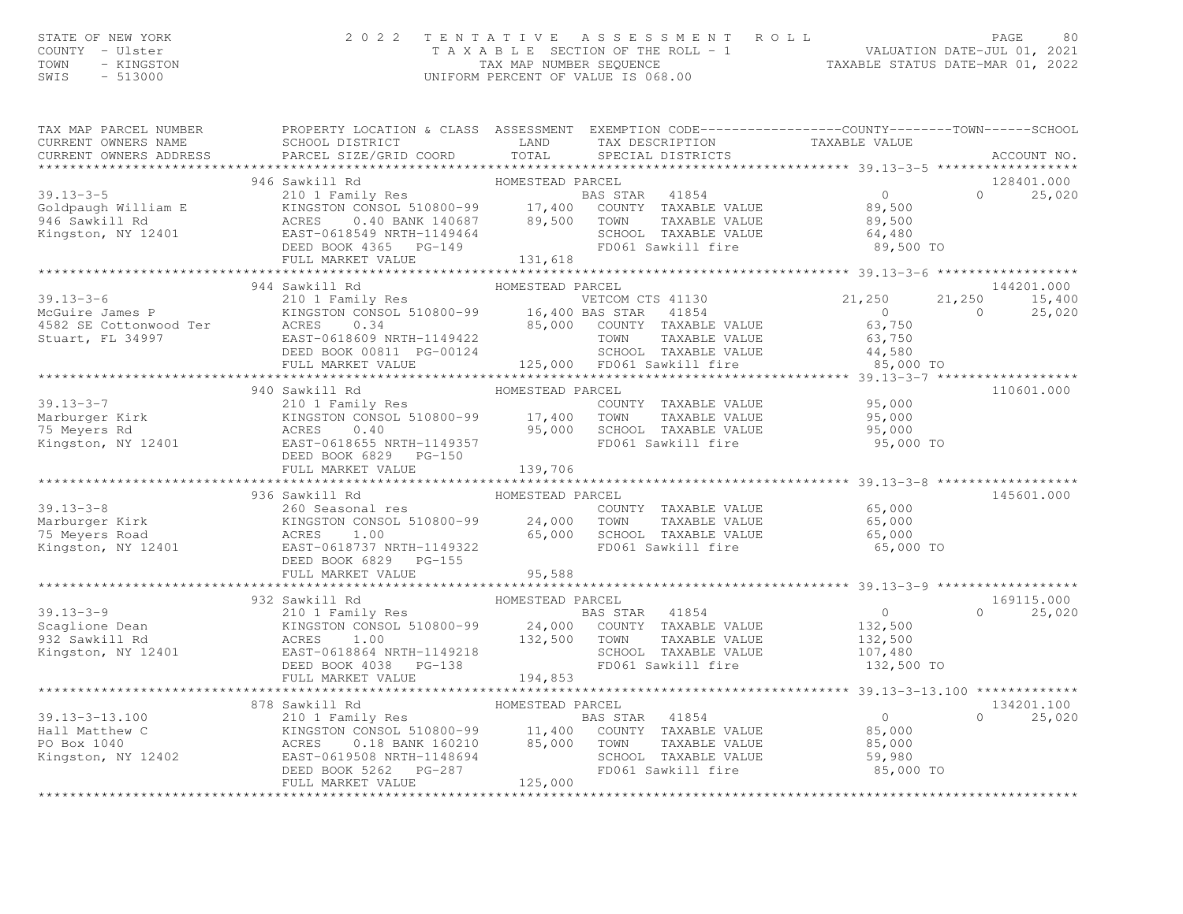STATE OF NEW YORK
COUNTY - Ulster
TOWN - KINGSTON
SWIS - 513000

2022 TENTATIVE ASSESSMENT ROLL
TAXABLE SECTION OF THE ROLL - 1
TAX MAP NUMBER SEQUENCE
UNIFORM PERCENT OF VALUE IS 068.00

VALUATION DATE-JUL 01, 2021
TAXABLE STATUS DATE-MAR 01, 2022

| TAX MAP PARCEL NUMBER / CURRENT OWNERS NAME / CURRENT OWNERS ADDRESS | PROPERTY LOCATION & CLASS / SCHOOL DISTRICT / PARCEL SIZE/GRID COORD | ASSESSMENT LAND / TOTAL | EXEMPTION CODE / TAX DESCRIPTION / SPECIAL DISTRICTS | COUNTY TAXABLE VALUE | TOWN | SCHOOL | ACCOUNT NO. |
|---|---|---|---|---|---|---|---|
| 39.13-3-5 | 946 Sawkill Rd — HOMESTEAD PARCEL | | | | | | 128401.000 |
| Goldpaugh William E | 210 1 Family Res | | BAS STAR 41854 | 0 | 0 | 25,020 | |
| 946 Sawkill Rd | KINGSTON CONSOL 510800-99 | 17,400 | COUNTY TAXABLE VALUE | 89,500 | | | |
| Kingston, NY 12401 | ACRES 0.40 BANK 140687 | 89,500 | TOWN TAXABLE VALUE | 89,500 | | | |
| | EAST-0618549 NRTH-1149464 | | SCHOOL TAXABLE VALUE | 64,480 | | | |
| | DEED BOOK 4365 PG-149 | | FD061 Sawkill fire | 89,500 TO | | | |
| | FULL MARKET VALUE | 131,618 | | | | | |
| 39.13-3-6 | 944 Sawkill Rd — HOMESTEAD PARCEL | | | | | | 144201.000 |
| McGuire James P | 210 1 Family Res | | VETCOM CTS 41130 | 21,250 | 21,250 | 15,400 | |
| 4582 SE Cottonwood Ter | KINGSTON CONSOL 510800-99 | 16,400 | BAS STAR 41854 | 0 | 0 | 25,020 | |
| Stuart, FL 34997 | ACRES 0.34 | 85,000 | COUNTY TAXABLE VALUE | 63,750 | | | |
| | EAST-0618609 NRTH-1149422 | | TOWN TAXABLE VALUE | 63,750 | | | |
| | DEED BOOK 00811 PG-00124 | | SCHOOL TAXABLE VALUE | 44,580 | | | |
| | FULL MARKET VALUE | 125,000 | FD061 Sawkill fire | 85,000 TO | | | |
| 39.13-3-7 | 940 Sawkill Rd — HOMESTEAD PARCEL | | | | | | 110601.000 |
| Marburger Kirk | 210 1 Family Res | | COUNTY TAXABLE VALUE | 95,000 | | | |
| 75 Meyers Rd | KINGSTON CONSOL 510800-99 | 17,400 | TOWN TAXABLE VALUE | 95,000 | | | |
| Kingston, NY 12401 | ACRES 0.40 | 95,000 | SCHOOL TAXABLE VALUE | 95,000 | | | |
| | EAST-0618655 NRTH-1149357 | | FD061 Sawkill fire | 95,000 TO | | | |
| | DEED BOOK 6829 PG-150 | | | | | | |
| | FULL MARKET VALUE | 139,706 | | | | | |
| 39.13-3-8 | 936 Sawkill Rd — HOMESTEAD PARCEL | | | | | | 145601.000 |
| Marburger Kirk | 260 Seasonal res | | COUNTY TAXABLE VALUE | 65,000 | | | |
| 75 Meyers Road | KINGSTON CONSOL 510800-99 | 24,000 | TOWN TAXABLE VALUE | 65,000 | | | |
| Kingston, NY 12401 | ACRES 1.00 | 65,000 | SCHOOL TAXABLE VALUE | 65,000 | | | |
| | EAST-0618737 NRTH-1149322 | | FD061 Sawkill fire | 65,000 TO | | | |
| | DEED BOOK 6829 PG-155 | | | | | | |
| | FULL MARKET VALUE | 95,588 | | | | | |
| 39.13-3-9 | 932 Sawkill Rd — HOMESTEAD PARCEL | | | | | | 169115.000 |
| Scaglione Dean | 210 1 Family Res | | BAS STAR 41854 | 0 | 0 | 25,020 | |
| 932 Sawkill Rd | KINGSTON CONSOL 510800-99 | 24,000 | COUNTY TAXABLE VALUE | 132,500 | | | |
| Kingston, NY 12401 | ACRES 1.00 | 132,500 | TOWN TAXABLE VALUE | 132,500 | | | |
| | EAST-0618864 NRTH-1149218 | | SCHOOL TAXABLE VALUE | 107,480 | | | |
| | DEED BOOK 4038 PG-138 | | FD061 Sawkill fire | 132,500 TO | | | |
| | FULL MARKET VALUE | 194,853 | | | | | |
| 39.13-3-13.100 | 878 Sawkill Rd — HOMESTEAD PARCEL | | | | | | 134201.100 |
| Hall Matthew C | 210 1 Family Res | | BAS STAR 41854 | 0 | 0 | 25,020 | |
| PO Box 1040 | KINGSTON CONSOL 510800-99 | 11,400 | COUNTY TAXABLE VALUE | 85,000 | | | |
| Kingston, NY 12402 | ACRES 0.18 BANK 160210 | 85,000 | TOWN TAXABLE VALUE | 85,000 | | | |
| | EAST-0619508 NRTH-1148694 | | SCHOOL TAXABLE VALUE | 59,980 | | | |
| | DEED BOOK 5262 PG-287 | | FD061 Sawkill fire | 85,000 TO | | | |
| | FULL MARKET VALUE | 125,000 | | | | | |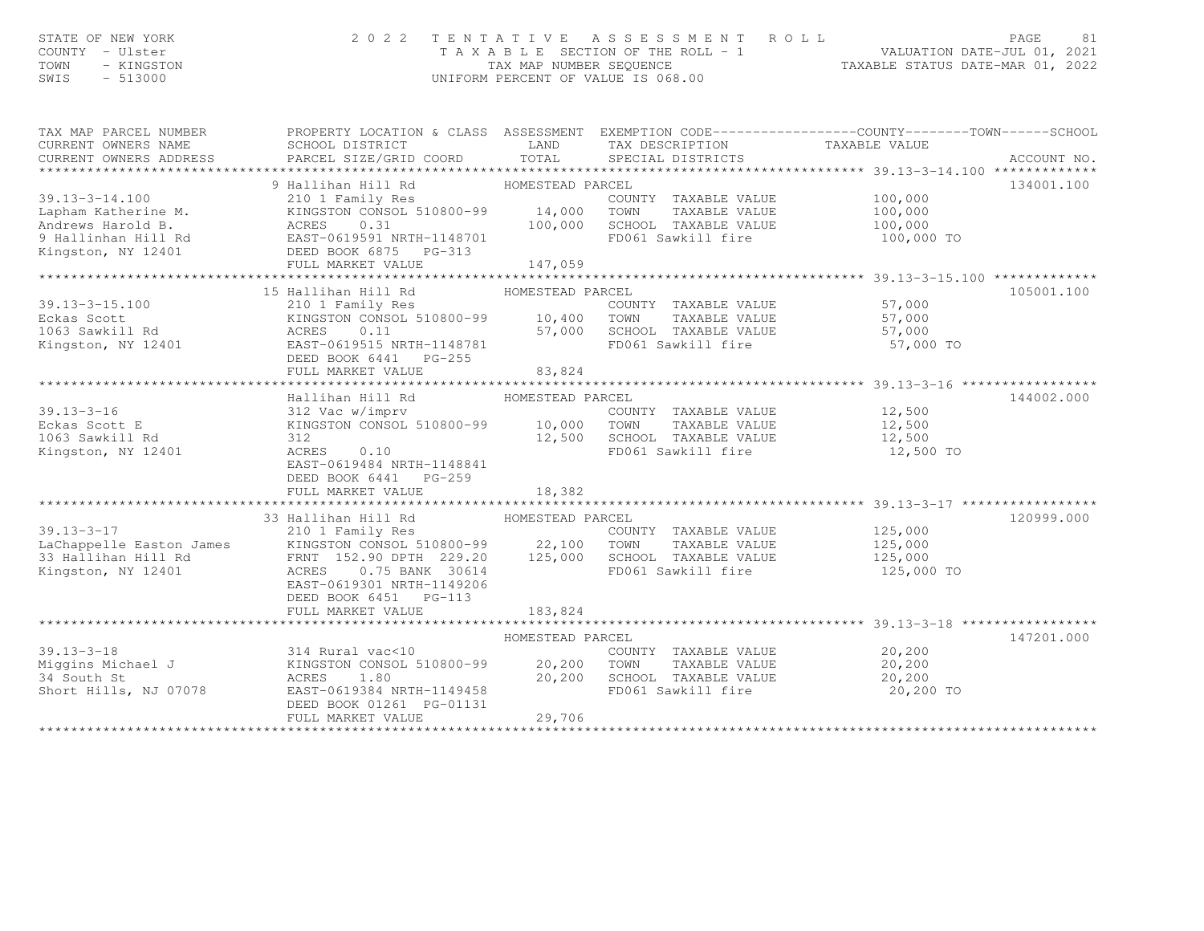STATE OF NEW YORK
COUNTY - Ulster
TOWN - KINGSTON
SWIS - 513000

2022 TENTATIVE ASSESSMENT ROLL
TAXABLE SECTION OF THE ROLL - 1
TAX MAP NUMBER SEQUENCE
UNIFORM PERCENT OF VALUE IS 068.00

VALUATION DATE-JUL 01, 2021
TAXABLE STATUS DATE-MAR 01, 2022

| TAX MAP PARCEL NUMBER / CURRENT OWNERS NAME / CURRENT OWNERS ADDRESS | PROPERTY LOCATION & CLASS / SCHOOL DISTRICT / PARCEL SIZE/GRID COORD | ASSESSMENT LAND | TOTAL | EXEMPTION CODE / TAX DESCRIPTION / SPECIAL DISTRICTS | TAXABLE VALUE (COUNTY / TOWN / SCHOOL) | ACCOUNT NO. |
|---|---|---|---|---|---|---|
| 39.13-3-14.100 | 9 Hallihan Hill Rd | HOMESTEAD PARCEL | | | | 134001.100 |
| Lapham Katherine M. | 210 1 Family Res | | | COUNTY TAXABLE VALUE | 100,000 | |
| Andrews Harold B. | KINGSTON CONSOL 510800-99 | 14,000 | | TOWN TAXABLE VALUE | 100,000 | |
| 9 Hallinhan Hill Rd | ACRES 0.31 | | 100,000 | SCHOOL TAXABLE VALUE | 100,000 | |
| Kingston, NY 12401 | EAST-0619591 NRTH-1148701 | | | FD061 Sawkill fire | 100,000 TO | |
| | DEED BOOK 6875 PG-313 | | | | | |
| | FULL MARKET VALUE | | 147,059 | | | |
| 39.13-3-15.100 | 15 Hallihan Hill Rd | HOMESTEAD PARCEL | | | | 105001.100 |
| Eckas Scott | 210 1 Family Res | | | COUNTY TAXABLE VALUE | 57,000 | |
| 1063 Sawkill Rd | KINGSTON CONSOL 510800-99 | 10,400 | | TOWN TAXABLE VALUE | 57,000 | |
| Kingston, NY 12401 | ACRES 0.11 | | 57,000 | SCHOOL TAXABLE VALUE | 57,000 | |
| | EAST-0619515 NRTH-1148781 | | | FD061 Sawkill fire | 57,000 TO | |
| | DEED BOOK 6441 PG-255 | | | | | |
| | FULL MARKET VALUE | | 83,824 | | | |
| 39.13-3-16 | Hallihan Hill Rd | HOMESTEAD PARCEL | | | | 144002.000 |
| Eckas Scott E | 312 Vac w/imprv | | | COUNTY TAXABLE VALUE | 12,500 | |
| 1063 Sawkill Rd | KINGSTON CONSOL 510800-99 | 10,000 | | TOWN TAXABLE VALUE | 12,500 | |
| Kingston, NY 12401 | 312 | | 12,500 | SCHOOL TAXABLE VALUE | 12,500 | |
| | ACRES 0.10 | | | FD061 Sawkill fire | 12,500 TO | |
| | EAST-0619484 NRTH-1148841 | | | | | |
| | DEED BOOK 6441 PG-259 | | | | | |
| | FULL MARKET VALUE | | 18,382 | | | |
| 39.13-3-17 | 33 Hallihan Hill Rd | HOMESTEAD PARCEL | | | | 120999.000 |
| LaChappelle Easton James | 210 1 Family Res | | | COUNTY TAXABLE VALUE | 125,000 | |
| 33 Hallihan Hill Rd | KINGSTON CONSOL 510800-99 | 22,100 | | TOWN TAXABLE VALUE | 125,000 | |
| Kingston, NY 12401 | FRNT 152.90 DPTH 229.20 | | 125,000 | SCHOOL TAXABLE VALUE | 125,000 | |
| | ACRES 0.75 BANK 30614 | | | FD061 Sawkill fire | 125,000 TO | |
| | EAST-0619301 NRTH-1149206 | | | | | |
| | DEED BOOK 6451 PG-113 | | | | | |
| | FULL MARKET VALUE | | 183,824 | | | |
| 39.13-3-18 | | HOMESTEAD PARCEL | | | | 147201.000 |
| Miggins Michael J | 314 Rural vac<10 | | | COUNTY TAXABLE VALUE | 20,200 | |
| 34 South St | KINGSTON CONSOL 510800-99 | 20,200 | | TOWN TAXABLE VALUE | 20,200 | |
| Short Hills, NJ 07078 | ACRES 1.80 | | 20,200 | SCHOOL TAXABLE VALUE | 20,200 | |
| | EAST-0619384 NRTH-1149458 | | | FD061 Sawkill fire | 20,200 TO | |
| | DEED BOOK 01261 PG-01131 | | | | | |
| | FULL MARKET VALUE | | 29,706 | | | |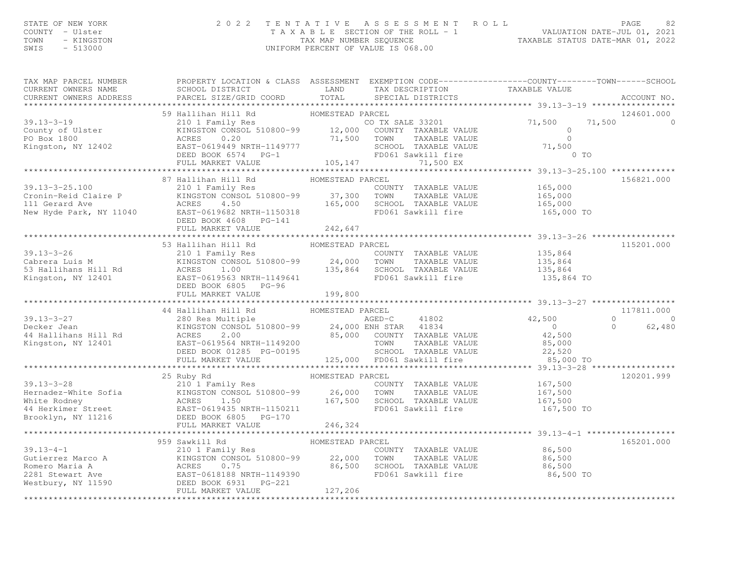STATE OF NEW YORK
COUNTY - Ulster
TOWN - Kingston
SWIS - 513000

2022 TENTATIVE ASSESSMENT ROLL
TAXABLE SECTION OF THE ROLL - 1
TAX MAP NUMBER SEQUENCE
UNIFORM PERCENT OF VALUE IS 068.00

VALUATION DATE-JUL 01, 2021
TAXABLE STATUS DATE-MAR 01, 2022

| TAX MAP PARCEL NUMBER / CURRENT OWNERS NAME / CURRENT OWNERS ADDRESS | PROPERTY LOCATION & CLASS / SCHOOL DISTRICT / PARCEL SIZE/GRID COORD | ASSESSMENT LAND / TOTAL | EXEMPTION CODE / TAX DESCRIPTION / SPECIAL DISTRICTS | COUNTY TAXABLE VALUE | TOWN | SCHOOL | ACCOUNT NO. |
|---|---|---|---|---|---|---|---|
| 39.13-3-19 | 59 Hallihan Hill Rd — HOMESTEAD PARCEL | | | | | | 124601.000 |
| | 210 1 Family Res | | CO TX SALE 33201 | 71,500 | 71,500 | 0 | |
| County of Ulster | KINGSTON CONSOL 510800-99 | 12,000 | COUNTY TAXABLE VALUE | 0 | | | |
| PO Box 1800 | ACRES 0.20 | 71,500 | TOWN TAXABLE VALUE | 0 | | | |
| Kingston, NY 12402 | EAST-0619449 NRTH-1149777 | | SCHOOL TAXABLE VALUE | 71,500 | | | |
| | DEED BOOK 6574 PG-1 | | FD061 Sawkill fire | 0 TO | | | |
| | FULL MARKET VALUE | 105,147 | 71,500 EX | | | | |
| 39.13-3-25.100 | 87 Hallihan Hill Rd — HOMESTEAD PARCEL | | | | | | 156821.000 |
| | 210 1 Family Res | | COUNTY TAXABLE VALUE | 165,000 | | | |
| Cronin-Reid Claire P | KINGSTON CONSOL 510800-99 | 37,300 | TOWN TAXABLE VALUE | 165,000 | | | |
| 111 Gerard Ave | ACRES 4.50 | 165,000 | SCHOOL TAXABLE VALUE | 165,000 | | | |
| New Hyde Park, NY 11040 | EAST-0619682 NRTH-1150318 | | FD061 Sawkill fire | 165,000 TO | | | |
| | DEED BOOK 4608 PG-141 | | | | | | |
| | FULL MARKET VALUE | 242,647 | | | | | |
| 39.13-3-26 | 53 Hallihan Hill Rd — HOMESTEAD PARCEL | | | | | | 115201.000 |
| | 210 1 Family Res | | COUNTY TAXABLE VALUE | 135,864 | | | |
| Cabrera Luis M | KINGSTON CONSOL 510800-99 | 24,000 | TOWN TAXABLE VALUE | 135,864 | | | |
| 53 Hallihans Hill Rd | ACRES 1.00 | 135,864 | SCHOOL TAXABLE VALUE | 135,864 | | | |
| Kingston, NY 12401 | EAST-0619563 NRTH-1149641 | | FD061 Sawkill fire | 135,864 TO | | | |
| | DEED BOOK 6805 PG-96 | | | | | | |
| | FULL MARKET VALUE | 199,800 | | | | | |
| 39.13-3-27 | 44 Hallihan Hill Rd — HOMESTEAD PARCEL | | | | | | 117811.000 |
| | 280 Res Multiple | | AGED-C 41802 | 42,500 | 0 | 0 | |
| Decker Jean | KINGSTON CONSOL 510800-99 | 24,000 | ENH STAR 41834 | 0 | 0 | 62,480 | |
| 44 Hallihans Hill Rd | ACRES 2.00 | 85,000 | COUNTY TAXABLE VALUE | 42,500 | | | |
| Kingston, NY 12401 | EAST-0619564 NRTH-1149200 | | TOWN TAXABLE VALUE | 85,000 | | | |
| | DEED BOOK 01285 PG-00195 | | SCHOOL TAXABLE VALUE | 22,520 | | | |
| | FULL MARKET VALUE | 125,000 | FD061 Sawkill fire | 85,000 TO | | | |
| 39.13-3-28 | 25 Ruby Rd — HOMESTEAD PARCEL | | | | | | 120201.999 |
| | 210 1 Family Res | | COUNTY TAXABLE VALUE | 167,500 | | | |
| Hernadez-White Sofia | KINGSTON CONSOL 510800-99 | 26,000 | TOWN TAXABLE VALUE | 167,500 | | | |
| White Rodney | ACRES 1.50 | 167,500 | SCHOOL TAXABLE VALUE | 167,500 | | | |
| 44 Herkimer Street | EAST-0619435 NRTH-1150211 | | FD061 Sawkill fire | 167,500 TO | | | |
| Brooklyn, NY 11216 | DEED BOOK 6805 PG-170 | | | | | | |
| | FULL MARKET VALUE | 246,324 | | | | | |
| 39.13-4-1 | 959 Sawkill Rd — HOMESTEAD PARCEL | | | | | | 165201.000 |
| | 210 1 Family Res | | COUNTY TAXABLE VALUE | 86,500 | | | |
| Gutierrez Marco A | KINGSTON CONSOL 510800-99 | 22,000 | TOWN TAXABLE VALUE | 86,500 | | | |
| Romero Maria A | ACRES 0.75 | 86,500 | SCHOOL TAXABLE VALUE | 86,500 | | | |
| 2281 Stewart Ave | EAST-0618188 NRTH-1149390 | | FD061 Sawkill fire | 86,500 TO | | | |
| Westbury, NY 11590 | DEED BOOK 6931 PG-221 | | | | | | |
| | FULL MARKET VALUE | 127,206 | | | | | |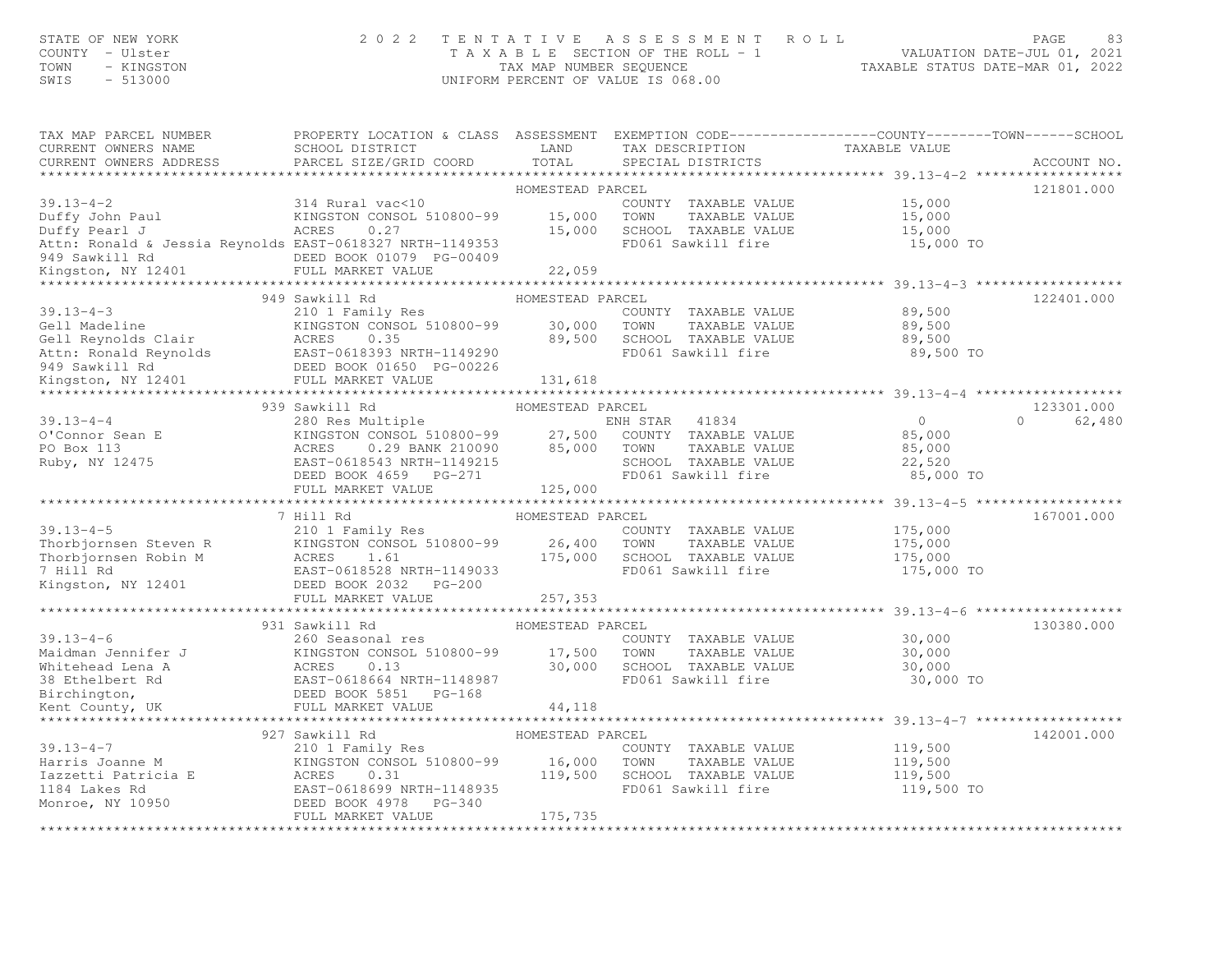STATE OF NEW YORK
COUNTY - Ulster
TOWN - KINGSTON
SWIS - 513000

# 2022 TENTATIVE ASSESSMENT ROLL

TAXABLE SECTION OF THE ROLL - 1
TAX MAP NUMBER SEQUENCE
UNIFORM PERCENT OF VALUE IS 068.00

VALUATION DATE-JUL 01, 2021
TAXABLE STATUS DATE-MAR 01, 2022

| TAX MAP PARCEL NUMBER / CURRENT OWNERS NAME / CURRENT OWNERS ADDRESS | PROPERTY LOCATION & CLASS / SCHOOL DISTRICT / PARCEL SIZE/GRID COORD | ASSESSMENT LAND / TOTAL | EXEMPTION CODE / TAX DESCRIPTION / SPECIAL DISTRICTS | COUNTY TAXABLE VALUE | TOWN | SCHOOL | ACCOUNT NO. |
|---|---|---|---|---|---|---|---|
| **39.13-4-2** | HOMESTEAD PARCEL | | | | | | 121801.000 |
| 39.13-4-2 | 314 Rural vac<10 | | COUNTY TAXABLE VALUE | 15,000 | | | |
| Duffy John Paul | KINGSTON CONSOL 510800-99 | 15,000 | TOWN TAXABLE VALUE | 15,000 | | | |
| Duffy Pearl J | ACRES 0.27 | 15,000 | SCHOOL TAXABLE VALUE | 15,000 | | | |
| Attn: Ronald & Jessia Reynolds | EAST-0618327 NRTH-1149353 | | FD061 Sawkill fire | 15,000 TO | | | |
| 949 Sawkill Rd | DEED BOOK 01079 PG-00409 | | | | | | |
| Kingston, NY 12401 | FULL MARKET VALUE | 22,059 | | | | | |
| **39.13-4-3** | 949 Sawkill Rd — HOMESTEAD PARCEL | | | | | | 122401.000 |
| 39.13-4-3 | 210 1 Family Res | | COUNTY TAXABLE VALUE | 89,500 | | | |
| Gell Madeline | KINGSTON CONSOL 510800-99 | 30,000 | TOWN TAXABLE VALUE | 89,500 | | | |
| Gell Reynolds Clair | ACRES 0.35 | 89,500 | SCHOOL TAXABLE VALUE | 89,500 | | | |
| Attn: Ronald Reynolds | EAST-0618393 NRTH-1149290 | | FD061 Sawkill fire | 89,500 TO | | | |
| 949 Sawkill Rd | DEED BOOK 01650 PG-00226 | | | | | | |
| Kingston, NY 12401 | FULL MARKET VALUE | 131,618 | | | | | |
| **39.13-4-4** | 939 Sawkill Rd — HOMESTEAD PARCEL | | | | | | 123301.000 |
| 39.13-4-4 | 280 Res Multiple | | ENH STAR 41834 | 0 | | 0 | 62,480 |
| O'Connor Sean E | KINGSTON CONSOL 510800-99 | 27,500 | COUNTY TAXABLE VALUE | 85,000 | | | |
| PO Box 113 | ACRES 0.29 BANK 210090 | 85,000 | TOWN TAXABLE VALUE | 85,000 | | | |
| Ruby, NY 12475 | EAST-0618543 NRTH-1149215 | | SCHOOL TAXABLE VALUE | 22,520 | | | |
| | DEED BOOK 4659 PG-271 | | FD061 Sawkill fire | 85,000 TO | | | |
| | FULL MARKET VALUE | 125,000 | | | | | |
| **39.13-4-5** | 7 Hill Rd — HOMESTEAD PARCEL | | | | | | 167001.000 |
| 39.13-4-5 | 210 1 Family Res | | COUNTY TAXABLE VALUE | 175,000 | | | |
| Thorbjornsen Steven R | KINGSTON CONSOL 510800-99 | 26,400 | TOWN TAXABLE VALUE | 175,000 | | | |
| Thorbjornsen Robin M | ACRES 1.61 | 175,000 | SCHOOL TAXABLE VALUE | 175,000 | | | |
| 7 Hill Rd | EAST-0618528 NRTH-1149033 | | FD061 Sawkill fire | 175,000 TO | | | |
| Kingston, NY 12401 | DEED BOOK 2032 PG-200 | | | | | | |
| | FULL MARKET VALUE | 257,353 | | | | | |
| **39.13-4-6** | 931 Sawkill Rd — HOMESTEAD PARCEL | | | | | | 130380.000 |
| 39.13-4-6 | 260 Seasonal res | | COUNTY TAXABLE VALUE | 30,000 | | | |
| Maidman Jennifer J | KINGSTON CONSOL 510800-99 | 17,500 | TOWN TAXABLE VALUE | 30,000 | | | |
| Whitehead Lena A | ACRES 0.13 | 30,000 | SCHOOL TAXABLE VALUE | 30,000 | | | |
| 38 Ethelbert Rd | EAST-0618664 NRTH-1148987 | | FD061 Sawkill fire | 30,000 TO | | | |
| Birchington, | DEED BOOK 5851 PG-168 | | | | | | |
| Kent County, UK | FULL MARKET VALUE | 44,118 | | | | | |
| **39.13-4-7** | 927 Sawkill Rd — HOMESTEAD PARCEL | | | | | | 142001.000 |
| 39.13-4-7 | 210 1 Family Res | | COUNTY TAXABLE VALUE | 119,500 | | | |
| Harris Joanne M | KINGSTON CONSOL 510800-99 | 16,000 | TOWN TAXABLE VALUE | 119,500 | | | |
| Iazzetti Patricia E | ACRES 0.31 | 119,500 | SCHOOL TAXABLE VALUE | 119,500 | | | |
| 1184 Lakes Rd | EAST-0618699 NRTH-1148935 | | FD061 Sawkill fire | 119,500 TO | | | |
| Monroe, NY 10950 | DEED BOOK 4978 PG-340 | | | | | | |
| | FULL MARKET VALUE | 175,735 | | | | | |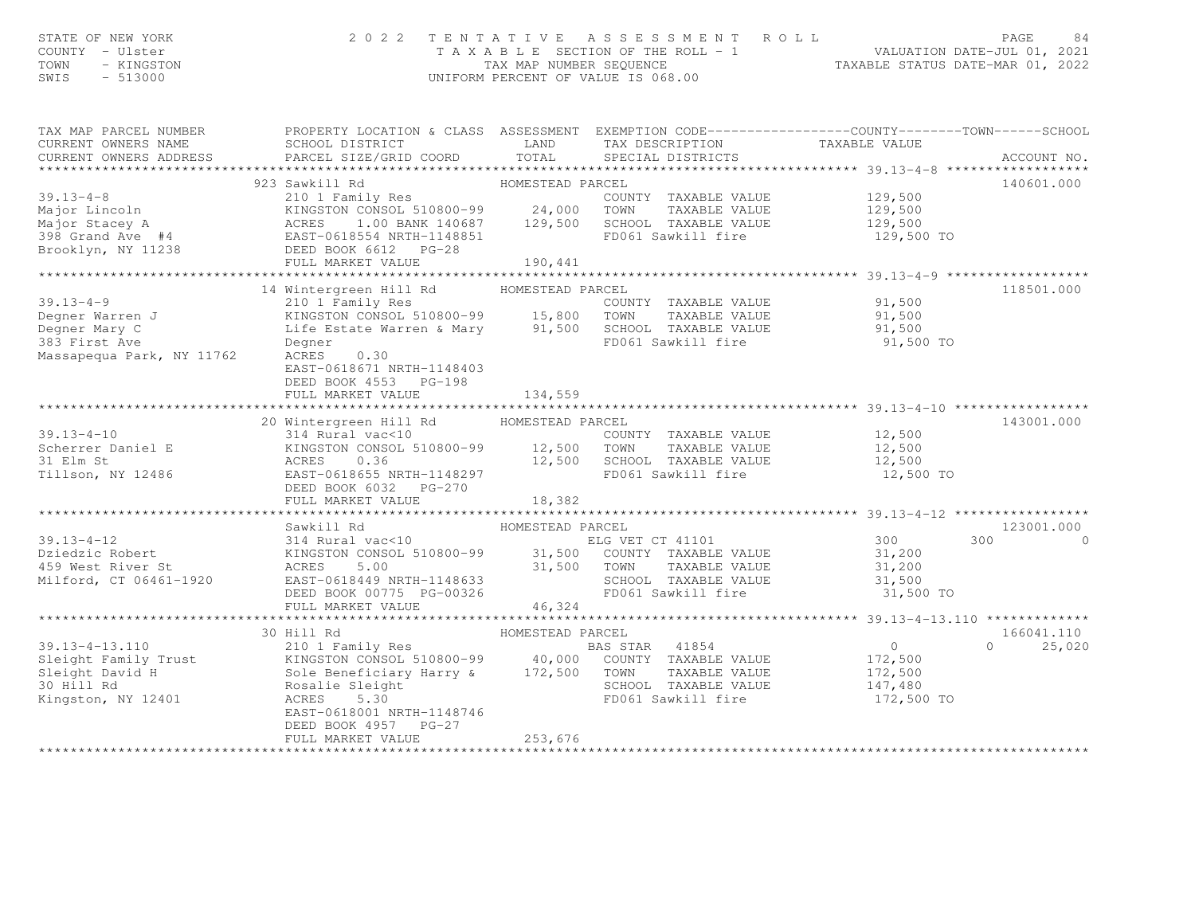STATE OF NEW YORK
COUNTY - Ulster
TOWN - KINGSTON
SWIS - 513000

2022 TENTATIVE ASSESSMENT ROLL
TAXABLE SECTION OF THE ROLL - 1
TAX MAP NUMBER SEQUENCE
UNIFORM PERCENT OF VALUE IS 068.00

VALUATION DATE-JUL 01, 2021
TAXABLE STATUS DATE-MAR 01, 2022

| TAX MAP PARCEL NUMBER / CURRENT OWNERS NAME / CURRENT OWNERS ADDRESS | PROPERTY LOCATION & CLASS / SCHOOL DISTRICT / PARCEL SIZE/GRID COORD | ASSESSMENT LAND / TOTAL | EXEMPTION CODE / TAX DESCRIPTION / SPECIAL DISTRICTS | COUNTY TAXABLE VALUE | TOWN | SCHOOL | ACCOUNT NO. |
|---|---|---|---|---|---|---|---|
| **39.13-4-8** | 923 Sawkill Rd | HOMESTEAD PARCEL | | | | | 140601.000 |
| | 210 1 Family Res | | COUNTY TAXABLE VALUE | 129,500 | | | |
| Major Lincoln | KINGSTON CONSOL 510800-99 | 24,000 | TOWN TAXABLE VALUE | 129,500 | | | |
| Major Stacey A | ACRES 1.00 BANK 140687 | 129,500 | SCHOOL TAXABLE VALUE | 129,500 | | | |
| 398 Grand Ave #4 | EAST-0618554 NRTH-1148851 | | FD061 Sawkill fire | 129,500 TO | | | |
| Brooklyn, NY 11238 | DEED BOOK 6612 PG-28 | | | | | | |
| | FULL MARKET VALUE | 190,441 | | | | | |
| **39.13-4-9** | 14 Wintergreen Hill Rd | HOMESTEAD PARCEL | | | | | 118501.000 |
| | 210 1 Family Res | | COUNTY TAXABLE VALUE | 91,500 | | | |
| Degner Warren J | KINGSTON CONSOL 510800-99 | 15,800 | TOWN TAXABLE VALUE | 91,500 | | | |
| Degner Mary C | Life Estate Warren & Mary | 91,500 | SCHOOL TAXABLE VALUE | 91,500 | | | |
| 383 First Ave | Degner | | FD061 Sawkill fire | 91,500 TO | | | |
| Massapequa Park, NY 11762 | ACRES 0.30 | | | | | | |
| | EAST-0618671 NRTH-1148403 | | | | | | |
| | DEED BOOK 4553 PG-198 | | | | | | |
| | FULL MARKET VALUE | 134,559 | | | | | |
| **39.13-4-10** | 20 Wintergreen Hill Rd | HOMESTEAD PARCEL | | | | | 143001.000 |
| | 314 Rural vac<10 | | COUNTY TAXABLE VALUE | 12,500 | | | |
| Scherrer Daniel E | KINGSTON CONSOL 510800-99 | 12,500 | TOWN TAXABLE VALUE | 12,500 | | | |
| 31 Elm St | ACRES 0.36 | 12,500 | SCHOOL TAXABLE VALUE | 12,500 | | | |
| Tillson, NY 12486 | EAST-0618655 NRTH-1148297 | | FD061 Sawkill fire | 12,500 TO | | | |
| | DEED BOOK 6032 PG-270 | | | | | | |
| | FULL MARKET VALUE | 18,382 | | | | | |
| **39.13-4-12** | Sawkill Rd | HOMESTEAD PARCEL | | | | | 123001.000 |
| | 314 Rural vac<10 | | ELG VET CT 41101 | 300 | 300 | 0 | |
| Dziedzic Robert | KINGSTON CONSOL 510800-99 | 31,500 | COUNTY TAXABLE VALUE | 31,200 | | | |
| 459 West River St | ACRES 5.00 | 31,500 | TOWN TAXABLE VALUE | 31,200 | | | |
| Milford, CT 06461-1920 | EAST-0618449 NRTH-1148633 | | SCHOOL TAXABLE VALUE | 31,500 | | | |
| | DEED BOOK 00775 PG-00326 | | FD061 Sawkill fire | 31,500 TO | | | |
| | FULL MARKET VALUE | 46,324 | | | | | |
| **39.13-4-13.110** | 30 Hill Rd | HOMESTEAD PARCEL | | | | | 166041.110 |
| | 210 1 Family Res | | BAS STAR 41854 | 0 | 0 | 25,020 | |
| Sleight Family Trust | KINGSTON CONSOL 510800-99 | 40,000 | COUNTY TAXABLE VALUE | 172,500 | | | |
| Sleight David H | Sole Beneficiary Harry & | 172,500 | TOWN TAXABLE VALUE | 172,500 | | | |
| 30 Hill Rd | Rosalie Sleight | | SCHOOL TAXABLE VALUE | 147,480 | | | |
| Kingston, NY 12401 | ACRES 5.30 | | FD061 Sawkill fire | 172,500 TO | | | |
| | EAST-0618001 NRTH-1148746 | | | | | | |
| | DEED BOOK 4957 PG-27 | | | | | | |
| | FULL MARKET VALUE | 253,676 | | | | | |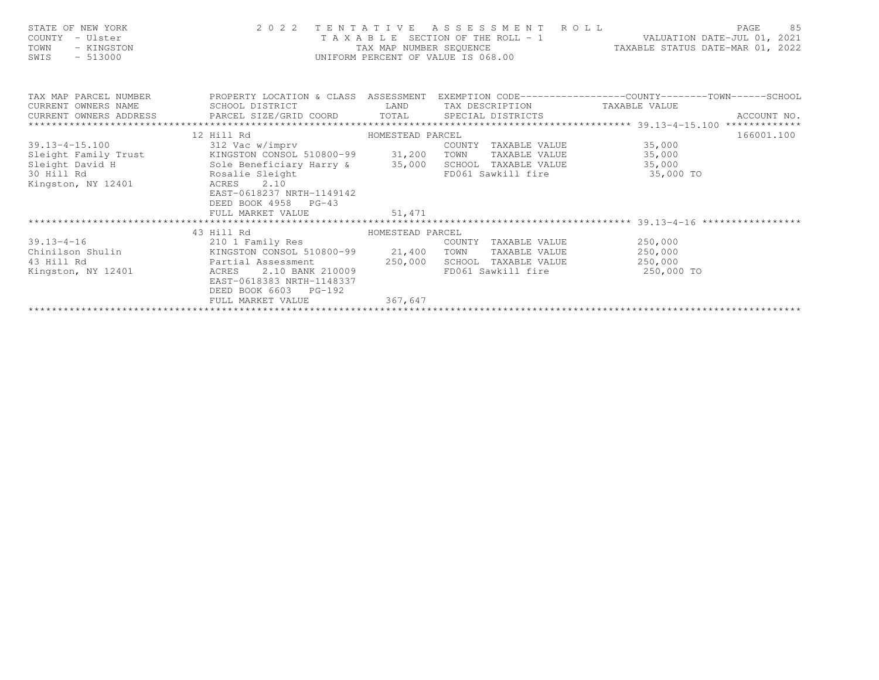STATE OF NEW YORK
COUNTY - Ulster
TOWN - KINGSTON
SWIS - 513000

2022 TENTATIVE ASSESSMENT ROLL
TAXABLE SECTION OF THE ROLL - 1
TAX MAP NUMBER SEQUENCE
UNIFORM PERCENT OF VALUE IS 068.00

VALUATION DATE-JUL 01, 2021
TAXABLE STATUS DATE-MAR 01, 2022

| TAX MAP PARCEL NUMBER / CURRENT OWNERS NAME / CURRENT OWNERS ADDRESS | PROPERTY LOCATION & CLASS / SCHOOL DISTRICT / PARCEL SIZE/GRID COORD | ASSESSMENT LAND / TOTAL | EXEMPTION CODE / TAX DESCRIPTION / SPECIAL DISTRICTS | TAXABLE VALUE | ACCOUNT NO. |
|---|---|---|---|---|---|
| 39.13-4-15.100 | 12 Hill Rd | HOMESTEAD PARCEL | | | 166001.100 |
| 39.13-4-15.100 | 312 Vac w/imprv | | COUNTY TAXABLE VALUE | 35,000 | |
| Sleight Family Trust | KINGSTON CONSOL 510800-99 | 31,200 | TOWN TAXABLE VALUE | 35,000 | |
| Sleight David H | Sole Beneficiary Harry & | 35,000 | SCHOOL TAXABLE VALUE | 35,000 | |
| 30 Hill Rd | Rosalie Sleight | | FD061 Sawkill fire | 35,000 TO | |
| Kingston, NY 12401 | ACRES 2.10 | | | | |
| | EAST-0618237 NRTH-1149142 | | | | |
| | DEED BOOK 4958 PG-43 | | | | |
| | FULL MARKET VALUE | 51,471 | | | |
| 39.13-4-16 | 43 Hill Rd | HOMESTEAD PARCEL | | | |
| 39.13-4-16 | 210 1 Family Res | | COUNTY TAXABLE VALUE | 250,000 | |
| Chinilson Shulin | KINGSTON CONSOL 510800-99 | 21,400 | TOWN TAXABLE VALUE | 250,000 | |
| 43 Hill Rd | Partial Assessment | 250,000 | SCHOOL TAXABLE VALUE | 250,000 | |
| Kingston, NY 12401 | ACRES 2.10 BANK 210009 | | FD061 Sawkill fire | 250,000 TO | |
| | EAST-0618383 NRTH-1148337 | | | | |
| | DEED BOOK 6603 PG-192 | | | | |
| | FULL MARKET VALUE | 367,647 | | | |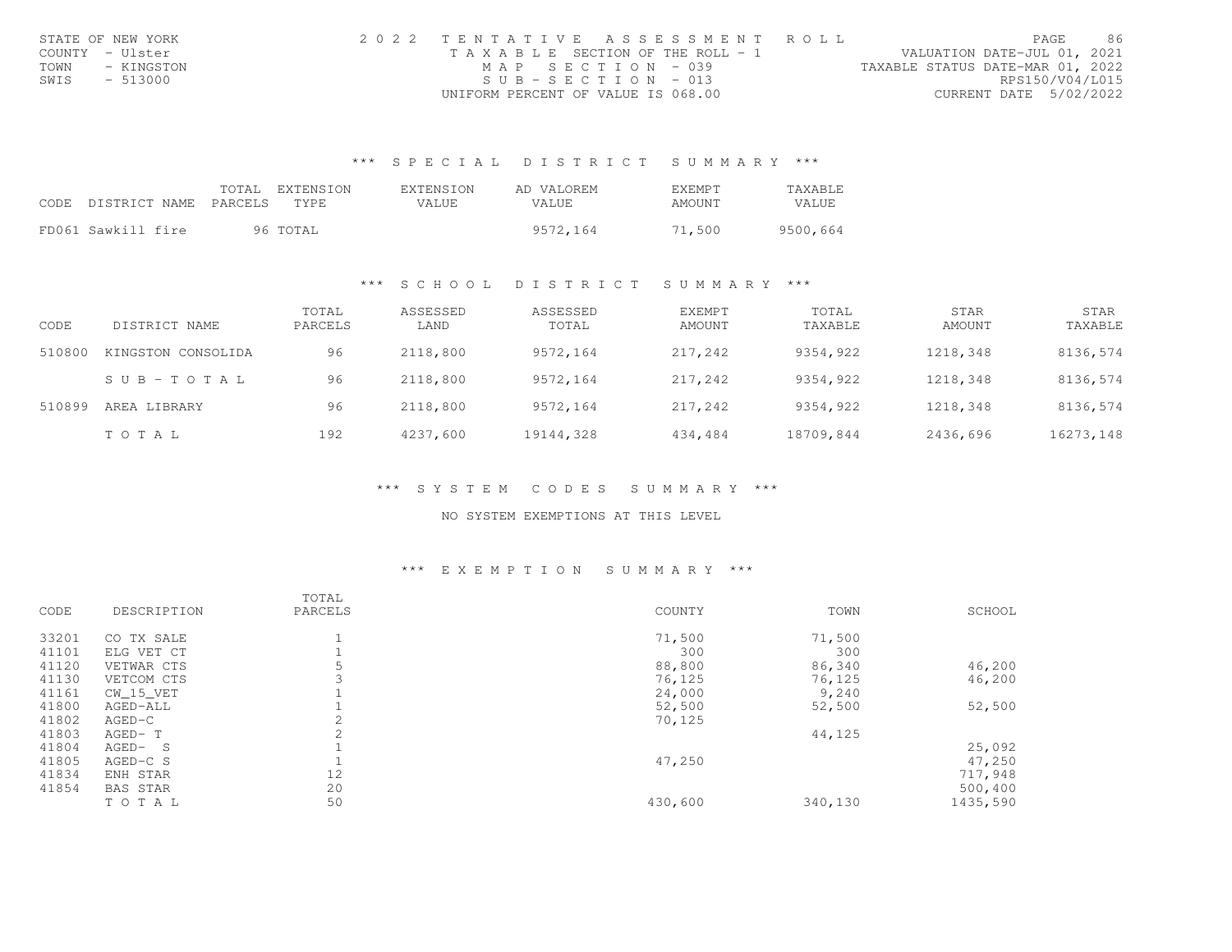STATE OF NEW YORK
COUNTY - Ulster
TOWN - KINGSTON
SWIS - 513000

2022 TENTATIVE ASSESSMENT ROLL
TAXABLE SECTION OF THE ROLL - 1
MAP SECTION - 039
SUB-SECTION - 013
UNIFORM PERCENT OF VALUE IS 068.00

VALUATION DATE-JUL 01, 2021
TAXABLE STATUS DATE-MAR 01, 2022
RPS150/V04/L015
CURRENT DATE 5/02/2022

### *** SPECIAL DISTRICT SUMMARY ***

| CODE | DISTRICT NAME | TOTAL PARCELS | EXTENSION TYPE | EXTENSION VALUE | AD VALOREM VALUE | EXEMPT AMOUNT | TAXABLE VALUE |
|---|---|---|---|---|---|---|---|
| FD061 | Sawkill fire | 96 | TOTAL | | 9572,164 | 71,500 | 9500,664 |

### *** SCHOOL DISTRICT SUMMARY ***

| CODE | DISTRICT NAME | TOTAL PARCELS | ASSESSED LAND | ASSESSED TOTAL | EXEMPT AMOUNT | TOTAL TAXABLE | STAR AMOUNT | STAR TAXABLE |
|---|---|---|---|---|---|---|---|---|
| 510800 | KINGSTON CONSOLIDA | 96 | 2118,800 | 9572,164 | 217,242 | 9354,922 | 1218,348 | 8136,574 |
| | SUB-TOTAL | 96 | 2118,800 | 9572,164 | 217,242 | 9354,922 | 1218,348 | 8136,574 |
| 510899 | AREA LIBRARY | 96 | 2118,800 | 9572,164 | 217,242 | 9354,922 | 1218,348 | 8136,574 |
| | TOTAL | 192 | 4237,600 | 19144,328 | 434,484 | 18709,844 | 2436,696 | 16273,148 |

### *** SYSTEM CODES SUMMARY ***

NO SYSTEM EXEMPTIONS AT THIS LEVEL

### *** EXEMPTION SUMMARY ***

| CODE | DESCRIPTION | TOTAL PARCELS | COUNTY | TOWN | SCHOOL |
|---|---|---|---|---|---|
| 33201 | CO TX SALE | 1 | 71,500 | 71,500 | |
| 41101 | ELG VET CT | 1 | 300 | 300 | |
| 41120 | VETWAR CTS | 5 | 88,800 | 86,340 | 46,200 |
| 41130 | VETCOM CTS | 3 | 76,125 | 76,125 | 46,200 |
| 41161 | CW_15_VET | 1 | 24,000 | 9,240 | |
| 41800 | AGED-ALL | 1 | 52,500 | 52,500 | 52,500 |
| 41802 | AGED-C | 2 | 70,125 | | |
| 41803 | AGED- T | 2 | | 44,125 | |
| 41804 | AGED- S | 1 | | | 25,092 |
| 41805 | AGED-C S | 1 | 47,250 | | 47,250 |
| 41834 | ENH STAR | 12 | | | 717,948 |
| 41854 | BAS STAR | 20 | | | 500,400 |
| | TOTAL | 50 | 430,600 | 340,130 | 1435,590 |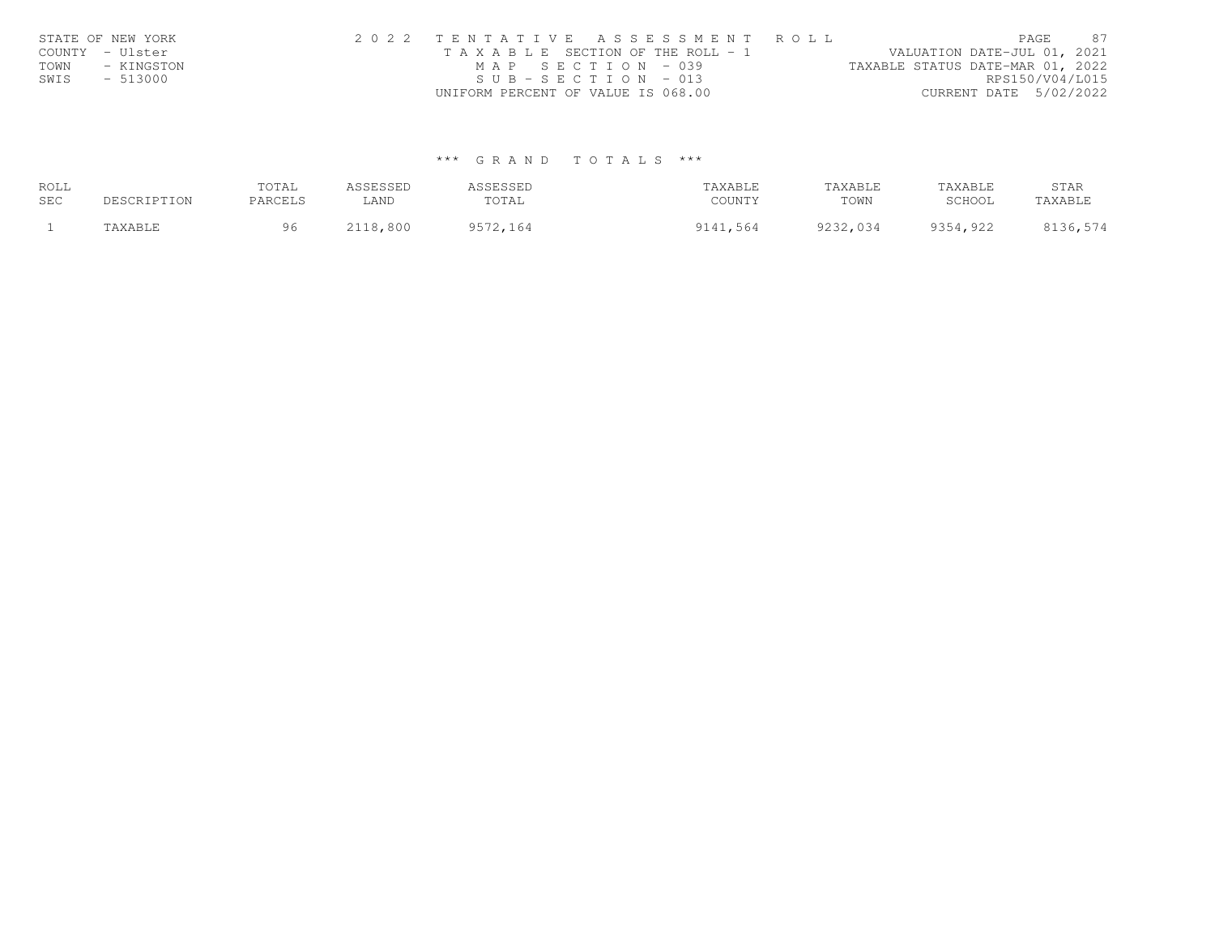STATE OF NEW YORK
COUNTY - Ulster
TOWN - KINGSTON
SWIS - 513000

2 0 2 2 T E N T A T I V E A S S E S S M E N T R O L L
T A X A B L E SECTION OF THE ROLL - 1
M A P S E C T I O N - 039
S U B - S E C T I O N - 013
UNIFORM PERCENT OF VALUE IS 068.00

VALUATION DATE-JUL 01, 2021
TAXABLE STATUS DATE-MAR 01, 2022
RPS150/V04/L015
CURRENT DATE 5/02/2022

\*\*\* G R A N D T O T A L S \*\*\*

| ROLL SEC | DESCRIPTION | TOTAL PARCELS | ASSESSED LAND | ASSESSED TOTAL | TAXABLE COUNTY | TAXABLE TOWN | TAXABLE SCHOOL | STAR TAXABLE |
|---|---|---|---|---|---|---|---|---|
| 1 | TAXABLE | 96 | 2118,800 | 9572,164 | 9141,564 | 9232,034 | 9354,922 | 8136,574 |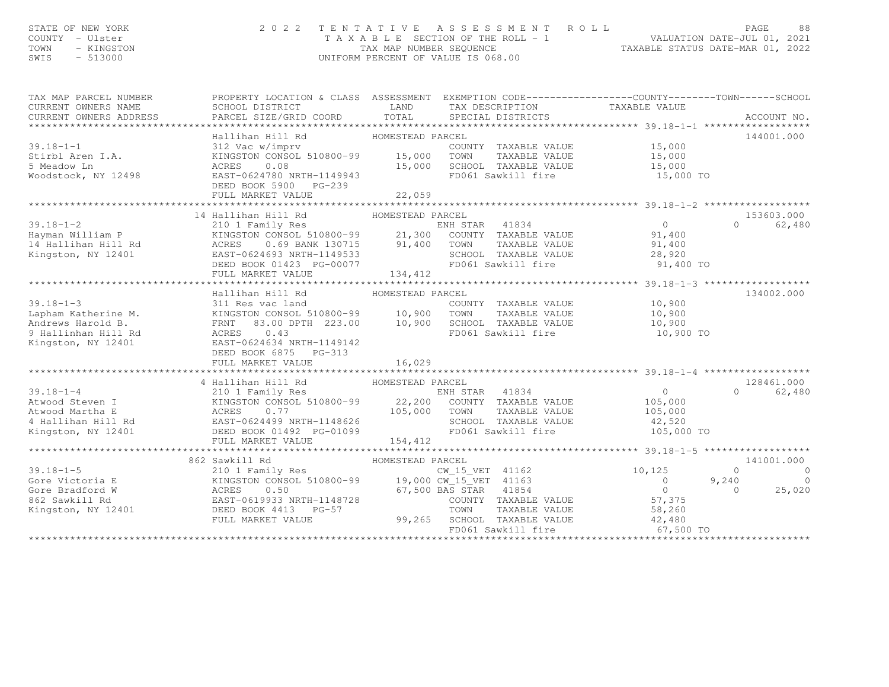STATE OF NEW YORK
COUNTY - Ulster
TOWN - KINGSTON
SWIS - 513000

# 2022 TENTATIVE ASSESSMENT ROLL

TAXABLE SECTION OF THE ROLL - 1
TAX MAP NUMBER SEQUENCE
UNIFORM PERCENT OF VALUE IS 068.00

VALUATION DATE-JUL 01, 2021
TAXABLE STATUS DATE-MAR 01, 2022

| TAX MAP PARCEL NUMBER / CURRENT OWNERS NAME / CURRENT OWNERS ADDRESS | PROPERTY LOCATION & CLASS / SCHOOL DISTRICT / PARCEL SIZE/GRID COORD | ASSESSMENT LAND / TOTAL | EXEMPTION CODE / TAX DESCRIPTION / SPECIAL DISTRICTS | COUNTY TAXABLE VALUE | TOWN | SCHOOL | ACCOUNT NO. |
|---|---|---|---|---|---|---|---|
| **39.18-1-1** | Hallihan Hill Rd | HOMESTEAD PARCEL | | | | | 144001.000 |
| 39.18-1-1 | 312 Vac w/imprv | | COUNTY TAXABLE VALUE | 15,000 | | | |
| Stirbl Aren I.A. | KINGSTON CONSOL 510800-99 | 15,000 | TOWN TAXABLE VALUE | 15,000 | | | |
| 5 Meadow Ln | ACRES 0.08 | 15,000 | SCHOOL TAXABLE VALUE | 15,000 | | | |
| Woodstock, NY 12498 | EAST-0624780 NRTH-1149943 | | FD061 Sawkill fire | 15,000 TO | | | |
| | DEED BOOK 5900 PG-239 | | | | | | |
| | FULL MARKET VALUE | 22,059 | | | | | |
| **39.18-1-2** | 14 Hallihan Hill Rd | HOMESTEAD PARCEL | | | | | 153603.000 |
| 39.18-1-2 | 210 1 Family Res | | ENH STAR 41834 | 0 | 0 | 62,480 | |
| Hayman William P | KINGSTON CONSOL 510800-99 | 21,300 | COUNTY TAXABLE VALUE | 91,400 | | | |
| 14 Hallihan Hill Rd | ACRES 0.69 BANK 130715 | 91,400 | TOWN TAXABLE VALUE | 91,400 | | | |
| Kingston, NY 12401 | EAST-0624693 NRTH-1149533 | | SCHOOL TAXABLE VALUE | 28,920 | | | |
| | DEED BOOK 01423 PG-00077 | | FD061 Sawkill fire | 91,400 TO | | | |
| | FULL MARKET VALUE | 134,412 | | | | | |
| **39.18-1-3** | Hallihan Hill Rd | HOMESTEAD PARCEL | | | | | 134002.000 |
| 39.18-1-3 | 311 Res vac land | | COUNTY TAXABLE VALUE | 10,900 | | | |
| Lapham Katherine M. | KINGSTON CONSOL 510800-99 | 10,900 | TOWN TAXABLE VALUE | 10,900 | | | |
| Andrews Harold B. | FRNT 83.00 DPTH 223.00 | 10,900 | SCHOOL TAXABLE VALUE | 10,900 | | | |
| 9 Hallinhan Hill Rd | ACRES 0.43 | | FD061 Sawkill fire | 10,900 TO | | | |
| Kingston, NY 12401 | EAST-0624634 NRTH-1149142 | | | | | | |
| | DEED BOOK 6875 PG-313 | | | | | | |
| | FULL MARKET VALUE | 16,029 | | | | | |
| **39.18-1-4** | 4 Hallihan Hill Rd | HOMESTEAD PARCEL | | | | | 128461.000 |
| 39.18-1-4 | 210 1 Family Res | | ENH STAR 41834 | 0 | 0 | 62,480 | |
| Atwood Steven I | KINGSTON CONSOL 510800-99 | 22,200 | COUNTY TAXABLE VALUE | 105,000 | | | |
| Atwood Martha E | ACRES 0.77 | 105,000 | TOWN TAXABLE VALUE | 105,000 | | | |
| 4 Hallihan Hill Rd | EAST-0624499 NRTH-1148626 | | SCHOOL TAXABLE VALUE | 42,520 | | | |
| Kingston, NY 12401 | DEED BOOK 01492 PG-01099 | | FD061 Sawkill fire | 105,000 TO | | | |
| | FULL MARKET VALUE | 154,412 | | | | | |
| **39.18-1-5** | 862 Sawkill Rd | HOMESTEAD PARCEL | | | | | 141001.000 |
| 39.18-1-5 | 210 1 Family Res | | CW_15_VET 41162 | 10,125 | 0 | 0 | |
| Gore Victoria E | KINGSTON CONSOL 510800-99 | 19,000 | CW_15_VET 41163 | 0 | 9,240 | 0 | |
| Gore Bradford W | ACRES 0.50 | 67,500 | BAS STAR 41854 | 0 | 0 | 25,020 | |
| 862 Sawkill Rd | EAST-0619933 NRTH-1148728 | | COUNTY TAXABLE VALUE | 57,375 | | | |
| Kingston, NY 12401 | DEED BOOK 4413 PG-57 | | TOWN TAXABLE VALUE | 58,260 | | | |
| | FULL MARKET VALUE | 99,265 | SCHOOL TAXABLE VALUE | 42,480 | | | |
| | | | FD061 Sawkill fire | 67,500 TO | | | |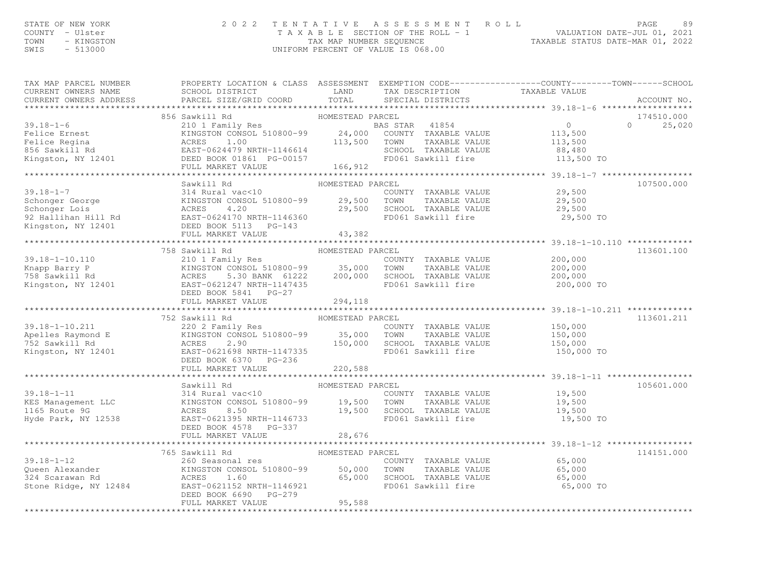STATE OF NEW YORK
COUNTY - Ulster
TOWN - KINGSTON
SWIS - 513000

2 0 2 2 T E N T A T I V E A S S E S S M E N T R O L L
T A X A B L E SECTION OF THE ROLL - 1
TAX MAP NUMBER SEQUENCE
UNIFORM PERCENT OF VALUE IS 068.00

VALUATION DATE-JUL 01, 2021
TAXABLE STATUS DATE-MAR 01, 2022

```
TAX MAP PARCEL NUMBER          PROPERTY LOCATION & CLASS  ASSESSMENT  EXEMPTION CODE------------------COUNTY--------TOWN------SCHOOL
CURRENT OWNERS NAME            SCHOOL DISTRICT               LAND      TAX DESCRIPTION            TAXABLE VALUE
CURRENT OWNERS ADDRESS         PARCEL SIZE/GRID COORD        TOTAL     SPECIAL DISTRICTS                                        ACCOUNT NO.
******************************************************************************************************* 39.18-1-6 ******************
                      856 Sawkill Rd                  HOMESTEAD PARCEL                                                     174510.000
39.18-1-6                      210 1 Family Res                    BAS STAR   41854                 0               0      25,020
Felice Ernest                  KINGSTON CONSOL 510800-99    24,000    COUNTY   TAXABLE VALUE        113,500
Felice Regina                  ACRES    1.00               113,500    TOWN     TAXABLE VALUE        113,500
856 Sawkill Rd                 EAST-0624479 NRTH-1146614              SCHOOL   TAXABLE VALUE         88,480
Kingston, NY 12401             DEED BOOK 01861 PG-00157               FD061 Sawkill fire            113,500 TO
                               FULL MARKET VALUE           166,912
******************************************************************************************************* 39.18-1-7 ******************
                      Sawkill Rd                      HOMESTEAD PARCEL                                                     107500.000
39.18-1-7                      314 Rural vac<10                       COUNTY   TAXABLE VALUE         29,500
Schonger George                KINGSTON CONSOL 510800-99    29,500    TOWN     TAXABLE VALUE         29,500
Schonger Lois                  ACRES    4.20                29,500    SCHOOL   TAXABLE VALUE         29,500
92 Hallihan Hill Rd            EAST-0624170 NRTH-1146360              FD061 Sawkill fire             29,500 TO
Kingston, NY 12401             DEED BOOK 5113   PG-143
                               FULL MARKET VALUE            43,382
******************************************************************************************************* 39.18-1-10.110 *************
                      758 Sawkill Rd                  HOMESTEAD PARCEL                                                     113601.100
39.18-1-10.110                 210 1 Family Res                       COUNTY   TAXABLE VALUE        200,000
Knapp Barry P                  KINGSTON CONSOL 510800-99    35,000    TOWN     TAXABLE VALUE        200,000
758 Sawkill Rd                 ACRES    5.30 BANK  61222   200,000    SCHOOL   TAXABLE VALUE        200,000
Kingston, NY 12401             EAST-0621247 NRTH-1147435              FD061 Sawkill fire            200,000 TO
                               DEED BOOK 5841   PG-27
                               FULL MARKET VALUE           294,118
******************************************************************************************************* 39.18-1-10.211 *************
                      752 Sawkill Rd                  HOMESTEAD PARCEL                                                     113601.211
39.18-1-10.211                 220 2 Family Res                       COUNTY   TAXABLE VALUE        150,000
Apelles Raymond E              KINGSTON CONSOL 510800-99    35,000    TOWN     TAXABLE VALUE        150,000
752 Sawkill Rd                 ACRES    2.90               150,000    SCHOOL   TAXABLE VALUE        150,000
Kingston, NY 12401             EAST-0621698 NRTH-1147335              FD061 Sawkill fire            150,000 TO
                               DEED BOOK 6370   PG-236
                               FULL MARKET VALUE           220,588
******************************************************************************************************* 39.18-1-11 *****************
                      Sawkill Rd                      HOMESTEAD PARCEL                                                     105601.000
39.18-1-11                     314 Rural vac<10                       COUNTY   TAXABLE VALUE         19,500
KES Management LLC             KINGSTON CONSOL 510800-99    19,500    TOWN     TAXABLE VALUE         19,500
1165 Route 9G                  ACRES    8.50                19,500    SCHOOL   TAXABLE VALUE         19,500
Hyde Park, NY 12538            EAST-0621395 NRTH-1146733              FD061 Sawkill fire             19,500 TO
                               DEED BOOK 4578   PG-337
                               FULL MARKET VALUE            28,676
******************************************************************************************************* 39.18-1-12 *****************
                      765 Sawkill Rd                  HOMESTEAD PARCEL                                                     114151.000
39.18-1-12                     260 Seasonal res                       COUNTY   TAXABLE VALUE         65,000
Queen Alexander                KINGSTON CONSOL 510800-99    50,000    TOWN     TAXABLE VALUE         65,000
324 Scarawan Rd                ACRES    1.60                65,000    SCHOOL   TAXABLE VALUE         65,000
Stone Ridge, NY 12484          EAST-0621152 NRTH-1146921              FD061 Sawkill fire             65,000 TO
                               DEED BOOK 6690   PG-279
                               FULL MARKET VALUE            95,588
************************************************************************************************************************************
```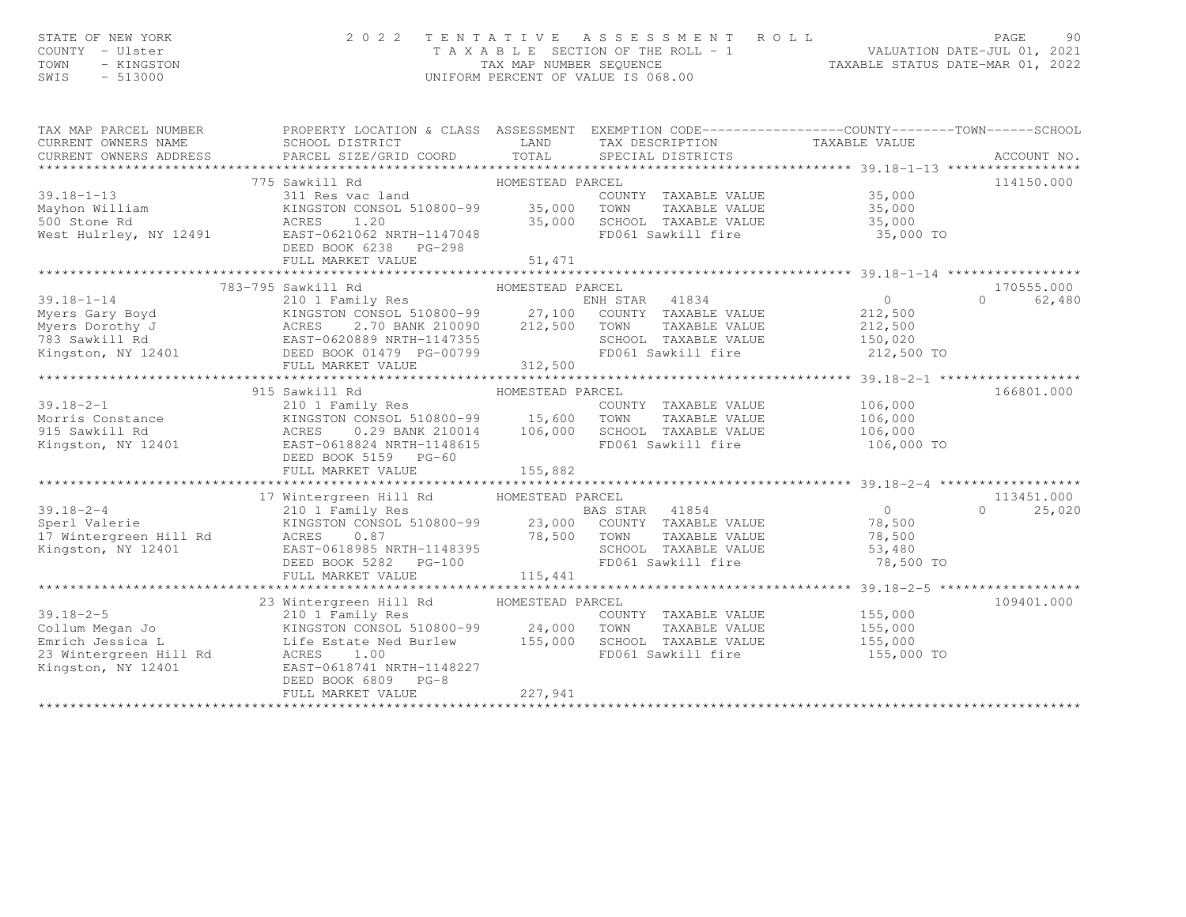STATE OF NEW YORK
COUNTY - Ulster
TOWN - KINGSTON
SWIS - 513000

2022 TENTATIVE ASSESSMENT ROLL
TAXABLE SECTION OF THE ROLL - 1
TAX MAP NUMBER SEQUENCE
UNIFORM PERCENT OF VALUE IS 068.00

VALUATION DATE-JUL 01, 2021
TAXABLE STATUS DATE-MAR 01, 2022

| TAX MAP PARCEL NUMBER / CURRENT OWNERS NAME / CURRENT OWNERS ADDRESS | PROPERTY LOCATION & CLASS / SCHOOL DISTRICT / PARCEL SIZE/GRID COORD | ASSESSMENT LAND / TOTAL | EXEMPTION CODE / TAX DESCRIPTION / SPECIAL DISTRICTS | COUNTY / TOWN / SCHOOL TAXABLE VALUE | ACCOUNT NO. |
|---|---|---|---|---|---|
| | 775 Sawkill Rd | HOMESTEAD PARCEL | | | 114150.000 |
| 39.18-1-13 | 311 Res vac land | | COUNTY TAXABLE VALUE | 35,000 | |
| Mayhon William | KINGSTON CONSOL 510800-99 | 35,000 | TOWN TAXABLE VALUE | 35,000 | |
| 500 Stone Rd | ACRES 1.20 | 35,000 | SCHOOL TAXABLE VALUE | 35,000 | |
| West Hulrley, NY 12491 | EAST-0621062 NRTH-1147048 | | FD061 Sawkill fire | 35,000 TO | |
| | DEED BOOK 6238 PG-298 | | | | |
| | FULL MARKET VALUE | 51,471 | | | |
| | 783-795 Sawkill Rd | HOMESTEAD PARCEL | | | 170555.000 |
| 39.18-1-14 | 210 1 Family Res | | ENH STAR 41834 | 0 0 | 62,480 |
| Myers Gary Boyd | KINGSTON CONSOL 510800-99 | 27,100 | COUNTY TAXABLE VALUE | 212,500 | |
| Myers Dorothy J | ACRES 2.70 BANK 210090 | 212,500 | TOWN TAXABLE VALUE | 212,500 | |
| 783 Sawkill Rd | EAST-0620889 NRTH-1147355 | | SCHOOL TAXABLE VALUE | 150,020 | |
| Kingston, NY 12401 | DEED BOOK 01479 PG-00799 | | FD061 Sawkill fire | 212,500 TO | |
| | FULL MARKET VALUE | 312,500 | | | |
| | 915 Sawkill Rd | HOMESTEAD PARCEL | | | 166801.000 |
| 39.18-2-1 | 210 1 Family Res | | COUNTY TAXABLE VALUE | 106,000 | |
| Morris Constance | KINGSTON CONSOL 510800-99 | 15,600 | TOWN TAXABLE VALUE | 106,000 | |
| 915 Sawkill Rd | ACRES 0.29 BANK 210014 | 106,000 | SCHOOL TAXABLE VALUE | 106,000 | |
| Kingston, NY 12401 | EAST-0618824 NRTH-1148615 | | FD061 Sawkill fire | 106,000 TO | |
| | DEED BOOK 5159 PG-60 | | | | |
| | FULL MARKET VALUE | 155,882 | | | |
| | 17 Wintergreen Hill Rd | HOMESTEAD PARCEL | | | 113451.000 |
| 39.18-2-4 | 210 1 Family Res | | BAS STAR 41854 | 0 0 | 25,020 |
| Sperl Valerie | KINGSTON CONSOL 510800-99 | 23,000 | COUNTY TAXABLE VALUE | 78,500 | |
| 17 Wintergreen Hill Rd | ACRES 0.87 | 78,500 | TOWN TAXABLE VALUE | 78,500 | |
| Kingston, NY 12401 | EAST-0618985 NRTH-1148395 | | SCHOOL TAXABLE VALUE | 53,480 | |
| | DEED BOOK 5282 PG-100 | | FD061 Sawkill fire | 78,500 TO | |
| | FULL MARKET VALUE | 115,441 | | | |
| | 23 Wintergreen Hill Rd | HOMESTEAD PARCEL | | | 109401.000 |
| 39.18-2-5 | 210 1 Family Res | | COUNTY TAXABLE VALUE | 155,000 | |
| Collum Megan Jo | KINGSTON CONSOL 510800-99 | 24,000 | TOWN TAXABLE VALUE | 155,000 | |
| Emrich Jessica L | Life Estate Ned Burlew | 155,000 | SCHOOL TAXABLE VALUE | 155,000 | |
| 23 Wintergreen Hill Rd | ACRES 1.00 | | FD061 Sawkill fire | 155,000 TO | |
| Kingston, NY 12401 | EAST-0618741 NRTH-1148227 | | | | |
| | DEED BOOK 6809 PG-8 | | | | |
| | FULL MARKET VALUE | 227,941 | | | |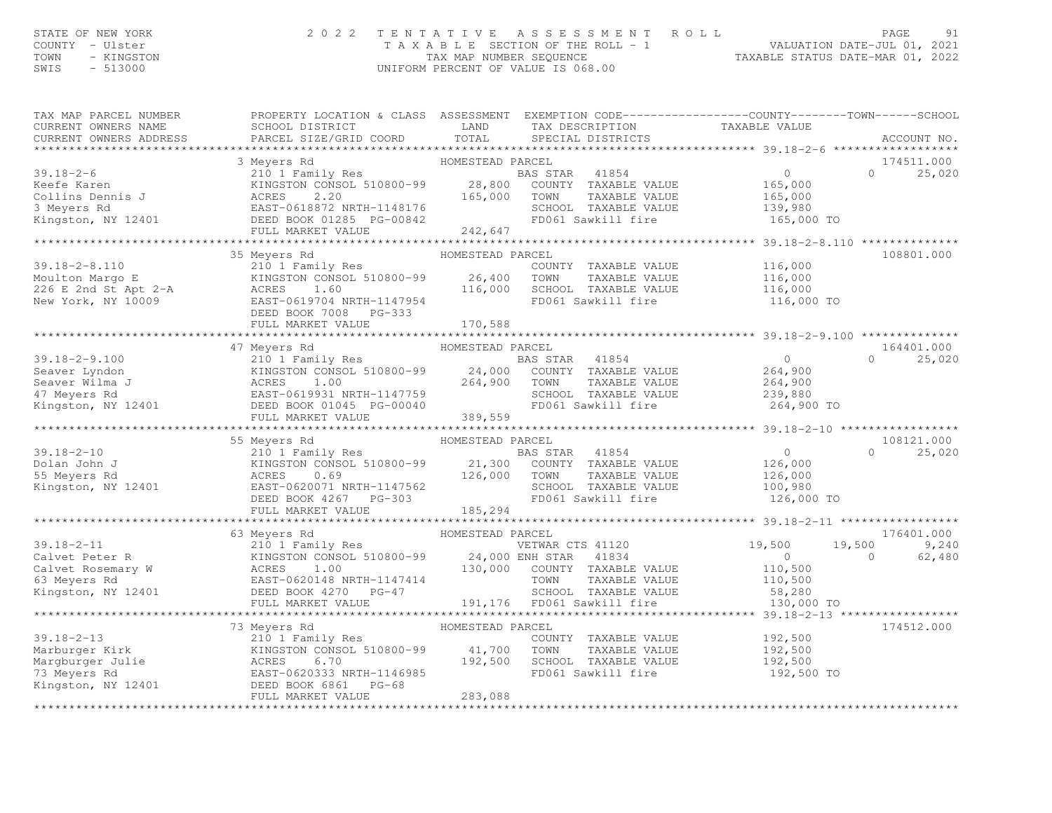STATE OF NEW YORK — 2022 TENTATIVE ASSESSMENT ROLL
COUNTY - Ulster — TAXABLE SECTION OF THE ROLL - 1 — VALUATION DATE-JUL 01, 2021
TOWN - KINGSTON — TAX MAP NUMBER SEQUENCE — TAXABLE STATUS DATE-MAR 01, 2022
SWIS - 513000 — UNIFORM PERCENT OF VALUE IS 068.00

| TAX MAP PARCEL NUMBER / CURRENT OWNERS NAME / CURRENT OWNERS ADDRESS | PROPERTY LOCATION & CLASS / SCHOOL DISTRICT / PARCEL SIZE/GRID COORD | ASSESSMENT LAND / TOTAL | EXEMPTION CODE / TAX DESCRIPTION / SPECIAL DISTRICTS | COUNTY TAXABLE VALUE | TOWN | SCHOOL | ACCOUNT NO. |
|---|---|---|---|---|---|---|---|
| **39.18-2-6** | 3 Meyers Rd — HOMESTEAD PARCEL | | | | | | 174511.000 |
| 39.18-2-6 | 210 1 Family Res | | BAS STAR 41854 | 0 | 0 | 25,020 | |
| Keefe Karen | KINGSTON CONSOL 510800-99 | 28,800 | COUNTY TAXABLE VALUE | 165,000 | | | |
| Collins Dennis J | ACRES 2.20 | 165,000 | TOWN TAXABLE VALUE | 165,000 | | | |
| 3 Meyers Rd | EAST-0618872 NRTH-1148176 | | SCHOOL TAXABLE VALUE | 139,980 | | | |
| Kingston, NY 12401 | DEED BOOK 01285 PG-00842 | | FD061 Sawkill fire | 165,000 TO | | | |
| | FULL MARKET VALUE | 242,647 | | | | | |
| **39.18-2-8.110** | 35 Meyers Rd — HOMESTEAD PARCEL | | | | | | 108801.000 |
| 39.18-2-8.110 | 210 1 Family Res | | COUNTY TAXABLE VALUE | 116,000 | | | |
| Moulton Margo E | KINGSTON CONSOL 510800-99 | 26,400 | TOWN TAXABLE VALUE | 116,000 | | | |
| 226 E 2nd St Apt 2-A | ACRES 1.60 | 116,000 | SCHOOL TAXABLE VALUE | 116,000 | | | |
| New York, NY 10009 | EAST-0619704 NRTH-1147954 | | FD061 Sawkill fire | 116,000 TO | | | |
| | DEED BOOK 7008 PG-333 | | | | | | |
| | FULL MARKET VALUE | 170,588 | | | | | |
| **39.18-2-9.100** | 47 Meyers Rd — HOMESTEAD PARCEL | | | | | | 164401.000 |
| 39.18-2-9.100 | 210 1 Family Res | | BAS STAR 41854 | 0 | 0 | 25,020 | |
| Seaver Lyndon | KINGSTON CONSOL 510800-99 | 24,000 | COUNTY TAXABLE VALUE | 264,900 | | | |
| Seaver Wilma J | ACRES 1.00 | 264,900 | TOWN TAXABLE VALUE | 264,900 | | | |
| 47 Meyers Rd | EAST-0619931 NRTH-1147759 | | SCHOOL TAXABLE VALUE | 239,880 | | | |
| Kingston, NY 12401 | DEED BOOK 01045 PG-00040 | | FD061 Sawkill fire | 264,900 TO | | | |
| | FULL MARKET VALUE | 389,559 | | | | | |
| **39.18-2-10** | 55 Meyers Rd — HOMESTEAD PARCEL | | | | | | 108121.000 |
| 39.18-2-10 | 210 1 Family Res | | BAS STAR 41854 | 0 | 0 | 25,020 | |
| Dolan John J | KINGSTON CONSOL 510800-99 | 21,300 | COUNTY TAXABLE VALUE | 126,000 | | | |
| 55 Meyers Rd | ACRES 0.69 | 126,000 | TOWN TAXABLE VALUE | 126,000 | | | |
| Kingston, NY 12401 | EAST-0620071 NRTH-1147562 | | SCHOOL TAXABLE VALUE | 100,980 | | | |
| | DEED BOOK 4267 PG-303 | | FD061 Sawkill fire | 126,000 TO | | | |
| | FULL MARKET VALUE | 185,294 | | | | | |
| **39.18-2-11** | 63 Meyers Rd — HOMESTEAD PARCEL | | | | | | 176401.000 |
| 39.18-2-11 | 210 1 Family Res | | VETWAR CTS 41120 | 19,500 | 19,500 | 9,240 | |
| Calvet Peter R | KINGSTON CONSOL 510800-99 | 24,000 | ENH STAR 41834 | 0 | 0 | 62,480 | |
| Calvet Rosemary W | ACRES 1.00 | 130,000 | COUNTY TAXABLE VALUE | 110,500 | | | |
| 63 Meyers Rd | EAST-0620148 NRTH-1147414 | | TOWN TAXABLE VALUE | 110,500 | | | |
| Kingston, NY 12401 | DEED BOOK 4270 PG-47 | | SCHOOL TAXABLE VALUE | 58,280 | | | |
| | FULL MARKET VALUE | 191,176 | FD061 Sawkill fire | 130,000 TO | | | |
| **39.18-2-13** | 73 Meyers Rd — HOMESTEAD PARCEL | | | | | | 174512.000 |
| 39.18-2-13 | 210 1 Family Res | | COUNTY TAXABLE VALUE | 192,500 | | | |
| Marburger Kirk | KINGSTON CONSOL 510800-99 | 41,700 | TOWN TAXABLE VALUE | 192,500 | | | |
| Margburger Julie | ACRES 6.70 | 192,500 | SCHOOL TAXABLE VALUE | 192,500 | | | |
| 73 Meyers Rd | EAST-0620333 NRTH-1146985 | | FD061 Sawkill fire | 192,500 TO | | | |
| Kingston, NY 12401 | DEED BOOK 6861 PG-68 | | | | | | |
| | FULL MARKET VALUE | 283,088 | | | | | |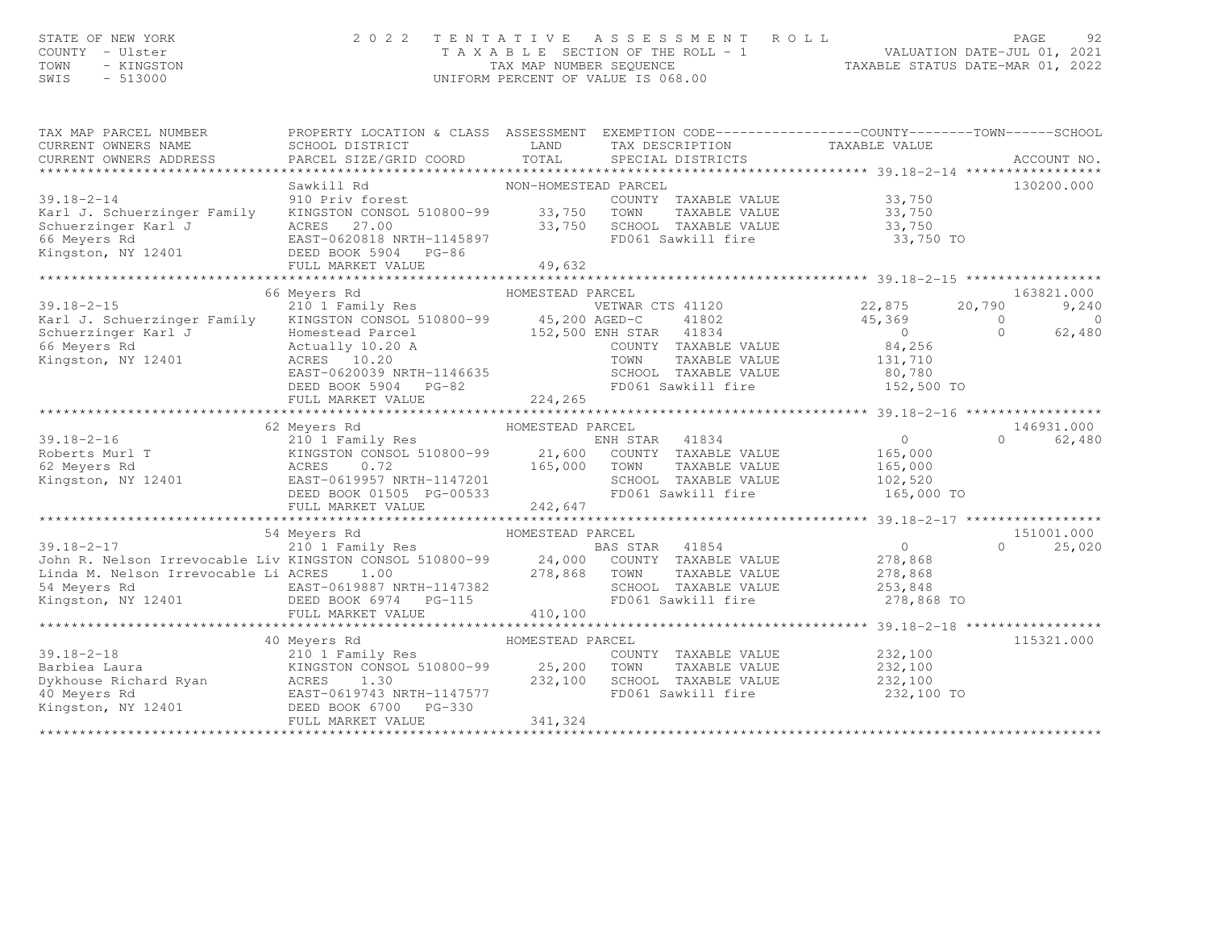STATE OF NEW YORK
COUNTY - Ulster
TOWN - KINGSTON
SWIS - 513000

2 0 2 2 T E N T A T I V E A S S E S S M E N T R O L L
T A X A B L E SECTION OF THE ROLL - 1
TAX MAP NUMBER SEQUENCE
UNIFORM PERCENT OF VALUE IS 068.00

VALUATION DATE-JUL 01, 2021
TAXABLE STATUS DATE-MAR 01, 2022

| TAX MAP PARCEL NUMBER / CURRENT OWNERS NAME / CURRENT OWNERS ADDRESS | PROPERTY LOCATION & CLASS / SCHOOL DISTRICT / PARCEL SIZE/GRID COORD | ASSESSMENT LAND / TOTAL | EXEMPTION CODE / TAX DESCRIPTION / SPECIAL DISTRICTS | COUNTY TAXABLE VALUE | TOWN | SCHOOL | ACCOUNT NO. |
|---|---|---|---|---|---|---|---|
| ******** 39.18-2-14 ******** | | | | | | | |
| | Sawkill Rd | NON-HOMESTEAD PARCEL | | | | | 130200.000 |
| 39.18-2-14 | 910 Priv forest | | COUNTY TAXABLE VALUE | 33,750 | | | |
| Karl J. Schuerzinger Family | KINGSTON CONSOL 510800-99 | 33,750 | TOWN TAXABLE VALUE | 33,750 | | | |
| Schuerzinger Karl J | ACRES 27.00 | 33,750 | SCHOOL TAXABLE VALUE | 33,750 | | | |
| 66 Meyers Rd | EAST-0620818 NRTH-1145897 | | FD061 Sawkill fire | 33,750 TO | | | |
| Kingston, NY 12401 | DEED BOOK 5904 PG-86 | | | | | | |
| | FULL MARKET VALUE | 49,632 | | | | | |
| ******** 39.18-2-15 ******** | | | | | | | |
| | 66 Meyers Rd | HOMESTEAD PARCEL | | | | | 163821.000 |
| 39.18-2-15 | 210 1 Family Res | | VETWAR CTS 41120 | 22,875 | 20,790 | 9,240 | |
| Karl J. Schuerzinger Family | KINGSTON CONSOL 510800-99 | 45,200 | AGED-C 41802 | 45,369 | 0 | 0 | |
| Schuerzinger Karl J | Homestead Parcel | 152,500 | ENH STAR 41834 | 0 | 0 | 62,480 | |
| 66 Meyers Rd | Actually 10.20 A | | COUNTY TAXABLE VALUE | 84,256 | | | |
| Kingston, NY 12401 | ACRES 10.20 | | TOWN TAXABLE VALUE | 131,710 | | | |
| | EAST-0620039 NRTH-1146635 | | SCHOOL TAXABLE VALUE | 80,780 | | | |
| | DEED BOOK 5904 PG-82 | | FD061 Sawkill fire | 152,500 TO | | | |
| | FULL MARKET VALUE | 224,265 | | | | | |
| ******** 39.18-2-16 ******** | | | | | | | |
| | 62 Meyers Rd | HOMESTEAD PARCEL | | | | | 146931.000 |
| 39.18-2-16 | 210 1 Family Res | | ENH STAR 41834 | 0 | 0 | 62,480 | |
| Roberts Murl T | KINGSTON CONSOL 510800-99 | 21,600 | COUNTY TAXABLE VALUE | 165,000 | | | |
| 62 Meyers Rd | ACRES 0.72 | 165,000 | TOWN TAXABLE VALUE | 165,000 | | | |
| Kingston, NY 12401 | EAST-0619957 NRTH-1147201 | | SCHOOL TAXABLE VALUE | 102,520 | | | |
| | DEED BOOK 01505 PG-00533 | | FD061 Sawkill fire | 165,000 TO | | | |
| | FULL MARKET VALUE | 242,647 | | | | | |
| ******** 39.18-2-17 ******** | | | | | | | |
| | 54 Meyers Rd | HOMESTEAD PARCEL | | | | | 151001.000 |
| 39.18-2-17 | 210 1 Family Res | | BAS STAR 41854 | 0 | 0 | 25,020 | |
| John R. Nelson Irrevocable Liv | KINGSTON CONSOL 510800-99 | 24,000 | COUNTY TAXABLE VALUE | 278,868 | | | |
| Linda M. Nelson Irrevocable Li | ACRES 1.00 | 278,868 | TOWN TAXABLE VALUE | 278,868 | | | |
| 54 Meyers Rd | EAST-0619887 NRTH-1147382 | | SCHOOL TAXABLE VALUE | 253,848 | | | |
| Kingston, NY 12401 | DEED BOOK 6974 PG-115 | | FD061 Sawkill fire | 278,868 TO | | | |
| | FULL MARKET VALUE | 410,100 | | | | | |
| ******** 39.18-2-18 ******** | | | | | | | |
| | 40 Meyers Rd | HOMESTEAD PARCEL | | | | | 115321.000 |
| 39.18-2-18 | 210 1 Family Res | | COUNTY TAXABLE VALUE | 232,100 | | | |
| Barbiea Laura | KINGSTON CONSOL 510800-99 | 25,200 | TOWN TAXABLE VALUE | 232,100 | | | |
| Dykhouse Richard Ryan | ACRES 1.30 | 232,100 | SCHOOL TAXABLE VALUE | 232,100 | | | |
| 40 Meyers Rd | EAST-0619743 NRTH-1147577 | | FD061 Sawkill fire | 232,100 TO | | | |
| Kingston, NY 12401 | DEED BOOK 6700 PG-330 | | | | | | |
| | FULL MARKET VALUE | 341,324 | | | | | |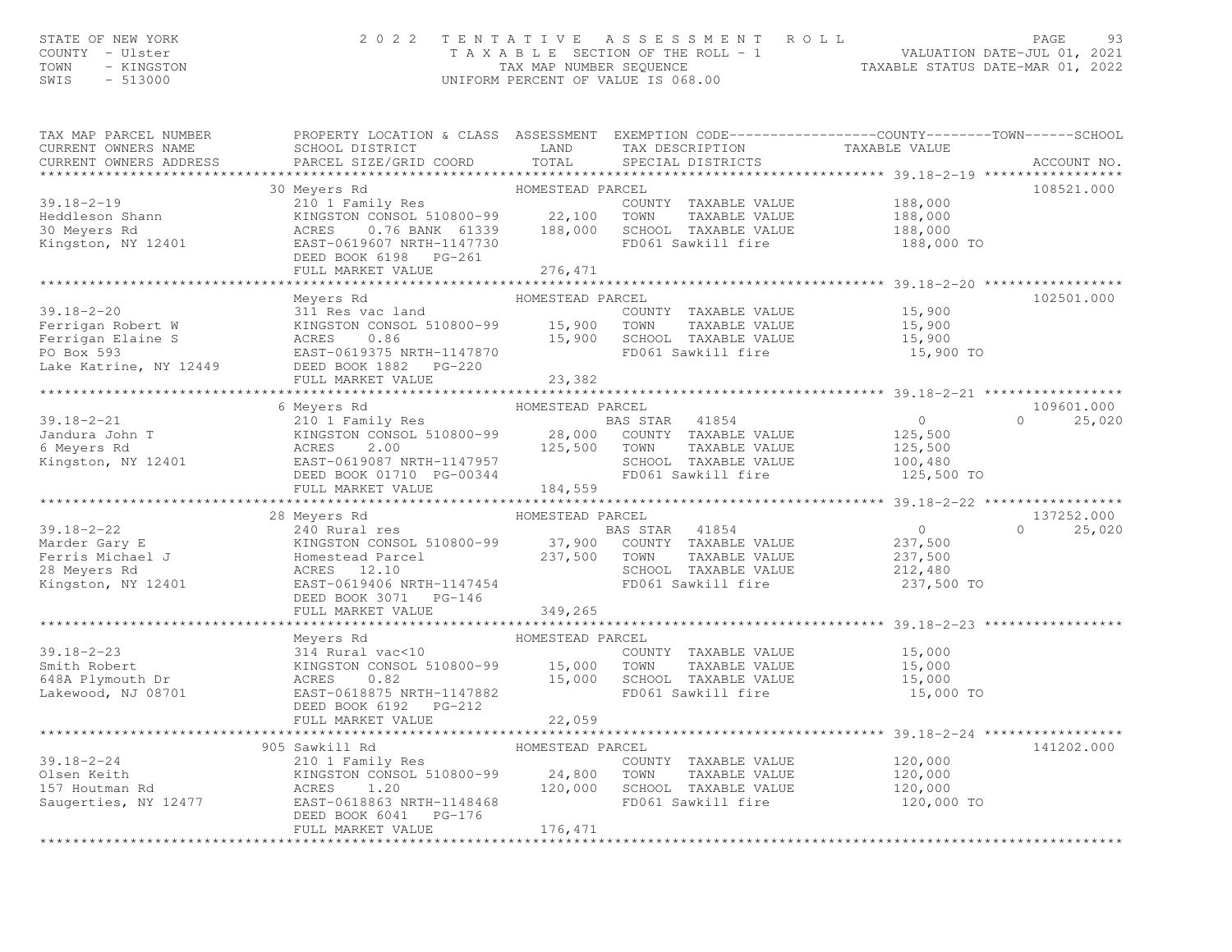STATE OF NEW YORK
COUNTY - Ulster
TOWN - KINGSTON
SWIS - 513000

2 0 2 2 T E N T A T I V E A S S E S S M E N T R O L L
T A X A B L E SECTION OF THE ROLL - 1
TAX MAP NUMBER SEQUENCE
UNIFORM PERCENT OF VALUE IS 068.00

VALUATION DATE-JUL 01, 2021
TAXABLE STATUS DATE-MAR 01, 2022

| TAX MAP PARCEL NUMBER / CURRENT OWNERS NAME / CURRENT OWNERS ADDRESS | PROPERTY LOCATION & CLASS / SCHOOL DISTRICT / PARCEL SIZE/GRID COORD | ASSESSMENT LAND / TOTAL | EXEMPTION CODE / TAX DESCRIPTION / SPECIAL DISTRICTS | COUNTY / TOWN TAXABLE VALUE | SCHOOL | ACCOUNT NO. |
|---|---|---|---|---|---|---|
| **39.18-2-19** | 30 Meyers Rd | HOMESTEAD PARCEL | | | | 108521.000 |
| 39.18-2-19 | 210 1 Family Res | | COUNTY TAXABLE VALUE | 188,000 | | |
| Heddleson Shann | KINGSTON CONSOL 510800-99 | 22,100 | TOWN TAXABLE VALUE | 188,000 | | |
| 30 Meyers Rd | ACRES 0.76 BANK 61339 | 188,000 | SCHOOL TAXABLE VALUE | 188,000 | | |
| Kingston, NY 12401 | EAST-0619607 NRTH-1147730 | | FD061 Sawkill fire | 188,000 TO | | |
| | DEED BOOK 6198 PG-261 | | | | | |
| | FULL MARKET VALUE | 276,471 | | | | |
| **39.18-2-20** | Meyers Rd | HOMESTEAD PARCEL | | | | 102501.000 |
| 39.18-2-20 | 311 Res vac land | | COUNTY TAXABLE VALUE | 15,900 | | |
| Ferrigan Robert W | KINGSTON CONSOL 510800-99 | 15,900 | TOWN TAXABLE VALUE | 15,900 | | |
| Ferrigan Elaine S | ACRES 0.86 | 15,900 | SCHOOL TAXABLE VALUE | 15,900 | | |
| PO Box 593 | EAST-0619375 NRTH-1147870 | | FD061 Sawkill fire | 15,900 TO | | |
| Lake Katrine, NY 12449 | DEED BOOK 1882 PG-220 | | | | | |
| | FULL MARKET VALUE | 23,382 | | | | |
| **39.18-2-21** | 6 Meyers Rd | HOMESTEAD PARCEL | | | | 109601.000 |
| 39.18-2-21 | 210 1 Family Res | | BAS STAR 41854 | 0 | 0 | 25,020 |
| Jandura John T | KINGSTON CONSOL 510800-99 | 28,000 | COUNTY TAXABLE VALUE | 125,500 | | |
| 6 Meyers Rd | ACRES 2.00 | 125,500 | TOWN TAXABLE VALUE | 125,500 | | |
| Kingston, NY 12401 | EAST-0619087 NRTH-1147957 | | SCHOOL TAXABLE VALUE | 100,480 | | |
| | DEED BOOK 01710 PG-00344 | | FD061 Sawkill fire | 125,500 TO | | |
| | FULL MARKET VALUE | 184,559 | | | | |
| **39.18-2-22** | 28 Meyers Rd | HOMESTEAD PARCEL | | | | 137252.000 |
| 39.18-2-22 | 240 Rural res | | BAS STAR 41854 | 0 | 0 | 25,020 |
| Marder Gary E | KINGSTON CONSOL 510800-99 | 37,900 | COUNTY TAXABLE VALUE | 237,500 | | |
| Ferris Michael J | Homestead Parcel | 237,500 | TOWN TAXABLE VALUE | 237,500 | | |
| 28 Meyers Rd | ACRES 12.10 | | SCHOOL TAXABLE VALUE | 212,480 | | |
| Kingston, NY 12401 | EAST-0619406 NRTH-1147454 | | FD061 Sawkill fire | 237,500 TO | | |
| | DEED BOOK 3071 PG-146 | | | | | |
| | FULL MARKET VALUE | 349,265 | | | | |
| **39.18-2-23** | Meyers Rd | HOMESTEAD PARCEL | | | | |
| 39.18-2-23 | 314 Rural vac<10 | | COUNTY TAXABLE VALUE | 15,000 | | |
| Smith Robert | KINGSTON CONSOL 510800-99 | 15,000 | TOWN TAXABLE VALUE | 15,000 | | |
| 648A Plymouth Dr | ACRES 0.82 | 15,000 | SCHOOL TAXABLE VALUE | 15,000 | | |
| Lakewood, NJ 08701 | EAST-0618875 NRTH-1147882 | | FD061 Sawkill fire | 15,000 TO | | |
| | DEED BOOK 6192 PG-212 | | | | | |
| | FULL MARKET VALUE | 22,059 | | | | |
| **39.18-2-24** | 905 Sawkill Rd | HOMESTEAD PARCEL | | | | 141202.000 |
| 39.18-2-24 | 210 1 Family Res | | COUNTY TAXABLE VALUE | 120,000 | | |
| Olsen Keith | KINGSTON CONSOL 510800-99 | 24,800 | TOWN TAXABLE VALUE | 120,000 | | |
| 157 Houtman Rd | ACRES 1.20 | 120,000 | SCHOOL TAXABLE VALUE | 120,000 | | |
| Saugerties, NY 12477 | EAST-0618863 NRTH-1148468 | | FD061 Sawkill fire | 120,000 TO | | |
| | DEED BOOK 6041 PG-176 | | | | | |
| | FULL MARKET VALUE | 176,471 | | | | |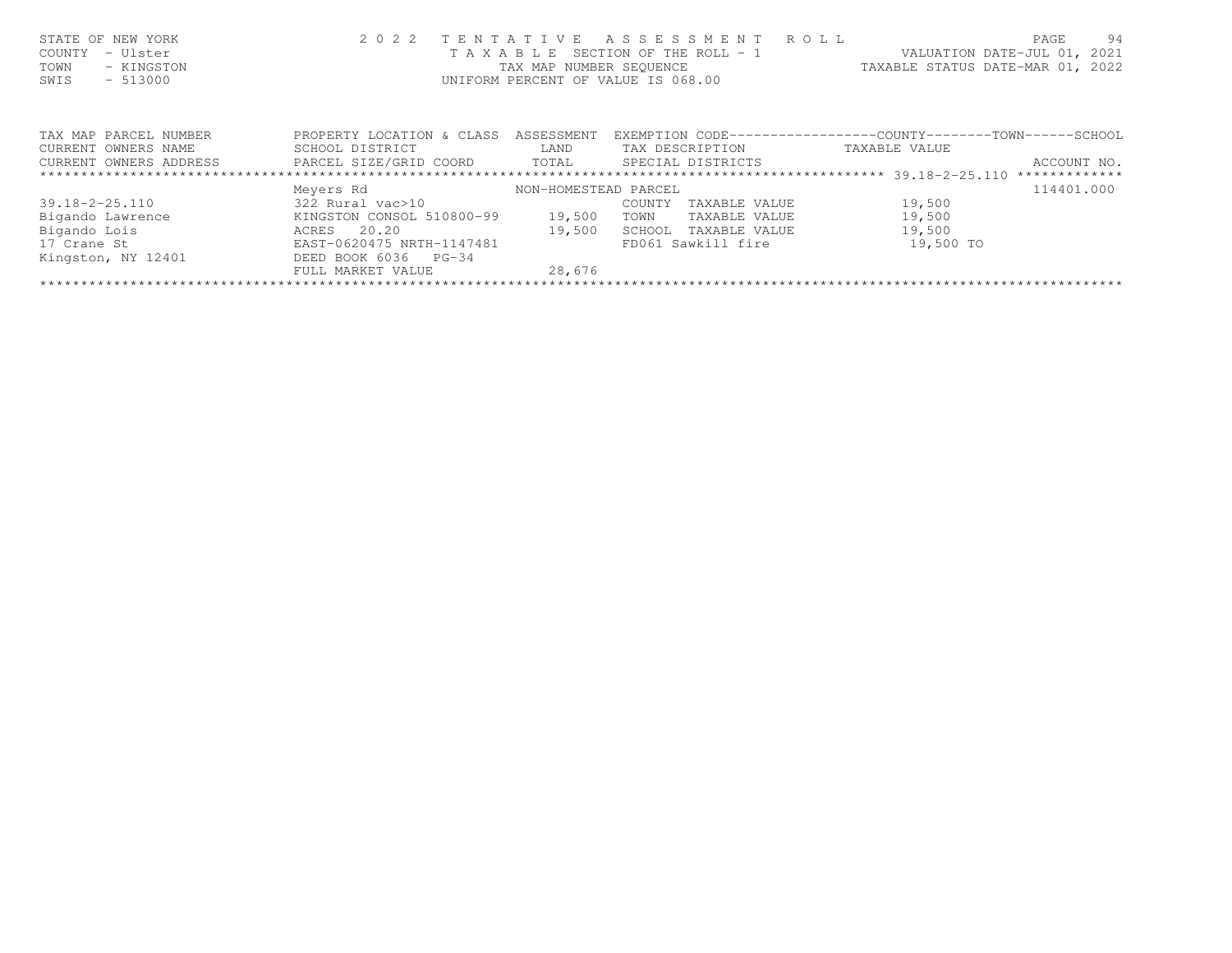STATE OF NEW YORK
COUNTY - Ulster
TOWN - KINGSTON
SWIS - 513000

2022 TENTATIVE ASSESSMENT ROLL
TAXABLE SECTION OF THE ROLL - 1
TAX MAP NUMBER SEQUENCE
UNIFORM PERCENT OF VALUE IS 068.00

VALUATION DATE-JUL 01, 2021
TAXABLE STATUS DATE-MAR 01, 2022

| TAX MAP PARCEL NUMBER<br>CURRENT OWNERS NAME<br>CURRENT OWNERS ADDRESS | PROPERTY LOCATION & CLASS<br>SCHOOL DISTRICT<br>PARCEL SIZE/GRID COORD | ASSESSMENT<br>LAND<br>TOTAL | EXEMPTION CODE-----COUNTY-----TOWN-----SCHOOL<br>TAX DESCRIPTION<br>SPECIAL DISTRICTS | TAXABLE VALUE | ACCOUNT NO. |
|---|---|---|---|---|---|
| 39.18-2-25.110 | Meyers Rd | NON-HOMESTEAD PARCEL | | | 114401.000 |
| 39.18-2-25.110 | 322 Rural vac>10 | | COUNTY TAXABLE VALUE | 19,500 | |
| Bigando Lawrence | KINGSTON CONSOL 510800-99 | 19,500 | TOWN TAXABLE VALUE | 19,500 | |
| Bigando Lois | ACRES 20.20 | 19,500 | SCHOOL TAXABLE VALUE | 19,500 | |
| 17 Crane St | EAST-0620475 NRTH-1147481 | | FD061 Sawkill fire | 19,500 TO | |
| Kingston, NY 12401 | DEED BOOK 6036 PG-34 | | | | |
| | FULL MARKET VALUE | 28,676 | | | |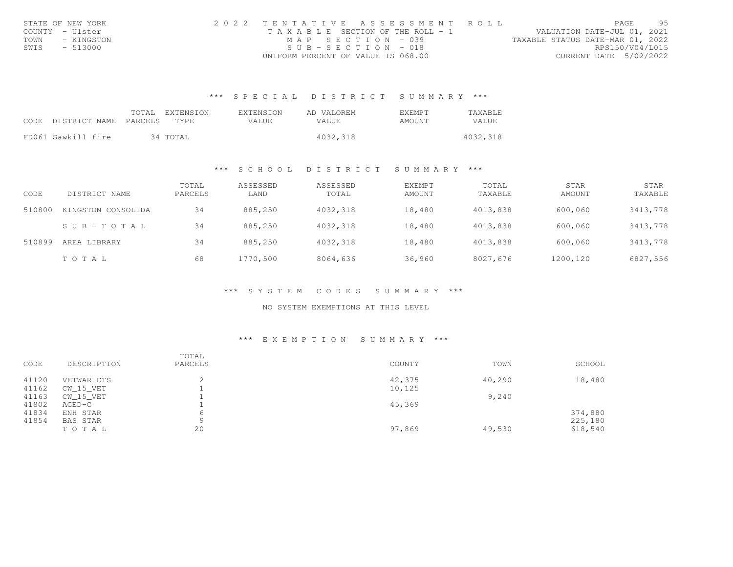STATE OF NEW YORK
COUNTY - Ulster
TOWN - KINGSTON
SWIS - 513000

2022 TENTATIVE ASSESSMENT ROLL
TAXABLE SECTION OF THE ROLL - 1
MAP SECTION - 039
SUB-SECTION - 018
UNIFORM PERCENT OF VALUE IS 068.00

VALUATION DATE-JUL 01, 2021
TAXABLE STATUS DATE-MAR 01, 2022
RPS150/V04/L015
CURRENT DATE 5/02/2022

## *** SPECIAL DISTRICT SUMMARY ***

| CODE | DISTRICT NAME | TOTAL PARCELS | EXTENSION TYPE | EXTENSION VALUE | AD VALOREM VALUE | EXEMPT AMOUNT | TAXABLE VALUE |
|---|---|---|---|---|---|---|---|
| FD061 | Sawkill fire | 34 | TOTAL | | 4032,318 | | 4032,318 |

## *** SCHOOL DISTRICT SUMMARY ***

| CODE | DISTRICT NAME | TOTAL PARCELS | ASSESSED LAND | ASSESSED TOTAL | EXEMPT AMOUNT | TOTAL TAXABLE | STAR AMOUNT | STAR TAXABLE |
|---|---|---|---|---|---|---|---|---|
| 510800 | KINGSTON CONSOLIDA | 34 | 885,250 | 4032,318 | 18,480 | 4013,838 | 600,060 | 3413,778 |
| | SUB-TOTAL | 34 | 885,250 | 4032,318 | 18,480 | 4013,838 | 600,060 | 3413,778 |
| 510899 | AREA LIBRARY | 34 | 885,250 | 4032,318 | 18,480 | 4013,838 | 600,060 | 3413,778 |
| | TOTAL | 68 | 1770,500 | 8064,636 | 36,960 | 8027,676 | 1200,120 | 6827,556 |

## *** SYSTEM CODES SUMMARY ***

NO SYSTEM EXEMPTIONS AT THIS LEVEL

## *** EXEMPTION SUMMARY ***

| CODE | DESCRIPTION | TOTAL PARCELS | COUNTY | TOWN | SCHOOL |
|---|---|---|---|---|---|
| 41120 | VETWAR CTS | 2 | 42,375 | 40,290 | 18,480 |
| 41162 | CW_15_VET | 1 | 10,125 | | |
| 41163 | CW_15_VET | 1 | | 9,240 | |
| 41802 | AGED-C | 1 | 45,369 | | |
| 41834 | ENH STAR | 6 | | | 374,880 |
| 41854 | BAS STAR | 9 | | | 225,180 |
| | TOTAL | 20 | 97,869 | 49,530 | 618,540 |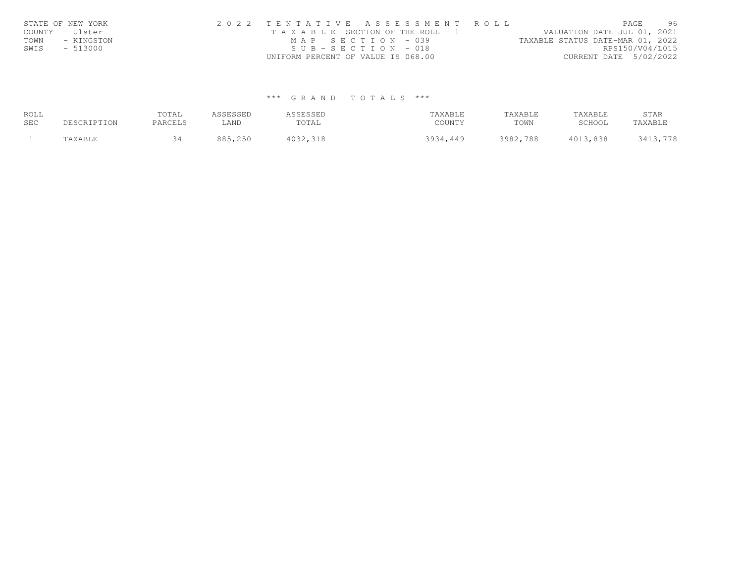STATE OF NEW YORK
COUNTY - Ulster
TOWN - KINGSTON
SWIS - 513000

2 0 2 2 T E N T A T I V E A S S E S S M E N T R O L L
T A X A B L E SECTION OF THE ROLL - 1
M A P S E C T I O N - 039
S U B - S E C T I O N - 018
UNIFORM PERCENT OF VALUE IS 068.00

VALUATION DATE-JUL 01, 2021
TAXABLE STATUS DATE-MAR 01, 2022
RPS150/V04/L015
CURRENT DATE 5/02/2022

\*\*\* G R A N D T O T A L S \*\*\*

| ROLL SEC | DESCRIPTION | TOTAL PARCELS | ASSESSED LAND | ASSESSED TOTAL | TAXABLE COUNTY | TAXABLE TOWN | TAXABLE SCHOOL | STAR TAXABLE |
|---|---|---|---|---|---|---|---|---|
| 1 | TAXABLE | 34 | 885,250 | 4032,318 | 3934,449 | 3982,788 | 4013,838 | 3413,778 |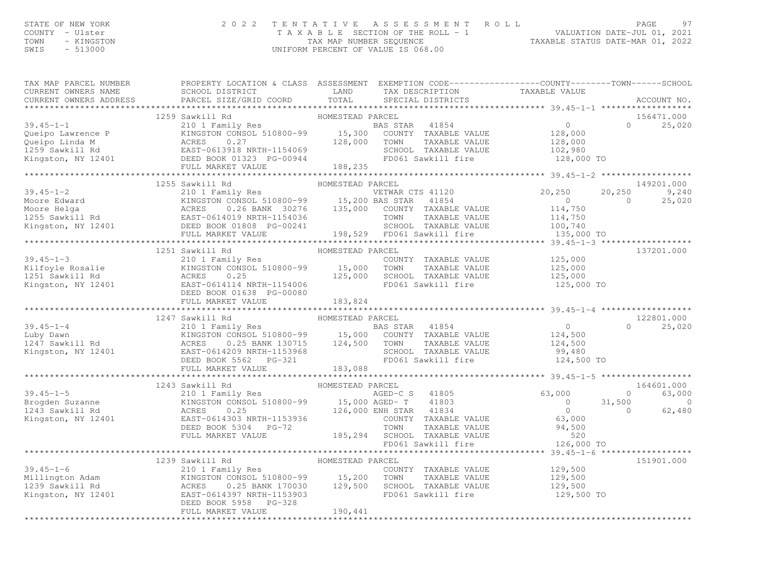STATE OF NEW YORK
COUNTY - Ulster
TOWN - KINGSTON
SWIS - 513000

2022 TENTATIVE ASSESSMENT ROLL
TAXABLE SECTION OF THE ROLL - 1
TAX MAP NUMBER SEQUENCE
UNIFORM PERCENT OF VALUE IS 068.00

VALUATION DATE-JUL 01, 2021
TAXABLE STATUS DATE-MAR 01, 2022

| TAX MAP PARCEL NUMBER / CURRENT OWNERS NAME / CURRENT OWNERS ADDRESS | PROPERTY LOCATION & CLASS / SCHOOL DISTRICT / PARCEL SIZE/GRID COORD | ASSESSMENT LAND / TOTAL | EXEMPTION CODE / TAX DESCRIPTION / SPECIAL DISTRICTS | COUNTY TAXABLE VALUE | TOWN | SCHOOL / ACCOUNT NO. |
|---|---|---|---|---|---|---|
| | 1259 Sawkill Rd | HOMESTEAD PARCEL | | | | 156471.000 |
| 39.45-1-1 | 210 1 Family Res | | BAS STAR 41854 | 0 | 0 | 25,020 |
| Queipo Lawrence P | KINGSTON CONSOL 510800-99 | 15,300 | COUNTY TAXABLE VALUE | 128,000 | | |
| Queipo Linda M | ACRES 0.27 | 128,000 | TOWN TAXABLE VALUE | 128,000 | | |
| 1259 Sawkill Rd | EAST-0613918 NRTH-1154069 | | SCHOOL TAXABLE VALUE | 102,980 | | |
| Kingston, NY 12401 | DEED BOOK 01323 PG-00944 | | FD061 Sawkill fire | 128,000 TO | | |
| | FULL MARKET VALUE | 188,235 | | | | |
| | 1255 Sawkill Rd | HOMESTEAD PARCEL | | | | 149201.000 |
| 39.45-1-2 | 210 1 Family Res | | VETWAR CTS 41120 | 20,250 | 20,250 | 9,240 |
| Moore Edward | KINGSTON CONSOL 510800-99 | 15,200 | BAS STAR 41854 | 0 | 0 | 25,020 |
| Moore Helga | ACRES 0.26 BANK 30276 | 135,000 | COUNTY TAXABLE VALUE | 114,750 | | |
| 1255 Sawkill Rd | EAST-0614019 NRTH-1154036 | | TOWN TAXABLE VALUE | 114,750 | | |
| Kingston, NY 12401 | DEED BOOK 01808 PG-00241 | | SCHOOL TAXABLE VALUE | 100,740 | | |
| | FULL MARKET VALUE | 198,529 | FD061 Sawkill fire | 135,000 TO | | |
| | 1251 Sawkill Rd | HOMESTEAD PARCEL | | | | 137201.000 |
| 39.45-1-3 | 210 1 Family Res | | COUNTY TAXABLE VALUE | 125,000 | | |
| Kilfoyle Rosalie | KINGSTON CONSOL 510800-99 | 15,000 | TOWN TAXABLE VALUE | 125,000 | | |
| 1251 Sawkill Rd | ACRES 0.25 | 125,000 | SCHOOL TAXABLE VALUE | 125,000 | | |
| Kingston, NY 12401 | EAST-0614114 NRTH-1154006 | | FD061 Sawkill fire | 125,000 TO | | |
| | DEED BOOK 01638 PG-00080 | | | | | |
| | FULL MARKET VALUE | 183,824 | | | | |
| | 1247 Sawkill Rd | HOMESTEAD PARCEL | | | | 122801.000 |
| 39.45-1-4 | 210 1 Family Res | | BAS STAR 41854 | 0 | 0 | 25,020 |
| Luby Dawn | KINGSTON CONSOL 510800-99 | 15,000 | COUNTY TAXABLE VALUE | 124,500 | | |
| 1247 Sawkill Rd | ACRES 0.25 BANK 130715 | 124,500 | TOWN TAXABLE VALUE | 124,500 | | |
| Kingston, NY 12401 | EAST-0614209 NRTH-1153968 | | SCHOOL TAXABLE VALUE | 99,480 | | |
| | DEED BOOK 5562 PG-321 | | FD061 Sawkill fire | 124,500 TO | | |
| | FULL MARKET VALUE | 183,088 | | | | |
| | 1243 Sawkill Rd | HOMESTEAD PARCEL | | | | 164601.000 |
| 39.45-1-5 | 210 1 Family Res | | AGED-C S 41805 | 63,000 | 0 | 63,000 |
| Brogden Suzanne | KINGSTON CONSOL 510800-99 | 15,000 | AGED- T 41803 | 0 | 31,500 | 0 |
| 1243 Sawkill Rd | ACRES 0.25 | 126,000 | ENH STAR 41834 | 0 | 0 | 62,480 |
| Kingston, NY 12401 | EAST-0614303 NRTH-1153936 | | COUNTY TAXABLE VALUE | 63,000 | | |
| | DEED BOOK 5304 PG-72 | | TOWN TAXABLE VALUE | 94,500 | | |
| | FULL MARKET VALUE | 185,294 | SCHOOL TAXABLE VALUE | 520 | | |
| | | | FD061 Sawkill fire | 126,000 TO | | |
| | 1239 Sawkill Rd | HOMESTEAD PARCEL | | | | 151901.000 |
| 39.45-1-6 | 210 1 Family Res | | COUNTY TAXABLE VALUE | 129,500 | | |
| Millington Adam | KINGSTON CONSOL 510800-99 | 15,200 | TOWN TAXABLE VALUE | 129,500 | | |
| 1239 Sawkill Rd | ACRES 0.25 BANK 170030 | 129,500 | SCHOOL TAXABLE VALUE | 129,500 | | |
| Kingston, NY 12401 | EAST-0614397 NRTH-1153903 | | FD061 Sawkill fire | 129,500 TO | | |
| | DEED BOOK 5958 PG-328 | | | | | |
| | FULL MARKET VALUE | 190,441 | | | | |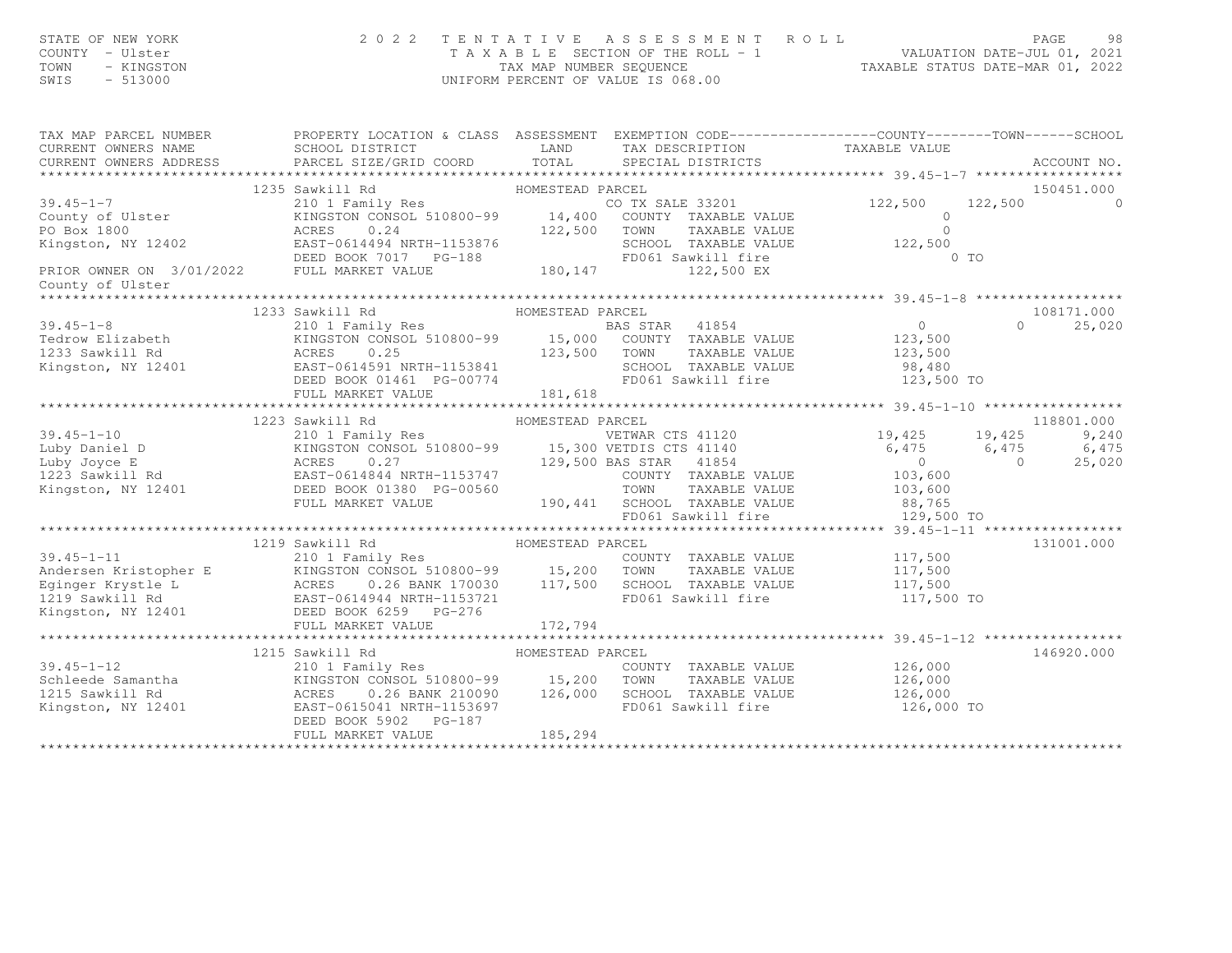STATE OF NEW YORK
COUNTY - Ulster
TOWN - KINGSTON
SWIS - 513000

2022 TENTATIVE ASSESSMENT ROLL
TAXABLE SECTION OF THE ROLL - 1
TAX MAP NUMBER SEQUENCE
UNIFORM PERCENT OF VALUE IS 068.00

VALUATION DATE-JUL 01, 2021
TAXABLE STATUS DATE-MAR 01, 2022

| TAX MAP PARCEL NUMBER / CURRENT OWNERS NAME / CURRENT OWNERS ADDRESS | PROPERTY LOCATION & CLASS / SCHOOL DISTRICT / PARCEL SIZE/GRID COORD | ASSESSMENT LAND / TOTAL | EXEMPTION CODE / TAX DESCRIPTION / SPECIAL DISTRICTS | COUNTY TAXABLE VALUE | TOWN | SCHOOL | ACCOUNT NO. |
|---|---|---|---|---|---|---|---|
| **39.45-1-7** | 1235 Sawkill Rd | HOMESTEAD PARCEL | | | | | 150451.000 |
| 39.45-1-7 | 210 1 Family Res | | CO TX SALE 33201 | 122,500 | 122,500 | 0 | |
| County of Ulster | KINGSTON CONSOL 510800-99 | 14,400 | COUNTY TAXABLE VALUE | 0 | | | |
| PO Box 1800 | ACRES 0.24 | 122,500 | TOWN TAXABLE VALUE | 0 | | | |
| Kingston, NY 12402 | EAST-0614494 NRTH-1153876 | | SCHOOL TAXABLE VALUE | 122,500 | | | |
| | DEED BOOK 7017 PG-188 | | FD061 Sawkill fire | 0 TO | | | |
| PRIOR OWNER ON 3/01/2022 | FULL MARKET VALUE | 180,147 | 122,500 EX | | | | |
| County of Ulster | | | | | | | |
| **39.45-1-8** | 1233 Sawkill Rd | HOMESTEAD PARCEL | | | | | 108171.000 |
| 39.45-1-8 | 210 1 Family Res | | BAS STAR 41854 | 0 | 0 | 25,020 | |
| Tedrow Elizabeth | KINGSTON CONSOL 510800-99 | 15,000 | COUNTY TAXABLE VALUE | 123,500 | | | |
| 1233 Sawkill Rd | ACRES 0.25 | 123,500 | TOWN TAXABLE VALUE | 123,500 | | | |
| Kingston, NY 12401 | EAST-0614591 NRTH-1153841 | | SCHOOL TAXABLE VALUE | 98,480 | | | |
| | DEED BOOK 01461 PG-00774 | | FD061 Sawkill fire | 123,500 TO | | | |
| | FULL MARKET VALUE | 181,618 | | | | | |
| **39.45-1-10** | 1223 Sawkill Rd | HOMESTEAD PARCEL | | | | | 118801.000 |
| 39.45-1-10 | 210 1 Family Res | | VETWAR CTS 41120 | 19,425 | 19,425 | 9,240 | |
| Luby Daniel D | KINGSTON CONSOL 510800-99 | 15,300 | VETDIS CTS 41140 | 6,475 | 6,475 | 6,475 | |
| Luby Joyce E | ACRES 0.27 | 129,500 | BAS STAR 41854 | 0 | 0 | 25,020 | |
| 1223 Sawkill Rd | EAST-0614844 NRTH-1153747 | | COUNTY TAXABLE VALUE | 103,600 | | | |
| Kingston, NY 12401 | DEED BOOK 01380 PG-00560 | | TOWN TAXABLE VALUE | 103,600 | | | |
| | FULL MARKET VALUE | 190,441 | SCHOOL TAXABLE VALUE | 88,765 | | | |
| | | | FD061 Sawkill fire | 129,500 TO | | | |
| **39.45-1-11** | 1219 Sawkill Rd | HOMESTEAD PARCEL | | | | | 131001.000 |
| 39.45-1-11 | 210 1 Family Res | | COUNTY TAXABLE VALUE | 117,500 | | | |
| Andersen Kristopher E | KINGSTON CONSOL 510800-99 | 15,200 | TOWN TAXABLE VALUE | 117,500 | | | |
| Eginger Krystle L | ACRES 0.26 BANK 170030 | 117,500 | SCHOOL TAXABLE VALUE | 117,500 | | | |
| 1219 Sawkill Rd | EAST-0614944 NRTH-1153721 | | FD061 Sawkill fire | 117,500 TO | | | |
| Kingston, NY 12401 | DEED BOOK 6259 PG-276 | | | | | | |
| | FULL MARKET VALUE | 172,794 | | | | | |
| **39.45-1-12** | 1215 Sawkill Rd | HOMESTEAD PARCEL | | | | | 146920.000 |
| 39.45-1-12 | 210 1 Family Res | | COUNTY TAXABLE VALUE | 126,000 | | | |
| Schleede Samantha | KINGSTON CONSOL 510800-99 | 15,200 | TOWN TAXABLE VALUE | 126,000 | | | |
| 1215 Sawkill Rd | ACRES 0.26 BANK 210090 | 126,000 | SCHOOL TAXABLE VALUE | 126,000 | | | |
| Kingston, NY 12401 | EAST-0615041 NRTH-1153697 | | FD061 Sawkill fire | 126,000 TO | | | |
| | DEED BOOK 5902 PG-187 | | | | | | |
| | FULL MARKET VALUE | 185,294 | | | | | |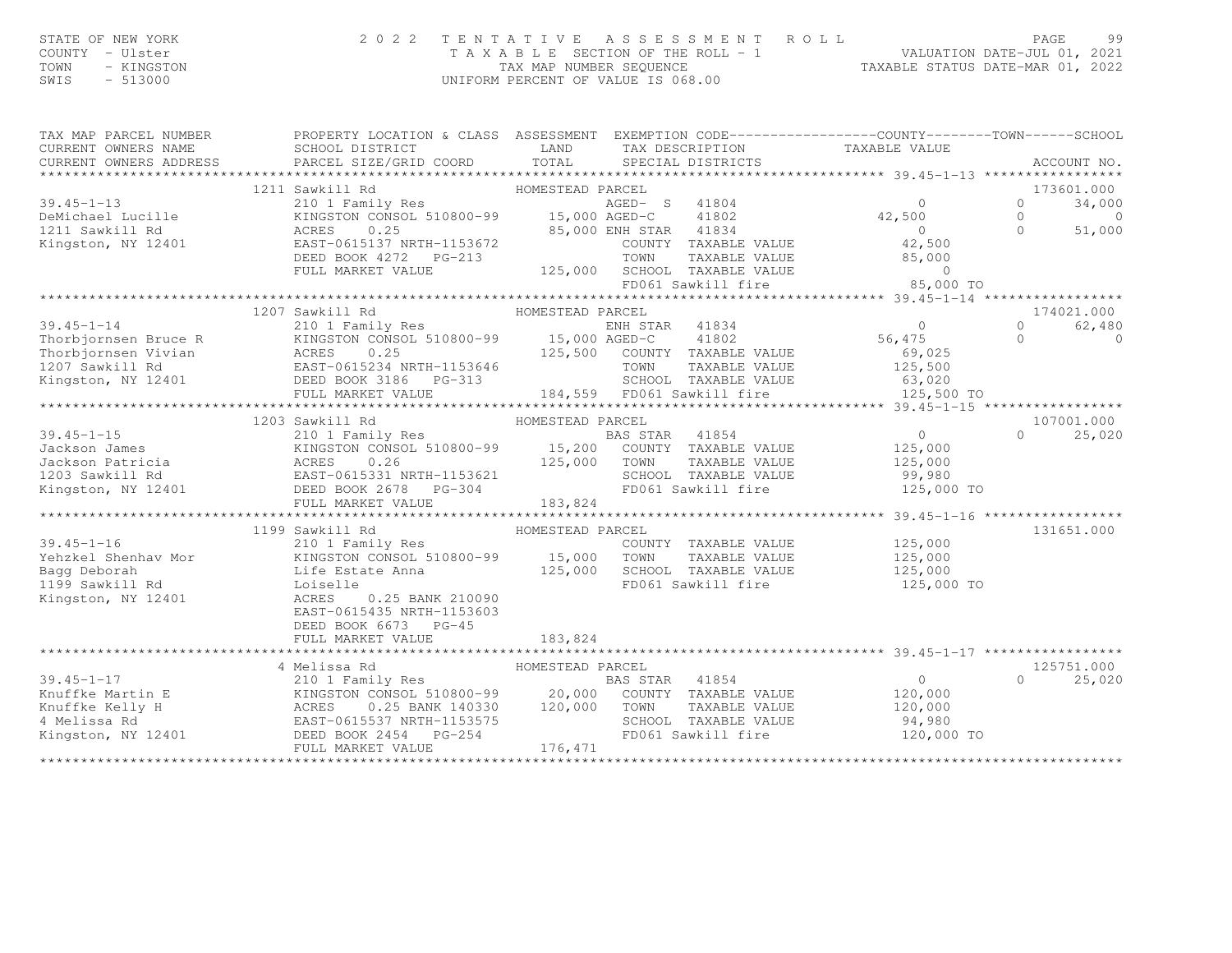STATE OF NEW YORK
COUNTY - Ulster
TOWN - KINGSTON
SWIS - 513000

2022 TENTATIVE ASSESSMENT ROLL
TAXABLE SECTION OF THE ROLL - 1
TAX MAP NUMBER SEQUENCE
UNIFORM PERCENT OF VALUE IS 068.00

VALUATION DATE-JUL 01, 2021
TAXABLE STATUS DATE-MAR 01, 2022

| TAX MAP PARCEL NUMBER / CURRENT OWNERS NAME / CURRENT OWNERS ADDRESS | PROPERTY LOCATION & CLASS / SCHOOL DISTRICT / PARCEL SIZE/GRID COORD | ASSESSMENT LAND / TOTAL | EXEMPTION CODE / TAX DESCRIPTION / SPECIAL DISTRICTS | COUNTY TAXABLE VALUE | TOWN | SCHOOL / ACCOUNT NO. |
|---|---|---|---|---|---|---|
| | 1211 Sawkill Rd | HOMESTEAD PARCEL | | | | 173601.000 |
| 39.45-1-13 | 210 1 Family Res | | AGED- S 41804 | 0 | 0 | 34,000 |
| DeMichael Lucille | KINGSTON CONSOL 510800-99 | 15,000 | AGED-C 41802 | 42,500 | 0 | 0 |
| 1211 Sawkill Rd | ACRES 0.25 | 85,000 | ENH STAR 41834 | 0 | 0 | 51,000 |
| Kingston, NY 12401 | EAST-0615137 NRTH-1153672 | | COUNTY TAXABLE VALUE | 42,500 | | |
| | DEED BOOK 4272 PG-213 | | TOWN TAXABLE VALUE | 85,000 | | |
| | FULL MARKET VALUE | 125,000 | SCHOOL TAXABLE VALUE | 0 | | |
| | | | FD061 Sawkill fire | 85,000 TO | | |
| | 1207 Sawkill Rd | HOMESTEAD PARCEL | | | | 174021.000 |
| 39.45-1-14 | 210 1 Family Res | | ENH STAR 41834 | 0 | 0 | 62,480 |
| Thorbjornsen Bruce R | KINGSTON CONSOL 510800-99 | 15,000 | AGED-C 41802 | 56,475 | 0 | 0 |
| Thorbjornsen Vivian | ACRES 0.25 | 125,500 | COUNTY TAXABLE VALUE | 69,025 | | |
| 1207 Sawkill Rd | EAST-0615234 NRTH-1153646 | | TOWN TAXABLE VALUE | 125,500 | | |
| Kingston, NY 12401 | DEED BOOK 3186 PG-313 | | SCHOOL TAXABLE VALUE | 63,020 | | |
| | FULL MARKET VALUE | 184,559 | FD061 Sawkill fire | 125,500 TO | | |
| | 1203 Sawkill Rd | HOMESTEAD PARCEL | | | | 107001.000 |
| 39.45-1-15 | 210 1 Family Res | | BAS STAR 41854 | 0 | 0 | 25,020 |
| Jackson James | KINGSTON CONSOL 510800-99 | 15,200 | COUNTY TAXABLE VALUE | 125,000 | | |
| Jackson Patricia | ACRES 0.26 | 125,000 | TOWN TAXABLE VALUE | 125,000 | | |
| 1203 Sawkill Rd | EAST-0615331 NRTH-1153621 | | SCHOOL TAXABLE VALUE | 99,980 | | |
| Kingston, NY 12401 | DEED BOOK 2678 PG-304 | | FD061 Sawkill fire | 125,000 TO | | |
| | FULL MARKET VALUE | 183,824 | | | | |
| | 1199 Sawkill Rd | HOMESTEAD PARCEL | | | | 131651.000 |
| 39.45-1-16 | 210 1 Family Res | | COUNTY TAXABLE VALUE | 125,000 | | |
| Yehzkel Shenhav Mor | KINGSTON CONSOL 510800-99 | 15,000 | TOWN TAXABLE VALUE | 125,000 | | |
| Bagg Deborah | Life Estate Anna | 125,000 | SCHOOL TAXABLE VALUE | 125,000 | | |
| 1199 Sawkill Rd | Loiselle | | FD061 Sawkill fire | 125,000 TO | | |
| Kingston, NY 12401 | ACRES 0.25 BANK 210090 | | | | | |
| | EAST-0615435 NRTH-1153603 | | | | | |
| | DEED BOOK 6673 PG-45 | | | | | |
| | FULL MARKET VALUE | 183,824 | | | | |
| | 4 Melissa Rd | HOMESTEAD PARCEL | | | | 125751.000 |
| 39.45-1-17 | 210 1 Family Res | | BAS STAR 41854 | 0 | 0 | 25,020 |
| Knuffke Martin E | KINGSTON CONSOL 510800-99 | 20,000 | COUNTY TAXABLE VALUE | 120,000 | | |
| Knuffke Kelly H | ACRES 0.25 BANK 140330 | 120,000 | TOWN TAXABLE VALUE | 120,000 | | |
| 4 Melissa Rd | EAST-0615537 NRTH-1153575 | | SCHOOL TAXABLE VALUE | 94,980 | | |
| Kingston, NY 12401 | DEED BOOK 2454 PG-254 | | FD061 Sawkill fire | 120,000 TO | | |
| | FULL MARKET VALUE | 176,471 | | | | |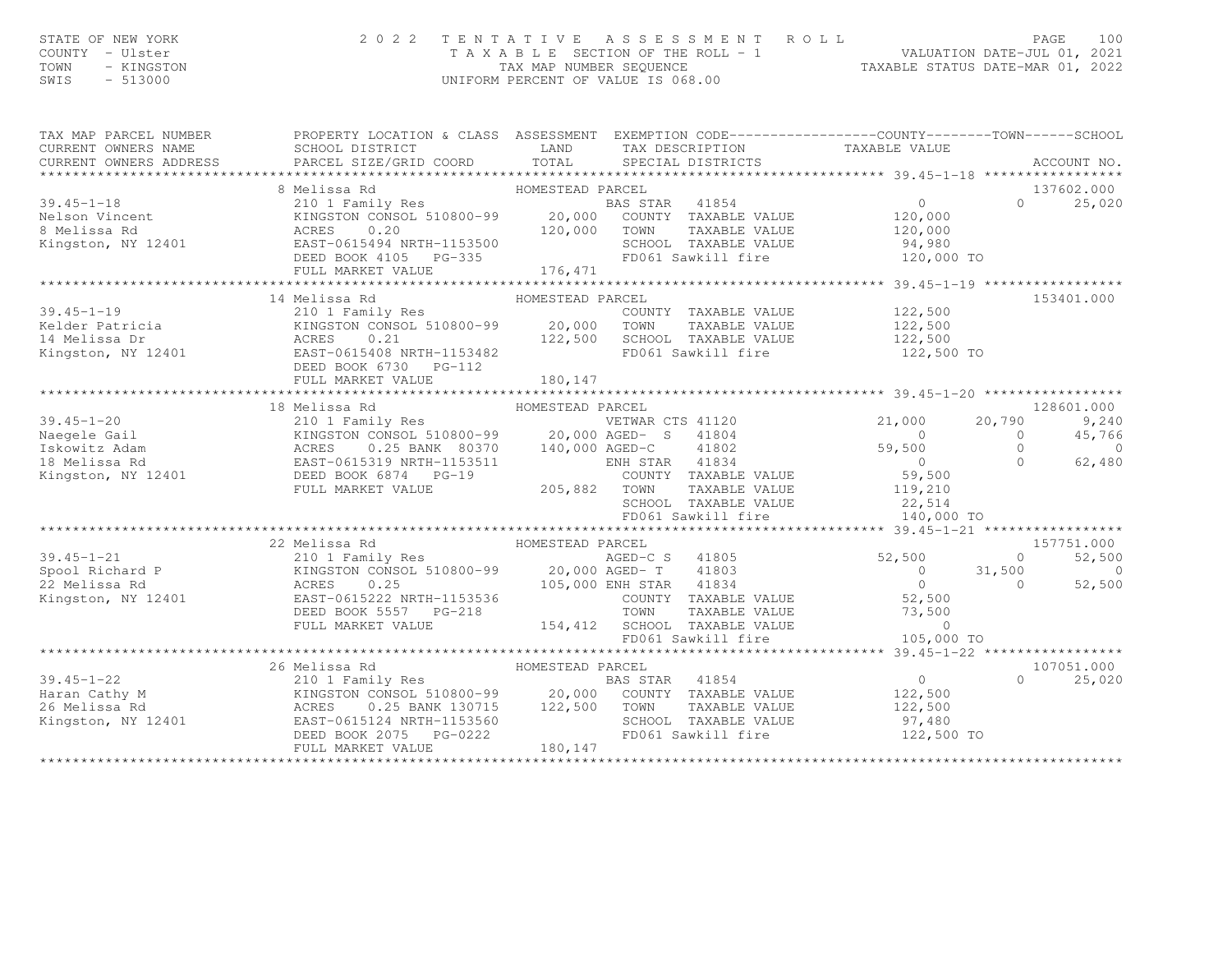STATE OF NEW YORK
COUNTY - Ulster
TOWN - KINGSTON
SWIS - 513000

2022 TENTATIVE ASSESSMENT ROLL
TAXABLE SECTION OF THE ROLL - 1
TAX MAP NUMBER SEQUENCE
UNIFORM PERCENT OF VALUE IS 068.00

VALUATION DATE-JUL 01, 2021
TAXABLE STATUS DATE-MAR 01, 2022

| TAX MAP PARCEL NUMBER / CURRENT OWNERS NAME / CURRENT OWNERS ADDRESS | PROPERTY LOCATION & CLASS / SCHOOL DISTRICT / PARCEL SIZE/GRID COORD | ASSESSMENT LAND / TOTAL | EXEMPTION CODE / TAX DESCRIPTION / SPECIAL DISTRICTS | COUNTY TAXABLE VALUE | TOWN | SCHOOL / ACCOUNT NO. |
|---|---|---|---|---|---|---|
| | 8 Melissa Rd | HOMESTEAD PARCEL | | | | 137602.000 |
| 39.45-1-18 | 210 1 Family Res | | BAS STAR 41854 | 0 | 0 | 25,020 |
| Nelson Vincent | KINGSTON CONSOL 510800-99 | 20,000 | COUNTY TAXABLE VALUE | 120,000 | | |
| 8 Melissa Rd | ACRES 0.20 | 120,000 | TOWN TAXABLE VALUE | 120,000 | | |
| Kingston, NY 12401 | EAST-0615494 NRTH-1153500 | | SCHOOL TAXABLE VALUE | 94,980 | | |
| | DEED BOOK 4105 PG-335 | | FD061 Sawkill fire | 120,000 TO | | |
| | FULL MARKET VALUE | 176,471 | | | | |
| | 14 Melissa Rd | HOMESTEAD PARCEL | | | | 153401.000 |
| 39.45-1-19 | 210 1 Family Res | | COUNTY TAXABLE VALUE | 122,500 | | |
| Kelder Patricia | KINGSTON CONSOL 510800-99 | 20,000 | TOWN TAXABLE VALUE | 122,500 | | |
| 14 Melissa Dr | ACRES 0.21 | 122,500 | SCHOOL TAXABLE VALUE | 122,500 | | |
| Kingston, NY 12401 | EAST-0615408 NRTH-1153482 | | FD061 Sawkill fire | 122,500 TO | | |
| | DEED BOOK 6730 PG-112 | | | | | |
| | FULL MARKET VALUE | 180,147 | | | | |
| | 18 Melissa Rd | HOMESTEAD PARCEL | | | | 128601.000 |
| 39.45-1-20 | 210 1 Family Res | | VETWAR CTS 41120 | 21,000 | 20,790 | 9,240 |
| Naegele Gail | KINGSTON CONSOL 510800-99 | 20,000 | AGED- S 41804 | 0 | 0 | 45,766 |
| Iskowitz Adam | ACRES 0.25 BANK 80370 | 140,000 | AGED-C 41802 | 59,500 | 0 | 0 |
| 18 Melissa Rd | EAST-0615319 NRTH-1153511 | | ENH STAR 41834 | 0 | 0 | 62,480 |
| Kingston, NY 12401 | DEED BOOK 6874 PG-19 | | COUNTY TAXABLE VALUE | 59,500 | | |
| | FULL MARKET VALUE | 205,882 | TOWN TAXABLE VALUE | 119,210 | | |
| | | | SCHOOL TAXABLE VALUE | 22,514 | | |
| | | | FD061 Sawkill fire | 140,000 TO | | |
| | 22 Melissa Rd | HOMESTEAD PARCEL | | | | 157751.000 |
| 39.45-1-21 | 210 1 Family Res | | AGED-C S 41805 | 52,500 | 0 | 52,500 |
| Spool Richard P | KINGSTON CONSOL 510800-99 | 20,000 | AGED- T 41803 | 0 | 31,500 | 0 |
| 22 Melissa Rd | ACRES 0.25 | 105,000 | ENH STAR 41834 | 0 | 0 | 52,500 |
| Kingston, NY 12401 | EAST-0615222 NRTH-1153536 | | COUNTY TAXABLE VALUE | 52,500 | | |
| | DEED BOOK 5557 PG-218 | | TOWN TAXABLE VALUE | 73,500 | | |
| | FULL MARKET VALUE | 154,412 | SCHOOL TAXABLE VALUE | 0 | | |
| | | | FD061 Sawkill fire | 105,000 TO | | |
| | 26 Melissa Rd | HOMESTEAD PARCEL | | | | 107051.000 |
| 39.45-1-22 | 210 1 Family Res | | BAS STAR 41854 | 0 | 0 | 25,020 |
| Haran Cathy M | KINGSTON CONSOL 510800-99 | 20,000 | COUNTY TAXABLE VALUE | 122,500 | | |
| 26 Melissa Rd | ACRES 0.25 BANK 130715 | 122,500 | TOWN TAXABLE VALUE | 122,500 | | |
| Kingston, NY 12401 | EAST-0615124 NRTH-1153560 | | SCHOOL TAXABLE VALUE | 97,480 | | |
| | DEED BOOK 2075 PG-0222 | | FD061 Sawkill fire | 122,500 TO | | |
| | FULL MARKET VALUE | 180,147 | | | | |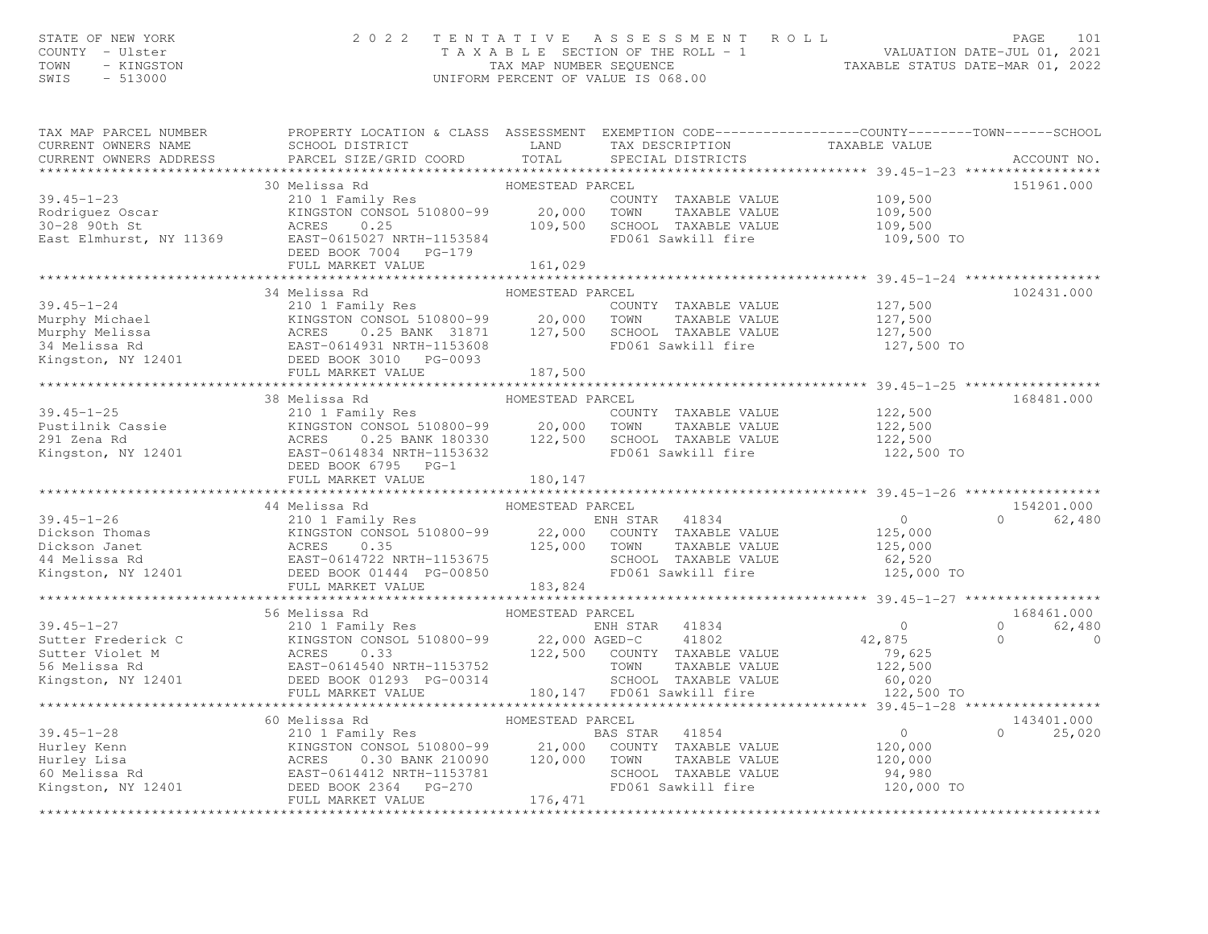STATE OF NEW YORK
COUNTY - Ulster
TOWN - KINGSTON
SWIS - 513000

2 0 2 2 T E N T A T I V E A S S E S S M E N T R O L L
T A X A B L E SECTION OF THE ROLL - 1
TAX MAP NUMBER SEQUENCE
UNIFORM PERCENT OF VALUE IS 068.00

VALUATION DATE-JUL 01, 2021
TAXABLE STATUS DATE-MAR 01, 2022

| TAX MAP PARCEL NUMBER / CURRENT OWNERS NAME / CURRENT OWNERS ADDRESS | PROPERTY LOCATION & CLASS / SCHOOL DISTRICT / PARCEL SIZE/GRID COORD | ASSESSMENT LAND / TOTAL | EXEMPTION CODE / TAX DESCRIPTION / SPECIAL DISTRICTS | COUNTY TAXABLE VALUE | TOWN | SCHOOL | ACCOUNT NO. |
|---|---|---|---|---|---|---|---|
| **39.45-1-23** | 30 Melissa Rd | HOMESTEAD PARCEL | | | | | 151961.000 |
| 39.45-1-23 | 210 1 Family Res | | COUNTY TAXABLE VALUE | 109,500 | | | |
| Rodriguez Oscar | KINGSTON CONSOL 510800-99 | 20,000 | TOWN TAXABLE VALUE | 109,500 | | | |
| 30-28 90th St | ACRES 0.25 | 109,500 | SCHOOL TAXABLE VALUE | 109,500 | | | |
| East Elmhurst, NY 11369 | EAST-0615027 NRTH-1153584 | | FD061 Sawkill fire | 109,500 TO | | | |
| | DEED BOOK 7004 PG-179 | | | | | | |
| | FULL MARKET VALUE | 161,029 | | | | | |
| **39.45-1-24** | 34 Melissa Rd | HOMESTEAD PARCEL | | | | | 102431.000 |
| 39.45-1-24 | 210 1 Family Res | | COUNTY TAXABLE VALUE | 127,500 | | | |
| Murphy Michael | KINGSTON CONSOL 510800-99 | 20,000 | TOWN TAXABLE VALUE | 127,500 | | | |
| Murphy Melissa | ACRES 0.25 BANK 31871 | 127,500 | SCHOOL TAXABLE VALUE | 127,500 | | | |
| 34 Melissa Rd | EAST-0614931 NRTH-1153608 | | FD061 Sawkill fire | 127,500 TO | | | |
| Kingston, NY 12401 | DEED BOOK 3010 PG-0093 | | | | | | |
| | FULL MARKET VALUE | 187,500 | | | | | |
| **39.45-1-25** | 38 Melissa Rd | HOMESTEAD PARCEL | | | | | 168481.000 |
| 39.45-1-25 | 210 1 Family Res | | COUNTY TAXABLE VALUE | 122,500 | | | |
| Pustilnik Cassie | KINGSTON CONSOL 510800-99 | 20,000 | TOWN TAXABLE VALUE | 122,500 | | | |
| 291 Zena Rd | ACRES 0.25 BANK 180330 | 122,500 | SCHOOL TAXABLE VALUE | 122,500 | | | |
| Kingston, NY 12401 | EAST-0614834 NRTH-1153632 | | FD061 Sawkill fire | 122,500 TO | | | |
| | DEED BOOK 6795 PG-1 | | | | | | |
| | FULL MARKET VALUE | 180,147 | | | | | |
| **39.45-1-26** | 44 Melissa Rd | HOMESTEAD PARCEL | | | | | 154201.000 |
| 39.45-1-26 | 210 1 Family Res | | ENH STAR 41834 | 0 | 0 | 62,480 | |
| Dickson Thomas | KINGSTON CONSOL 510800-99 | 22,000 | COUNTY TAXABLE VALUE | 125,000 | | | |
| Dickson Janet | ACRES 0.35 | 125,000 | TOWN TAXABLE VALUE | 125,000 | | | |
| 44 Melissa Rd | EAST-0614722 NRTH-1153675 | | SCHOOL TAXABLE VALUE | 62,520 | | | |
| Kingston, NY 12401 | DEED BOOK 01444 PG-00850 | | FD061 Sawkill fire | 125,000 TO | | | |
| | FULL MARKET VALUE | 183,824 | | | | | |
| **39.45-1-27** | 56 Melissa Rd | HOMESTEAD PARCEL | | | | | 168461.000 |
| 39.45-1-27 | 210 1 Family Res | | ENH STAR 41834 | 0 | 0 | 62,480 | |
| Sutter Frederick C | KINGSTON CONSOL 510800-99 | 22,000 | AGED-C 41802 | 42,875 | 0 | 0 | |
| Sutter Violet M | ACRES 0.33 | 122,500 | COUNTY TAXABLE VALUE | 79,625 | | | |
| 56 Melissa Rd | EAST-0614540 NRTH-1153752 | | TOWN TAXABLE VALUE | 122,500 | | | |
| Kingston, NY 12401 | DEED BOOK 01293 PG-00314 | | SCHOOL TAXABLE VALUE | 60,020 | | | |
| | FULL MARKET VALUE | 180,147 | FD061 Sawkill fire | 122,500 TO | | | |
| **39.45-1-28** | 60 Melissa Rd | HOMESTEAD PARCEL | | | | | 143401.000 |
| 39.45-1-28 | 210 1 Family Res | | BAS STAR 41854 | 0 | 0 | 25,020 | |
| Hurley Kenn | KINGSTON CONSOL 510800-99 | 21,000 | COUNTY TAXABLE VALUE | 120,000 | | | |
| Hurley Lisa | ACRES 0.30 BANK 210090 | 120,000 | TOWN TAXABLE VALUE | 120,000 | | | |
| 60 Melissa Rd | EAST-0614412 NRTH-1153781 | | SCHOOL TAXABLE VALUE | 94,980 | | | |
| Kingston, NY 12401 | DEED BOOK 2364 PG-270 | | FD061 Sawkill fire | 120,000 TO | | | |
| | FULL MARKET VALUE | 176,471 | | | | | |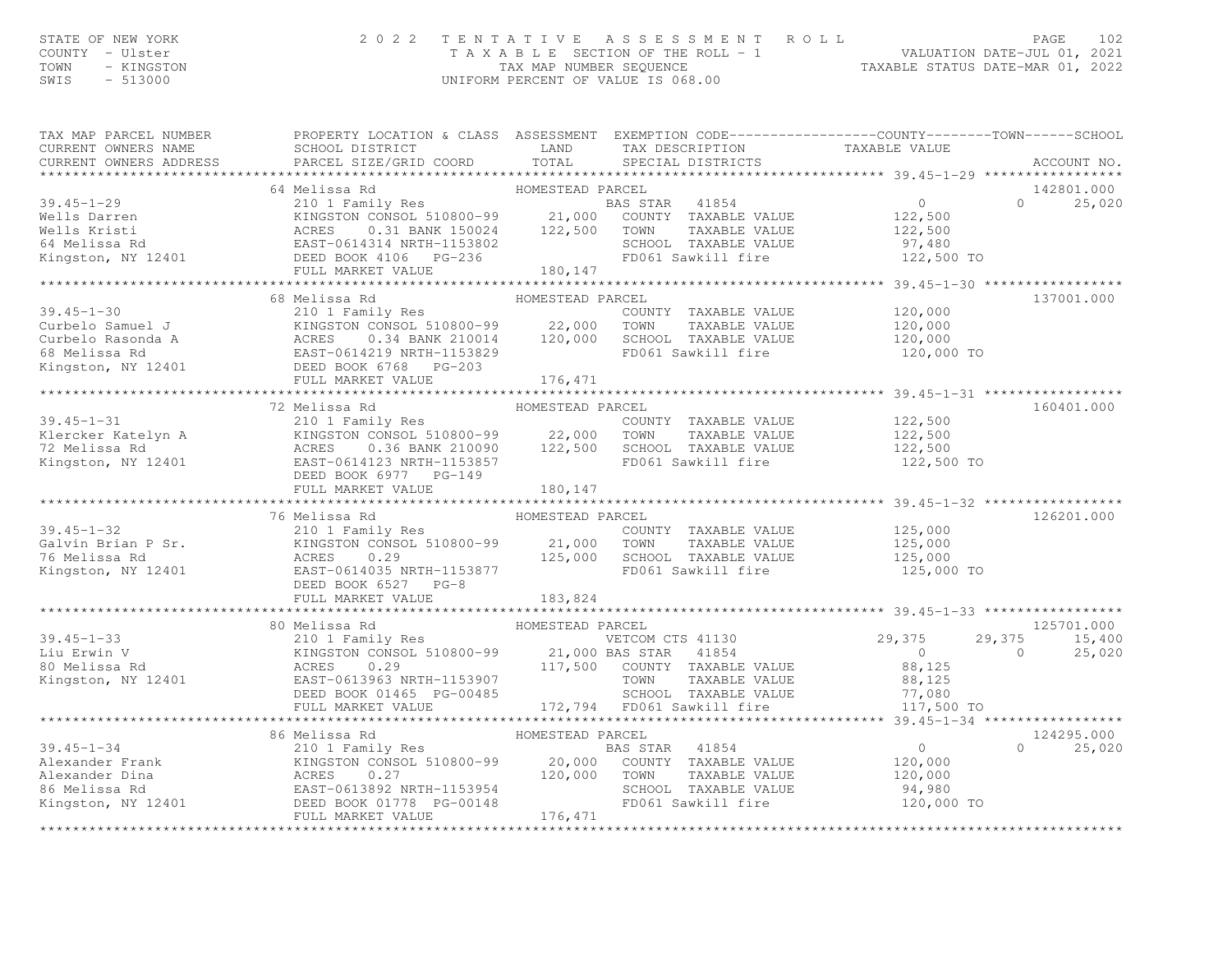STATE OF NEW YORK
COUNTY - Ulster
TOWN - KINGSTON
SWIS - 513000

# 2022 TENTATIVE ASSESSMENT ROLL

TAXABLE SECTION OF THE ROLL - 1
TAX MAP NUMBER SEQUENCE
UNIFORM PERCENT OF VALUE IS 068.00

VALUATION DATE-JUL 01, 2021
TAXABLE STATUS DATE-MAR 01, 2022

```
TAX MAP PARCEL NUMBER          PROPERTY LOCATION & CLASS  ASSESSMENT  EXEMPTION CODE------------------COUNTY--------TOWN------SCHOOL
CURRENT OWNERS NAME            SCHOOL DISTRICT               LAND      TAX DESCRIPTION            TAXABLE VALUE
CURRENT OWNERS ADDRESS         PARCEL SIZE/GRID COORD        TOTAL     SPECIAL DISTRICTS                                      ACCOUNT NO.
******************************************************************************************************* 39.45-1-29 *****************
                               64 Melissa Rd                 HOMESTEAD PARCEL                                                 142801.000
39.45-1-29                     210 1 Family Res                        BAS STAR   41854                  0            0     25,020
Wells Darren                   KINGSTON CONSOL 510800-99     21,000    COUNTY  TAXABLE VALUE          122,500
Wells Kristi                   ACRES    0.31 BANK 150024    122,500    TOWN    TAXABLE VALUE          122,500
64 Melissa Rd                  EAST-0614314 NRTH-1153802               SCHOOL  TAXABLE VALUE           97,480
Kingston, NY 12401             DEED BOOK 4106   PG-236                 FD061 Sawkill fire             122,500 TO
                               FULL MARKET VALUE            180,147
******************************************************************************************************* 39.45-1-30 *****************
                               68 Melissa Rd                 HOMESTEAD PARCEL                                                 137001.000
39.45-1-30                     210 1 Family Res                        COUNTY  TAXABLE VALUE          120,000
Curbelo Samuel J               KINGSTON CONSOL 510800-99     22,000    TOWN    TAXABLE VALUE          120,000
Curbelo Rasonda A              ACRES    0.34 BANK 210014    120,000    SCHOOL  TAXABLE VALUE          120,000
68 Melissa Rd                  EAST-0614219 NRTH-1153829               FD061 Sawkill fire             120,000 TO
Kingston, NY 12401             DEED BOOK 6768   PG-203
                               FULL MARKET VALUE            176,471
******************************************************************************************************* 39.45-1-31 *****************
                               72 Melissa Rd                 HOMESTEAD PARCEL                                                 160401.000
39.45-1-31                     210 1 Family Res                        COUNTY  TAXABLE VALUE          122,500
Klercker Katelyn A             KINGSTON CONSOL 510800-99     22,000    TOWN    TAXABLE VALUE          122,500
72 Melissa Rd                  ACRES    0.36 BANK 210090    122,500    SCHOOL  TAXABLE VALUE          122,500
Kingston, NY 12401             EAST-0614123 NRTH-1153857               FD061 Sawkill fire             122,500 TO
                               DEED BOOK 6977   PG-149
                               FULL MARKET VALUE            180,147
******************************************************************************************************* 39.45-1-32 *****************
                               76 Melissa Rd                 HOMESTEAD PARCEL                                                 126201.000
39.45-1-32                     210 1 Family Res                        COUNTY  TAXABLE VALUE          125,000
Galvin Brian P Sr.             KINGSTON CONSOL 510800-99     21,000    TOWN    TAXABLE VALUE          125,000
76 Melissa Rd                  ACRES    0.29                125,000    SCHOOL  TAXABLE VALUE          125,000
Kingston, NY 12401             EAST-0614035 NRTH-1153877               FD061 Sawkill fire             125,000 TO
                               DEED BOOK 6527   PG-8
                               FULL MARKET VALUE            183,824
******************************************************************************************************* 39.45-1-33 *****************
                               80 Melissa Rd                 HOMESTEAD PARCEL                                                 125701.000
39.45-1-33                     210 1 Family Res                        VETCOM CTS 41130             29,375       29,375     15,400
Liu Erwin V                    KINGSTON CONSOL 510800-99     21,000 BAS STAR   41854                  0            0     25,020
80 Melissa Rd                  ACRES    0.29                117,500    COUNTY  TAXABLE VALUE           88,125
Kingston, NY 12401             EAST-0613963 NRTH-1153907               TOWN    TAXABLE VALUE           88,125
                               DEED BOOK 01465  PG-00485               SCHOOL  TAXABLE VALUE           77,080
                               FULL MARKET VALUE            172,794    FD061 Sawkill fire             117,500 TO
******************************************************************************************************* 39.45-1-34 *****************
                               86 Melissa Rd                 HOMESTEAD PARCEL                                                 124295.000
39.45-1-34                     210 1 Family Res                        BAS STAR   41854                  0            0     25,020
Alexander Frank                KINGSTON CONSOL 510800-99     20,000    COUNTY  TAXABLE VALUE          120,000
Alexander Dina                 ACRES    0.27                120,000    TOWN    TAXABLE VALUE          120,000
86 Melissa Rd                  EAST-0613892 NRTH-1153954               SCHOOL  TAXABLE VALUE           94,980
Kingston, NY 12401             DEED BOOK 01778  PG-00148               FD061 Sawkill fire             120,000 TO
                               FULL MARKET VALUE            176,471
************************************************************************************************************************************
```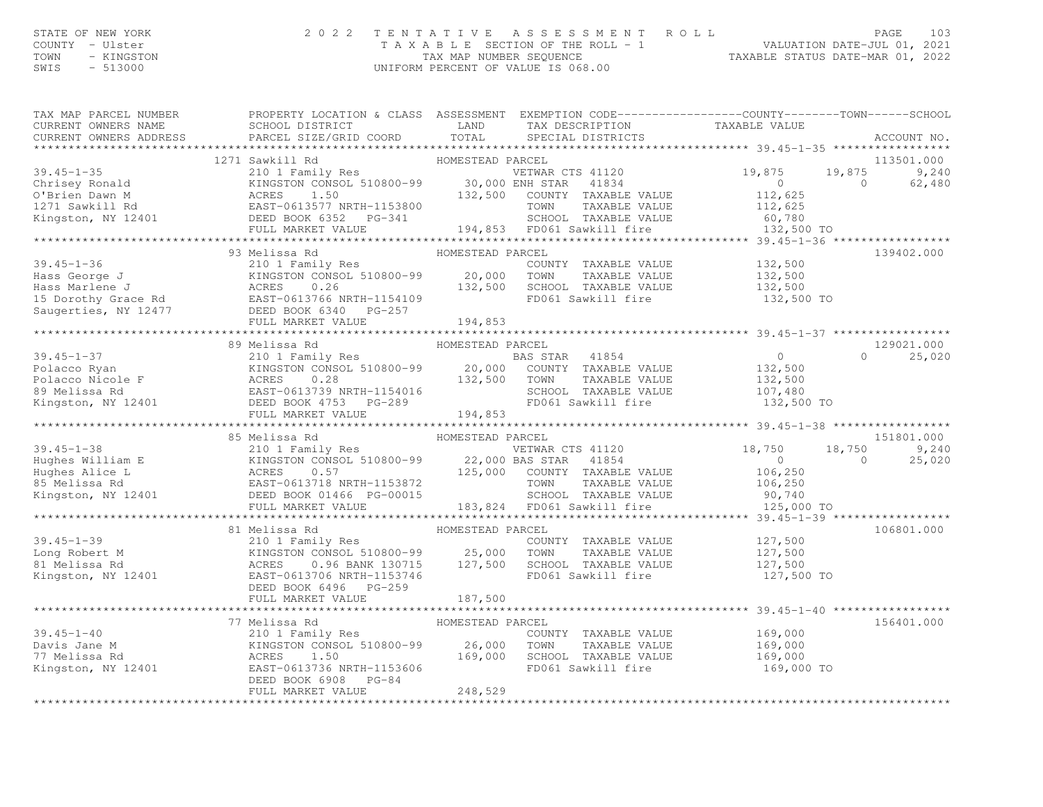STATE OF NEW YORK
COUNTY - Ulster
TOWN - KINGSTON
SWIS - 513000

2022 TENTATIVE ASSESSMENT ROLL
TAXABLE SECTION OF THE ROLL - 1
TAX MAP NUMBER SEQUENCE
UNIFORM PERCENT OF VALUE IS 068.00

VALUATION DATE-JUL 01, 2021
TAXABLE STATUS DATE-MAR 01, 2022

| TAX MAP PARCEL NUMBER / CURRENT OWNERS NAME / CURRENT OWNERS ADDRESS | PROPERTY LOCATION & CLASS / SCHOOL DISTRICT / PARCEL SIZE/GRID COORD | ASSESSMENT LAND / TOTAL | EXEMPTION CODE / TAX DESCRIPTION / SPECIAL DISTRICTS | COUNTY TAXABLE VALUE | TOWN | SCHOOL | ACCOUNT NO. |
|---|---|---|---|---|---|---|---|
| 39.45-1-35 | 1271 Sawkill Rd | HOMESTEAD PARCEL | | | | | 113501.000 |
| 39.45-1-35 | 210 1 Family Res | | VETWAR CTS 41120 | 19,875 | 19,875 | 9,240 | |
| Chrisey Ronald | KINGSTON CONSOL 510800-99 | 30,000 | ENH STAR 41834 | 0 | 0 | 62,480 | |
| O'Brien Dawn M | ACRES 1.50 | 132,500 | COUNTY TAXABLE VALUE | 112,625 | | | |
| 1271 Sawkill Rd | EAST-0613577 NRTH-1153800 | | TOWN TAXABLE VALUE | 112,625 | | | |
| Kingston, NY 12401 | DEED BOOK 6352 PG-341 | | SCHOOL TAXABLE VALUE | 60,780 | | | |
| | FULL MARKET VALUE | 194,853 | FD061 Sawkill fire | 132,500 TO | | | |
| 39.45-1-36 | 93 Melissa Rd | HOMESTEAD PARCEL | | | | | 139402.000 |
| 39.45-1-36 | 210 1 Family Res | | COUNTY TAXABLE VALUE | 132,500 | | | |
| Hass George J | KINGSTON CONSOL 510800-99 | 20,000 | TOWN TAXABLE VALUE | 132,500 | | | |
| Hass Marlene J | ACRES 0.26 | 132,500 | SCHOOL TAXABLE VALUE | 132,500 | | | |
| 15 Dorothy Grace Rd | EAST-0613766 NRTH-1154109 | | FD061 Sawkill fire | 132,500 TO | | | |
| Saugerties, NY 12477 | DEED BOOK 6340 PG-257 | | | | | | |
| | FULL MARKET VALUE | 194,853 | | | | | |
| 39.45-1-37 | 89 Melissa Rd | HOMESTEAD PARCEL | | | | | 129021.000 |
| 39.45-1-37 | 210 1 Family Res | | BAS STAR 41854 | 0 | 0 | 25,020 | |
| Polacco Ryan | KINGSTON CONSOL 510800-99 | 20,000 | COUNTY TAXABLE VALUE | 132,500 | | | |
| Polacco Nicole F | ACRES 0.28 | 132,500 | TOWN TAXABLE VALUE | 132,500 | | | |
| 89 Melissa Rd | EAST-0613739 NRTH-1154016 | | SCHOOL TAXABLE VALUE | 107,480 | | | |
| Kingston, NY 12401 | DEED BOOK 4753 PG-289 | | FD061 Sawkill fire | 132,500 TO | | | |
| | FULL MARKET VALUE | 194,853 | | | | | |
| 39.45-1-38 | 85 Melissa Rd | HOMESTEAD PARCEL | | | | | 151801.000 |
| 39.45-1-38 | 210 1 Family Res | | VETWAR CTS 41120 | 18,750 | 18,750 | 9,240 | |
| Hughes William E | KINGSTON CONSOL 510800-99 | 22,000 | BAS STAR 41854 | 0 | 0 | 25,020 | |
| Hughes Alice L | ACRES 0.57 | 125,000 | COUNTY TAXABLE VALUE | 106,250 | | | |
| 85 Melissa Rd | EAST-0613718 NRTH-1153872 | | TOWN TAXABLE VALUE | 106,250 | | | |
| Kingston, NY 12401 | DEED BOOK 01466 PG-00015 | | SCHOOL TAXABLE VALUE | 90,740 | | | |
| | FULL MARKET VALUE | 183,824 | FD061 Sawkill fire | 125,000 TO | | | |
| 39.45-1-39 | 81 Melissa Rd | HOMESTEAD PARCEL | | | | | 106801.000 |
| 39.45-1-39 | 210 1 Family Res | | COUNTY TAXABLE VALUE | 127,500 | | | |
| Long Robert M | KINGSTON CONSOL 510800-99 | 25,000 | TOWN TAXABLE VALUE | 127,500 | | | |
| 81 Melissa Rd | ACRES 0.96 BANK 130715 | 127,500 | SCHOOL TAXABLE VALUE | 127,500 | | | |
| Kingston, NY 12401 | EAST-0613706 NRTH-1153746 | | FD061 Sawkill fire | 127,500 TO | | | |
| | DEED BOOK 6496 PG-259 | | | | | | |
| | FULL MARKET VALUE | 187,500 | | | | | |
| 39.45-1-40 | 77 Melissa Rd | HOMESTEAD PARCEL | | | | | 156401.000 |
| 39.45-1-40 | 210 1 Family Res | | COUNTY TAXABLE VALUE | 169,000 | | | |
| Davis Jane M | KINGSTON CONSOL 510800-99 | 26,000 | TOWN TAXABLE VALUE | 169,000 | | | |
| 77 Melissa Rd | ACRES 1.50 | 169,000 | SCHOOL TAXABLE VALUE | 169,000 | | | |
| Kingston, NY 12401 | EAST-0613736 NRTH-1153606 | | FD061 Sawkill fire | 169,000 TO | | | |
| | DEED BOOK 6908 PG-84 | | | | | | |
| | FULL MARKET VALUE | 248,529 | | | | | |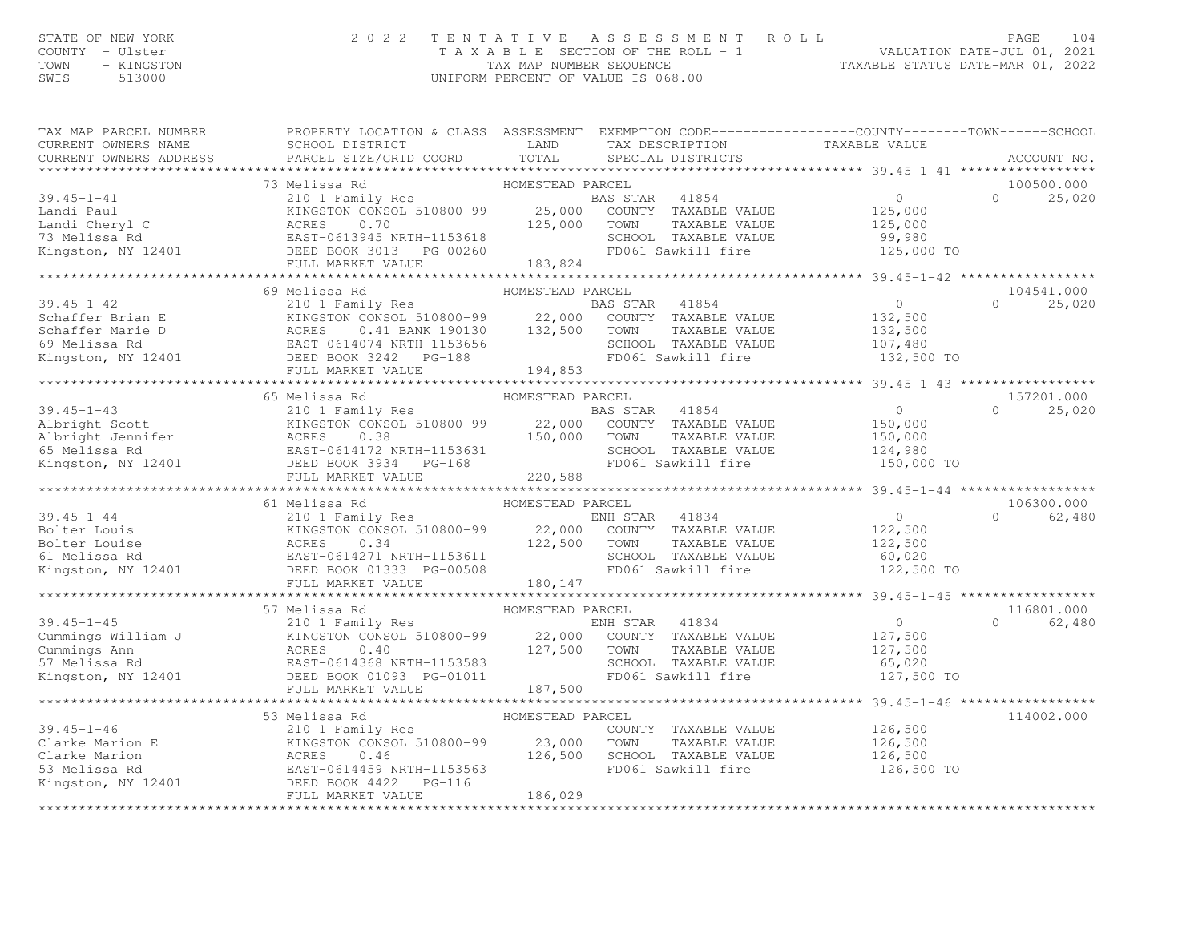STATE OF NEW YORK
COUNTY - Ulster
TOWN - KINGSTON
SWIS - 513000

2022 TENTATIVE ASSESSMENT ROLL
TAXABLE SECTION OF THE ROLL - 1
TAX MAP NUMBER SEQUENCE
UNIFORM PERCENT OF VALUE IS 068.00

VALUATION DATE-JUL 01, 2021
TAXABLE STATUS DATE-MAR 01, 2022

| TAX MAP PARCEL NUMBER / CURRENT OWNERS NAME / CURRENT OWNERS ADDRESS | PROPERTY LOCATION & CLASS / SCHOOL DISTRICT / PARCEL SIZE/GRID COORD | ASSESSMENT LAND / TOTAL | EXEMPTION CODE / TAX DESCRIPTION / SPECIAL DISTRICTS | COUNTY TAXABLE VALUE | TOWN | SCHOOL / ACCOUNT NO. |
|---|---|---|---|---|---|---|
| | 73 Melissa Rd | HOMESTEAD PARCEL | | | | 100500.000 |
| 39.45-1-41 | 210 1 Family Res | | BAS STAR 41854 | 0 | 0 | 25,020 |
| Landi Paul | KINGSTON CONSOL 510800-99 | 25,000 | COUNTY TAXABLE VALUE | 125,000 | | |
| Landi Cheryl C | ACRES 0.70 | 125,000 | TOWN TAXABLE VALUE | 125,000 | | |
| 73 Melissa Rd | EAST-0613945 NRTH-1153618 | | SCHOOL TAXABLE VALUE | 99,980 | | |
| Kingston, NY 12401 | DEED BOOK 3013 PG-00260 | | FD061 Sawkill fire | 125,000 TO | | |
| | FULL MARKET VALUE | 183,824 | | | | |
| | 69 Melissa Rd | HOMESTEAD PARCEL | | | | 104541.000 |
| 39.45-1-42 | 210 1 Family Res | | BAS STAR 41854 | 0 | 0 | 25,020 |
| Schaffer Brian E | KINGSTON CONSOL 510800-99 | 22,000 | COUNTY TAXABLE VALUE | 132,500 | | |
| Schaffer Marie D | ACRES 0.41 BANK 190130 | 132,500 | TOWN TAXABLE VALUE | 132,500 | | |
| 69 Melissa Rd | EAST-0614074 NRTH-1153656 | | SCHOOL TAXABLE VALUE | 107,480 | | |
| Kingston, NY 12401 | DEED BOOK 3242 PG-188 | | FD061 Sawkill fire | 132,500 TO | | |
| | FULL MARKET VALUE | 194,853 | | | | |
| | 65 Melissa Rd | HOMESTEAD PARCEL | | | | 157201.000 |
| 39.45-1-43 | 210 1 Family Res | | BAS STAR 41854 | 0 | 0 | 25,020 |
| Albright Scott | KINGSTON CONSOL 510800-99 | 22,000 | COUNTY TAXABLE VALUE | 150,000 | | |
| Albright Jennifer | ACRES 0.38 | 150,000 | TOWN TAXABLE VALUE | 150,000 | | |
| 65 Melissa Rd | EAST-0614172 NRTH-1153631 | | SCHOOL TAXABLE VALUE | 124,980 | | |
| Kingston, NY 12401 | DEED BOOK 3934 PG-168 | | FD061 Sawkill fire | 150,000 TO | | |
| | FULL MARKET VALUE | 220,588 | | | | |
| | 61 Melissa Rd | HOMESTEAD PARCEL | | | | 106300.000 |
| 39.45-1-44 | 210 1 Family Res | | ENH STAR 41834 | 0 | 0 | 62,480 |
| Bolter Louis | KINGSTON CONSOL 510800-99 | 22,000 | COUNTY TAXABLE VALUE | 122,500 | | |
| Bolter Louise | ACRES 0.34 | 122,500 | TOWN TAXABLE VALUE | 122,500 | | |
| 61 Melissa Rd | EAST-0614271 NRTH-1153611 | | SCHOOL TAXABLE VALUE | 60,020 | | |
| Kingston, NY 12401 | DEED BOOK 01333 PG-00508 | | FD061 Sawkill fire | 122,500 TO | | |
| | FULL MARKET VALUE | 180,147 | | | | |
| | 57 Melissa Rd | HOMESTEAD PARCEL | | | | 116801.000 |
| 39.45-1-45 | 210 1 Family Res | | ENH STAR 41834 | 0 | 0 | 62,480 |
| Cummings William J | KINGSTON CONSOL 510800-99 | 22,000 | COUNTY TAXABLE VALUE | 127,500 | | |
| Cummings Ann | ACRES 0.40 | 127,500 | TOWN TAXABLE VALUE | 127,500 | | |
| 57 Melissa Rd | EAST-0614368 NRTH-1153583 | | SCHOOL TAXABLE VALUE | 65,020 | | |
| Kingston, NY 12401 | DEED BOOK 01093 PG-01011 | | FD061 Sawkill fire | 127,500 TO | | |
| | FULL MARKET VALUE | 187,500 | | | | |
| | 53 Melissa Rd | HOMESTEAD PARCEL | | | | 114002.000 |
| 39.45-1-46 | 210 1 Family Res | | COUNTY TAXABLE VALUE | 126,500 | | |
| Clarke Marion E | KINGSTON CONSOL 510800-99 | 23,000 | TOWN TAXABLE VALUE | 126,500 | | |
| Clarke Marion | ACRES 0.46 | 126,500 | SCHOOL TAXABLE VALUE | 126,500 | | |
| 53 Melissa Rd | EAST-0614459 NRTH-1153563 | | FD061 Sawkill fire | 126,500 TO | | |
| Kingston, NY 12401 | DEED BOOK 4422 PG-116 | | | | | |
| | FULL MARKET VALUE | 186,029 | | | | |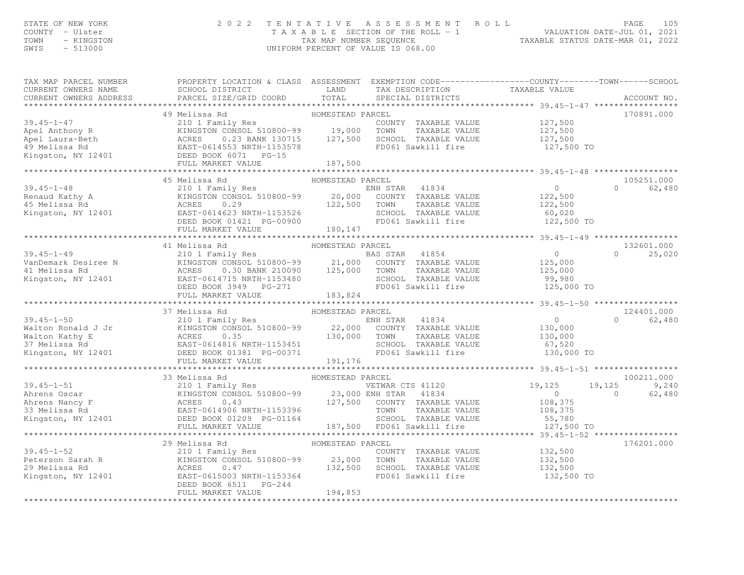STATE OF NEW YORK
COUNTY - Ulster
TOWN - KINGSTON
SWIS - 513000

# 2022 TENTATIVE ASSESSMENT ROLL

TAXABLE SECTION OF THE ROLL - 1
TAX MAP NUMBER SEQUENCE
UNIFORM PERCENT OF VALUE IS 068.00

VALUATION DATE-JUL 01, 2021
TAXABLE STATUS DATE-MAR 01, 2022

| TAX MAP PARCEL NUMBER / CURRENT OWNERS NAME / CURRENT OWNERS ADDRESS | PROPERTY LOCATION & CLASS / SCHOOL DISTRICT / PARCEL SIZE/GRID COORD | ASSESSMENT LAND / TOTAL | EXEMPTION CODE / TAX DESCRIPTION / SPECIAL DISTRICTS | COUNTY TAXABLE VALUE | TOWN | SCHOOL | ACCOUNT NO. |
|---|---|---|---|---|---|---|---|
| **39.45-1-47** | 49 Melissa Rd | HOMESTEAD PARCEL | | | | | 170891.000 |
| 39.45-1-47 | 210 1 Family Res | | COUNTY TAXABLE VALUE | 127,500 | | | |
| Apel Anthony R | KINGSTON CONSOL 510800-99 | 19,000 | TOWN TAXABLE VALUE | 127,500 | | | |
| Apel Laura-Beth | ACRES 0.23 BANK 130715 | 127,500 | SCHOOL TAXABLE VALUE | 127,500 | | | |
| 49 Melissa Rd | EAST-0614553 NRTH-1153578 | | FD061 Sawkill fire | 127,500 TO | | | |
| Kingston, NY 12401 | DEED BOOK 6071 PG-15 | | | | | | |
| | FULL MARKET VALUE | 187,500 | | | | | |
| **39.45-1-48** | 45 Melissa Rd | HOMESTEAD PARCEL | | | | | 105251.000 |
| 39.45-1-48 | 210 1 Family Res | | ENH STAR 41834 | 0 | 0 | 62,480 | |
| Renaud Kathy A | KINGSTON CONSOL 510800-99 | 20,000 | COUNTY TAXABLE VALUE | 122,500 | | | |
| 45 Melissa Rd | ACRES 0.29 | 122,500 | TOWN TAXABLE VALUE | 122,500 | | | |
| Kingston, NY 12401 | EAST-0614623 NRTH-1153526 | | SCHOOL TAXABLE VALUE | 60,020 | | | |
| | DEED BOOK 01421 PG-00900 | | FD061 Sawkill fire | 122,500 TO | | | |
| | FULL MARKET VALUE | 180,147 | | | | | |
| **39.45-1-49** | 41 Melissa Rd | HOMESTEAD PARCEL | | | | | 132601.000 |
| 39.45-1-49 | 210 1 Family Res | | BAS STAR 41854 | 0 | 0 | 25,020 | |
| VanDemark Desiree N | KINGSTON CONSOL 510800-99 | 21,000 | COUNTY TAXABLE VALUE | 125,000 | | | |
| 41 Melissa Rd | ACRES 0.30 BANK 210090 | 125,000 | TOWN TAXABLE VALUE | 125,000 | | | |
| Kingston, NY 12401 | EAST-0614715 NRTH-1153480 | | SCHOOL TAXABLE VALUE | 99,980 | | | |
| | DEED BOOK 3949 PG-271 | | FD061 Sawkill fire | 125,000 TO | | | |
| | FULL MARKET VALUE | 183,824 | | | | | |
| **39.45-1-50** | 37 Melissa Rd | HOMESTEAD PARCEL | | | | | 124401.000 |
| 39.45-1-50 | 210 1 Family Res | | ENH STAR 41834 | 0 | 0 | 62,480 | |
| Walton Ronald J Jr | KINGSTON CONSOL 510800-99 | 22,000 | COUNTY TAXABLE VALUE | 130,000 | | | |
| Walton Kathy E | ACRES 0.35 | 130,000 | TOWN TAXABLE VALUE | 130,000 | | | |
| 37 Melissa Rd | EAST-0614816 NRTH-1153451 | | SCHOOL TAXABLE VALUE | 67,520 | | | |
| Kingston, NY 12401 | DEED BOOK 01381 PG-00371 | | FD061 Sawkill fire | 130,000 TO | | | |
| | FULL MARKET VALUE | 191,176 | | | | | |
| **39.45-1-51** | 33 Melissa Rd | HOMESTEAD PARCEL | | | | | 100211.000 |
| 39.45-1-51 | 210 1 Family Res | | VETWAR CTS 41120 | 19,125 | 19,125 | 9,240 | |
| Ahrens Oscar | KINGSTON CONSOL 510800-99 | 23,000 | ENH STAR 41834 | 0 | 0 | 62,480 | |
| Ahrens Nancy F | ACRES 0.43 | 127,500 | COUNTY TAXABLE VALUE | 108,375 | | | |
| 33 Melissa Rd | EAST-0614906 NRTH-1153396 | | TOWN TAXABLE VALUE | 108,375 | | | |
| Kingston, NY 12401 | DEED BOOK 01209 PG-01164 | | SCHOOL TAXABLE VALUE | 55,780 | | | |
| | FULL MARKET VALUE | 187,500 | FD061 Sawkill fire | 127,500 TO | | | |
| **39.45-1-52** | 29 Melissa Rd | HOMESTEAD PARCEL | | | | | 176201.000 |
| 39.45-1-52 | 210 1 Family Res | | COUNTY TAXABLE VALUE | 132,500 | | | |
| Peterson Sarah R | KINGSTON CONSOL 510800-99 | 23,000 | TOWN TAXABLE VALUE | 132,500 | | | |
| 29 Melissa Rd | ACRES 0.47 | 132,500 | SCHOOL TAXABLE VALUE | 132,500 | | | |
| Kingston, NY 12401 | EAST-0615003 NRTH-1153364 | | FD061 Sawkill fire | 132,500 TO | | | |
| | DEED BOOK 6511 PG-244 | | | | | | |
| | FULL MARKET VALUE | 194,853 | | | | | |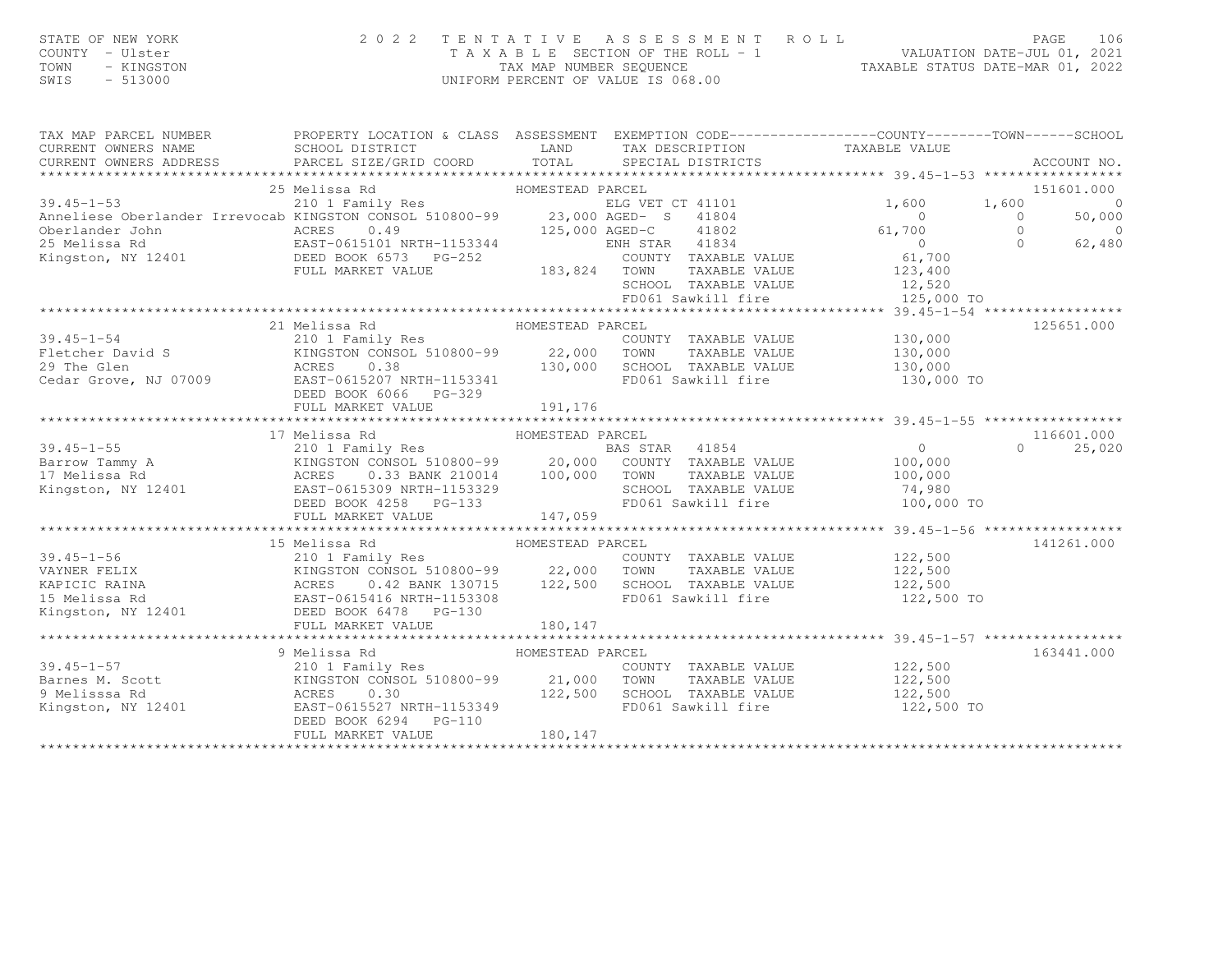STATE OF NEW YORK
COUNTY - Ulster
TOWN - KINGSTON
SWIS - 513000

2022 TENTATIVE ASSESSMENT ROLL
TAXABLE SECTION OF THE ROLL - 1
TAX MAP NUMBER SEQUENCE
UNIFORM PERCENT OF VALUE IS 068.00

VALUATION DATE-JUL 01, 2021
TAXABLE STATUS DATE-MAR 01, 2022

| TAX MAP PARCEL NUMBER / CURRENT OWNERS NAME / CURRENT OWNERS ADDRESS | PROPERTY LOCATION & CLASS / SCHOOL DISTRICT / PARCEL SIZE/GRID COORD | ASSESSMENT LAND / TOTAL | EXEMPTION CODE / TAX DESCRIPTION / SPECIAL DISTRICTS | COUNTY TAXABLE VALUE | TOWN | SCHOOL | ACCOUNT NO. |
|---|---|---|---|---|---|---|---|
| **39.45-1-53** | 25 Melissa Rd | HOMESTEAD PARCEL | | | | | 151601.000 |
| 39.45-1-53 | 210 1 Family Res | | ELG VET CT 41101 | 1,600 | 1,600 | 0 | |
| Anneliese Oberlander Irrevocab | KINGSTON CONSOL 510800-99 | 23,000 | AGED- S 41804 | 0 | 0 | 50,000 | |
| Oberlander John | ACRES 0.49 | 125,000 | AGED-C 41802 | 61,700 | 0 | 0 | |
| 25 Melissa Rd | EAST-0615101 NRTH-1153344 | | ENH STAR 41834 | 0 | 0 | 62,480 | |
| Kingston, NY 12401 | DEED BOOK 6573 PG-252 | | COUNTY TAXABLE VALUE | 61,700 | | | |
| | FULL MARKET VALUE | 183,824 | TOWN TAXABLE VALUE | 123,400 | | | |
| | | | SCHOOL TAXABLE VALUE | 12,520 | | | |
| | | | FD061 Sawkill fire | 125,000 TO | | | |
| **39.45-1-54** | 21 Melissa Rd | HOMESTEAD PARCEL | | | | | 125651.000 |
| 39.45-1-54 | 210 1 Family Res | | COUNTY TAXABLE VALUE | 130,000 | | | |
| Fletcher David S | KINGSTON CONSOL 510800-99 | 22,000 | TOWN TAXABLE VALUE | 130,000 | | | |
| 29 The Glen | ACRES 0.38 | 130,000 | SCHOOL TAXABLE VALUE | 130,000 | | | |
| Cedar Grove, NJ 07009 | EAST-0615207 NRTH-1153341 | | FD061 Sawkill fire | 130,000 TO | | | |
| | DEED BOOK 6066 PG-329 | | | | | | |
| | FULL MARKET VALUE | 191,176 | | | | | |
| **39.45-1-55** | 17 Melissa Rd | HOMESTEAD PARCEL | | | | | 116601.000 |
| 39.45-1-55 | 210 1 Family Res | | BAS STAR 41854 | 0 | 0 | 25,020 | |
| Barrow Tammy A | KINGSTON CONSOL 510800-99 | 20,000 | COUNTY TAXABLE VALUE | 100,000 | | | |
| 17 Melissa Rd | ACRES 0.33 BANK 210014 | 100,000 | TOWN TAXABLE VALUE | 100,000 | | | |
| Kingston, NY 12401 | EAST-0615309 NRTH-1153329 | | SCHOOL TAXABLE VALUE | 74,980 | | | |
| | DEED BOOK 4258 PG-133 | | FD061 Sawkill fire | 100,000 TO | | | |
| | FULL MARKET VALUE | 147,059 | | | | | |
| **39.45-1-56** | 15 Melissa Rd | HOMESTEAD PARCEL | | | | | 141261.000 |
| 39.45-1-56 | 210 1 Family Res | | COUNTY TAXABLE VALUE | 122,500 | | | |
| VAYNER FELIX | KINGSTON CONSOL 510800-99 | 22,000 | TOWN TAXABLE VALUE | 122,500 | | | |
| KAPICIC RAINA | ACRES 0.42 BANK 130715 | 122,500 | SCHOOL TAXABLE VALUE | 122,500 | | | |
| 15 Melissa Rd | EAST-0615416 NRTH-1153308 | | FD061 Sawkill fire | 122,500 TO | | | |
| Kingston, NY 12401 | DEED BOOK 6478 PG-130 | | | | | | |
| | FULL MARKET VALUE | 180,147 | | | | | |
| **39.45-1-57** | 9 Melissa Rd | HOMESTEAD PARCEL | | | | | 163441.000 |
| 39.45-1-57 | 210 1 Family Res | | COUNTY TAXABLE VALUE | 122,500 | | | |
| Barnes M. Scott | KINGSTON CONSOL 510800-99 | 21,000 | TOWN TAXABLE VALUE | 122,500 | | | |
| 9 Melisssa Rd | ACRES 0.30 | 122,500 | SCHOOL TAXABLE VALUE | 122,500 | | | |
| Kingston, NY 12401 | EAST-0615527 NRTH-1153349 | | FD061 Sawkill fire | 122,500 TO | | | |
| | DEED BOOK 6294 PG-110 | | | | | | |
| | FULL MARKET VALUE | 180,147 | | | | | |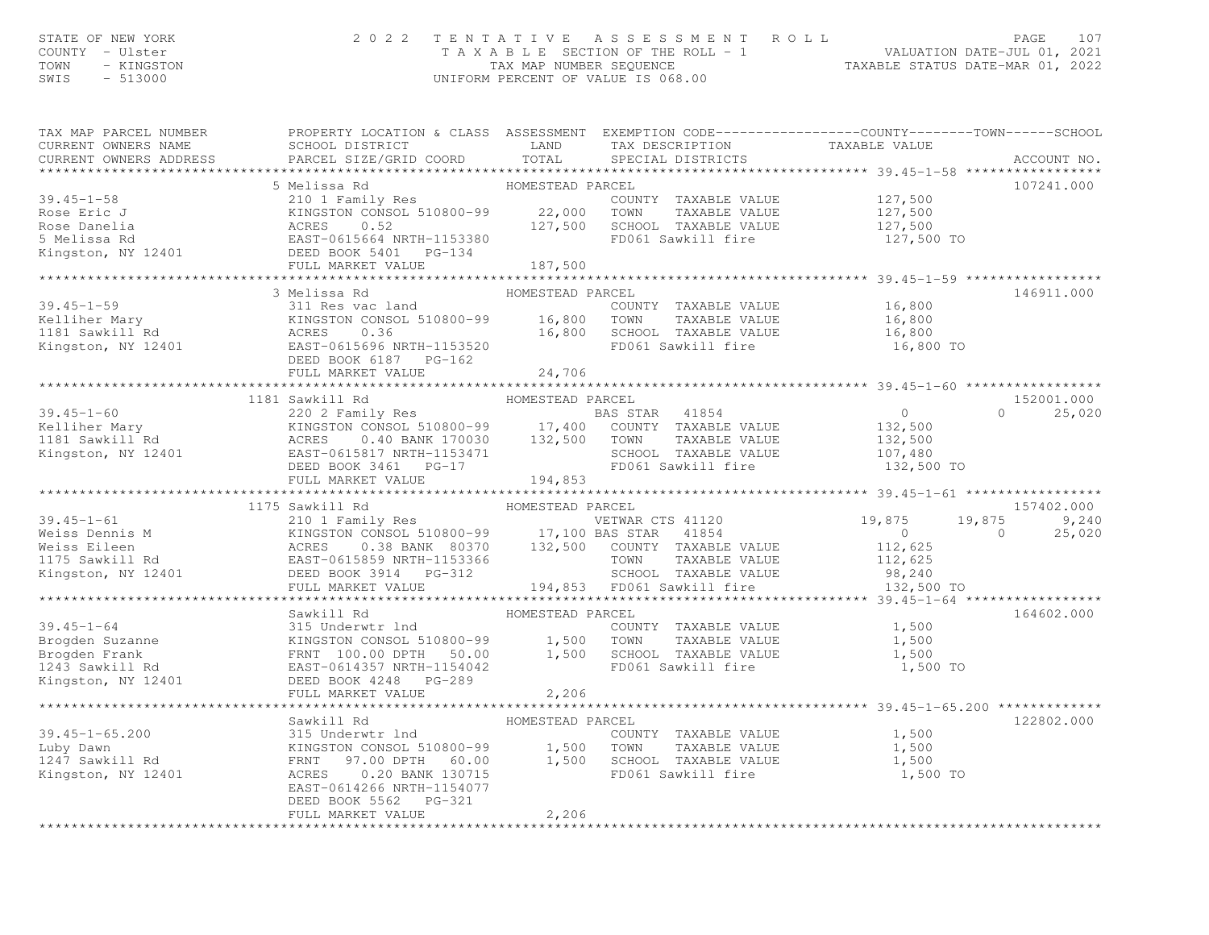STATE OF NEW YORK
COUNTY - Ulster
TOWN - KINGSTON
SWIS - 513000

2022 TENTATIVE ASSESSMENT ROLL
TAXABLE SECTION OF THE ROLL - 1
TAX MAP NUMBER SEQUENCE
UNIFORM PERCENT OF VALUE IS 068.00

VALUATION DATE-JUL 01, 2021
TAXABLE STATUS DATE-MAR 01, 2022

| TAX MAP PARCEL NUMBER / CURRENT OWNERS NAME / CURRENT OWNERS ADDRESS | PROPERTY LOCATION & CLASS / SCHOOL DISTRICT / PARCEL SIZE/GRID COORD | ASSESSMENT LAND / TOTAL | EXEMPTION CODE / TAX DESCRIPTION / SPECIAL DISTRICTS | COUNTY TAXABLE VALUE | TOWN | SCHOOL | ACCOUNT NO. |
|---|---|---|---|---|---|---|---|
| 39.45-1-58 | 5 Melissa Rd | HOMESTEAD PARCEL | | | | | 107241.000 |
| | 210 1 Family Res | | COUNTY TAXABLE VALUE | 127,500 | | | |
| Rose Eric J | KINGSTON CONSOL 510800-99 | 22,000 | TOWN TAXABLE VALUE | 127,500 | | | |
| Rose Danelia | ACRES 0.52 | 127,500 | SCHOOL TAXABLE VALUE | 127,500 | | | |
| 5 Melissa Rd | EAST-0615664 NRTH-1153380 | | FD061 Sawkill fire | 127,500 TO | | | |
| Kingston, NY 12401 | DEED BOOK 5401 PG-134 | | | | | | |
| | FULL MARKET VALUE | 187,500 | | | | | |
| 39.45-1-59 | 3 Melissa Rd | HOMESTEAD PARCEL | | | | | 146911.000 |
| | 311 Res vac land | | COUNTY TAXABLE VALUE | 16,800 | | | |
| Kelliher Mary | KINGSTON CONSOL 510800-99 | 16,800 | TOWN TAXABLE VALUE | 16,800 | | | |
| 1181 Sawkill Rd | ACRES 0.36 | 16,800 | SCHOOL TAXABLE VALUE | 16,800 | | | |
| Kingston, NY 12401 | EAST-0615696 NRTH-1153520 | | FD061 Sawkill fire | 16,800 TO | | | |
| | DEED BOOK 6187 PG-162 | | | | | | |
| | FULL MARKET VALUE | 24,706 | | | | | |
| 39.45-1-60 | 1181 Sawkill Rd | HOMESTEAD PARCEL | | | | | 152001.000 |
| | 220 2 Family Res | | BAS STAR 41854 | 0 | 0 | 25,020 | |
| Kelliher Mary | KINGSTON CONSOL 510800-99 | 17,400 | COUNTY TAXABLE VALUE | 132,500 | | | |
| 1181 Sawkill Rd | ACRES 0.40 BANK 170030 | 132,500 | TOWN TAXABLE VALUE | 132,500 | | | |
| Kingston, NY 12401 | EAST-0615817 NRTH-1153471 | | SCHOOL TAXABLE VALUE | 107,480 | | | |
| | DEED BOOK 3461 PG-17 | | FD061 Sawkill fire | 132,500 TO | | | |
| | FULL MARKET VALUE | 194,853 | | | | | |
| 39.45-1-61 | 1175 Sawkill Rd | HOMESTEAD PARCEL | | | | | 157402.000 |
| | 210 1 Family Res | | VETWAR CTS 41120 | 19,875 | 19,875 | 9,240 | |
| Weiss Dennis M | KINGSTON CONSOL 510800-99 | 17,100 | BAS STAR 41854 | 0 | 0 | 25,020 | |
| Weiss Eileen | ACRES 0.38 BANK 80370 | 132,500 | COUNTY TAXABLE VALUE | 112,625 | | | |
| 1175 Sawkill Rd | EAST-0615859 NRTH-1153366 | | TOWN TAXABLE VALUE | 112,625 | | | |
| Kingston, NY 12401 | DEED BOOK 3914 PG-312 | | SCHOOL TAXABLE VALUE | 98,240 | | | |
| | FULL MARKET VALUE | 194,853 | FD061 Sawkill fire | 132,500 TO | | | |
| 39.45-1-64 | Sawkill Rd | HOMESTEAD PARCEL | | | | | 164602.000 |
| | 315 Underwtr lnd | | COUNTY TAXABLE VALUE | 1,500 | | | |
| Brogden Suzanne | KINGSTON CONSOL 510800-99 | 1,500 | TOWN TAXABLE VALUE | 1,500 | | | |
| Brogden Frank | FRNT 100.00 DPTH 50.00 | 1,500 | SCHOOL TAXABLE VALUE | 1,500 | | | |
| 1243 Sawkill Rd | EAST-0614357 NRTH-1154042 | | FD061 Sawkill fire | 1,500 TO | | | |
| Kingston, NY 12401 | DEED BOOK 4248 PG-289 | | | | | | |
| | FULL MARKET VALUE | 2,206 | | | | | |
| 39.45-1-65.200 | Sawkill Rd | HOMESTEAD PARCEL | | | | | 122802.000 |
| | 315 Underwtr lnd | | COUNTY TAXABLE VALUE | 1,500 | | | |
| Luby Dawn | KINGSTON CONSOL 510800-99 | 1,500 | TOWN TAXABLE VALUE | 1,500 | | | |
| 1247 Sawkill Rd | FRNT 97.00 DPTH 60.00 | 1,500 | SCHOOL TAXABLE VALUE | 1,500 | | | |
| Kingston, NY 12401 | ACRES 0.20 BANK 130715 | | FD061 Sawkill fire | 1,500 TO | | | |
| | EAST-0614266 NRTH-1154077 | | | | | | |
| | DEED BOOK 5562 PG-321 | | | | | | |
| | FULL MARKET VALUE | 2,206 | | | | | |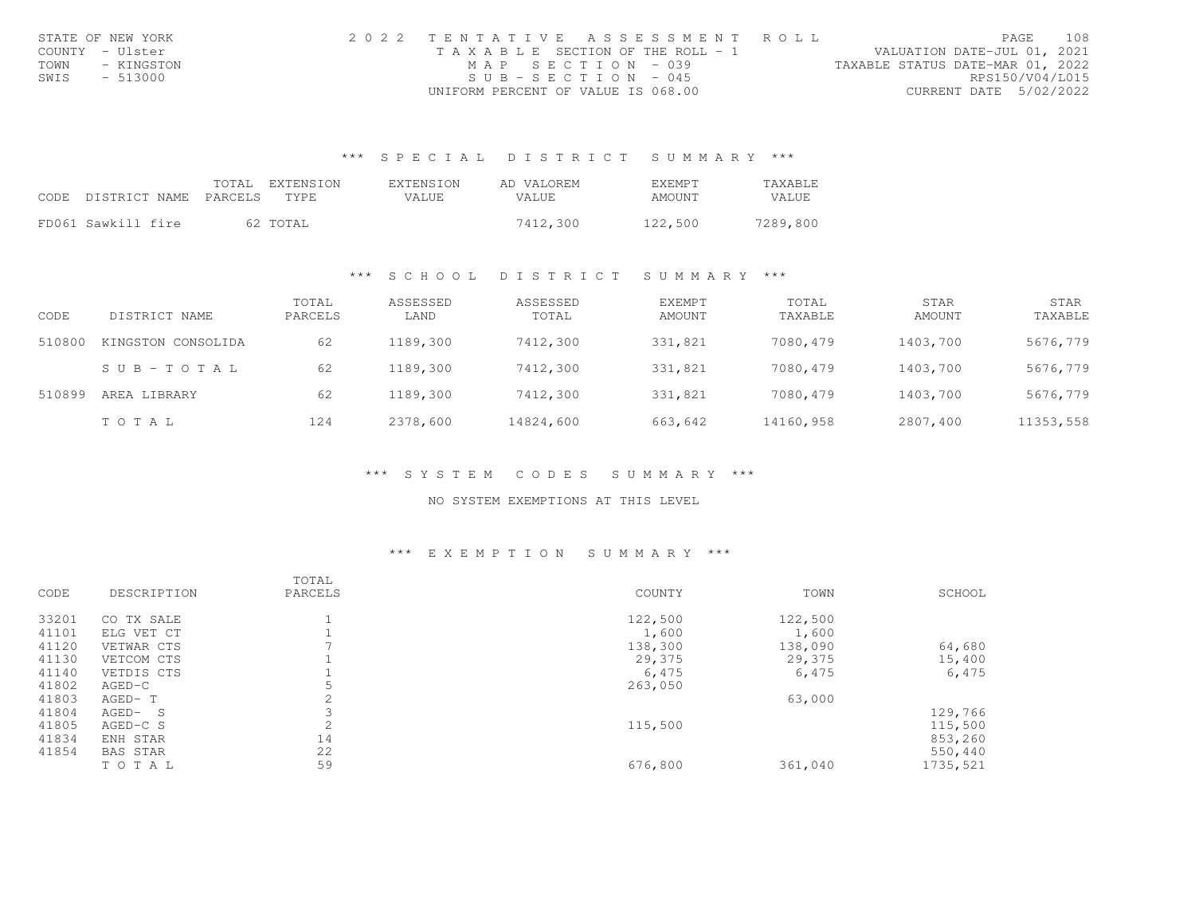STATE OF NEW YORK
COUNTY - Ulster
TOWN - KINGSTON
SWIS - 513000

2022 TENTATIVE ASSESSMENT ROLL
TAXABLE SECTION OF THE ROLL - 1
MAP SECTION - 039
SUB-SECTION - 045
UNIFORM PERCENT OF VALUE IS 068.00

VALUATION DATE-JUL 01, 2021
TAXABLE STATUS DATE-MAR 01, 2022
RPS150/V04/L015
CURRENT DATE 5/02/2022

## *** SPECIAL DISTRICT SUMMARY ***

| CODE DISTRICT NAME | TOTAL PARCELS | EXTENSION TYPE | EXTENSION VALUE | AD VALOREM VALUE | EXEMPT AMOUNT | TAXABLE VALUE |
|---|---|---|---|---|---|---|
| FD061 Sawkill fire | 62 | TOTAL | | 7412,300 | 122,500 | 7289,800 |

## *** SCHOOL DISTRICT SUMMARY ***

| CODE | DISTRICT NAME | TOTAL PARCELS | ASSESSED LAND | ASSESSED TOTAL | EXEMPT AMOUNT | TOTAL TAXABLE | STAR AMOUNT | STAR TAXABLE |
|---|---|---|---|---|---|---|---|---|
| 510800 | KINGSTON CONSOLIDA | 62 | 1189,300 | 7412,300 | 331,821 | 7080,479 | 1403,700 | 5676,779 |
| | SUB-TOTAL | 62 | 1189,300 | 7412,300 | 331,821 | 7080,479 | 1403,700 | 5676,779 |
| 510899 | AREA LIBRARY | 62 | 1189,300 | 7412,300 | 331,821 | 7080,479 | 1403,700 | 5676,779 |
| | TOTAL | 124 | 2378,600 | 14824,600 | 663,642 | 14160,958 | 2807,400 | 11353,558 |

## *** SYSTEM CODES SUMMARY ***

NO SYSTEM EXEMPTIONS AT THIS LEVEL

## *** EXEMPTION SUMMARY ***

| CODE | DESCRIPTION | TOTAL PARCELS | COUNTY | TOWN | SCHOOL |
|---|---|---|---|---|---|
| 33201 | CO TX SALE | 1 | 122,500 | 122,500 | |
| 41101 | ELG VET CT | 1 | 1,600 | 1,600 | |
| 41120 | VETWAR CTS | 7 | 138,300 | 138,090 | 64,680 |
| 41130 | VETCOM CTS | 1 | 29,375 | 29,375 | 15,400 |
| 41140 | VETDIS CTS | 1 | 6,475 | 6,475 | 6,475 |
| 41802 | AGED-C | 5 | 263,050 | | |
| 41803 | AGED- T | 2 | | 63,000 | |
| 41804 | AGED- S | 3 | | | 129,766 |
| 41805 | AGED-C S | 2 | 115,500 | | 115,500 |
| 41834 | ENH STAR | 14 | | | 853,260 |
| 41854 | BAS STAR | 22 | | | 550,440 |
| | TOTAL | 59 | 676,800 | 361,040 | 1735,521 |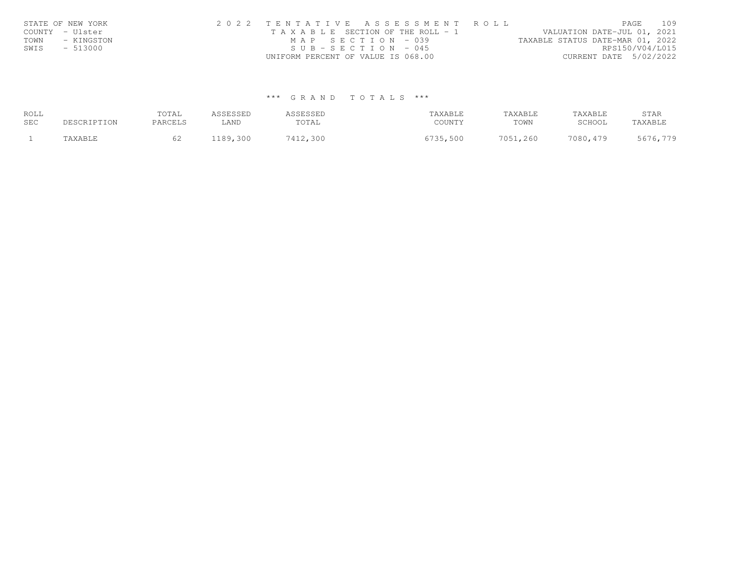STATE OF NEW YORK
COUNTY - Ulster
TOWN - KINGSTON
SWIS - 513000

2022 TENTATIVE ASSESSMENT ROLL
TAXABLE SECTION OF THE ROLL - 1
MAP SECTION - 039
SUB-SECTION - 045
UNIFORM PERCENT OF VALUE IS 068.00

VALUATION DATE-JUL 01, 2021
TAXABLE STATUS DATE-MAR 01, 2022
RPS150/V04/L015
CURRENT DATE 5/02/2022

*** GRAND TOTALS ***

| ROLL SEC | DESCRIPTION | TOTAL PARCELS | ASSESSED LAND | ASSESSED TOTAL | TAXABLE COUNTY | TAXABLE TOWN | TAXABLE SCHOOL | STAR TAXABLE |
|---|---|---|---|---|---|---|---|---|
| 1 | TAXABLE | 62 | 1189,300 | 7412,300 | 6735,500 | 7051,260 | 7080,479 | 5676,779 |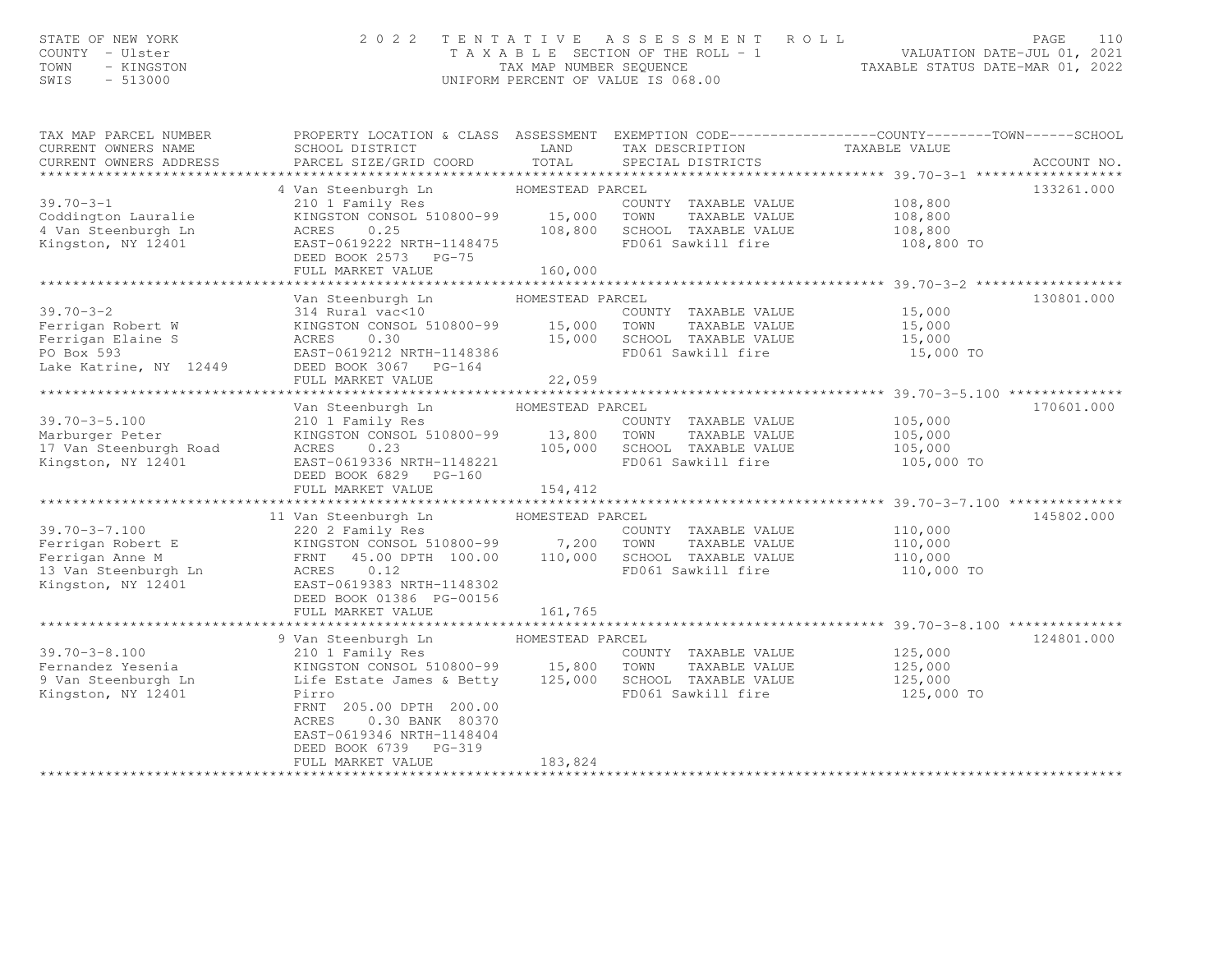STATE OF NEW YORK
COUNTY - Ulster
TOWN - KINGSTON
SWIS - 513000

# 2022 TENTATIVE ASSESSMENT ROLL

TAXABLE SECTION OF THE ROLL - 1
TAX MAP NUMBER SEQUENCE
UNIFORM PERCENT OF VALUE IS 068.00

VALUATION DATE-JUL 01, 2021
TAXABLE STATUS DATE-MAR 01, 2022

| TAX MAP PARCEL NUMBER / CURRENT OWNERS NAME / CURRENT OWNERS ADDRESS | PROPERTY LOCATION & CLASS / SCHOOL DISTRICT / PARCEL SIZE/GRID COORD | ASSESSMENT LAND / TOTAL | EXEMPTION CODE / TAX DESCRIPTION / SPECIAL DISTRICTS | TAXABLE VALUE (COUNTY / TOWN / SCHOOL) | ACCOUNT NO. |
|---|---|---|---|---|---|
| **39.70-3-1** | 4 Van Steenburgh Ln — HOMESTEAD PARCEL | | | | 133261.000 |
| Coddington Lauralie | 210 1 Family Res | | COUNTY TAXABLE VALUE | 108,800 | |
| 4 Van Steenburgh Ln | KINGSTON CONSOL 510800-99 | 15,000 | TOWN TAXABLE VALUE | 108,800 | |
| Kingston, NY 12401 | ACRES 0.25 | 108,800 | SCHOOL TAXABLE VALUE | 108,800 | |
| | EAST-0619222 NRTH-1148475 | | FD061 Sawkill fire | 108,800 TO | |
| | DEED BOOK 2573 PG-75 | | | | |
| | FULL MARKET VALUE | 160,000 | | | |
| **39.70-3-2** | Van Steenburgh Ln — HOMESTEAD PARCEL | | | | 130801.000 |
| Ferrigan Robert W | 314 Rural vac<10 | | COUNTY TAXABLE VALUE | 15,000 | |
| Ferrigan Elaine S | KINGSTON CONSOL 510800-99 | 15,000 | TOWN TAXABLE VALUE | 15,000 | |
| PO Box 593 | ACRES 0.30 | 15,000 | SCHOOL TAXABLE VALUE | 15,000 | |
| Lake Katrine, NY 12449 | EAST-0619212 NRTH-1148386 | | FD061 Sawkill fire | 15,000 TO | |
| | DEED BOOK 3067 PG-164 | | | | |
| | FULL MARKET VALUE | 22,059 | | | |
| **39.70-3-5.100** | Van Steenburgh Ln — HOMESTEAD PARCEL | | | | 170601.000 |
| Marburger Peter | 210 1 Family Res | | COUNTY TAXABLE VALUE | 105,000 | |
| 17 Van Steenburgh Road | KINGSTON CONSOL 510800-99 | 13,800 | TOWN TAXABLE VALUE | 105,000 | |
| Kingston, NY 12401 | ACRES 0.23 | 105,000 | SCHOOL TAXABLE VALUE | 105,000 | |
| | EAST-0619336 NRTH-1148221 | | FD061 Sawkill fire | 105,000 TO | |
| | DEED BOOK 6829 PG-160 | | | | |
| | FULL MARKET VALUE | 154,412 | | | |
| **39.70-3-7.100** | 11 Van Steenburgh Ln — HOMESTEAD PARCEL | | | | 145802.000 |
| Ferrigan Robert E | 220 2 Family Res | | COUNTY TAXABLE VALUE | 110,000 | |
| Ferrigan Anne M | KINGSTON CONSOL 510800-99 | 7,200 | TOWN TAXABLE VALUE | 110,000 | |
| 13 Van Steenburgh Ln | FRNT 45.00 DPTH 100.00 | 110,000 | SCHOOL TAXABLE VALUE | 110,000 | |
| Kingston, NY 12401 | ACRES 0.12 | | FD061 Sawkill fire | 110,000 TO | |
| | EAST-0619383 NRTH-1148302 | | | | |
| | DEED BOOK 01386 PG-00156 | | | | |
| | FULL MARKET VALUE | 161,765 | | | |
| **39.70-3-8.100** | 9 Van Steenburgh Ln — HOMESTEAD PARCEL | | | | 124801.000 |
| Fernandez Yesenia | 210 1 Family Res | | COUNTY TAXABLE VALUE | 125,000 | |
| 9 Van Steenburgh Ln | KINGSTON CONSOL 510800-99 | 15,800 | TOWN TAXABLE VALUE | 125,000 | |
| Kingston, NY 12401 | Life Estate James & Betty | 125,000 | SCHOOL TAXABLE VALUE | 125,000 | |
| | Pirro | | FD061 Sawkill fire | 125,000 TO | |
| | FRNT 205.00 DPTH 200.00 | | | | |
| | ACRES 0.30 BANK 80370 | | | | |
| | EAST-0619346 NRTH-1148404 | | | | |
| | DEED BOOK 6739 PG-319 | | | | |
| | FULL MARKET VALUE | 183,824 | | | |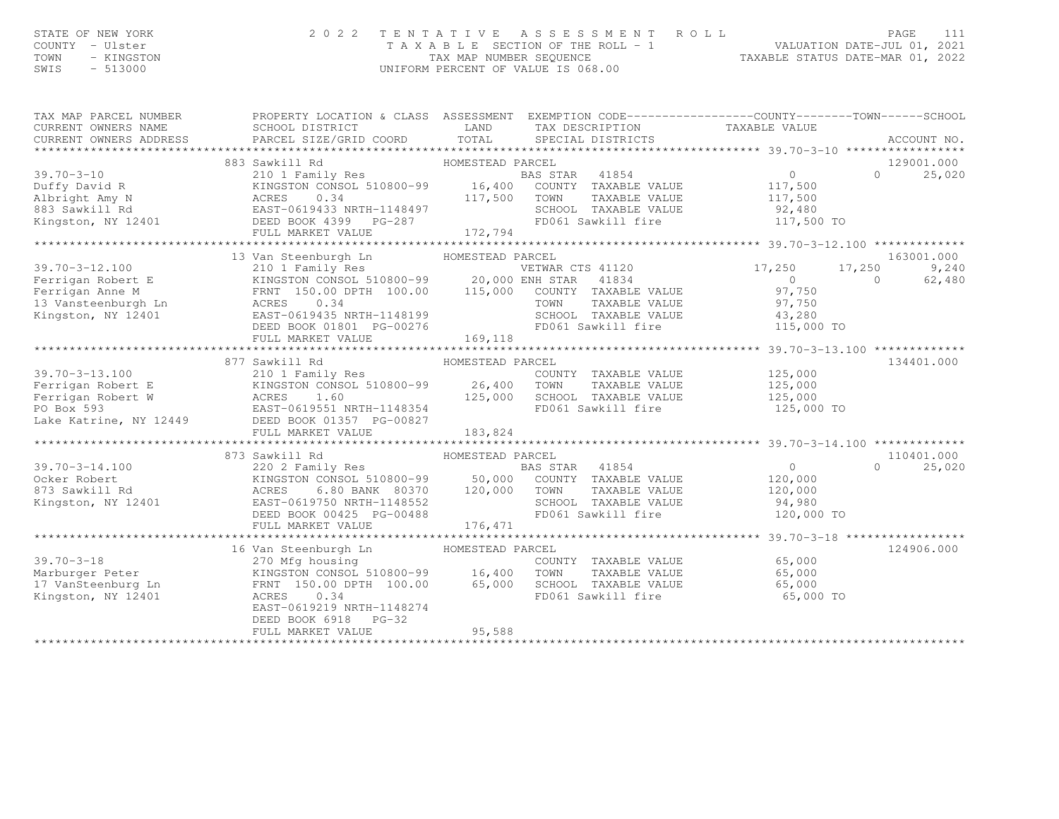STATE OF NEW YORK
COUNTY - Ulster
TOWN - KINGSTON
SWIS - 513000

2022 TENTATIVE ASSESSMENT ROLL
TAXABLE SECTION OF THE ROLL - 1
TAX MAP NUMBER SEQUENCE
UNIFORM PERCENT OF VALUE IS 068.00

VALUATION DATE-JUL 01, 2021
TAXABLE STATUS DATE-MAR 01, 2022

| TAX MAP PARCEL NUMBER / CURRENT OWNERS NAME / CURRENT OWNERS ADDRESS | PROPERTY LOCATION & CLASS / SCHOOL DISTRICT / PARCEL SIZE/GRID COORD | ASSESSMENT LAND / TOTAL | EXEMPTION CODE / TAX DESCRIPTION / SPECIAL DISTRICTS | COUNTY TAXABLE VALUE | TOWN | SCHOOL / ACCOUNT NO. |
|---|---|---|---|---|---|---|
| | 883 Sawkill Rd | HOMESTEAD PARCEL | | | | 129001.000 |
| 39.70-3-10 | 210 1 Family Res | | BAS STAR 41854 | 0 | 0 | 25,020 |
| Duffy David R | KINGSTON CONSOL 510800-99 | 16,400 | COUNTY TAXABLE VALUE | 117,500 | | |
| Albright Amy N | ACRES 0.34 | 117,500 | TOWN TAXABLE VALUE | 117,500 | | |
| 883 Sawkill Rd | EAST-0619433 NRTH-1148497 | | SCHOOL TAXABLE VALUE | 92,480 | | |
| Kingston, NY 12401 | DEED BOOK 4399 PG-287 | | FD061 Sawkill fire | 117,500 TO | | |
| | FULL MARKET VALUE | 172,794 | | | | |
| | 13 Van Steenburgh Ln | HOMESTEAD PARCEL | | | | 163001.000 |
| 39.70-3-12.100 | 210 1 Family Res | | VETWAR CTS 41120 | 17,250 | 17,250 | 9,240 |
| Ferrigan Robert E | KINGSTON CONSOL 510800-99 | 20,000 | ENH STAR 41834 | 0 | 0 | 62,480 |
| Ferrigan Anne M | FRNT 150.00 DPTH 100.00 | 115,000 | COUNTY TAXABLE VALUE | 97,750 | | |
| 13 Vansteenburgh Ln | ACRES 0.34 | | TOWN TAXABLE VALUE | 97,750 | | |
| Kingston, NY 12401 | EAST-0619435 NRTH-1148199 | | SCHOOL TAXABLE VALUE | 43,280 | | |
| | DEED BOOK 01801 PG-00276 | | FD061 Sawkill fire | 115,000 TO | | |
| | FULL MARKET VALUE | 169,118 | | | | |
| | 877 Sawkill Rd | HOMESTEAD PARCEL | | | | 134401.000 |
| 39.70-3-13.100 | 210 1 Family Res | | COUNTY TAXABLE VALUE | 125,000 | | |
| Ferrigan Robert E | KINGSTON CONSOL 510800-99 | 26,400 | TOWN TAXABLE VALUE | 125,000 | | |
| Ferrigan Robert W | ACRES 1.60 | 125,000 | SCHOOL TAXABLE VALUE | 125,000 | | |
| PO Box 593 | EAST-0619551 NRTH-1148354 | | FD061 Sawkill fire | 125,000 TO | | |
| Lake Katrine, NY 12449 | DEED BOOK 01357 PG-00827 | | | | | |
| | FULL MARKET VALUE | 183,824 | | | | |
| | 873 Sawkill Rd | HOMESTEAD PARCEL | | | | 110401.000 |
| 39.70-3-14.100 | 220 2 Family Res | | BAS STAR 41854 | 0 | 0 | 25,020 |
| Ocker Robert | KINGSTON CONSOL 510800-99 | 50,000 | COUNTY TAXABLE VALUE | 120,000 | | |
| 873 Sawkill Rd | ACRES 6.80 BANK 80370 | 120,000 | TOWN TAXABLE VALUE | 120,000 | | |
| Kingston, NY 12401 | EAST-0619750 NRTH-1148552 | | SCHOOL TAXABLE VALUE | 94,980 | | |
| | DEED BOOK 00425 PG-00488 | | FD061 Sawkill fire | 120,000 TO | | |
| | FULL MARKET VALUE | 176,471 | | | | |
| | 16 Van Steenburgh Ln | HOMESTEAD PARCEL | | | | 124906.000 |
| 39.70-3-18 | 270 Mfg housing | | COUNTY TAXABLE VALUE | 65,000 | | |
| Marburger Peter | KINGSTON CONSOL 510800-99 | 16,400 | TOWN TAXABLE VALUE | 65,000 | | |
| 17 VanSteenburg Ln | FRNT 150.00 DPTH 100.00 | 65,000 | SCHOOL TAXABLE VALUE | 65,000 | | |
| Kingston, NY 12401 | ACRES 0.34 | | FD061 Sawkill fire | 65,000 TO | | |
| | EAST-0619219 NRTH-1148274 | | | | | |
| | DEED BOOK 6918 PG-32 | | | | | |
| | FULL MARKET VALUE | 95,588 | | | | |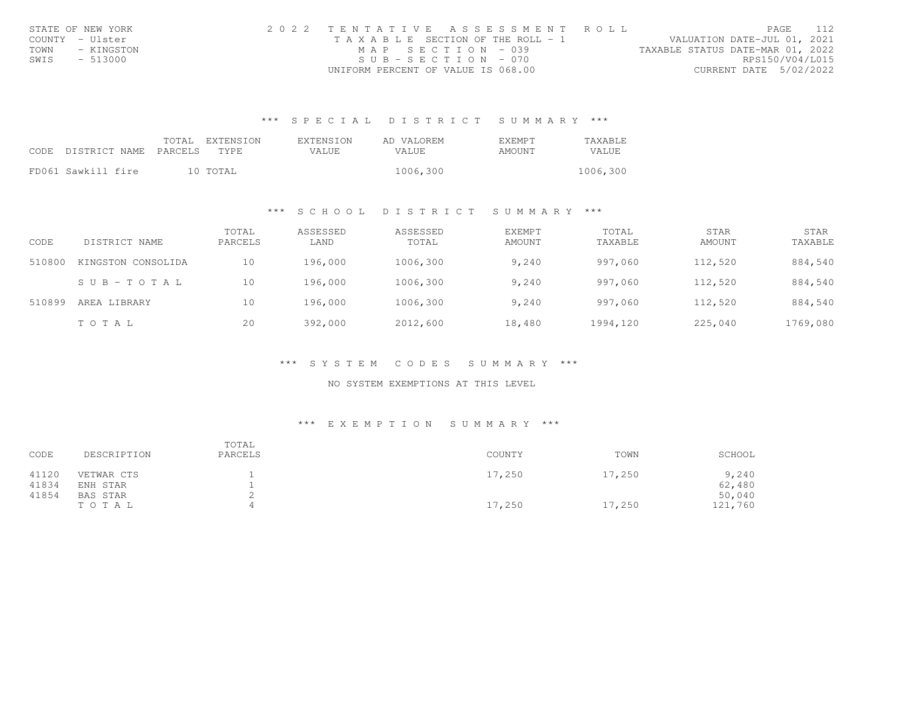STATE OF NEW YORK
COUNTY - Ulster
TOWN - KINGSTON
SWIS - 513000

2022 TENTATIVE ASSESSMENT ROLL
TAXABLE SECTION OF THE ROLL - 1
MAP SECTION - 039
SUB-SECTION - 070
UNIFORM PERCENT OF VALUE IS 068.00

VALUATION DATE-JUL 01, 2021
TAXABLE STATUS DATE-MAR 01, 2022
RPS150/V04/L015
CURRENT DATE 5/02/2022

### *** SPECIAL DISTRICT SUMMARY ***

| CODE DISTRICT NAME | TOTAL PARCELS | EXTENSION TYPE | EXTENSION VALUE | AD VALOREM VALUE | EXEMPT AMOUNT | TAXABLE VALUE |
|---|---|---|---|---|---|---|
| FD061 Sawkill fire | 10 | TOTAL | | 1006,300 | | 1006,300 |

### *** SCHOOL DISTRICT SUMMARY ***

| CODE | DISTRICT NAME | TOTAL PARCELS | ASSESSED LAND | ASSESSED TOTAL | EXEMPT AMOUNT | TOTAL TAXABLE | STAR AMOUNT | STAR TAXABLE |
|---|---|---|---|---|---|---|---|---|
| 510800 | KINGSTON CONSOLIDA | 10 | 196,000 | 1006,300 | 9,240 | 997,060 | 112,520 | 884,540 |
| | SUB-TOTAL | 10 | 196,000 | 1006,300 | 9,240 | 997,060 | 112,520 | 884,540 |
| 510899 | AREA LIBRARY | 10 | 196,000 | 1006,300 | 9,240 | 997,060 | 112,520 | 884,540 |
| | TOTAL | 20 | 392,000 | 2012,600 | 18,480 | 1994,120 | 225,040 | 1769,080 |

### *** SYSTEM CODES SUMMARY ***

NO SYSTEM EXEMPTIONS AT THIS LEVEL

### *** EXEMPTION SUMMARY ***

| CODE | DESCRIPTION | TOTAL PARCELS | COUNTY | TOWN | SCHOOL |
|---|---|---|---|---|---|
| 41120 | VETWAR CTS | 1 | 17,250 | 17,250 | 9,240 |
| 41834 | ENH STAR | 1 | | | 62,480 |
| 41854 | BAS STAR | 2 | | | 50,040 |
| | TOTAL | 4 | 17,250 | 17,250 | 121,760 |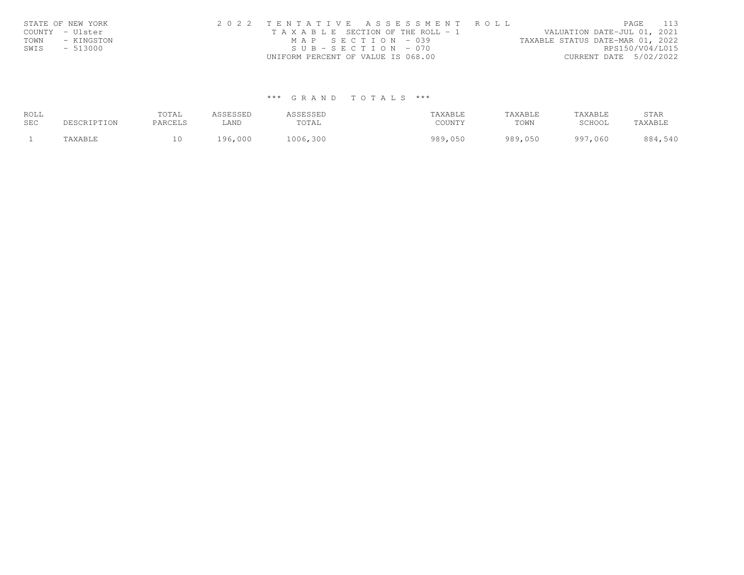STATE OF NEW YORK
COUNTY - Ulster
TOWN - KINGSTON
SWIS - 513000

2022 TENTATIVE ASSESSMENT ROLL
TAXABLE SECTION OF THE ROLL - 1
MAP SECTION - 039
SUB-SECTION - 070
UNIFORM PERCENT OF VALUE IS 068.00

VALUATION DATE-JUL 01, 2021
TAXABLE STATUS DATE-MAR 01, 2022
RPS150/V04/L015
CURRENT DATE 5/02/2022

## *** GRAND TOTALS ***

| ROLL SEC | DESCRIPTION | TOTAL PARCELS | ASSESSED LAND | ASSESSED TOTAL | TAXABLE COUNTY | TAXABLE TOWN | TAXABLE SCHOOL | STAR TAXABLE |
|---|---|---|---|---|---|---|---|---|
| 1 | TAXABLE | 10 | 196,000 | 1006,300 | 989,050 | 989,050 | 997,060 | 884,540 |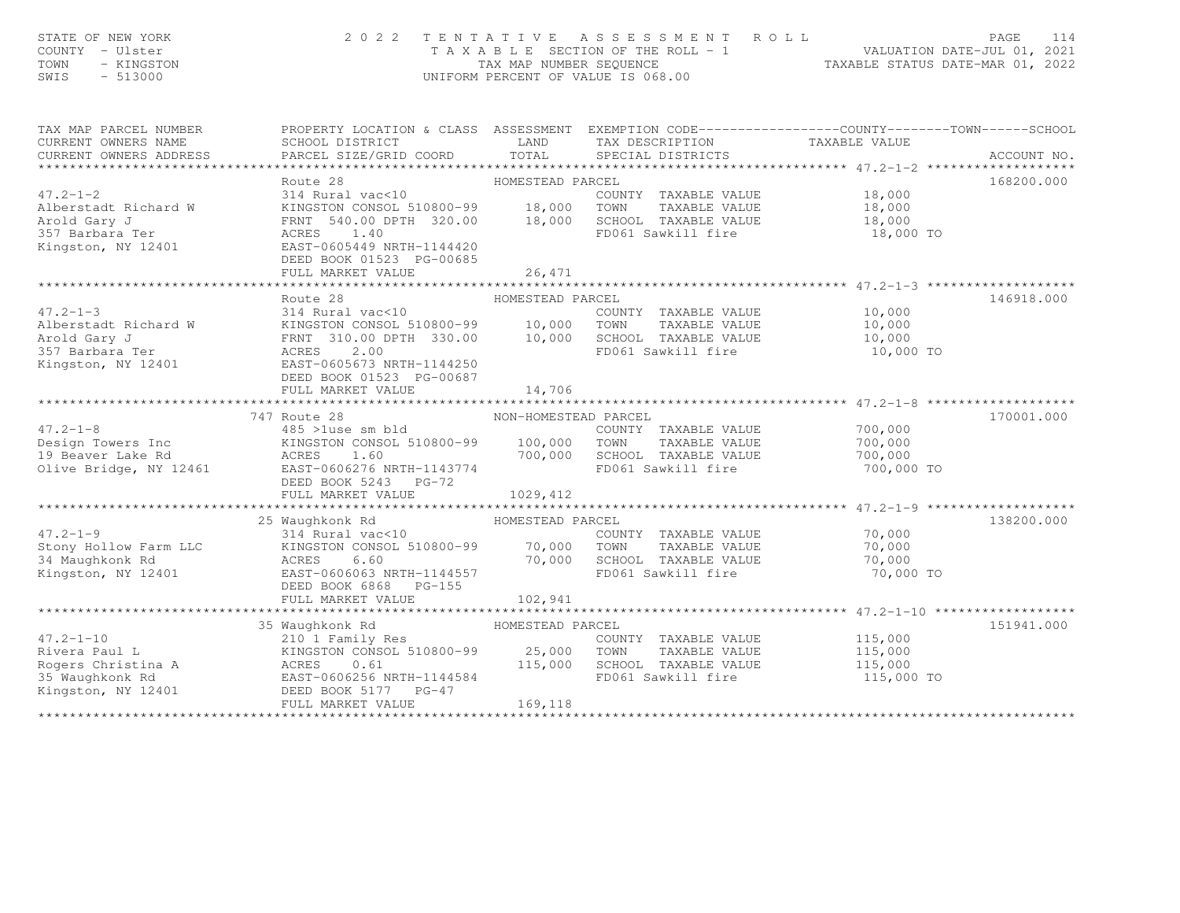STATE OF NEW YORK
COUNTY - Ulster
TOWN - KINGSTON
SWIS - 513000

2 0 2 2 T E N T A T I V E A S S E S S M E N T R O L L
T A X A B L E SECTION OF THE ROLL - 1
TAX MAP NUMBER SEQUENCE
UNIFORM PERCENT OF VALUE IS 068.00

VALUATION DATE-JUL 01, 2021
TAXABLE STATUS DATE-MAR 01, 2022

| TAX MAP PARCEL NUMBER / CURRENT OWNERS NAME / CURRENT OWNERS ADDRESS | PROPERTY LOCATION & CLASS / SCHOOL DISTRICT / PARCEL SIZE/GRID COORD | ASSESSMENT LAND / TOTAL | EXEMPTION CODE / TAX DESCRIPTION / SPECIAL DISTRICTS | TAXABLE VALUE (COUNTY / TOWN / SCHOOL) | ACCOUNT NO. |
|---|---|---|---|---|---|
| **47.2-1-2** | Route 28 | HOMESTEAD PARCEL | | | 168200.000 |
| 47.2-1-2 | 314 Rural vac<10 | | COUNTY TAXABLE VALUE | 18,000 | |
| Alberstadt Richard W | KINGSTON CONSOL 510800-99 | 18,000 | TOWN TAXABLE VALUE | 18,000 | |
| Arold Gary J | FRNT 540.00 DPTH 320.00 | 18,000 | SCHOOL TAXABLE VALUE | 18,000 | |
| 357 Barbara Ter | ACRES 1.40 | | FD061 Sawkill fire | 18,000 TO | |
| Kingston, NY 12401 | EAST-0605449 NRTH-1144420 | | | | |
| | DEED BOOK 01523 PG-00685 | | | | |
| | FULL MARKET VALUE | 26,471 | | | |
| **47.2-1-3** | Route 28 | HOMESTEAD PARCEL | | | 146918.000 |
| 47.2-1-3 | 314 Rural vac<10 | | COUNTY TAXABLE VALUE | 10,000 | |
| Alberstadt Richard W | KINGSTON CONSOL 510800-99 | 10,000 | TOWN TAXABLE VALUE | 10,000 | |
| Arold Gary J | FRNT 310.00 DPTH 330.00 | 10,000 | SCHOOL TAXABLE VALUE | 10,000 | |
| 357 Barbara Ter | ACRES 2.00 | | FD061 Sawkill fire | 10,000 TO | |
| Kingston, NY 12401 | EAST-0605673 NRTH-1144250 | | | | |
| | DEED BOOK 01523 PG-00687 | | | | |
| | FULL MARKET VALUE | 14,706 | | | |
| **47.2-1-8** | 747 Route 28 | NON-HOMESTEAD PARCEL | | | 170001.000 |
| 47.2-1-8 | 485 >1use sm bld | | COUNTY TAXABLE VALUE | 700,000 | |
| Design Towers Inc | KINGSTON CONSOL 510800-99 | 100,000 | TOWN TAXABLE VALUE | 700,000 | |
| 19 Beaver Lake Rd | ACRES 1.60 | 700,000 | SCHOOL TAXABLE VALUE | 700,000 | |
| Olive Bridge, NY 12461 | EAST-0606276 NRTH-1143774 | | FD061 Sawkill fire | 700,000 TO | |
| | DEED BOOK 5243 PG-72 | | | | |
| | FULL MARKET VALUE | 1029,412 | | | |
| **47.2-1-9** | 25 Waughkonk Rd | HOMESTEAD PARCEL | | | 138200.000 |
| 47.2-1-9 | 314 Rural vac<10 | | COUNTY TAXABLE VALUE | 70,000 | |
| Stony Hollow Farm LLC | KINGSTON CONSOL 510800-99 | 70,000 | TOWN TAXABLE VALUE | 70,000 | |
| 34 Maughkonk Rd | ACRES 6.60 | 70,000 | SCHOOL TAXABLE VALUE | 70,000 | |
| Kingston, NY 12401 | EAST-0606063 NRTH-1144557 | | FD061 Sawkill fire | 70,000 TO | |
| | DEED BOOK 6868 PG-155 | | | | |
| | FULL MARKET VALUE | 102,941 | | | |
| **47.2-1-10** | 35 Waughkonk Rd | HOMESTEAD PARCEL | | | 151941.000 |
| 47.2-1-10 | 210 1 Family Res | | COUNTY TAXABLE VALUE | 115,000 | |
| Rivera Paul L | KINGSTON CONSOL 510800-99 | 25,000 | TOWN TAXABLE VALUE | 115,000 | |
| Rogers Christina A | ACRES 0.61 | 115,000 | SCHOOL TAXABLE VALUE | 115,000 | |
| 35 Waughkonk Rd | EAST-0606256 NRTH-1144584 | | FD061 Sawkill fire | 115,000 TO | |
| Kingston, NY 12401 | DEED BOOK 5177 PG-47 | | | | |
| | FULL MARKET VALUE | 169,118 | | | |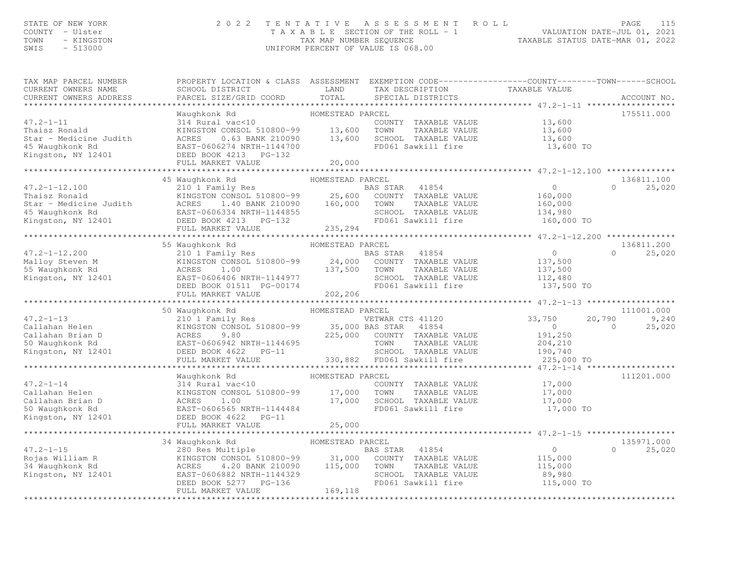STATE OF NEW YORK
COUNTY - Ulster
TOWN - KINGSTON
SWIS - 513000

2022 TENTATIVE ASSESSMENT ROLL
TAXABLE SECTION OF THE ROLL - 1
TAX MAP NUMBER SEQUENCE
UNIFORM PERCENT OF VALUE IS 068.00

VALUATION DATE-JUL 01, 2021
TAXABLE STATUS DATE-MAR 01, 2022

| TAX MAP PARCEL NUMBER / CURRENT OWNERS NAME / CURRENT OWNERS ADDRESS | PROPERTY LOCATION & CLASS / SCHOOL DISTRICT / PARCEL SIZE/GRID COORD | ASSESSMENT LAND / TOTAL | EXEMPTION CODE / TAX DESCRIPTION / SPECIAL DISTRICTS | COUNTY TAXABLE VALUE | TOWN | SCHOOL | ACCOUNT NO. |
|---|---|---|---|---|---|---|---|
| **47.2-1-11** | Waughkonk Rd | HOMESTEAD PARCEL | | | | | 175511.000 |
| 47.2-1-11 | 314 Rural vac<10 | | COUNTY TAXABLE VALUE | 13,600 | | | |
| Thaisz Ronald | KINGSTON CONSOL 510800-99 | 13,600 | TOWN TAXABLE VALUE | 13,600 | | | |
| Star - Medicine Judith | ACRES 0.63 BANK 210090 | 13,600 | SCHOOL TAXABLE VALUE | 13,600 | | | |
| 45 Waughkonk Rd | EAST-0606274 NRTH-1144700 | | FD061 Sawkill fire | 13,600 TO | | | |
| Kingston, NY 12401 | DEED BOOK 4213 PG-132 | | | | | | |
| | FULL MARKET VALUE | 20,000 | | | | | |
| **47.2-1-12.100** | 45 Waughkonk Rd | HOMESTEAD PARCEL | | | | | 136811.100 |
| 47.2-1-12.100 | 210 1 Family Res | | BAS STAR 41854 | 0 | 0 | 25,020 | |
| Thaisz Ronald | KINGSTON CONSOL 510800-99 | 25,600 | COUNTY TAXABLE VALUE | 160,000 | | | |
| Star - Medicine Judith | ACRES 1.40 BANK 210090 | 160,000 | TOWN TAXABLE VALUE | 160,000 | | | |
| 45 Waughkonk Rd | EAST-0606334 NRTH-1144855 | | SCHOOL TAXABLE VALUE | 134,980 | | | |
| Kingston, NY 12401 | DEED BOOK 4213 PG-132 | | FD061 Sawkill fire | 160,000 TO | | | |
| | FULL MARKET VALUE | 235,294 | | | | | |
| **47.2-1-12.200** | 55 Waughkonk Rd | HOMESTEAD PARCEL | | | | | 136811.200 |
| 47.2-1-12.200 | 210 1 Family Res | | BAS STAR 41854 | 0 | 0 | 25,020 | |
| Malloy Steven M | KINGSTON CONSOL 510800-99 | 24,000 | COUNTY TAXABLE VALUE | 137,500 | | | |
| 55 Waughkonk Rd | ACRES 1.00 | 137,500 | TOWN TAXABLE VALUE | 137,500 | | | |
| Kingston, NY 12401 | EAST-0606406 NRTH-1144977 | | SCHOOL TAXABLE VALUE | 112,480 | | | |
| | DEED BOOK 01511 PG-00174 | | FD061 Sawkill fire | 137,500 TO | | | |
| | FULL MARKET VALUE | 202,206 | | | | | |
| **47.2-1-13** | 50 Waughkonk Rd | HOMESTEAD PARCEL | | | | | 111001.000 |
| 47.2-1-13 | 210 1 Family Res | | VETWAR CTS 41120 | 33,750 | 20,790 | 9,240 | |
| Callahan Helen | KINGSTON CONSOL 510800-99 | 35,000 | BAS STAR 41854 | 0 | 0 | 25,020 | |
| Callahan Brian D | ACRES 9.80 | 225,000 | COUNTY TAXABLE VALUE | 191,250 | | | |
| 50 Waughkonk Rd | EAST-0606942 NRTH-1144695 | | TOWN TAXABLE VALUE | 204,210 | | | |
| Kingston, NY 12401 | DEED BOOK 4622 PG-11 | | SCHOOL TAXABLE VALUE | 190,740 | | | |
| | FULL MARKET VALUE | 330,882 | FD061 Sawkill fire | 225,000 TO | | | |
| **47.2-1-14** | Waughkonk Rd | HOMESTEAD PARCEL | | | | | 111201.000 |
| 47.2-1-14 | 314 Rural vac<10 | | COUNTY TAXABLE VALUE | 17,000 | | | |
| Callahan Helen | KINGSTON CONSOL 510800-99 | 17,000 | TOWN TAXABLE VALUE | 17,000 | | | |
| Callahan Brian D | ACRES 1.00 | 17,000 | SCHOOL TAXABLE VALUE | 17,000 | | | |
| 50 Waughkonk Rd | EAST-0606565 NRTH-1144484 | | FD061 Sawkill fire | 17,000 TO | | | |
| Kingston, NY 12401 | DEED BOOK 4622 PG-11 | | | | | | |
| | FULL MARKET VALUE | 25,000 | | | | | |
| **47.2-1-15** | 34 Waughkonk Rd | HOMESTEAD PARCEL | | | | | 135971.000 |
| 47.2-1-15 | 280 Res Multiple | | BAS STAR 41854 | 0 | 0 | 25,020 | |
| Rojas William R | KINGSTON CONSOL 510800-99 | 31,000 | COUNTY TAXABLE VALUE | 115,000 | | | |
| 34 Waughkonk Rd | ACRES 4.20 BANK 210090 | 115,000 | TOWN TAXABLE VALUE | 115,000 | | | |
| Kingston, NY 12401 | EAST-0606882 NRTH-1144329 | | SCHOOL TAXABLE VALUE | 89,980 | | | |
| | DEED BOOK 5277 PG-136 | | FD061 Sawkill fire | 115,000 TO | | | |
| | FULL MARKET VALUE | 169,118 | | | | | |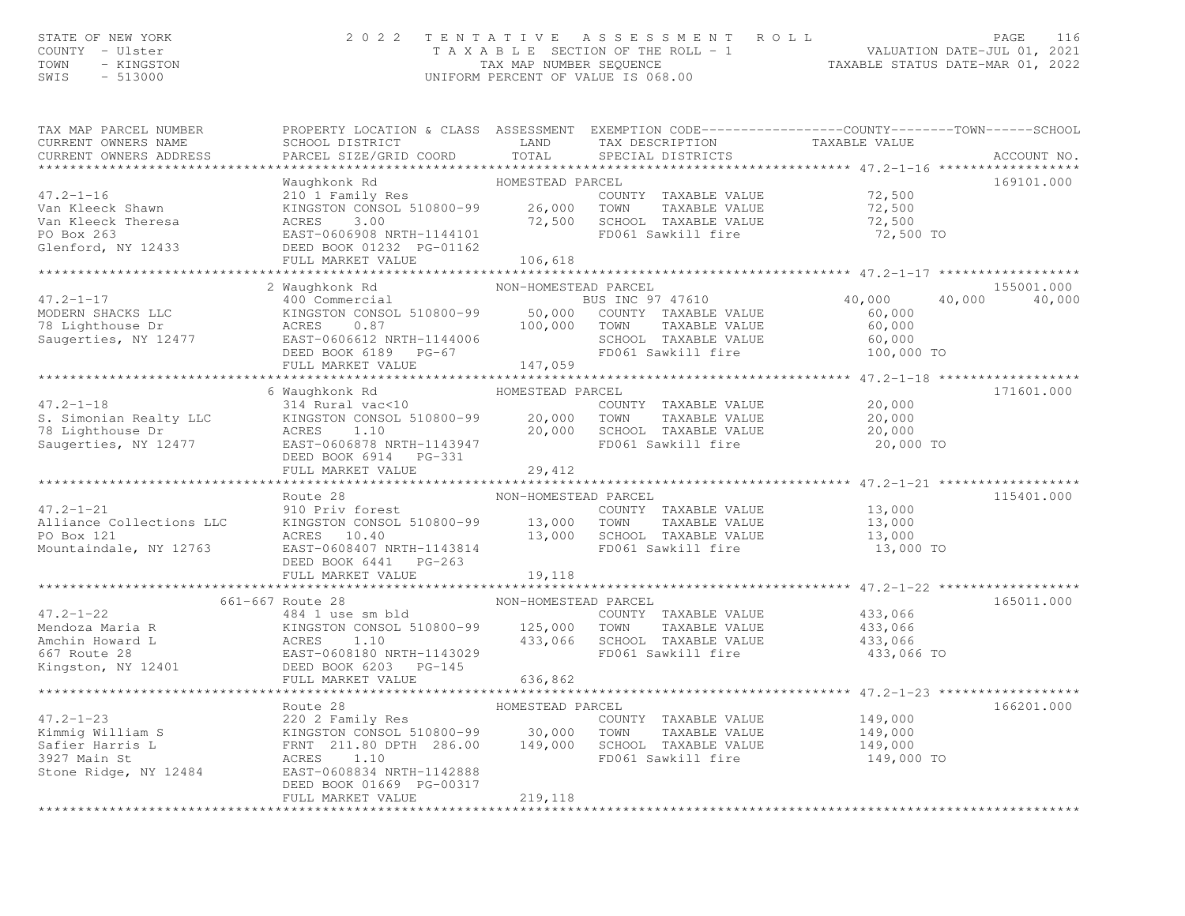STATE OF NEW YORK
COUNTY - Ulster
TOWN - KINGSTON
SWIS - 513000

2 0 2 2 T E N T A T I V E A S S E S S M E N T R O L L
T A X A B L E SECTION OF THE ROLL - 1
TAX MAP NUMBER SEQUENCE
UNIFORM PERCENT OF VALUE IS 068.00

VALUATION DATE-JUL 01, 2021
TAXABLE STATUS DATE-MAR 01, 2022

| TAX MAP PARCEL NUMBER / CURRENT OWNERS NAME / CURRENT OWNERS ADDRESS | PROPERTY LOCATION & CLASS / SCHOOL DISTRICT / PARCEL SIZE/GRID COORD | ASSESSMENT LAND / TOTAL | EXEMPTION CODE / TAX DESCRIPTION / SPECIAL DISTRICTS | COUNTY | TOWN | SCHOOL | ACCOUNT NO. |
|---|---|---|---|---|---|---|---|
| **47.2-1-16** | Waughkonk Rd | HOMESTEAD PARCEL | | | | | 169101.000 |
| 47.2-1-16 | 210 1 Family Res | | COUNTY TAXABLE VALUE | 72,500 | | | |
| Van Kleeck Shawn | KINGSTON CONSOL 510800-99 | 26,000 | TOWN TAXABLE VALUE | 72,500 | | | |
| Van Kleeck Theresa | ACRES 3.00 | 72,500 | SCHOOL TAXABLE VALUE | 72,500 | | | |
| PO Box 263 | EAST-0606908 NRTH-1144101 | | FD061 Sawkill fire | 72,500 TO | | | |
| Glenford, NY 12433 | DEED BOOK 01232 PG-01162 | | | | | | |
| | FULL MARKET VALUE | 106,618 | | | | | |
| **47.2-1-17** | 2 Waughkonk Rd | NON-HOMESTEAD PARCEL | | | | | 155001.000 |
| 47.2-1-17 | 400 Commercial | | BUS INC 97 47610 | 40,000 | 40,000 | 40,000 | |
| MODERN SHACKS LLC | KINGSTON CONSOL 510800-99 | 50,000 | COUNTY TAXABLE VALUE | 60,000 | | | |
| 78 Lighthouse Dr | ACRES 0.87 | 100,000 | TOWN TAXABLE VALUE | 60,000 | | | |
| Saugerties, NY 12477 | EAST-0606612 NRTH-1144006 | | SCHOOL TAXABLE VALUE | 60,000 | | | |
| | DEED BOOK 6189 PG-67 | | FD061 Sawkill fire | 100,000 TO | | | |
| | FULL MARKET VALUE | 147,059 | | | | | |
| **47.2-1-18** | 6 Waughkonk Rd | HOMESTEAD PARCEL | | | | | 171601.000 |
| 47.2-1-18 | 314 Rural vac<10 | | COUNTY TAXABLE VALUE | 20,000 | | | |
| S. Simonian Realty LLC | KINGSTON CONSOL 510800-99 | 20,000 | TOWN TAXABLE VALUE | 20,000 | | | |
| 78 Lighthouse Dr | ACRES 1.10 | 20,000 | SCHOOL TAXABLE VALUE | 20,000 | | | |
| Saugerties, NY 12477 | EAST-0606878 NRTH-1143947 | | FD061 Sawkill fire | 20,000 TO | | | |
| | DEED BOOK 6914 PG-331 | | | | | | |
| | FULL MARKET VALUE | 29,412 | | | | | |
| **47.2-1-21** | Route 28 | NON-HOMESTEAD PARCEL | | | | | 115401.000 |
| 47.2-1-21 | 910 Priv forest | | COUNTY TAXABLE VALUE | 13,000 | | | |
| Alliance Collections LLC | KINGSTON CONSOL 510800-99 | 13,000 | TOWN TAXABLE VALUE | 13,000 | | | |
| PO Box 121 | ACRES 10.40 | 13,000 | SCHOOL TAXABLE VALUE | 13,000 | | | |
| Mountaindale, NY 12763 | EAST-0608407 NRTH-1143814 | | FD061 Sawkill fire | 13,000 TO | | | |
| | DEED BOOK 6441 PG-263 | | | | | | |
| | FULL MARKET VALUE | 19,118 | | | | | |
| **47.2-1-22** | 661-667 Route 28 | NON-HOMESTEAD PARCEL | | | | | 165011.000 |
| 47.2-1-22 | 484 1 use sm bld | | COUNTY TAXABLE VALUE | 433,066 | | | |
| Mendoza Maria R | KINGSTON CONSOL 510800-99 | 125,000 | TOWN TAXABLE VALUE | 433,066 | | | |
| Amchin Howard L | ACRES 1.10 | 433,066 | SCHOOL TAXABLE VALUE | 433,066 | | | |
| 667 Route 28 | EAST-0608180 NRTH-1143029 | | FD061 Sawkill fire | 433,066 TO | | | |
| Kingston, NY 12401 | DEED BOOK 6203 PG-145 | | | | | | |
| | FULL MARKET VALUE | 636,862 | | | | | |
| **47.2-1-23** | Route 28 | HOMESTEAD PARCEL | | | | | 166201.000 |
| 47.2-1-23 | 220 2 Family Res | | COUNTY TAXABLE VALUE | 149,000 | | | |
| Kimmig William S | KINGSTON CONSOL 510800-99 | 30,000 | TOWN TAXABLE VALUE | 149,000 | | | |
| Safier Harris L | FRNT 211.80 DPTH 286.00 | 149,000 | SCHOOL TAXABLE VALUE | 149,000 | | | |
| 3927 Main St | ACRES 1.10 | | FD061 Sawkill fire | 149,000 TO | | | |
| Stone Ridge, NY 12484 | EAST-0608834 NRTH-1142888 | | | | | | |
| | DEED BOOK 01669 PG-00317 | | | | | | |
| | FULL MARKET VALUE | 219,118 | | | | | |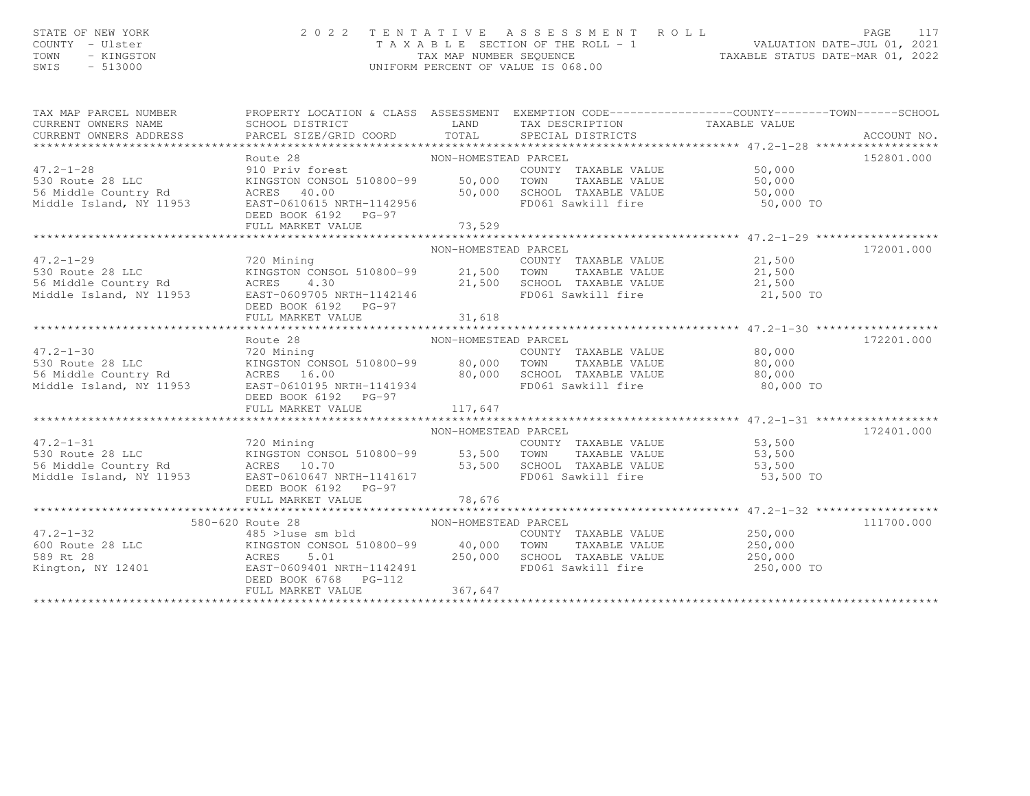STATE OF NEW YORK
COUNTY - Ulster
TOWN - KINGSTON
SWIS - 513000

2 0 2 2 T E N T A T I V E A S S E S S M E N T R O L L
T A X A B L E SECTION OF THE ROLL - 1
TAX MAP NUMBER SEQUENCE
UNIFORM PERCENT OF VALUE IS 068.00

VALUATION DATE-JUL 01, 2021
TAXABLE STATUS DATE-MAR 01, 2022

| TAX MAP PARCEL NUMBER / CURRENT OWNERS NAME / CURRENT OWNERS ADDRESS | PROPERTY LOCATION & CLASS / SCHOOL DISTRICT / PARCEL SIZE/GRID COORD | ASSESSMENT LAND / TOTAL | EXEMPTION CODE / TAX DESCRIPTION / SPECIAL DISTRICTS | TAXABLE VALUE (COUNTY / TOWN / SCHOOL) | ACCOUNT NO. |
|---|---|---|---|---|---|
| 47.2-1-28 | Route 28 | NON-HOMESTEAD PARCEL | | | 152801.000 |
| | 910 Priv forest | | COUNTY TAXABLE VALUE | 50,000 | |
| 530 Route 28 LLC | KINGSTON CONSOL 510800-99 | 50,000 | TOWN TAXABLE VALUE | 50,000 | |
| 56 Middle Country Rd | ACRES 40.00 | 50,000 | SCHOOL TAXABLE VALUE | 50,000 | |
| Middle Island, NY 11953 | EAST-0610615 NRTH-1142956 | | FD061 Sawkill fire | 50,000 TO | |
| | DEED BOOK 6192 PG-97 | | | | |
| | FULL MARKET VALUE | 73,529 | | | |
| 47.2-1-29 | | NON-HOMESTEAD PARCEL | | | 172001.000 |
| | 720 Mining | | COUNTY TAXABLE VALUE | 21,500 | |
| 530 Route 28 LLC | KINGSTON CONSOL 510800-99 | 21,500 | TOWN TAXABLE VALUE | 21,500 | |
| 56 Middle Country Rd | ACRES 4.30 | 21,500 | SCHOOL TAXABLE VALUE | 21,500 | |
| Middle Island, NY 11953 | EAST-0609705 NRTH-1142146 | | FD061 Sawkill fire | 21,500 TO | |
| | DEED BOOK 6192 PG-97 | | | | |
| | FULL MARKET VALUE | 31,618 | | | |
| 47.2-1-30 | Route 28 | NON-HOMESTEAD PARCEL | | | 172201.000 |
| | 720 Mining | | COUNTY TAXABLE VALUE | 80,000 | |
| 530 Route 28 LLC | KINGSTON CONSOL 510800-99 | 80,000 | TOWN TAXABLE VALUE | 80,000 | |
| 56 Middle Country Rd | ACRES 16.00 | 80,000 | SCHOOL TAXABLE VALUE | 80,000 | |
| Middle Island, NY 11953 | EAST-0610195 NRTH-1141934 | | FD061 Sawkill fire | 80,000 TO | |
| | DEED BOOK 6192 PG-97 | | | | |
| | FULL MARKET VALUE | 117,647 | | | |
| 47.2-1-31 | | NON-HOMESTEAD PARCEL | | | 172401.000 |
| | 720 Mining | | COUNTY TAXABLE VALUE | 53,500 | |
| 530 Route 28 LLC | KINGSTON CONSOL 510800-99 | 53,500 | TOWN TAXABLE VALUE | 53,500 | |
| 56 Middle Country Rd | ACRES 10.70 | 53,500 | SCHOOL TAXABLE VALUE | 53,500 | |
| Middle Island, NY 11953 | EAST-0610647 NRTH-1141617 | | FD061 Sawkill fire | 53,500 TO | |
| | DEED BOOK 6192 PG-97 | | | | |
| | FULL MARKET VALUE | 78,676 | | | |
| 47.2-1-32 | 580-620 Route 28 | NON-HOMESTEAD PARCEL | | | 111700.000 |
| | 485 >1use sm bld | | COUNTY TAXABLE VALUE | 250,000 | |
| 600 Route 28 LLC | KINGSTON CONSOL 510800-99 | 40,000 | TOWN TAXABLE VALUE | 250,000 | |
| 589 Rt 28 | ACRES 5.01 | 250,000 | SCHOOL TAXABLE VALUE | 250,000 | |
| Kington, NY 12401 | EAST-0609401 NRTH-1142491 | | FD061 Sawkill fire | 250,000 TO | |
| | DEED BOOK 6768 PG-112 | | | | |
| | FULL MARKET VALUE | 367,647 | | | |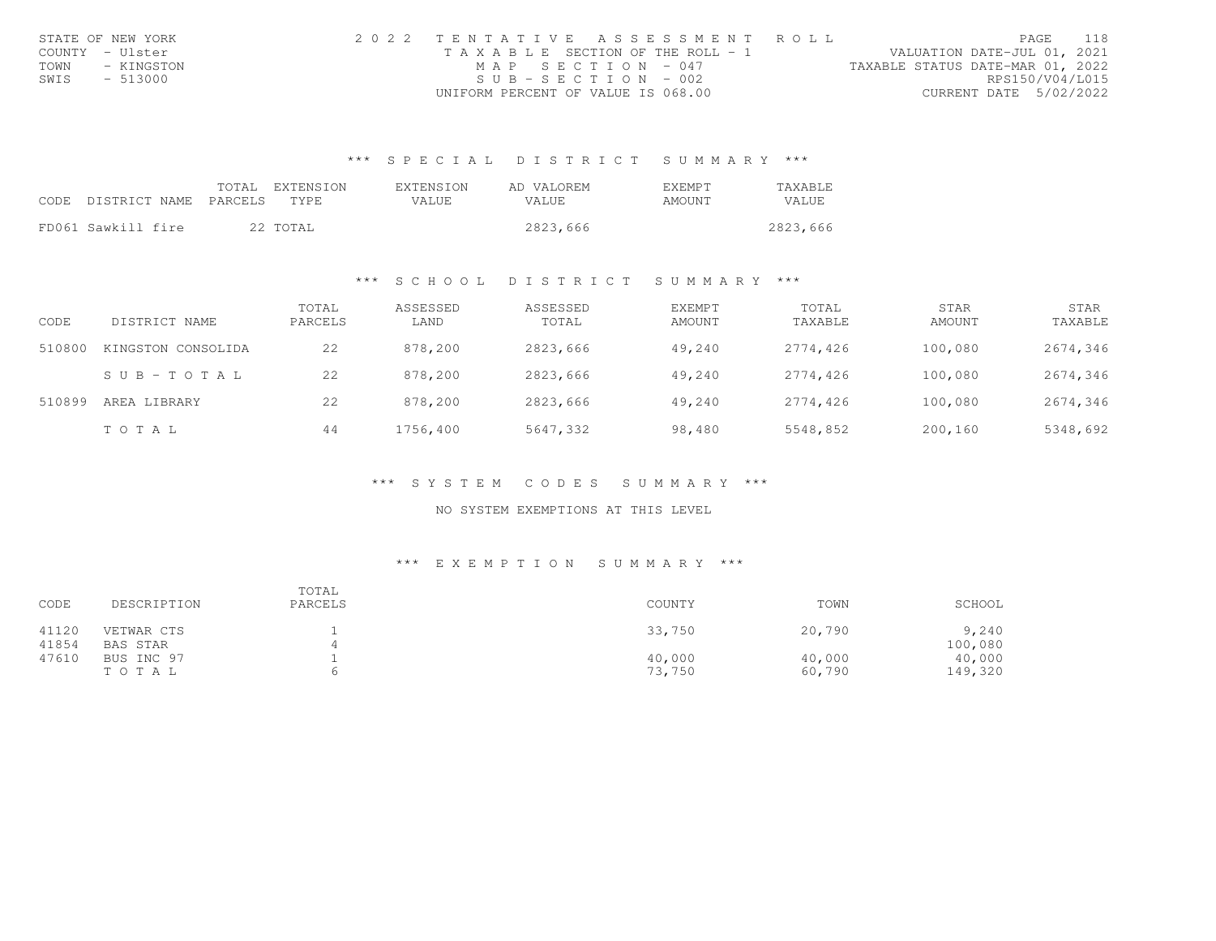STATE OF NEW YORK
COUNTY - Ulster
TOWN - KINGSTON
SWIS - 513000

2022 TENTATIVE ASSESSMENT ROLL
TAXABLE SECTION OF THE ROLL - 1
MAP SECTION - 047
SUB-SECTION - 002
UNIFORM PERCENT OF VALUE IS 068.00

VALUATION DATE-JUL 01, 2021
TAXABLE STATUS DATE-MAR 01, 2022
RPS150/V04/L015
CURRENT DATE 5/02/2022

## *** SPECIAL DISTRICT SUMMARY ***

| CODE DISTRICT NAME | TOTAL PARCELS | EXTENSION TYPE | EXTENSION VALUE | AD VALOREM VALUE | EXEMPT AMOUNT | TAXABLE VALUE |
|---|---|---|---|---|---|---|
| FD061 Sawkill fire | 22 | TOTAL | | 2823,666 | | 2823,666 |

## *** SCHOOL DISTRICT SUMMARY ***

| CODE | DISTRICT NAME | TOTAL PARCELS | ASSESSED LAND | ASSESSED TOTAL | EXEMPT AMOUNT | TOTAL TAXABLE | STAR AMOUNT | STAR TAXABLE |
|---|---|---|---|---|---|---|---|---|
| 510800 | KINGSTON CONSOLIDA | 22 | 878,200 | 2823,666 | 49,240 | 2774,426 | 100,080 | 2674,346 |
| | SUB-TOTAL | 22 | 878,200 | 2823,666 | 49,240 | 2774,426 | 100,080 | 2674,346 |
| 510899 | AREA LIBRARY | 22 | 878,200 | 2823,666 | 49,240 | 2774,426 | 100,080 | 2674,346 |
| | TOTAL | 44 | 1756,400 | 5647,332 | 98,480 | 5548,852 | 200,160 | 5348,692 |

## *** SYSTEM CODES SUMMARY ***

NO SYSTEM EXEMPTIONS AT THIS LEVEL

## *** EXEMPTION SUMMARY ***

| CODE | DESCRIPTION | TOTAL PARCELS | COUNTY | TOWN | SCHOOL |
|---|---|---|---|---|---|
| 41120 | VETWAR CTS | 1 | 33,750 | 20,790 | 9,240 |
| 41854 | BAS STAR | 4 | | | 100,080 |
| 47610 | BUS INC 97 | 1 | 40,000 | 40,000 | 40,000 |
| | TOTAL | 6 | 73,750 | 60,790 | 149,320 |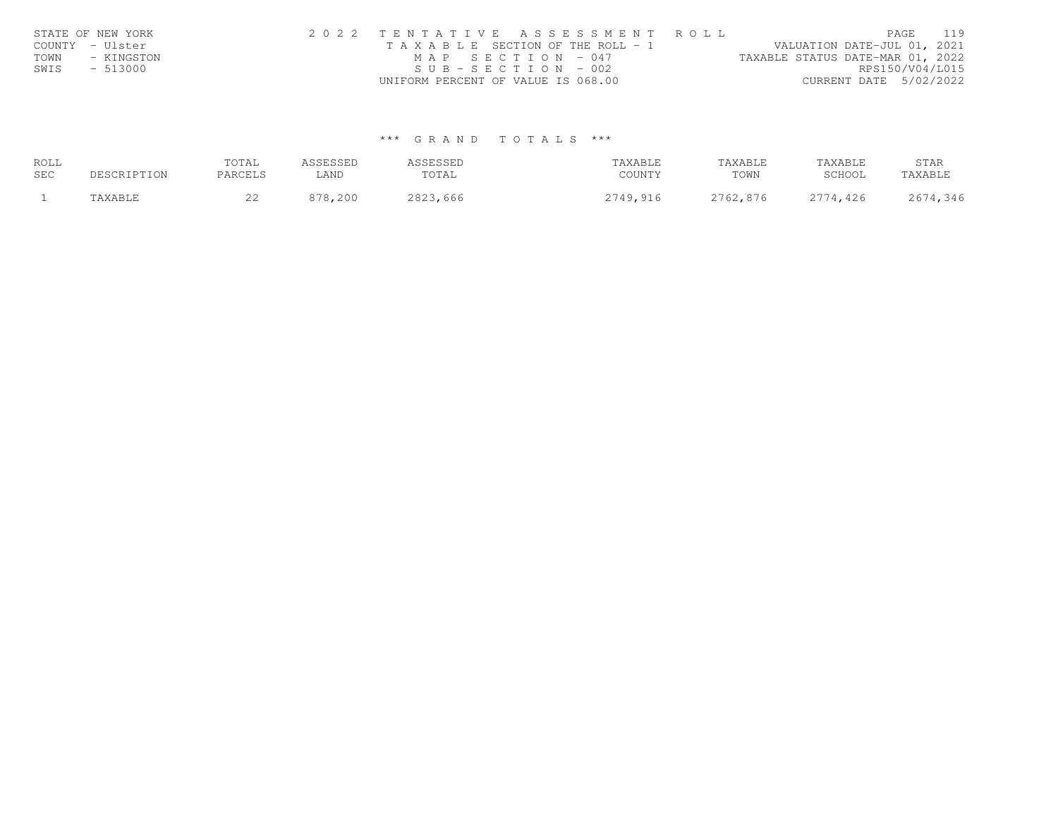STATE OF NEW YORK
COUNTY - Ulster
TOWN - KINGSTON
SWIS - 513000

2 0 2 2 T E N T A T I V E A S S E S S M E N T R O L L
T A X A B L E SECTION OF THE ROLL - 1
M A P S E C T I O N - 047
S U B - S E C T I O N - 002
UNIFORM PERCENT OF VALUE IS 068.00

VALUATION DATE-JUL 01, 2021
TAXABLE STATUS DATE-MAR 01, 2022
RPS150/V04/L015
CURRENT DATE 5/02/2022

\*\*\* G R A N D T O T A L S \*\*\*

| ROLL SEC | DESCRIPTION | TOTAL PARCELS | ASSESSED LAND | ASSESSED TOTAL | TAXABLE COUNTY | TAXABLE TOWN | TAXABLE SCHOOL | STAR TAXABLE |
|---|---|---|---|---|---|---|---|---|
| 1 | TAXABLE | 22 | 878,200 | 2823,666 | 2749,916 | 2762,876 | 2774,426 | 2674,346 |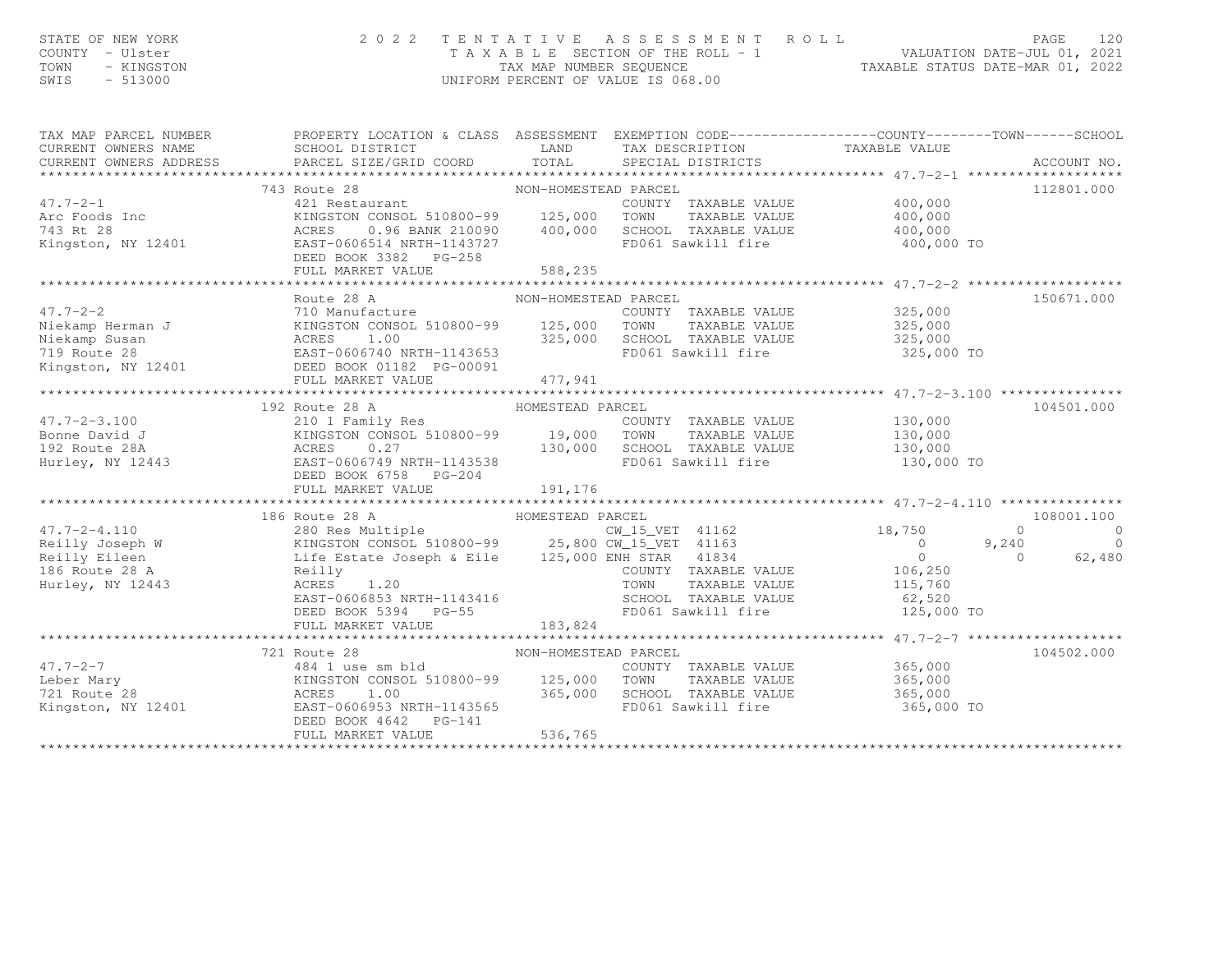STATE OF NEW YORK
COUNTY - Ulster
TOWN - KINGSTON
SWIS - 513000

2022 TENTATIVE ASSESSMENT ROLL
TAXABLE SECTION OF THE ROLL - 1
TAX MAP NUMBER SEQUENCE
UNIFORM PERCENT OF VALUE IS 068.00

VALUATION DATE-JUL 01, 2021
TAXABLE STATUS DATE-MAR 01, 2022

| TAX MAP PARCEL NUMBER / CURRENT OWNERS NAME / CURRENT OWNERS ADDRESS | PROPERTY LOCATION & CLASS / SCHOOL DISTRICT / PARCEL SIZE/GRID COORD | ASSESSMENT LAND / TOTAL | EXEMPTION CODE / TAX DESCRIPTION / SPECIAL DISTRICTS | COUNTY TAXABLE VALUE | TOWN | SCHOOL | ACCOUNT NO. |
|---|---|---|---|---|---|---|---|
| **47.7-2-1** | 743 Route 28 | NON-HOMESTEAD PARCEL | | | | | 112801.000 |
| 47.7-2-1 | 421 Restaurant | | COUNTY TAXABLE VALUE | 400,000 | | | |
| Arc Foods Inc | KINGSTON CONSOL 510800-99 | 125,000 | TOWN TAXABLE VALUE | 400,000 | | | |
| 743 Rt 28 | ACRES 0.96 BANK 210090 | 400,000 | SCHOOL TAXABLE VALUE | 400,000 | | | |
| Kingston, NY 12401 | EAST-0606514 NRTH-1143727 | | FD061 Sawkill fire | 400,000 TO | | | |
| | DEED BOOK 3382 PG-258 | | | | | | |
| | FULL MARKET VALUE | 588,235 | | | | | |
| **47.7-2-2** | Route 28 A | NON-HOMESTEAD PARCEL | | | | | 150671.000 |
| 47.7-2-2 | 710 Manufacture | | COUNTY TAXABLE VALUE | 325,000 | | | |
| Niekamp Herman J | KINGSTON CONSOL 510800-99 | 125,000 | TOWN TAXABLE VALUE | 325,000 | | | |
| Niekamp Susan | ACRES 1.00 | 325,000 | SCHOOL TAXABLE VALUE | 325,000 | | | |
| 719 Route 28 | EAST-0606740 NRTH-1143653 | | FD061 Sawkill fire | 325,000 TO | | | |
| Kingston, NY 12401 | DEED BOOK 01182 PG-00091 | | | | | | |
| | FULL MARKET VALUE | 477,941 | | | | | |
| **47.7-2-3.100** | 192 Route 28 A | HOMESTEAD PARCEL | | | | | 104501.000 |
| 47.7-2-3.100 | 210 1 Family Res | | COUNTY TAXABLE VALUE | 130,000 | | | |
| Bonne David J | KINGSTON CONSOL 510800-99 | 19,000 | TOWN TAXABLE VALUE | 130,000 | | | |
| 192 Route 28A | ACRES 0.27 | 130,000 | SCHOOL TAXABLE VALUE | 130,000 | | | |
| Hurley, NY 12443 | EAST-0606749 NRTH-1143538 | | FD061 Sawkill fire | 130,000 TO | | | |
| | DEED BOOK 6758 PG-204 | | | | | | |
| | FULL MARKET VALUE | 191,176 | | | | | |
| **47.7-2-4.110** | 186 Route 28 A | HOMESTEAD PARCEL | | | | | 108001.100 |
| 47.7-2-4.110 | 280 Res Multiple | | CW_15_VET 41162 | 18,750 | 0 | 0 | |
| Reilly Joseph W | KINGSTON CONSOL 510800-99 | 25,800 | CW_15_VET 41163 | 0 | 9,240 | 0 | |
| Reilly Eileen | Life Estate Joseph & Eile | 125,000 | ENH STAR 41834 | 0 | 0 | 62,480 | |
| 186 Route 28 A | Reilly | | COUNTY TAXABLE VALUE | 106,250 | | | |
| Hurley, NY 12443 | ACRES 1.20 | | TOWN TAXABLE VALUE | 115,760 | | | |
| | EAST-0606853 NRTH-1143416 | | SCHOOL TAXABLE VALUE | 62,520 | | | |
| | DEED BOOK 5394 PG-55 | | FD061 Sawkill fire | 125,000 TO | | | |
| | FULL MARKET VALUE | 183,824 | | | | | |
| **47.7-2-7** | 721 Route 28 | NON-HOMESTEAD PARCEL | | | | | 104502.000 |
| 47.7-2-7 | 484 1 use sm bld | | COUNTY TAXABLE VALUE | 365,000 | | | |
| Leber Mary | KINGSTON CONSOL 510800-99 | 125,000 | TOWN TAXABLE VALUE | 365,000 | | | |
| 721 Route 28 | ACRES 1.00 | 365,000 | SCHOOL TAXABLE VALUE | 365,000 | | | |
| Kingston, NY 12401 | EAST-0606953 NRTH-1143565 | | FD061 Sawkill fire | 365,000 TO | | | |
| | DEED BOOK 4642 PG-141 | | | | | | |
| | FULL MARKET VALUE | 536,765 | | | | | |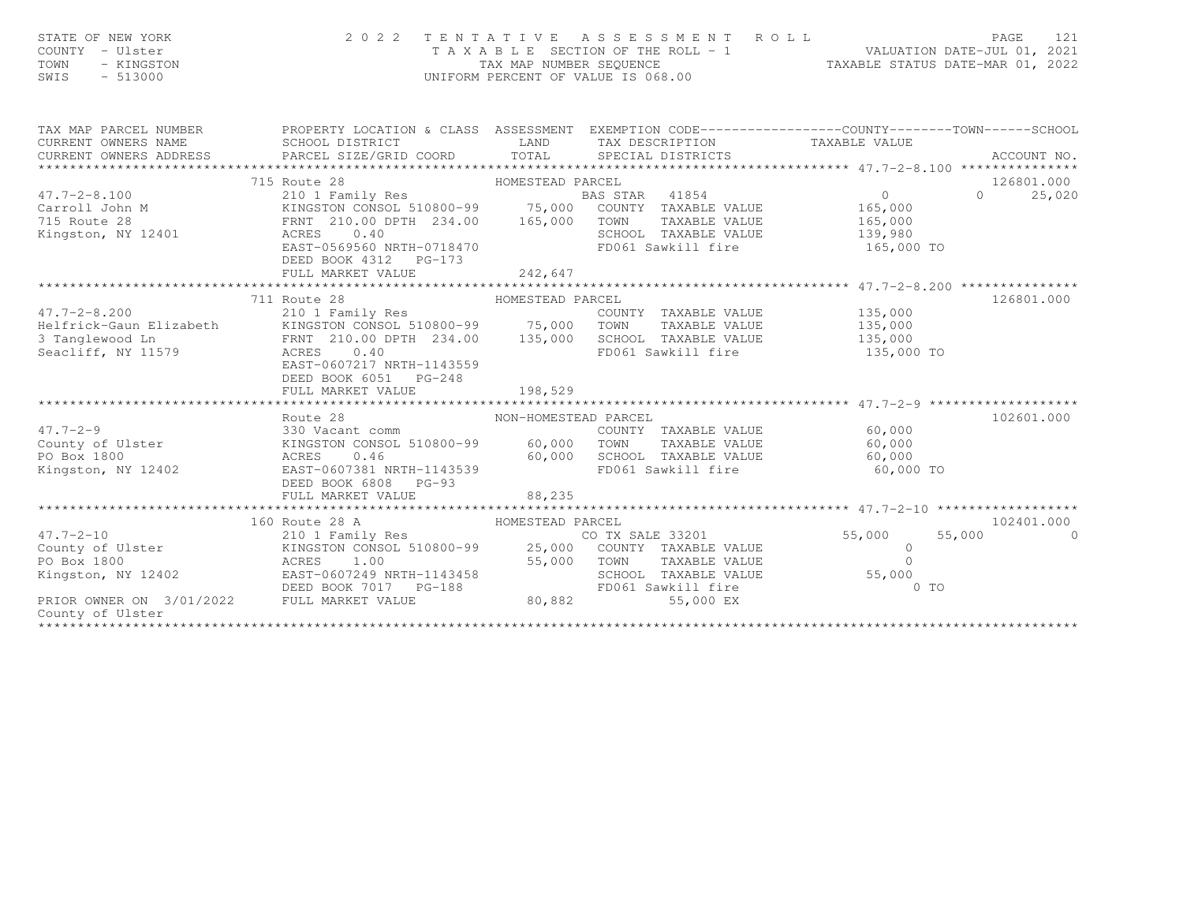STATE OF NEW YORK — 2022 TENTATIVE ASSESSMENT ROLL
COUNTY - Ulster — TAXABLE SECTION OF THE ROLL - 1 — VALUATION DATE-JUL 01, 2021
TOWN - KINGSTON — TAX MAP NUMBER SEQUENCE — TAXABLE STATUS DATE-MAR 01, 2022
SWIS - 513000 — UNIFORM PERCENT OF VALUE IS 068.00

| TAX MAP PARCEL NUMBER / CURRENT OWNERS NAME / CURRENT OWNERS ADDRESS | PROPERTY LOCATION & CLASS / SCHOOL DISTRICT / PARCEL SIZE/GRID COORD | ASSESSMENT LAND / TOTAL | EXEMPTION CODE / TAX DESCRIPTION / SPECIAL DISTRICTS | COUNTY TAXABLE VALUE | TOWN | SCHOOL | ACCOUNT NO. |
|---|---|---|---|---|---|---|---|
| **47.7-2-8.100** | 715 Route 28 | HOMESTEAD PARCEL | | | | | 126801.000 |
| 47.7-2-8.100 | 210 1 Family Res | | BAS STAR 41854 | 0 | 0 | 25,020 | |
| Carroll John M | KINGSTON CONSOL 510800-99 | 75,000 | COUNTY TAXABLE VALUE | 165,000 | | | |
| 715 Route 28 | FRNT 210.00 DPTH 234.00 | 165,000 | TOWN TAXABLE VALUE | 165,000 | | | |
| Kingston, NY 12401 | ACRES 0.40 | | SCHOOL TAXABLE VALUE | 139,980 | | | |
| | EAST-0569560 NRTH-0718470 | | FD061 Sawkill fire | 165,000 TO | | | |
| | DEED BOOK 4312 PG-173 | | | | | | |
| | FULL MARKET VALUE | 242,647 | | | | | |
| **47.7-2-8.200** | 711 Route 28 | HOMESTEAD PARCEL | | | | | 126801.000 |
| 47.7-2-8.200 | 210 1 Family Res | | COUNTY TAXABLE VALUE | 135,000 | | | |
| Helfrick-Gaun Elizabeth | KINGSTON CONSOL 510800-99 | 75,000 | TOWN TAXABLE VALUE | 135,000 | | | |
| 3 Tanglewood Ln | FRNT 210.00 DPTH 234.00 | 135,000 | SCHOOL TAXABLE VALUE | 135,000 | | | |
| Seacliff, NY 11579 | ACRES 0.40 | | FD061 Sawkill fire | 135,000 TO | | | |
| | EAST-0607217 NRTH-1143559 | | | | | | |
| | DEED BOOK 6051 PG-248 | | | | | | |
| | FULL MARKET VALUE | 198,529 | | | | | |
| **47.7-2-9** | Route 28 | NON-HOMESTEAD PARCEL | | | | | 102601.000 |
| 47.7-2-9 | 330 Vacant comm | | COUNTY TAXABLE VALUE | 60,000 | | | |
| County of Ulster | KINGSTON CONSOL 510800-99 | 60,000 | TOWN TAXABLE VALUE | 60,000 | | | |
| PO Box 1800 | ACRES 0.46 | 60,000 | SCHOOL TAXABLE VALUE | 60,000 | | | |
| Kingston, NY 12402 | EAST-0607381 NRTH-1143539 | | FD061 Sawkill fire | 60,000 TO | | | |
| | DEED BOOK 6808 PG-93 | | | | | | |
| | FULL MARKET VALUE | 88,235 | | | | | |
| **47.7-2-10** | 160 Route 28 A | HOMESTEAD PARCEL | | | | | 102401.000 |
| 47.7-2-10 | 210 1 Family Res | | CO TX SALE 33201 | 55,000 | 55,000 | 0 | |
| County of Ulster | KINGSTON CONSOL 510800-99 | 25,000 | COUNTY TAXABLE VALUE | 0 | | | |
| PO Box 1800 | ACRES 1.00 | 55,000 | TOWN TAXABLE VALUE | 0 | | | |
| Kingston, NY 12402 | EAST-0607249 NRTH-1143458 | | SCHOOL TAXABLE VALUE | 55,000 | | | |
| | DEED BOOK 7017 PG-188 | | FD061 Sawkill fire | 0 TO | | | |
| PRIOR OWNER ON 3/01/2022 | FULL MARKET VALUE | 80,882 | 55,000 EX | | | | |
| County of Ulster | | | | | | | |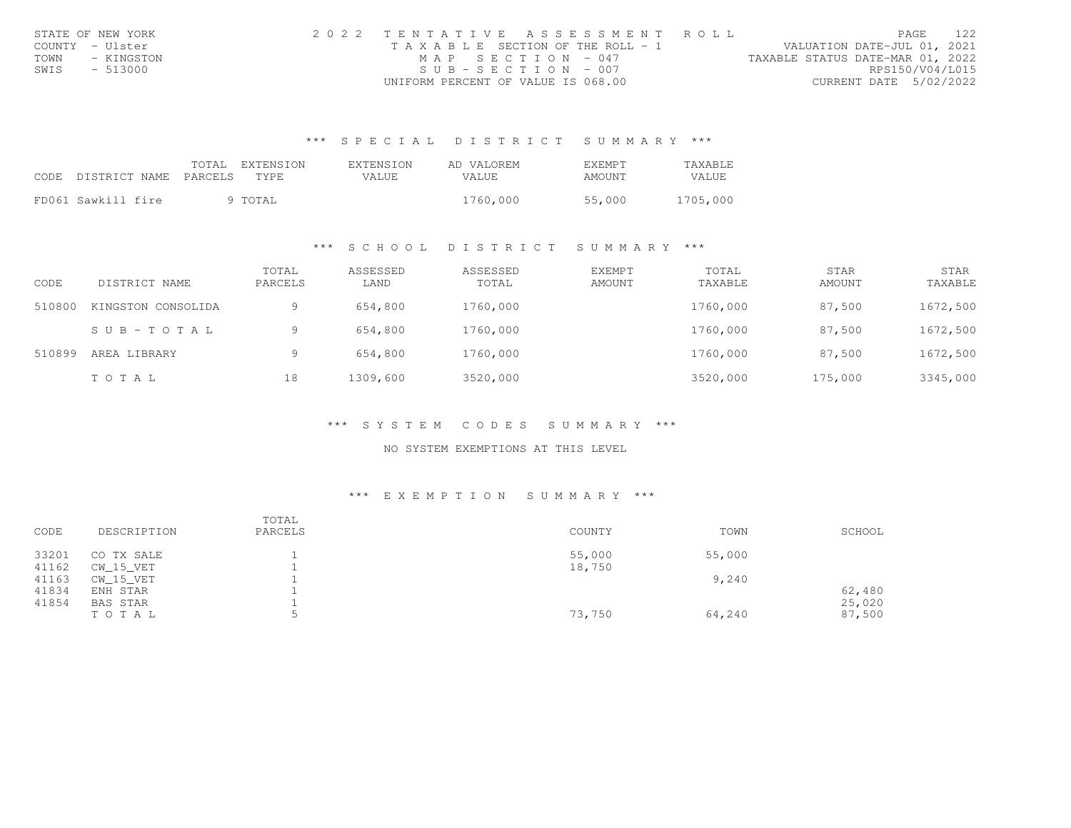STATE OF NEW YORK
COUNTY - Ulster
TOWN - KINGSTON
SWIS - 513000

2022 TENTATIVE ASSESSMENT ROLL
TAXABLE SECTION OF THE ROLL - 1
MAP SECTION - 047
SUB-SECTION - 007
UNIFORM PERCENT OF VALUE IS 068.00

VALUATION DATE-JUL 01, 2021
TAXABLE STATUS DATE-MAR 01, 2022
RPS150/V04/L015
CURRENT DATE 5/02/2022

## *** SPECIAL DISTRICT SUMMARY ***

| CODE DISTRICT NAME | TOTAL PARCELS | EXTENSION TYPE | EXTENSION VALUE | AD VALOREM VALUE | EXEMPT AMOUNT | TAXABLE VALUE |
|---|---|---|---|---|---|---|
| FD061 Sawkill fire | 9 | TOTAL | | 1760,000 | 55,000 | 1705,000 |

## *** SCHOOL DISTRICT SUMMARY ***

| CODE | DISTRICT NAME | TOTAL PARCELS | ASSESSED LAND | ASSESSED TOTAL | EXEMPT AMOUNT | TOTAL TAXABLE | STAR AMOUNT | STAR TAXABLE |
|---|---|---|---|---|---|---|---|---|
| 510800 | KINGSTON CONSOLIDA | 9 | 654,800 | 1760,000 | | 1760,000 | 87,500 | 1672,500 |
| | SUB-TOTAL | 9 | 654,800 | 1760,000 | | 1760,000 | 87,500 | 1672,500 |
| 510899 | AREA LIBRARY | 9 | 654,800 | 1760,000 | | 1760,000 | 87,500 | 1672,500 |
| | TOTAL | 18 | 1309,600 | 3520,000 | | 3520,000 | 175,000 | 3345,000 |

## *** SYSTEM CODES SUMMARY ***

NO SYSTEM EXEMPTIONS AT THIS LEVEL

## *** EXEMPTION SUMMARY ***

| CODE | DESCRIPTION | TOTAL PARCELS | COUNTY | TOWN | SCHOOL |
|---|---|---|---|---|---|
| 33201 | CO TX SALE | 1 | 55,000 | 55,000 | |
| 41162 | CW_15_VET | 1 | 18,750 | | |
| 41163 | CW_15_VET | 1 | | 9,240 | |
| 41834 | ENH STAR | 1 | | | 62,480 |
| 41854 | BAS STAR | 1 | | | 25,020 |
| | TOTAL | 5 | 73,750 | 64,240 | 87,500 |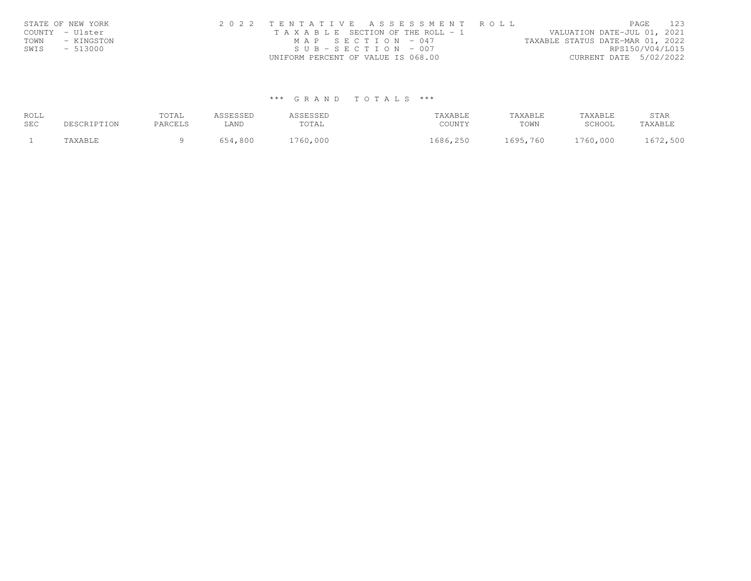STATE OF NEW YORK
COUNTY - Ulster
TOWN - KINGSTON
SWIS - 513000

2022 TENTATIVE ASSESSMENT ROLL
TAXABLE SECTION OF THE ROLL - 1
MAP SECTION - 047
SUB-SECTION - 007
UNIFORM PERCENT OF VALUE IS 068.00

VALUATION DATE-JUL 01, 2021
TAXABLE STATUS DATE-MAR 01, 2022
RPS150/V04/L015
CURRENT DATE 5/02/2022

### *** GRAND TOTALS ***

| ROLL SEC | DESCRIPTION | TOTAL PARCELS | ASSESSED LAND | ASSESSED TOTAL | TAXABLE COUNTY | TAXABLE TOWN | TAXABLE SCHOOL | STAR TAXABLE |
|---|---|---|---|---|---|---|---|---|
| 1 | TAXABLE | 9 | 654,800 | 1760,000 | 1686,250 | 1695,760 | 1760,000 | 1672,500 |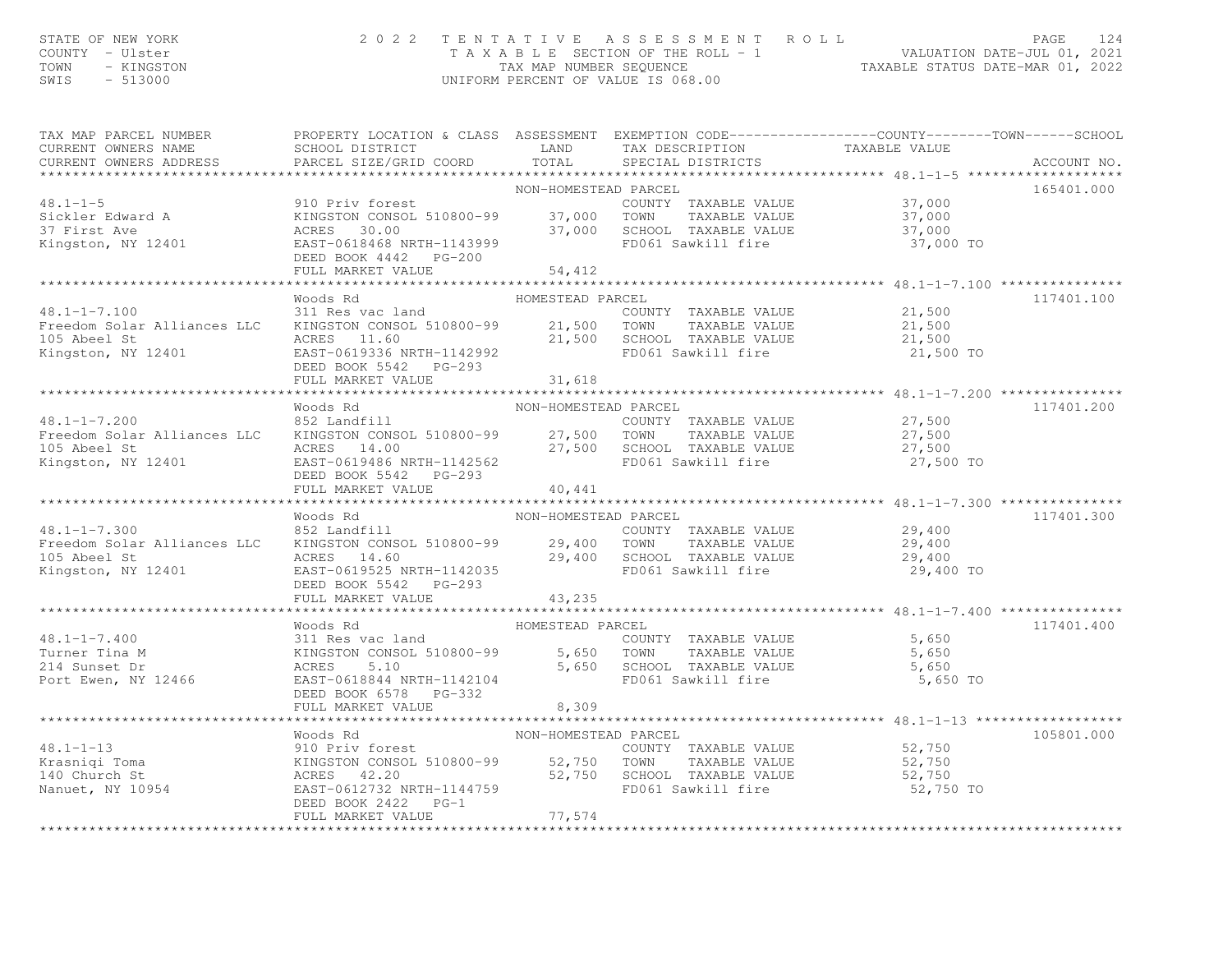STATE OF NEW YORK
COUNTY - Ulster
TOWN - KINGSTON
SWIS - 513000

2 0 2 2 T E N T A T I V E A S S E S S M E N T R O L L
T A X A B L E SECTION OF THE ROLL - 1
TAX MAP NUMBER SEQUENCE
UNIFORM PERCENT OF VALUE IS 068.00

VALUATION DATE-JUL 01, 2021
TAXABLE STATUS DATE-MAR 01, 2022

| TAX MAP PARCEL NUMBER / CURRENT OWNERS NAME / CURRENT OWNERS ADDRESS | PROPERTY LOCATION & CLASS / SCHOOL DISTRICT / PARCEL SIZE/GRID COORD | ASSESSMENT LAND / TOTAL | EXEMPTION CODE / TAX DESCRIPTION / SPECIAL DISTRICTS | COUNTY--------TOWN------SCHOOL TAXABLE VALUE | ACCOUNT NO. |
|---|---|---|---|---|---|
| 48.1-1-5 | | NON-HOMESTEAD PARCEL | | | 165401.000 |
| 48.1-1-5 | 910 Priv forest | | COUNTY TAXABLE VALUE | 37,000 | |
| Sickler Edward A | KINGSTON CONSOL 510800-99 | 37,000 | TOWN TAXABLE VALUE | 37,000 | |
| 37 First Ave | ACRES 30.00 | 37,000 | SCHOOL TAXABLE VALUE | 37,000 | |
| Kingston, NY 12401 | EAST-0618468 NRTH-1143999 | | FD061 Sawkill fire | 37,000 TO | |
| | DEED BOOK 4442 PG-200 | | | | |
| | FULL MARKET VALUE | 54,412 | | | |
| 48.1-1-7.100 | Woods Rd | HOMESTEAD PARCEL | | | 117401.100 |
| 48.1-1-7.100 | 311 Res vac land | | COUNTY TAXABLE VALUE | 21,500 | |
| Freedom Solar Alliances LLC | KINGSTON CONSOL 510800-99 | 21,500 | TOWN TAXABLE VALUE | 21,500 | |
| 105 Abeel St | ACRES 11.60 | 21,500 | SCHOOL TAXABLE VALUE | 21,500 | |
| Kingston, NY 12401 | EAST-0619336 NRTH-1142992 | | FD061 Sawkill fire | 21,500 TO | |
| | DEED BOOK 5542 PG-293 | | | | |
| | FULL MARKET VALUE | 31,618 | | | |
| 48.1-1-7.200 | Woods Rd | NON-HOMESTEAD PARCEL | | | 117401.200 |
| 48.1-1-7.200 | 852 Landfill | | COUNTY TAXABLE VALUE | 27,500 | |
| Freedom Solar Alliances LLC | KINGSTON CONSOL 510800-99 | 27,500 | TOWN TAXABLE VALUE | 27,500 | |
| 105 Abeel St | ACRES 14.00 | 27,500 | SCHOOL TAXABLE VALUE | 27,500 | |
| Kingston, NY 12401 | EAST-0619486 NRTH-1142562 | | FD061 Sawkill fire | 27,500 TO | |
| | DEED BOOK 5542 PG-293 | | | | |
| | FULL MARKET VALUE | 40,441 | | | |
| 48.1-1-7.300 | Woods Rd | NON-HOMESTEAD PARCEL | | | 117401.300 |
| 48.1-1-7.300 | 852 Landfill | | COUNTY TAXABLE VALUE | 29,400 | |
| Freedom Solar Alliances LLC | KINGSTON CONSOL 510800-99 | 29,400 | TOWN TAXABLE VALUE | 29,400 | |
| 105 Abeel St | ACRES 14.60 | 29,400 | SCHOOL TAXABLE VALUE | 29,400 | |
| Kingston, NY 12401 | EAST-0619525 NRTH-1142035 | | FD061 Sawkill fire | 29,400 TO | |
| | DEED BOOK 5542 PG-293 | | | | |
| | FULL MARKET VALUE | 43,235 | | | |
| 48.1-1-7.400 | Woods Rd | HOMESTEAD PARCEL | | | 117401.400 |
| 48.1-1-7.400 | 311 Res vac land | | COUNTY TAXABLE VALUE | 5,650 | |
| Turner Tina M | KINGSTON CONSOL 510800-99 | 5,650 | TOWN TAXABLE VALUE | 5,650 | |
| 214 Sunset Dr | ACRES 5.10 | 5,650 | SCHOOL TAXABLE VALUE | 5,650 | |
| Port Ewen, NY 12466 | EAST-0618844 NRTH-1142104 | | FD061 Sawkill fire | 5,650 TO | |
| | DEED BOOK 6578 PG-332 | | | | |
| | FULL MARKET VALUE | 8,309 | | | |
| 48.1-1-13 | Woods Rd | NON-HOMESTEAD PARCEL | | | 105801.000 |
| 48.1-1-13 | 910 Priv forest | | COUNTY TAXABLE VALUE | 52,750 | |
| Krasniqi Toma | KINGSTON CONSOL 510800-99 | 52,750 | TOWN TAXABLE VALUE | 52,750 | |
| 140 Church St | ACRES 42.20 | 52,750 | SCHOOL TAXABLE VALUE | 52,750 | |
| Nanuet, NY 10954 | EAST-0612732 NRTH-1144759 | | FD061 Sawkill fire | 52,750 TO | |
| | DEED BOOK 2422 PG-1 | | | | |
| | FULL MARKET VALUE | 77,574 | | | |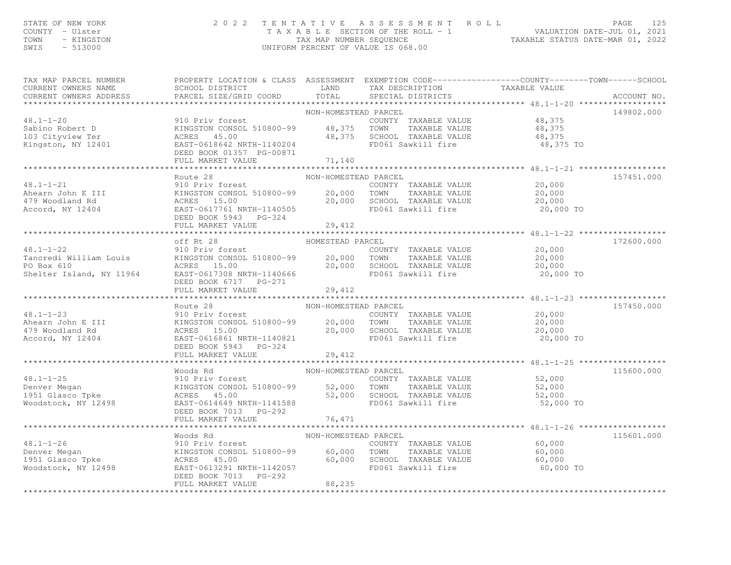STATE OF NEW YORK — COUNTY - Ulster — TOWN - KINGSTON — SWIS - 513000

# 2022 TENTATIVE ASSESSMENT ROLL

TAXABLE SECTION OF THE ROLL - 1
TAX MAP NUMBER SEQUENCE
UNIFORM PERCENT OF VALUE IS 068.00

VALUATION DATE-JUL 01, 2021
TAXABLE STATUS DATE-MAR 01, 2022

| TAX MAP PARCEL NUMBER / CURRENT OWNERS NAME / CURRENT OWNERS ADDRESS | PROPERTY LOCATION & CLASS / SCHOOL DISTRICT / PARCEL SIZE/GRID COORD | ASSESSMENT LAND / TOTAL | EXEMPTION CODE / TAX DESCRIPTION / SPECIAL DISTRICTS | TAXABLE VALUE (COUNTY / TOWN / SCHOOL) | ACCOUNT NO. |
|---|---|---|---|---|---|
| 48.1-1-20 | NON-HOMESTEAD PARCEL | | | | 149802.000 |
| 48.1-1-20 | 910 Priv forest | | COUNTY TAXABLE VALUE | 48,375 | |
| Sabino Robert D | KINGSTON CONSOL 510800-99 | 48,375 | TOWN TAXABLE VALUE | 48,375 | |
| 103 Cityview Ter | ACRES 45.00 | 48,375 | SCHOOL TAXABLE VALUE | 48,375 | |
| Kingston, NY 12401 | EAST-0618642 NRTH-1140204 | | FD061 Sawkill fire | 48,375 TO | |
| | DEED BOOK 01357 PG-00871 | | | | |
| | FULL MARKET VALUE | 71,140 | | | |
| 48.1-1-21 | Route 28 — NON-HOMESTEAD PARCEL | | | | 157451.000 |
| 48.1-1-21 | 910 Priv forest | | COUNTY TAXABLE VALUE | 20,000 | |
| Ahearn John E III | KINGSTON CONSOL 510800-99 | 20,000 | TOWN TAXABLE VALUE | 20,000 | |
| 479 Woodland Rd | ACRES 15.00 | 20,000 | SCHOOL TAXABLE VALUE | 20,000 | |
| Accord, NY 12404 | EAST-0617761 NRTH-1140505 | | FD061 Sawkill fire | 20,000 TO | |
| | DEED BOOK 5943 PG-324 | | | | |
| | FULL MARKET VALUE | 29,412 | | | |
| 48.1-1-22 | off Rt 28 — HOMESTEAD PARCEL | | | | 172600.000 |
| 48.1-1-22 | 910 Priv forest | | COUNTY TAXABLE VALUE | 20,000 | |
| Tancredi William Louis | KINGSTON CONSOL 510800-99 | 20,000 | TOWN TAXABLE VALUE | 20,000 | |
| PO Box 610 | ACRES 15.00 | 20,000 | SCHOOL TAXABLE VALUE | 20,000 | |
| Shelter Island, NY 11964 | EAST-0617308 NRTH-1140666 | | FD061 Sawkill fire | 20,000 TO | |
| | DEED BOOK 6717 PG-271 | | | | |
| | FULL MARKET VALUE | 29,412 | | | |
| 48.1-1-23 | Route 28 — NON-HOMESTEAD PARCEL | | | | 157450.000 |
| 48.1-1-23 | 910 Priv forest | | COUNTY TAXABLE VALUE | 20,000 | |
| Ahearn John E III | KINGSTON CONSOL 510800-99 | 20,000 | TOWN TAXABLE VALUE | 20,000 | |
| 479 Woodland Rd | ACRES 15.00 | 20,000 | SCHOOL TAXABLE VALUE | 20,000 | |
| Accord, NY 12404 | EAST-0616861 NRTH-1140821 | | FD061 Sawkill fire | 20,000 TO | |
| | DEED BOOK 5943 PG-324 | | | | |
| | FULL MARKET VALUE | 29,412 | | | |
| 48.1-1-25 | Woods Rd — NON-HOMESTEAD PARCEL | | | | 115600.000 |
| 48.1-1-25 | 910 Priv forest | | COUNTY TAXABLE VALUE | 52,000 | |
| Denver Megan | KINGSTON CONSOL 510800-99 | 52,000 | TOWN TAXABLE VALUE | 52,000 | |
| 1951 Glasco Tpke | ACRES 45.00 | 52,000 | SCHOOL TAXABLE VALUE | 52,000 | |
| Woodstock, NY 12498 | EAST-0614649 NRTH-1141588 | | FD061 Sawkill fire | 52,000 TO | |
| | DEED BOOK 7013 PG-292 | | | | |
| | FULL MARKET VALUE | 76,471 | | | |
| 48.1-1-26 | Woods Rd — NON-HOMESTEAD PARCEL | | | | 115601.000 |
| 48.1-1-26 | 910 Priv forest | | COUNTY TAXABLE VALUE | 60,000 | |
| Denver Megan | KINGSTON CONSOL 510800-99 | 60,000 | TOWN TAXABLE VALUE | 60,000 | |
| 1951 Glasco Tpke | ACRES 45.00 | 60,000 | SCHOOL TAXABLE VALUE | 60,000 | |
| Woodstock, NY 12498 | EAST-0613291 NRTH-1142057 | | FD061 Sawkill fire | 60,000 TO | |
| | DEED BOOK 7013 PG-292 | | | | |
| | FULL MARKET VALUE | 88,235 | | | |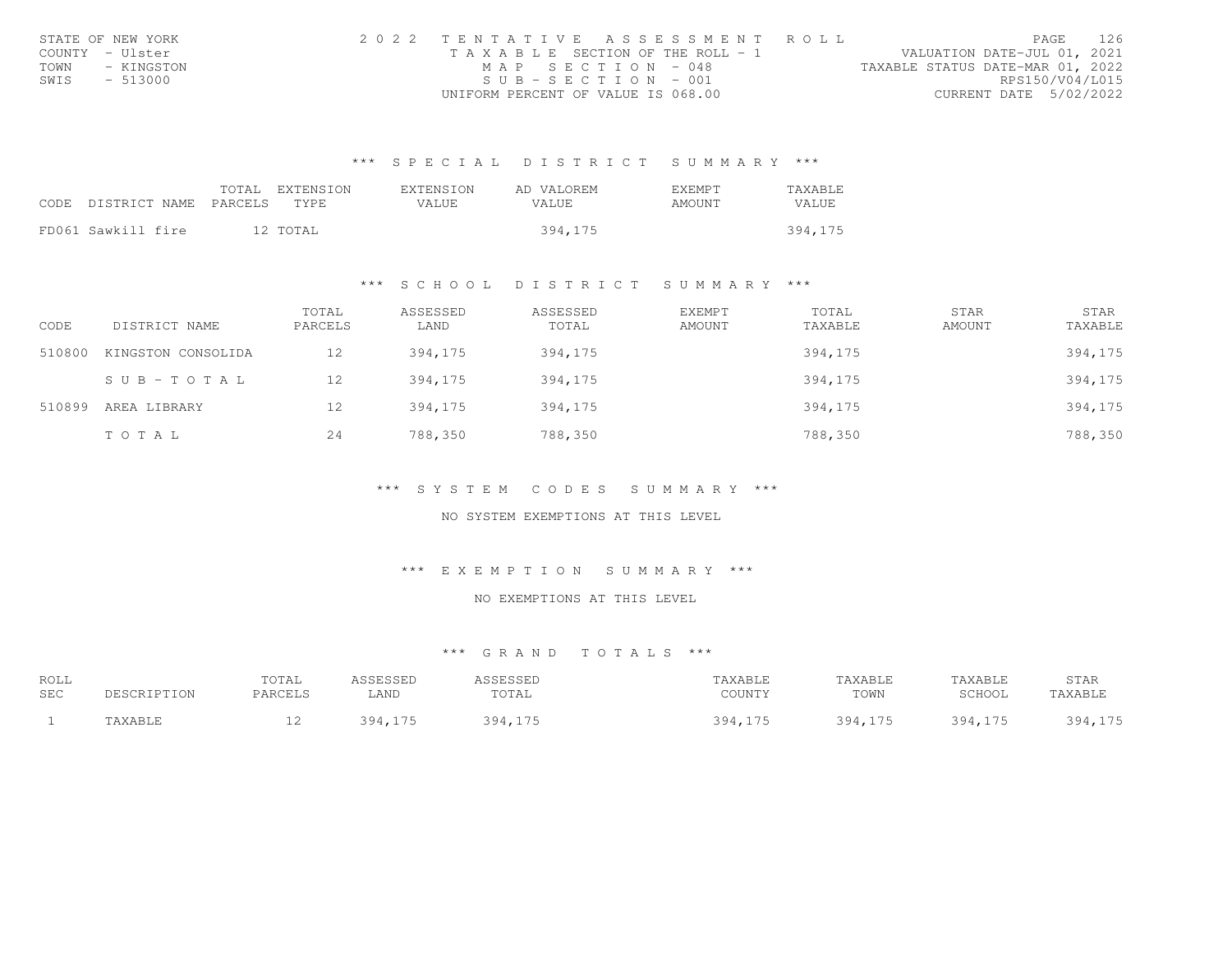STATE OF NEW YORK
COUNTY - Ulster
TOWN - KINGSTON
SWIS - 513000

2022 TENTATIVE ASSESSMENT ROLL
TAXABLE SECTION OF THE ROLL - 1
MAP SECTION - 048
SUB-SECTION - 001
UNIFORM PERCENT OF VALUE IS 068.00

VALUATION DATE-JUL 01, 2021
TAXABLE STATUS DATE-MAR 01, 2022
RPS150/V04/L015
CURRENT DATE 5/02/2022

### *** SPECIAL DISTRICT SUMMARY ***

| CODE DISTRICT NAME | TOTAL PARCELS | EXTENSION TYPE | EXTENSION VALUE | AD VALOREM VALUE | EXEMPT AMOUNT | TAXABLE VALUE |
|---|---|---|---|---|---|---|
| FD061 Sawkill fire | 12 | TOTAL | | 394,175 | | 394,175 |

### *** SCHOOL DISTRICT SUMMARY ***

| CODE | DISTRICT NAME | TOTAL PARCELS | ASSESSED LAND | ASSESSED TOTAL | EXEMPT AMOUNT | TOTAL TAXABLE | STAR AMOUNT | STAR TAXABLE |
|---|---|---|---|---|---|---|---|---|
| 510800 | KINGSTON CONSOLIDA | 12 | 394,175 | 394,175 | | 394,175 | | 394,175 |
| | SUB-TOTAL | 12 | 394,175 | 394,175 | | 394,175 | | 394,175 |
| 510899 | AREA LIBRARY | 12 | 394,175 | 394,175 | | 394,175 | | 394,175 |
| | TOTAL | 24 | 788,350 | 788,350 | | 788,350 | | 788,350 |

### *** SYSTEM CODES SUMMARY ***

NO SYSTEM EXEMPTIONS AT THIS LEVEL

### *** EXEMPTION SUMMARY ***

NO EXEMPTIONS AT THIS LEVEL

### *** GRAND TOTALS ***

| ROLL SEC | DESCRIPTION | TOTAL PARCELS | ASSESSED LAND | ASSESSED TOTAL | TAXABLE COUNTY | TAXABLE TOWN | TAXABLE SCHOOL | STAR TAXABLE |
|---|---|---|---|---|---|---|---|---|
| 1 | TAXABLE | 12 | 394,175 | 394,175 | 394,175 | 394,175 | 394,175 | 394,175 |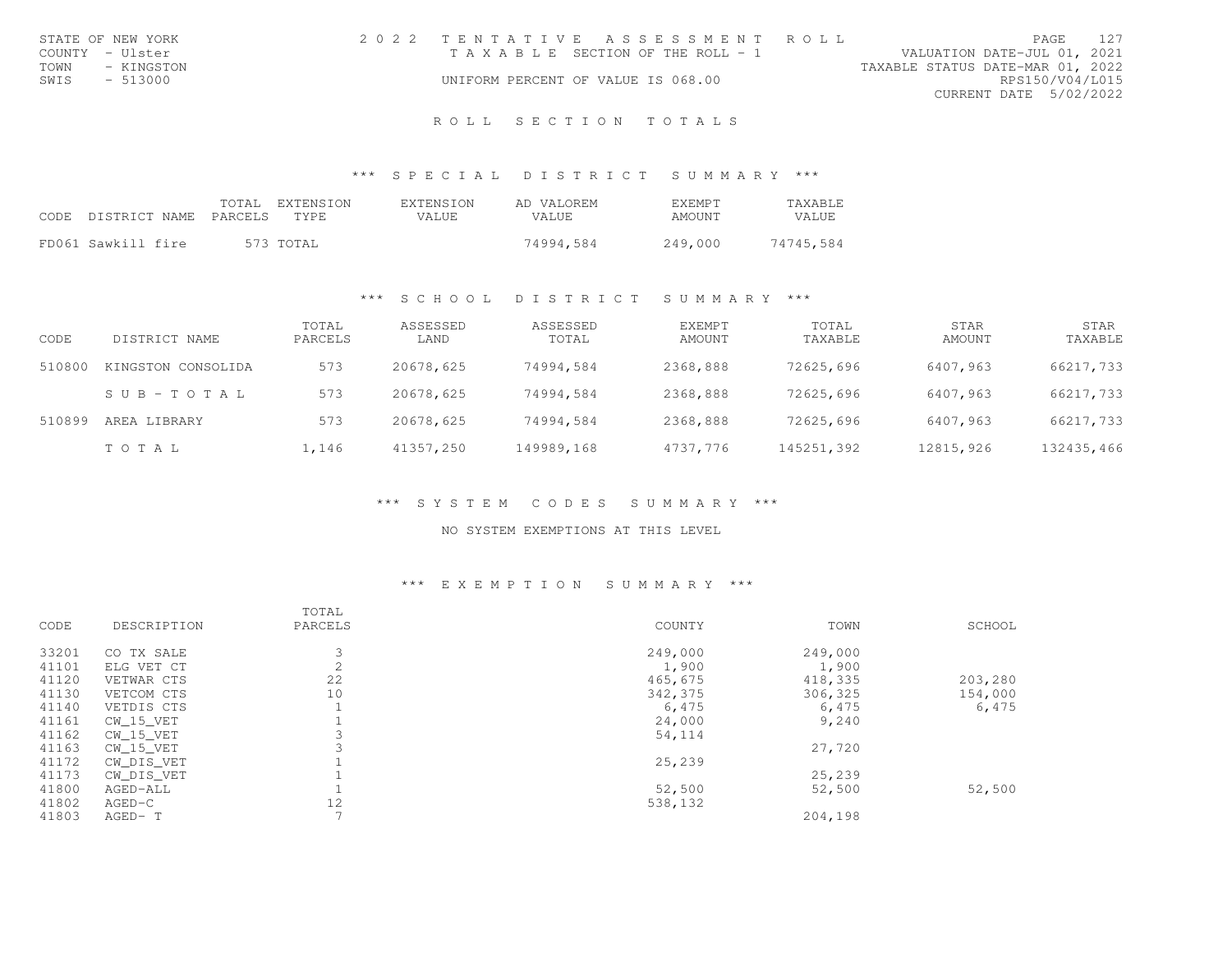## ROLL SECTION TOTALS

### *** SPECIAL DISTRICT SUMMARY ***

| CODE | DISTRICT NAME | TOTAL PARCELS | EXTENSION TYPE | EXTENSION VALUE | AD VALOREM VALUE | EXEMPT AMOUNT | TAXABLE VALUE |
|---|---|---|---|---|---|---|---|
| FD061 | Sawkill fire | 573 | TOTAL | | 74994,584 | 249,000 | 74745,584 |

### *** SCHOOL DISTRICT SUMMARY ***

| CODE | DISTRICT NAME | TOTAL PARCELS | ASSESSED LAND | ASSESSED TOTAL | EXEMPT AMOUNT | TOTAL TAXABLE | STAR AMOUNT | STAR TAXABLE |
|---|---|---|---|---|---|---|---|---|
| 510800 | KINGSTON CONSOLIDA | 573 | 20678,625 | 74994,584 | 2368,888 | 72625,696 | 6407,963 | 66217,733 |
| | S U B - T O T A L | 573 | 20678,625 | 74994,584 | 2368,888 | 72625,696 | 6407,963 | 66217,733 |
| 510899 | AREA LIBRARY | 573 | 20678,625 | 74994,584 | 2368,888 | 72625,696 | 6407,963 | 66217,733 |
| | T O T A L | 1,146 | 41357,250 | 149989,168 | 4737,776 | 145251,392 | 12815,926 | 132435,466 |

### *** SYSTEM CODES SUMMARY ***

NO SYSTEM EXEMPTIONS AT THIS LEVEL

### *** EXEMPTION SUMMARY ***

| CODE | DESCRIPTION | TOTAL PARCELS | COUNTY | TOWN | SCHOOL |
|---|---|---|---|---|---|
| 33201 | CO TX SALE | 3 | 249,000 | 249,000 | |
| 41101 | ELG VET CT | 2 | 1,900 | 1,900 | |
| 41120 | VETWAR CTS | 22 | 465,675 | 418,335 | 203,280 |
| 41130 | VETCOM CTS | 10 | 342,375 | 306,325 | 154,000 |
| 41140 | VETDIS CTS | 1 | 6,475 | 6,475 | 6,475 |
| 41161 | CW_15_VET | 1 | 24,000 | 9,240 | |
| 41162 | CW_15_VET | 3 | 54,114 | | |
| 41163 | CW_15_VET | 3 | | 27,720 | |
| 41172 | CW_DIS_VET | 1 | 25,239 | | |
| 41173 | CW_DIS_VET | 1 | | 25,239 | |
| 41800 | AGED-ALL | 1 | 52,500 | 52,500 | 52,500 |
| 41802 | AGED-C | 12 | 538,132 | | |
| 41803 | AGED- T | 7 | | 204,198 | |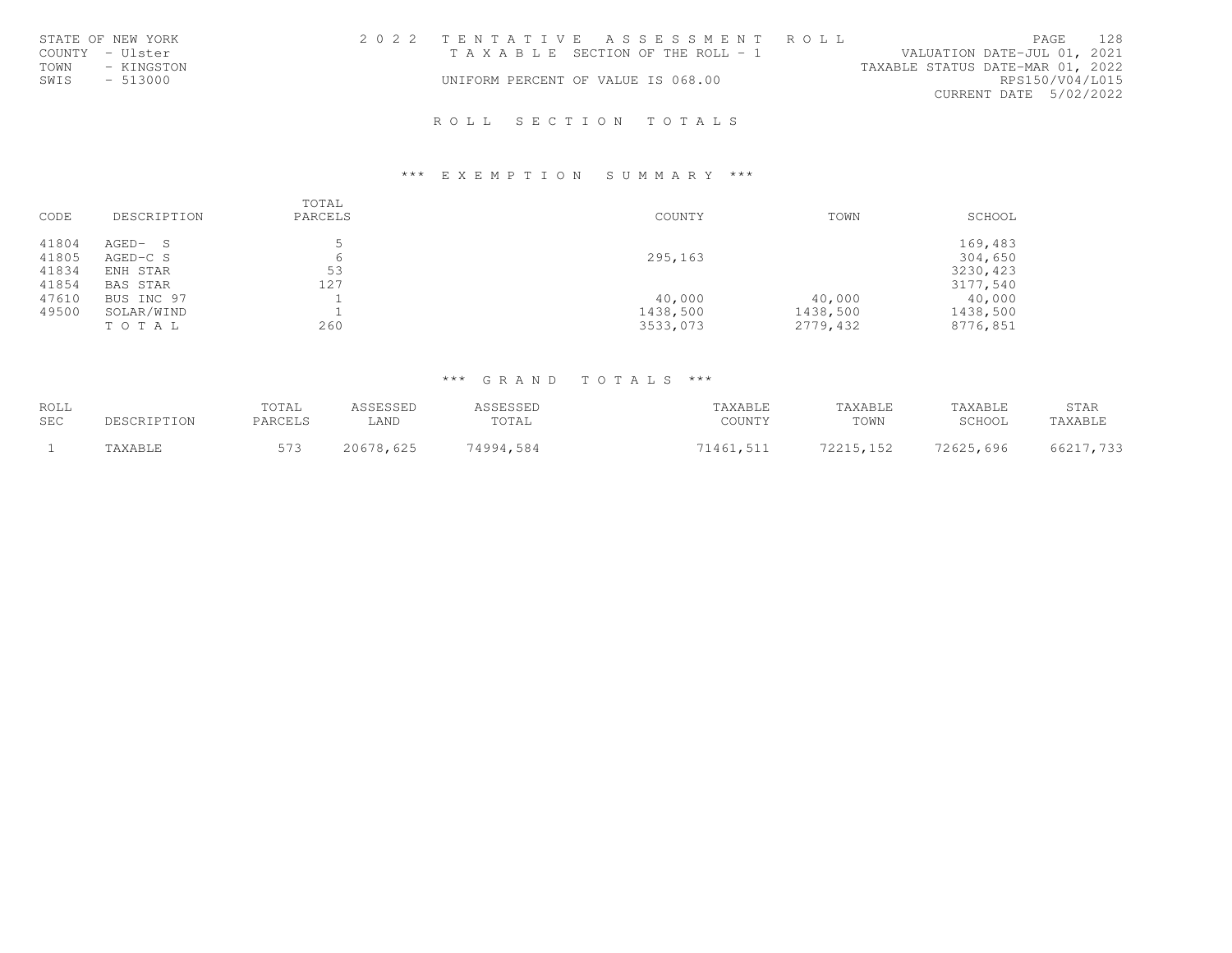STATE OF NEW YORK — 2022 TENTATIVE ASSESSMENT ROLL
COUNTY - Ulster — TAXABLE SECTION OF THE ROLL - 1 — VALUATION DATE-JUL 01, 2021
TOWN - KINGSTON — TAXABLE STATUS DATE-MAR 01, 2022
SWIS - 513000 — UNIFORM PERCENT OF VALUE IS 068.00 — RPS150/V04/L015
CURRENT DATE 5/02/2022

# ROLL SECTION TOTALS

## *** EXEMPTION SUMMARY ***

| CODE | DESCRIPTION | TOTAL PARCELS | COUNTY | TOWN | SCHOOL |
|---|---|---|---|---|---|
| 41804 | AGED- S | 5 | | | 169,483 |
| 41805 | AGED-C S | 6 | 295,163 | | 304,650 |
| 41834 | ENH STAR | 53 | | | 3230,423 |
| 41854 | BAS STAR | 127 | | | 3177,540 |
| 47610 | BUS INC 97 | 1 | 40,000 | 40,000 | 40,000 |
| 49500 | SOLAR/WIND | 1 | 1438,500 | 1438,500 | 1438,500 |
| | T O T A L | 260 | 3533,073 | 2779,432 | 8776,851 |

## *** GRAND TOTALS ***

| ROLL SEC | DESCRIPTION | TOTAL PARCELS | ASSESSED LAND | ASSESSED TOTAL | TAXABLE COUNTY | TAXABLE TOWN | TAXABLE SCHOOL | STAR TAXABLE |
|---|---|---|---|---|---|---|---|---|
| 1 | TAXABLE | 573 | 20678,625 | 74994,584 | 71461,511 | 72215,152 | 72625,696 | 66217,733 |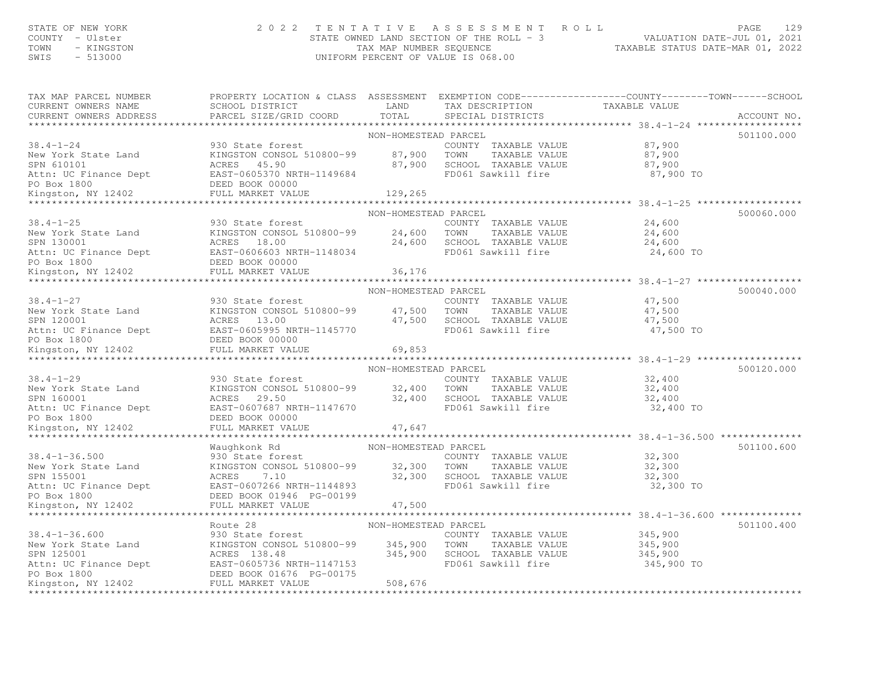STATE OF NEW YORK
COUNTY - Ulster
TOWN - KINGSTON
SWIS - 513000

2022 TENTATIVE ASSESSMENT ROLL
STATE OWNED LAND SECTION OF THE ROLL - 3
TAX MAP NUMBER SEQUENCE
UNIFORM PERCENT OF VALUE IS 068.00

VALUATION DATE-JUL 01, 2021
TAXABLE STATUS DATE-MAR 01, 2022

| TAX MAP PARCEL NUMBER / CURRENT OWNERS NAME / CURRENT OWNERS ADDRESS | PROPERTY LOCATION & CLASS / SCHOOL DISTRICT / PARCEL SIZE/GRID COORD | ASSESSMENT LAND | TOTAL | EXEMPTION CODE / TAX DESCRIPTION / SPECIAL DISTRICTS | COUNTY--------TOWN------SCHOOL TAXABLE VALUE | ACCOUNT NO. |
|---|---|---|---|---|---|---|
| 38.4-1-24 | | NON-HOMESTEAD PARCEL | | | | 501100.000 |
| 38.4-1-24 | 930 State forest | | | COUNTY TAXABLE VALUE | 87,900 | |
| New York State Land | KINGSTON CONSOL 510800-99 | 87,900 | | TOWN TAXABLE VALUE | 87,900 | |
| SPN 610101 | ACRES 45.90 | | 87,900 | SCHOOL TAXABLE VALUE | 87,900 | |
| Attn: UC Finance Dept | EAST-0605370 NRTH-1149684 | | | FD061 Sawkill fire | 87,900 TO | |
| PO Box 1800 | DEED BOOK 00000 | | | | | |
| Kingston, NY 12402 | FULL MARKET VALUE | | 129,265 | | | |
| 38.4-1-25 | | NON-HOMESTEAD PARCEL | | | | 500060.000 |
| 38.4-1-25 | 930 State forest | | | COUNTY TAXABLE VALUE | 24,600 | |
| New York State Land | KINGSTON CONSOL 510800-99 | 24,600 | | TOWN TAXABLE VALUE | 24,600 | |
| SPN 130001 | ACRES 18.00 | | 24,600 | SCHOOL TAXABLE VALUE | 24,600 | |
| Attn: UC Finance Dept | EAST-0606603 NRTH-1148034 | | | FD061 Sawkill fire | 24,600 TO | |
| PO Box 1800 | DEED BOOK 00000 | | | | | |
| Kingston, NY 12402 | FULL MARKET VALUE | | 36,176 | | | |
| 38.4-1-27 | | NON-HOMESTEAD PARCEL | | | | 500040.000 |
| 38.4-1-27 | 930 State forest | | | COUNTY TAXABLE VALUE | 47,500 | |
| New York State Land | KINGSTON CONSOL 510800-99 | 47,500 | | TOWN TAXABLE VALUE | 47,500 | |
| SPN 120001 | ACRES 13.00 | | 47,500 | SCHOOL TAXABLE VALUE | 47,500 | |
| Attn: UC Finance Dept | EAST-0605995 NRTH-1145770 | | | FD061 Sawkill fire | 47,500 TO | |
| PO Box 1800 | DEED BOOK 00000 | | | | | |
| Kingston, NY 12402 | FULL MARKET VALUE | | 69,853 | | | |
| 38.4-1-29 | | NON-HOMESTEAD PARCEL | | | | 500120.000 |
| 38.4-1-29 | 930 State forest | | | COUNTY TAXABLE VALUE | 32,400 | |
| New York State Land | KINGSTON CONSOL 510800-99 | 32,400 | | TOWN TAXABLE VALUE | 32,400 | |
| SPN 160001 | ACRES 29.50 | | 32,400 | SCHOOL TAXABLE VALUE | 32,400 | |
| Attn: UC Finance Dept | EAST-0607687 NRTH-1147670 | | | FD061 Sawkill fire | 32,400 TO | |
| PO Box 1800 | DEED BOOK 00000 | | | | | |
| Kingston, NY 12402 | FULL MARKET VALUE | | 47,647 | | | |
| 38.4-1-36.500 | Waughkonk Rd | NON-HOMESTEAD PARCEL | | | | 501100.600 |
| 38.4-1-36.500 | 930 State forest | | | COUNTY TAXABLE VALUE | 32,300 | |
| New York State Land | KINGSTON CONSOL 510800-99 | 32,300 | | TOWN TAXABLE VALUE | 32,300 | |
| SPN 155001 | ACRES 7.10 | | 32,300 | SCHOOL TAXABLE VALUE | 32,300 | |
| Attn: UC Finance Dept | EAST-0607266 NRTH-1144893 | | | FD061 Sawkill fire | 32,300 TO | |
| PO Box 1800 | DEED BOOK 01946 PG-00199 | | | | | |
| Kingston, NY 12402 | FULL MARKET VALUE | | 47,500 | | | |
| 38.4-1-36.600 | Route 28 | NON-HOMESTEAD PARCEL | | | | 501100.400 |
| 38.4-1-36.600 | 930 State forest | | | COUNTY TAXABLE VALUE | 345,900 | |
| New York State Land | KINGSTON CONSOL 510800-99 | 345,900 | | TOWN TAXABLE VALUE | 345,900 | |
| SPN 125001 | ACRES 138.48 | | 345,900 | SCHOOL TAXABLE VALUE | 345,900 | |
| Attn: UC Finance Dept | EAST-0605736 NRTH-1147153 | | | FD061 Sawkill fire | 345,900 TO | |
| PO Box 1800 | DEED BOOK 01676 PG-00175 | | | | | |
| Kingston, NY 12402 | FULL MARKET VALUE | | 508,676 | | | |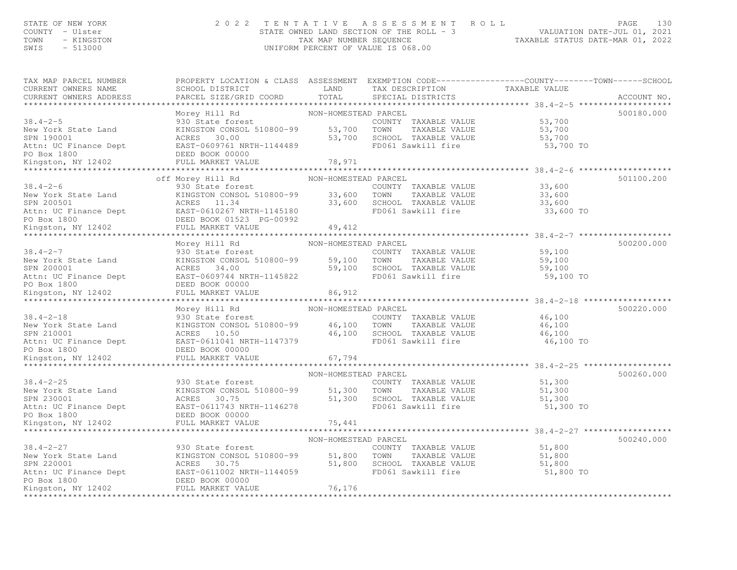STATE OF NEW YORK
COUNTY - Ulster
TOWN - KINGSTON
SWIS - 513000

2 0 2 2 T E N T A T I V E A S S E S S M E N T R O L L
STATE OWNED LAND SECTION OF THE ROLL - 3
TAX MAP NUMBER SEQUENCE
UNIFORM PERCENT OF VALUE IS 068.00

VALUATION DATE-JUL 01, 2021
TAXABLE STATUS DATE-MAR 01, 2022

| TAX MAP PARCEL NUMBER / CURRENT OWNERS NAME / CURRENT OWNERS ADDRESS | PROPERTY LOCATION & CLASS / SCHOOL DISTRICT / PARCEL SIZE/GRID COORD | ASSESSMENT LAND / TOTAL | EXEMPTION CODE / TAX DESCRIPTION / SPECIAL DISTRICTS | COUNTY--------TOWN------SCHOOL TAXABLE VALUE | ACCOUNT NO. |
|---|---|---|---|---|---|
| **38.4-2-5** | Morey Hill Rd | NON-HOMESTEAD PARCEL | | | 500180.000 |
| 38.4-2-5 | 930 State forest | | COUNTY TAXABLE VALUE | 53,700 | |
| New York State Land | KINGSTON CONSOL 510800-99 | 53,700 | TOWN TAXABLE VALUE | 53,700 | |
| SPN 190001 | ACRES 30.00 | 53,700 | SCHOOL TAXABLE VALUE | 53,700 | |
| Attn: UC Finance Dept | EAST-0609761 NRTH-1144489 | | FD061 Sawkill fire | 53,700 TO | |
| PO Box 1800 | DEED BOOK 00000 | | | | |
| Kingston, NY 12402 | FULL MARKET VALUE | 78,971 | | | |
| **38.4-2-6** | off Morey Hill Rd | NON-HOMESTEAD PARCEL | | | 501100.200 |
| 38.4-2-6 | 930 State forest | | COUNTY TAXABLE VALUE | 33,600 | |
| New York State Land | KINGSTON CONSOL 510800-99 | 33,600 | TOWN TAXABLE VALUE | 33,600 | |
| SPN 200501 | ACRES 11.34 | 33,600 | SCHOOL TAXABLE VALUE | 33,600 | |
| Attn: UC Finance Dept | EAST-0610267 NRTH-1145180 | | FD061 Sawkill fire | 33,600 TO | |
| PO Box 1800 | DEED BOOK 01523 PG-00992 | | | | |
| Kingston, NY 12402 | FULL MARKET VALUE | 49,412 | | | |
| **38.4-2-7** | Morey Hill Rd | NON-HOMESTEAD PARCEL | | | 500200.000 |
| 38.4-2-7 | 930 State forest | | COUNTY TAXABLE VALUE | 59,100 | |
| New York State Land | KINGSTON CONSOL 510800-99 | 59,100 | TOWN TAXABLE VALUE | 59,100 | |
| SPN 200001 | ACRES 34.00 | 59,100 | SCHOOL TAXABLE VALUE | 59,100 | |
| Attn: UC Finance Dept | EAST-0609744 NRTH-1145822 | | FD061 Sawkill fire | 59,100 TO | |
| PO Box 1800 | DEED BOOK 00000 | | | | |
| Kingston, NY 12402 | FULL MARKET VALUE | 86,912 | | | |
| **38.4-2-18** | Morey Hill Rd | NON-HOMESTEAD PARCEL | | | 500220.000 |
| 38.4-2-18 | 930 State forest | | COUNTY TAXABLE VALUE | 46,100 | |
| New York State Land | KINGSTON CONSOL 510800-99 | 46,100 | TOWN TAXABLE VALUE | 46,100 | |
| SPN 210001 | ACRES 10.50 | 46,100 | SCHOOL TAXABLE VALUE | 46,100 | |
| Attn: UC Finance Dept | EAST-0611041 NRTH-1147379 | | FD061 Sawkill fire | 46,100 TO | |
| PO Box 1800 | DEED BOOK 00000 | | | | |
| Kingston, NY 12402 | FULL MARKET VALUE | 67,794 | | | |
| **38.4-2-25** | | NON-HOMESTEAD PARCEL | | | 500260.000 |
| 38.4-2-25 | 930 State forest | | COUNTY TAXABLE VALUE | 51,300 | |
| New York State Land | KINGSTON CONSOL 510800-99 | 51,300 | TOWN TAXABLE VALUE | 51,300 | |
| SPN 230001 | ACRES 30.75 | 51,300 | SCHOOL TAXABLE VALUE | 51,300 | |
| Attn: UC Finance Dept | EAST-0611743 NRTH-1146278 | | FD061 Sawkill fire | 51,300 TO | |
| PO Box 1800 | DEED BOOK 00000 | | | | |
| Kingston, NY 12402 | FULL MARKET VALUE | 75,441 | | | |
| **38.4-2-27** | | NON-HOMESTEAD PARCEL | | | 500240.000 |
| 38.4-2-27 | 930 State forest | | COUNTY TAXABLE VALUE | 51,800 | |
| New York State Land | KINGSTON CONSOL 510800-99 | 51,800 | TOWN TAXABLE VALUE | 51,800 | |
| SPN 220001 | ACRES 30.75 | 51,800 | SCHOOL TAXABLE VALUE | 51,800 | |
| Attn: UC Finance Dept | EAST-0611002 NRTH-1144059 | | FD061 Sawkill fire | 51,800 TO | |
| PO Box 1800 | DEED BOOK 00000 | | | | |
| Kingston, NY 12402 | FULL MARKET VALUE | 76,176 | | | |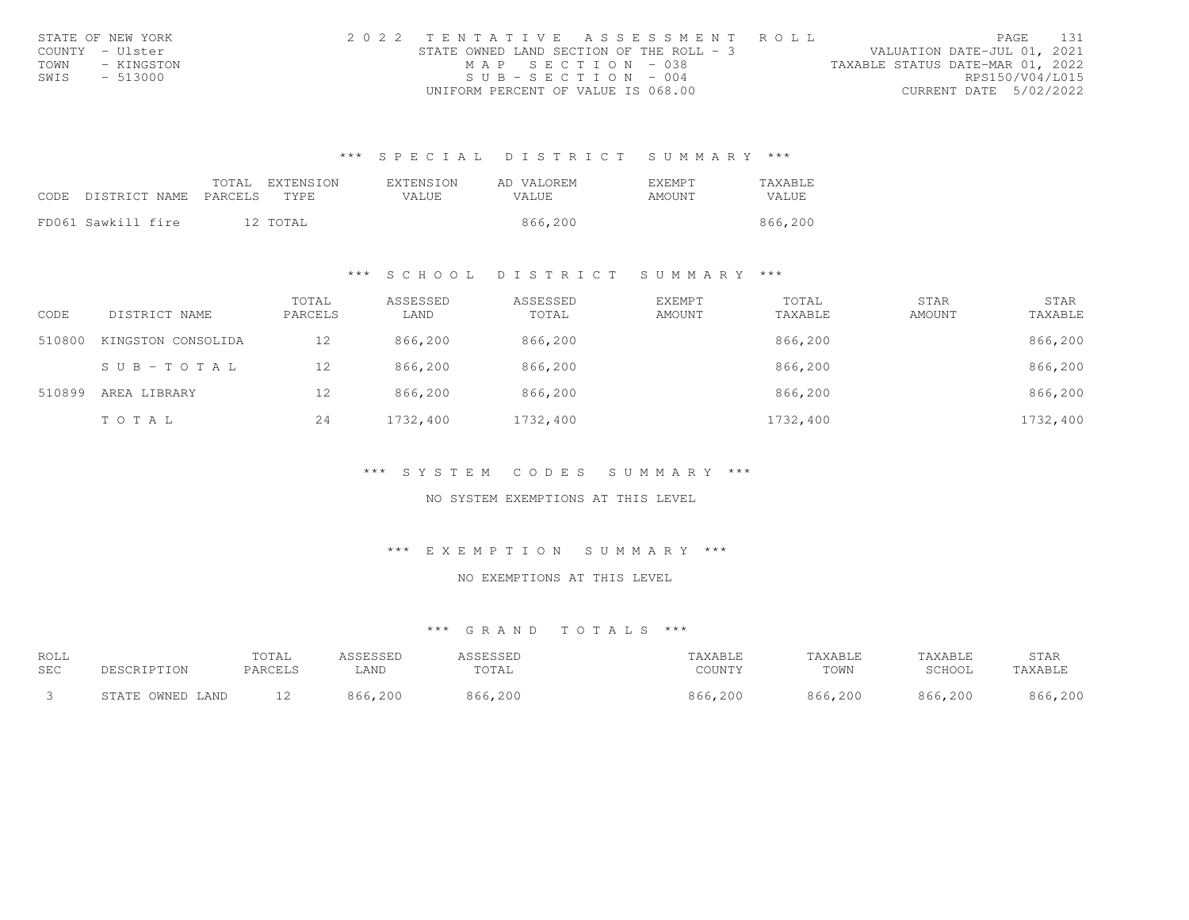STATE OF NEW YORK
COUNTY - Ulster
TOWN - KINGSTON
SWIS - 513000

2022 TENTATIVE ASSESSMENT ROLL
STATE OWNED LAND SECTION OF THE ROLL - 3
MAP SECTION - 038
SUB-SECTION - 004
UNIFORM PERCENT OF VALUE IS 068.00

VALUATION DATE-JUL 01, 2021
TAXABLE STATUS DATE-MAR 01, 2022
RPS150/V04/L015
CURRENT DATE 5/02/2022

### *** SPECIAL DISTRICT SUMMARY ***

| CODE | DISTRICT NAME | TOTAL PARCELS | EXTENSION TYPE | EXTENSION VALUE | AD VALOREM VALUE | EXEMPT AMOUNT | TAXABLE VALUE |
|---|---|---|---|---|---|---|---|
| FD061 | Sawkill fire | 12 | TOTAL | | 866,200 | | 866,200 |

### *** SCHOOL DISTRICT SUMMARY ***

| CODE | DISTRICT NAME | TOTAL PARCELS | ASSESSED LAND | ASSESSED TOTAL | EXEMPT AMOUNT | TOTAL TAXABLE | STAR AMOUNT | STAR TAXABLE |
|---|---|---|---|---|---|---|---|---|
| 510800 | KINGSTON CONSOLIDA | 12 | 866,200 | 866,200 | | 866,200 | | 866,200 |
| | SUB-TOTAL | 12 | 866,200 | 866,200 | | 866,200 | | 866,200 |
| 510899 | AREA LIBRARY | 12 | 866,200 | 866,200 | | 866,200 | | 866,200 |
| | TOTAL | 24 | 1732,400 | 1732,400 | | 1732,400 | | 1732,400 |

### *** SYSTEM CODES SUMMARY ***

NO SYSTEM EXEMPTIONS AT THIS LEVEL

### *** EXEMPTION SUMMARY ***

NO EXEMPTIONS AT THIS LEVEL

### *** GRAND TOTALS ***

| ROLL SEC | DESCRIPTION | TOTAL PARCELS | ASSESSED LAND | ASSESSED TOTAL | TAXABLE COUNTY | TAXABLE TOWN | TAXABLE SCHOOL | STAR TAXABLE |
|---|---|---|---|---|---|---|---|---|
| 3 | STATE OWNED LAND | 12 | 866,200 | 866,200 | 866,200 | 866,200 | 866,200 | 866,200 |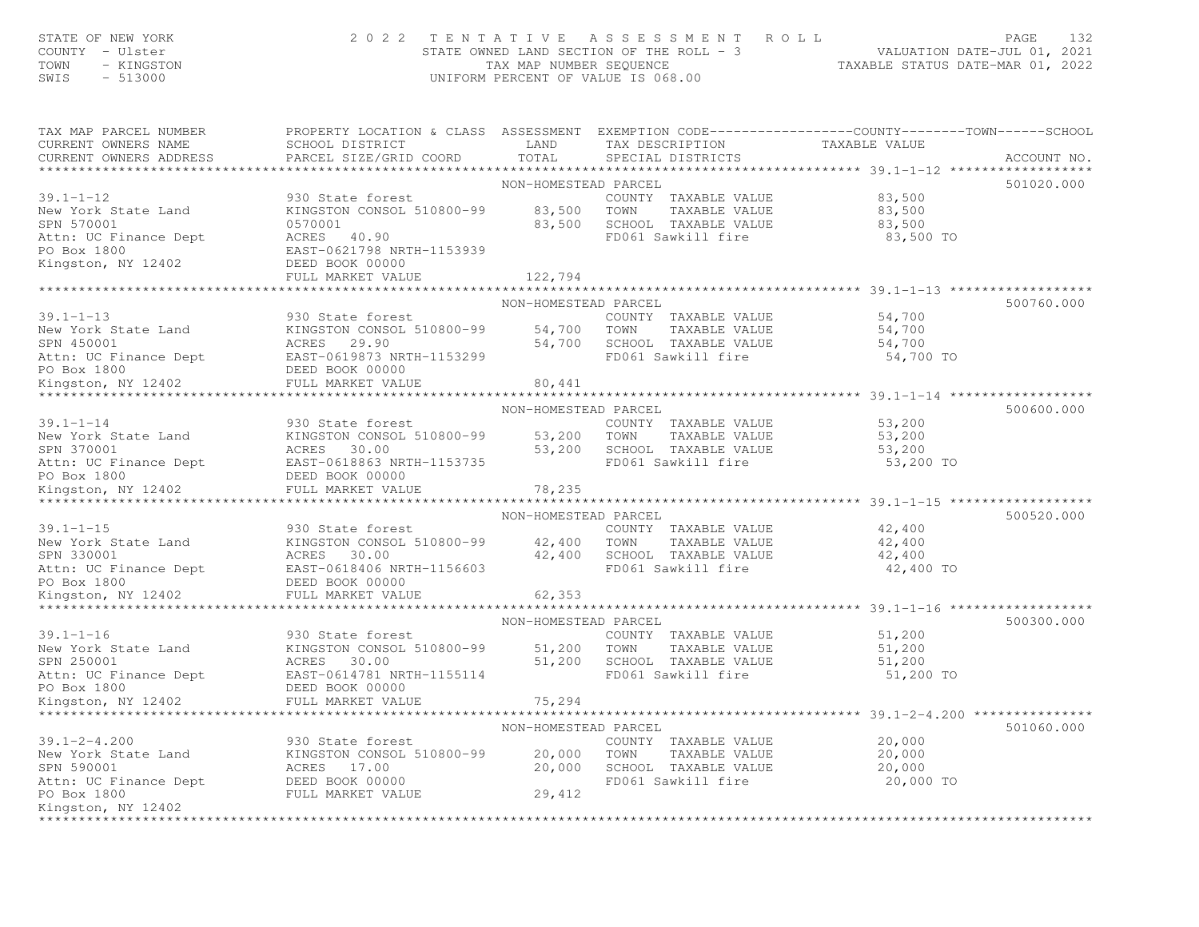STATE OF NEW YORK
COUNTY - Ulster
TOWN - Kingston
SWIS - 513000

2 0 2 2 T E N T A T I V E A S S E S S M E N T R O L L
STATE OWNED LAND SECTION OF THE ROLL - 3
TAX MAP NUMBER SEQUENCE
UNIFORM PERCENT OF VALUE IS 068.00

VALUATION DATE-JUL 01, 2021
TAXABLE STATUS DATE-MAR 01, 2022

| TAX MAP PARCEL NUMBER / CURRENT OWNERS NAME / CURRENT OWNERS ADDRESS | PROPERTY LOCATION & CLASS / SCHOOL DISTRICT / PARCEL SIZE/GRID COORD | ASSESSMENT LAND / TOTAL | EXEMPTION CODE / TAX DESCRIPTION / SPECIAL DISTRICTS | COUNTY--------TOWN------SCHOOL TAXABLE VALUE | ACCOUNT NO. |
|---|---|---|---|---|---|
| **39.1-1-12** | NON-HOMESTEAD PARCEL | | | | 501020.000 |
| 39.1-1-12 | 930 State forest | | COUNTY TAXABLE VALUE | 83,500 | |
| New York State Land | KINGSTON CONSOL 510800-99 | 83,500 | TOWN TAXABLE VALUE | 83,500 | |
| SPN 570001 | 0570001 | 83,500 | SCHOOL TAXABLE VALUE | 83,500 | |
| Attn: UC Finance Dept | ACRES 40.90 | | FD061 Sawkill fire | 83,500 TO | |
| PO Box 1800 | EAST-0621798 NRTH-1153939 | | | | |
| Kingston, NY 12402 | DEED BOOK 00000 | | | | |
| | FULL MARKET VALUE | 122,794 | | | |
| **39.1-1-13** | NON-HOMESTEAD PARCEL | | | | 500760.000 |
| 39.1-1-13 | 930 State forest | | COUNTY TAXABLE VALUE | 54,700 | |
| New York State Land | KINGSTON CONSOL 510800-99 | 54,700 | TOWN TAXABLE VALUE | 54,700 | |
| SPN 450001 | ACRES 29.90 | 54,700 | SCHOOL TAXABLE VALUE | 54,700 | |
| Attn: UC Finance Dept | EAST-0619873 NRTH-1153299 | | FD061 Sawkill fire | 54,700 TO | |
| PO Box 1800 | DEED BOOK 00000 | | | | |
| Kingston, NY 12402 | FULL MARKET VALUE | 80,441 | | | |
| **39.1-1-14** | NON-HOMESTEAD PARCEL | | | | 500600.000 |
| 39.1-1-14 | 930 State forest | | COUNTY TAXABLE VALUE | 53,200 | |
| New York State Land | KINGSTON CONSOL 510800-99 | 53,200 | TOWN TAXABLE VALUE | 53,200 | |
| SPN 370001 | ACRES 30.00 | 53,200 | SCHOOL TAXABLE VALUE | 53,200 | |
| Attn: UC Finance Dept | EAST-0618863 NRTH-1153735 | | FD061 Sawkill fire | 53,200 TO | |
| PO Box 1800 | DEED BOOK 00000 | | | | |
| Kingston, NY 12402 | FULL MARKET VALUE | 78,235 | | | |
| **39.1-1-15** | NON-HOMESTEAD PARCEL | | | | 500520.000 |
| 39.1-1-15 | 930 State forest | | COUNTY TAXABLE VALUE | 42,400 | |
| New York State Land | KINGSTON CONSOL 510800-99 | 42,400 | TOWN TAXABLE VALUE | 42,400 | |
| SPN 330001 | ACRES 30.00 | 42,400 | SCHOOL TAXABLE VALUE | 42,400 | |
| Attn: UC Finance Dept | EAST-0618406 NRTH-1156603 | | FD061 Sawkill fire | 42,400 TO | |
| PO Box 1800 | DEED BOOK 00000 | | | | |
| Kingston, NY 12402 | FULL MARKET VALUE | 62,353 | | | |
| **39.1-1-16** | NON-HOMESTEAD PARCEL | | | | 500300.000 |
| 39.1-1-16 | 930 State forest | | COUNTY TAXABLE VALUE | 51,200 | |
| New York State Land | KINGSTON CONSOL 510800-99 | 51,200 | TOWN TAXABLE VALUE | 51,200 | |
| SPN 250001 | ACRES 30.00 | 51,200 | SCHOOL TAXABLE VALUE | 51,200 | |
| Attn: UC Finance Dept | EAST-0614781 NRTH-1155114 | | FD061 Sawkill fire | 51,200 TO | |
| PO Box 1800 | DEED BOOK 00000 | | | | |
| Kingston, NY 12402 | FULL MARKET VALUE | 75,294 | | | |
| **39.1-2-4.200** | NON-HOMESTEAD PARCEL | | | | 501060.000 |
| 39.1-2-4.200 | 930 State forest | | COUNTY TAXABLE VALUE | 20,000 | |
| New York State Land | KINGSTON CONSOL 510800-99 | 20,000 | TOWN TAXABLE VALUE | 20,000 | |
| SPN 590001 | ACRES 17.00 | 20,000 | SCHOOL TAXABLE VALUE | 20,000 | |
| Attn: UC Finance Dept | DEED BOOK 00000 | | FD061 Sawkill fire | 20,000 TO | |
| PO Box 1800 | FULL MARKET VALUE | 29,412 | | | |
| Kingston, NY 12402 | | | | | |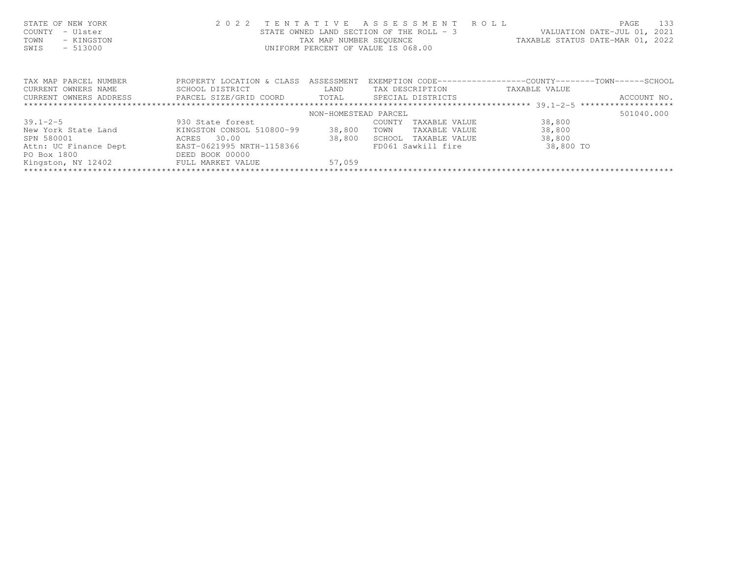STATE OF NEW YORK
COUNTY - Ulster
TOWN - KINGSTON
SWIS - 513000

2 0 2 2 T E N T A T I V E A S S E S S M E N T R O L L
STATE OWNED LAND SECTION OF THE ROLL - 3
TAX MAP NUMBER SEQUENCE
UNIFORM PERCENT OF VALUE IS 068.00

VALUATION DATE-JUL 01, 2021
TAXABLE STATUS DATE-MAR 01, 2022

| TAX MAP PARCEL NUMBER / CURRENT OWNERS NAME / CURRENT OWNERS ADDRESS | PROPERTY LOCATION & CLASS / SCHOOL DISTRICT / PARCEL SIZE/GRID COORD | ASSESSMENT LAND / TOTAL | EXEMPTION CODE / TAX DESCRIPTION / SPECIAL DISTRICTS | COUNTY / TOWN / SCHOOL TAXABLE VALUE | ACCOUNT NO. |
|---|---|---|---|---|---|
| 39.1-2-5 | | NON-HOMESTEAD PARCEL | | | 501040.000 |
| 39.1-2-5 | 930 State forest | | COUNTY TAXABLE VALUE | 38,800 | |
| New York State Land | KINGSTON CONSOL 510800-99 | 38,800 | TOWN TAXABLE VALUE | 38,800 | |
| SPN 580001 | ACRES 30.00 | 38,800 | SCHOOL TAXABLE VALUE | 38,800 | |
| Attn: UC Finance Dept | EAST-0621995 NRTH-1158366 | | FD061 Sawkill fire | 38,800 TO | |
| PO Box 1800 | DEED BOOK 00000 | | | | |
| Kingston, NY 12402 | FULL MARKET VALUE | 57,059 | | | |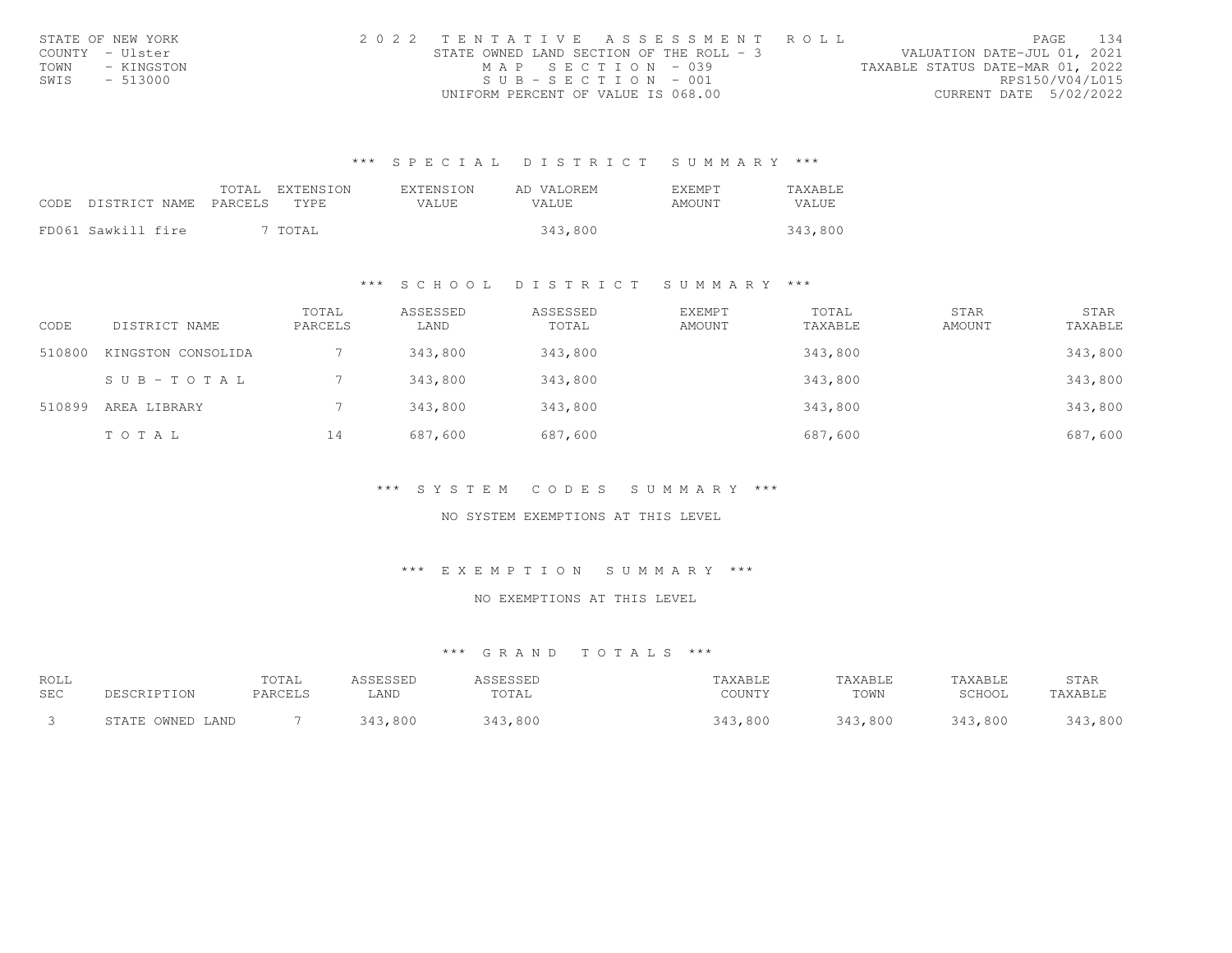STATE OF NEW YORK
COUNTY - Ulster
TOWN - KINGSTON
SWIS - 513000

2 0 2 2 T E N T A T I V E A S S E S S M E N T R O L L
STATE OWNED LAND SECTION OF THE ROLL - 3
M A P S E C T I O N - 039
S U B - S E C T I O N - 001
UNIFORM PERCENT OF VALUE IS 068.00

VALUATION DATE-JUL 01, 2021
TAXABLE STATUS DATE-MAR 01, 2022
RPS150/V04/L015
CURRENT DATE 5/02/2022

### *** S P E C I A L D I S T R I C T S U M M A R Y ***

| CODE DISTRICT NAME | TOTAL PARCELS | EXTENSION TYPE | EXTENSION VALUE | AD VALOREM VALUE | EXEMPT AMOUNT | TAXABLE VALUE |
|---|---|---|---|---|---|---|
| FD061 Sawkill fire | 7 | TOTAL | | 343,800 | | 343,800 |

### *** S C H O O L D I S T R I C T S U M M A R Y ***

| CODE | DISTRICT NAME | TOTAL PARCELS | ASSESSED LAND | ASSESSED TOTAL | EXEMPT AMOUNT | TOTAL TAXABLE | STAR AMOUNT | STAR TAXABLE |
|---|---|---|---|---|---|---|---|---|
| 510800 | KINGSTON CONSOLIDA | 7 | 343,800 | 343,800 | | 343,800 | | 343,800 |
| | S U B - T O T A L | 7 | 343,800 | 343,800 | | 343,800 | | 343,800 |
| 510899 | AREA LIBRARY | 7 | 343,800 | 343,800 | | 343,800 | | 343,800 |
| | T O T A L | 14 | 687,600 | 687,600 | | 687,600 | | 687,600 |

### *** S Y S T E M C O D E S S U M M A R Y ***

NO SYSTEM EXEMPTIONS AT THIS LEVEL

### *** E X E M P T I O N S U M M A R Y ***

NO EXEMPTIONS AT THIS LEVEL

### *** G R A N D T O T A L S ***

| ROLL SEC | DESCRIPTION | TOTAL PARCELS | ASSESSED LAND | ASSESSED TOTAL | TAXABLE COUNTY | TAXABLE TOWN | TAXABLE SCHOOL | STAR TAXABLE |
|---|---|---|---|---|---|---|---|---|
| 3 | STATE OWNED LAND | 7 | 343,800 | 343,800 | 343,800 | 343,800 | 343,800 | 343,800 |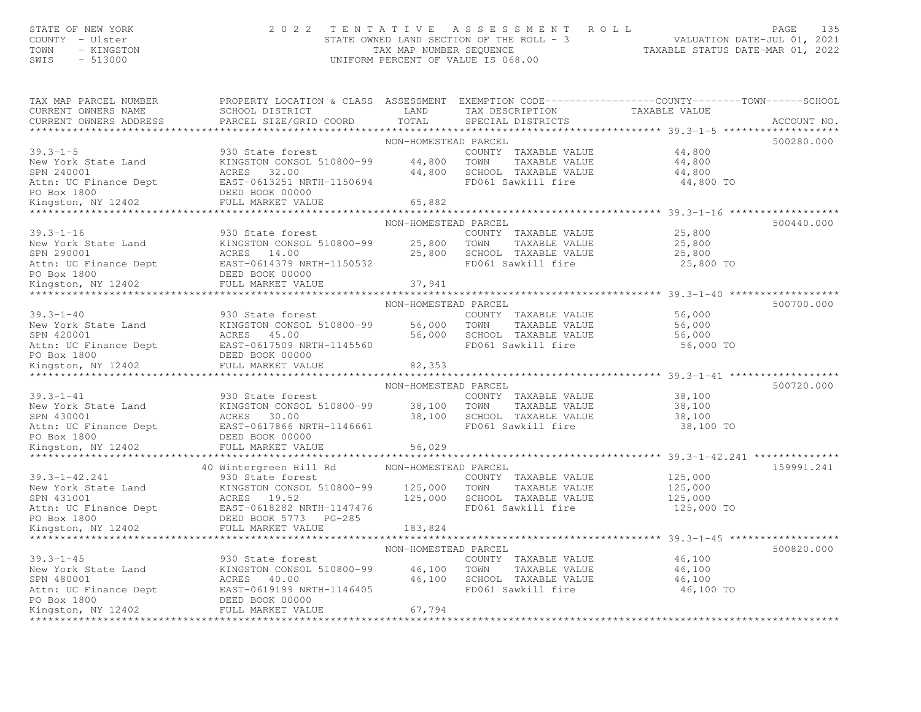STATE OF NEW YORK
COUNTY - Ulster
TOWN - Kingston
SWIS - 513000

2 0 2 2 T E N T A T I V E A S S E S S M E N T R O L L
STATE OWNED LAND SECTION OF THE ROLL - 3
TAX MAP NUMBER SEQUENCE
UNIFORM PERCENT OF VALUE IS 068.00

VALUATION DATE-JUL 01, 2021
TAXABLE STATUS DATE-MAR 01, 2022

| TAX MAP PARCEL NUMBER / CURRENT OWNERS NAME / CURRENT OWNERS ADDRESS | PROPERTY LOCATION & CLASS / SCHOOL DISTRICT / PARCEL SIZE/GRID COORD | ASSESSMENT LAND / TOTAL | EXEMPTION CODE / TAX DESCRIPTION / SPECIAL DISTRICTS | TAXABLE VALUE (COUNTY / TOWN / SCHOOL) | ACCOUNT NO. |
|---|---|---|---|---|---|
| **39.3-1-5** | NON-HOMESTEAD PARCEL | | | | 500280.000 |
| 39.3-1-5 | 930 State forest | | COUNTY TAXABLE VALUE | 44,800 | |
| New York State Land | KINGSTON CONSOL 510800-99 | 44,800 | TOWN TAXABLE VALUE | 44,800 | |
| SPN 240001 | ACRES 32.00 | 44,800 | SCHOOL TAXABLE VALUE | 44,800 | |
| Attn: UC Finance Dept | EAST-0613251 NRTH-1150694 | | FD061 Sawkill fire | 44,800 TO | |
| PO Box 1800 | DEED BOOK 00000 | | | | |
| Kingston, NY 12402 | FULL MARKET VALUE | 65,882 | | | |
| **39.3-1-16** | NON-HOMESTEAD PARCEL | | | | 500440.000 |
| 39.3-1-16 | 930 State forest | | COUNTY TAXABLE VALUE | 25,800 | |
| New York State Land | KINGSTON CONSOL 510800-99 | 25,800 | TOWN TAXABLE VALUE | 25,800 | |
| SPN 290001 | ACRES 14.00 | 25,800 | SCHOOL TAXABLE VALUE | 25,800 | |
| Attn: UC Finance Dept | EAST-0614379 NRTH-1150532 | | FD061 Sawkill fire | 25,800 TO | |
| PO Box 1800 | DEED BOOK 00000 | | | | |
| Kingston, NY 12402 | FULL MARKET VALUE | 37,941 | | | |
| **39.3-1-40** | NON-HOMESTEAD PARCEL | | | | 500700.000 |
| 39.3-1-40 | 930 State forest | | COUNTY TAXABLE VALUE | 56,000 | |
| New York State Land | KINGSTON CONSOL 510800-99 | 56,000 | TOWN TAXABLE VALUE | 56,000 | |
| SPN 420001 | ACRES 45.00 | 56,000 | SCHOOL TAXABLE VALUE | 56,000 | |
| Attn: UC Finance Dept | EAST-0617509 NRTH-1145560 | | FD061 Sawkill fire | 56,000 TO | |
| PO Box 1800 | DEED BOOK 00000 | | | | |
| Kingston, NY 12402 | FULL MARKET VALUE | 82,353 | | | |
| **39.3-1-41** | NON-HOMESTEAD PARCEL | | | | 500720.000 |
| 39.3-1-41 | 930 State forest | | COUNTY TAXABLE VALUE | 38,100 | |
| New York State Land | KINGSTON CONSOL 510800-99 | 38,100 | TOWN TAXABLE VALUE | 38,100 | |
| SPN 430001 | ACRES 30.00 | 38,100 | SCHOOL TAXABLE VALUE | 38,100 | |
| Attn: UC Finance Dept | EAST-0617866 NRTH-1146661 | | FD061 Sawkill fire | 38,100 TO | |
| PO Box 1800 | DEED BOOK 00000 | | | | |
| Kingston, NY 12402 | FULL MARKET VALUE | 56,029 | | | |
| **39.3-1-42.241** | 40 Wintergreen Hill Rd — NON-HOMESTEAD PARCEL | | | | 159991.241 |
| 39.3-1-42.241 | 930 State forest | | COUNTY TAXABLE VALUE | 125,000 | |
| New York State Land | KINGSTON CONSOL 510800-99 | 125,000 | TOWN TAXABLE VALUE | 125,000 | |
| SPN 431001 | ACRES 19.52 | 125,000 | SCHOOL TAXABLE VALUE | 125,000 | |
| Attn: UC Finance Dept | EAST-0618282 NRTH-1147476 | | FD061 Sawkill fire | 125,000 TO | |
| PO Box 1800 | DEED BOOK 5773 PG-285 | | | | |
| Kingston, NY 12402 | FULL MARKET VALUE | 183,824 | | | |
| **39.3-1-45** | NON-HOMESTEAD PARCEL | | | | 500820.000 |
| 39.3-1-45 | 930 State forest | | COUNTY TAXABLE VALUE | 46,100 | |
| New York State Land | KINGSTON CONSOL 510800-99 | 46,100 | TOWN TAXABLE VALUE | 46,100 | |
| SPN 480001 | ACRES 40.00 | 46,100 | SCHOOL TAXABLE VALUE | 46,100 | |
| Attn: UC Finance Dept | EAST-0619199 NRTH-1146405 | | FD061 Sawkill fire | 46,100 TO | |
| PO Box 1800 | DEED BOOK 00000 | | | | |
| Kingston, NY 12402 | FULL MARKET VALUE | 67,794 | | | |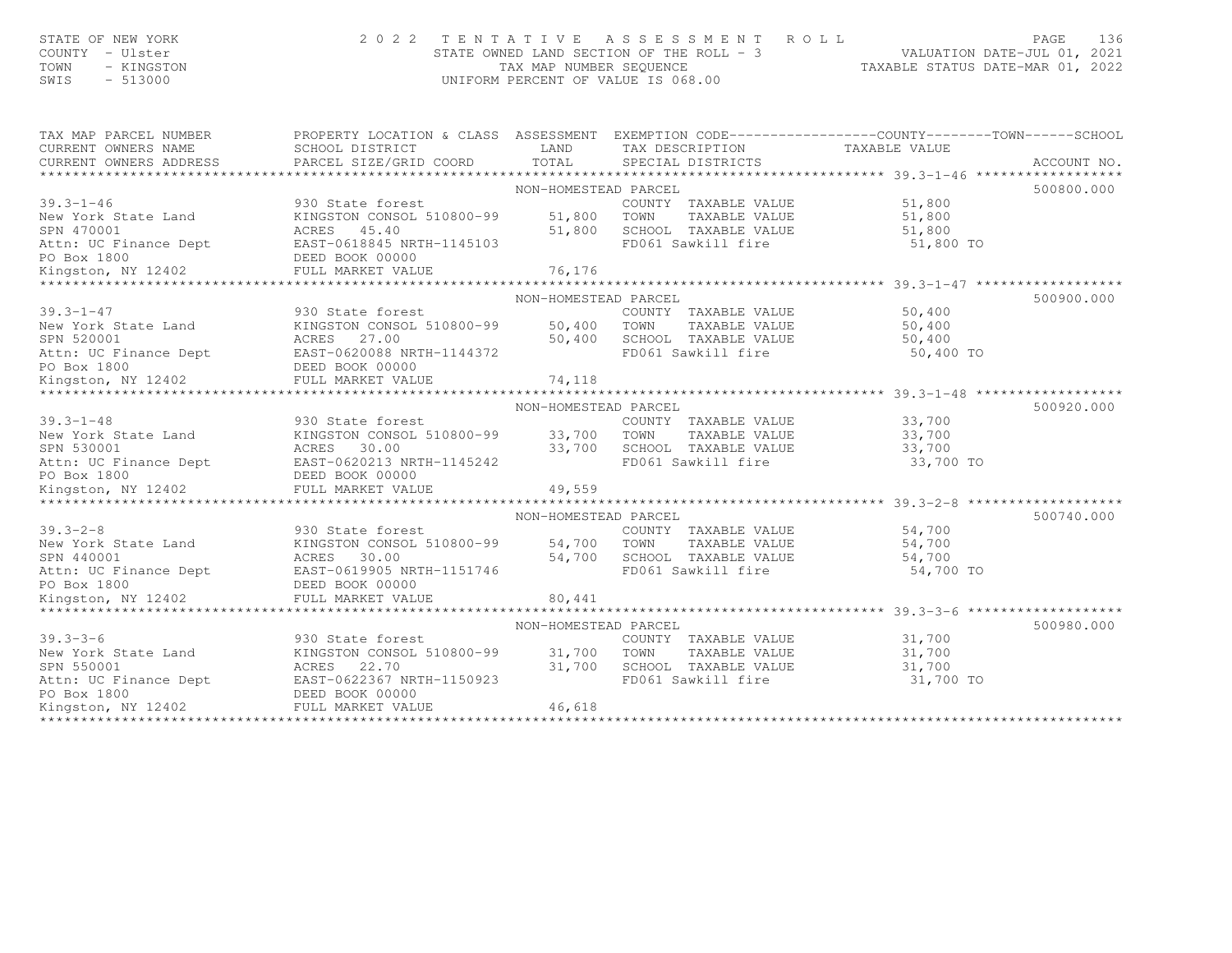STATE OF NEW YORK
COUNTY - Ulster
TOWN - KINGSTON
SWIS - 513000

2 0 2 2 T E N T A T I V E A S S E S S M E N T R O L L
STATE OWNED LAND SECTION OF THE ROLL - 3
TAX MAP NUMBER SEQUENCE
UNIFORM PERCENT OF VALUE IS 068.00

VALUATION DATE-JUL 01, 2021
TAXABLE STATUS DATE-MAR 01, 2022

| TAX MAP PARCEL NUMBER / CURRENT OWNERS NAME / CURRENT OWNERS ADDRESS | PROPERTY LOCATION & CLASS / SCHOOL DISTRICT / PARCEL SIZE/GRID COORD | ASSESSMENT LAND | TOTAL | EXEMPTION CODE / TAX DESCRIPTION / SPECIAL DISTRICTS | COUNTY--------TOWN------SCHOOL TAXABLE VALUE | ACCOUNT NO. |
|---|---|---|---|---|---|---|
| 39.3-1-46 | NON-HOMESTEAD PARCEL | | | | | 500800.000 |
| 39.3-1-46 | 930 State forest | | | COUNTY TAXABLE VALUE | 51,800 | |
| New York State Land | KINGSTON CONSOL 510800-99 | 51,800 | | TOWN TAXABLE VALUE | 51,800 | |
| SPN 470001 | ACRES 45.40 | | 51,800 | SCHOOL TAXABLE VALUE | 51,800 | |
| Attn: UC Finance Dept | EAST-0618845 NRTH-1145103 | | | FD061 Sawkill fire | 51,800 TO | |
| PO Box 1800 | DEED BOOK 00000 | | | | | |
| Kingston, NY 12402 | FULL MARKET VALUE | | 76,176 | | | |
| 39.3-1-47 | NON-HOMESTEAD PARCEL | | | | | 500900.000 |
| 39.3-1-47 | 930 State forest | | | COUNTY TAXABLE VALUE | 50,400 | |
| New York State Land | KINGSTON CONSOL 510800-99 | 50,400 | | TOWN TAXABLE VALUE | 50,400 | |
| SPN 520001 | ACRES 27.00 | | 50,400 | SCHOOL TAXABLE VALUE | 50,400 | |
| Attn: UC Finance Dept | EAST-0620088 NRTH-1144372 | | | FD061 Sawkill fire | 50,400 TO | |
| PO Box 1800 | DEED BOOK 00000 | | | | | |
| Kingston, NY 12402 | FULL MARKET VALUE | | 74,118 | | | |
| 39.3-1-48 | NON-HOMESTEAD PARCEL | | | | | 500920.000 |
| 39.3-1-48 | 930 State forest | | | COUNTY TAXABLE VALUE | 33,700 | |
| New York State Land | KINGSTON CONSOL 510800-99 | 33,700 | | TOWN TAXABLE VALUE | 33,700 | |
| SPN 530001 | ACRES 30.00 | | 33,700 | SCHOOL TAXABLE VALUE | 33,700 | |
| Attn: UC Finance Dept | EAST-0620213 NRTH-1145242 | | | FD061 Sawkill fire | 33,700 TO | |
| PO Box 1800 | DEED BOOK 00000 | | | | | |
| Kingston, NY 12402 | FULL MARKET VALUE | | 49,559 | | | |
| 39.3-2-8 | NON-HOMESTEAD PARCEL | | | | | 500740.000 |
| 39.3-2-8 | 930 State forest | | | COUNTY TAXABLE VALUE | 54,700 | |
| New York State Land | KINGSTON CONSOL 510800-99 | 54,700 | | TOWN TAXABLE VALUE | 54,700 | |
| SPN 440001 | ACRES 30.00 | | 54,700 | SCHOOL TAXABLE VALUE | 54,700 | |
| Attn: UC Finance Dept | EAST-0619905 NRTH-1151746 | | | FD061 Sawkill fire | 54,700 TO | |
| PO Box 1800 | DEED BOOK 00000 | | | | | |
| Kingston, NY 12402 | FULL MARKET VALUE | | 80,441 | | | |
| 39.3-3-6 | NON-HOMESTEAD PARCEL | | | | | 500980.000 |
| 39.3-3-6 | 930 State forest | | | COUNTY TAXABLE VALUE | 31,700 | |
| New York State Land | KINGSTON CONSOL 510800-99 | 31,700 | | TOWN TAXABLE VALUE | 31,700 | |
| SPN 550001 | ACRES 22.70 | | 31,700 | SCHOOL TAXABLE VALUE | 31,700 | |
| Attn: UC Finance Dept | EAST-0622367 NRTH-1150923 | | | FD061 Sawkill fire | 31,700 TO | |
| PO Box 1800 | DEED BOOK 00000 | | | | | |
| Kingston, NY 12402 | FULL MARKET VALUE | | 46,618 | | | |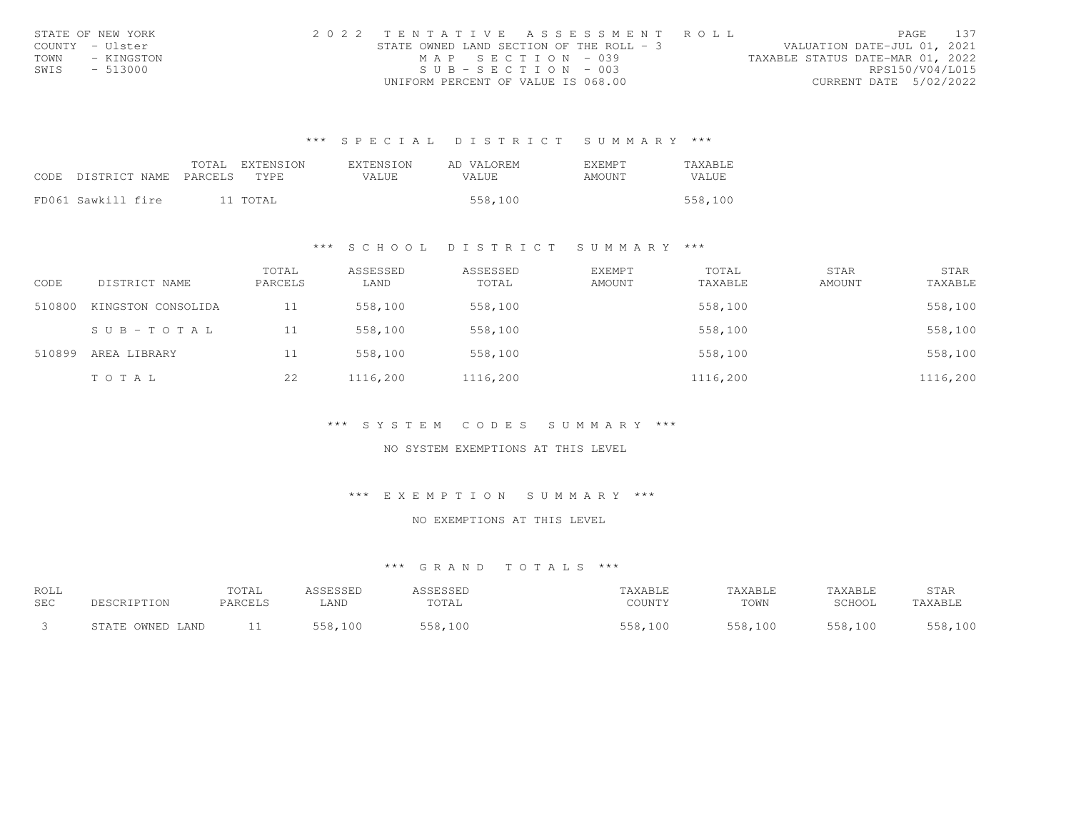STATE OF NEW YORK
COUNTY - Ulster
TOWN - KINGSTON
SWIS - 513000

2 0 2 2 TENTATIVE ASSESSMENT ROLL
STATE OWNED LAND SECTION OF THE ROLL - 3
MAP SECTION - 039
SUB-SECTION - 003
UNIFORM PERCENT OF VALUE IS 068.00

VALUATION DATE-JUL 01, 2021
TAXABLE STATUS DATE-MAR 01, 2022
RPS150/V04/L015
CURRENT DATE 5/02/2022

### *** SPECIAL DISTRICT SUMMARY ***

| CODE DISTRICT NAME | TOTAL PARCELS | EXTENSION TYPE | EXTENSION VALUE | AD VALOREM VALUE | EXEMPT AMOUNT | TAXABLE VALUE |
|---|---|---|---|---|---|---|
| FD061 Sawkill fire | 11 | TOTAL | | 558,100 | | 558,100 |

### *** SCHOOL DISTRICT SUMMARY ***

| CODE | DISTRICT NAME | TOTAL PARCELS | ASSESSED LAND | ASSESSED TOTAL | EXEMPT AMOUNT | TOTAL TAXABLE | STAR AMOUNT | STAR TAXABLE |
|---|---|---|---|---|---|---|---|---|
| 510800 | KINGSTON CONSOLIDA | 11 | 558,100 | 558,100 | | 558,100 | | 558,100 |
| | SUB-TOTAL | 11 | 558,100 | 558,100 | | 558,100 | | 558,100 |
| 510899 | AREA LIBRARY | 11 | 558,100 | 558,100 | | 558,100 | | 558,100 |
| | TOTAL | 22 | 1116,200 | 1116,200 | | 1116,200 | | 1116,200 |

### *** SYSTEM CODES SUMMARY ***

NO SYSTEM EXEMPTIONS AT THIS LEVEL

### *** EXEMPTION SUMMARY ***

NO EXEMPTIONS AT THIS LEVEL

### *** GRAND TOTALS ***

| ROLL SEC | DESCRIPTION | TOTAL PARCELS | ASSESSED LAND | ASSESSED TOTAL | TAXABLE COUNTY | TAXABLE TOWN | TAXABLE SCHOOL | STAR TAXABLE |
|---|---|---|---|---|---|---|---|---|
| 3 | STATE OWNED LAND | 11 | 558,100 | 558,100 | 558,100 | 558,100 | 558,100 | 558,100 |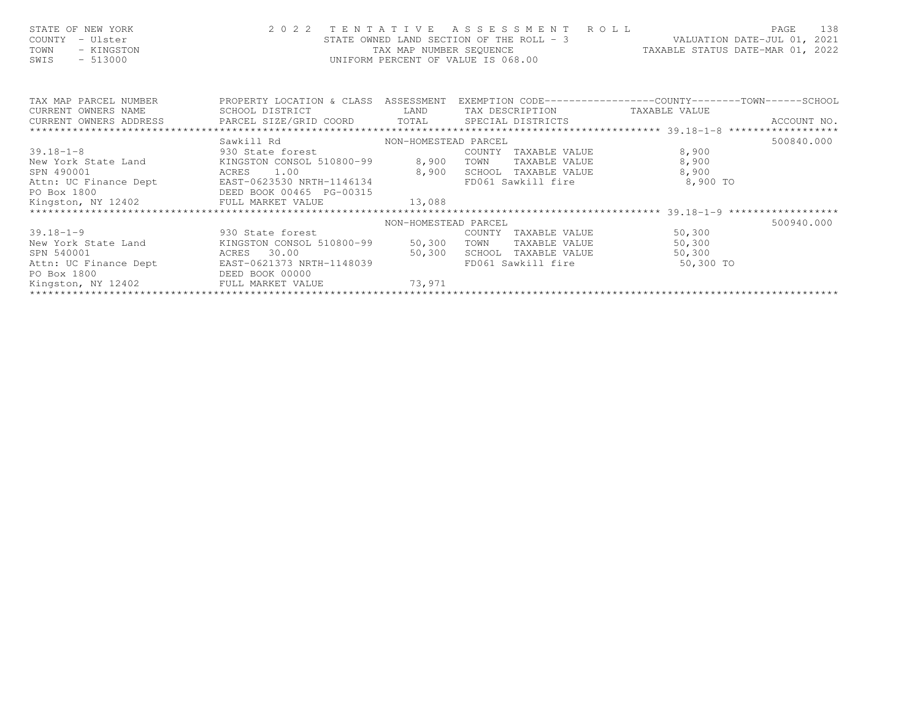STATE OF NEW YORK
COUNTY - Ulster
TOWN - KINGSTON
SWIS - 513000

2022 TENTATIVE ASSESSMENT ROLL
STATE OWNED LAND SECTION OF THE ROLL - 3
TAX MAP NUMBER SEQUENCE
UNIFORM PERCENT OF VALUE IS 068.00

VALUATION DATE-JUL 01, 2021
TAXABLE STATUS DATE-MAR 01, 2022

| TAX MAP PARCEL NUMBER / CURRENT OWNERS NAME / CURRENT OWNERS ADDRESS | PROPERTY LOCATION & CLASS / SCHOOL DISTRICT / PARCEL SIZE/GRID COORD | ASSESSMENT LAND / TOTAL | EXEMPTION CODE / TAX DESCRIPTION / SPECIAL DISTRICTS | TAXABLE VALUE (COUNTY / TOWN / SCHOOL) | ACCOUNT NO. |
|---|---|---|---|---|---|
| ***** 39.18-1-8 ***** | | | | | |
| | Sawkill Rd | NON-HOMESTEAD PARCEL | | | 500840.000 |
| 39.18-1-8 | 930 State forest | | COUNTY TAXABLE VALUE | 8,900 | |
| New York State Land | KINGSTON CONSOL 510800-99 | 8,900 | TOWN TAXABLE VALUE | 8,900 | |
| SPN 490001 | ACRES 1.00 | 8,900 | SCHOOL TAXABLE VALUE | 8,900 | |
| Attn: UC Finance Dept | EAST-0623530 NRTH-1146134 | | FD061 Sawkill fire | 8,900 TO | |
| PO Box 1800 | DEED BOOK 00465 PG-00315 | | | | |
| Kingston, NY 12402 | FULL MARKET VALUE | 13,088 | | | |
| ***** 39.18-1-9 ***** | | | | | |
| | | NON-HOMESTEAD PARCEL | | | 500940.000 |
| 39.18-1-9 | 930 State forest | | COUNTY TAXABLE VALUE | 50,300 | |
| New York State Land | KINGSTON CONSOL 510800-99 | 50,300 | TOWN TAXABLE VALUE | 50,300 | |
| SPN 540001 | ACRES 30.00 | 50,300 | SCHOOL TAXABLE VALUE | 50,300 | |
| Attn: UC Finance Dept | EAST-0621373 NRTH-1148039 | | FD061 Sawkill fire | 50,300 TO | |
| PO Box 1800 | DEED BOOK 00000 | | | | |
| Kingston, NY 12402 | FULL MARKET VALUE | 73,971 | | | |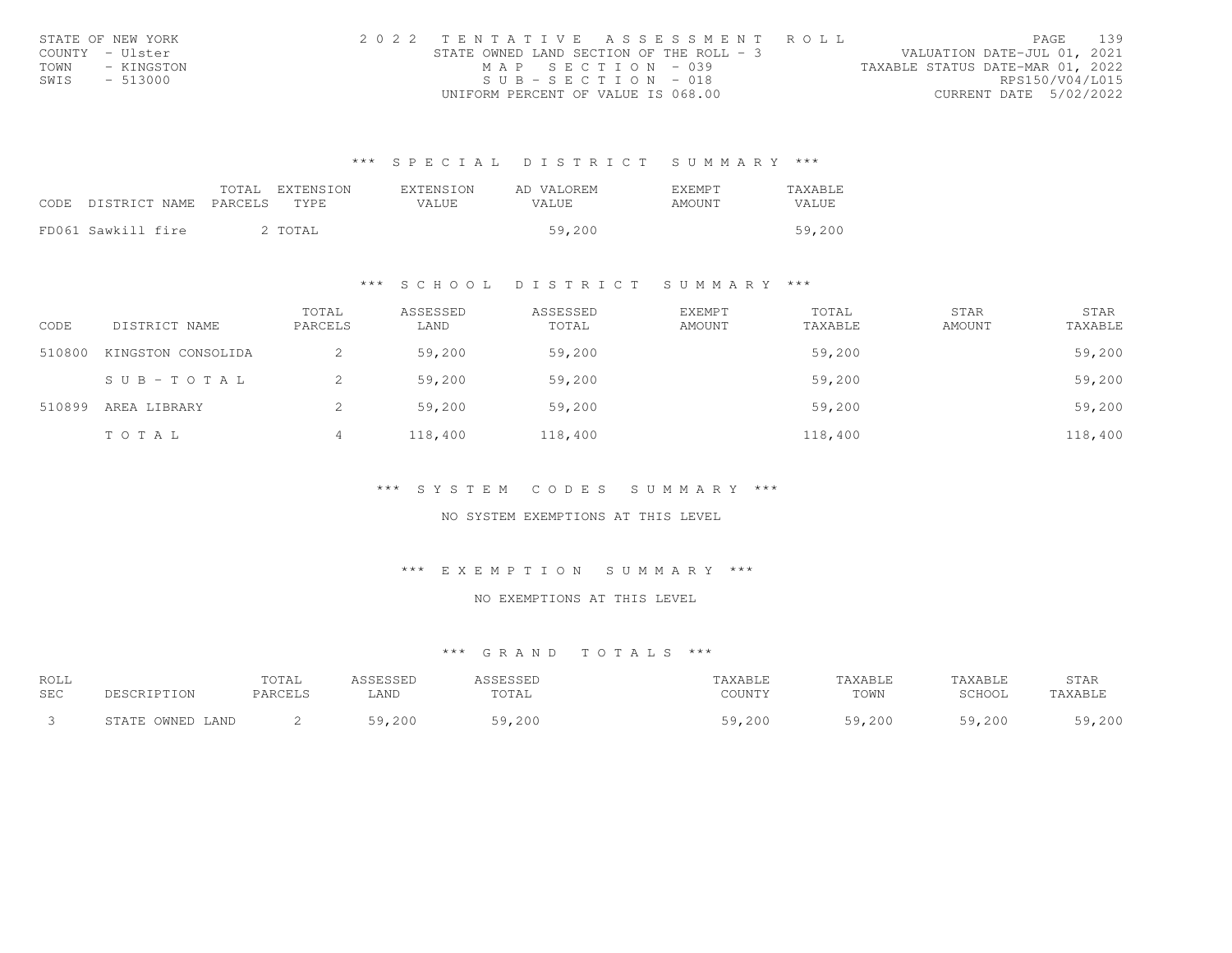STATE OF NEW YORK
COUNTY - Ulster
TOWN - KINGSTON
SWIS - 513000

2 0 2 2 TENTATIVE ASSESSMENT ROLL
STATE OWNED LAND SECTION OF THE ROLL - 3
MAP SECTION - 039
SUB-SECTION - 018
UNIFORM PERCENT OF VALUE IS 068.00

VALUATION DATE-JUL 01, 2021
TAXABLE STATUS DATE-MAR 01, 2022
RPS150/V04/L015
CURRENT DATE 5/02/2022

### *** SPECIAL DISTRICT SUMMARY ***

| CODE DISTRICT NAME | TOTAL PARCELS | EXTENSION TYPE | EXTENSION VALUE | AD VALOREM VALUE | EXEMPT AMOUNT | TAXABLE VALUE |
|---|---|---|---|---|---|---|
| FD061 Sawkill fire | 2 | TOTAL | | 59,200 | | 59,200 |

### *** SCHOOL DISTRICT SUMMARY ***

| CODE | DISTRICT NAME | TOTAL PARCELS | ASSESSED LAND | ASSESSED TOTAL | EXEMPT AMOUNT | TOTAL TAXABLE | STAR AMOUNT | STAR TAXABLE |
|---|---|---|---|---|---|---|---|---|
| 510800 | KINGSTON CONSOLIDA | 2 | 59,200 | 59,200 | | 59,200 | | 59,200 |
| | SUB-TOTAL | 2 | 59,200 | 59,200 | | 59,200 | | 59,200 |
| 510899 | AREA LIBRARY | 2 | 59,200 | 59,200 | | 59,200 | | 59,200 |
| | TOTAL | 4 | 118,400 | 118,400 | | 118,400 | | 118,400 |

### *** SYSTEM CODES SUMMARY ***

NO SYSTEM EXEMPTIONS AT THIS LEVEL

### *** EXEMPTION SUMMARY ***

NO EXEMPTIONS AT THIS LEVEL

### *** GRAND TOTALS ***

| ROLL SEC | DESCRIPTION | TOTAL PARCELS | ASSESSED LAND | ASSESSED TOTAL | TAXABLE COUNTY | TAXABLE TOWN | TAXABLE SCHOOL | STAR TAXABLE |
|---|---|---|---|---|---|---|---|---|
| 3 | STATE OWNED LAND | 2 | 59,200 | 59,200 | 59,200 | 59,200 | 59,200 | 59,200 |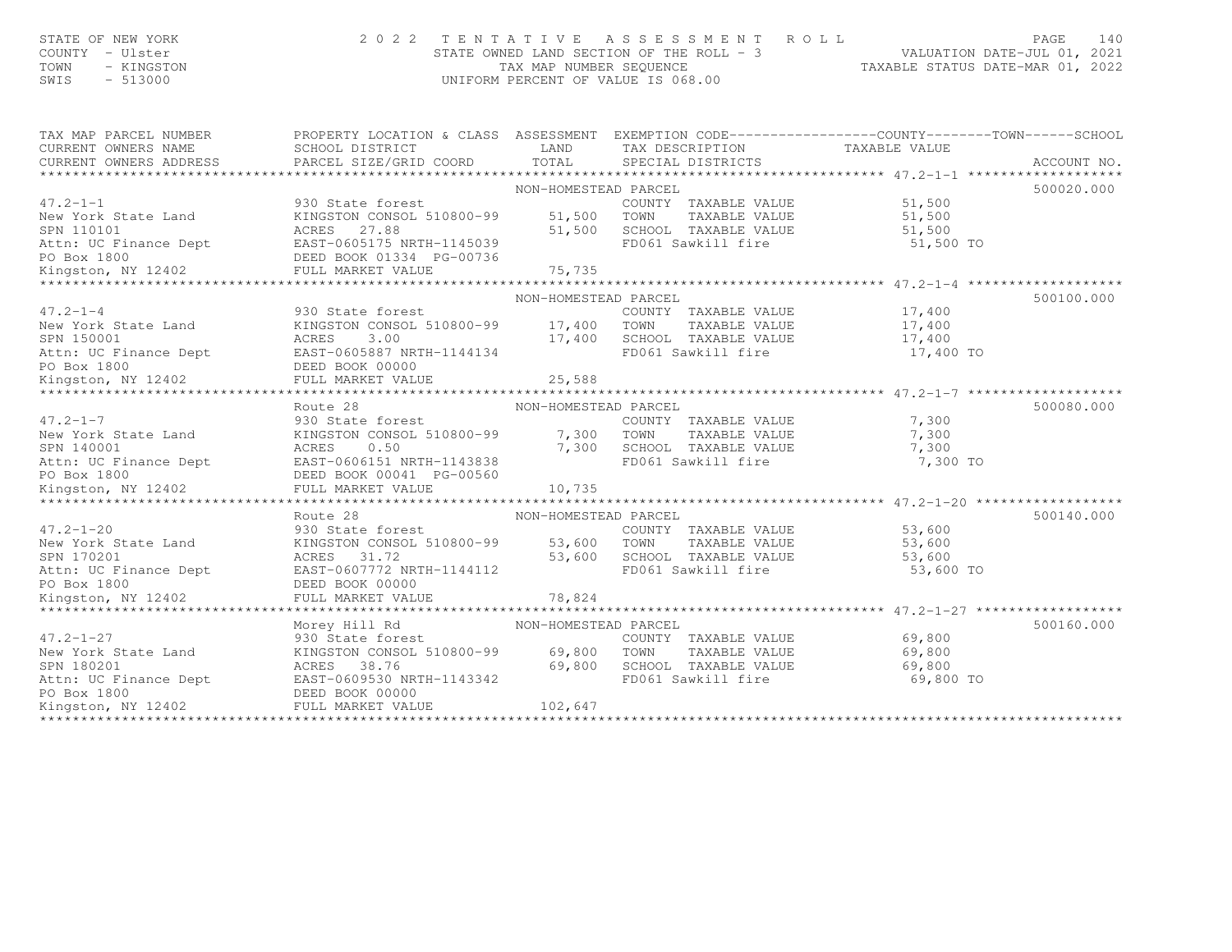STATE OF NEW YORK
COUNTY - Ulster
TOWN - KINGSTON
SWIS - 513000

2 0 2 2 T E N T A T I V E A S S E S S M E N T R O L L
STATE OWNED LAND SECTION OF THE ROLL - 3
TAX MAP NUMBER SEQUENCE
UNIFORM PERCENT OF VALUE IS 068.00

VALUATION DATE-JUL 01, 2021
TAXABLE STATUS DATE-MAR 01, 2022

| TAX MAP PARCEL NUMBER / CURRENT OWNERS NAME / CURRENT OWNERS ADDRESS | PROPERTY LOCATION & CLASS / SCHOOL DISTRICT / PARCEL SIZE/GRID COORD | ASSESSMENT LAND / TOTAL | EXEMPTION CODE / TAX DESCRIPTION / SPECIAL DISTRICTS | COUNTY / TOWN / SCHOOL TAXABLE VALUE | ACCOUNT NO. |
|---|---|---|---|---|---|
| **47.2-1-1** | | NON-HOMESTEAD PARCEL | | | 500020.000 |
| 47.2-1-1 | 930 State forest | | COUNTY TAXABLE VALUE | 51,500 | |
| New York State Land | KINGSTON CONSOL 510800-99 | 51,500 | TOWN TAXABLE VALUE | 51,500 | |
| SPN 110101 | ACRES 27.88 | 51,500 | SCHOOL TAXABLE VALUE | 51,500 | |
| Attn: UC Finance Dept | EAST-0605175 NRTH-1145039 | | FD061 Sawkill fire | 51,500 TO | |
| PO Box 1800 | DEED BOOK 01334 PG-00736 | | | | |
| Kingston, NY 12402 | FULL MARKET VALUE | 75,735 | | | |
| **47.2-1-4** | | NON-HOMESTEAD PARCEL | | | 500100.000 |
| 47.2-1-4 | 930 State forest | | COUNTY TAXABLE VALUE | 17,400 | |
| New York State Land | KINGSTON CONSOL 510800-99 | 17,400 | TOWN TAXABLE VALUE | 17,400 | |
| SPN 150001 | ACRES 3.00 | 17,400 | SCHOOL TAXABLE VALUE | 17,400 | |
| Attn: UC Finance Dept | EAST-0605887 NRTH-1144134 | | FD061 Sawkill fire | 17,400 TO | |
| PO Box 1800 | DEED BOOK 00000 | | | | |
| Kingston, NY 12402 | FULL MARKET VALUE | 25,588 | | | |
| **47.2-1-7** | Route 28 | NON-HOMESTEAD PARCEL | | | 500080.000 |
| 47.2-1-7 | 930 State forest | | COUNTY TAXABLE VALUE | 7,300 | |
| New York State Land | KINGSTON CONSOL 510800-99 | 7,300 | TOWN TAXABLE VALUE | 7,300 | |
| SPN 140001 | ACRES 0.50 | 7,300 | SCHOOL TAXABLE VALUE | 7,300 | |
| Attn: UC Finance Dept | EAST-0606151 NRTH-1143838 | | FD061 Sawkill fire | 7,300 TO | |
| PO Box 1800 | DEED BOOK 00041 PG-00560 | | | | |
| Kingston, NY 12402 | FULL MARKET VALUE | 10,735 | | | |
| **47.2-1-20** | Route 28 | NON-HOMESTEAD PARCEL | | | 500140.000 |
| 47.2-1-20 | 930 State forest | | COUNTY TAXABLE VALUE | 53,600 | |
| New York State Land | KINGSTON CONSOL 510800-99 | 53,600 | TOWN TAXABLE VALUE | 53,600 | |
| SPN 170201 | ACRES 31.72 | 53,600 | SCHOOL TAXABLE VALUE | 53,600 | |
| Attn: UC Finance Dept | EAST-0607772 NRTH-1144112 | | FD061 Sawkill fire | 53,600 TO | |
| PO Box 1800 | DEED BOOK 00000 | | | | |
| Kingston, NY 12402 | FULL MARKET VALUE | 78,824 | | | |
| **47.2-1-27** | Morey Hill Rd | NON-HOMESTEAD PARCEL | | | 500160.000 |
| 47.2-1-27 | 930 State forest | | COUNTY TAXABLE VALUE | 69,800 | |
| New York State Land | KINGSTON CONSOL 510800-99 | 69,800 | TOWN TAXABLE VALUE | 69,800 | |
| SPN 180201 | ACRES 38.76 | 69,800 | SCHOOL TAXABLE VALUE | 69,800 | |
| Attn: UC Finance Dept | EAST-0609530 NRTH-1143342 | | FD061 Sawkill fire | 69,800 TO | |
| PO Box 1800 | DEED BOOK 00000 | | | | |
| Kingston, NY 12402 | FULL MARKET VALUE | 102,647 | | | |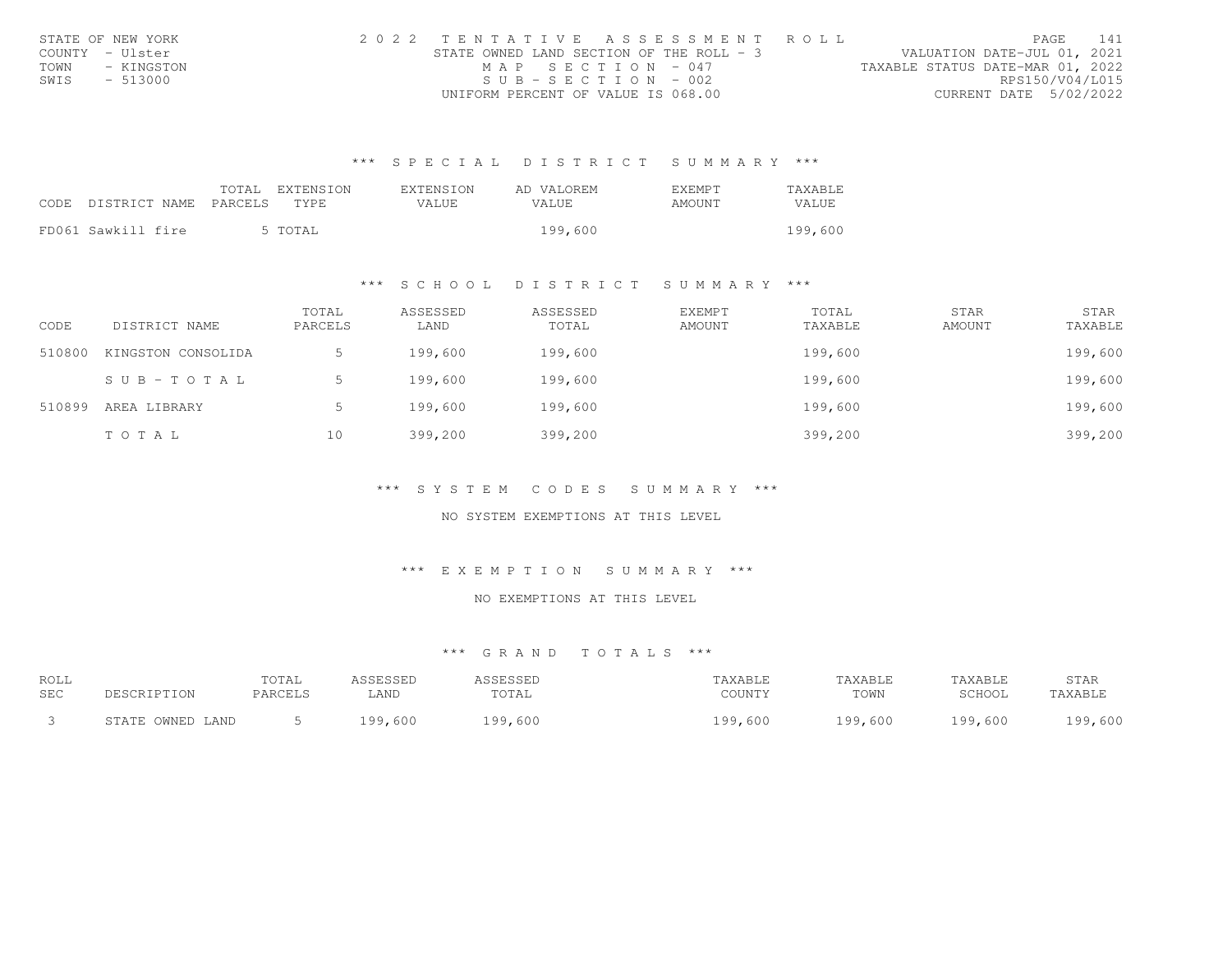STATE OF NEW YORK
COUNTY - Ulster
TOWN - KINGSTON
SWIS - 513000

2022 TENTATIVE ASSESSMENT ROLL
STATE OWNED LAND SECTION OF THE ROLL - 3
MAP SECTION - 047
SUB-SECTION - 002
UNIFORM PERCENT OF VALUE IS 068.00

VALUATION DATE-JUL 01, 2021
TAXABLE STATUS DATE-MAR 01, 2022
RPS150/V04/L015
CURRENT DATE 5/02/2022

### *** SPECIAL DISTRICT SUMMARY ***

| CODE | DISTRICT NAME | TOTAL PARCELS | EXTENSION TYPE | EXTENSION VALUE | AD VALOREM VALUE | EXEMPT AMOUNT | TAXABLE VALUE |
|---|---|---|---|---|---|---|---|
| FD061 | Sawkill fire | 5 | TOTAL | | 199,600 | | 199,600 |

### *** SCHOOL DISTRICT SUMMARY ***

| CODE | DISTRICT NAME | TOTAL PARCELS | ASSESSED LAND | ASSESSED TOTAL | EXEMPT AMOUNT | TOTAL TAXABLE | STAR AMOUNT | STAR TAXABLE |
|---|---|---|---|---|---|---|---|---|
| 510800 | KINGSTON CONSOLIDA | 5 | 199,600 | 199,600 | | 199,600 | | 199,600 |
| | SUB-TOTAL | 5 | 199,600 | 199,600 | | 199,600 | | 199,600 |
| 510899 | AREA LIBRARY | 5 | 199,600 | 199,600 | | 199,600 | | 199,600 |
| | TOTAL | 10 | 399,200 | 399,200 | | 399,200 | | 399,200 |

### *** SYSTEM CODES SUMMARY ***

NO SYSTEM EXEMPTIONS AT THIS LEVEL

### *** EXEMPTION SUMMARY ***

NO EXEMPTIONS AT THIS LEVEL

### *** GRAND TOTALS ***

| ROLL SEC | DESCRIPTION | TOTAL PARCELS | ASSESSED LAND | ASSESSED TOTAL | TAXABLE COUNTY | TAXABLE TOWN | TAXABLE SCHOOL | STAR TAXABLE |
|---|---|---|---|---|---|---|---|---|
| 3 | STATE OWNED LAND | 5 | 199,600 | 199,600 | 199,600 | 199,600 | 199,600 | 199,600 |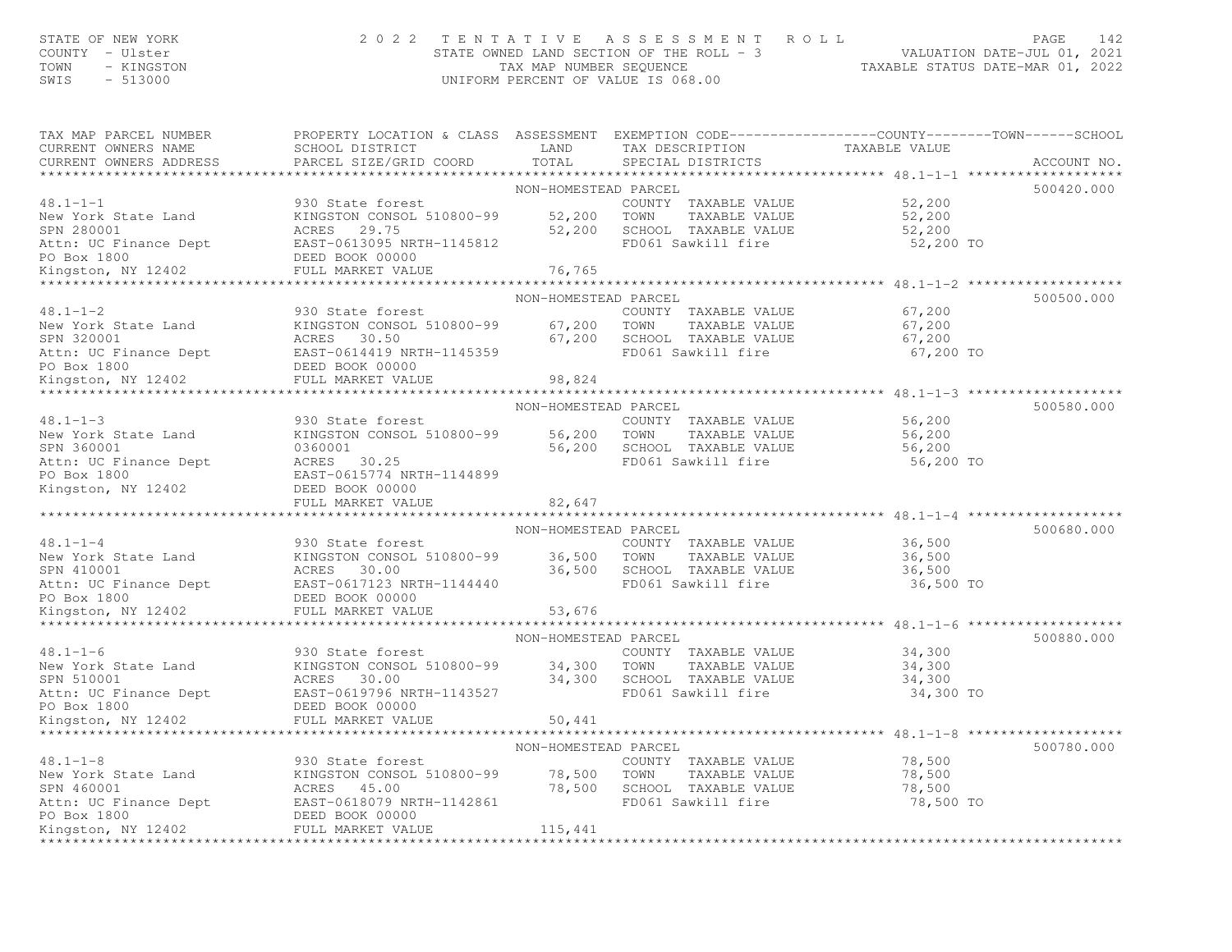STATE OF NEW YORK
COUNTY - Ulster
TOWN - KINGSTON
SWIS - 513000

2022 TENTATIVE ASSESSMENT ROLL
STATE OWNED LAND SECTION OF THE ROLL - 3
TAX MAP NUMBER SEQUENCE
UNIFORM PERCENT OF VALUE IS 068.00

VALUATION DATE-JUL 01, 2021
TAXABLE STATUS DATE-MAR 01, 2022

| TAX MAP PARCEL NUMBER / CURRENT OWNERS NAME / CURRENT OWNERS ADDRESS | PROPERTY LOCATION & CLASS / SCHOOL DISTRICT / PARCEL SIZE/GRID COORD | ASSESSMENT LAND | ASSESSMENT TOTAL | EXEMPTION CODE / TAX DESCRIPTION / SPECIAL DISTRICTS | TAXABLE VALUE (COUNTY / TOWN / SCHOOL) | ACCOUNT NO. |
|---|---|---|---|---|---|---|
| **48.1-1-1** | NON-HOMESTEAD PARCEL | | | | | 500420.000 |
| 48.1-1-1 | 930 State forest | | | COUNTY TAXABLE VALUE | 52,200 | |
| New York State Land | KINGSTON CONSOL 510800-99 | 52,200 | | TOWN TAXABLE VALUE | 52,200 | |
| SPN 280001 | ACRES 29.75 | | 52,200 | SCHOOL TAXABLE VALUE | 52,200 | |
| Attn: UC Finance Dept | EAST-0613095 NRTH-1145812 | | | FD061 Sawkill fire | 52,200 TO | |
| PO Box 1800 | DEED BOOK 00000 | | | | | |
| Kingston, NY 12402 | FULL MARKET VALUE | | 76,765 | | | |
| **48.1-1-2** | NON-HOMESTEAD PARCEL | | | | | 500500.000 |
| 48.1-1-2 | 930 State forest | | | COUNTY TAXABLE VALUE | 67,200 | |
| New York State Land | KINGSTON CONSOL 510800-99 | 67,200 | | TOWN TAXABLE VALUE | 67,200 | |
| SPN 320001 | ACRES 30.50 | | 67,200 | SCHOOL TAXABLE VALUE | 67,200 | |
| Attn: UC Finance Dept | EAST-0614419 NRTH-1145359 | | | FD061 Sawkill fire | 67,200 TO | |
| PO Box 1800 | DEED BOOK 00000 | | | | | |
| Kingston, NY 12402 | FULL MARKET VALUE | | 98,824 | | | |
| **48.1-1-3** | NON-HOMESTEAD PARCEL | | | | | 500580.000 |
| 48.1-1-3 | 930 State forest | | | COUNTY TAXABLE VALUE | 56,200 | |
| New York State Land | KINGSTON CONSOL 510800-99 | 56,200 | | TOWN TAXABLE VALUE | 56,200 | |
| SPN 360001 | 0360001 | | 56,200 | SCHOOL TAXABLE VALUE | 56,200 | |
| Attn: UC Finance Dept | ACRES 30.25 | | | FD061 Sawkill fire | 56,200 TO | |
| PO Box 1800 | EAST-0615774 NRTH-1144899 | | | | | |
| Kingston, NY 12402 | DEED BOOK 00000 | | | | | |
| | FULL MARKET VALUE | | 82,647 | | | |
| **48.1-1-4** | NON-HOMESTEAD PARCEL | | | | | 500680.000 |
| 48.1-1-4 | 930 State forest | | | COUNTY TAXABLE VALUE | 36,500 | |
| New York State Land | KINGSTON CONSOL 510800-99 | 36,500 | | TOWN TAXABLE VALUE | 36,500 | |
| SPN 410001 | ACRES 30.00 | | 36,500 | SCHOOL TAXABLE VALUE | 36,500 | |
| Attn: UC Finance Dept | EAST-0617123 NRTH-1144440 | | | FD061 Sawkill fire | 36,500 TO | |
| PO Box 1800 | DEED BOOK 00000 | | | | | |
| Kingston, NY 12402 | FULL MARKET VALUE | | 53,676 | | | |
| **48.1-1-6** | NON-HOMESTEAD PARCEL | | | | | 500880.000 |
| 48.1-1-6 | 930 State forest | | | COUNTY TAXABLE VALUE | 34,300 | |
| New York State Land | KINGSTON CONSOL 510800-99 | 34,300 | | TOWN TAXABLE VALUE | 34,300 | |
| SPN 510001 | ACRES 30.00 | | 34,300 | SCHOOL TAXABLE VALUE | 34,300 | |
| Attn: UC Finance Dept | EAST-0619796 NRTH-1143527 | | | FD061 Sawkill fire | 34,300 TO | |
| PO Box 1800 | DEED BOOK 00000 | | | | | |
| Kingston, NY 12402 | FULL MARKET VALUE | | 50,441 | | | |
| **48.1-1-8** | NON-HOMESTEAD PARCEL | | | | | 500780.000 |
| 48.1-1-8 | 930 State forest | | | COUNTY TAXABLE VALUE | 78,500 | |
| New York State Land | KINGSTON CONSOL 510800-99 | 78,500 | | TOWN TAXABLE VALUE | 78,500 | |
| SPN 460001 | ACRES 45.00 | | 78,500 | SCHOOL TAXABLE VALUE | 78,500 | |
| Attn: UC Finance Dept | EAST-0618079 NRTH-1142861 | | | FD061 Sawkill fire | 78,500 TO | |
| PO Box 1800 | DEED BOOK 00000 | | | | | |
| Kingston, NY 12402 | FULL MARKET VALUE | | 115,441 | | | |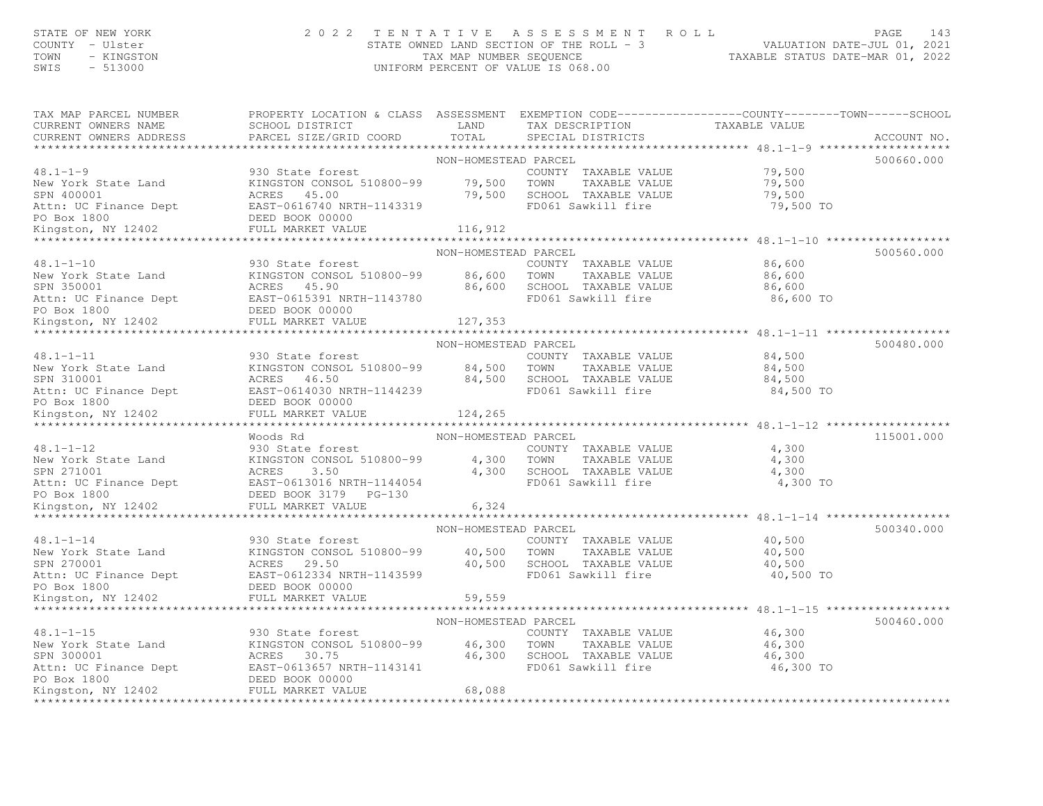STATE OF NEW YORK
COUNTY - Ulster
TOWN - KINGSTON
SWIS - 513000

2022 TENTATIVE ASSESSMENT ROLL
STATE OWNED LAND SECTION OF THE ROLL - 3
TAX MAP NUMBER SEQUENCE
UNIFORM PERCENT OF VALUE IS 068.00

VALUATION DATE-JUL 01, 2021
TAXABLE STATUS DATE-MAR 01, 2022

| TAX MAP PARCEL NUMBER / CURRENT OWNERS NAME / CURRENT OWNERS ADDRESS | PROPERTY LOCATION & CLASS / SCHOOL DISTRICT / PARCEL SIZE/GRID COORD | ASSESSMENT LAND / TOTAL | EXEMPTION CODE / TAX DESCRIPTION / SPECIAL DISTRICTS | TAXABLE VALUE (COUNTY / TOWN / SCHOOL) | ACCOUNT NO. |
|---|---|---|---|---|---|
| **48.1-1-9** | NON-HOMESTEAD PARCEL | | | | 500660.000 |
| 48.1-1-9 | 930 State forest | | COUNTY TAXABLE VALUE | 79,500 | |
| New York State Land | KINGSTON CONSOL 510800-99 | 79,500 | TOWN TAXABLE VALUE | 79,500 | |
| SPN 400001 | ACRES 45.00 | 79,500 | SCHOOL TAXABLE VALUE | 79,500 | |
| Attn: UC Finance Dept | EAST-0616740 NRTH-1143319 | | FD061 Sawkill fire | 79,500 TO | |
| PO Box 1800 | DEED BOOK 00000 | | | | |
| Kingston, NY 12402 | FULL MARKET VALUE | 116,912 | | | |
| **48.1-1-10** | NON-HOMESTEAD PARCEL | | | | 500560.000 |
| 48.1-1-10 | 930 State forest | | COUNTY TAXABLE VALUE | 86,600 | |
| New York State Land | KINGSTON CONSOL 510800-99 | 86,600 | TOWN TAXABLE VALUE | 86,600 | |
| SPN 350001 | ACRES 45.90 | 86,600 | SCHOOL TAXABLE VALUE | 86,600 | |
| Attn: UC Finance Dept | EAST-0615391 NRTH-1143780 | | FD061 Sawkill fire | 86,600 TO | |
| PO Box 1800 | DEED BOOK 00000 | | | | |
| Kingston, NY 12402 | FULL MARKET VALUE | 127,353 | | | |
| **48.1-1-11** | NON-HOMESTEAD PARCEL | | | | 500480.000 |
| 48.1-1-11 | 930 State forest | | COUNTY TAXABLE VALUE | 84,500 | |
| New York State Land | KINGSTON CONSOL 510800-99 | 84,500 | TOWN TAXABLE VALUE | 84,500 | |
| SPN 310001 | ACRES 46.50 | 84,500 | SCHOOL TAXABLE VALUE | 84,500 | |
| Attn: UC Finance Dept | EAST-0614030 NRTH-1144239 | | FD061 Sawkill fire | 84,500 TO | |
| PO Box 1800 | DEED BOOK 00000 | | | | |
| Kingston, NY 12402 | FULL MARKET VALUE | 124,265 | | | |
| **48.1-1-12** | Woods Rd — NON-HOMESTEAD PARCEL | | | | 115001.000 |
| 48.1-1-12 | 930 State forest | | COUNTY TAXABLE VALUE | 4,300 | |
| New York State Land | KINGSTON CONSOL 510800-99 | 4,300 | TOWN TAXABLE VALUE | 4,300 | |
| SPN 271001 | ACRES 3.50 | 4,300 | SCHOOL TAXABLE VALUE | 4,300 | |
| Attn: UC Finance Dept | EAST-0613016 NRTH-1144054 | | FD061 Sawkill fire | 4,300 TO | |
| PO Box 1800 | DEED BOOK 3179 PG-130 | | | | |
| Kingston, NY 12402 | FULL MARKET VALUE | 6,324 | | | |
| **48.1-1-14** | NON-HOMESTEAD PARCEL | | | | 500340.000 |
| 48.1-1-14 | 930 State forest | | COUNTY TAXABLE VALUE | 40,500 | |
| New York State Land | KINGSTON CONSOL 510800-99 | 40,500 | TOWN TAXABLE VALUE | 40,500 | |
| SPN 270001 | ACRES 29.50 | 40,500 | SCHOOL TAXABLE VALUE | 40,500 | |
| Attn: UC Finance Dept | EAST-0612334 NRTH-1143599 | | FD061 Sawkill fire | 40,500 TO | |
| PO Box 1800 | DEED BOOK 00000 | | | | |
| Kingston, NY 12402 | FULL MARKET VALUE | 59,559 | | | |
| **48.1-1-15** | NON-HOMESTEAD PARCEL | | | | 500460.000 |
| 48.1-1-15 | 930 State forest | | COUNTY TAXABLE VALUE | 46,300 | |
| New York State Land | KINGSTON CONSOL 510800-99 | 46,300 | TOWN TAXABLE VALUE | 46,300 | |
| SPN 300001 | ACRES 30.75 | 46,300 | SCHOOL TAXABLE VALUE | 46,300 | |
| Attn: UC Finance Dept | EAST-0613657 NRTH-1143141 | | FD061 Sawkill fire | 46,300 TO | |
| PO Box 1800 | DEED BOOK 00000 | | | | |
| Kingston, NY 12402 | FULL MARKET VALUE | 68,088 | | | |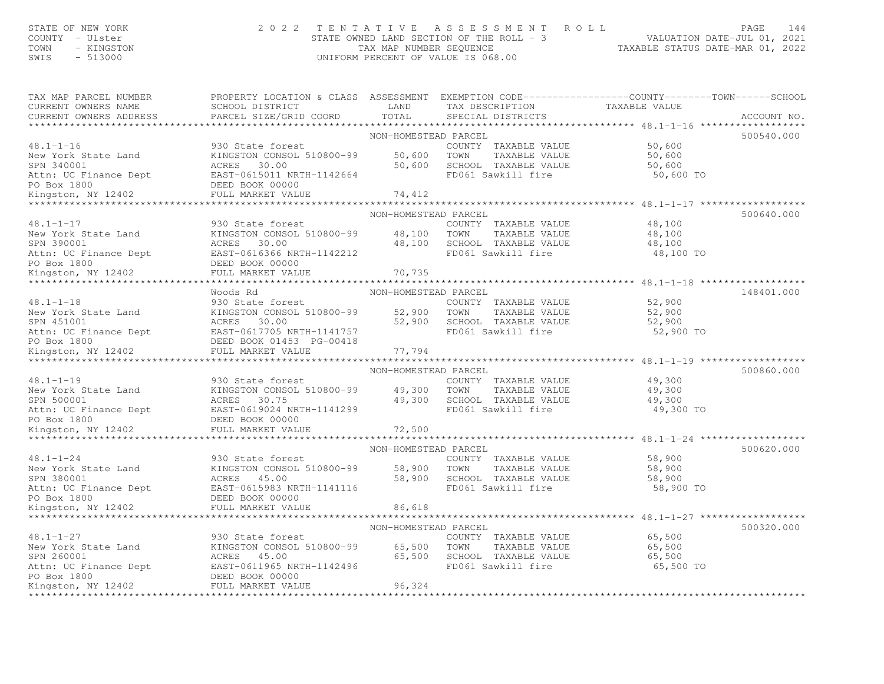STATE OF NEW YORK — 2022 TENTATIVE ASSESSMENT ROLL
COUNTY - Ulster — STATE OWNED LAND SECTION OF THE ROLL - 3 — VALUATION DATE-JUL 01, 2021
TOWN - KINGSTON — TAX MAP NUMBER SEQUENCE — TAXABLE STATUS DATE-MAR 01, 2022
SWIS - 513000 — UNIFORM PERCENT OF VALUE IS 068.00

| TAX MAP PARCEL NUMBER / CURRENT OWNERS NAME / CURRENT OWNERS ADDRESS | PROPERTY LOCATION & CLASS / SCHOOL DISTRICT / PARCEL SIZE/GRID COORD | ASSESSMENT LAND | TOTAL | EXEMPTION CODE / TAX DESCRIPTION / SPECIAL DISTRICTS | TAXABLE VALUE (COUNTY / TOWN / SCHOOL) | ACCOUNT NO. |
|---|---|---|---|---|---|---|
| 48.1-1-16 | | NON-HOMESTEAD PARCEL | | | | 500540.000 |
| 48.1-1-16 | 930 State forest | | | COUNTY TAXABLE VALUE | 50,600 | |
| New York State Land | KINGSTON CONSOL 510800-99 | 50,600 | | TOWN TAXABLE VALUE | 50,600 | |
| SPN 340001 | ACRES 30.00 | | 50,600 | SCHOOL TAXABLE VALUE | 50,600 | |
| Attn: UC Finance Dept | EAST-0615011 NRTH-1142664 | | | FD061 Sawkill fire | 50,600 TO | |
| PO Box 1800 | DEED BOOK 00000 | | | | | |
| Kingston, NY 12402 | FULL MARKET VALUE | | 74,412 | | | |
| 48.1-1-17 | | NON-HOMESTEAD PARCEL | | | | 500640.000 |
| 48.1-1-17 | 930 State forest | | | COUNTY TAXABLE VALUE | 48,100 | |
| New York State Land | KINGSTON CONSOL 510800-99 | 48,100 | | TOWN TAXABLE VALUE | 48,100 | |
| SPN 390001 | ACRES 30.00 | | 48,100 | SCHOOL TAXABLE VALUE | 48,100 | |
| Attn: UC Finance Dept | EAST-0616366 NRTH-1142212 | | | FD061 Sawkill fire | 48,100 TO | |
| PO Box 1800 | DEED BOOK 00000 | | | | | |
| Kingston, NY 12402 | FULL MARKET VALUE | | 70,735 | | | |
| 48.1-1-18 | Woods Rd | NON-HOMESTEAD PARCEL | | | | 148401.000 |
| 48.1-1-18 | 930 State forest | | | COUNTY TAXABLE VALUE | 52,900 | |
| New York State Land | KINGSTON CONSOL 510800-99 | 52,900 | | TOWN TAXABLE VALUE | 52,900 | |
| SPN 451001 | ACRES 30.00 | | 52,900 | SCHOOL TAXABLE VALUE | 52,900 | |
| Attn: UC Finance Dept | EAST-0617705 NRTH-1141757 | | | FD061 Sawkill fire | 52,900 TO | |
| PO Box 1800 | DEED BOOK 01453 PG-00418 | | | | | |
| Kingston, NY 12402 | FULL MARKET VALUE | | 77,794 | | | |
| 48.1-1-19 | | NON-HOMESTEAD PARCEL | | | | 500860.000 |
| 48.1-1-19 | 930 State forest | | | COUNTY TAXABLE VALUE | 49,300 | |
| New York State Land | KINGSTON CONSOL 510800-99 | 49,300 | | TOWN TAXABLE VALUE | 49,300 | |
| SPN 500001 | ACRES 30.75 | | 49,300 | SCHOOL TAXABLE VALUE | 49,300 | |
| Attn: UC Finance Dept | EAST-0619024 NRTH-1141299 | | | FD061 Sawkill fire | 49,300 TO | |
| PO Box 1800 | DEED BOOK 00000 | | | | | |
| Kingston, NY 12402 | FULL MARKET VALUE | | 72,500 | | | |
| 48.1-1-24 | | NON-HOMESTEAD PARCEL | | | | 500620.000 |
| 48.1-1-24 | 930 State forest | | | COUNTY TAXABLE VALUE | 58,900 | |
| New York State Land | KINGSTON CONSOL 510800-99 | 58,900 | | TOWN TAXABLE VALUE | 58,900 | |
| SPN 380001 | ACRES 45.00 | | 58,900 | SCHOOL TAXABLE VALUE | 58,900 | |
| Attn: UC Finance Dept | EAST-0615983 NRTH-1141116 | | | FD061 Sawkill fire | 58,900 TO | |
| PO Box 1800 | DEED BOOK 00000 | | | | | |
| Kingston, NY 12402 | FULL MARKET VALUE | | 86,618 | | | |
| 48.1-1-27 | | NON-HOMESTEAD PARCEL | | | | 500320.000 |
| 48.1-1-27 | 930 State forest | | | COUNTY TAXABLE VALUE | 65,500 | |
| New York State Land | KINGSTON CONSOL 510800-99 | 65,500 | | TOWN TAXABLE VALUE | 65,500 | |
| SPN 260001 | ACRES 45.00 | | 65,500 | SCHOOL TAXABLE VALUE | 65,500 | |
| Attn: UC Finance Dept | EAST-0611965 NRTH-1142496 | | | FD061 Sawkill fire | 65,500 TO | |
| PO Box 1800 | DEED BOOK 00000 | | | | | |
| Kingston, NY 12402 | FULL MARKET VALUE | | 96,324 | | | |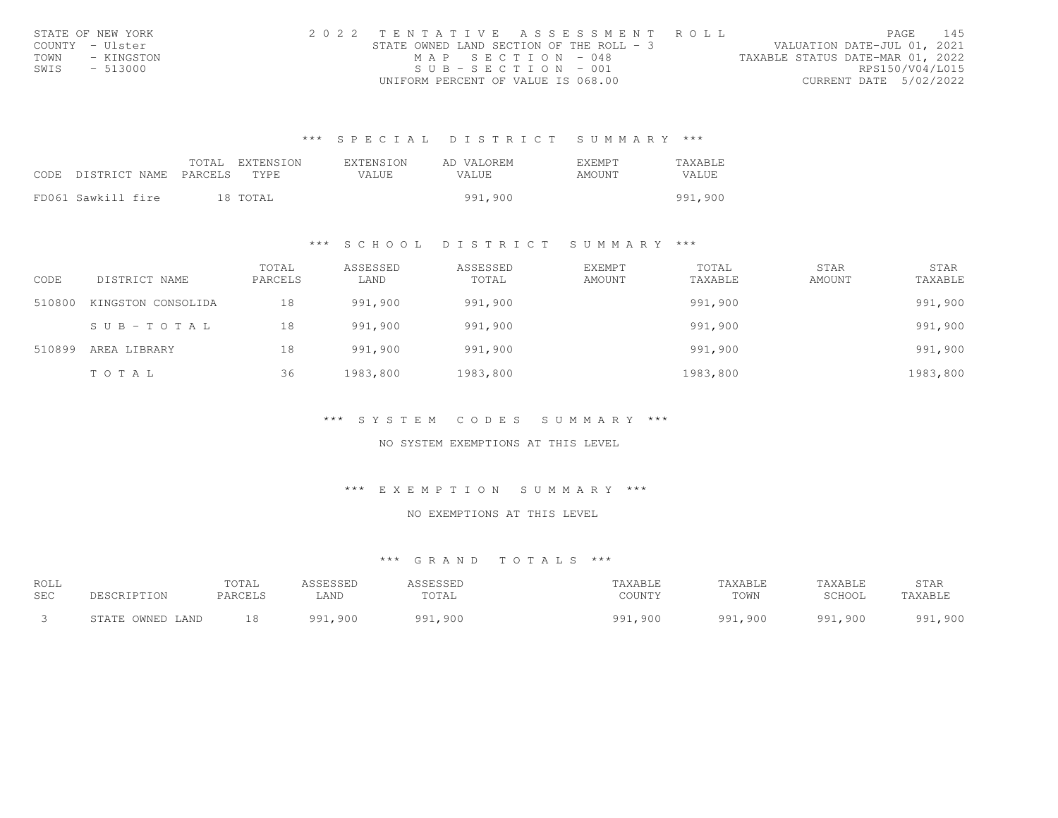STATE OF NEW YORK
COUNTY - Ulster
TOWN - KINGSTON
SWIS - 513000

2022 TENTATIVE ASSESSMENT ROLL
STATE OWNED LAND SECTION OF THE ROLL - 3
MAP SECTION - 048
SUB-SECTION - 001
UNIFORM PERCENT OF VALUE IS 068.00

VALUATION DATE-JUL 01, 2021
TAXABLE STATUS DATE-MAR 01, 2022
RPS150/V04/L015
CURRENT DATE 5/02/2022

### *** SPECIAL DISTRICT SUMMARY ***

| CODE DISTRICT NAME | TOTAL PARCELS | EXTENSION TYPE | EXTENSION VALUE | AD VALOREM VALUE | EXEMPT AMOUNT | TAXABLE VALUE |
|---|---|---|---|---|---|---|
| FD061 Sawkill fire | 18 | TOTAL | | 991,900 | | 991,900 |

### *** SCHOOL DISTRICT SUMMARY ***

| CODE | DISTRICT NAME | TOTAL PARCELS | ASSESSED LAND | ASSESSED TOTAL | EXEMPT AMOUNT | TOTAL TAXABLE | STAR AMOUNT | STAR TAXABLE |
|---|---|---|---|---|---|---|---|---|
| 510800 | KINGSTON CONSOLIDA | 18 | 991,900 | 991,900 | | 991,900 | | 991,900 |
| | SUB-TOTAL | 18 | 991,900 | 991,900 | | 991,900 | | 991,900 |
| 510899 | AREA LIBRARY | 18 | 991,900 | 991,900 | | 991,900 | | 991,900 |
| | TOTAL | 36 | 1983,800 | 1983,800 | | 1983,800 | | 1983,800 |

### *** SYSTEM CODES SUMMARY ***

NO SYSTEM EXEMPTIONS AT THIS LEVEL

### *** EXEMPTION SUMMARY ***

NO EXEMPTIONS AT THIS LEVEL

### *** GRAND TOTALS ***

| ROLL SEC | DESCRIPTION | TOTAL PARCELS | ASSESSED LAND | ASSESSED TOTAL | TAXABLE COUNTY | TAXABLE TOWN | TAXABLE SCHOOL | STAR TAXABLE |
|---|---|---|---|---|---|---|---|---|
| 3 | STATE OWNED LAND | 18 | 991,900 | 991,900 | 991,900 | 991,900 | 991,900 | 991,900 |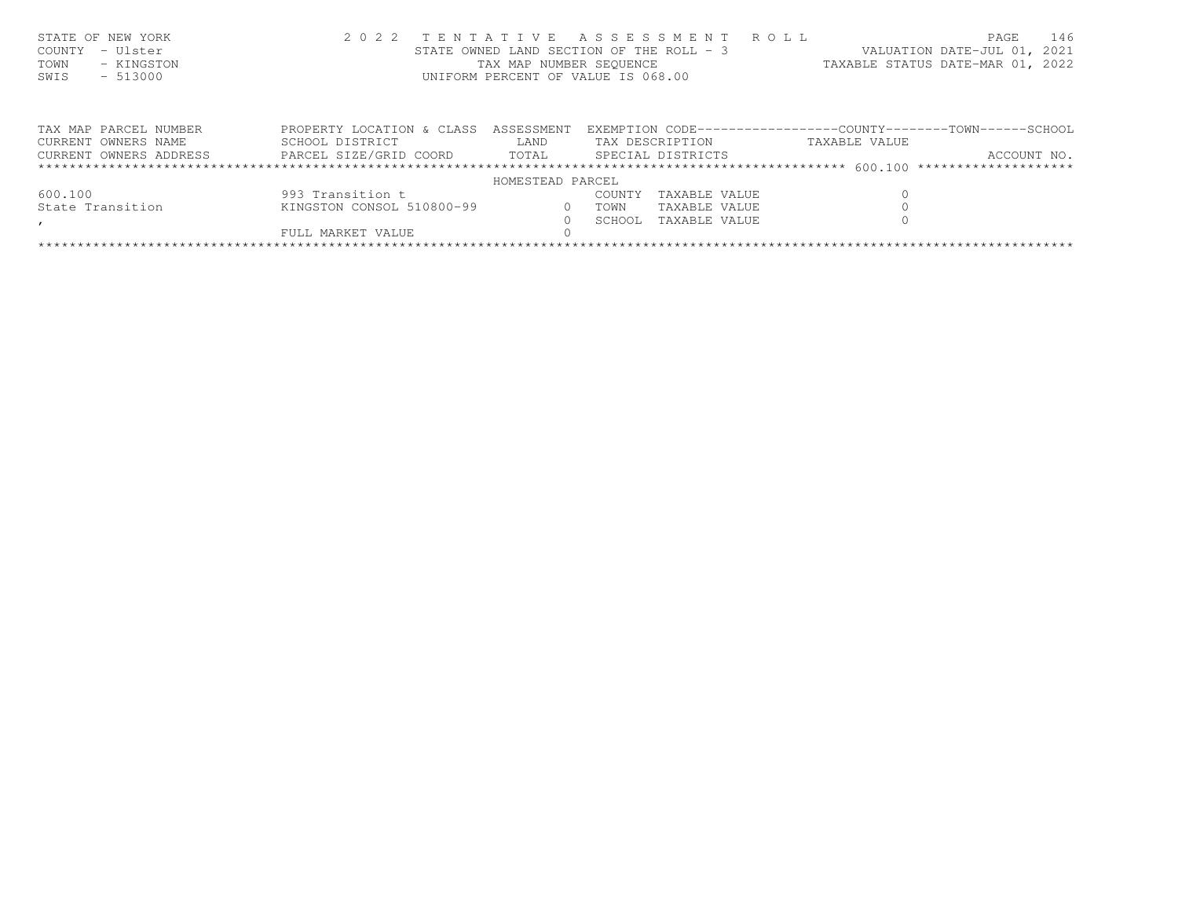STATE OF NEW YORK
COUNTY - Ulster
TOWN - KINGSTON
SWIS - 513000

2 0 2 2 T E N T A T I V E A S S E S S M E N T R O L L
STATE OWNED LAND SECTION OF THE ROLL - 3
TAX MAP NUMBER SEQUENCE
UNIFORM PERCENT OF VALUE IS 068.00

VALUATION DATE-JUL 01, 2021
TAXABLE STATUS DATE-MAR 01, 2022

| TAX MAP PARCEL NUMBER / CURRENT OWNERS NAME / CURRENT OWNERS ADDRESS | PROPERTY LOCATION & CLASS / SCHOOL DISTRICT / PARCEL SIZE/GRID COORD | ASSESSMENT / LAND / TOTAL | EXEMPTION CODE / TAX DESCRIPTION / SPECIAL DISTRICTS | COUNTY / TAXABLE VALUE | TOWN | SCHOOL / ACCOUNT NO. |
|---|---|---|---|---|---|---|
| ******************** 600.100 ******************** | | | | | | |
| | | HOMESTEAD PARCEL | | | | |
| 600.100 | 993 Transition t | | COUNTY TAXABLE VALUE | 0 | | |
| State Transition | KINGSTON CONSOL 510800-99 | 0 | TOWN TAXABLE VALUE | 0 | | |
| , | | 0 | SCHOOL TAXABLE VALUE | 0 | | |
| | FULL MARKET VALUE | 0 | | | | |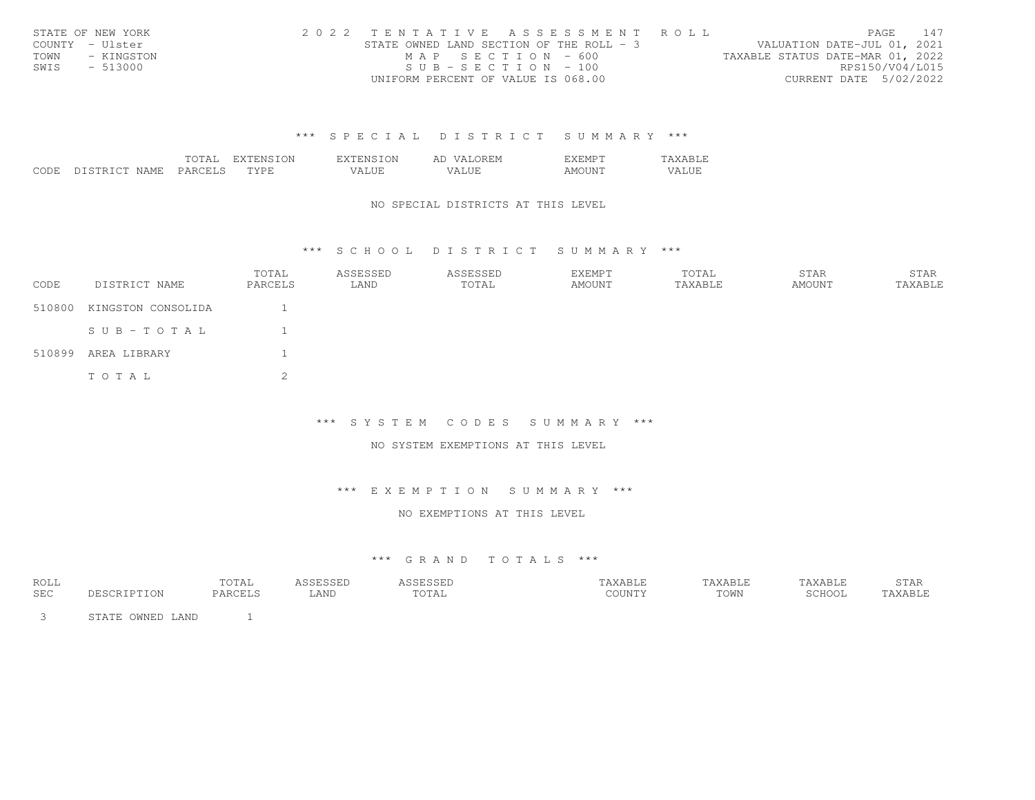STATE OF NEW YORK
COUNTY - Ulster
TOWN - KINGSTON
SWIS - 513000

2 0 2 2 TENTATIVE ASSESSMENT ROLL
STATE OWNED LAND SECTION OF THE ROLL - 3
MAP SECTION - 600
SUB-SECTION - 100
UNIFORM PERCENT OF VALUE IS 068.00

VALUATION DATE-JUL 01, 2021
TAXABLE STATUS DATE-MAR 01, 2022
RPS150/V04/L015
CURRENT DATE 5/02/2022

## *** SPECIAL DISTRICT SUMMARY ***

| CODE | DISTRICT NAME | TOTAL PARCELS | EXTENSION TYPE | EXTENSION VALUE | AD VALOREM VALUE | EXEMPT AMOUNT | TAXABLE VALUE |
|---|---|---|---|---|---|---|---|

NO SPECIAL DISTRICTS AT THIS LEVEL

## *** SCHOOL DISTRICT SUMMARY ***

| CODE | DISTRICT NAME | TOTAL PARCELS | ASSESSED LAND | ASSESSED TOTAL | EXEMPT AMOUNT | TOTAL TAXABLE | STAR AMOUNT | STAR TAXABLE |
|---|---|---|---|---|---|---|---|---|
| 510800 | KINGSTON CONSOLIDA | 1 | | | | | | |
| | S U B - T O T A L | 1 | | | | | | |
| 510899 | AREA LIBRARY | 1 | | | | | | |
| | T O T A L | 2 | | | | | | |

## *** SYSTEM CODES SUMMARY ***

NO SYSTEM EXEMPTIONS AT THIS LEVEL

## *** EXEMPTION SUMMARY ***

NO EXEMPTIONS AT THIS LEVEL

## *** GRAND TOTALS ***

| ROLL SEC | DESCRIPTION | TOTAL PARCELS | ASSESSED LAND | ASSESSED TOTAL | TAXABLE COUNTY | TAXABLE TOWN | TAXABLE SCHOOL | STAR TAXABLE |
|---|---|---|---|---|---|---|---|---|
| 3 | STATE OWNED LAND | 1 | | | | | | |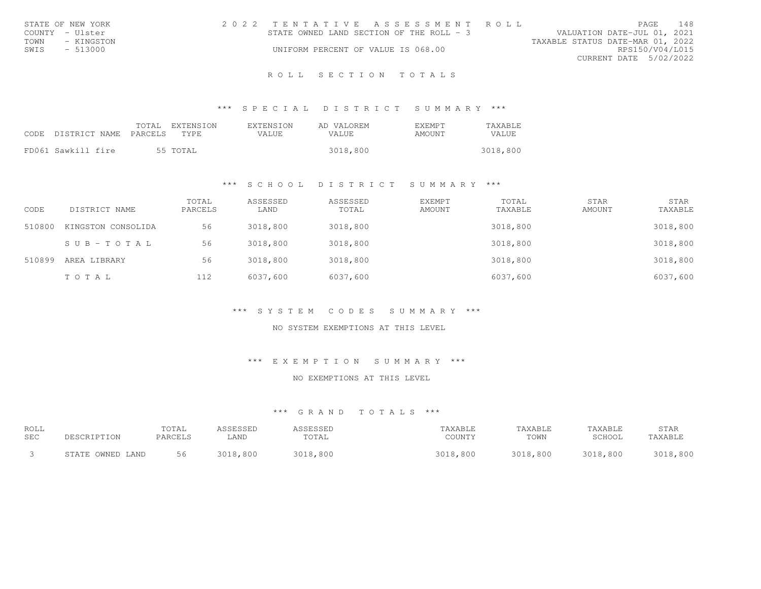STATE OF NEW YORK
COUNTY - Ulster
TOWN - KINGSTON
SWIS - 513000

# 2022 TENTATIVE ASSESSMENT ROLL

STATE OWNED LAND SECTION OF THE ROLL - 3

UNIFORM PERCENT OF VALUE IS 068.00

VALUATION DATE-JUL 01, 2021
TAXABLE STATUS DATE-MAR 01, 2022
RPS150/V04/L015
CURRENT DATE 5/02/2022

## ROLL SECTION TOTALS

### *** SPECIAL DISTRICT SUMMARY ***

| CODE DISTRICT NAME | TOTAL PARCELS | EXTENSION TYPE | EXTENSION VALUE | AD VALOREM VALUE | EXEMPT AMOUNT | TAXABLE VALUE |
|---|---|---|---|---|---|---|
| FD061 Sawkill fire | 55 | TOTAL | | 3018,800 | | 3018,800 |

### *** SCHOOL DISTRICT SUMMARY ***

| CODE | DISTRICT NAME | TOTAL PARCELS | ASSESSED LAND | ASSESSED TOTAL | EXEMPT AMOUNT | TOTAL TAXABLE | STAR AMOUNT | STAR TAXABLE |
|---|---|---|---|---|---|---|---|---|
| 510800 | KINGSTON CONSOLIDA | 56 | 3018,800 | 3018,800 | | 3018,800 | | 3018,800 |
| | SUB-TOTAL | 56 | 3018,800 | 3018,800 | | 3018,800 | | 3018,800 |
| 510899 | AREA LIBRARY | 56 | 3018,800 | 3018,800 | | 3018,800 | | 3018,800 |
| | TOTAL | 112 | 6037,600 | 6037,600 | | 6037,600 | | 6037,600 |

### *** SYSTEM CODES SUMMARY ***

NO SYSTEM EXEMPTIONS AT THIS LEVEL

### *** EXEMPTION SUMMARY ***

NO EXEMPTIONS AT THIS LEVEL

### *** GRAND TOTALS ***

| ROLL SEC | DESCRIPTION | TOTAL PARCELS | ASSESSED LAND | ASSESSED TOTAL | TAXABLE COUNTY | TAXABLE TOWN | TAXABLE SCHOOL | STAR TAXABLE |
|---|---|---|---|---|---|---|---|---|
| 3 | STATE OWNED LAND | 56 | 3018,800 | 3018,800 | 3018,800 | 3018,800 | 3018,800 | 3018,800 |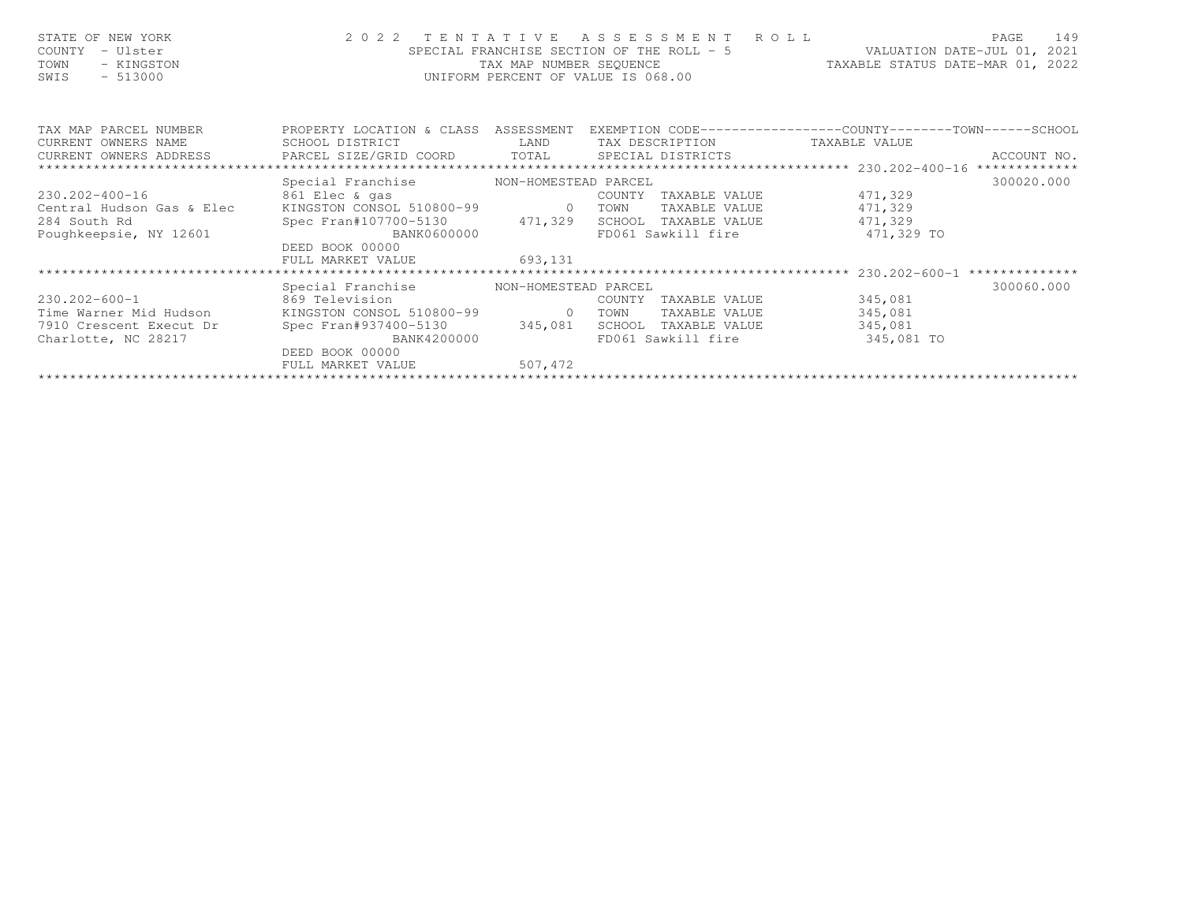STATE OF NEW YORK
COUNTY - Ulster
TOWN - KINGSTON
SWIS - 513000

2022 TENTATIVE ASSESSMENT ROLL
SPECIAL FRANCHISE SECTION OF THE ROLL - 5
TAX MAP NUMBER SEQUENCE
UNIFORM PERCENT OF VALUE IS 068.00

VALUATION DATE-JUL 01, 2021
TAXABLE STATUS DATE-MAR 01, 2022

| TAX MAP PARCEL NUMBER / CURRENT OWNERS NAME / CURRENT OWNERS ADDRESS | PROPERTY LOCATION & CLASS / SCHOOL DISTRICT / PARCEL SIZE/GRID COORD | ASSESSMENT LAND / TOTAL | EXEMPTION CODE / TAX DESCRIPTION / SPECIAL DISTRICTS | TAXABLE VALUE (COUNTY / TOWN / SCHOOL) | ACCOUNT NO. |
|---|---|---|---|---|---|
| 230.202-400-16 | Special Franchise | NON-HOMESTEAD PARCEL | | | 300020.000 |
| 230.202-400-16 | 861 Elec & gas | | COUNTY TAXABLE VALUE | 471,329 | |
| Central Hudson Gas & Elec | KINGSTON CONSOL 510800-99 | 0 | TOWN TAXABLE VALUE | 471,329 | |
| 284 South Rd | Spec Fran#107700-5130 | 471,329 | SCHOOL TAXABLE VALUE | 471,329 | |
| Poughkeepsie, NY 12601 | BANK0600000 | | FD061 Sawkill fire | 471,329 TO | |
| | DEED BOOK 00000 | | | | |
| | FULL MARKET VALUE | 693,131 | | | |
| 230.202-600-1 | Special Franchise | NON-HOMESTEAD PARCEL | | | 300060.000 |
| 230.202-600-1 | 869 Television | | COUNTY TAXABLE VALUE | 345,081 | |
| Time Warner Mid Hudson | KINGSTON CONSOL 510800-99 | 0 | TOWN TAXABLE VALUE | 345,081 | |
| 7910 Crescent Execut Dr | Spec Fran#937400-5130 | 345,081 | SCHOOL TAXABLE VALUE | 345,081 | |
| Charlotte, NC 28217 | BANK4200000 | | FD061 Sawkill fire | 345,081 TO | |
| | DEED BOOK 00000 | | | | |
| | FULL MARKET VALUE | 507,472 | | | |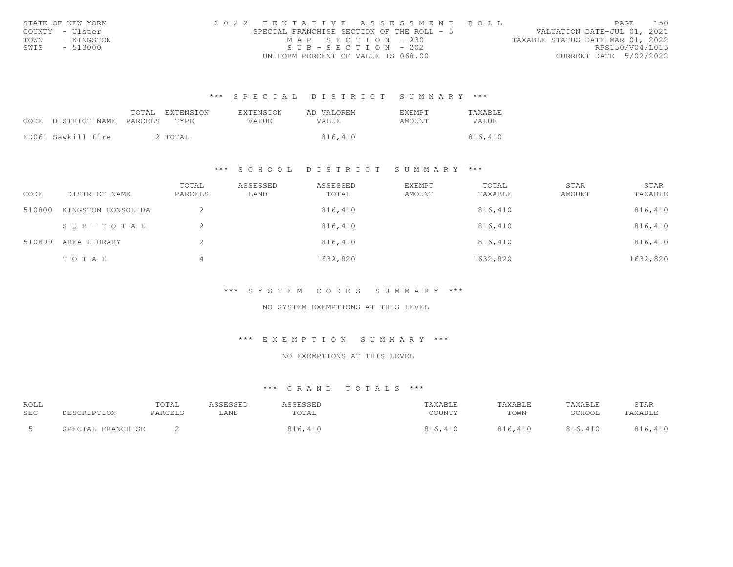STATE OF NEW YORK | 2 0 2 2 TENTATIVE ASSESSMENT ROLL | PAGE 150
COUNTY - Ulster | SPECIAL FRANCHISE SECTION OF THE ROLL - 5 | VALUATION DATE-JUL 01, 2021
TOWN - KINGSTON | MAP SECTION - 230 | TAXABLE STATUS DATE-MAR 01, 2022
SWIS - 513000 | SUB-SECTION - 202 | RPS150/V04/L015
UNIFORM PERCENT OF VALUE IS 068.00 | CURRENT DATE 5/02/2022

### *** SPECIAL DISTRICT SUMMARY ***

| CODE | DISTRICT NAME | TOTAL PARCELS | EXTENSION TYPE | EXTENSION VALUE | AD VALOREM VALUE | EXEMPT AMOUNT | TAXABLE VALUE |
|---|---|---|---|---|---|---|---|
| FD061 | Sawkill fire | 2 | TOTAL | | 816,410 | | 816,410 |

### *** SCHOOL DISTRICT SUMMARY ***

| CODE | DISTRICT NAME | TOTAL PARCELS | ASSESSED LAND | ASSESSED TOTAL | EXEMPT AMOUNT | TOTAL TAXABLE | STAR AMOUNT | STAR TAXABLE |
|---|---|---|---|---|---|---|---|---|
| 510800 | KINGSTON CONSOLIDA | 2 | | 816,410 | | 816,410 | | 816,410 |
| | SUB-TOTAL | 2 | | 816,410 | | 816,410 | | 816,410 |
| 510899 | AREA LIBRARY | 2 | | 816,410 | | 816,410 | | 816,410 |
| | TOTAL | 4 | | 1632,820 | | 1632,820 | | 1632,820 |

### *** SYSTEM CODES SUMMARY ***

NO SYSTEM EXEMPTIONS AT THIS LEVEL

### *** EXEMPTION SUMMARY ***

NO EXEMPTIONS AT THIS LEVEL

### *** GRAND TOTALS ***

| ROLL SEC | DESCRIPTION | TOTAL PARCELS | ASSESSED LAND | ASSESSED TOTAL | TAXABLE COUNTY | TAXABLE TOWN | TAXABLE SCHOOL | STAR TAXABLE |
|---|---|---|---|---|---|---|---|---|
| 5 | SPECIAL FRANCHISE | 2 | | 816,410 | 816,410 | 816,410 | 816,410 | 816,410 |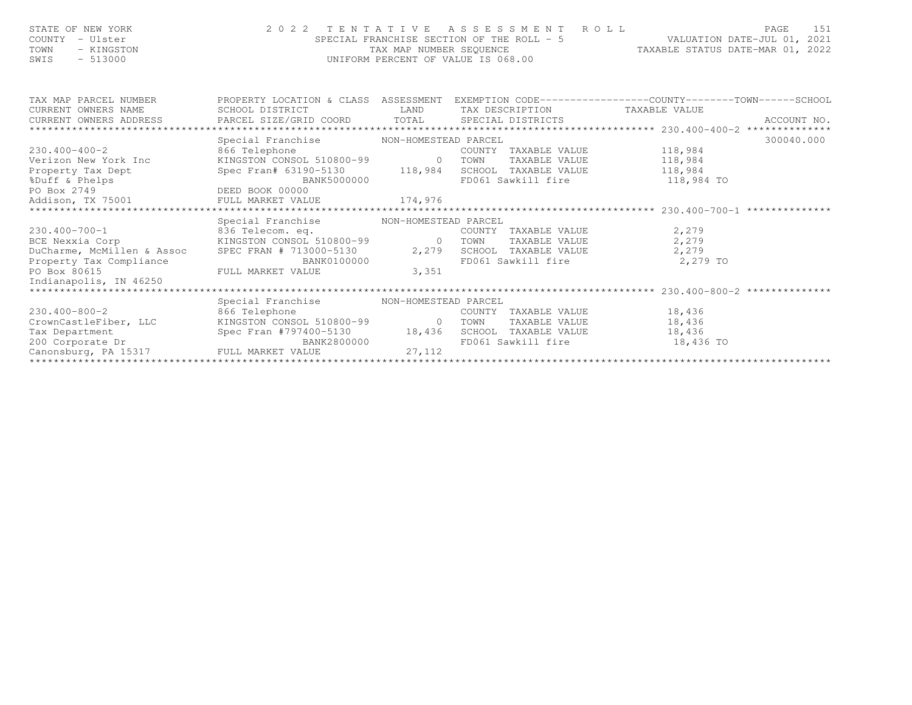STATE OF NEW YORK
COUNTY - Ulster
TOWN - KINGSTON
SWIS - 513000

2 0 2 2 T E N T A T I V E A S S E S S M E N T R O L L
SPECIAL FRANCHISE SECTION OF THE ROLL - 5
TAX MAP NUMBER SEQUENCE
UNIFORM PERCENT OF VALUE IS 068.00

VALUATION DATE-JUL 01, 2021
TAXABLE STATUS DATE-MAR 01, 2022

| TAX MAP PARCEL NUMBER / CURRENT OWNERS NAME / CURRENT OWNERS ADDRESS | PROPERTY LOCATION & CLASS / SCHOOL DISTRICT / PARCEL SIZE/GRID COORD | ASSESSMENT LAND / TOTAL | EXEMPTION CODE / TAX DESCRIPTION / SPECIAL DISTRICTS | COUNTY--------TOWN------SCHOOL TAXABLE VALUE | ACCOUNT NO. |
|---|---|---|---|---|---|
| ******** 230.400-400-2 ******** | | | | | |
| | Special Franchise | NON-HOMESTEAD PARCEL | | | 300040.000 |
| 230.400-400-2 | 866 Telephone | | COUNTY TAXABLE VALUE | 118,984 | |
| Verizon New York Inc | KINGSTON CONSOL 510800-99 | 0 | TOWN TAXABLE VALUE | 118,984 | |
| Property Tax Dept | Spec Fran# 63190-5130 | 118,984 | SCHOOL TAXABLE VALUE | 118,984 | |
| %Duff & Phelps | BANK5000000 | | FD061 Sawkill fire | 118,984 TO | |
| PO Box 2749 | DEED BOOK 00000 | | | | |
| Addison, TX 75001 | FULL MARKET VALUE | 174,976 | | | |
| ******** 230.400-700-1 ******** | | | | | |
| | Special Franchise | NON-HOMESTEAD PARCEL | | | |
| 230.400-700-1 | 836 Telecom. eq. | | COUNTY TAXABLE VALUE | 2,279 | |
| BCE Nexxia Corp | KINGSTON CONSOL 510800-99 | 0 | TOWN TAXABLE VALUE | 2,279 | |
| DuCharme, McMillen & Assoc | SPEC FRAN # 713000-5130 | 2,279 | SCHOOL TAXABLE VALUE | 2,279 | |
| Property Tax Compliance | BANK0100000 | | FD061 Sawkill fire | 2,279 TO | |
| PO Box 80615 | FULL MARKET VALUE | 3,351 | | | |
| Indianapolis, IN 46250 | | | | | |
| ******** 230.400-800-2 ******** | | | | | |
| | Special Franchise | NON-HOMESTEAD PARCEL | | | |
| 230.400-800-2 | 866 Telephone | | COUNTY TAXABLE VALUE | 18,436 | |
| CrownCastleFiber, LLC | KINGSTON CONSOL 510800-99 | 0 | TOWN TAXABLE VALUE | 18,436 | |
| Tax Department | Spec Fran #797400-5130 | 18,436 | SCHOOL TAXABLE VALUE | 18,436 | |
| 200 Corporate Dr | BANK2800000 | | FD061 Sawkill fire | 18,436 TO | |
| Canonsburg, PA 15317 | FULL MARKET VALUE | 27,112 | | | |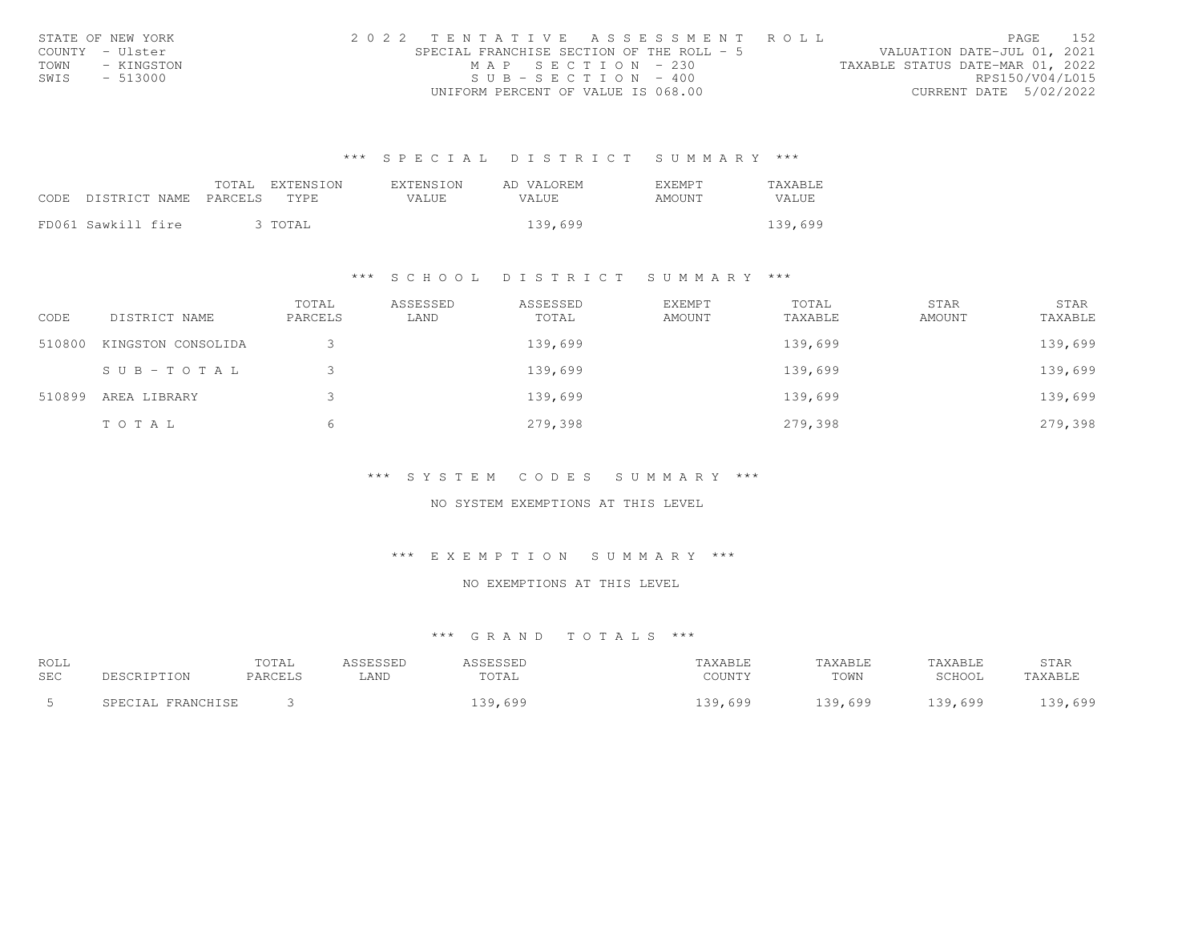STATE OF NEW YORK
COUNTY - Ulster
TOWN - KINGSTON
SWIS - 513000

2 0 2 2 T E N T A T I V E A S S E S S M E N T R O L L
SPECIAL FRANCHISE SECTION OF THE ROLL - 5
M A P S E C T I O N - 230
S U B - S E C T I O N - 400
UNIFORM PERCENT OF VALUE IS 068.00

VALUATION DATE-JUL 01, 2021
TAXABLE STATUS DATE-MAR 01, 2022
RPS150/V04/L015
CURRENT DATE 5/02/2022

## *** S P E C I A L D I S T R I C T S U M M A R Y ***

| CODE DISTRICT NAME | TOTAL PARCELS | EXTENSION TYPE | EXTENSION VALUE | AD VALOREM VALUE | EXEMPT AMOUNT | TAXABLE VALUE |
|---|---|---|---|---|---|---|
| FD061 Sawkill fire | 3 | TOTAL | | 139,699 | | 139,699 |

## *** S C H O O L D I S T R I C T S U M M A R Y ***

| CODE | DISTRICT NAME | TOTAL PARCELS | ASSESSED LAND | ASSESSED TOTAL | EXEMPT AMOUNT | TOTAL TAXABLE | STAR AMOUNT | STAR TAXABLE |
|---|---|---|---|---|---|---|---|---|
| 510800 | KINGSTON CONSOLIDA | 3 | | 139,699 | | 139,699 | | 139,699 |
| | S U B - T O T A L | 3 | | 139,699 | | 139,699 | | 139,699 |
| 510899 | AREA LIBRARY | 3 | | 139,699 | | 139,699 | | 139,699 |
| | T O T A L | 6 | | 279,398 | | 279,398 | | 279,398 |

## *** S Y S T E M C O D E S S U M M A R Y ***

NO SYSTEM EXEMPTIONS AT THIS LEVEL

## *** E X E M P T I O N S U M M A R Y ***

NO EXEMPTIONS AT THIS LEVEL

## *** G R A N D T O T A L S ***

| ROLL SEC | DESCRIPTION | TOTAL PARCELS | ASSESSED LAND | ASSESSED TOTAL | TAXABLE COUNTY | TAXABLE TOWN | TAXABLE SCHOOL | STAR TAXABLE |
|---|---|---|---|---|---|---|---|---|
| 5 | SPECIAL FRANCHISE | 3 | | 139,699 | 139,699 | 139,699 | 139,699 | 139,699 |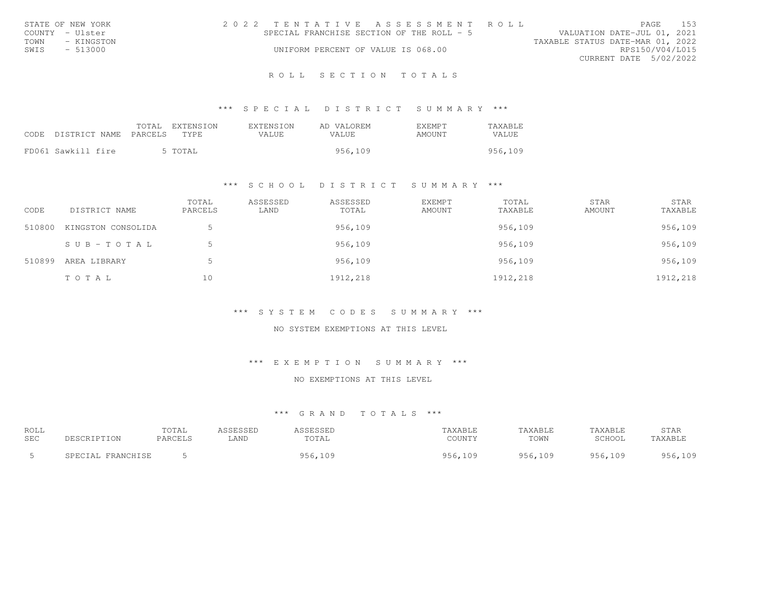STATE OF NEW YORK
COUNTY - Ulster
TOWN - KINGSTON
SWIS - 513000

2 0 2 2 T E N T A T I V E A S S E S S M E N T R O L L
SPECIAL FRANCHISE SECTION OF THE ROLL - 5
UNIFORM PERCENT OF VALUE IS 068.00

VALUATION DATE-JUL 01, 2021
TAXABLE STATUS DATE-MAR 01, 2022
RPS150/V04/L015
CURRENT DATE 5/02/2022

## R O L L S E C T I O N T O T A L S

### *** S P E C I A L D I S T R I C T S U M M A R Y ***

| CODE DISTRICT NAME | TOTAL PARCELS | EXTENSION TYPE | EXTENSION VALUE | AD VALOREM VALUE | EXEMPT AMOUNT | TAXABLE VALUE |
|---|---|---|---|---|---|---|
| FD061 Sawkill fire | 5 | TOTAL | | 956,109 | | 956,109 |

### *** S C H O O L D I S T R I C T S U M M A R Y ***

| CODE | DISTRICT NAME | TOTAL PARCELS | ASSESSED LAND | ASSESSED TOTAL | EXEMPT AMOUNT | TOTAL TAXABLE | STAR AMOUNT | STAR TAXABLE |
|---|---|---|---|---|---|---|---|---|
| 510800 | KINGSTON CONSOLIDA | 5 | | 956,109 | | 956,109 | | 956,109 |
| | S U B - T O T A L | 5 | | 956,109 | | 956,109 | | 956,109 |
| 510899 | AREA LIBRARY | 5 | | 956,109 | | 956,109 | | 956,109 |
| | T O T A L | 10 | | 1912,218 | | 1912,218 | | 1912,218 |

### *** S Y S T E M C O D E S S U M M A R Y ***

NO SYSTEM EXEMPTIONS AT THIS LEVEL

### *** E X E M P T I O N S U M M A R Y ***

NO EXEMPTIONS AT THIS LEVEL

### *** G R A N D T O T A L S ***

| ROLL SEC | DESCRIPTION | TOTAL PARCELS | ASSESSED LAND | ASSESSED TOTAL | TAXABLE COUNTY | TAXABLE TOWN | TAXABLE SCHOOL | STAR TAXABLE |
|---|---|---|---|---|---|---|---|---|
| 5 | SPECIAL FRANCHISE | 5 | | 956,109 | 956,109 | 956,109 | 956,109 | 956,109 |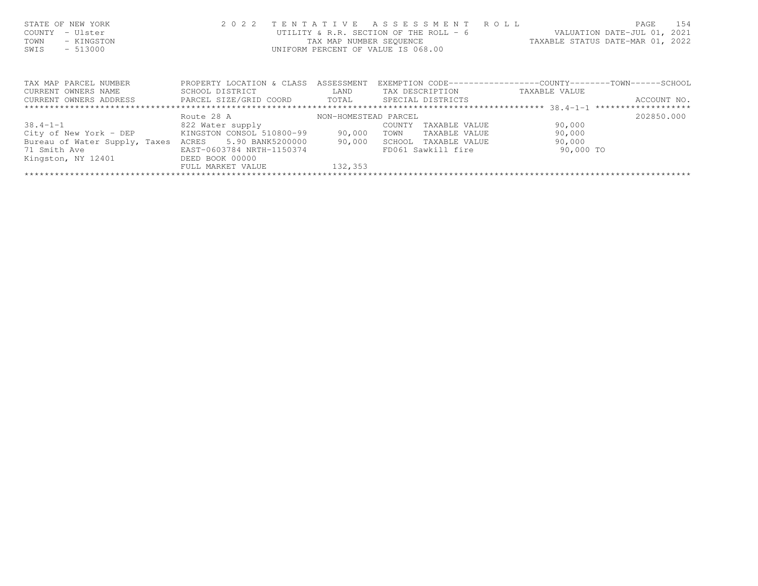STATE OF NEW YORK
COUNTY - Ulster
TOWN - KINGSTON
SWIS - 513000

2 0 2 2 TENTATIVE ASSESSMENT ROLL
UTILITY & R.R. SECTION OF THE ROLL - 6
TAX MAP NUMBER SEQUENCE
UNIFORM PERCENT OF VALUE IS 068.00

VALUATION DATE-JUL 01, 2021
TAXABLE STATUS DATE-MAR 01, 2022

| TAX MAP PARCEL NUMBER<br>CURRENT OWNERS NAME<br>CURRENT OWNERS ADDRESS | PROPERTY LOCATION & CLASS<br>SCHOOL DISTRICT<br>PARCEL SIZE/GRID COORD | ASSESSMENT<br>LAND<br>TOTAL | EXEMPTION CODE------------------COUNTY--------TOWN------SCHOOL<br>TAX DESCRIPTION<br>SPECIAL DISTRICTS | TAXABLE VALUE | ACCOUNT NO. |
|---|---|---|---|---|---|
| ******************** 38.4-1-1 ******************** | | | | | |
| | Route 28 A | NON-HOMESTEAD PARCEL | | | 202850.000 |
| 38.4-1-1 | 822 Water supply | | COUNTY TAXABLE VALUE | 90,000 | |
| City of New York - DEP | KINGSTON CONSOL 510800-99 | 90,000 | TOWN TAXABLE VALUE | 90,000 | |
| Bureau of Water Supply, Taxes | ACRES 5.90 BANK5200000 | 90,000 | SCHOOL TAXABLE VALUE | 90,000 | |
| 71 Smith Ave | EAST-0603784 NRTH-1150374 | | FD061 Sawkill fire | 90,000 TO | |
| Kingston, NY 12401 | DEED BOOK 00000 | | | | |
| | FULL MARKET VALUE | 132,353 | | | |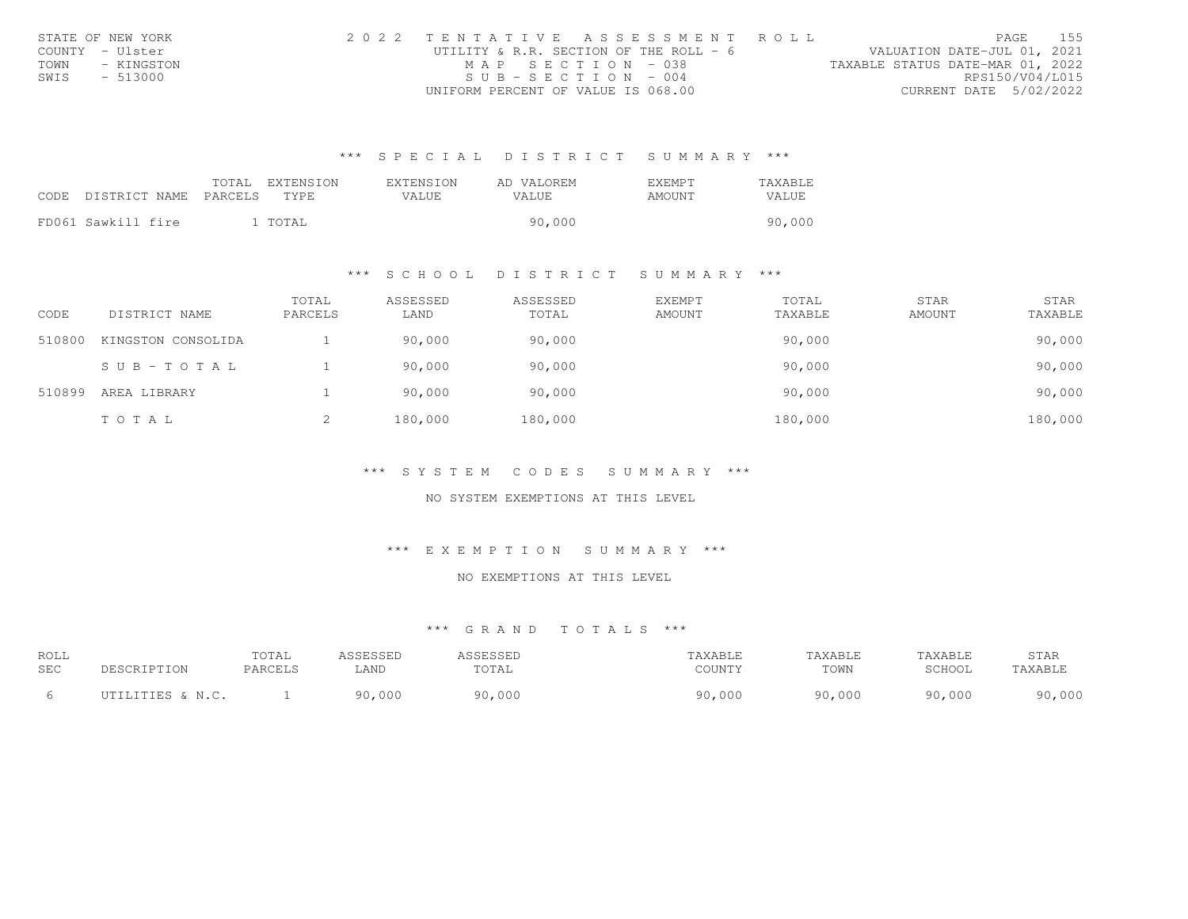STATE OF NEW YORK
COUNTY - Ulster
TOWN - KINGSTON
SWIS - 513000

2022 TENTATIVE ASSESSMENT ROLL
UTILITY & R.R. SECTION OF THE ROLL - 6
MAP SECTION - 038
SUB-SECTION - 004
UNIFORM PERCENT OF VALUE IS 068.00

VALUATION DATE-JUL 01, 2021
TAXABLE STATUS DATE-MAR 01, 2022
RPS150/V04/L015
CURRENT DATE 5/02/2022

### *** SPECIAL DISTRICT SUMMARY ***

| CODE | DISTRICT NAME | TOTAL PARCELS | EXTENSION TYPE | EXTENSION VALUE | AD VALOREM VALUE | EXEMPT AMOUNT | TAXABLE VALUE |
|---|---|---|---|---|---|---|---|
| FD061 | Sawkill fire | 1 | TOTAL | | 90,000 | | 90,000 |

### *** SCHOOL DISTRICT SUMMARY ***

| CODE | DISTRICT NAME | TOTAL PARCELS | ASSESSED LAND | ASSESSED TOTAL | EXEMPT AMOUNT | TOTAL TAXABLE | STAR AMOUNT | STAR TAXABLE |
|---|---|---|---|---|---|---|---|---|
| 510800 | KINGSTON CONSOLIDA | 1 | 90,000 | 90,000 | | 90,000 | | 90,000 |
| | SUB-TOTAL | 1 | 90,000 | 90,000 | | 90,000 | | 90,000 |
| 510899 | AREA LIBRARY | 1 | 90,000 | 90,000 | | 90,000 | | 90,000 |
| | TOTAL | 2 | 180,000 | 180,000 | | 180,000 | | 180,000 |

### *** SYSTEM CODES SUMMARY ***

NO SYSTEM EXEMPTIONS AT THIS LEVEL

### *** EXEMPTION SUMMARY ***

NO EXEMPTIONS AT THIS LEVEL

### *** GRAND TOTALS ***

| ROLL SEC | DESCRIPTION | TOTAL PARCELS | ASSESSED LAND | ASSESSED TOTAL | TAXABLE COUNTY | TAXABLE TOWN | TAXABLE SCHOOL | STAR TAXABLE |
|---|---|---|---|---|---|---|---|---|
| 6 | UTILITIES & N.C. | 1 | 90,000 | 90,000 | 90,000 | 90,000 | 90,000 | 90,000 |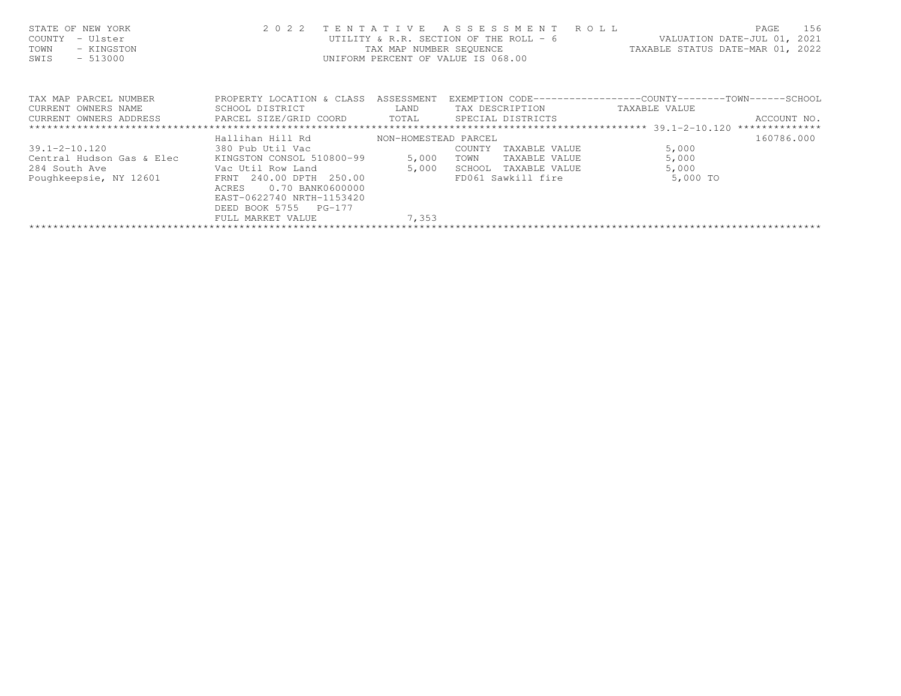STATE OF NEW YORK
COUNTY - Ulster
TOWN - KINGSTON
SWIS - 513000

# 2022 TENTATIVE ASSESSMENT ROLL

UTILITY & R.R. SECTION OF THE ROLL - 6
TAX MAP NUMBER SEQUENCE
UNIFORM PERCENT OF VALUE IS 068.00

VALUATION DATE-JUL 01, 2021
TAXABLE STATUS DATE-MAR 01, 2022

| TAX MAP PARCEL NUMBER / CURRENT OWNERS NAME / CURRENT OWNERS ADDRESS | PROPERTY LOCATION & CLASS / SCHOOL DISTRICT / PARCEL SIZE/GRID COORD | ASSESSMENT LAND / TOTAL | EXEMPTION CODE / TAX DESCRIPTION / SPECIAL DISTRICTS | COUNTY / TOWN / SCHOOL TAXABLE VALUE | ACCOUNT NO. |
|---|---|---|---|---|---|
| ****** 39.1-2-10.120 ****** | | | | | |
| | Hallihan Hill Rd | NON-HOMESTEAD PARCEL | | | 160786.000 |
| 39.1-2-10.120 | 380 Pub Util Vac | | COUNTY TAXABLE VALUE | 5,000 | |
| Central Hudson Gas & Elec | KINGSTON CONSOL 510800-99 | 5,000 | TOWN TAXABLE VALUE | 5,000 | |
| 284 South Ave | Vac Util Row Land | 5,000 | SCHOOL TAXABLE VALUE | 5,000 | |
| Poughkeepsie, NY 12601 | FRNT 240.00 DPTH 250.00 | | FD061 Sawkill fire | 5,000 TO | |
| | ACRES 0.70 BANK0600000 | | | | |
| | EAST-0622740 NRTH-1153420 | | | | |
| | DEED BOOK 5755 PG-177 | | | | |
| | FULL MARKET VALUE | 7,353 | | | |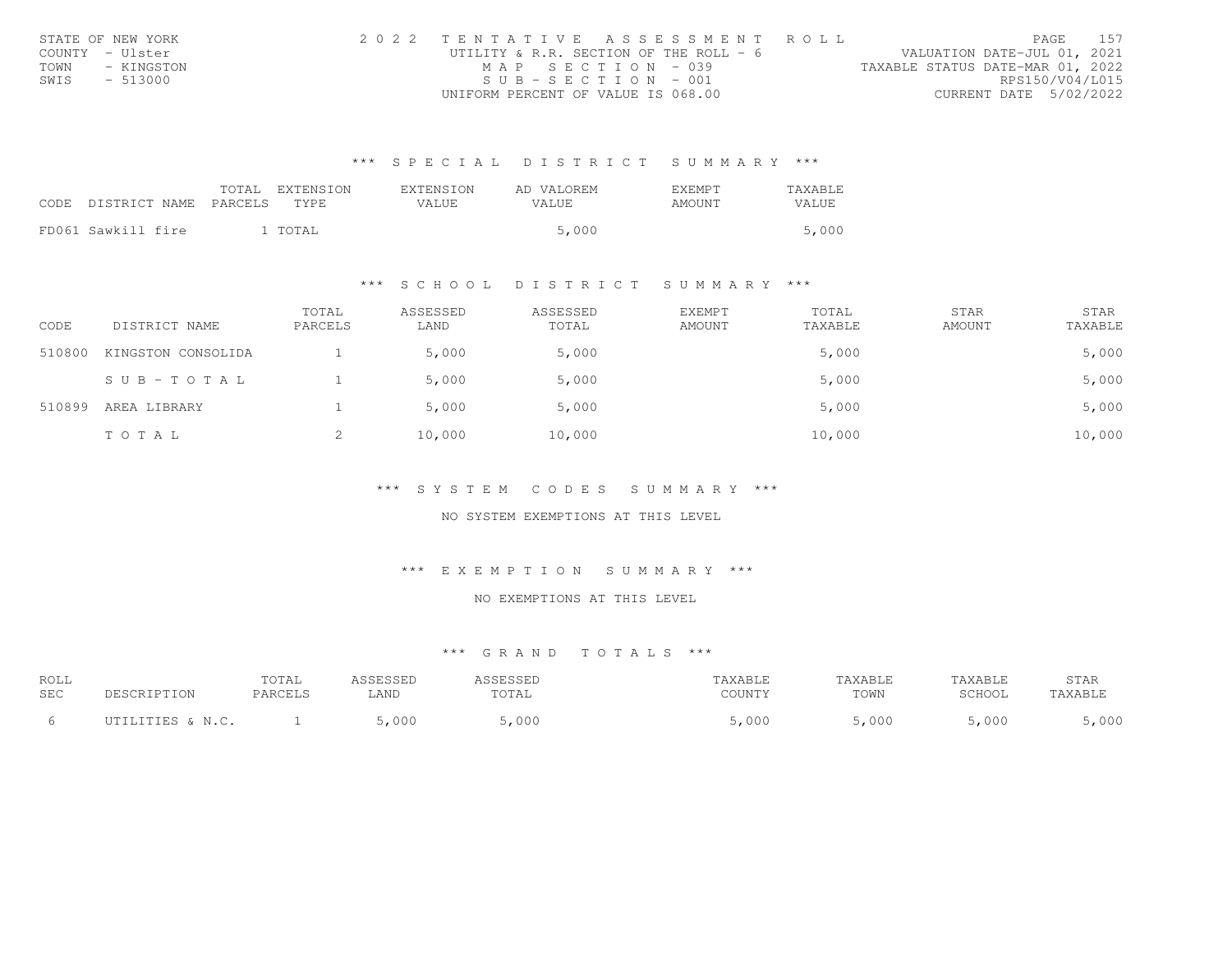STATE OF NEW YORK
COUNTY - Ulster
TOWN - KINGSTON
SWIS - 513000

2 0 2 2 TENTATIVE ASSESSMENT ROLL
UTILITY & R.R. SECTION OF THE ROLL - 6
MAP SECTION - 039
SUB-SECTION - 001
UNIFORM PERCENT OF VALUE IS 068.00

VALUATION DATE-JUL 01, 2021
TAXABLE STATUS DATE-MAR 01, 2022
RPS150/V04/L015
CURRENT DATE 5/02/2022

## *** SPECIAL DISTRICT SUMMARY ***

| CODE | DISTRICT NAME | TOTAL PARCELS | EXTENSION TYPE | EXTENSION VALUE | AD VALOREM VALUE | EXEMPT AMOUNT | TAXABLE VALUE |
|---|---|---|---|---|---|---|---|
| FD061 | Sawkill fire | 1 | TOTAL | | 5,000 | | 5,000 |

## *** SCHOOL DISTRICT SUMMARY ***

| CODE | DISTRICT NAME | TOTAL PARCELS | ASSESSED LAND | ASSESSED TOTAL | EXEMPT AMOUNT | TOTAL TAXABLE | STAR AMOUNT | STAR TAXABLE |
|---|---|---|---|---|---|---|---|---|
| 510800 | KINGSTON CONSOLIDA | 1 | 5,000 | 5,000 | | 5,000 | | 5,000 |
| | SUB-TOTAL | 1 | 5,000 | 5,000 | | 5,000 | | 5,000 |
| 510899 | AREA LIBRARY | 1 | 5,000 | 5,000 | | 5,000 | | 5,000 |
| | TOTAL | 2 | 10,000 | 10,000 | | 10,000 | | 10,000 |

## *** SYSTEM CODES SUMMARY ***

NO SYSTEM EXEMPTIONS AT THIS LEVEL

## *** EXEMPTION SUMMARY ***

NO EXEMPTIONS AT THIS LEVEL

## *** GRAND TOTALS ***

| ROLL SEC | DESCRIPTION | TOTAL PARCELS | ASSESSED LAND | ASSESSED TOTAL | TAXABLE COUNTY | TAXABLE TOWN | TAXABLE SCHOOL | STAR TAXABLE |
|---|---|---|---|---|---|---|---|---|
| 6 | UTILITIES & N.C. | 1 | 5,000 | 5,000 | 5,000 | 5,000 | 5,000 | 5,000 |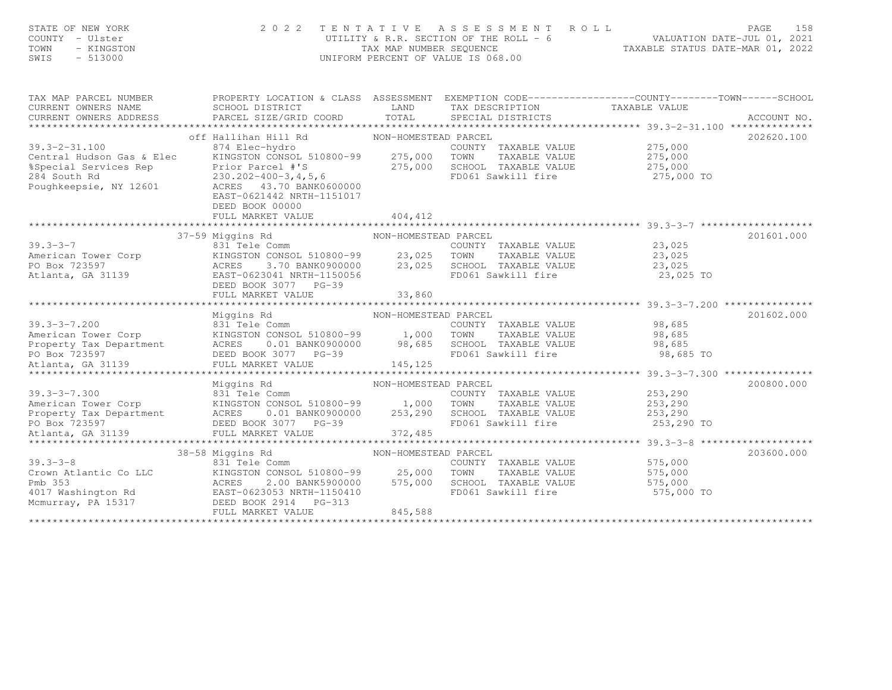STATE OF NEW YORK
COUNTY - Ulster
TOWN - KINGSTON
SWIS - 513000

2022 TENTATIVE ASSESSMENT ROLL
UTILITY & R.R. SECTION OF THE ROLL - 6
TAX MAP NUMBER SEQUENCE
UNIFORM PERCENT OF VALUE IS 068.00

VALUATION DATE-JUL 01, 2021
TAXABLE STATUS DATE-MAR 01, 2022

| TAX MAP PARCEL NUMBER / CURRENT OWNERS NAME / CURRENT OWNERS ADDRESS | PROPERTY LOCATION & CLASS / SCHOOL DISTRICT / PARCEL SIZE/GRID COORD | ASSESSMENT LAND | TOTAL | EXEMPTION CODE / TAX DESCRIPTION / SPECIAL DISTRICTS | TAXABLE VALUE (COUNTY / TOWN / SCHOOL) | ACCOUNT NO. |
|---|---|---|---|---|---|---|
| 39.3-2-31.100 | off Hallihan Hill Rd | | | NON-HOMESTEAD PARCEL | | 202620.100 |
| 39.3-2-31.100 | 874 Elec-hydro | | | COUNTY TAXABLE VALUE | 275,000 | |
| Central Hudson Gas & Elec | KINGSTON CONSOL 510800-99 | 275,000 | | TOWN TAXABLE VALUE | 275,000 | |
| %Special Services Rep | Prior Parcel #'S | | 275,000 | SCHOOL TAXABLE VALUE | 275,000 | |
| 284 South Rd | 230.202-400-3,4,5,6 | | | FD061 Sawkill fire | 275,000 TO | |
| Poughkeepsie, NY 12601 | ACRES 43.70 BANK0600000 | | | | | |
| | EAST-0621442 NRTH-1151017 | | | | | |
| | DEED BOOK 00000 | | | | | |
| | FULL MARKET VALUE | | 404,412 | | | |
| 39.3-3-7 | 37-59 Miggins Rd | | | NON-HOMESTEAD PARCEL | | 201601.000 |
| 39.3-3-7 | 831 Tele Comm | | | COUNTY TAXABLE VALUE | 23,025 | |
| American Tower Corp | KINGSTON CONSOL 510800-99 | 23,025 | | TOWN TAXABLE VALUE | 23,025 | |
| PO Box 723597 | ACRES 3.70 BANK0900000 | | 23,025 | SCHOOL TAXABLE VALUE | 23,025 | |
| Atlanta, GA 31139 | EAST-0623041 NRTH-1150056 | | | FD061 Sawkill fire | 23,025 TO | |
| | DEED BOOK 3077 PG-39 | | | | | |
| | FULL MARKET VALUE | | 33,860 | | | |
| 39.3-3-7.200 | Miggins Rd | | | NON-HOMESTEAD PARCEL | | 201602.000 |
| 39.3-3-7.200 | 831 Tele Comm | | | COUNTY TAXABLE VALUE | 98,685 | |
| American Tower Corp | KINGSTON CONSOL 510800-99 | 1,000 | | TOWN TAXABLE VALUE | 98,685 | |
| Property Tax Department | ACRES 0.01 BANK0900000 | | 98,685 | SCHOOL TAXABLE VALUE | 98,685 | |
| PO Box 723597 | DEED BOOK 3077 PG-39 | | | FD061 Sawkill fire | 98,685 TO | |
| Atlanta, GA 31139 | FULL MARKET VALUE | | 145,125 | | | |
| 39.3-3-7.300 | Miggins Rd | | | NON-HOMESTEAD PARCEL | | 200800.000 |
| 39.3-3-7.300 | 831 Tele Comm | | | COUNTY TAXABLE VALUE | 253,290 | |
| American Tower Corp | KINGSTON CONSOL 510800-99 | 1,000 | | TOWN TAXABLE VALUE | 253,290 | |
| Property Tax Department | ACRES 0.01 BANK0900000 | | 253,290 | SCHOOL TAXABLE VALUE | 253,290 | |
| PO Box 723597 | DEED BOOK 3077 PG-39 | | | FD061 Sawkill fire | 253,290 TO | |
| Atlanta, GA 31139 | FULL MARKET VALUE | | 372,485 | | | |
| 39.3-3-8 | 38-58 Miggins Rd | | | NON-HOMESTEAD PARCEL | | 203600.000 |
| 39.3-3-8 | 831 Tele Comm | | | COUNTY TAXABLE VALUE | 575,000 | |
| Crown Atlantic Co LLC | KINGSTON CONSOL 510800-99 | 25,000 | | TOWN TAXABLE VALUE | 575,000 | |
| Pmb 353 | ACRES 2.00 BANK5900000 | | 575,000 | SCHOOL TAXABLE VALUE | 575,000 | |
| 4017 Washington Rd | EAST-0623053 NRTH-1150410 | | | FD061 Sawkill fire | 575,000 TO | |
| Mcmurray, PA 15317 | DEED BOOK 2914 PG-313 | | | | | |
| | FULL MARKET VALUE | | 845,588 | | | |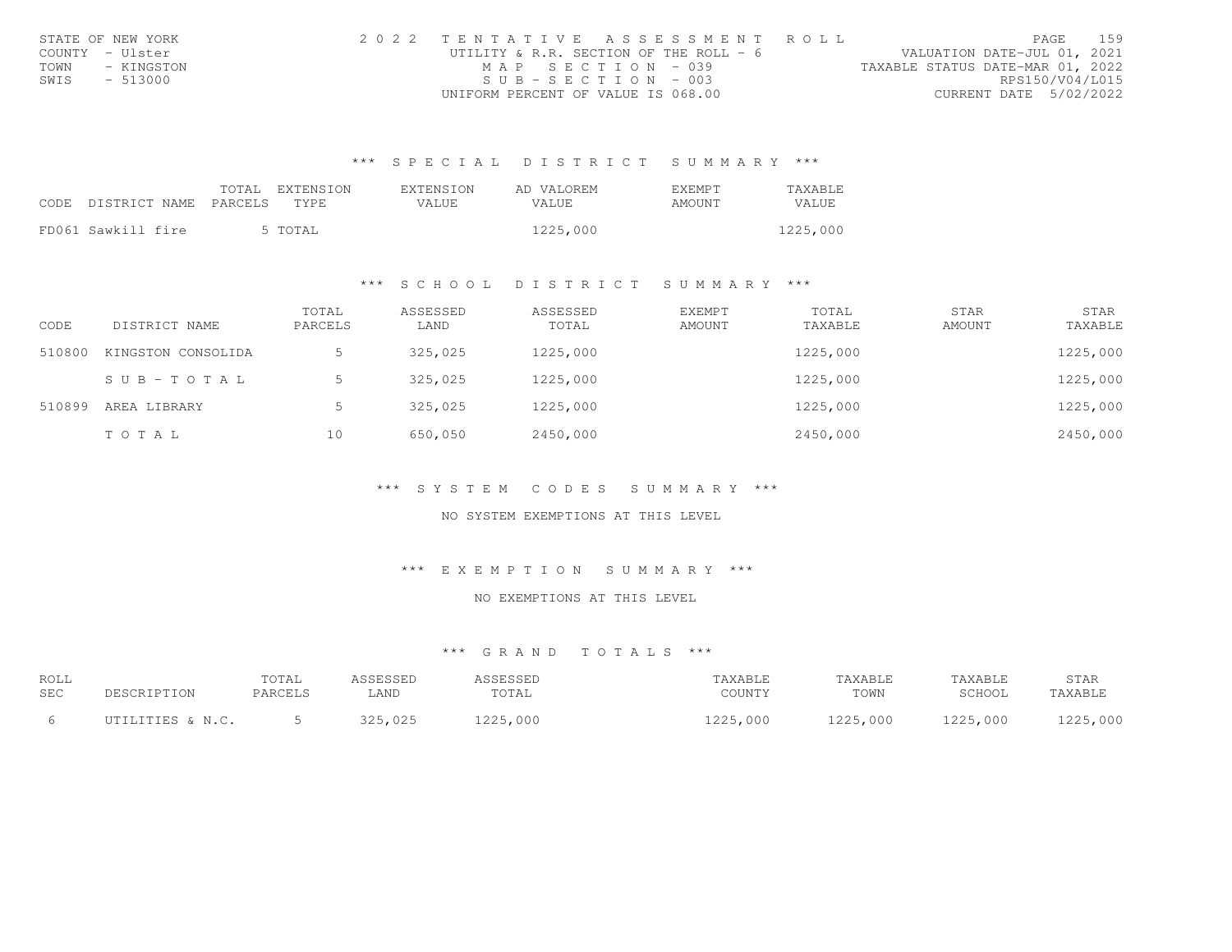STATE OF NEW YORK
COUNTY - Ulster
TOWN - KINGSTON
SWIS - 513000

2022 TENTATIVE ASSESSMENT ROLL
UTILITY & R.R. SECTION OF THE ROLL - 6
MAP SECTION - 039
SUB-SECTION - 003
UNIFORM PERCENT OF VALUE IS 068.00

VALUATION DATE-JUL 01, 2021
TAXABLE STATUS DATE-MAR 01, 2022
RPS150/V04/L015
CURRENT DATE 5/02/2022

### *** SPECIAL DISTRICT SUMMARY ***

| CODE | DISTRICT NAME | TOTAL PARCELS | EXTENSION TYPE | EXTENSION VALUE | AD VALOREM VALUE | EXEMPT AMOUNT | TAXABLE VALUE |
|---|---|---|---|---|---|---|---|
| FD061 | Sawkill fire | 5 | TOTAL | | 1225,000 | | 1225,000 |

### *** SCHOOL DISTRICT SUMMARY ***

| CODE | DISTRICT NAME | TOTAL PARCELS | ASSESSED LAND | ASSESSED TOTAL | EXEMPT AMOUNT | TOTAL TAXABLE | STAR AMOUNT | STAR TAXABLE |
|---|---|---|---|---|---|---|---|---|
| 510800 | KINGSTON CONSOLIDA | 5 | 325,025 | 1225,000 | | 1225,000 | | 1225,000 |
| | SUB-TOTAL | 5 | 325,025 | 1225,000 | | 1225,000 | | 1225,000 |
| 510899 | AREA LIBRARY | 5 | 325,025 | 1225,000 | | 1225,000 | | 1225,000 |
| | TOTAL | 10 | 650,050 | 2450,000 | | 2450,000 | | 2450,000 |

### *** SYSTEM CODES SUMMARY ***

NO SYSTEM EXEMPTIONS AT THIS LEVEL

### *** EXEMPTION SUMMARY ***

NO EXEMPTIONS AT THIS LEVEL

### *** GRAND TOTALS ***

| ROLL SEC | DESCRIPTION | TOTAL PARCELS | ASSESSED LAND | ASSESSED TOTAL | TAXABLE COUNTY | TAXABLE TOWN | TAXABLE SCHOOL | STAR TAXABLE |
|---|---|---|---|---|---|---|---|---|
| 6 | UTILITIES & N.C. | 5 | 325,025 | 1225,000 | 1225,000 | 1225,000 | 1225,000 | 1225,000 |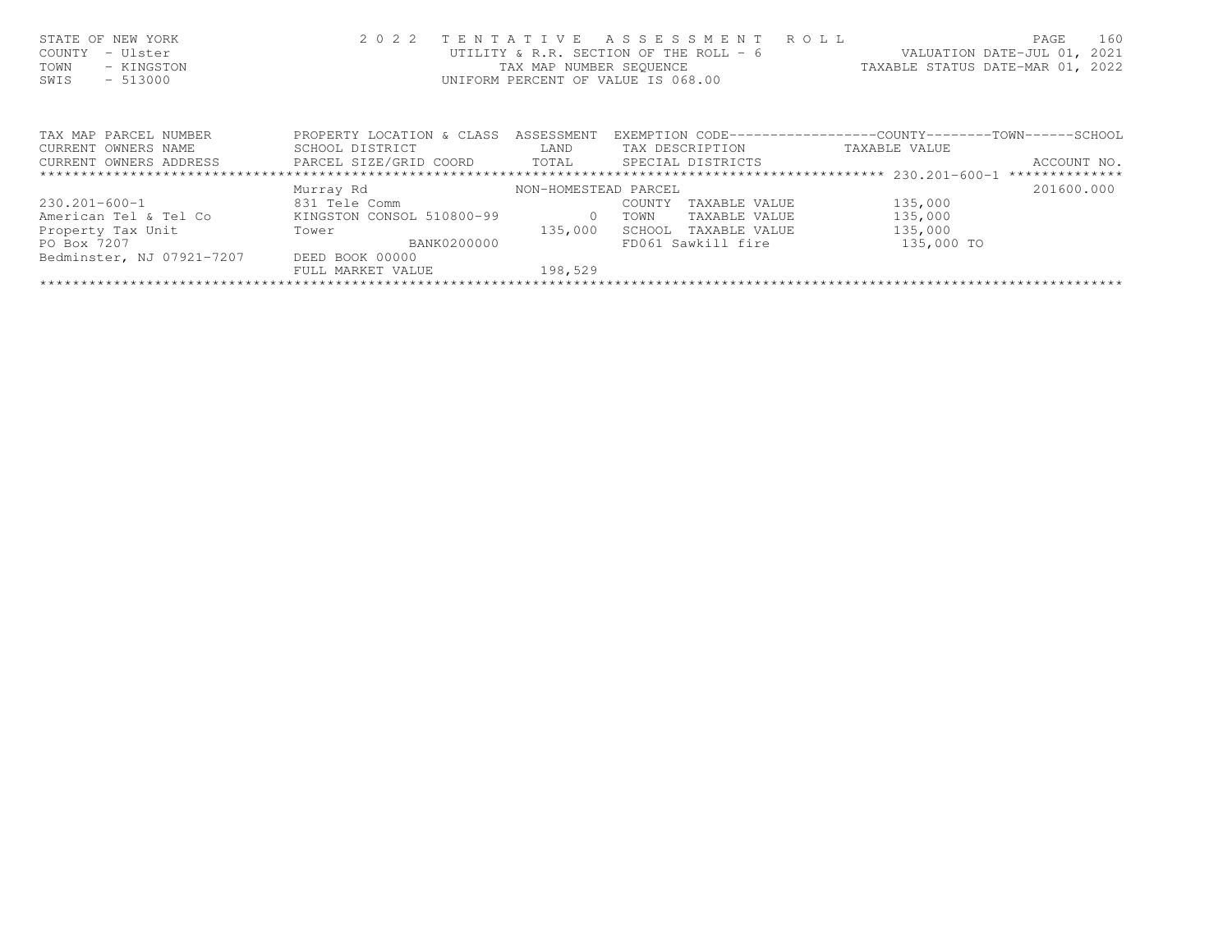STATE OF NEW YORK
COUNTY - Ulster
TOWN - KINGSTON
SWIS - 513000

2 0 2 2 T E N T A T I V E A S S E S S M E N T R O L L
UTILITY & R.R. SECTION OF THE ROLL - 6
TAX MAP NUMBER SEQUENCE
UNIFORM PERCENT OF VALUE IS 068.00

VALUATION DATE-JUL 01, 2021
TAXABLE STATUS DATE-MAR 01, 2022

| TAX MAP PARCEL NUMBER / CURRENT OWNERS NAME / CURRENT OWNERS ADDRESS | PROPERTY LOCATION & CLASS / SCHOOL DISTRICT / PARCEL SIZE/GRID COORD | ASSESSMENT / LAND / TOTAL | EXEMPTION CODE / TAX DESCRIPTION / SPECIAL DISTRICTS | COUNTY / TOWN / SCHOOL TAXABLE VALUE | ACCOUNT NO. |
|---|---|---|---|---|---|
| 230.201-600-1 | Murray Rd | NON-HOMESTEAD PARCEL | | | 201600.000 |
| 230.201-600-1 | 831 Tele Comm | | COUNTY TAXABLE VALUE | 135,000 | |
| American Tel & Tel Co | KINGSTON CONSOL 510800-99 | 0 | TOWN TAXABLE VALUE | 135,000 | |
| Property Tax Unit | Tower | 135,000 | SCHOOL TAXABLE VALUE | 135,000 | |
| PO Box 7207 | BANK0200000 | | FD061 Sawkill fire | 135,000 TO | |
| Bedminster, NJ 07921-7207 | DEED BOOK 00000 | | | | |
| | FULL MARKET VALUE | 198,529 | | | |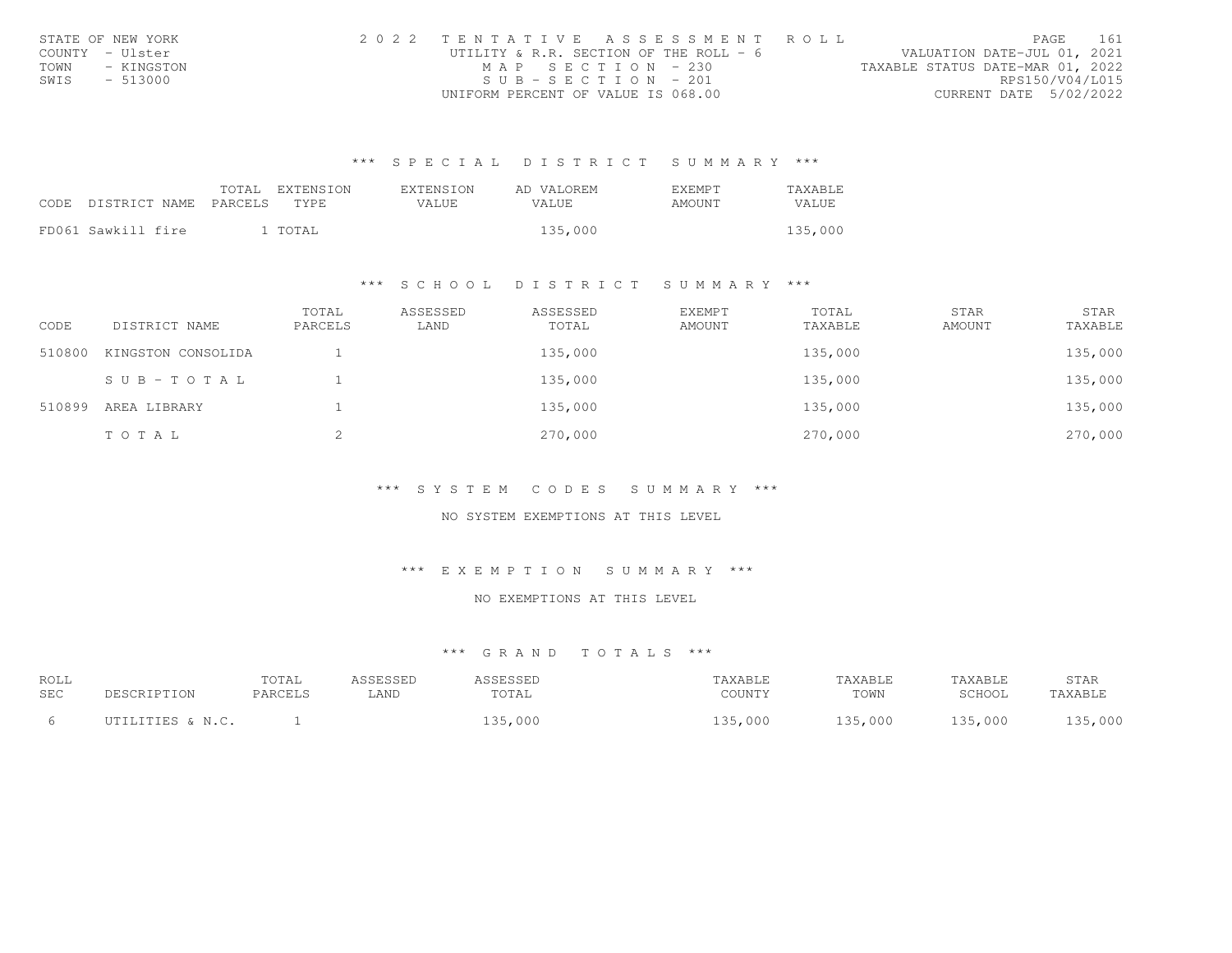STATE OF NEW YORK
COUNTY - Ulster
TOWN - KINGSTON
SWIS - 513000

2 0 2 2 T E N T A T I V E A S S E S S M E N T R O L L
UTILITY & R.R. SECTION OF THE ROLL - 6
M A P S E C T I O N - 230
S U B - S E C T I O N - 201
UNIFORM PERCENT OF VALUE IS 068.00

VALUATION DATE-JUL 01, 2021
TAXABLE STATUS DATE-MAR 01, 2022
RPS150/V04/L015
CURRENT DATE 5/02/2022

## *** S P E C I A L D I S T R I C T S U M M A R Y ***

| CODE DISTRICT NAME | TOTAL PARCELS | EXTENSION TYPE | EXTENSION VALUE | AD VALOREM VALUE | EXEMPT AMOUNT | TAXABLE VALUE |
|---|---|---|---|---|---|---|
| FD061 Sawkill fire | 1 | TOTAL | | 135,000 | | 135,000 |

## *** S C H O O L D I S T R I C T S U M M A R Y ***

| CODE | DISTRICT NAME | TOTAL PARCELS | ASSESSED LAND | ASSESSED TOTAL | EXEMPT AMOUNT | TOTAL TAXABLE | STAR AMOUNT | STAR TAXABLE |
|---|---|---|---|---|---|---|---|---|
| 510800 | KINGSTON CONSOLIDA | 1 | | 135,000 | | 135,000 | | 135,000 |
| | S U B - T O T A L | 1 | | 135,000 | | 135,000 | | 135,000 |
| 510899 | AREA LIBRARY | 1 | | 135,000 | | 135,000 | | 135,000 |
| | T O T A L | 2 | | 270,000 | | 270,000 | | 270,000 |

## *** S Y S T E M C O D E S S U M M A R Y ***

NO SYSTEM EXEMPTIONS AT THIS LEVEL

## *** E X E M P T I O N S U M M A R Y ***

NO EXEMPTIONS AT THIS LEVEL

## *** G R A N D T O T A L S ***

| ROLL SEC | DESCRIPTION | TOTAL PARCELS | ASSESSED LAND | ASSESSED TOTAL | TAXABLE COUNTY | TAXABLE TOWN | TAXABLE SCHOOL | STAR TAXABLE |
|---|---|---|---|---|---|---|---|---|
| 6 | UTILITIES & N.C. | 1 | | 135,000 | 135,000 | 135,000 | 135,000 | 135,000 |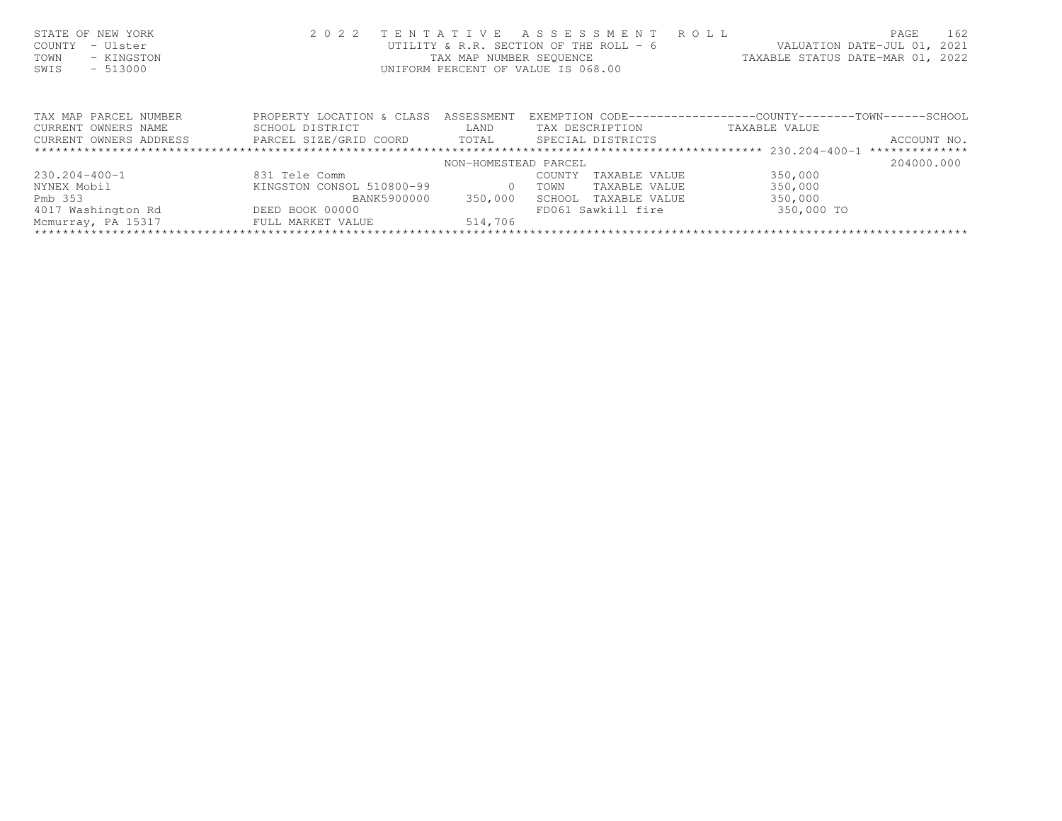STATE OF NEW YORK
COUNTY - Ulster
TOWN - KINGSTON
SWIS - 513000

2 0 2 2 T E N T A T I V E A S S E S S M E N T R O L L
UTILITY & R.R. SECTION OF THE ROLL - 6
TAX MAP NUMBER SEQUENCE
UNIFORM PERCENT OF VALUE IS 068.00

VALUATION DATE-JUL 01, 2021
TAXABLE STATUS DATE-MAR 01, 2022

| TAX MAP PARCEL NUMBER<br>CURRENT OWNERS NAME<br>CURRENT OWNERS ADDRESS | PROPERTY LOCATION & CLASS<br>SCHOOL DISTRICT<br>PARCEL SIZE/GRID COORD | ASSESSMENT<br>LAND<br>TOTAL | EXEMPTION CODE------------------COUNTY--------TOWN------SCHOOL<br>TAX DESCRIPTION<br>SPECIAL DISTRICTS | TAXABLE VALUE | ACCOUNT NO. |
|---|---|---|---|---|---|
| ****************************** 230.204-400-1 ************** | | | | | |
| | | NON-HOMESTEAD PARCEL | | | 204000.000 |
| 230.204-400-1 | 831 Tele Comm | | COUNTY TAXABLE VALUE | 350,000 | |
| NYNEX Mobil | KINGSTON CONSOL 510800-99 | 0 | TOWN TAXABLE VALUE | 350,000 | |
| Pmb 353 | BANK5900000 | 350,000 | SCHOOL TAXABLE VALUE | 350,000 | |
| 4017 Washington Rd | DEED BOOK 00000 | | FD061 Sawkill fire | 350,000 TO | |
| Mcmurray, PA 15317 | FULL MARKET VALUE | 514,706 | | | |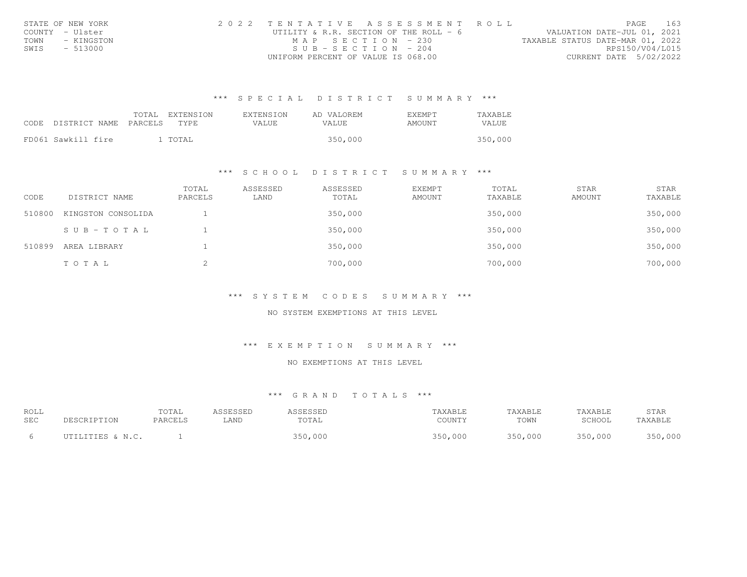STATE OF NEW YORK
COUNTY - Ulster
TOWN - KINGSTON
SWIS - 513000

2022 TENTATIVE ASSESSMENT ROLL
UTILITY & R.R. SECTION OF THE ROLL - 6
MAP SECTION - 230
SUB-SECTION - 204
UNIFORM PERCENT OF VALUE IS 068.00

VALUATION DATE-JUL 01, 2021
TAXABLE STATUS DATE-MAR 01, 2022
RPS150/V04/L015
CURRENT DATE 5/02/2022

## *** SPECIAL DISTRICT SUMMARY ***

| CODE | DISTRICT NAME | TOTAL PARCELS | EXTENSION TYPE | EXTENSION VALUE | AD VALOREM VALUE | EXEMPT AMOUNT | TAXABLE VALUE |
|---|---|---|---|---|---|---|---|
| FD061 | Sawkill fire | 1 | TOTAL | | 350,000 | | 350,000 |

## *** SCHOOL DISTRICT SUMMARY ***

| CODE | DISTRICT NAME | TOTAL PARCELS | ASSESSED LAND | ASSESSED TOTAL | EXEMPT AMOUNT | TOTAL TAXABLE | STAR AMOUNT | STAR TAXABLE |
|---|---|---|---|---|---|---|---|---|
| 510800 | KINGSTON CONSOLIDA | 1 | | 350,000 | | 350,000 | | 350,000 |
| | SUB-TOTAL | 1 | | 350,000 | | 350,000 | | 350,000 |
| 510899 | AREA LIBRARY | 1 | | 350,000 | | 350,000 | | 350,000 |
| | TOTAL | 2 | | 700,000 | | 700,000 | | 700,000 |

## *** SYSTEM CODES SUMMARY ***

NO SYSTEM EXEMPTIONS AT THIS LEVEL

## *** EXEMPTION SUMMARY ***

NO EXEMPTIONS AT THIS LEVEL

## *** GRAND TOTALS ***

| ROLL SEC | DESCRIPTION | TOTAL PARCELS | ASSESSED LAND | ASSESSED TOTAL | TAXABLE COUNTY | TAXABLE TOWN | TAXABLE SCHOOL | STAR TAXABLE |
|---|---|---|---|---|---|---|---|---|
| 6 | UTILITIES & N.C. | 1 | | 350,000 | 350,000 | 350,000 | 350,000 | 350,000 |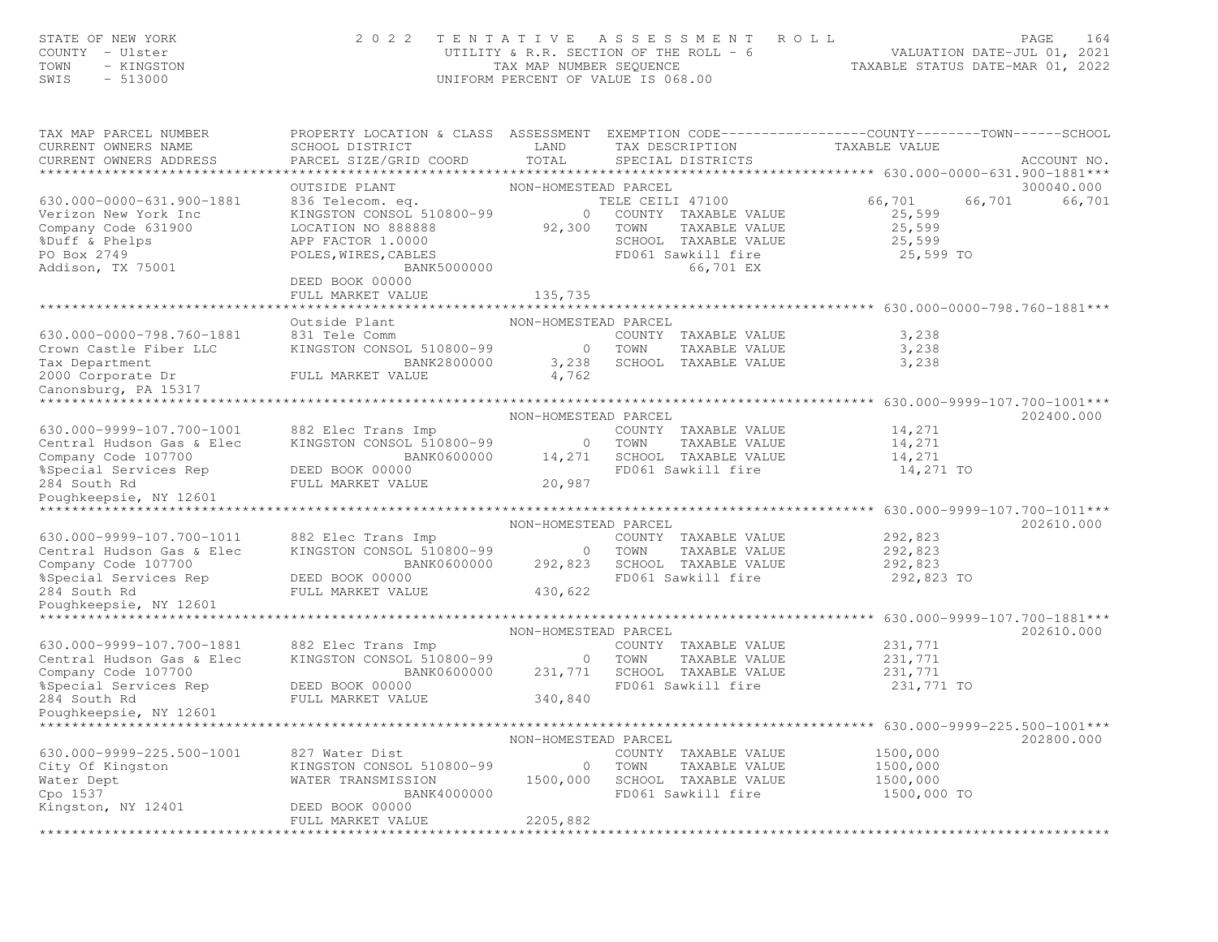STATE OF NEW YORK
COUNTY - Ulster
TOWN - KINGSTON
SWIS - 513000

2022 TENTATIVE ASSESSMENT ROLL
UTILITY & R.R. SECTION OF THE ROLL - 6
TAX MAP NUMBER SEQUENCE
UNIFORM PERCENT OF VALUE IS 068.00

VALUATION DATE-JUL 01, 2021
TAXABLE STATUS DATE-MAR 01, 2022

| TAX MAP PARCEL NUMBER / CURRENT OWNERS NAME / CURRENT OWNERS ADDRESS | PROPERTY LOCATION & CLASS / SCHOOL DISTRICT / PARCEL SIZE/GRID COORD | ASSESSMENT LAND / TOTAL | EXEMPTION CODE / TAX DESCRIPTION / SPECIAL DISTRICTS | COUNTY TAXABLE VALUE | TOWN | SCHOOL | ACCOUNT NO. |
|---|---|---|---|---|---|---|---|
| **630.000-0000-631.900-1881** | OUTSIDE PLANT | NON-HOMESTEAD PARCEL | | | | | 300040.000 |
| 630.000-0000-631.900-1881 | 836 Telecom. eq. | | TELE CEILI 47100 | 66,701 | 66,701 | 66,701 | |
| Verizon New York Inc | KINGSTON CONSOL 510800-99 | 0 | COUNTY TAXABLE VALUE | 25,599 | | | |
| Company Code 631900 | LOCATION NO 888888 | 92,300 | TOWN TAXABLE VALUE | 25,599 | | | |
| %Duff & Phelps | APP FACTOR 1.0000 | | SCHOOL TAXABLE VALUE | 25,599 | | | |
| PO Box 2749 | POLES,WIRES,CABLES | | FD061 Sawkill fire | 25,599 TO | | | |
| Addison, TX 75001 | BANK5000000 | | 66,701 EX | | | | |
| | DEED BOOK 00000 | | | | | | |
| | FULL MARKET VALUE | 135,735 | | | | | |
| **630.000-0000-798.760-1881** | Outside Plant | NON-HOMESTEAD PARCEL | | | | | |
| 630.000-0000-798.760-1881 | 831 Tele Comm | | COUNTY TAXABLE VALUE | 3,238 | | | |
| Crown Castle Fiber LLC | KINGSTON CONSOL 510800-99 | 0 | TOWN TAXABLE VALUE | 3,238 | | | |
| Tax Department | BANK2800000 | 3,238 | SCHOOL TAXABLE VALUE | 3,238 | | | |
| 2000 Corporate Dr | FULL MARKET VALUE | 4,762 | | | | | |
| Canonsburg, PA 15317 | | | | | | | |
| **630.000-9999-107.700-1001** | | NON-HOMESTEAD PARCEL | | | | | 202400.000 |
| 630.000-9999-107.700-1001 | 882 Elec Trans Imp | | COUNTY TAXABLE VALUE | 14,271 | | | |
| Central Hudson Gas & Elec | KINGSTON CONSOL 510800-99 | 0 | TOWN TAXABLE VALUE | 14,271 | | | |
| Company Code 107700 | BANK0600000 | 14,271 | SCHOOL TAXABLE VALUE | 14,271 | | | |
| %Special Services Rep | DEED BOOK 00000 | | FD061 Sawkill fire | 14,271 TO | | | |
| 284 South Rd | FULL MARKET VALUE | 20,987 | | | | | |
| Poughkeepsie, NY 12601 | | | | | | | |
| **630.000-9999-107.700-1011** | | NON-HOMESTEAD PARCEL | | | | | 202610.000 |
| 630.000-9999-107.700-1011 | 882 Elec Trans Imp | | COUNTY TAXABLE VALUE | 292,823 | | | |
| Central Hudson Gas & Elec | KINGSTON CONSOL 510800-99 | 0 | TOWN TAXABLE VALUE | 292,823 | | | |
| Company Code 107700 | BANK0600000 | 292,823 | SCHOOL TAXABLE VALUE | 292,823 | | | |
| %Special Services Rep | DEED BOOK 00000 | | FD061 Sawkill fire | 292,823 TO | | | |
| 284 South Rd | FULL MARKET VALUE | 430,622 | | | | | |
| Poughkeepsie, NY 12601 | | | | | | | |
| **630.000-9999-107.700-1881** | | NON-HOMESTEAD PARCEL | | | | | 202610.000 |
| 630.000-9999-107.700-1881 | 882 Elec Trans Imp | | COUNTY TAXABLE VALUE | 231,771 | | | |
| Central Hudson Gas & Elec | KINGSTON CONSOL 510800-99 | 0 | TOWN TAXABLE VALUE | 231,771 | | | |
| Company Code 107700 | BANK0600000 | 231,771 | SCHOOL TAXABLE VALUE | 231,771 | | | |
| %Special Services Rep | DEED BOOK 00000 | | FD061 Sawkill fire | 231,771 TO | | | |
| 284 South Rd | FULL MARKET VALUE | 340,840 | | | | | |
| Poughkeepsie, NY 12601 | | | | | | | |
| **630.000-9999-225.500-1001** | | NON-HOMESTEAD PARCEL | | | | | 202800.000 |
| 630.000-9999-225.500-1001 | 827 Water Dist | | COUNTY TAXABLE VALUE | 1500,000 | | | |
| City Of Kingston | KINGSTON CONSOL 510800-99 | 0 | TOWN TAXABLE VALUE | 1500,000 | | | |
| Water Dept | WATER TRANSMISSION | 1500,000 | SCHOOL TAXABLE VALUE | 1500,000 | | | |
| Cpo 1537 | BANK4000000 | | FD061 Sawkill fire | 1500,000 TO | | | |
| Kingston, NY 12401 | DEED BOOK 00000 | | | | | | |
| | FULL MARKET VALUE | 2205,882 | | | | | |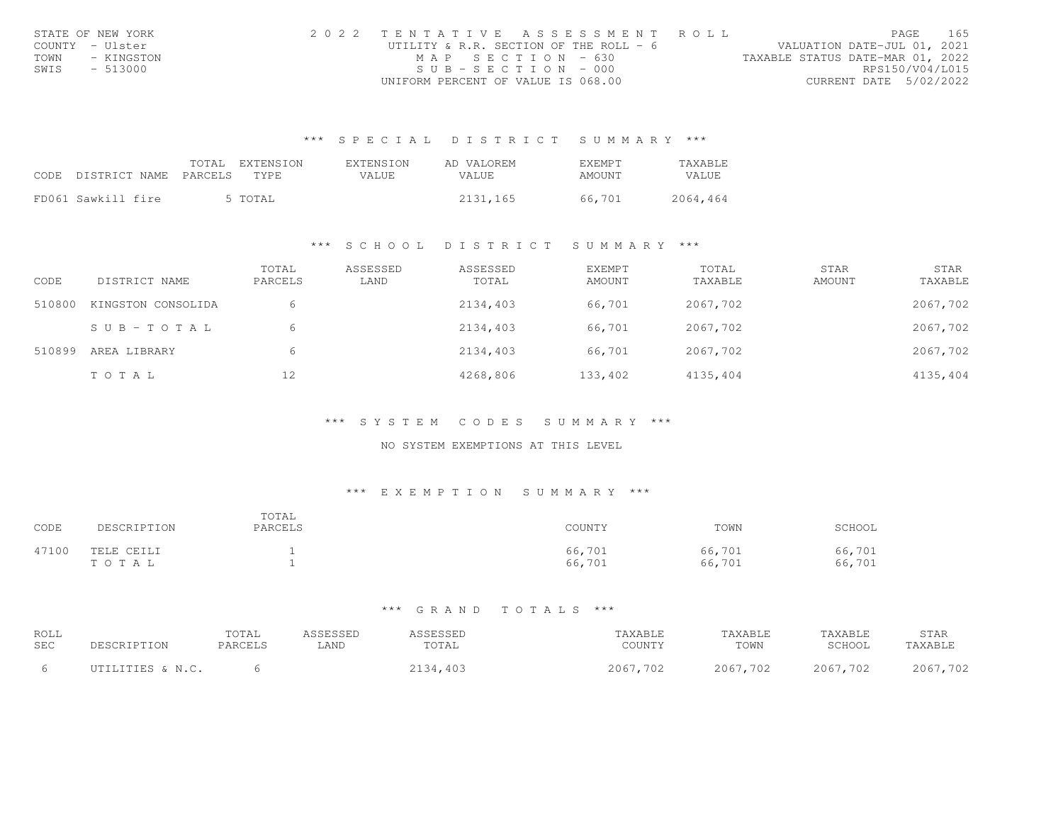STATE OF NEW YORK
COUNTY - Ulster
TOWN - KINGSTON
SWIS - 513000

2022 TENTATIVE ASSESSMENT ROLL
UTILITY & R.R. SECTION OF THE ROLL - 6
MAP SECTION - 630
SUB-SECTION - 000
UNIFORM PERCENT OF VALUE IS 068.00

VALUATION DATE-JUL 01, 2021
TAXABLE STATUS DATE-MAR 01, 2022
RPS150/V04/L015
CURRENT DATE 5/02/2022

## *** SPECIAL DISTRICT SUMMARY ***

| CODE DISTRICT NAME | TOTAL PARCELS | EXTENSION TYPE | EXTENSION VALUE | AD VALOREM VALUE | EXEMPT AMOUNT | TAXABLE VALUE |
|---|---|---|---|---|---|---|
| FD061 Sawkill fire | 5 | TOTAL | | 2131,165 | 66,701 | 2064,464 |

## *** SCHOOL DISTRICT SUMMARY ***

| CODE | DISTRICT NAME | TOTAL PARCELS | ASSESSED LAND | ASSESSED TOTAL | EXEMPT AMOUNT | TOTAL TAXABLE | STAR AMOUNT | STAR TAXABLE |
|---|---|---|---|---|---|---|---|---|
| 510800 | KINGSTON CONSOLIDA | 6 | | 2134,403 | 66,701 | 2067,702 | | 2067,702 |
| | SUB-TOTAL | 6 | | 2134,403 | 66,701 | 2067,702 | | 2067,702 |
| 510899 | AREA LIBRARY | 6 | | 2134,403 | 66,701 | 2067,702 | | 2067,702 |
| | TOTAL | 12 | | 4268,806 | 133,402 | 4135,404 | | 4135,404 |

## *** SYSTEM CODES SUMMARY ***

NO SYSTEM EXEMPTIONS AT THIS LEVEL

## *** EXEMPTION SUMMARY ***

| CODE | DESCRIPTION | TOTAL PARCELS | COUNTY | TOWN | SCHOOL |
|---|---|---|---|---|---|
| 47100 | TELE CEILI | 1 | 66,701 | 66,701 | 66,701 |
| | TOTAL | 1 | 66,701 | 66,701 | 66,701 |

## *** GRAND TOTALS ***

| ROLL SEC | DESCRIPTION | TOTAL PARCELS | ASSESSED LAND | ASSESSED TOTAL | TAXABLE COUNTY | TAXABLE TOWN | TAXABLE SCHOOL | STAR TAXABLE |
|---|---|---|---|---|---|---|---|---|
| 6 | UTILITIES & N.C. | 6 | | 2134,403 | 2067,702 | 2067,702 | 2067,702 | 2067,702 |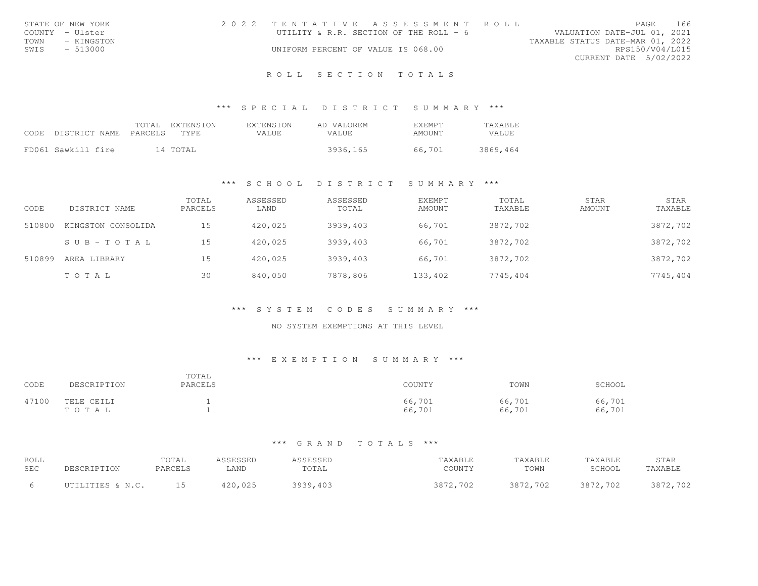STATE OF NEW YORK
COUNTY - Ulster
TOWN - KINGSTON
SWIS - 513000

2 0 2 2 T E N T A T I V E A S S E S S M E N T R O L L
UTILITY & R.R. SECTION OF THE ROLL - 6
UNIFORM PERCENT OF VALUE IS 068.00

VALUATION DATE-JUL 01, 2021
TAXABLE STATUS DATE-MAR 01, 2022
RPS150/V04/L015
CURRENT DATE 5/02/2022

## R O L L S E C T I O N T O T A L S

### *** S P E C I A L D I S T R I C T S U M M A R Y ***

| CODE DISTRICT NAME | TOTAL PARCELS | EXTENSION TYPE | EXTENSION VALUE | AD VALOREM VALUE | EXEMPT AMOUNT | TAXABLE VALUE |
|---|---|---|---|---|---|---|
| FD061 Sawkill fire | 14 | TOTAL | | 3936,165 | 66,701 | 3869,464 |

### *** S C H O O L D I S T R I C T S U M M A R Y ***

| CODE | DISTRICT NAME | TOTAL PARCELS | ASSESSED LAND | ASSESSED TOTAL | EXEMPT AMOUNT | TOTAL TAXABLE | STAR AMOUNT | STAR TAXABLE |
|---|---|---|---|---|---|---|---|---|
| 510800 | KINGSTON CONSOLIDA | 15 | 420,025 | 3939,403 | 66,701 | 3872,702 | | 3872,702 |
| | S U B - T O T A L | 15 | 420,025 | 3939,403 | 66,701 | 3872,702 | | 3872,702 |
| 510899 | AREA LIBRARY | 15 | 420,025 | 3939,403 | 66,701 | 3872,702 | | 3872,702 |
| | T O T A L | 30 | 840,050 | 7878,806 | 133,402 | 7745,404 | | 7745,404 |

### *** S Y S T E M C O D E S S U M M A R Y ***

NO SYSTEM EXEMPTIONS AT THIS LEVEL

### *** E X E M P T I O N S U M M A R Y ***

| CODE | DESCRIPTION | TOTAL PARCELS | COUNTY | TOWN | SCHOOL |
|---|---|---|---|---|---|
| 47100 | TELE CEILI | 1 | 66,701 | 66,701 | 66,701 |
| | T O T A L | 1 | 66,701 | 66,701 | 66,701 |

### *** G R A N D T O T A L S ***

| ROLL SEC | DESCRIPTION | TOTAL PARCELS | ASSESSED LAND | ASSESSED TOTAL | TAXABLE COUNTY | TAXABLE TOWN | TAXABLE SCHOOL | STAR TAXABLE |
|---|---|---|---|---|---|---|---|---|
| 6 | UTILITIES & N.C. | 15 | 420,025 | 3939,403 | 3872,702 | 3872,702 | 3872,702 | 3872,702 |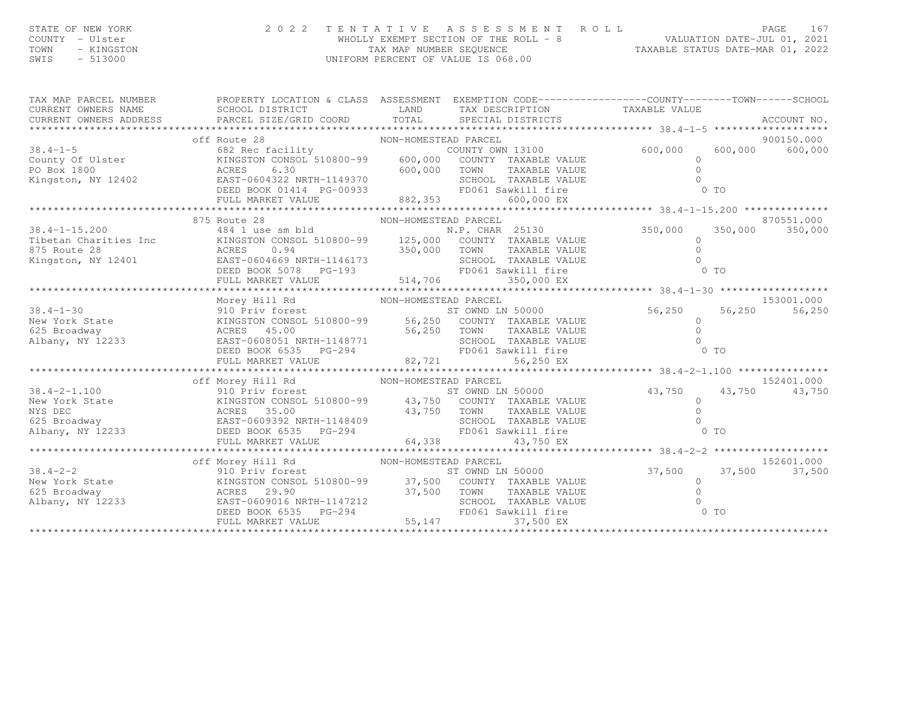STATE OF NEW YORK
COUNTY - Ulster
TOWN - Kingston
SWIS - 513000

2022 TENTATIVE ASSESSMENT ROLL
WHOLLY EXEMPT SECTION OF THE ROLL - 8
TAX MAP NUMBER SEQUENCE
UNIFORM PERCENT OF VALUE IS 068.00

VALUATION DATE-JUL 01, 2021
TAXABLE STATUS DATE-MAR 01, 2022

| TAX MAP PARCEL NUMBER / CURRENT OWNERS NAME / CURRENT OWNERS ADDRESS | PROPERTY LOCATION & CLASS / SCHOOL DISTRICT / PARCEL SIZE/GRID COORD | ASSESSMENT LAND / TOTAL | EXEMPTION CODE / TAX DESCRIPTION / SPECIAL DISTRICTS | COUNTY TAXABLE VALUE | TOWN | SCHOOL / ACCOUNT NO. |
|---|---|---|---|---|---|---|
| **38.4-1-5** | off Route 28 | NON-HOMESTEAD PARCEL | | | | 900150.000 |
| 38.4-1-5 | 682 Rec facility | | COUNTY OWN 13100 | 600,000 | 600,000 | 600,000 |
| County Of Ulster | KINGSTON CONSOL 510800-99 | 600,000 | COUNTY TAXABLE VALUE | 0 | | |
| PO Box 1800 | ACRES 6.30 | 600,000 | TOWN TAXABLE VALUE | 0 | | |
| Kingston, NY 12402 | EAST-0604322 NRTH-1149370 | | SCHOOL TAXABLE VALUE | 0 | | |
| | DEED BOOK 01414 PG-00933 | | FD061 Sawkill fire | 0 TO | | |
| | FULL MARKET VALUE | 882,353 | 600,000 EX | | | |
| **38.4-1-15.200** | 875 Route 28 | NON-HOMESTEAD PARCEL | | | | 870551.000 |
| 38.4-1-15.200 | 484 1 use sm bld | | N.P. CHAR 25130 | 350,000 | 350,000 | 350,000 |
| Tibetan Charities Inc | KINGSTON CONSOL 510800-99 | 125,000 | COUNTY TAXABLE VALUE | 0 | | |
| 875 Route 28 | ACRES 0.94 | 350,000 | TOWN TAXABLE VALUE | 0 | | |
| Kingston, NY 12401 | EAST-0604669 NRTH-1146173 | | SCHOOL TAXABLE VALUE | 0 | | |
| | DEED BOOK 5078 PG-193 | | FD061 Sawkill fire | 0 TO | | |
| | FULL MARKET VALUE | 514,706 | 350,000 EX | | | |
| **38.4-1-30** | Morey Hill Rd | NON-HOMESTEAD PARCEL | | | | 153001.000 |
| 38.4-1-30 | 910 Priv forest | | ST OWND LN 50000 | 56,250 | 56,250 | 56,250 |
| New York State | KINGSTON CONSOL 510800-99 | 56,250 | COUNTY TAXABLE VALUE | 0 | | |
| 625 Broadway | ACRES 45.00 | 56,250 | TOWN TAXABLE VALUE | 0 | | |
| Albany, NY 12233 | EAST-0608051 NRTH-1148771 | | SCHOOL TAXABLE VALUE | 0 | | |
| | DEED BOOK 6535 PG-294 | | FD061 Sawkill fire | 0 TO | | |
| | FULL MARKET VALUE | 82,721 | 56,250 EX | | | |
| **38.4-2-1.100** | off Morey Hill Rd | NON-HOMESTEAD PARCEL | | | | 152401.000 |
| 38.4-2-1.100 | 910 Priv forest | | ST OWND LN 50000 | 43,750 | 43,750 | 43,750 |
| New York State | KINGSTON CONSOL 510800-99 | 43,750 | COUNTY TAXABLE VALUE | 0 | | |
| NYS DEC | ACRES 35.00 | 43,750 | TOWN TAXABLE VALUE | 0 | | |
| 625 Broadway | EAST-0609392 NRTH-1148409 | | SCHOOL TAXABLE VALUE | 0 | | |
| Albany, NY 12233 | DEED BOOK 6535 PG-294 | | FD061 Sawkill fire | 0 TO | | |
| | FULL MARKET VALUE | 64,338 | 43,750 EX | | | |
| **38.4-2-2** | off Morey Hill Rd | NON-HOMESTEAD PARCEL | | | | 152601.000 |
| 38.4-2-2 | 910 Priv forest | | ST OWND LN 50000 | 37,500 | 37,500 | 37,500 |
| New York State | KINGSTON CONSOL 510800-99 | 37,500 | COUNTY TAXABLE VALUE | 0 | | |
| 625 Broadway | ACRES 29.90 | 37,500 | TOWN TAXABLE VALUE | 0 | | |
| Albany, NY 12233 | EAST-0609016 NRTH-1147212 | | SCHOOL TAXABLE VALUE | 0 | | |
| | DEED BOOK 6535 PG-294 | | FD061 Sawkill fire | 0 TO | | |
| | FULL MARKET VALUE | 55,147 | 37,500 EX | | | |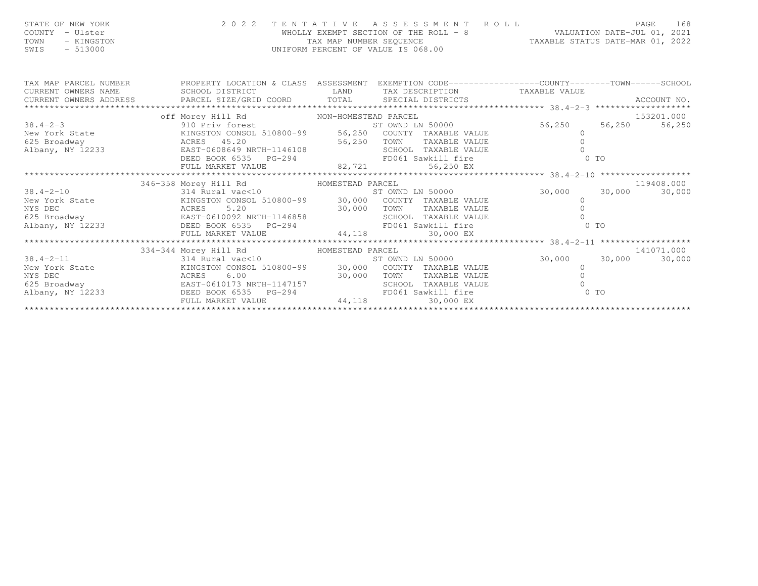STATE OF NEW YORK
COUNTY - Ulster
TOWN - KINGSTON
SWIS - 513000

2022 TENTATIVE ASSESSMENT ROLL
WHOLLY EXEMPT SECTION OF THE ROLL - 8
TAX MAP NUMBER SEQUENCE
UNIFORM PERCENT OF VALUE IS 068.00

VALUATION DATE-JUL 01, 2021
TAXABLE STATUS DATE-MAR 01, 2022

| TAX MAP PARCEL NUMBER / CURRENT OWNERS NAME / CURRENT OWNERS ADDRESS | PROPERTY LOCATION & CLASS / SCHOOL DISTRICT / PARCEL SIZE/GRID COORD | ASSESSMENT LAND / TOTAL | EXEMPTION CODE / TAX DESCRIPTION / SPECIAL DISTRICTS | COUNTY TAXABLE VALUE | TOWN | SCHOOL / ACCOUNT NO. |
|---|---|---|---|---|---|---|
| 38.4-2-3 | off Morey Hill Rd NON-HOMESTEAD PARCEL | | | | | 153201.000 |
| 38.4-2-3 | 910 Priv forest | | ST OWND LN 50000 | 56,250 | 56,250 | 56,250 |
| New York State | KINGSTON CONSOL 510800-99 | 56,250 | COUNTY TAXABLE VALUE | 0 | | |
| 625 Broadway | ACRES 45.20 | 56,250 | TOWN TAXABLE VALUE | 0 | | |
| Albany, NY 12233 | EAST-0608649 NRTH-1146108 | | SCHOOL TAXABLE VALUE | 0 | | |
| | DEED BOOK 6535 PG-294 | | FD061 Sawkill fire | 0 TO | | |
| | FULL MARKET VALUE | 82,721 | 56,250 EX | | | |
| 38.4-2-10 | 346-358 Morey Hill Rd HOMESTEAD PARCEL | | | | | 119408.000 |
| 38.4-2-10 | 314 Rural vac<10 | | ST OWND LN 50000 | 30,000 | 30,000 | 30,000 |
| New York State | KINGSTON CONSOL 510800-99 | 30,000 | COUNTY TAXABLE VALUE | 0 | | |
| NYS DEC | ACRES 5.20 | 30,000 | TOWN TAXABLE VALUE | 0 | | |
| 625 Broadway | EAST-0610092 NRTH-1146858 | | SCHOOL TAXABLE VALUE | 0 | | |
| Albany, NY 12233 | DEED BOOK 6535 PG-294 | | FD061 Sawkill fire | 0 TO | | |
| | FULL MARKET VALUE | 44,118 | 30,000 EX | | | |
| 38.4-2-11 | 334-344 Morey Hill Rd HOMESTEAD PARCEL | | | | | 141071.000 |
| 38.4-2-11 | 314 Rural vac<10 | | ST OWND LN 50000 | 30,000 | 30,000 | 30,000 |
| New York State | KINGSTON CONSOL 510800-99 | 30,000 | COUNTY TAXABLE VALUE | 0 | | |
| NYS DEC | ACRES 6.00 | 30,000 | TOWN TAXABLE VALUE | 0 | | |
| 625 Broadway | EAST-0610173 NRTH-1147157 | | SCHOOL TAXABLE VALUE | 0 | | |
| Albany, NY 12233 | DEED BOOK 6535 PG-294 | | FD061 Sawkill fire | 0 TO | | |
| | FULL MARKET VALUE | 44,118 | 30,000 EX | | | |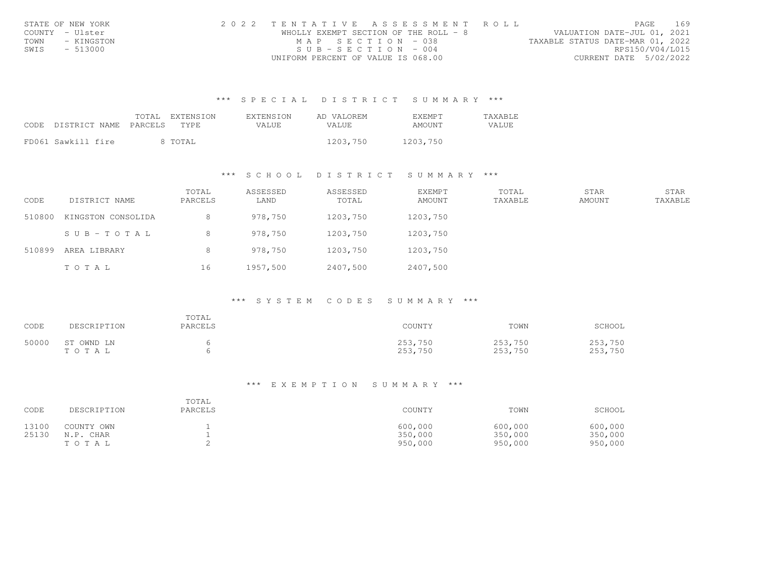STATE OF NEW YORK
COUNTY - Ulster
TOWN - KINGSTON
SWIS - 513000

2 0 2 2 T E N T A T I V E A S S E S S M E N T R O L L
WHOLLY EXEMPT SECTION OF THE ROLL - 8
M A P S E C T I O N - 038
S U B - S E C T I O N - 004
UNIFORM PERCENT OF VALUE IS 068.00

VALUATION DATE-JUL 01, 2021
TAXABLE STATUS DATE-MAR 01, 2022
RPS150/V04/L015
CURRENT DATE 5/02/2022

## *** S P E C I A L D I S T R I C T S U M M A R Y ***

| CODE DISTRICT NAME | TOTAL PARCELS | EXTENSION TYPE | EXTENSION VALUE | AD VALOREM VALUE | EXEMPT AMOUNT | TAXABLE VALUE |
|---|---|---|---|---|---|---|
| FD061 Sawkill fire | 8 | TOTAL | | 1203,750 | 1203,750 | |

## *** S C H O O L D I S T R I C T S U M M A R Y ***

| CODE | DISTRICT NAME | TOTAL PARCELS | ASSESSED LAND | ASSESSED TOTAL | EXEMPT AMOUNT | TOTAL TAXABLE | STAR AMOUNT | STAR TAXABLE |
|---|---|---|---|---|---|---|---|---|
| 510800 | KINGSTON CONSOLIDA | 8 | 978,750 | 1203,750 | 1203,750 | | | |
| | S U B - T O T A L | 8 | 978,750 | 1203,750 | 1203,750 | | | |
| 510899 | AREA LIBRARY | 8 | 978,750 | 1203,750 | 1203,750 | | | |
| | T O T A L | 16 | 1957,500 | 2407,500 | 2407,500 | | | |

## *** S Y S T E M C O D E S S U M M A R Y ***

| CODE | DESCRIPTION | TOTAL PARCELS | COUNTY | TOWN | SCHOOL |
|---|---|---|---|---|---|
| 50000 | ST OWND LN | 6 | 253,750 | 253,750 | 253,750 |
| | T O T A L | 6 | 253,750 | 253,750 | 253,750 |

## *** E X E M P T I O N S U M M A R Y ***

| CODE | DESCRIPTION | TOTAL PARCELS | COUNTY | TOWN | SCHOOL |
|---|---|---|---|---|---|
| 13100 | COUNTY OWN | 1 | 600,000 | 600,000 | 600,000 |
| 25130 | N.P. CHAR | 1 | 350,000 | 350,000 | 350,000 |
| | T O T A L | 2 | 950,000 | 950,000 | 950,000 |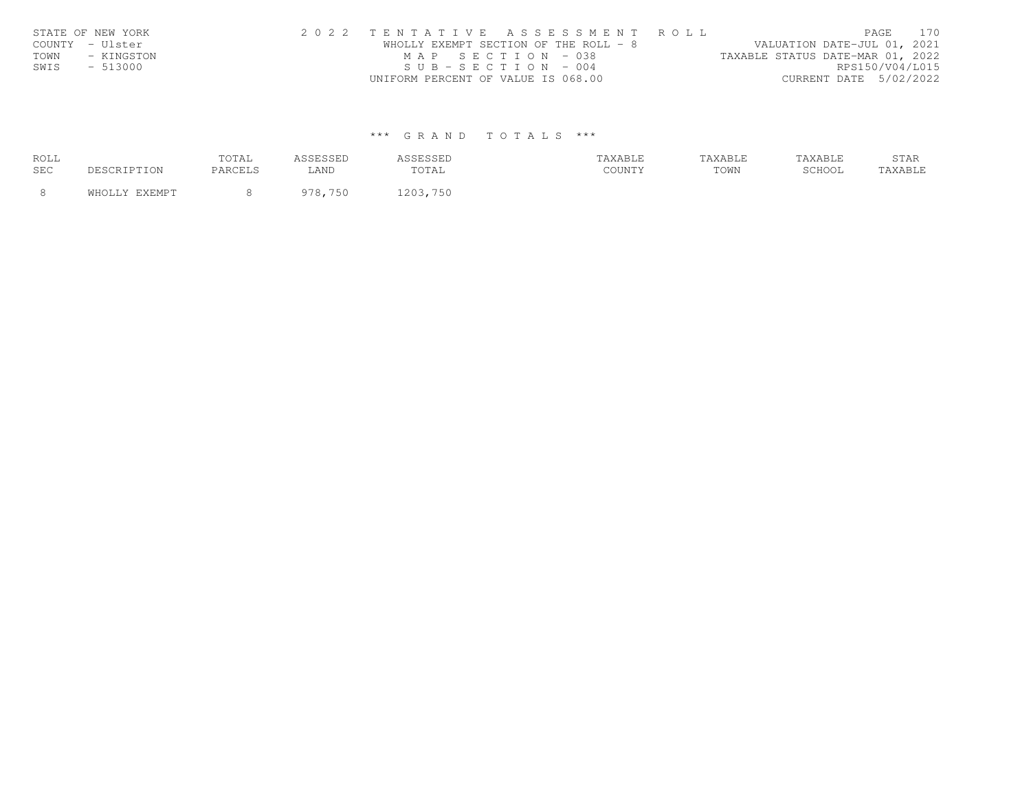STATE OF NEW YORK
COUNTY - Ulster
TOWN - KINGSTON
SWIS - 513000

2 0 2 2 T E N T A T I V E A S S E S S M E N T R O L L
WHOLLY EXEMPT SECTION OF THE ROLL - 8
M A P S E C T I O N - 038
S U B - S E C T I O N - 004
UNIFORM PERCENT OF VALUE IS 068.00

VALUATION DATE-JUL 01, 2021
TAXABLE STATUS DATE-MAR 01, 2022
RPS150/V04/L015
CURRENT DATE 5/02/2022

\*\*\* G R A N D T O T A L S \*\*\*

| ROLL SEC | DESCRIPTION | TOTAL PARCELS | ASSESSED LAND | ASSESSED TOTAL | TAXABLE COUNTY | TAXABLE TOWN | TAXABLE SCHOOL | STAR TAXABLE |
|---|---|---|---|---|---|---|---|---|
| 8 | WHOLLY EXEMPT | 8 | 978,750 | 1203,750 | | | | |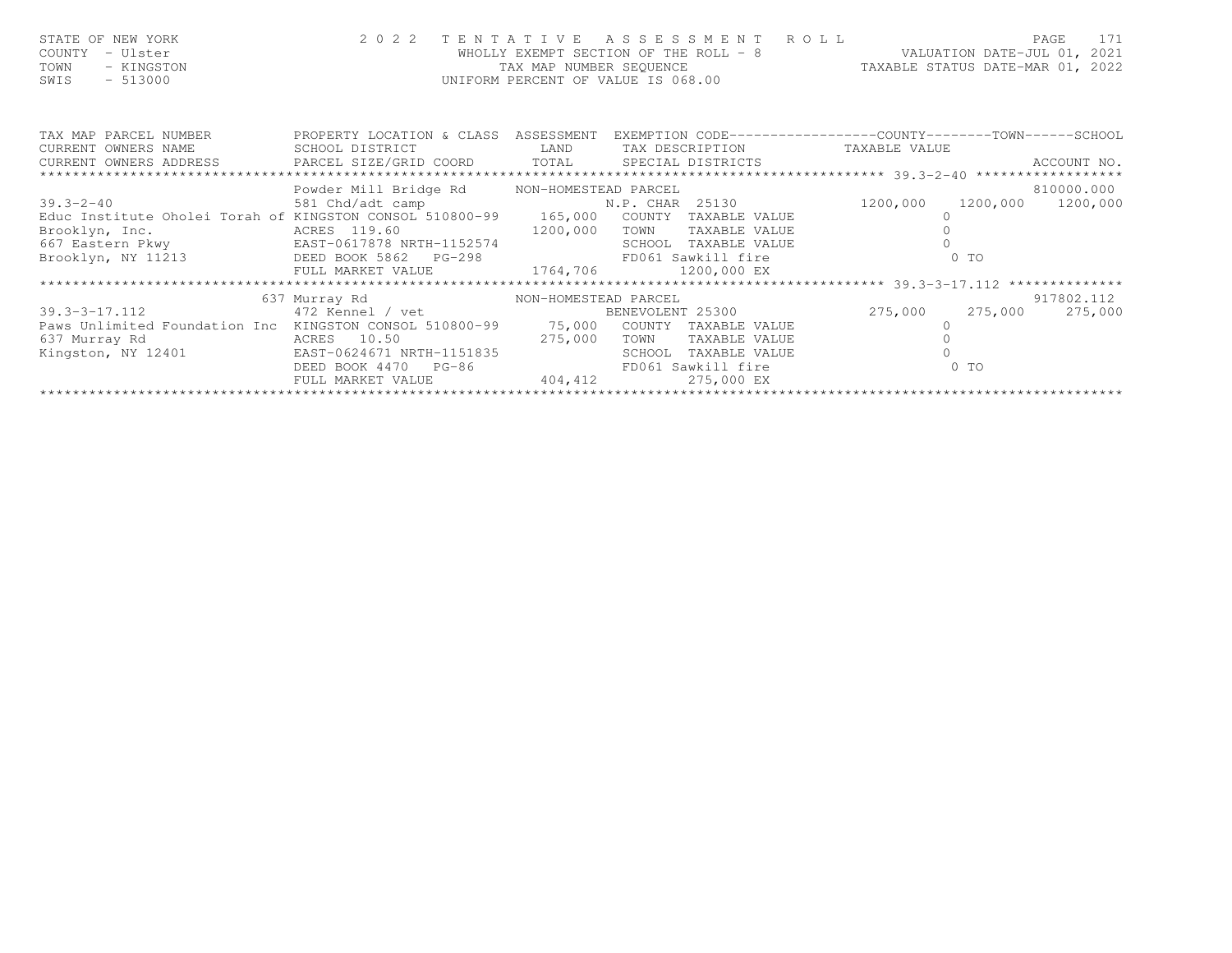STATE OF NEW YORK
COUNTY - Ulster
TOWN - KINGSTON
SWIS - 513000

2 0 2 2 T E N T A T I V E A S S E S S M E N T R O L L
WHOLLY EXEMPT SECTION OF THE ROLL - 8
TAX MAP NUMBER SEQUENCE
UNIFORM PERCENT OF VALUE IS 068.00

VALUATION DATE-JUL 01, 2021
TAXABLE STATUS DATE-MAR 01, 2022

| TAX MAP PARCEL NUMBER / CURRENT OWNERS NAME / CURRENT OWNERS ADDRESS | PROPERTY LOCATION & CLASS / SCHOOL DISTRICT / PARCEL SIZE/GRID COORD | ASSESSMENT LAND / TOTAL | EXEMPTION CODE / TAX DESCRIPTION / SPECIAL DISTRICTS | COUNTY | TOWN | SCHOOL |
|---|---|---|---|---|---|---|
| **39.3-2-40** | Powder Mill Bridge Rd | NON-HOMESTEAD PARCEL | | | | 810000.000 |
| 39.3-2-40 | 581 Chd/adt camp | | N.P. CHAR 25130 | 1200,000 | 1200,000 | 1200,000 |
| Educ Institute Oholei Torah of | KINGSTON CONSOL 510800-99 | 165,000 | COUNTY TAXABLE VALUE | 0 | | |
| Brooklyn, Inc. | ACRES 119.60 | 1200,000 | TOWN TAXABLE VALUE | 0 | | |
| 667 Eastern Pkwy | EAST-0617878 NRTH-1152574 | | SCHOOL TAXABLE VALUE | 0 | | |
| Brooklyn, NY 11213 | DEED BOOK 5862 PG-298 | | FD061 Sawkill fire | 0 TO | | |
| | FULL MARKET VALUE | 1764,706 | 1200,000 EX | | | |
| **39.3-3-17.112** | 637 Murray Rd | NON-HOMESTEAD PARCEL | | | | 917802.112 |
| 39.3-3-17.112 | 472 Kennel / vet | | BENEVOLENT 25300 | 275,000 | 275,000 | 275,000 |
| Paws Unlimited Foundation Inc | KINGSTON CONSOL 510800-99 | 75,000 | COUNTY TAXABLE VALUE | 0 | | |
| 637 Murray Rd | ACRES 10.50 | 275,000 | TOWN TAXABLE VALUE | 0 | | |
| Kingston, NY 12401 | EAST-0624671 NRTH-1151835 | | SCHOOL TAXABLE VALUE | 0 | | |
| | DEED BOOK 4470 PG-86 | | FD061 Sawkill fire | 0 TO | | |
| | FULL MARKET VALUE | 404,412 | 275,000 EX | | | |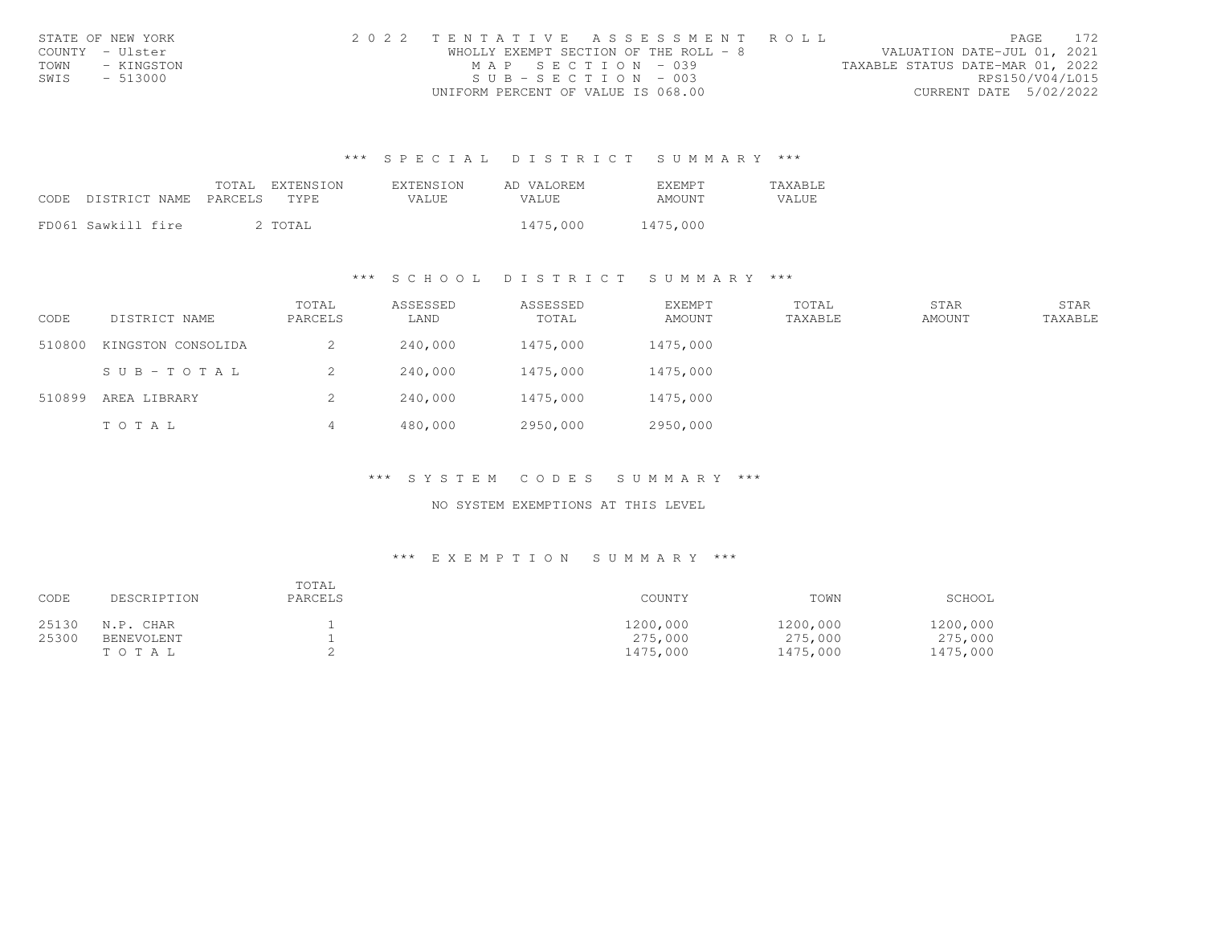STATE OF NEW YORK
COUNTY - Ulster
TOWN - KINGSTON
SWIS - 513000

2 0 2 2 T E N T A T I V E A S S E S S M E N T R O L L
WHOLLY EXEMPT SECTION OF THE ROLL - 8
M A P S E C T I O N - 039
S U B - S E C T I O N - 003
UNIFORM PERCENT OF VALUE IS 068.00

VALUATION DATE-JUL 01, 2021
TAXABLE STATUS DATE-MAR 01, 2022
RPS150/V04/L015
CURRENT DATE 5/02/2022

## *** S P E C I A L D I S T R I C T S U M M A R Y ***

| CODE | DISTRICT NAME | TOTAL PARCELS | EXTENSION TYPE | EXTENSION VALUE | AD VALOREM VALUE | EXEMPT AMOUNT | TAXABLE VALUE |
|---|---|---|---|---|---|---|---|
| FD061 | Sawkill fire | 2 | TOTAL | | 1475,000 | 1475,000 | |

## *** S C H O O L D I S T R I C T S U M M A R Y ***

| CODE | DISTRICT NAME | TOTAL PARCELS | ASSESSED LAND | ASSESSED TOTAL | EXEMPT AMOUNT | TOTAL TAXABLE | STAR AMOUNT | STAR TAXABLE |
|---|---|---|---|---|---|---|---|---|
| 510800 | KINGSTON CONSOLIDA | 2 | 240,000 | 1475,000 | 1475,000 | | | |
| | S U B - T O T A L | 2 | 240,000 | 1475,000 | 1475,000 | | | |
| 510899 | AREA LIBRARY | 2 | 240,000 | 1475,000 | 1475,000 | | | |
| | T O T A L | 4 | 480,000 | 2950,000 | 2950,000 | | | |

## *** S Y S T E M C O D E S S U M M A R Y ***

NO SYSTEM EXEMPTIONS AT THIS LEVEL

## *** E X E M P T I O N S U M M A R Y ***

| CODE | DESCRIPTION | TOTAL PARCELS | COUNTY | TOWN | SCHOOL |
|---|---|---|---|---|---|
| 25130 | N.P. CHAR | 1 | 1200,000 | 1200,000 | 1200,000 |
| 25300 | BENEVOLENT | 1 | 275,000 | 275,000 | 275,000 |
| | T O T A L | 2 | 1475,000 | 1475,000 | 1475,000 |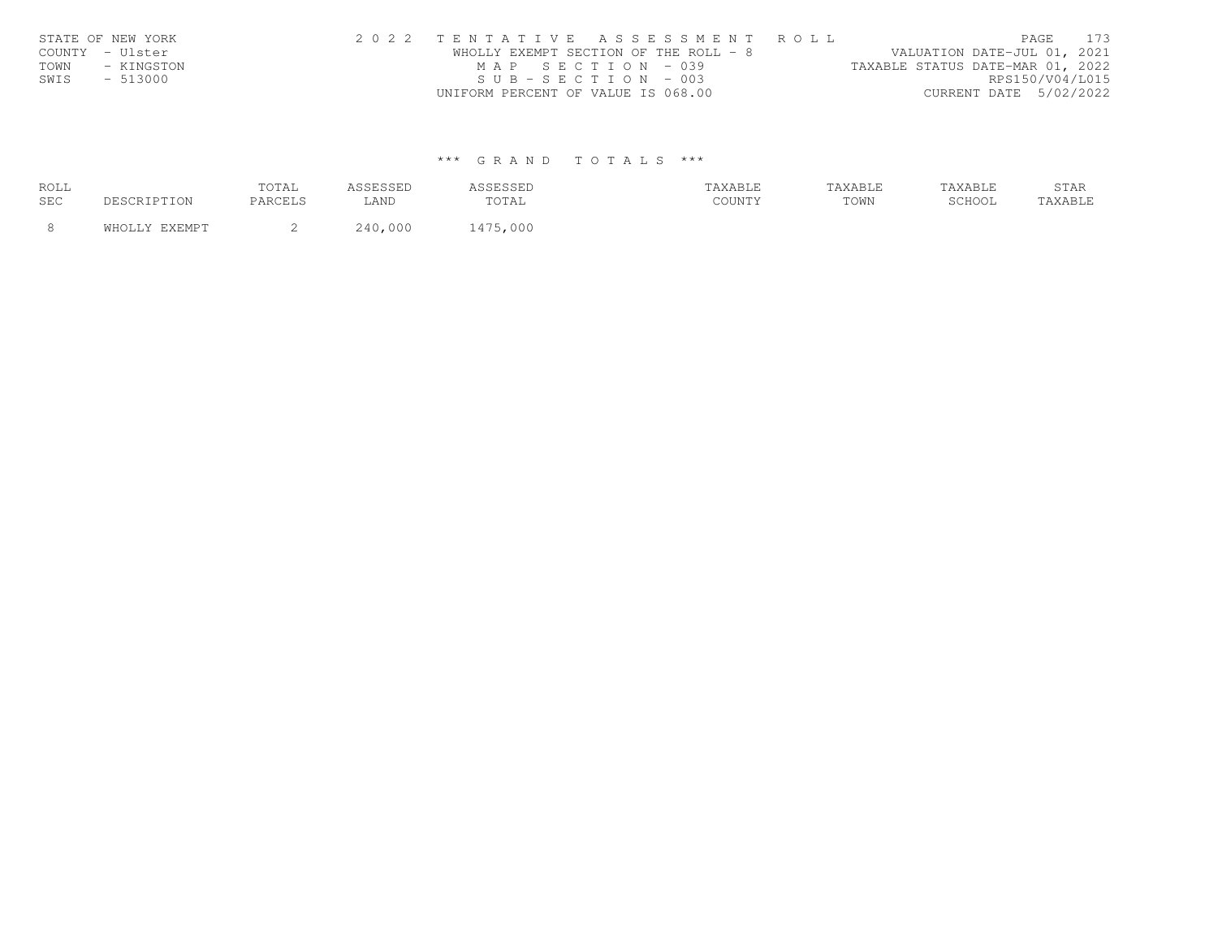STATE OF NEW YORK
COUNTY - Ulster
TOWN - KINGSTON
SWIS - 513000

2 0 2 2 T E N T A T I V E A S S E S S M E N T R O L L
WHOLLY EXEMPT SECTION OF THE ROLL - 8
M A P S E C T I O N - 039
S U B - S E C T I O N - 003
UNIFORM PERCENT OF VALUE IS 068.00

VALUATION DATE-JUL 01, 2021
TAXABLE STATUS DATE-MAR 01, 2022
RPS150/V04/L015
CURRENT DATE 5/02/2022

\*\*\* G R A N D T O T A L S \*\*\*

| ROLL SEC | DESCRIPTION | TOTAL PARCELS | ASSESSED LAND | ASSESSED TOTAL | TAXABLE COUNTY | TAXABLE TOWN | TAXABLE SCHOOL | STAR TAXABLE |
|---|---|---|---|---|---|---|---|---|
| 8 | WHOLLY EXEMPT | 2 | 240,000 | 1475,000 | | | | |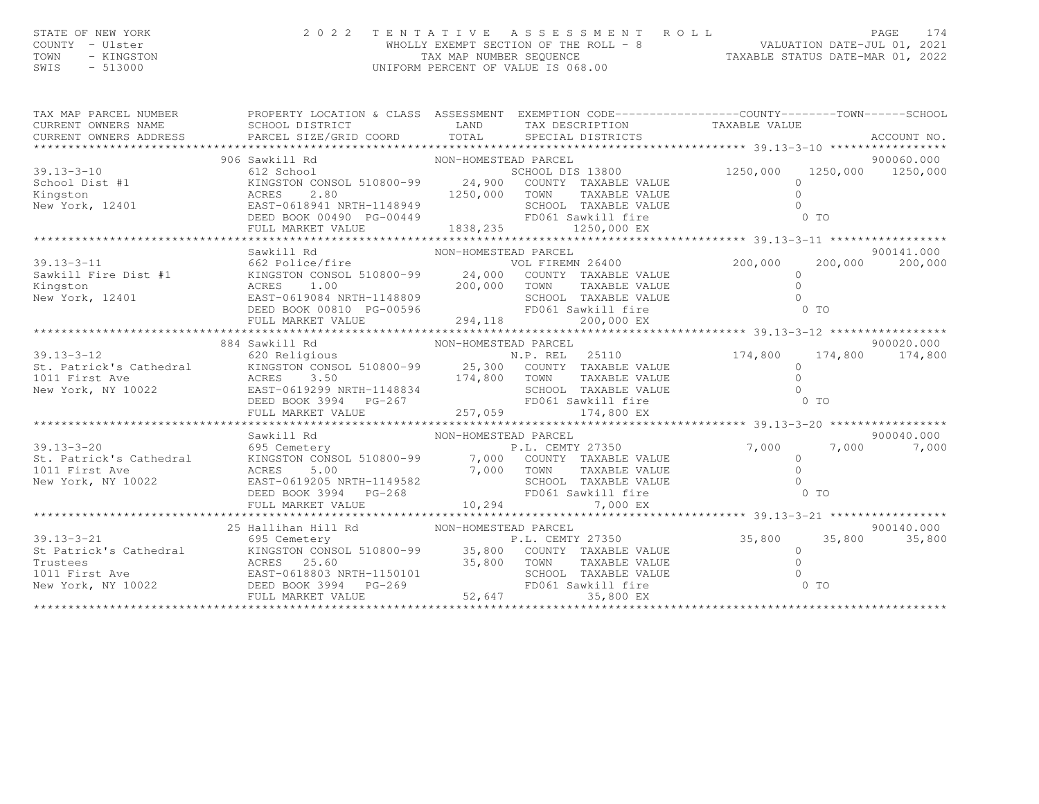STATE OF NEW YORK
COUNTY - Ulster
TOWN - KINGSTON
SWIS - 513000

2 0 2 2 T E N T A T I V E A S S E S S M E N T R O L L
WHOLLY EXEMPT SECTION OF THE ROLL - 8
TAX MAP NUMBER SEQUENCE
UNIFORM PERCENT OF VALUE IS 068.00

VALUATION DATE-JUL 01, 2021
TAXABLE STATUS DATE-MAR 01, 2022

| TAX MAP PARCEL NUMBER / CURRENT OWNERS NAME / CURRENT OWNERS ADDRESS | PROPERTY LOCATION & CLASS / SCHOOL DISTRICT / PARCEL SIZE/GRID COORD | ASSESSMENT LAND / TOTAL | EXEMPTION CODE / TAX DESCRIPTION / SPECIAL DISTRICTS | COUNTY TAXABLE VALUE | TOWN | SCHOOL | ACCOUNT NO. |
|---|---|---|---|---|---|---|---|
| 39.13-3-10 | 906 Sawkill Rd | NON-HOMESTEAD PARCEL | | | | | 900060.000 |
| | 612 School | | SCHOOL DIS 13800 | 1250,000 | 1250,000 | 1250,000 | |
| School Dist #1 | KINGSTON CONSOL 510800-99 | 24,900 | COUNTY TAXABLE VALUE | 0 | | | |
| Kingston | ACRES 2.80 | 1250,000 | TOWN TAXABLE VALUE | 0 | | | |
| New York, 12401 | EAST-0618941 NRTH-1148949 | | SCHOOL TAXABLE VALUE | 0 | | | |
| | DEED BOOK 00490 PG-00449 | | FD061 Sawkill fire | 0 TO | | | |
| | FULL MARKET VALUE | 1838,235 | 1250,000 EX | | | | |
| 39.13-3-11 | Sawkill Rd | NON-HOMESTEAD PARCEL | | | | | 900141.000 |
| | 662 Police/fire | | VOL FIREMN 26400 | 200,000 | 200,000 | 200,000 | |
| Sawkill Fire Dist #1 | KINGSTON CONSOL 510800-99 | 24,000 | COUNTY TAXABLE VALUE | 0 | | | |
| Kingston | ACRES 1.00 | 200,000 | TOWN TAXABLE VALUE | 0 | | | |
| New York, 12401 | EAST-0619084 NRTH-1148809 | | SCHOOL TAXABLE VALUE | 0 | | | |
| | DEED BOOK 00810 PG-00596 | | FD061 Sawkill fire | 0 TO | | | |
| | FULL MARKET VALUE | 294,118 | 200,000 EX | | | | |
| 39.13-3-12 | 884 Sawkill Rd | NON-HOMESTEAD PARCEL | | | | | 900020.000 |
| | 620 Religious | | N.P. REL 25110 | 174,800 | 174,800 | 174,800 | |
| St. Patrick's Cathedral | KINGSTON CONSOL 510800-99 | 25,300 | COUNTY TAXABLE VALUE | 0 | | | |
| 1011 First Ave | ACRES 3.50 | 174,800 | TOWN TAXABLE VALUE | 0 | | | |
| New York, NY 10022 | EAST-0619299 NRTH-1148834 | | SCHOOL TAXABLE VALUE | 0 | | | |
| | DEED BOOK 3994 PG-267 | | FD061 Sawkill fire | 0 TO | | | |
| | FULL MARKET VALUE | 257,059 | 174,800 EX | | | | |
| 39.13-3-20 | Sawkill Rd | NON-HOMESTEAD PARCEL | | | | | 900040.000 |
| | 695 Cemetery | | P.L. CEMTY 27350 | 7,000 | 7,000 | 7,000 | |
| St. Patrick's Cathedral | KINGSTON CONSOL 510800-99 | 7,000 | COUNTY TAXABLE VALUE | 0 | | | |
| 1011 First Ave | ACRES 5.00 | 7,000 | TOWN TAXABLE VALUE | 0 | | | |
| New York, NY 10022 | EAST-0619205 NRTH-1149582 | | SCHOOL TAXABLE VALUE | 0 | | | |
| | DEED BOOK 3994 PG-268 | | FD061 Sawkill fire | 0 TO | | | |
| | FULL MARKET VALUE | 10,294 | 7,000 EX | | | | |
| 39.13-3-21 | 25 Hallihan Hill Rd | NON-HOMESTEAD PARCEL | | | | | 900140.000 |
| | 695 Cemetery | | P.L. CEMTY 27350 | 35,800 | 35,800 | 35,800 | |
| St Patrick's Cathedral | KINGSTON CONSOL 510800-99 | 35,800 | COUNTY TAXABLE VALUE | 0 | | | |
| Trustees | ACRES 25.60 | 35,800 | TOWN TAXABLE VALUE | 0 | | | |
| 1011 First Ave | EAST-0618803 NRTH-1150101 | | SCHOOL TAXABLE VALUE | 0 | | | |
| New York, NY 10022 | DEED BOOK 3994 PG-269 | | FD061 Sawkill fire | 0 TO | | | |
| | FULL MARKET VALUE | 52,647 | 35,800 EX | | | | |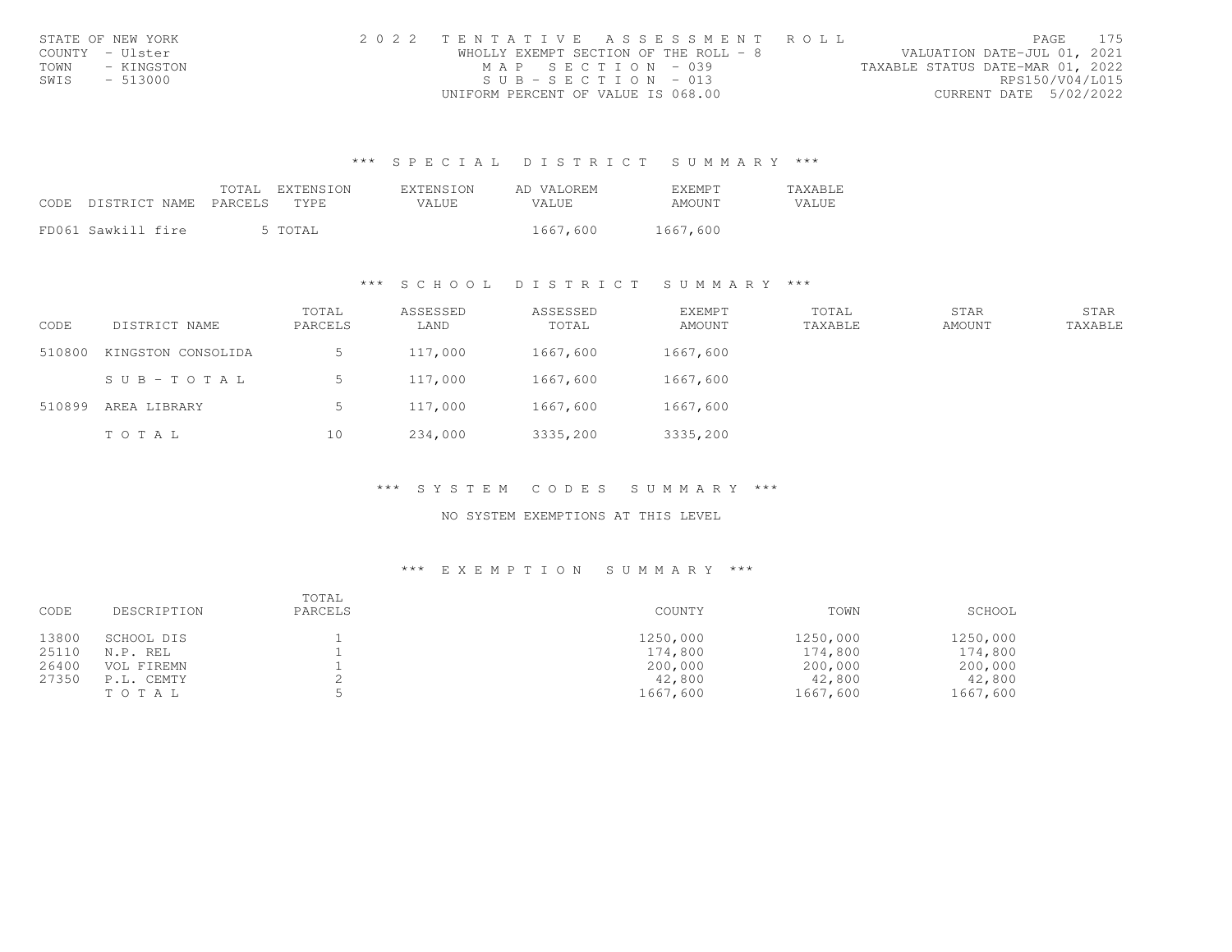STATE OF NEW YORK
COUNTY - Ulster
TOWN - KINGSTON
SWIS - 513000

2022 TENTATIVE ASSESSMENT ROLL
WHOLLY EXEMPT SECTION OF THE ROLL - 8
MAP SECTION - 039
SUB-SECTION - 013
UNIFORM PERCENT OF VALUE IS 068.00

VALUATION DATE-JUL 01, 2021
TAXABLE STATUS DATE-MAR 01, 2022
RPS150/V04/L015
CURRENT DATE 5/02/2022

### *** SPECIAL DISTRICT SUMMARY ***

| CODE DISTRICT NAME | TOTAL PARCELS | EXTENSION TYPE | EXTENSION VALUE | AD VALOREM VALUE | EXEMPT AMOUNT | TAXABLE VALUE |
|---|---|---|---|---|---|---|
| FD061 Sawkill fire | 5 | TOTAL | | 1667,600 | 1667,600 | |

### *** SCHOOL DISTRICT SUMMARY ***

| CODE | DISTRICT NAME | TOTAL PARCELS | ASSESSED LAND | ASSESSED TOTAL | EXEMPT AMOUNT | TOTAL TAXABLE | STAR AMOUNT | STAR TAXABLE |
|---|---|---|---|---|---|---|---|---|
| 510800 | KINGSTON CONSOLIDA | 5 | 117,000 | 1667,600 | 1667,600 | | | |
| | SUB-TOTAL | 5 | 117,000 | 1667,600 | 1667,600 | | | |
| 510899 | AREA LIBRARY | 5 | 117,000 | 1667,600 | 1667,600 | | | |
| | TOTAL | 10 | 234,000 | 3335,200 | 3335,200 | | | |

### *** SYSTEM CODES SUMMARY ***

NO SYSTEM EXEMPTIONS AT THIS LEVEL

### *** EXEMPTION SUMMARY ***

| CODE | DESCRIPTION | TOTAL PARCELS | COUNTY | TOWN | SCHOOL |
|---|---|---|---|---|---|
| 13800 | SCHOOL DIS | 1 | 1250,000 | 1250,000 | 1250,000 |
| 25110 | N.P. REL | 1 | 174,800 | 174,800 | 174,800 |
| 26400 | VOL FIREMN | 1 | 200,000 | 200,000 | 200,000 |
| 27350 | P.L. CEMTY | 2 | 42,800 | 42,800 | 42,800 |
| | TOTAL | 5 | 1667,600 | 1667,600 | 1667,600 |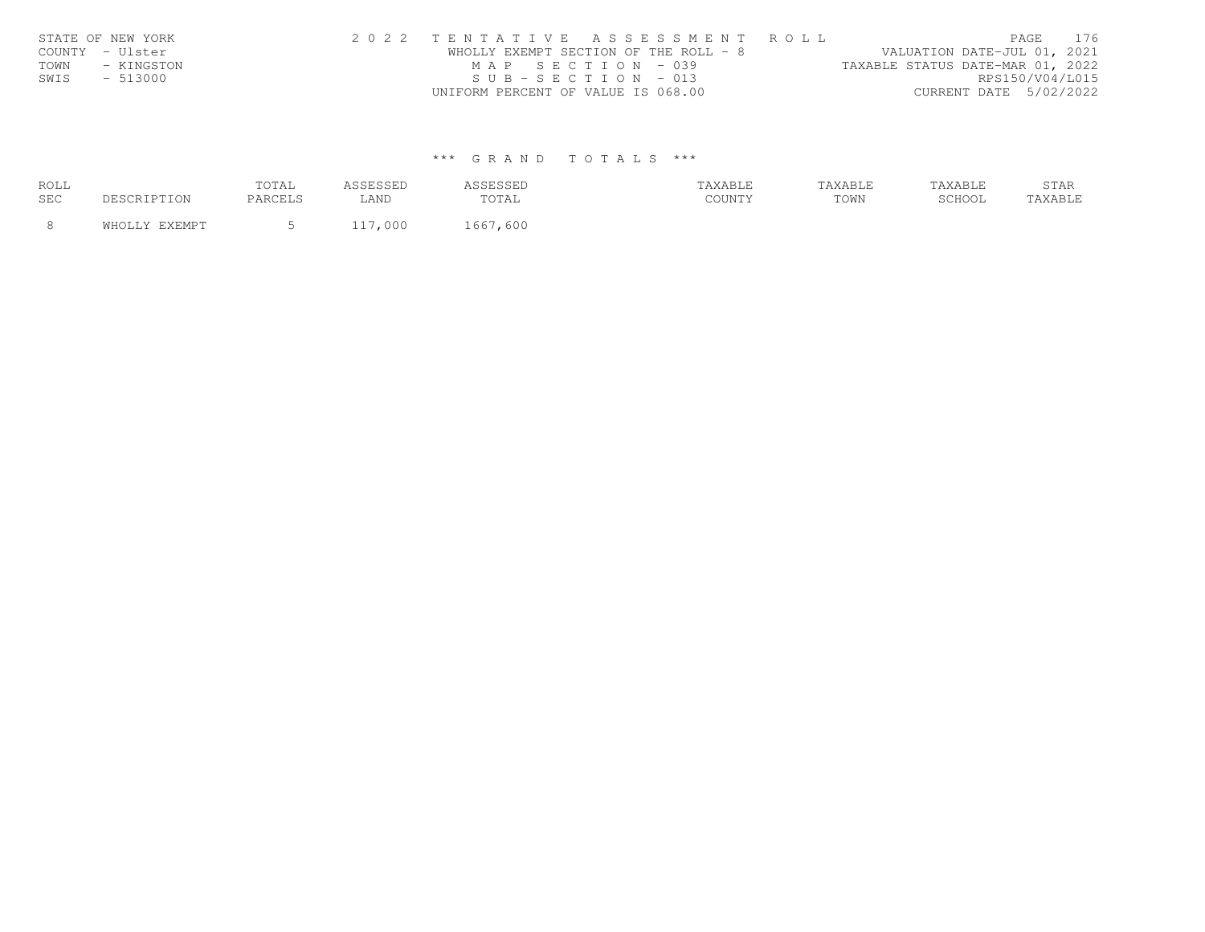STATE OF NEW YORK | COUNTY - Ulster | TOWN - KINGSTON | SWIS - 513000

2 0 2 2 T E N T A T I V E A S S E S S M E N T R O L L

WHOLLY EXEMPT SECTION OF THE ROLL - 8

M A P S E C T I O N - 039

S U B - S E C T I O N - 013

UNIFORM PERCENT OF VALUE IS 068.00

VALUATION DATE-JUL 01, 2021

TAXABLE STATUS DATE-MAR 01, 2022

RPS150/V04/L015

CURRENT DATE 5/02/2022

\*\*\* G R A N D T O T A L S \*\*\*

| ROLL SEC | DESCRIPTION | TOTAL PARCELS | ASSESSED LAND | ASSESSED TOTAL | TAXABLE COUNTY | TAXABLE TOWN | TAXABLE SCHOOL | STAR TAXABLE |
|---|---|---|---|---|---|---|---|---|
| 8 | WHOLLY EXEMPT | 5 | 117,000 | 1667,600 | | | | |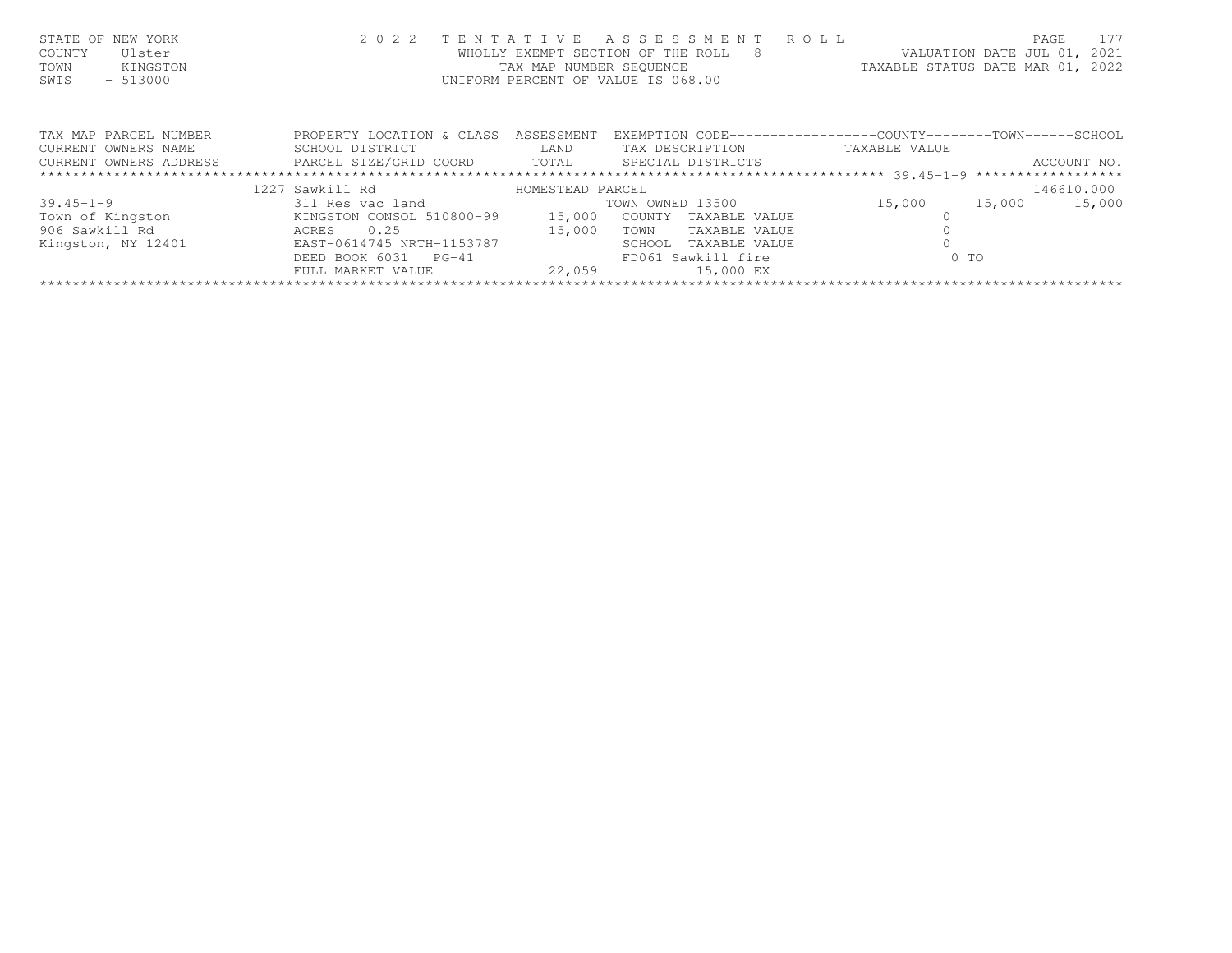STATE OF NEW YORK
COUNTY - Ulster
TOWN - KINGSTON
SWIS - 513000

2022 TENTATIVE ASSESSMENT ROLL
WHOLLY EXEMPT SECTION OF THE ROLL - 8
TAX MAP NUMBER SEQUENCE
UNIFORM PERCENT OF VALUE IS 068.00

VALUATION DATE-JUL 01, 2021
TAXABLE STATUS DATE-MAR 01, 2022

| TAX MAP PARCEL NUMBER / CURRENT OWNERS NAME / CURRENT OWNERS ADDRESS | PROPERTY LOCATION & CLASS / SCHOOL DISTRICT / PARCEL SIZE/GRID COORD | ASSESSMENT / LAND / TOTAL | EXEMPTION CODE / TAX DESCRIPTION / SPECIAL DISTRICTS | COUNTY TAXABLE VALUE | TOWN | SCHOOL / ACCOUNT NO. |
|---|---|---|---|---|---|---|
| | 1227 Sawkill Rd | HOMESTEAD PARCEL | | | | 146610.000 |
| 39.45-1-9 | 311 Res vac land | | TOWN OWNED 13500 | 15,000 | 15,000 | 15,000 |
| Town of Kingston | KINGSTON CONSOL 510800-99 | 15,000 | COUNTY TAXABLE VALUE | 0 | | |
| 906 Sawkill Rd | ACRES 0.25 | 15,000 | TOWN TAXABLE VALUE | 0 | | |
| Kingston, NY 12401 | EAST-0614745 NRTH-1153787 | | SCHOOL TAXABLE VALUE | 0 | | |
| | DEED BOOK 6031 PG-41 | | FD061 Sawkill fire | 0 TO | | |
| | FULL MARKET VALUE | 22,059 | 15,000 EX | | | |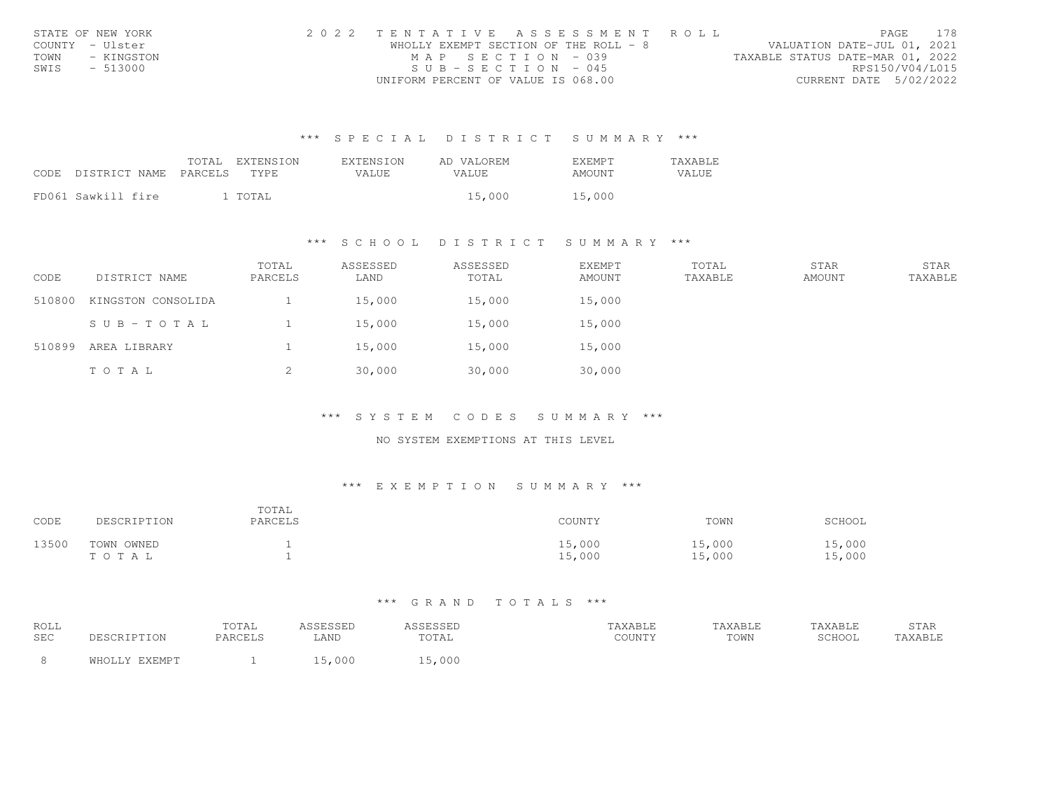STATE OF NEW YORK
COUNTY - Ulster
TOWN - KINGSTON
SWIS - 513000

2022 TENTATIVE ASSESSMENT ROLL
WHOLLY EXEMPT SECTION OF THE ROLL - 8
MAP SECTION - 039
SUB-SECTION - 045
UNIFORM PERCENT OF VALUE IS 068.00

VALUATION DATE-JUL 01, 2021
TAXABLE STATUS DATE-MAR 01, 2022
RPS150/V04/L015
CURRENT DATE 5/02/2022

## *** SPECIAL DISTRICT SUMMARY ***

| CODE DISTRICT NAME | TOTAL PARCELS | EXTENSION TYPE | EXTENSION VALUE | AD VALOREM VALUE | EXEMPT AMOUNT | TAXABLE VALUE |
|---|---|---|---|---|---|---|
| FD061 Sawkill fire | 1 | TOTAL | | 15,000 | 15,000 | |

## *** SCHOOL DISTRICT SUMMARY ***

| CODE | DISTRICT NAME | TOTAL PARCELS | ASSESSED LAND | ASSESSED TOTAL | EXEMPT AMOUNT | TOTAL TAXABLE | STAR AMOUNT | STAR TAXABLE |
|---|---|---|---|---|---|---|---|---|
| 510800 | KINGSTON CONSOLIDA | 1 | 15,000 | 15,000 | 15,000 | | | |
| | SUB-TOTAL | 1 | 15,000 | 15,000 | 15,000 | | | |
| 510899 | AREA LIBRARY | 1 | 15,000 | 15,000 | 15,000 | | | |
| | TOTAL | 2 | 30,000 | 30,000 | 30,000 | | | |

## *** SYSTEM CODES SUMMARY ***

NO SYSTEM EXEMPTIONS AT THIS LEVEL

## *** EXEMPTION SUMMARY ***

| CODE | DESCRIPTION | TOTAL PARCELS | COUNTY | TOWN | SCHOOL |
|---|---|---|---|---|---|
| 13500 | TOWN OWNED | 1 | 15,000 | 15,000 | 15,000 |
| | TOTAL | 1 | 15,000 | 15,000 | 15,000 |

## *** GRAND TOTALS ***

| ROLL SEC | DESCRIPTION | TOTAL PARCELS | ASSESSED LAND | ASSESSED TOTAL | TAXABLE COUNTY | TAXABLE TOWN | TAXABLE SCHOOL | STAR TAXABLE |
|---|---|---|---|---|---|---|---|---|
| 8 | WHOLLY EXEMPT | 1 | 15,000 | 15,000 | | | | |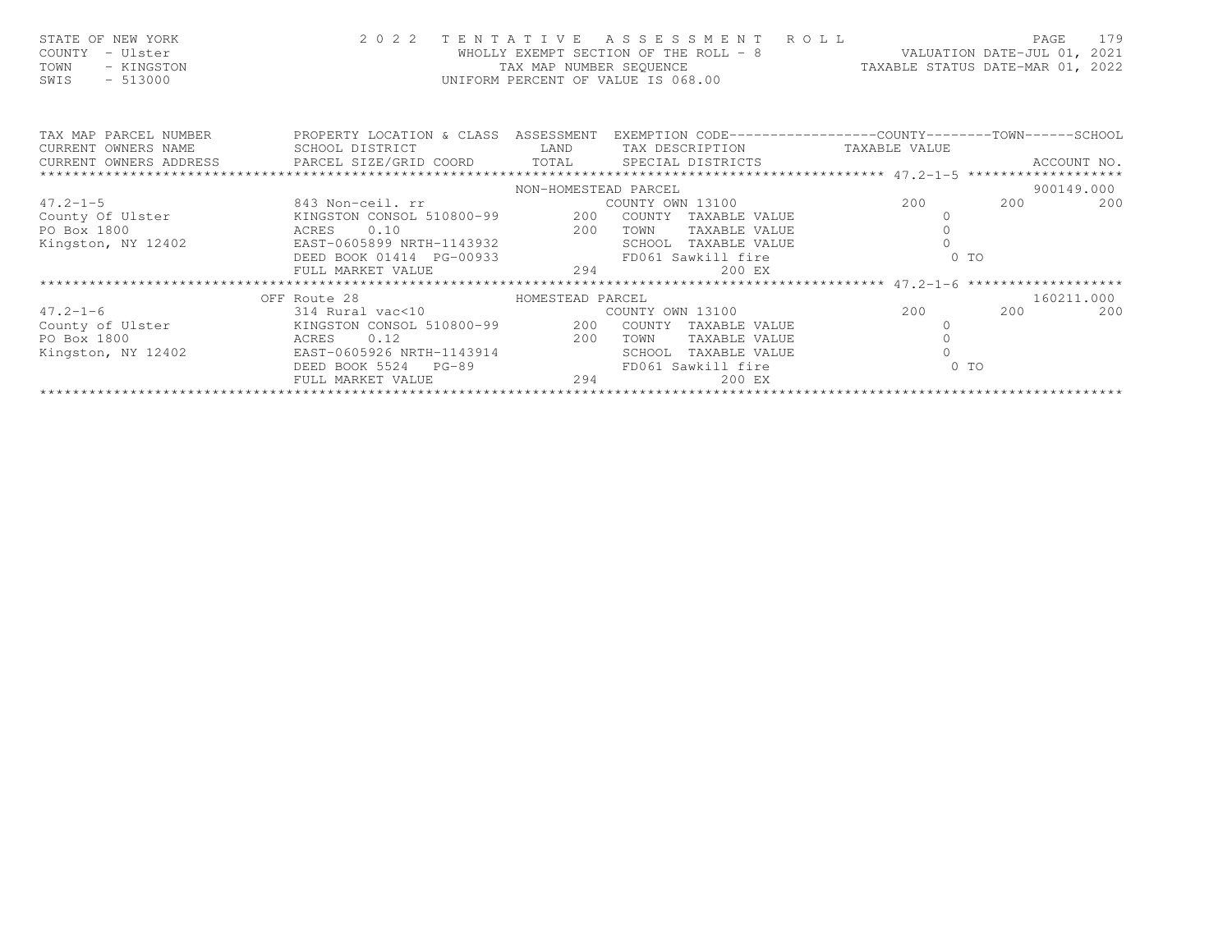STATE OF NEW YORK
COUNTY - Ulster
TOWN - KINGSTON
SWIS - 513000

2 0 2 2 T E N T A T I V E A S S E S S M E N T R O L L
WHOLLY EXEMPT SECTION OF THE ROLL - 8
TAX MAP NUMBER SEQUENCE
UNIFORM PERCENT OF VALUE IS 068.00

VALUATION DATE-JUL 01, 2021
TAXABLE STATUS DATE-MAR 01, 2022

| TAX MAP PARCEL NUMBER / CURRENT OWNERS NAME / CURRENT OWNERS ADDRESS | PROPERTY LOCATION & CLASS / SCHOOL DISTRICT / PARCEL SIZE/GRID COORD | ASSESSMENT LAND / TOTAL | EXEMPTION CODE / TAX DESCRIPTION / SPECIAL DISTRICTS | COUNTY TAXABLE VALUE | TOWN | SCHOOL / ACCOUNT NO. |
|---|---|---|---|---|---|---|
| **47.2-1-5** | | NON-HOMESTEAD PARCEL | | | | 900149.000 |
| 47.2-1-5 | 843 Non-ceil. rr | | COUNTY OWN 13100 | 200 | 200 | 200 |
| County Of Ulster | KINGSTON CONSOL 510800-99 | 200 | COUNTY TAXABLE VALUE | 0 | | |
| PO Box 1800 | ACRES 0.10 | 200 | TOWN TAXABLE VALUE | 0 | | |
| Kingston, NY 12402 | EAST-0605899 NRTH-1143932 | | SCHOOL TAXABLE VALUE | 0 | | |
| | DEED BOOK 01414 PG-00933 | | FD061 Sawkill fire | 0 TO | | |
| | FULL MARKET VALUE | 294 | 200 EX | | | |
| **47.2-1-6** | OFF Route 28 | HOMESTEAD PARCEL | | | | 160211.000 |
| 47.2-1-6 | 314 Rural vac<10 | | COUNTY OWN 13100 | 200 | 200 | 200 |
| County of Ulster | KINGSTON CONSOL 510800-99 | 200 | COUNTY TAXABLE VALUE | 0 | | |
| PO Box 1800 | ACRES 0.12 | 200 | TOWN TAXABLE VALUE | 0 | | |
| Kingston, NY 12402 | EAST-0605926 NRTH-1143914 | | SCHOOL TAXABLE VALUE | 0 | | |
| | DEED BOOK 5524 PG-89 | | FD061 Sawkill fire | 0 TO | | |
| | FULL MARKET VALUE | 294 | 200 EX | | | |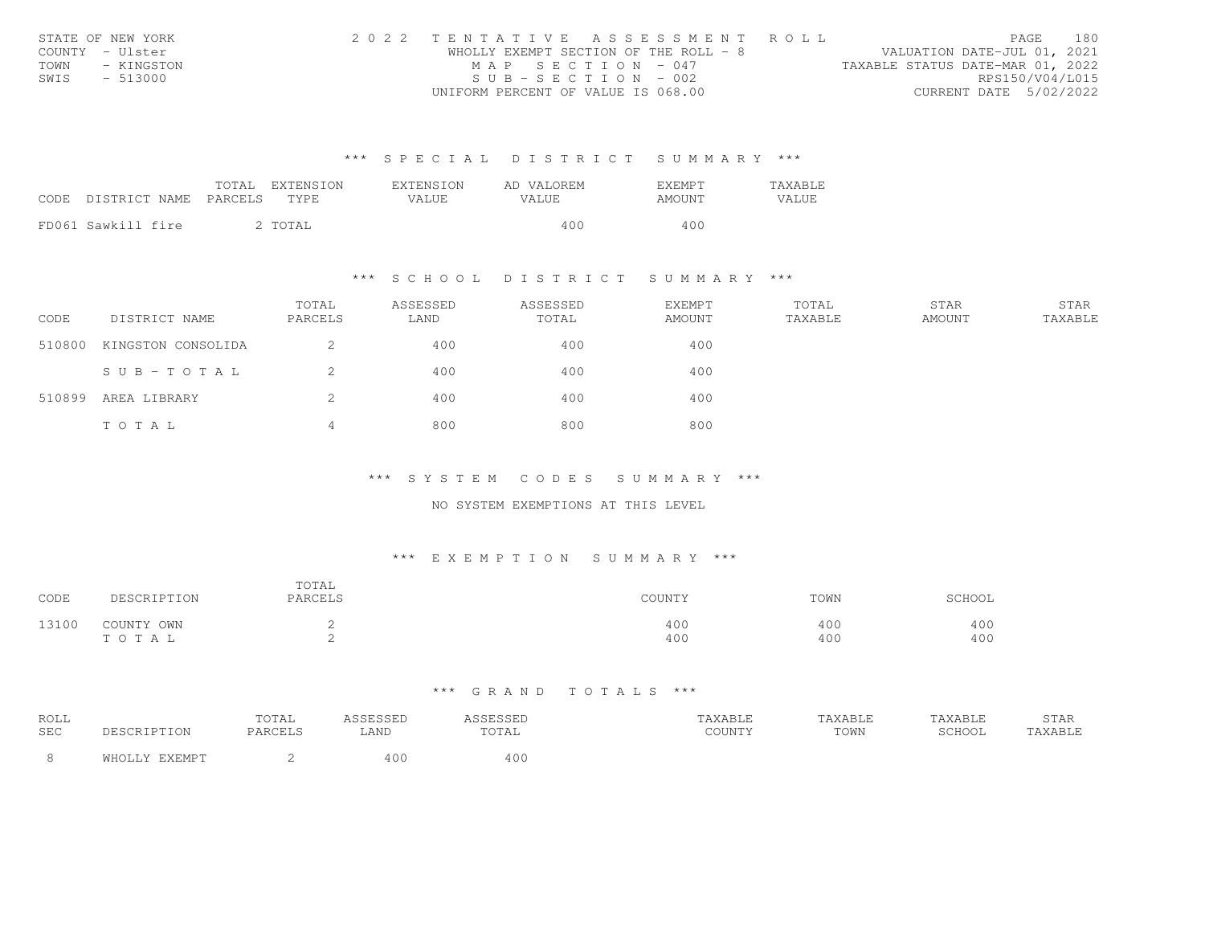STATE OF NEW YORK
COUNTY - Ulster
TOWN - KINGSTON
SWIS - 513000

2 0 2 2 T E N T A T I V E A S S E S S M E N T R O L L
WHOLLY EXEMPT SECTION OF THE ROLL - 8
M A P S E C T I O N - 047
S U B - S E C T I O N - 002
UNIFORM PERCENT OF VALUE IS 068.00

VALUATION DATE-JUL 01, 2021
TAXABLE STATUS DATE-MAR 01, 2022
RPS150/V04/L015
CURRENT DATE 5/02/2022

## *** S P E C I A L D I S T R I C T S U M M A R Y ***

| CODE DISTRICT NAME | TOTAL PARCELS | EXTENSION TYPE | EXTENSION VALUE | AD VALOREM VALUE | EXEMPT AMOUNT | TAXABLE VALUE |
|---|---|---|---|---|---|---|
| FD061 Sawkill fire | 2 | TOTAL | | 400 | 400 | |

## *** S C H O O L D I S T R I C T S U M M A R Y ***

| CODE | DISTRICT NAME | TOTAL PARCELS | ASSESSED LAND | ASSESSED TOTAL | EXEMPT AMOUNT | TOTAL TAXABLE | STAR AMOUNT | STAR TAXABLE |
|---|---|---|---|---|---|---|---|---|
| 510800 | KINGSTON CONSOLIDA | 2 | 400 | 400 | 400 | | | |
| | S U B - T O T A L | 2 | 400 | 400 | 400 | | | |
| 510899 | AREA LIBRARY | 2 | 400 | 400 | 400 | | | |
| | T O T A L | 4 | 800 | 800 | 800 | | | |

## *** S Y S T E M C O D E S S U M M A R Y ***

NO SYSTEM EXEMPTIONS AT THIS LEVEL

## *** E X E M P T I O N S U M M A R Y ***

| CODE | DESCRIPTION | TOTAL PARCELS | COUNTY | TOWN | SCHOOL |
|---|---|---|---|---|---|
| 13100 | COUNTY OWN | 2 | 400 | 400 | 400 |
| | T O T A L | 2 | 400 | 400 | 400 |

## *** G R A N D T O T A L S ***

| ROLL SEC | DESCRIPTION | TOTAL PARCELS | ASSESSED LAND | ASSESSED TOTAL | TAXABLE COUNTY | TAXABLE TOWN | TAXABLE SCHOOL | STAR TAXABLE |
|---|---|---|---|---|---|---|---|---|
| 8 | WHOLLY EXEMPT | 2 | 400 | 400 | | | | |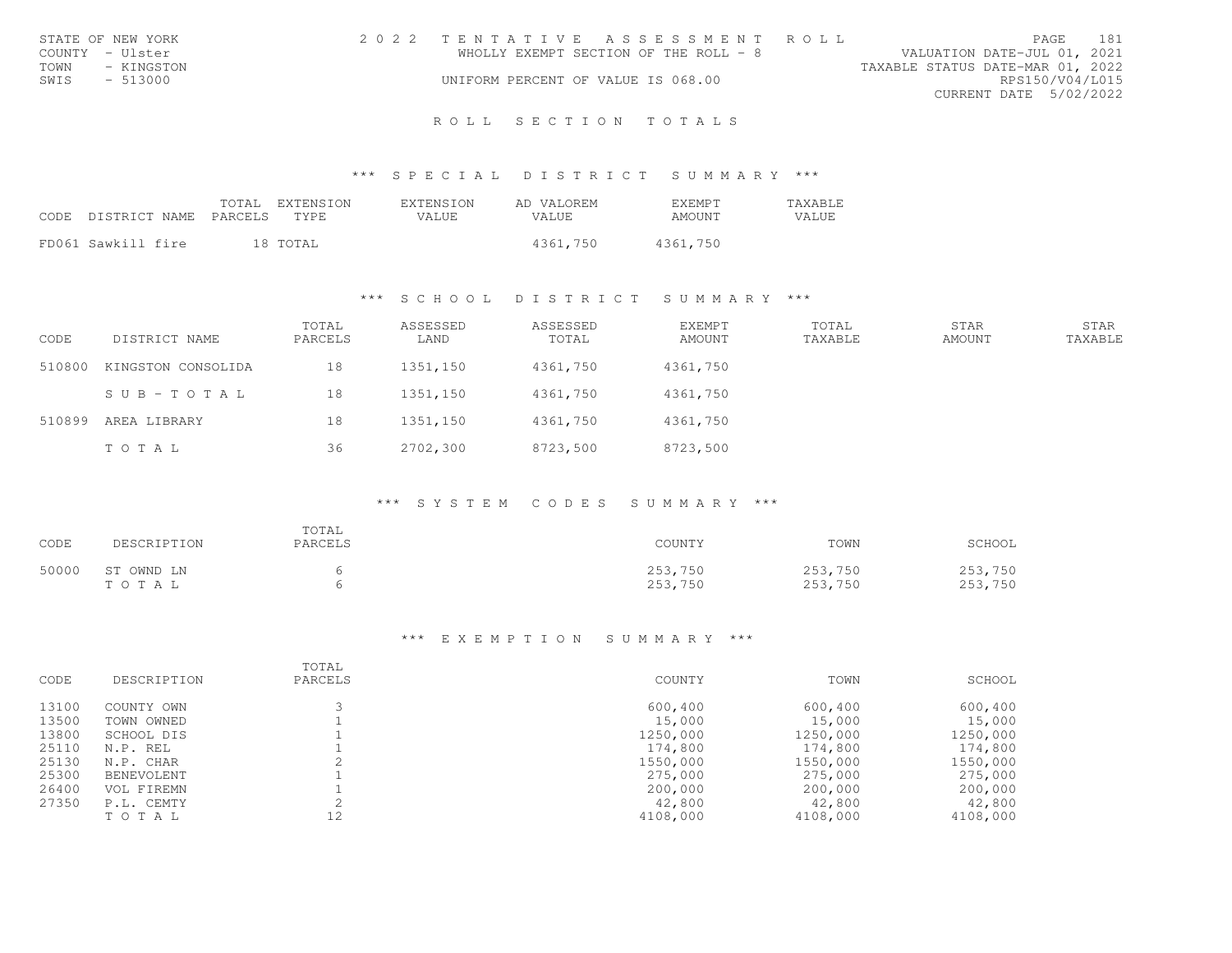STATE OF NEW YORK
COUNTY - Ulster
TOWN - KINGSTON
SWIS - 513000

2022 TENTATIVE ASSESSMENT ROLL
WHOLLY EXEMPT SECTION OF THE ROLL - 8
UNIFORM PERCENT OF VALUE IS 068.00

VALUATION DATE-JUL 01, 2021
TAXABLE STATUS DATE-MAR 01, 2022
RPS150/V04/L015
CURRENT DATE 5/02/2022

## ROLL SECTION TOTALS

### *** SPECIAL DISTRICT SUMMARY ***

| CODE DISTRICT NAME | TOTAL PARCELS | EXTENSION TYPE | EXTENSION VALUE | AD VALOREM VALUE | EXEMPT AMOUNT | TAXABLE VALUE |
|---|---|---|---|---|---|---|
| FD061 Sawkill fire | 18 | TOTAL | | 4361,750 | 4361,750 | |

### *** SCHOOL DISTRICT SUMMARY ***

| CODE | DISTRICT NAME | TOTAL PARCELS | ASSESSED LAND | ASSESSED TOTAL | EXEMPT AMOUNT | TOTAL TAXABLE | STAR AMOUNT | STAR TAXABLE |
|---|---|---|---|---|---|---|---|---|
| 510800 | KINGSTON CONSOLIDA | 18 | 1351,150 | 4361,750 | 4361,750 | | | |
| | S U B - T O T A L | 18 | 1351,150 | 4361,750 | 4361,750 | | | |
| 510899 | AREA LIBRARY | 18 | 1351,150 | 4361,750 | 4361,750 | | | |
| | T O T A L | 36 | 2702,300 | 8723,500 | 8723,500 | | | |

### *** SYSTEM CODES SUMMARY ***

| CODE | DESCRIPTION | TOTAL PARCELS | COUNTY | TOWN | SCHOOL |
|---|---|---|---|---|---|
| 50000 | ST OWND LN | 6 | 253,750 | 253,750 | 253,750 |
| | T O T A L | 6 | 253,750 | 253,750 | 253,750 |

### *** EXEMPTION SUMMARY ***

| CODE | DESCRIPTION | TOTAL PARCELS | COUNTY | TOWN | SCHOOL |
|---|---|---|---|---|---|
| 13100 | COUNTY OWN | 3 | 600,400 | 600,400 | 600,400 |
| 13500 | TOWN OWNED | 1 | 15,000 | 15,000 | 15,000 |
| 13800 | SCHOOL DIS | 1 | 1250,000 | 1250,000 | 1250,000 |
| 25110 | N.P. REL | 1 | 174,800 | 174,800 | 174,800 |
| 25130 | N.P. CHAR | 2 | 1550,000 | 1550,000 | 1550,000 |
| 25300 | BENEVOLENT | 1 | 275,000 | 275,000 | 275,000 |
| 26400 | VOL FIREMN | 1 | 200,000 | 200,000 | 200,000 |
| 27350 | P.L. CEMTY | 2 | 42,800 | 42,800 | 42,800 |
| | T O T A L | 12 | 4108,000 | 4108,000 | 4108,000 |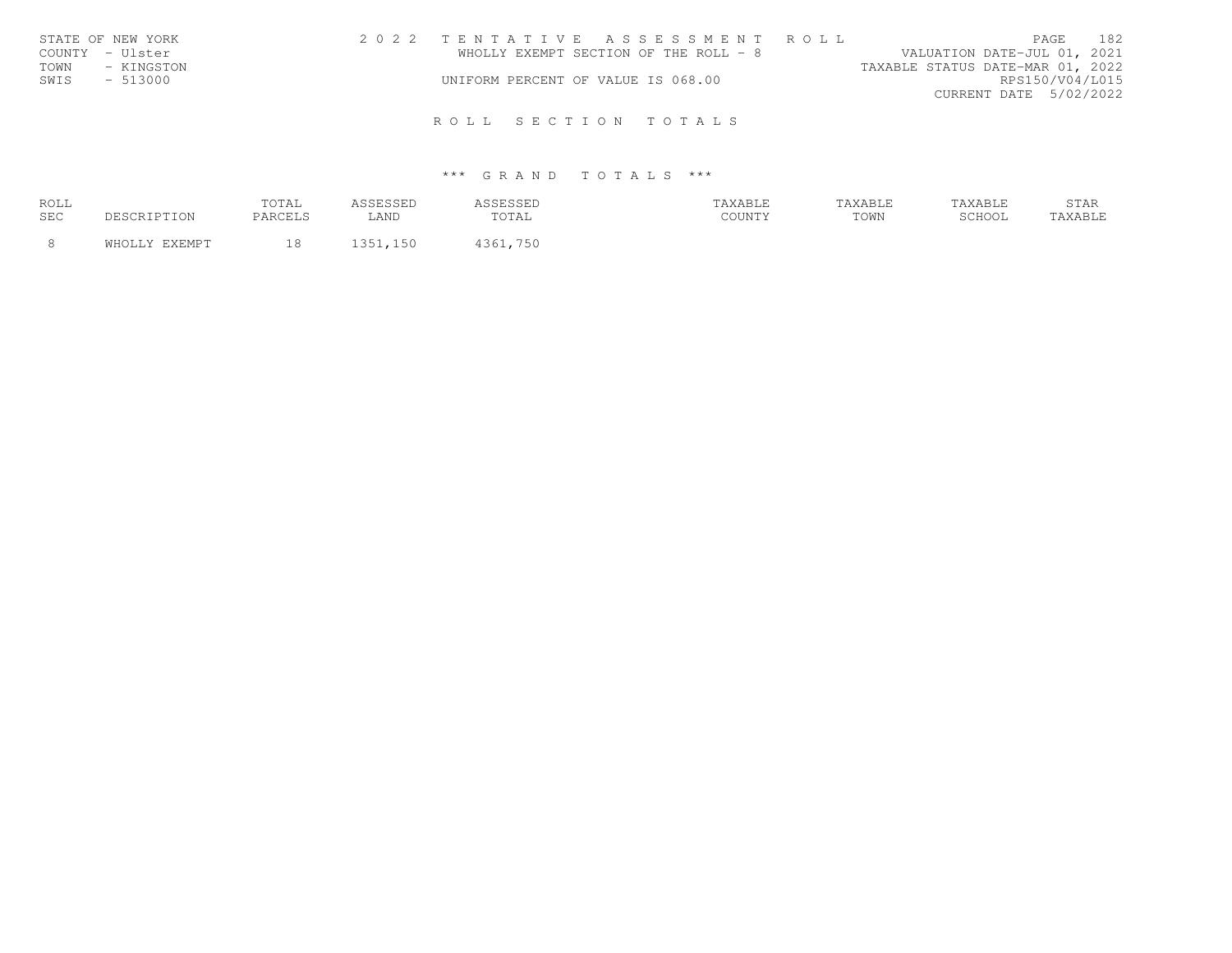STATE OF NEW YORK
COUNTY - Ulster
TOWN - KINGSTON
SWIS - 513000

2 0 2 2 T E N T A T I V E A S S E S S M E N T R O L L
WHOLLY EXEMPT SECTION OF THE ROLL - 8
UNIFORM PERCENT OF VALUE IS 068.00

VALUATION DATE-JUL 01, 2021
TAXABLE STATUS DATE-MAR 01, 2022
RPS150/V04/L015
CURRENT DATE 5/02/2022

R O L L S E C T I O N T O T A L S

\*\*\* G R A N D T O T A L S \*\*\*

| ROLL SEC | DESCRIPTION | TOTAL PARCELS | ASSESSED LAND | ASSESSED TOTAL | TAXABLE COUNTY | TAXABLE TOWN | TAXABLE SCHOOL | STAR TAXABLE |
|---|---|---|---|---|---|---|---|---|
| 8 | WHOLLY EXEMPT | 18 | 1351,150 | 4361,750 | | | | |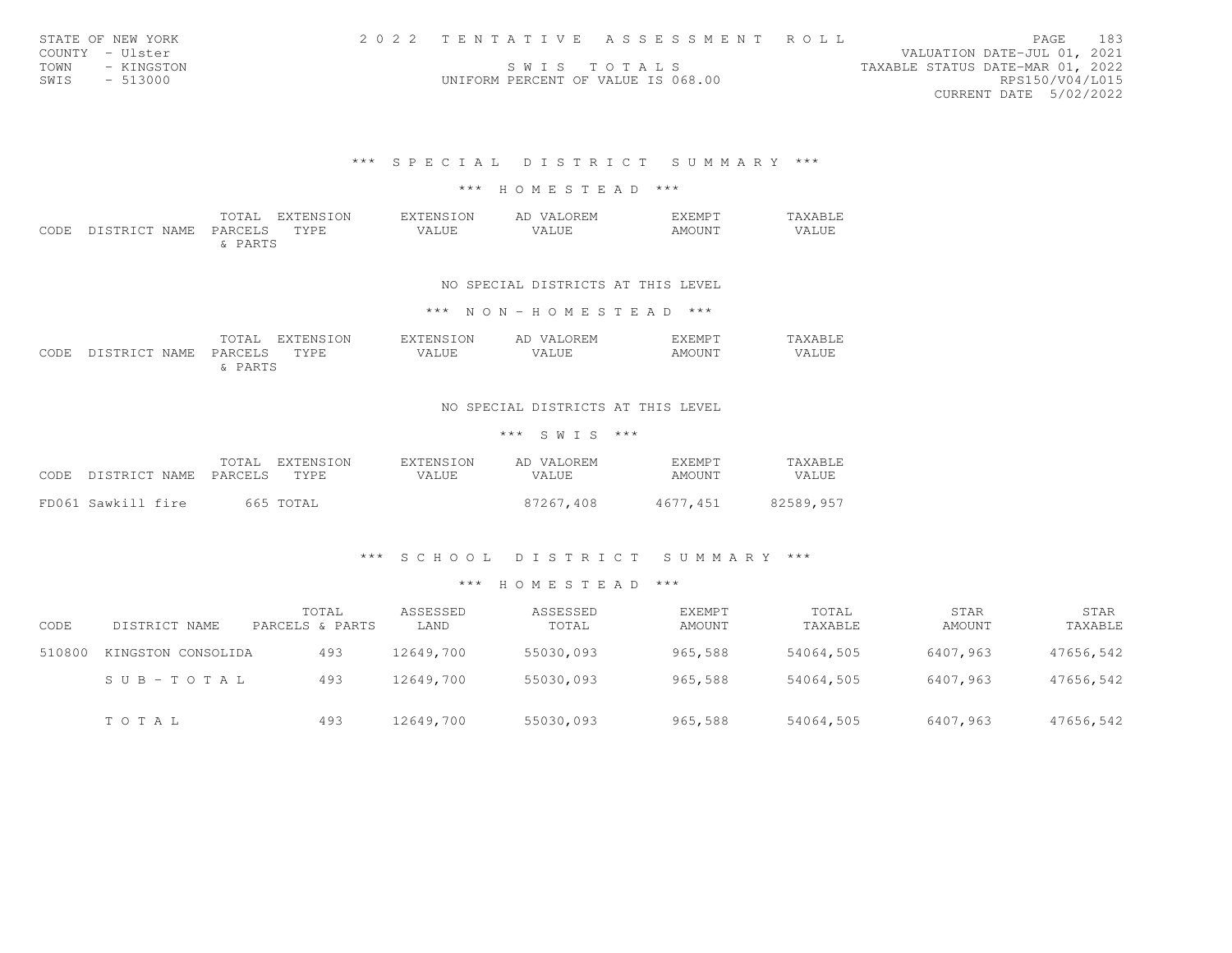STATE OF NEW YORK
COUNTY - Ulster
TOWN - KINGSTON
SWIS - 513000

2 0 2 2 T E N T A T I V E A S S E S S M E N T R O L L

S W I S T O T A L S

UNIFORM PERCENT OF VALUE IS 068.00

VALUATION DATE-JUL 01, 2021
TAXABLE STATUS DATE-MAR 01, 2022
RPS150/V04/L015
CURRENT DATE 5/02/2022

### *** S P E C I A L D I S T R I C T S U M M A R Y ***

#### *** H O M E S T E A D ***

| CODE | DISTRICT NAME | TOTAL PARCELS & PARTS | EXTENSION TYPE | EXTENSION VALUE | AD VALOREM VALUE | EXEMPT AMOUNT | TAXABLE VALUE |
|---|---|---|---|---|---|---|---|

NO SPECIAL DISTRICTS AT THIS LEVEL

#### *** N O N - H O M E S T E A D ***

| CODE | DISTRICT NAME | TOTAL PARCELS & PARTS | EXTENSION TYPE | EXTENSION VALUE | AD VALOREM VALUE | EXEMPT AMOUNT | TAXABLE VALUE |
|---|---|---|---|---|---|---|---|

NO SPECIAL DISTRICTS AT THIS LEVEL

#### *** S W I S ***

| CODE | DISTRICT NAME | TOTAL PARCELS | EXTENSION TYPE | EXTENSION VALUE | AD VALOREM VALUE | EXEMPT AMOUNT | TAXABLE VALUE |
|---|---|---|---|---|---|---|---|
| FD061 | Sawkill fire | 665 | TOTAL | | 87267,408 | 4677,451 | 82589,957 |

### *** S C H O O L D I S T R I C T S U M M A R Y ***

#### *** H O M E S T E A D ***

| CODE | DISTRICT NAME | TOTAL PARCELS & PARTS | ASSESSED LAND | ASSESSED TOTAL | EXEMPT AMOUNT | TOTAL TAXABLE | STAR AMOUNT | STAR TAXABLE |
|---|---|---|---|---|---|---|---|---|
| 510800 | KINGSTON CONSOLIDA | 493 | 12649,700 | 55030,093 | 965,588 | 54064,505 | 6407,963 | 47656,542 |
| | S U B - T O T A L | 493 | 12649,700 | 55030,093 | 965,588 | 54064,505 | 6407,963 | 47656,542 |
| | T O T A L | 493 | 12649,700 | 55030,093 | 965,588 | 54064,505 | 6407,963 | 47656,542 |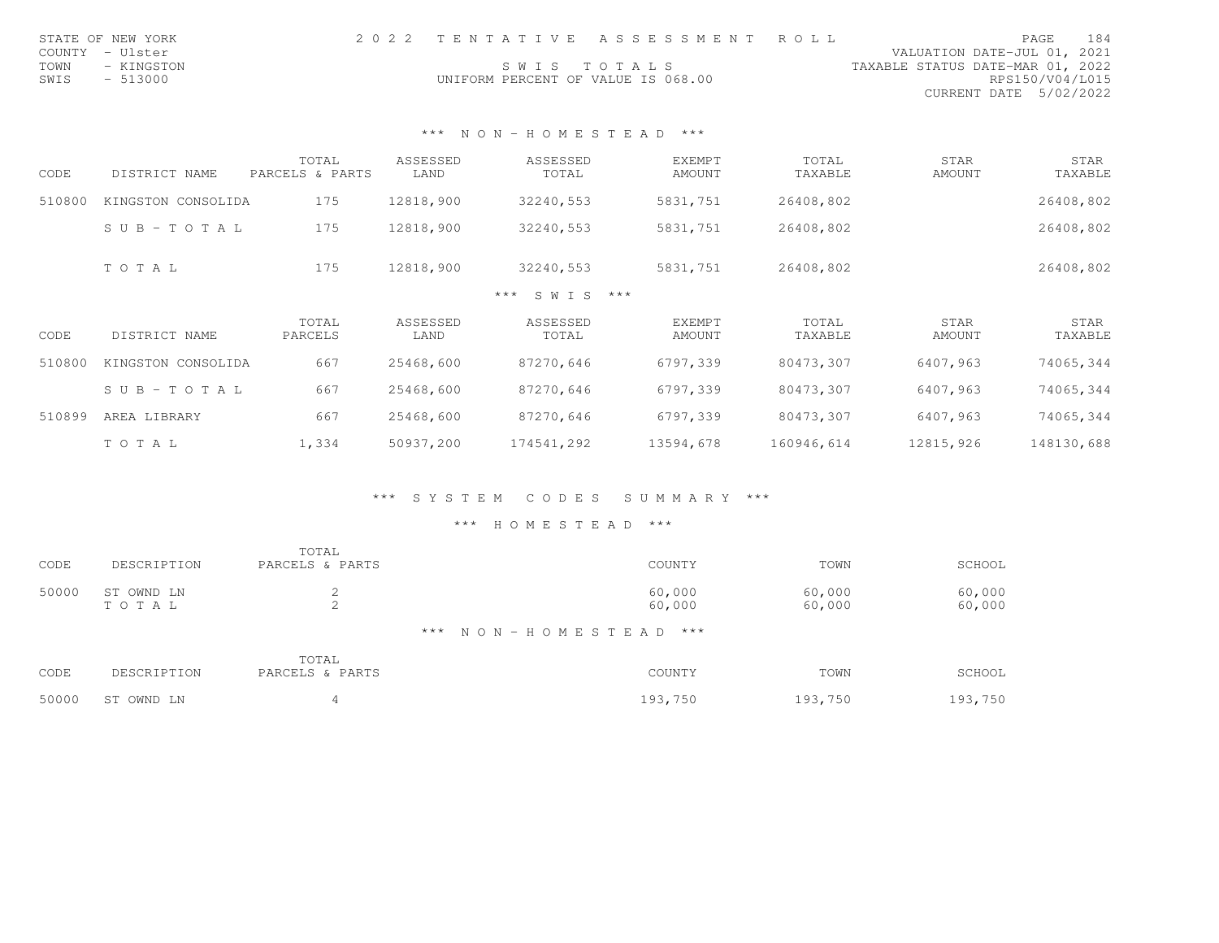STATE OF NEW YORK
COUNTY - Ulster
TOWN - KINGSTON
SWIS - 513000

2022 TENTATIVE ASSESSMENT ROLL
SWIS TOTALS
UNIFORM PERCENT OF VALUE IS 068.00

VALUATION DATE-JUL 01, 2021
TAXABLE STATUS DATE-MAR 01, 2022
RPS150/V04/L015
CURRENT DATE 5/02/2022

### *** NON-HOMESTEAD ***

| CODE | DISTRICT NAME | TOTAL PARCELS & PARTS | ASSESSED LAND | ASSESSED TOTAL | EXEMPT AMOUNT | TOTAL TAXABLE | STAR AMOUNT | STAR TAXABLE |
|---|---|---|---|---|---|---|---|---|
| 510800 | KINGSTON CONSOLIDA | 175 | 12818,900 | 32240,553 | 5831,751 | 26408,802 | | 26408,802 |
| | SUB-TOTAL | 175 | 12818,900 | 32240,553 | 5831,751 | 26408,802 | | 26408,802 |
| | TOTAL | 175 | 12818,900 | 32240,553 | 5831,751 | 26408,802 | | 26408,802 |

### *** SWIS ***

| CODE | DISTRICT NAME | TOTAL PARCELS | ASSESSED LAND | ASSESSED TOTAL | EXEMPT AMOUNT | TOTAL TAXABLE | STAR AMOUNT | STAR TAXABLE |
|---|---|---|---|---|---|---|---|---|
| 510800 | KINGSTON CONSOLIDA | 667 | 25468,600 | 87270,646 | 6797,339 | 80473,307 | 6407,963 | 74065,344 |
| | SUB-TOTAL | 667 | 25468,600 | 87270,646 | 6797,339 | 80473,307 | 6407,963 | 74065,344 |
| 510899 | AREA LIBRARY | 667 | 25468,600 | 87270,646 | 6797,339 | 80473,307 | 6407,963 | 74065,344 |
| | TOTAL | 1,334 | 50937,200 | 174541,292 | 13594,678 | 160946,614 | 12815,926 | 148130,688 |

## *** SYSTEM CODES SUMMARY ***

### *** HOMESTEAD ***

| CODE | DESCRIPTION | TOTAL PARCELS & PARTS | COUNTY | TOWN | SCHOOL |
|---|---|---|---|---|---|
| 50000 | ST OWND LN | 2 | 60,000 | 60,000 | 60,000 |
| | TOTAL | 2 | 60,000 | 60,000 | 60,000 |

### *** NON-HOMESTEAD ***

| CODE | DESCRIPTION | TOTAL PARCELS & PARTS | COUNTY | TOWN | SCHOOL |
|---|---|---|---|---|---|
| 50000 | ST OWND LN | 4 | 193,750 | 193,750 | 193,750 |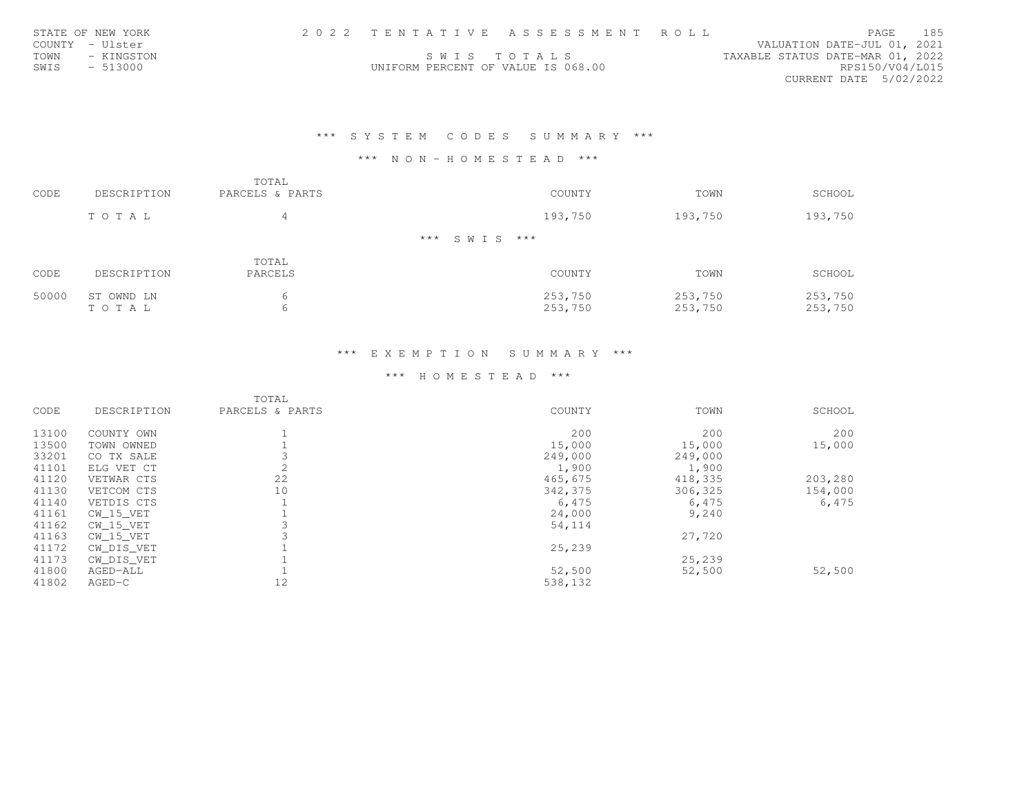STATE OF NEW YORK
COUNTY - Ulster
TOWN - KINGSTON
SWIS - 513000

# 2022 TENTATIVE ASSESSMENT ROLL

SWIS TOTALS
UNIFORM PERCENT OF VALUE IS 068.00

VALUATION DATE-JUL 01, 2021
TAXABLE STATUS DATE-MAR 01, 2022
RPS150/V04/L015
CURRENT DATE 5/02/2022

## *** SYSTEM CODES SUMMARY ***

### *** NON-HOMESTEAD ***

| CODE | DESCRIPTION | TOTAL PARCELS & PARTS | COUNTY | TOWN | SCHOOL |
|---|---|---|---|---|---|
| | TOTAL | 4 | 193,750 | 193,750 | 193,750 |

### *** SWIS ***

| CODE | DESCRIPTION | TOTAL PARCELS | COUNTY | TOWN | SCHOOL |
|---|---|---|---|---|---|
| 50000 | ST OWND LN | 6 | 253,750 | 253,750 | 253,750 |
| | TOTAL | 6 | 253,750 | 253,750 | 253,750 |

## *** EXEMPTION SUMMARY ***

### *** HOMESTEAD ***

| CODE | DESCRIPTION | TOTAL PARCELS & PARTS | COUNTY | TOWN | SCHOOL |
|---|---|---|---|---|---|
| 13100 | COUNTY OWN | 1 | 200 | 200 | 200 |
| 13500 | TOWN OWNED | 1 | 15,000 | 15,000 | 15,000 |
| 33201 | CO TX SALE | 3 | 249,000 | 249,000 | |
| 41101 | ELG VET CT | 2 | 1,900 | 1,900 | |
| 41120 | VETWAR CTS | 22 | 465,675 | 418,335 | 203,280 |
| 41130 | VETCOM CTS | 10 | 342,375 | 306,325 | 154,000 |
| 41140 | VETDIS CTS | 1 | 6,475 | 6,475 | 6,475 |
| 41161 | CW_15_VET | 1 | 24,000 | 9,240 | |
| 41162 | CW_15_VET | 3 | 54,114 | | |
| 41163 | CW_15_VET | 3 | | 27,720 | |
| 41172 | CW_DIS_VET | 1 | 25,239 | | |
| 41173 | CW_DIS_VET | 1 | | 25,239 | |
| 41800 | AGED-ALL | 1 | 52,500 | 52,500 | 52,500 |
| 41802 | AGED-C | 12 | 538,132 | | |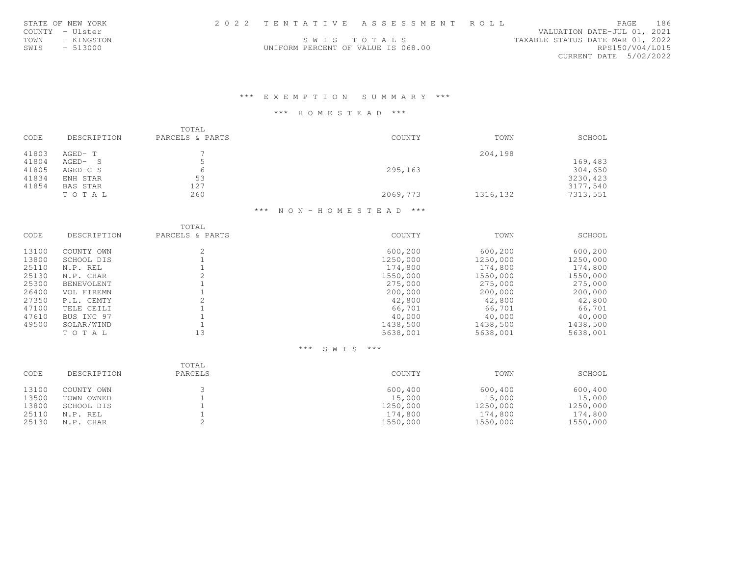STATE OF NEW YORK
COUNTY - Ulster
TOWN - KINGSTON
SWIS - 513000

2022 TENTATIVE ASSESSMENT ROLL
SWIS TOTALS
UNIFORM PERCENT OF VALUE IS 068.00

VALUATION DATE-JUL 01, 2021
TAXABLE STATUS DATE-MAR 01, 2022
RPS150/V04/L015
CURRENT DATE 5/02/2022

### *** EXEMPTION SUMMARY ***

#### *** HOMESTEAD ***

| CODE | DESCRIPTION | TOTAL PARCELS & PARTS | COUNTY | TOWN | SCHOOL |
|---|---|---|---|---|---|
| 41803 | AGED- T | 7 | | 204,198 | |
| 41804 | AGED- S | 5 | | | 169,483 |
| 41805 | AGED-C S | 6 | 295,163 | | 304,650 |
| 41834 | ENH STAR | 53 | | | 3230,423 |
| 41854 | BAS STAR | 127 | | | 3177,540 |
| | TOTAL | 260 | 2069,773 | 1316,132 | 7313,551 |

#### *** NON-HOMESTEAD ***

| CODE | DESCRIPTION | TOTAL PARCELS & PARTS | COUNTY | TOWN | SCHOOL |
|---|---|---|---|---|---|
| 13100 | COUNTY OWN | 2 | 600,200 | 600,200 | 600,200 |
| 13800 | SCHOOL DIS | 1 | 1250,000 | 1250,000 | 1250,000 |
| 25110 | N.P. REL | 1 | 174,800 | 174,800 | 174,800 |
| 25130 | N.P. CHAR | 2 | 1550,000 | 1550,000 | 1550,000 |
| 25300 | BENEVOLENT | 1 | 275,000 | 275,000 | 275,000 |
| 26400 | VOL FIREMN | 1 | 200,000 | 200,000 | 200,000 |
| 27350 | P.L. CEMTY | 2 | 42,800 | 42,800 | 42,800 |
| 47100 | TELE CEILI | 1 | 66,701 | 66,701 | 66,701 |
| 47610 | BUS INC 97 | 1 | 40,000 | 40,000 | 40,000 |
| 49500 | SOLAR/WIND | 1 | 1438,500 | 1438,500 | 1438,500 |
| | TOTAL | 13 | 5638,001 | 5638,001 | 5638,001 |

#### *** SWIS ***

| CODE | DESCRIPTION | TOTAL PARCELS | COUNTY | TOWN | SCHOOL |
|---|---|---|---|---|---|
| 13100 | COUNTY OWN | 3 | 600,400 | 600,400 | 600,400 |
| 13500 | TOWN OWNED | 1 | 15,000 | 15,000 | 15,000 |
| 13800 | SCHOOL DIS | 1 | 1250,000 | 1250,000 | 1250,000 |
| 25110 | N.P. REL | 1 | 174,800 | 174,800 | 174,800 |
| 25130 | N.P. CHAR | 2 | 1550,000 | 1550,000 | 1550,000 |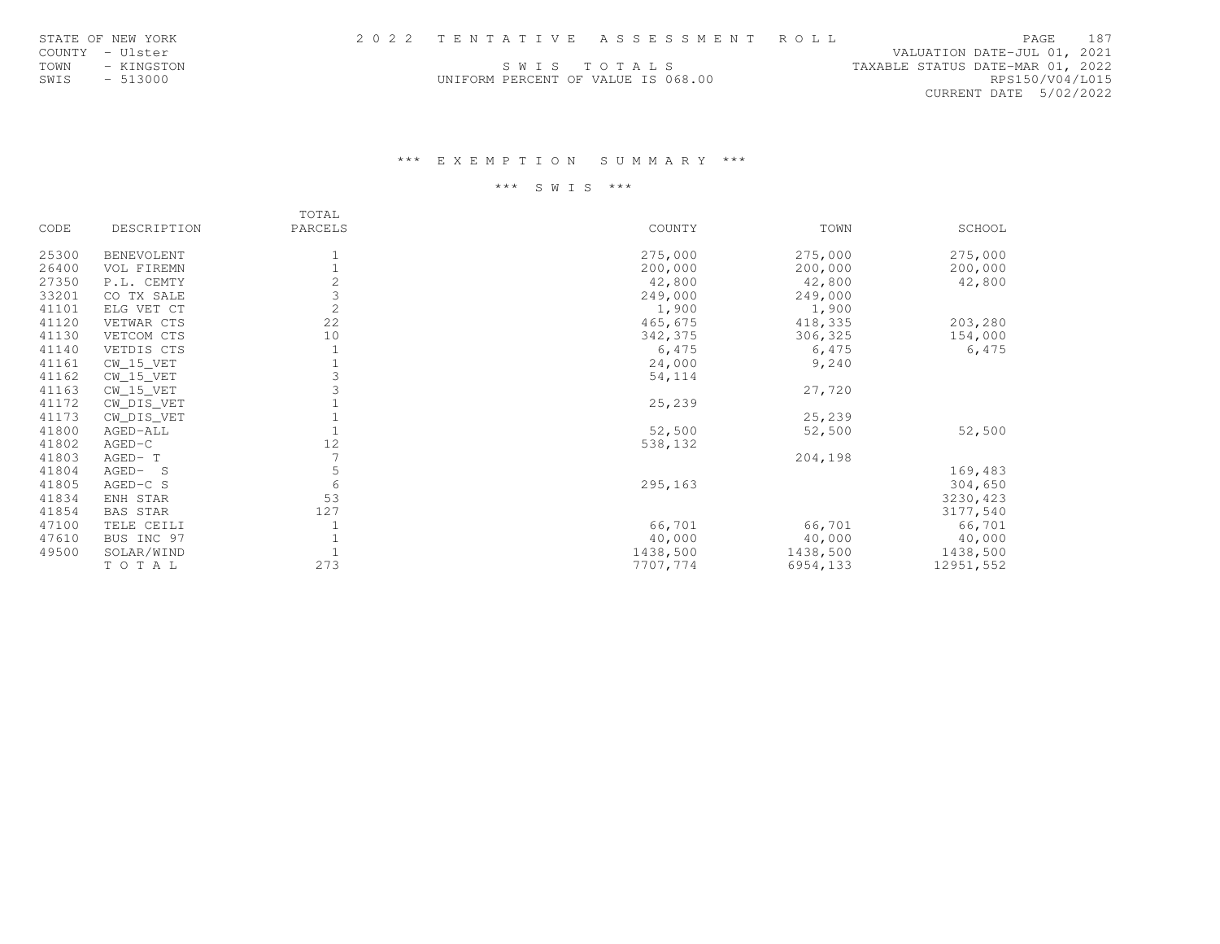STATE OF NEW YORK
COUNTY - Ulster
TOWN - KINGSTON
SWIS - 513000

# 2 0 2 2 T E N T A T I V E A S S E S S M E N T R O L L

S W I S T O T A L S

UNIFORM PERCENT OF VALUE IS 068.00

VALUATION DATE-JUL 01, 2021
TAXABLE STATUS DATE-MAR 01, 2022
RPS150/V04/L015
CURRENT DATE 5/02/2022

## *** E X E M P T I O N S U M M A R Y ***

### *** S W I S ***

| CODE | DESCRIPTION | TOTAL PARCELS | COUNTY | TOWN | SCHOOL |
|---|---|---|---|---|---|
| 25300 | BENEVOLENT | 1 | 275,000 | 275,000 | 275,000 |
| 26400 | VOL FIREMN | 1 | 200,000 | 200,000 | 200,000 |
| 27350 | P.L. CEMTY | 2 | 42,800 | 42,800 | 42,800 |
| 33201 | CO TX SALE | 3 | 249,000 | 249,000 | |
| 41101 | ELG VET CT | 2 | 1,900 | 1,900 | |
| 41120 | VETWAR CTS | 22 | 465,675 | 418,335 | 203,280 |
| 41130 | VETCOM CTS | 10 | 342,375 | 306,325 | 154,000 |
| 41140 | VETDIS CTS | 1 | 6,475 | 6,475 | 6,475 |
| 41161 | CW_15_VET | 1 | 24,000 | 9,240 | |
| 41162 | CW_15_VET | 3 | 54,114 | | |
| 41163 | CW_15_VET | 3 | | 27,720 | |
| 41172 | CW_DIS_VET | 1 | 25,239 | | |
| 41173 | CW_DIS_VET | 1 | | 25,239 | |
| 41800 | AGED-ALL | 1 | 52,500 | 52,500 | 52,500 |
| 41802 | AGED-C | 12 | 538,132 | | |
| 41803 | AGED- T | 7 | | 204,198 | |
| 41804 | AGED- S | 5 | | | 169,483 |
| 41805 | AGED-C S | 6 | 295,163 | | 304,650 |
| 41834 | ENH STAR | 53 | | | 3230,423 |
| 41854 | BAS STAR | 127 | | | 3177,540 |
| 47100 | TELE CEILI | 1 | 66,701 | 66,701 | 66,701 |
| 47610 | BUS INC 97 | 1 | 40,000 | 40,000 | 40,000 |
| 49500 | SOLAR/WIND | 1 | 1438,500 | 1438,500 | 1438,500 |
| | T O T A L | 273 | 7707,774 | 6954,133 | 12951,552 |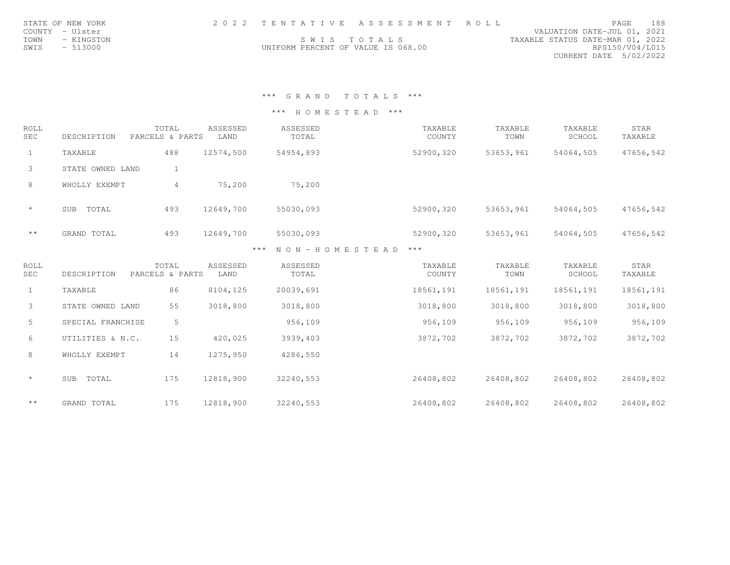STATE OF NEW YORK
COUNTY - Ulster
TOWN - KINGSTON
SWIS - 513000

2022 TENTATIVE ASSESSMENT ROLL

SWIS TOTALS

UNIFORM PERCENT OF VALUE IS 068.00

VALUATION DATE-JUL 01, 2021
TAXABLE STATUS DATE-MAR 01, 2022
RPS150/V04/L015
CURRENT DATE 5/02/2022

\*\*\* GRAND TOTALS \*\*\*

\*\*\* HOMESTEAD \*\*\*

| ROLL SEC | DESCRIPTION | TOTAL PARCELS & PARTS | ASSESSED LAND | ASSESSED TOTAL | TAXABLE COUNTY | TAXABLE TOWN | TAXABLE SCHOOL | STAR TAXABLE |
|---|---|---|---|---|---|---|---|---|
| 1 | TAXABLE | 488 | 12574,500 | 54954,893 | 52900,320 | 53653,961 | 54064,505 | 47656,542 |
| 3 | STATE OWNED LAND | 1 | | | | | | |
| 8 | WHOLLY EXEMPT | 4 | 75,200 | 75,200 | | | | |
| * | SUB TOTAL | 493 | 12649,700 | 55030,093 | 52900,320 | 53653,961 | 54064,505 | 47656,542 |
| ** | GRAND TOTAL | 493 | 12649,700 | 55030,093 | 52900,320 | 53653,961 | 54064,505 | 47656,542 |

\*\*\* NON-HOMESTEAD \*\*\*

| ROLL SEC | DESCRIPTION | TOTAL PARCELS & PARTS | ASSESSED LAND | ASSESSED TOTAL | TAXABLE COUNTY | TAXABLE TOWN | TAXABLE SCHOOL | STAR TAXABLE |
|---|---|---|---|---|---|---|---|---|
| 1 | TAXABLE | 86 | 8104,125 | 20039,691 | 18561,191 | 18561,191 | 18561,191 | 18561,191 |
| 3 | STATE OWNED LAND | 55 | 3018,800 | 3018,800 | 3018,800 | 3018,800 | 3018,800 | 3018,800 |
| 5 | SPECIAL FRANCHISE | 5 | | 956,109 | 956,109 | 956,109 | 956,109 | 956,109 |
| 6 | UTILITIES & N.C. | 15 | 420,025 | 3939,403 | 3872,702 | 3872,702 | 3872,702 | 3872,702 |
| 8 | WHOLLY EXEMPT | 14 | 1275,950 | 4286,550 | | | | |
| * | SUB TOTAL | 175 | 12818,900 | 32240,553 | 26408,802 | 26408,802 | 26408,802 | 26408,802 |
| ** | GRAND TOTAL | 175 | 12818,900 | 32240,553 | 26408,802 | 26408,802 | 26408,802 | 26408,802 |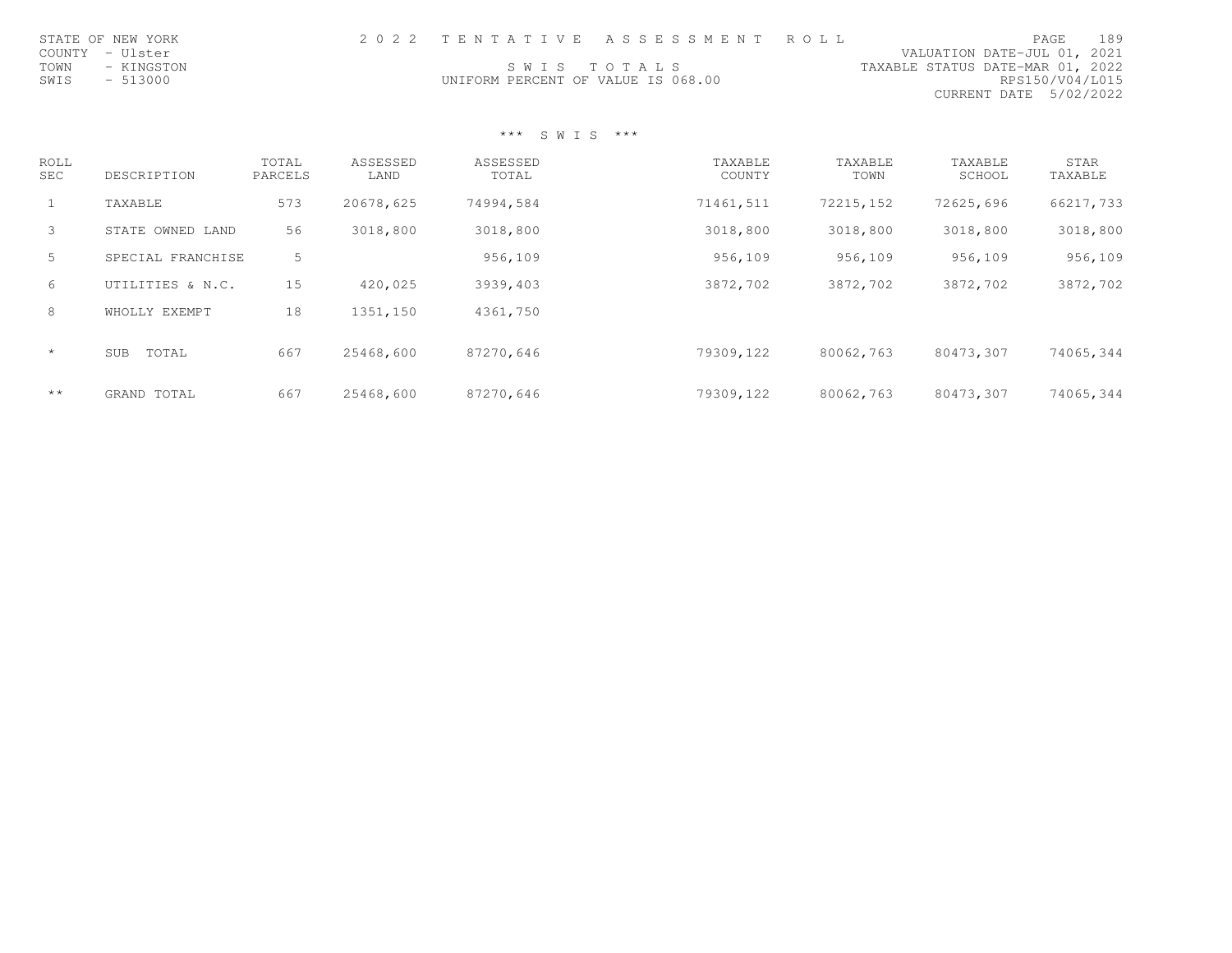STATE OF NEW YORK
COUNTY - Ulster
TOWN - KINGSTON
SWIS - 513000

2 0 2 2 T E N T A T I V E A S S E S S M E N T R O L L

S W I S T O T A L S
UNIFORM PERCENT OF VALUE IS 068.00

VALUATION DATE-JUL 01, 2021
TAXABLE STATUS DATE-MAR 01, 2022
RPS150/V04/L015
CURRENT DATE 5/02/2022

\*\*\* S W I S \*\*\*

| ROLL SEC | DESCRIPTION | TOTAL PARCELS | ASSESSED LAND | ASSESSED TOTAL | TAXABLE COUNTY | TAXABLE TOWN | TAXABLE SCHOOL | STAR TAXABLE |
|---|---|---|---|---|---|---|---|---|
| 1 | TAXABLE | 573 | 20678,625 | 74994,584 | 71461,511 | 72215,152 | 72625,696 | 66217,733 |
| 3 | STATE OWNED LAND | 56 | 3018,800 | 3018,800 | 3018,800 | 3018,800 | 3018,800 | 3018,800 |
| 5 | SPECIAL FRANCHISE | 5 | | 956,109 | 956,109 | 956,109 | 956,109 | 956,109 |
| 6 | UTILITIES & N.C. | 15 | 420,025 | 3939,403 | 3872,702 | 3872,702 | 3872,702 | 3872,702 |
| 8 | WHOLLY EXEMPT | 18 | 1351,150 | 4361,750 | | | | |
| * | SUB TOTAL | 667 | 25468,600 | 87270,646 | 79309,122 | 80062,763 | 80473,307 | 74065,344 |
| ** | GRAND TOTAL | 667 | 25468,600 | 87270,646 | 79309,122 | 80062,763 | 80473,307 | 74065,344 |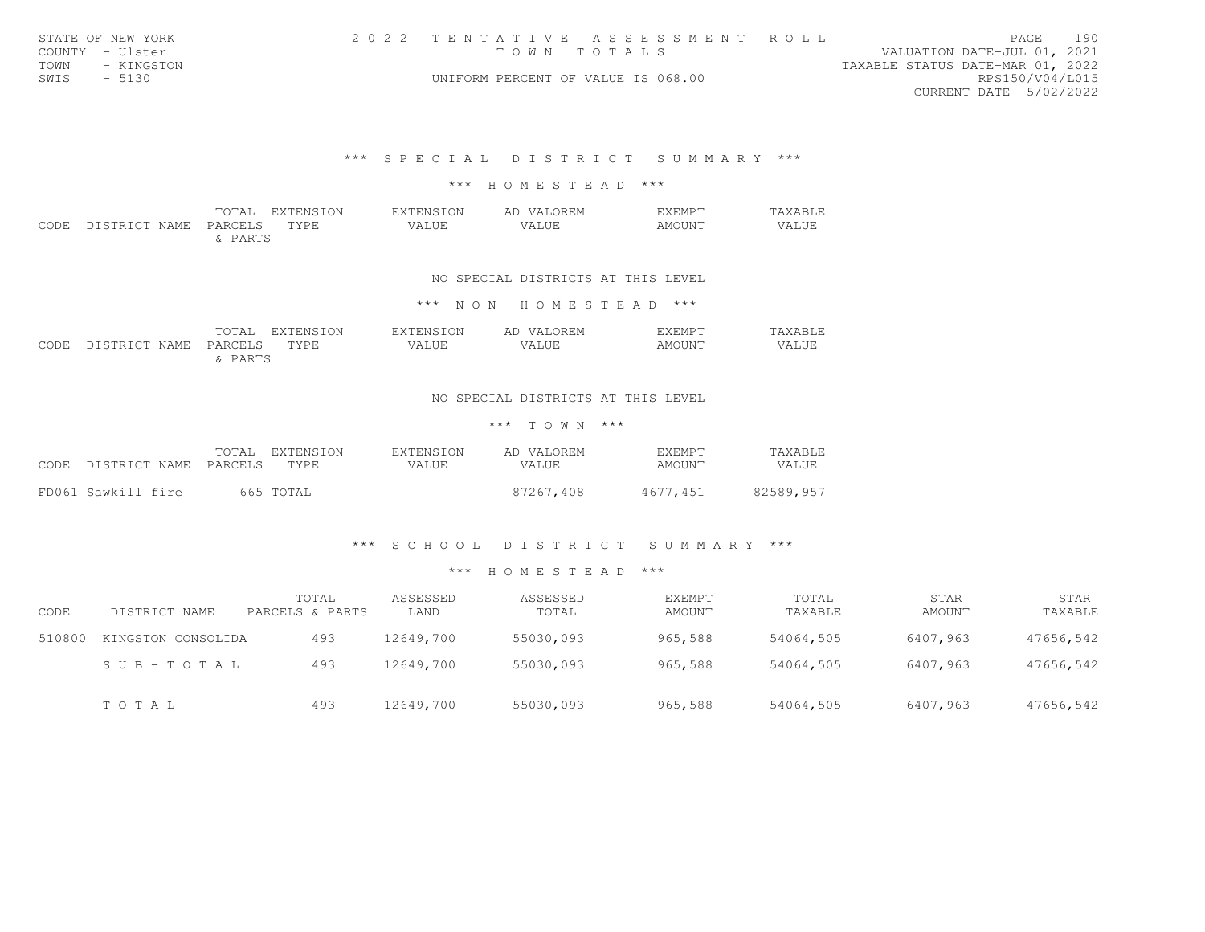STATE OF NEW YORK
COUNTY - Ulster
TOWN - KINGSTON
SWIS - 5130

2 0 2 2 T E N T A T I V E A S S E S S M E N T R O L L
T O W N T O T A L S
UNIFORM PERCENT OF VALUE IS 068.00

VALUATION DATE-JUL 01, 2021
TAXABLE STATUS DATE-MAR 01, 2022
RPS150/V04/L015
CURRENT DATE 5/02/2022

## *** S P E C I A L D I S T R I C T S U M M A R Y ***

### *** H O M E S T E A D ***

| CODE | DISTRICT NAME | TOTAL PARCELS & PARTS | EXTENSION TYPE | EXTENSION VALUE | AD VALOREM VALUE | EXEMPT AMOUNT | TAXABLE VALUE |
|---|---|---|---|---|---|---|---|

NO SPECIAL DISTRICTS AT THIS LEVEL

### *** N O N - H O M E S T E A D ***

| CODE | DISTRICT NAME | TOTAL PARCELS & PARTS | EXTENSION TYPE | EXTENSION VALUE | AD VALOREM VALUE | EXEMPT AMOUNT | TAXABLE VALUE |
|---|---|---|---|---|---|---|---|

NO SPECIAL DISTRICTS AT THIS LEVEL

### *** T O W N ***

| CODE | DISTRICT NAME | TOTAL PARCELS | EXTENSION TYPE | EXTENSION VALUE | AD VALOREM VALUE | EXEMPT AMOUNT | TAXABLE VALUE |
|---|---|---|---|---|---|---|---|
| FD061 | Sawkill fire | 665 | TOTAL | | 87267,408 | 4677,451 | 82589,957 |

## *** S C H O O L D I S T R I C T S U M M A R Y ***

### *** H O M E S T E A D ***

| CODE | DISTRICT NAME | TOTAL PARCELS & PARTS | ASSESSED LAND | ASSESSED TOTAL | EXEMPT AMOUNT | TOTAL TAXABLE | STAR AMOUNT | STAR TAXABLE |
|---|---|---|---|---|---|---|---|---|
| 510800 | KINGSTON CONSOLIDA | 493 | 12649,700 | 55030,093 | 965,588 | 54064,505 | 6407,963 | 47656,542 |
| | S U B - T O T A L | 493 | 12649,700 | 55030,093 | 965,588 | 54064,505 | 6407,963 | 47656,542 |
| | T O T A L | 493 | 12649,700 | 55030,093 | 965,588 | 54064,505 | 6407,963 | 47656,542 |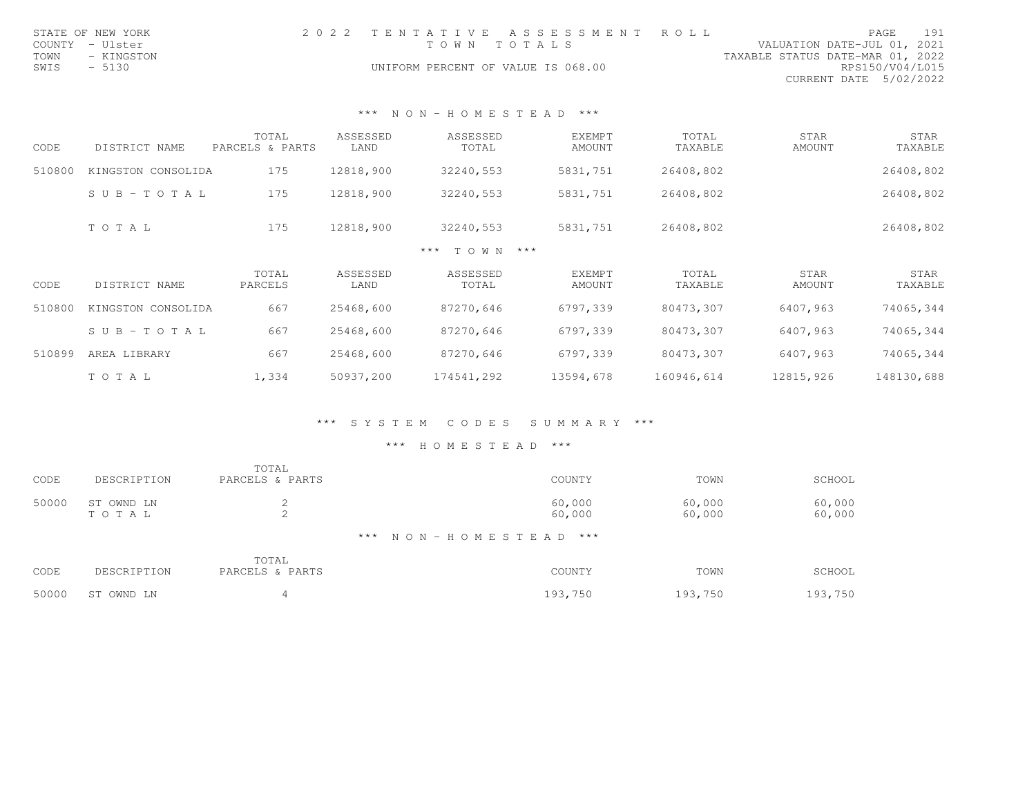STATE OF NEW YORK
COUNTY - Ulster
TOWN - KINGSTON
SWIS - 5130

2022 TENTATIVE ASSESSMENT ROLL
TOWN TOTALS
UNIFORM PERCENT OF VALUE IS 068.00

VALUATION DATE-JUL 01, 2021
TAXABLE STATUS DATE-MAR 01, 2022
RPS150/V04/L015
CURRENT DATE 5/02/2022

### *** NON-HOMESTEAD ***

| CODE | DISTRICT NAME | TOTAL PARCELS & PARTS | ASSESSED LAND | ASSESSED TOTAL | EXEMPT AMOUNT | TOTAL TAXABLE | STAR AMOUNT | STAR TAXABLE |
|---|---|---|---|---|---|---|---|---|
| 510800 | KINGSTON CONSOLIDA | 175 | 12818,900 | 32240,553 | 5831,751 | 26408,802 | | 26408,802 |
| | SUB-TOTAL | 175 | 12818,900 | 32240,553 | 5831,751 | 26408,802 | | 26408,802 |
| | TOTAL | 175 | 12818,900 | 32240,553 | 5831,751 | 26408,802 | | 26408,802 |

### *** TOWN ***

| CODE | DISTRICT NAME | TOTAL PARCELS | ASSESSED LAND | ASSESSED TOTAL | EXEMPT AMOUNT | TOTAL TAXABLE | STAR AMOUNT | STAR TAXABLE |
|---|---|---|---|---|---|---|---|---|
| 510800 | KINGSTON CONSOLIDA | 667 | 25468,600 | 87270,646 | 6797,339 | 80473,307 | 6407,963 | 74065,344 |
| | SUB-TOTAL | 667 | 25468,600 | 87270,646 | 6797,339 | 80473,307 | 6407,963 | 74065,344 |
| 510899 | AREA LIBRARY | 667 | 25468,600 | 87270,646 | 6797,339 | 80473,307 | 6407,963 | 74065,344 |
| | TOTAL | 1,334 | 50937,200 | 174541,292 | 13594,678 | 160946,614 | 12815,926 | 148130,688 |

## *** SYSTEM CODES SUMMARY ***

### *** HOMESTEAD ***

| CODE | DESCRIPTION | TOTAL PARCELS & PARTS | COUNTY | TOWN | SCHOOL |
|---|---|---|---|---|---|
| 50000 | ST OWND LN | 2 | 60,000 | 60,000 | 60,000 |
| | TOTAL | 2 | 60,000 | 60,000 | 60,000 |

### *** NON-HOMESTEAD ***

| CODE | DESCRIPTION | TOTAL PARCELS & PARTS | COUNTY | TOWN | SCHOOL |
|---|---|---|---|---|---|
| 50000 | ST OWND LN | 4 | 193,750 | 193,750 | 193,750 |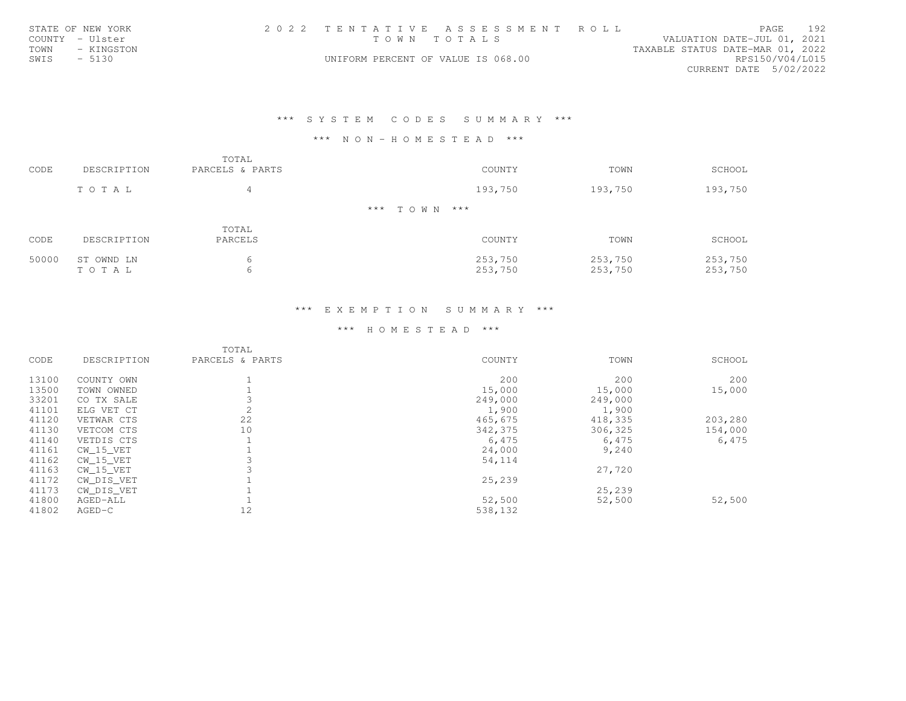STATE OF NEW YORK
COUNTY - Ulster
TOWN - KINGSTON
SWIS - 5130

2 0 2 2 T E N T A T I V E A S S E S S M E N T R O L L
T O W N T O T A L S
UNIFORM PERCENT OF VALUE IS 068.00

VALUATION DATE-JUL 01, 2021
TAXABLE STATUS DATE-MAR 01, 2022
RPS150/V04/L015
CURRENT DATE 5/02/2022

## \*\*\* S Y S T E M C O D E S S U M M A R Y \*\*\*

### \*\*\* N O N - H O M E S T E A D \*\*\*

| CODE | DESCRIPTION | TOTAL PARCELS & PARTS | COUNTY | TOWN | SCHOOL |
|---|---|---|---|---|---|
| | T O T A L | 4 | 193,750 | 193,750 | 193,750 |

### \*\*\* T O W N \*\*\*

| CODE | DESCRIPTION | TOTAL PARCELS | COUNTY | TOWN | SCHOOL |
|---|---|---|---|---|---|
| 50000 | ST OWND LN | 6 | 253,750 | 253,750 | 253,750 |
| | T O T A L | 6 | 253,750 | 253,750 | 253,750 |

## \*\*\* E X E M P T I O N S U M M A R Y \*\*\*

### \*\*\* H O M E S T E A D \*\*\*

| CODE | DESCRIPTION | TOTAL PARCELS & PARTS | COUNTY | TOWN | SCHOOL |
|---|---|---|---|---|---|
| 13100 | COUNTY OWN | 1 | 200 | 200 | 200 |
| 13500 | TOWN OWNED | 1 | 15,000 | 15,000 | 15,000 |
| 33201 | CO TX SALE | 3 | 249,000 | 249,000 | |
| 41101 | ELG VET CT | 2 | 1,900 | 1,900 | |
| 41120 | VETWAR CTS | 22 | 465,675 | 418,335 | 203,280 |
| 41130 | VETCOM CTS | 10 | 342,375 | 306,325 | 154,000 |
| 41140 | VETDIS CTS | 1 | 6,475 | 6,475 | 6,475 |
| 41161 | CW_15_VET | 1 | 24,000 | 9,240 | |
| 41162 | CW_15_VET | 3 | 54,114 | | |
| 41163 | CW_15_VET | 3 | | 27,720 | |
| 41172 | CW_DIS_VET | 1 | 25,239 | | |
| 41173 | CW_DIS_VET | 1 | | 25,239 | |
| 41800 | AGED-ALL | 1 | 52,500 | 52,500 | 52,500 |
| 41802 | AGED-C | 12 | 538,132 | | |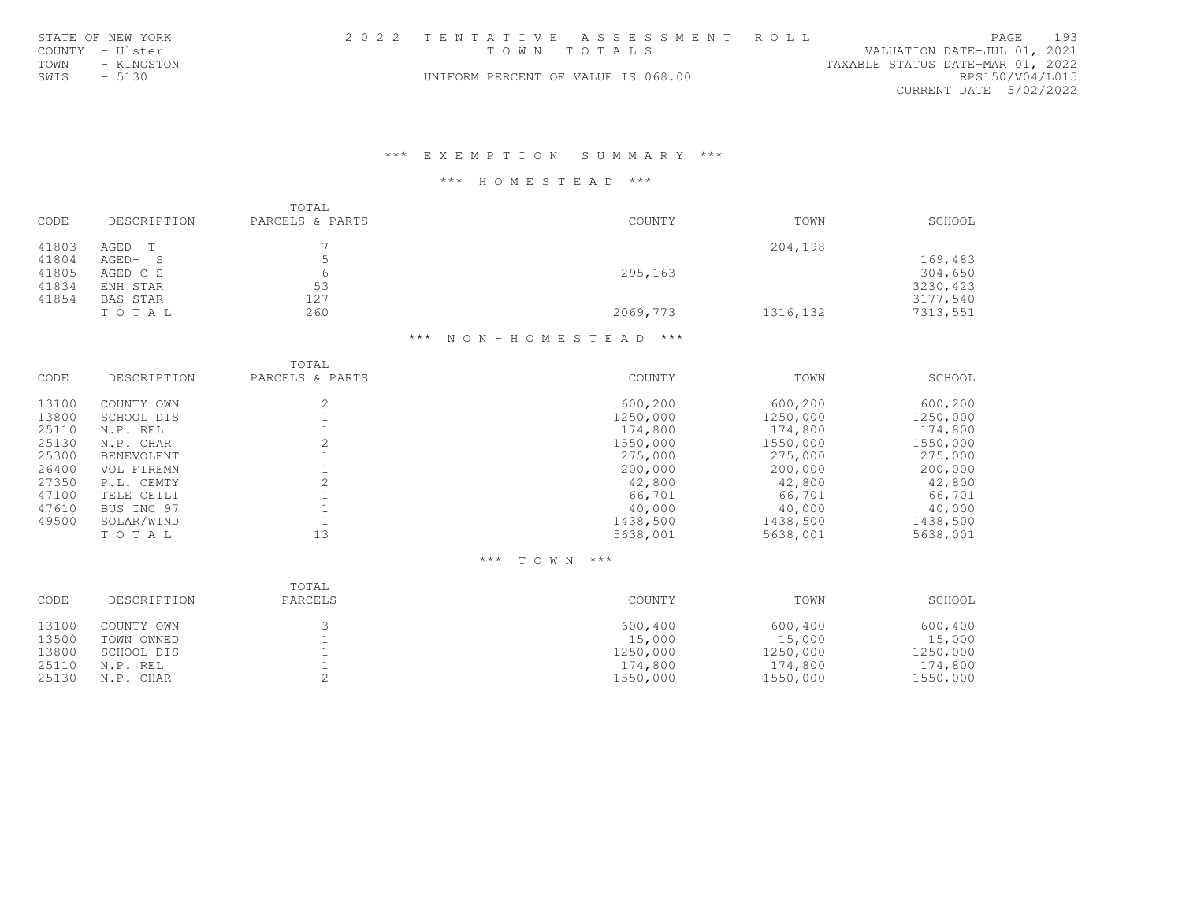STATE OF NEW YORK
COUNTY - Ulster
TOWN - KINGSTON
SWIS - 5130

2022 TENTATIVE ASSESSMENT ROLL
TOWN TOTALS
UNIFORM PERCENT OF VALUE IS 068.00

VALUATION DATE-JUL 01, 2021
TAXABLE STATUS DATE-MAR 01, 2022
RPS150/V04/L015
CURRENT DATE 5/02/2022

## *** EXEMPTION SUMMARY ***

### *** HOMESTEAD ***

| CODE | DESCRIPTION | TOTAL PARCELS & PARTS | COUNTY | TOWN | SCHOOL |
|---|---|---|---|---|---|
| 41803 | AGED- T | 7 | | 204,198 | |
| 41804 | AGED- S | 5 | | | 169,483 |
| 41805 | AGED-C S | 6 | 295,163 | | 304,650 |
| 41834 | ENH STAR | 53 | | | 3230,423 |
| 41854 | BAS STAR | 127 | | | 3177,540 |
| | TOTAL | 260 | 2069,773 | 1316,132 | 7313,551 |

### *** NON-HOMESTEAD ***

| CODE | DESCRIPTION | TOTAL PARCELS & PARTS | COUNTY | TOWN | SCHOOL |
|---|---|---|---|---|---|
| 13100 | COUNTY OWN | 2 | 600,200 | 600,200 | 600,200 |
| 13800 | SCHOOL DIS | 1 | 1250,000 | 1250,000 | 1250,000 |
| 25110 | N.P. REL | 1 | 174,800 | 174,800 | 174,800 |
| 25130 | N.P. CHAR | 2 | 1550,000 | 1550,000 | 1550,000 |
| 25300 | BENEVOLENT | 1 | 275,000 | 275,000 | 275,000 |
| 26400 | VOL FIREMN | 1 | 200,000 | 200,000 | 200,000 |
| 27350 | P.L. CEMTY | 2 | 42,800 | 42,800 | 42,800 |
| 47100 | TELE CEILI | 1 | 66,701 | 66,701 | 66,701 |
| 47610 | BUS INC 97 | 1 | 40,000 | 40,000 | 40,000 |
| 49500 | SOLAR/WIND | 1 | 1438,500 | 1438,500 | 1438,500 |
| | TOTAL | 13 | 5638,001 | 5638,001 | 5638,001 |

### *** TOWN ***

| CODE | DESCRIPTION | TOTAL PARCELS | COUNTY | TOWN | SCHOOL |
|---|---|---|---|---|---|
| 13100 | COUNTY OWN | 3 | 600,400 | 600,400 | 600,400 |
| 13500 | TOWN OWNED | 1 | 15,000 | 15,000 | 15,000 |
| 13800 | SCHOOL DIS | 1 | 1250,000 | 1250,000 | 1250,000 |
| 25110 | N.P. REL | 1 | 174,800 | 174,800 | 174,800 |
| 25130 | N.P. CHAR | 2 | 1550,000 | 1550,000 | 1550,000 |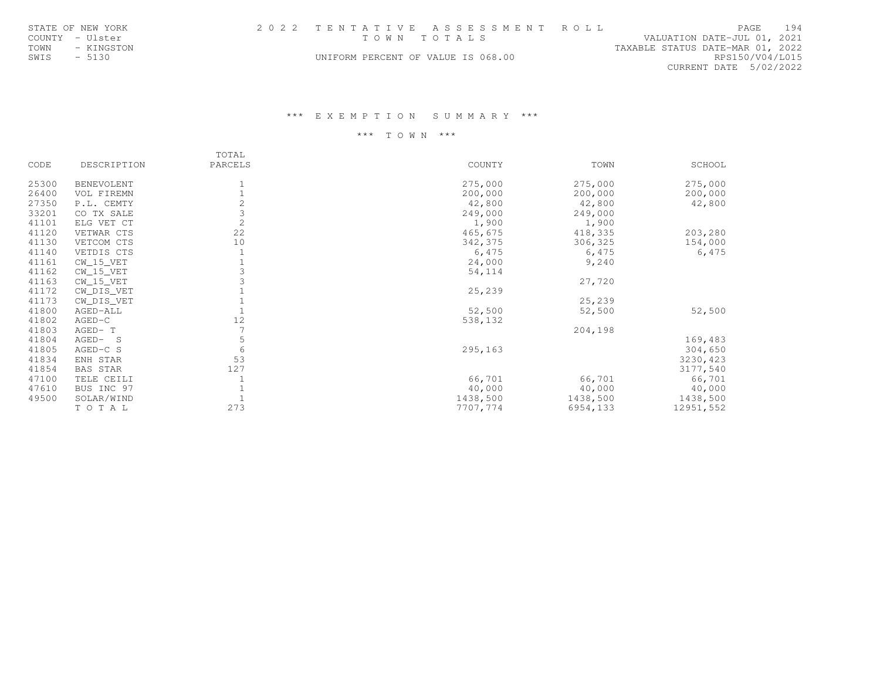STATE OF NEW YORK
COUNTY - Ulster
TOWN - KINGSTON
SWIS - 5130

# 2022 TENTATIVE ASSESSMENT ROLL

TOWN TOTALS

UNIFORM PERCENT OF VALUE IS 068.00

VALUATION DATE-JUL 01, 2021
TAXABLE STATUS DATE-MAR 01, 2022
RPS150/V04/L015
CURRENT DATE 5/02/2022

## *** EXEMPTION SUMMARY ***

### *** TOWN ***

| CODE | DESCRIPTION | TOTAL PARCELS | COUNTY | TOWN | SCHOOL |
|---|---|---|---|---|---|
| 25300 | BENEVOLENT | 1 | 275,000 | 275,000 | 275,000 |
| 26400 | VOL FIREMN | 1 | 200,000 | 200,000 | 200,000 |
| 27350 | P.L. CEMTY | 2 | 42,800 | 42,800 | 42,800 |
| 33201 | CO TX SALE | 3 | 249,000 | 249,000 | |
| 41101 | ELG VET CT | 2 | 1,900 | 1,900 | |
| 41120 | VETWAR CTS | 22 | 465,675 | 418,335 | 203,280 |
| 41130 | VETCOM CTS | 10 | 342,375 | 306,325 | 154,000 |
| 41140 | VETDIS CTS | 1 | 6,475 | 6,475 | 6,475 |
| 41161 | CW_15_VET | 1 | 24,000 | 9,240 | |
| 41162 | CW_15_VET | 3 | 54,114 | | |
| 41163 | CW_15_VET | 3 | | 27,720 | |
| 41172 | CW_DIS_VET | 1 | 25,239 | | |
| 41173 | CW_DIS_VET | 1 | | 25,239 | |
| 41800 | AGED-ALL | 1 | 52,500 | 52,500 | 52,500 |
| 41802 | AGED-C | 12 | 538,132 | | |
| 41803 | AGED- T | 7 | | 204,198 | |
| 41804 | AGED- S | 5 | | | 169,483 |
| 41805 | AGED-C S | 6 | 295,163 | | 304,650 |
| 41834 | ENH STAR | 53 | | | 3230,423 |
| 41854 | BAS STAR | 127 | | | 3177,540 |
| 47100 | TELE CEILI | 1 | 66,701 | 66,701 | 66,701 |
| 47610 | BUS INC 97 | 1 | 40,000 | 40,000 | 40,000 |
| 49500 | SOLAR/WIND | 1 | 1438,500 | 1438,500 | 1438,500 |
| | TOTAL | 273 | 7707,774 | 6954,133 | 12951,552 |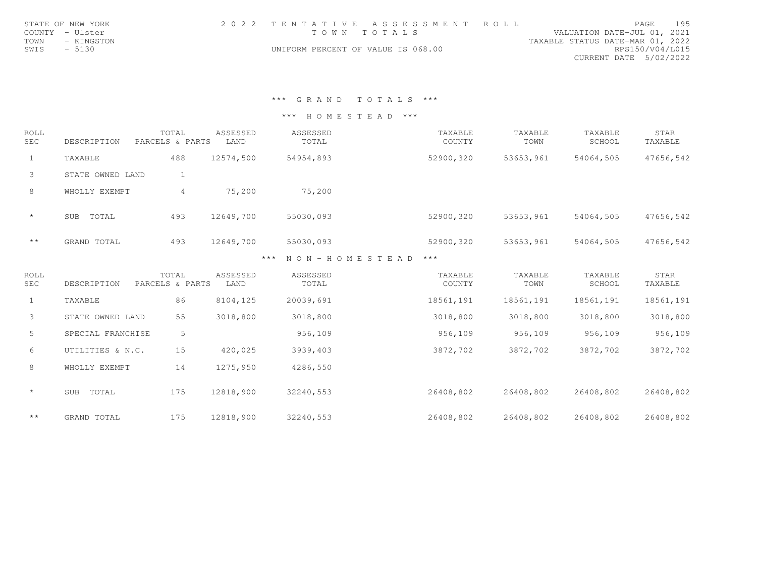STATE OF NEW YORK
COUNTY - Ulster
TOWN - KINGSTON
SWIS - 5130

# 2022 TENTATIVE ASSESSMENT ROLL

TOWN TOTALS

UNIFORM PERCENT OF VALUE IS 068.00

VALUATION DATE-JUL 01, 2021
TAXABLE STATUS DATE-MAR 01, 2022
RPS150/V04/L015
CURRENT DATE 5/02/2022

## *** GRAND TOTALS ***

### *** HOMESTEAD ***

| ROLL SEC | DESCRIPTION | TOTAL PARCELS & PARTS | ASSESSED LAND | ASSESSED TOTAL | TAXABLE COUNTY | TAXABLE TOWN | TAXABLE SCHOOL | STAR TAXABLE |
|---|---|---|---|---|---|---|---|---|
| 1 | TAXABLE | 488 | 12574,500 | 54954,893 | 52900,320 | 53653,961 | 54064,505 | 47656,542 |
| 3 | STATE OWNED LAND | 1 | | | | | | |
| 8 | WHOLLY EXEMPT | 4 | 75,200 | 75,200 | | | | |
| * | SUB TOTAL | 493 | 12649,700 | 55030,093 | 52900,320 | 53653,961 | 54064,505 | 47656,542 |
| ** | GRAND TOTAL | 493 | 12649,700 | 55030,093 | 52900,320 | 53653,961 | 54064,505 | 47656,542 |

### *** NON-HOMESTEAD ***

| ROLL SEC | DESCRIPTION | TOTAL PARCELS & PARTS | ASSESSED LAND | ASSESSED TOTAL | TAXABLE COUNTY | TAXABLE TOWN | TAXABLE SCHOOL | STAR TAXABLE |
|---|---|---|---|---|---|---|---|---|
| 1 | TAXABLE | 86 | 8104,125 | 20039,691 | 18561,191 | 18561,191 | 18561,191 | 18561,191 |
| 3 | STATE OWNED LAND | 55 | 3018,800 | 3018,800 | 3018,800 | 3018,800 | 3018,800 | 3018,800 |
| 5 | SPECIAL FRANCHISE | 5 | | 956,109 | 956,109 | 956,109 | 956,109 | 956,109 |
| 6 | UTILITIES & N.C. | 15 | 420,025 | 3939,403 | 3872,702 | 3872,702 | 3872,702 | 3872,702 |
| 8 | WHOLLY EXEMPT | 14 | 1275,950 | 4286,550 | | | | |
| * | SUB TOTAL | 175 | 12818,900 | 32240,553 | 26408,802 | 26408,802 | 26408,802 | 26408,802 |
| ** | GRAND TOTAL | 175 | 12818,900 | 32240,553 | 26408,802 | 26408,802 | 26408,802 | 26408,802 |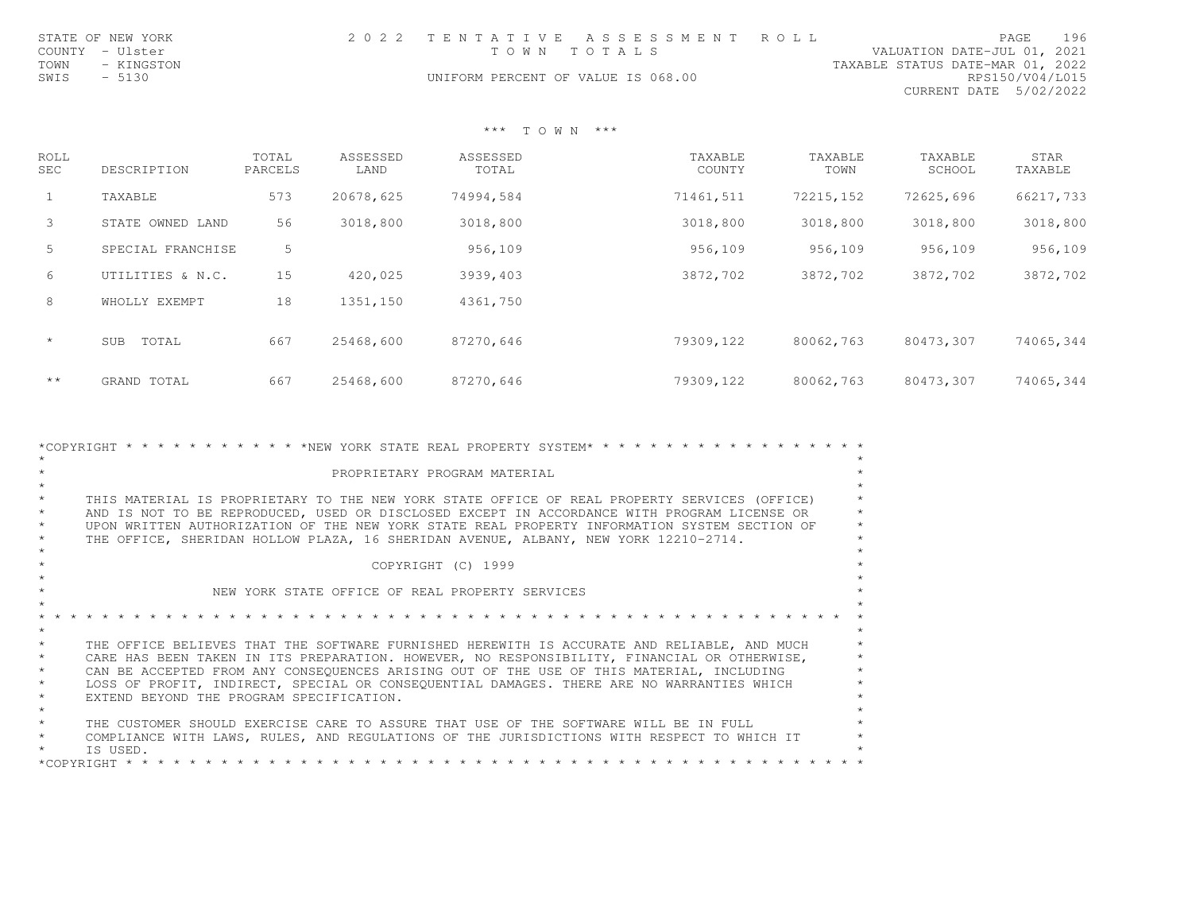STATE OF NEW YORK
COUNTY - Ulster
TOWN - KINGSTON
SWIS - 5130

# 2022 TENTATIVE ASSESSMENT ROLL

TOWN TOTALS

UNIFORM PERCENT OF VALUE IS 068.00

VALUATION DATE-JUL 01, 2021
TAXABLE STATUS DATE-MAR 01, 2022
RPS150/V04/L015
CURRENT DATE 5/02/2022

*** TOWN ***

| ROLL SEC | DESCRIPTION | TOTAL PARCELS | ASSESSED LAND | ASSESSED TOTAL | TAXABLE COUNTY | TAXABLE TOWN | TAXABLE SCHOOL | STAR TAXABLE |
|---|---|---|---|---|---|---|---|---|
| 1 | TAXABLE | 573 | 20678,625 | 74994,584 | 71461,511 | 72215,152 | 72625,696 | 66217,733 |
| 3 | STATE OWNED LAND | 56 | 3018,800 | 3018,800 | 3018,800 | 3018,800 | 3018,800 | 3018,800 |
| 5 | SPECIAL FRANCHISE | 5 | | 956,109 | 956,109 | 956,109 | 956,109 | 956,109 |
| 6 | UTILITIES & N.C. | 15 | 420,025 | 3939,403 | 3872,702 | 3872,702 | 3872,702 | 3872,702 |
| 8 | WHOLLY EXEMPT | 18 | 1351,150 | 4361,750 | | | | |
| * | SUB TOTAL | 667 | 25468,600 | 87270,646 | 79309,122 | 80062,763 | 80473,307 | 74065,344 |
| ** | GRAND TOTAL | 667 | 25468,600 | 87270,646 | 79309,122 | 80062,763 | 80473,307 | 74065,344 |

*COPYRIGHT * * * * * * * * * * * *NEW YORK STATE REAL PROPERTY SYSTEM* * * * * * * * * * * * * * * * * *

PROPRIETARY PROGRAM MATERIAL

THIS MATERIAL IS PROPRIETARY TO THE NEW YORK STATE OFFICE OF REAL PROPERTY SERVICES (OFFICE) AND IS NOT TO BE REPRODUCED, USED OR DISCLOSED EXCEPT IN ACCORDANCE WITH PROGRAM LICENSE OR UPON WRITTEN AUTHORIZATION OF THE NEW YORK STATE REAL PROPERTY INFORMATION SYSTEM SECTION OF THE OFFICE, SHERIDAN HOLLOW PLAZA, 16 SHERIDAN AVENUE, ALBANY, NEW YORK 12210-2714.

COPYRIGHT (C) 1999

NEW YORK STATE OFFICE OF REAL PROPERTY SERVICES

THE OFFICE BELIEVES THAT THE SOFTWARE FURNISHED HEREWITH IS ACCURATE AND RELIABLE, AND MUCH CARE HAS BEEN TAKEN IN ITS PREPARATION. HOWEVER, NO RESPONSIBILITY, FINANCIAL OR OTHERWISE, CAN BE ACCEPTED FROM ANY CONSEQUENCES ARISING OUT OF THE USE OF THIS MATERIAL, INCLUDING LOSS OF PROFIT, INDIRECT, SPECIAL OR CONSEQUENTIAL DAMAGES. THERE ARE NO WARRANTIES WHICH EXTEND BEYOND THE PROGRAM SPECIFICATION.

THE CUSTOMER SHOULD EXERCISE CARE TO ASSURE THAT USE OF THE SOFTWARE WILL BE IN FULL COMPLIANCE WITH LAWS, RULES, AND REGULATIONS OF THE JURISDICTIONS WITH RESPECT TO WHICH IT IS USED.

*COPYRIGHT * * * * * * * * * * * * * * * * * * * * * * * * * * * * * * * * * * * * * * * * * * * * *